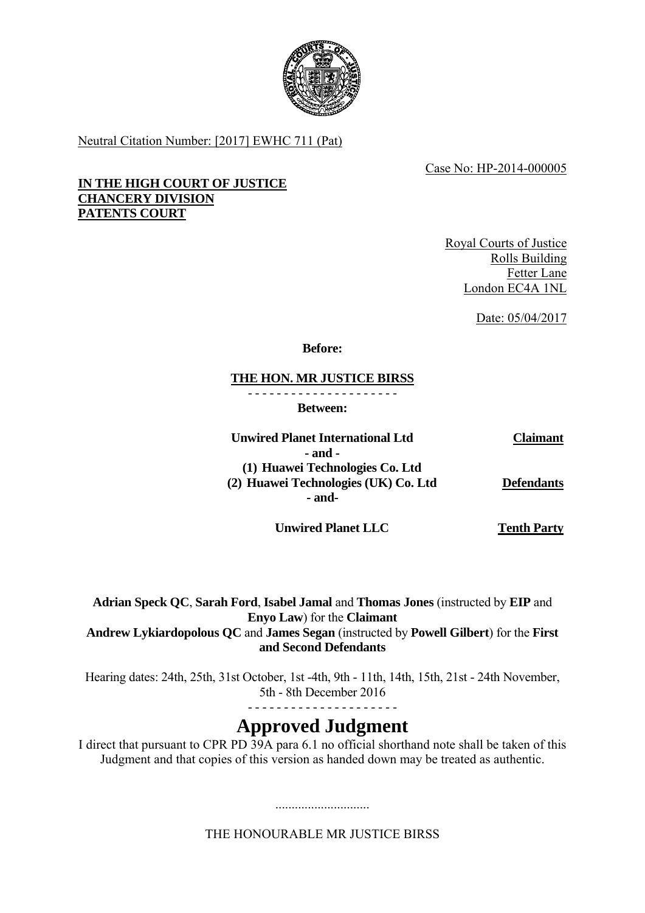Neutral Citation Number: [2017] EWHC 711 (Pat)

Case No: HP-2014-000005

**IN THE HIGH COURT OF JUSTICE**
**CHANCERY DIVISION**
**PATENTS COURT**

Royal Courts of Justice
Rolls Building
Fetter Lane
London EC4A 1NL

Date: 05/04/2017

**Before:**

**THE HON. MR JUSTICE BIRSS**

- - - - - - - - - - - - - - - - - - - - -

**Between:**

| | |
|---|---|
| **Unwired Planet International Ltd** | **Claimant** |
| **- and -** | |
| **(1) Huawei Technologies Co. Ltd** | |
| **(2) Huawei Technologies (UK) Co. Ltd** | **Defendants** |
| **- and-** | |
| **Unwired Planet LLC** | **Tenth Party** |

**Adrian Speck QC**, **Sarah Ford**, **Isabel Jamal** and **Thomas Jones** (instructed by **EIP** and **Enyo Law**) for the **Claimant**
**Andrew Lykiardopolous QC** and **James Segan** (instructed by **Powell Gilbert**) for the **First and Second Defendants**

Hearing dates: 24th, 25th, 31st October, 1st -4th, 9th - 11th, 14th, 15th, 21st - 24th November, 5th - 8th December 2016

- - - - - - - - - - - - - - - - - - - - -

# Approved Judgment

I direct that pursuant to CPR PD 39A para 6.1 no official shorthand note shall be taken of this Judgment and that copies of this version as handed down may be treated as authentic.

.............................

THE HONOURABLE MR JUSTICE BIRSS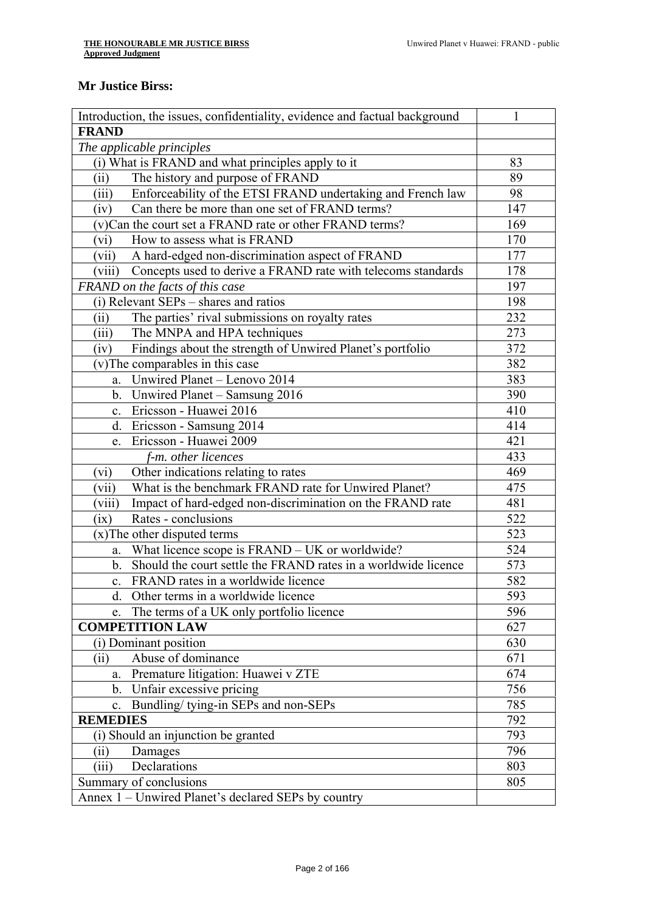**Mr Justice Birss:**

| | |
|---|---|
| Introduction, the issues, confidentiality, evidence and factual background | 1 |
| **FRAND** | |
| *The applicable principles* | |
| (i) What is FRAND and what principles apply to it | 83 |
| (ii) The history and purpose of FRAND | 89 |
| (iii) Enforceability of the ETSI FRAND undertaking and French law | 98 |
| (iv) Can there be more than one set of FRAND terms? | 147 |
| (v) Can the court set a FRAND rate or other FRAND terms? | 169 |
| (vi) How to assess what is FRAND | 170 |
| (vii) A hard-edged non-discrimination aspect of FRAND | 177 |
| (viii) Concepts used to derive a FRAND rate with telecoms standards | 178 |
| *FRAND on the facts of this case* | 197 |
| (i) Relevant SEPs – shares and ratios | 198 |
| (ii) The parties' rival submissions on royalty rates | 232 |
| (iii) The MNPA and HPA techniques | 273 |
| (iv) Findings about the strength of Unwired Planet's portfolio | 372 |
| (v) The comparables in this case | 382 |
| a. Unwired Planet – Lenovo 2014 | 383 |
| b. Unwired Planet – Samsung 2016 | 390 |
| c. Ericsson - Huawei 2016 | 410 |
| d. Ericsson - Samsung 2014 | 414 |
| e. Ericsson - Huawei 2009 | 421 |
| *f-m. other licences* | 433 |
| (vi) Other indications relating to rates | 469 |
| (vii) What is the benchmark FRAND rate for Unwired Planet? | 475 |
| (viii) Impact of hard-edged non-discrimination on the FRAND rate | 481 |
| (ix) Rates - conclusions | 522 |
| (x) The other disputed terms | 523 |
| a. What licence scope is FRAND – UK or worldwide? | 524 |
| b. Should the court settle the FRAND rates in a worldwide licence | 573 |
| c. FRAND rates in a worldwide licence | 582 |
| d. Other terms in a worldwide licence | 593 |
| e. The terms of a UK only portfolio licence | 596 |
| **COMPETITION LAW** | 627 |
| (i) Dominant position | 630 |
| (ii) Abuse of dominance | 671 |
| a. Premature litigation: Huawei v ZTE | 674 |
| b. Unfair excessive pricing | 756 |
| c. Bundling/ tying-in SEPs and non-SEPs | 785 |
| **REMEDIES** | 792 |
| (i) Should an injunction be granted | 793 |
| (ii) Damages | 796 |
| (iii) Declarations | 803 |
| Summary of conclusions | 805 |
| Annex 1 – Unwired Planet's declared SEPs by country | |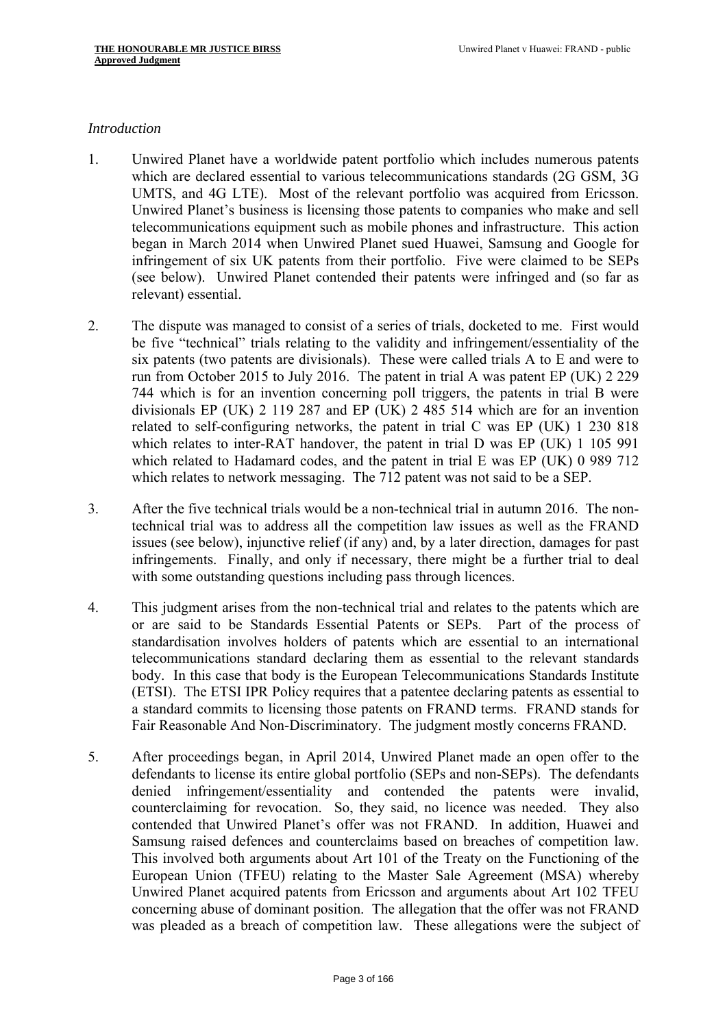*Introduction*

1. Unwired Planet have a worldwide patent portfolio which includes numerous patents which are declared essential to various telecommunications standards (2G GSM, 3G UMTS, and 4G LTE). Most of the relevant portfolio was acquired from Ericsson. Unwired Planet's business is licensing those patents to companies who make and sell telecommunications equipment such as mobile phones and infrastructure. This action began in March 2014 when Unwired Planet sued Huawei, Samsung and Google for infringement of six UK patents from their portfolio. Five were claimed to be SEPs (see below). Unwired Planet contended their patents were infringed and (so far as relevant) essential.

2. The dispute was managed to consist of a series of trials, docketed to me. First would be five "technical" trials relating to the validity and infringement/essentiality of the six patents (two patents are divisionals). These were called trials A to E and were to run from October 2015 to July 2016. The patent in trial A was patent EP (UK) 2 229 744 which is for an invention concerning poll triggers, the patents in trial B were divisionals EP (UK) 2 119 287 and EP (UK) 2 485 514 which are for an invention related to self-configuring networks, the patent in trial C was EP (UK) 1 230 818 which relates to inter-RAT handover, the patent in trial D was EP (UK) 1 105 991 which related to Hadamard codes, and the patent in trial E was EP (UK) 0 989 712 which relates to network messaging. The 712 patent was not said to be a SEP.

3. After the five technical trials would be a non-technical trial in autumn 2016. The non-technical trial was to address all the competition law issues as well as the FRAND issues (see below), injunctive relief (if any) and, by a later direction, damages for past infringements. Finally, and only if necessary, there might be a further trial to deal with some outstanding questions including pass through licences.

4. This judgment arises from the non-technical trial and relates to the patents which are or are said to be Standards Essential Patents or SEPs. Part of the process of standardisation involves holders of patents which are essential to an international telecommunications standard declaring them as essential to the relevant standards body. In this case that body is the European Telecommunications Standards Institute (ETSI). The ETSI IPR Policy requires that a patentee declaring patents as essential to a standard commits to licensing those patents on FRAND terms. FRAND stands for Fair Reasonable And Non-Discriminatory. The judgment mostly concerns FRAND.

5. After proceedings began, in April 2014, Unwired Planet made an open offer to the defendants to license its entire global portfolio (SEPs and non-SEPs). The defendants denied infringement/essentiality and contended the patents were invalid, counterclaiming for revocation. So, they said, no licence was needed. They also contended that Unwired Planet's offer was not FRAND. In addition, Huawei and Samsung raised defences and counterclaims based on breaches of competition law. This involved both arguments about Art 101 of the Treaty on the Functioning of the European Union (TFEU) relating to the Master Sale Agreement (MSA) whereby Unwired Planet acquired patents from Ericsson and arguments about Art 102 TFEU concerning abuse of dominant position. The allegation that the offer was not FRAND was pleaded as a breach of competition law. These allegations were the subject of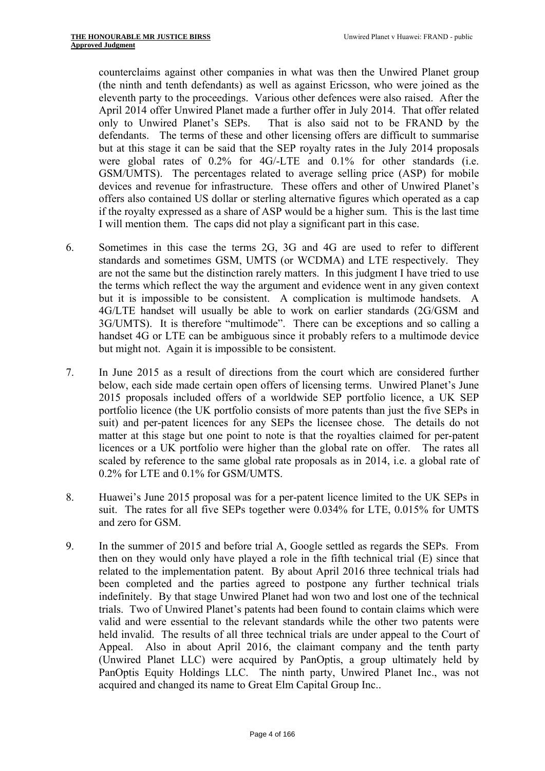counterclaims against other companies in what was then the Unwired Planet group (the ninth and tenth defendants) as well as against Ericsson, who were joined as the eleventh party to the proceedings. Various other defences were also raised. After the April 2014 offer Unwired Planet made a further offer in July 2014. That offer related only to Unwired Planet's SEPs. That is also said not to be FRAND by the defendants. The terms of these and other licensing offers are difficult to summarise but at this stage it can be said that the SEP royalty rates in the July 2014 proposals were global rates of 0.2% for 4G/-LTE and 0.1% for other standards (i.e. GSM/UMTS). The percentages related to average selling price (ASP) for mobile devices and revenue for infrastructure. These offers and other of Unwired Planet's offers also contained US dollar or sterling alternative figures which operated as a cap if the royalty expressed as a share of ASP would be a higher sum. This is the last time I will mention them. The caps did not play a significant part in this case.

6. Sometimes in this case the terms 2G, 3G and 4G are used to refer to different standards and sometimes GSM, UMTS (or WCDMA) and LTE respectively. They are not the same but the distinction rarely matters. In this judgment I have tried to use the terms which reflect the way the argument and evidence went in any given context but it is impossible to be consistent. A complication is multimode handsets. A 4G/LTE handset will usually be able to work on earlier standards (2G/GSM and 3G/UMTS). It is therefore "multimode". There can be exceptions and so calling a handset 4G or LTE can be ambiguous since it probably refers to a multimode device but might not. Again it is impossible to be consistent.

7. In June 2015 as a result of directions from the court which are considered further below, each side made certain open offers of licensing terms. Unwired Planet's June 2015 proposals included offers of a worldwide SEP portfolio licence, a UK SEP portfolio licence (the UK portfolio consists of more patents than just the five SEPs in suit) and per-patent licences for any SEPs the licensee chose. The details do not matter at this stage but one point to note is that the royalties claimed for per-patent licences or a UK portfolio were higher than the global rate on offer. The rates all scaled by reference to the same global rate proposals as in 2014, i.e. a global rate of 0.2% for LTE and 0.1% for GSM/UMTS.

8. Huawei's June 2015 proposal was for a per-patent licence limited to the UK SEPs in suit. The rates for all five SEPs together were 0.034% for LTE, 0.015% for UMTS and zero for GSM.

9. In the summer of 2015 and before trial A, Google settled as regards the SEPs. From then on they would only have played a role in the fifth technical trial (E) since that related to the implementation patent. By about April 2016 three technical trials had been completed and the parties agreed to postpone any further technical trials indefinitely. By that stage Unwired Planet had won two and lost one of the technical trials. Two of Unwired Planet's patents had been found to contain claims which were valid and were essential to the relevant standards while the other two patents were held invalid. The results of all three technical trials are under appeal to the Court of Appeal. Also in about April 2016, the claimant company and the tenth party (Unwired Planet LLC) were acquired by PanOptis, a group ultimately held by PanOptis Equity Holdings LLC. The ninth party, Unwired Planet Inc., was not acquired and changed its name to Great Elm Capital Group Inc..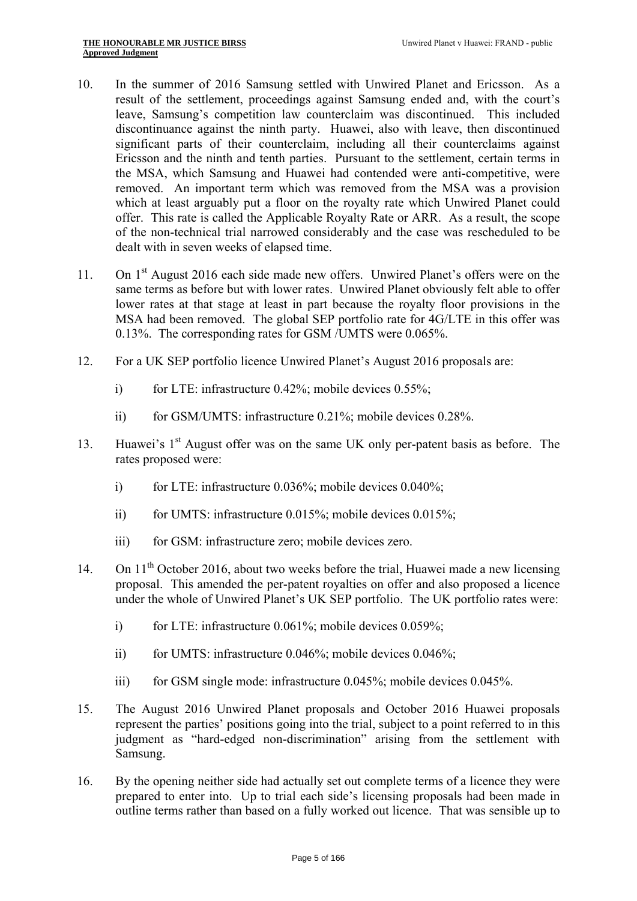10. In the summer of 2016 Samsung settled with Unwired Planet and Ericsson. As a result of the settlement, proceedings against Samsung ended and, with the court's leave, Samsung's competition law counterclaim was discontinued. This included discontinuance against the ninth party. Huawei, also with leave, then discontinued significant parts of their counterclaim, including all their counterclaims against Ericsson and the ninth and tenth parties. Pursuant to the settlement, certain terms in the MSA, which Samsung and Huawei had contended were anti-competitive, were removed. An important term which was removed from the MSA was a provision which at least arguably put a floor on the royalty rate which Unwired Planet could offer. This rate is called the Applicable Royalty Rate or ARR. As a result, the scope of the non-technical trial narrowed considerably and the case was rescheduled to be dealt with in seven weeks of elapsed time.

11. On 1st August 2016 each side made new offers. Unwired Planet's offers were on the same terms as before but with lower rates. Unwired Planet obviously felt able to offer lower rates at that stage at least in part because the royalty floor provisions in the MSA had been removed. The global SEP portfolio rate for 4G/LTE in this offer was 0.13%. The corresponding rates for GSM /UMTS were 0.065%.

12. For a UK SEP portfolio licence Unwired Planet's August 2016 proposals are:

    i) for LTE: infrastructure 0.42%; mobile devices 0.55%;

    ii) for GSM/UMTS: infrastructure 0.21%; mobile devices 0.28%.

13. Huawei's 1st August offer was on the same UK only per-patent basis as before. The rates proposed were:

    i) for LTE: infrastructure 0.036%; mobile devices 0.040%;

    ii) for UMTS: infrastructure 0.015%; mobile devices 0.015%;

    iii) for GSM: infrastructure zero; mobile devices zero.

14. On 11th October 2016, about two weeks before the trial, Huawei made a new licensing proposal. This amended the per-patent royalties on offer and also proposed a licence under the whole of Unwired Planet's UK SEP portfolio. The UK portfolio rates were:

    i) for LTE: infrastructure 0.061%; mobile devices 0.059%;

    ii) for UMTS: infrastructure 0.046%; mobile devices 0.046%;

    iii) for GSM single mode: infrastructure 0.045%; mobile devices 0.045%.

15. The August 2016 Unwired Planet proposals and October 2016 Huawei proposals represent the parties' positions going into the trial, subject to a point referred to in this judgment as "hard-edged non-discrimination" arising from the settlement with Samsung.

16. By the opening neither side had actually set out complete terms of a licence they were prepared to enter into. Up to trial each side's licensing proposals had been made in outline terms rather than based on a fully worked out licence. That was sensible up to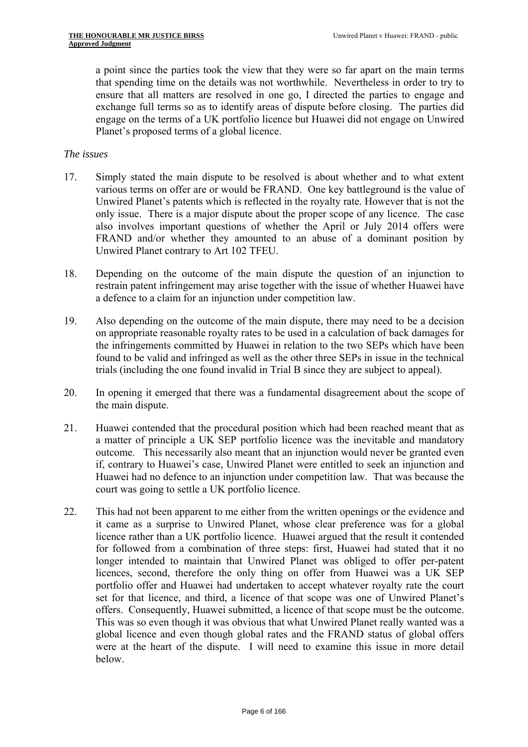a point since the parties took the view that they were so far apart on the main terms that spending time on the details was not worthwhile. Nevertheless in order to try to ensure that all matters are resolved in one go, I directed the parties to engage and exchange full terms so as to identify areas of dispute before closing. The parties did engage on the terms of a UK portfolio licence but Huawei did not engage on Unwired Planet's proposed terms of a global licence.

*The issues*

17. Simply stated the main dispute to be resolved is about whether and to what extent various terms on offer are or would be FRAND. One key battleground is the value of Unwired Planet's patents which is reflected in the royalty rate. However that is not the only issue. There is a major dispute about the proper scope of any licence. The case also involves important questions of whether the April or July 2014 offers were FRAND and/or whether they amounted to an abuse of a dominant position by Unwired Planet contrary to Art 102 TFEU.

18. Depending on the outcome of the main dispute the question of an injunction to restrain patent infringement may arise together with the issue of whether Huawei have a defence to a claim for an injunction under competition law.

19. Also depending on the outcome of the main dispute, there may need to be a decision on appropriate reasonable royalty rates to be used in a calculation of back damages for the infringements committed by Huawei in relation to the two SEPs which have been found to be valid and infringed as well as the other three SEPs in issue in the technical trials (including the one found invalid in Trial B since they are subject to appeal).

20. In opening it emerged that there was a fundamental disagreement about the scope of the main dispute.

21. Huawei contended that the procedural position which had been reached meant that as a matter of principle a UK SEP portfolio licence was the inevitable and mandatory outcome. This necessarily also meant that an injunction would never be granted even if, contrary to Huawei's case, Unwired Planet were entitled to seek an injunction and Huawei had no defence to an injunction under competition law. That was because the court was going to settle a UK portfolio licence.

22. This had not been apparent to me either from the written openings or the evidence and it came as a surprise to Unwired Planet, whose clear preference was for a global licence rather than a UK portfolio licence. Huawei argued that the result it contended for followed from a combination of three steps: first, Huawei had stated that it no longer intended to maintain that Unwired Planet was obliged to offer per-patent licences, second, therefore the only thing on offer from Huawei was a UK SEP portfolio offer and Huawei had undertaken to accept whatever royalty rate the court set for that licence, and third, a licence of that scope was one of Unwired Planet's offers. Consequently, Huawei submitted, a licence of that scope must be the outcome. This was so even though it was obvious that what Unwired Planet really wanted was a global licence and even though global rates and the FRAND status of global offers were at the heart of the dispute. I will need to examine this issue in more detail below.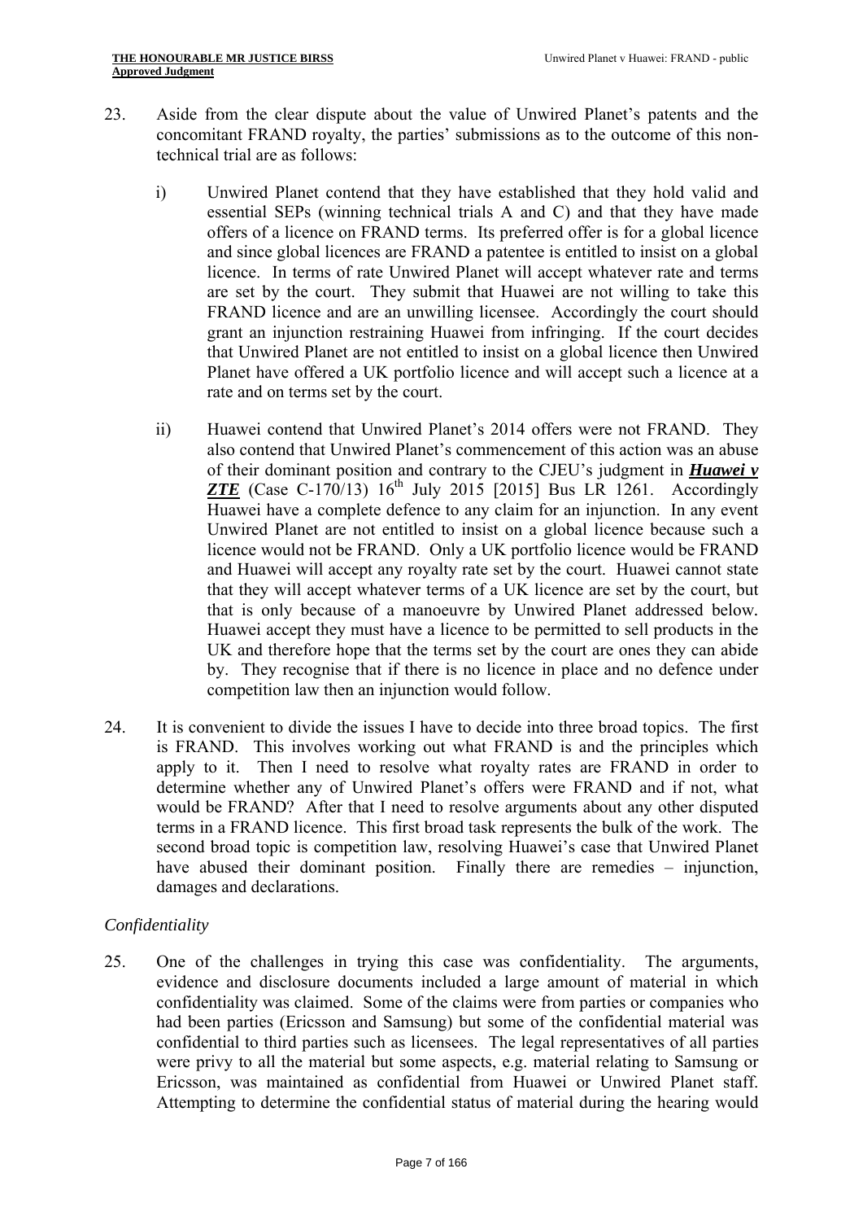23. Aside from the clear dispute about the value of Unwired Planet's patents and the concomitant FRAND royalty, the parties' submissions as to the outcome of this non-technical trial are as follows:

    i) Unwired Planet contend that they have established that they hold valid and essential SEPs (winning technical trials A and C) and that they have made offers of a licence on FRAND terms. Its preferred offer is for a global licence and since global licences are FRAND a patentee is entitled to insist on a global licence. In terms of rate Unwired Planet will accept whatever rate and terms are set by the court. They submit that Huawei are not willing to take this FRAND licence and are an unwilling licensee. Accordingly the court should grant an injunction restraining Huawei from infringing. If the court decides that Unwired Planet are not entitled to insist on a global licence then Unwired Planet have offered a UK portfolio licence and will accept such a licence at a rate and on terms set by the court.

    ii) Huawei contend that Unwired Planet's 2014 offers were not FRAND. They also contend that Unwired Planet's commencement of this action was an abuse of their dominant position and contrary to the CJEU's judgment in ***Huawei v ZTE*** (Case C-170/13) 16th July 2015 [2015] Bus LR 1261. Accordingly Huawei have a complete defence to any claim for an injunction. In any event Unwired Planet are not entitled to insist on a global licence because such a licence would not be FRAND. Only a UK portfolio licence would be FRAND and Huawei will accept any royalty rate set by the court. Huawei cannot state that they will accept whatever terms of a UK licence are set by the court, but that is only because of a manoeuvre by Unwired Planet addressed below. Huawei accept they must have a licence to be permitted to sell products in the UK and therefore hope that the terms set by the court are ones they can abide by. They recognise that if there is no licence in place and no defence under competition law then an injunction would follow.

24. It is convenient to divide the issues I have to decide into three broad topics. The first is FRAND. This involves working out what FRAND is and the principles which apply to it. Then I need to resolve what royalty rates are FRAND in order to determine whether any of Unwired Planet's offers were FRAND and if not, what would be FRAND? After that I need to resolve arguments about any other disputed terms in a FRAND licence. This first broad task represents the bulk of the work. The second broad topic is competition law, resolving Huawei's case that Unwired Planet have abused their dominant position. Finally there are remedies – injunction, damages and declarations.

*Confidentiality*

25. One of the challenges in trying this case was confidentiality. The arguments, evidence and disclosure documents included a large amount of material in which confidentiality was claimed. Some of the claims were from parties or companies who had been parties (Ericsson and Samsung) but some of the confidential material was confidential to third parties such as licensees. The legal representatives of all parties were privy to all the material but some aspects, e.g. material relating to Samsung or Ericsson, was maintained as confidential from Huawei or Unwired Planet staff. Attempting to determine the confidential status of material during the hearing would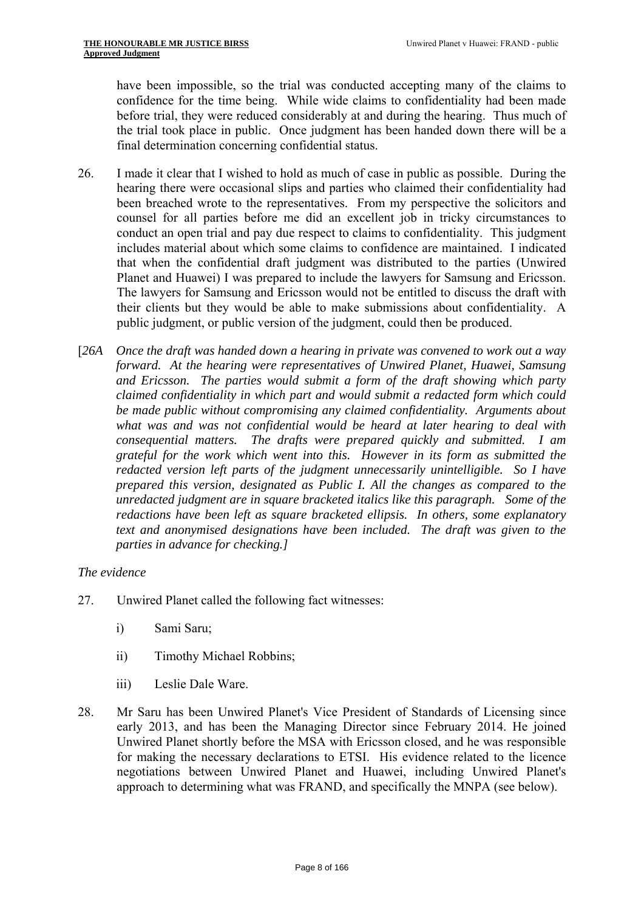have been impossible, so the trial was conducted accepting many of the claims to confidence for the time being. While wide claims to confidentiality had been made before trial, they were reduced considerably at and during the hearing. Thus much of the trial took place in public. Once judgment has been handed down there will be a final determination concerning confidential status.

26. I made it clear that I wished to hold as much of case in public as possible. During the hearing there were occasional slips and parties who claimed their confidentiality had been breached wrote to the representatives. From my perspective the solicitors and counsel for all parties before me did an excellent job in tricky circumstances to conduct an open trial and pay due respect to claims to confidentiality. This judgment includes material about which some claims to confidence are maintained. I indicated that when the confidential draft judgment was distributed to the parties (Unwired Planet and Huawei) I was prepared to include the lawyers for Samsung and Ericsson. The lawyers for Samsung and Ericsson would not be entitled to discuss the draft with their clients but they would be able to make submissions about confidentiality. A public judgment, or public version of the judgment, could then be produced.

[*26A Once the draft was handed down a hearing in private was convened to work out a way forward. At the hearing were representatives of Unwired Planet, Huawei, Samsung and Ericsson. The parties would submit a form of the draft showing which party claimed confidentiality in which part and would submit a redacted form which could be made public without compromising any claimed confidentiality. Arguments about what was and was not confidential would be heard at later hearing to deal with consequential matters. The drafts were prepared quickly and submitted. I am grateful for the work which went into this. However in its form as submitted the redacted version left parts of the judgment unnecessarily unintelligible. So I have prepared this version, designated as Public I. All the changes as compared to the unredacted judgment are in square bracketed italics like this paragraph. Some of the redactions have been left as square bracketed ellipsis. In others, some explanatory text and anonymised designations have been included. The draft was given to the parties in advance for checking.*]

*The evidence*

27. Unwired Planet called the following fact witnesses:

    i) Sami Saru;

    ii) Timothy Michael Robbins;

    iii) Leslie Dale Ware.

28. Mr Saru has been Unwired Planet's Vice President of Standards of Licensing since early 2013, and has been the Managing Director since February 2014. He joined Unwired Planet shortly before the MSA with Ericsson closed, and he was responsible for making the necessary declarations to ETSI. His evidence related to the licence negotiations between Unwired Planet and Huawei, including Unwired Planet's approach to determining what was FRAND, and specifically the MNPA (see below).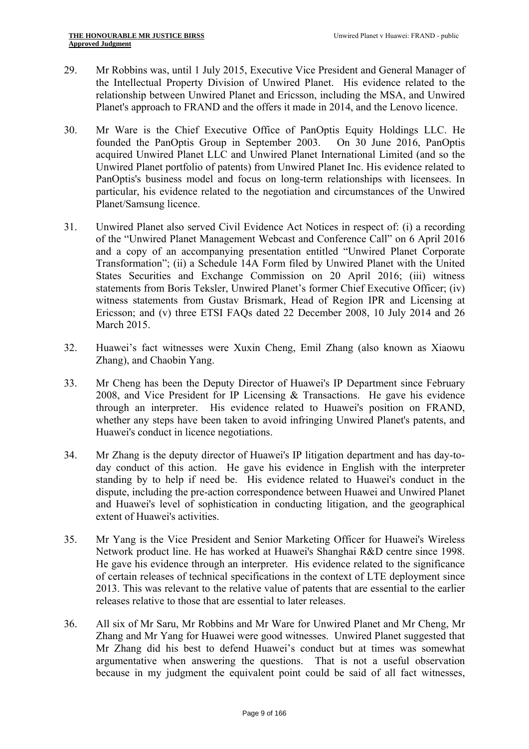29. Mr Robbins was, until 1 July 2015, Executive Vice President and General Manager of the Intellectual Property Division of Unwired Planet. His evidence related to the relationship between Unwired Planet and Ericsson, including the MSA, and Unwired Planet's approach to FRAND and the offers it made in 2014, and the Lenovo licence.

30. Mr Ware is the Chief Executive Office of PanOptis Equity Holdings LLC. He founded the PanOptis Group in September 2003. On 30 June 2016, PanOptis acquired Unwired Planet LLC and Unwired Planet International Limited (and so the Unwired Planet portfolio of patents) from Unwired Planet Inc. His evidence related to PanOptis's business model and focus on long-term relationships with licensees. In particular, his evidence related to the negotiation and circumstances of the Unwired Planet/Samsung licence.

31. Unwired Planet also served Civil Evidence Act Notices in respect of: (i) a recording of the "Unwired Planet Management Webcast and Conference Call" on 6 April 2016 and a copy of an accompanying presentation entitled "Unwired Planet Corporate Transformation"; (ii) a Schedule 14A Form filed by Unwired Planet with the United States Securities and Exchange Commission on 20 April 2016; (iii) witness statements from Boris Teksler, Unwired Planet's former Chief Executive Officer; (iv) witness statements from Gustav Brismark, Head of Region IPR and Licensing at Ericsson; and (v) three ETSI FAQs dated 22 December 2008, 10 July 2014 and 26 March 2015.

32. Huawei's fact witnesses were Xuxin Cheng, Emil Zhang (also known as Xiaowu Zhang), and Chaobin Yang.

33. Mr Cheng has been the Deputy Director of Huawei's IP Department since February 2008, and Vice President for IP Licensing & Transactions. He gave his evidence through an interpreter. His evidence related to Huawei's position on FRAND, whether any steps have been taken to avoid infringing Unwired Planet's patents, and Huawei's conduct in licence negotiations.

34. Mr Zhang is the deputy director of Huawei's IP litigation department and has day-to-day conduct of this action. He gave his evidence in English with the interpreter standing by to help if need be. His evidence related to Huawei's conduct in the dispute, including the pre-action correspondence between Huawei and Unwired Planet and Huawei's level of sophistication in conducting litigation, and the geographical extent of Huawei's activities.

35. Mr Yang is the Vice President and Senior Marketing Officer for Huawei's Wireless Network product line. He has worked at Huawei's Shanghai R&D centre since 1998. He gave his evidence through an interpreter. His evidence related to the significance of certain releases of technical specifications in the context of LTE deployment since 2013. This was relevant to the relative value of patents that are essential to the earlier releases relative to those that are essential to later releases.

36. All six of Mr Saru, Mr Robbins and Mr Ware for Unwired Planet and Mr Cheng, Mr Zhang and Mr Yang for Huawei were good witnesses. Unwired Planet suggested that Mr Zhang did his best to defend Huawei's conduct but at times was somewhat argumentative when answering the questions. That is not a useful observation because in my judgment the equivalent point could be said of all fact witnesses,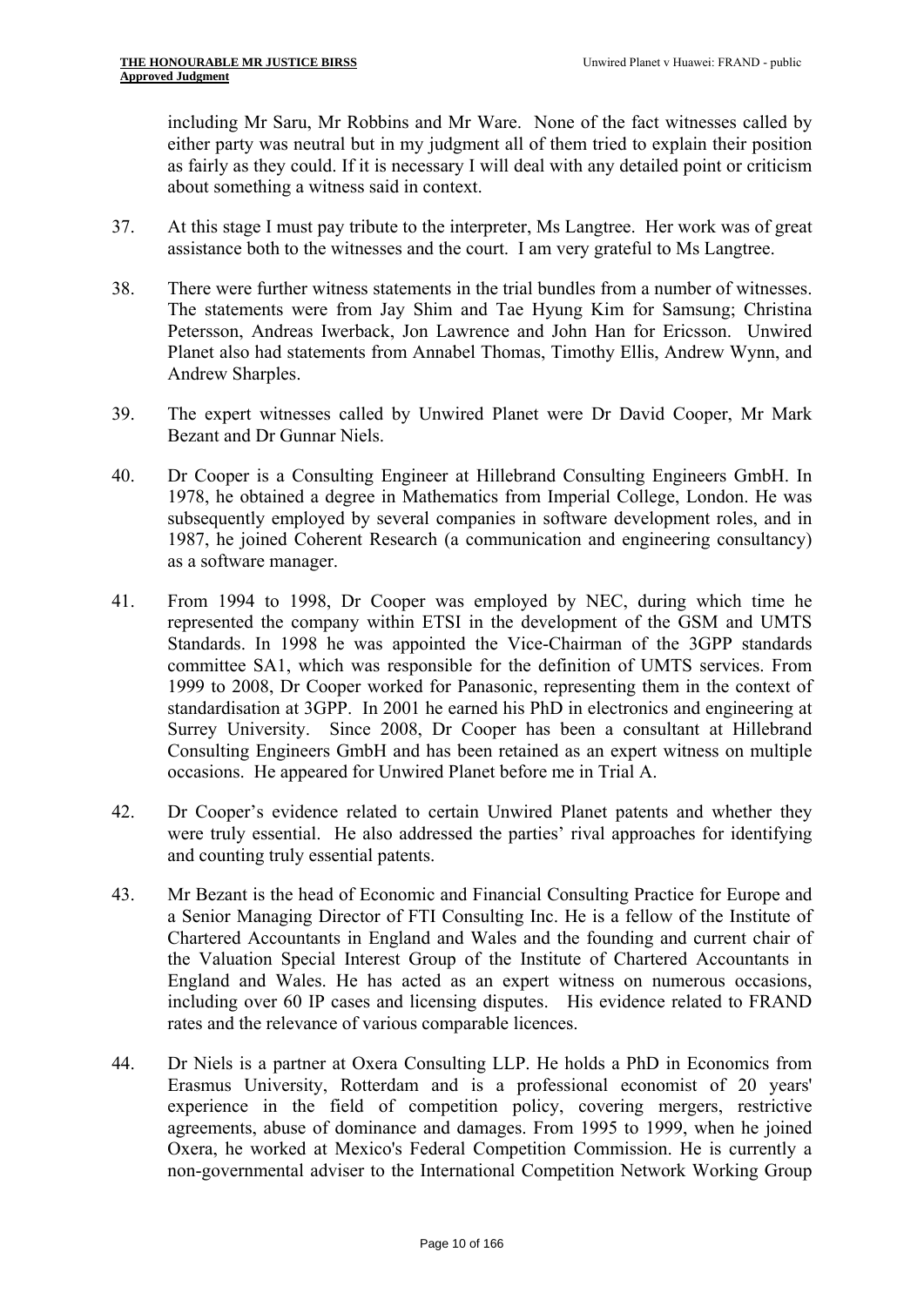including Mr Saru, Mr Robbins and Mr Ware. None of the fact witnesses called by either party was neutral but in my judgment all of them tried to explain their position as fairly as they could. If it is necessary I will deal with any detailed point or criticism about something a witness said in context.

37. At this stage I must pay tribute to the interpreter, Ms Langtree. Her work was of great assistance both to the witnesses and the court. I am very grateful to Ms Langtree.

38. There were further witness statements in the trial bundles from a number of witnesses. The statements were from Jay Shim and Tae Hyung Kim for Samsung; Christina Petersson, Andreas Iwerback, Jon Lawrence and John Han for Ericsson. Unwired Planet also had statements from Annabel Thomas, Timothy Ellis, Andrew Wynn, and Andrew Sharples.

39. The expert witnesses called by Unwired Planet were Dr David Cooper, Mr Mark Bezant and Dr Gunnar Niels.

40. Dr Cooper is a Consulting Engineer at Hillebrand Consulting Engineers GmbH. In 1978, he obtained a degree in Mathematics from Imperial College, London. He was subsequently employed by several companies in software development roles, and in 1987, he joined Coherent Research (a communication and engineering consultancy) as a software manager.

41. From 1994 to 1998, Dr Cooper was employed by NEC, during which time he represented the company within ETSI in the development of the GSM and UMTS Standards. In 1998 he was appointed the Vice-Chairman of the 3GPP standards committee SA1, which was responsible for the definition of UMTS services. From 1999 to 2008, Dr Cooper worked for Panasonic, representing them in the context of standardisation at 3GPP. In 2001 he earned his PhD in electronics and engineering at Surrey University. Since 2008, Dr Cooper has been a consultant at Hillebrand Consulting Engineers GmbH and has been retained as an expert witness on multiple occasions. He appeared for Unwired Planet before me in Trial A.

42. Dr Cooper's evidence related to certain Unwired Planet patents and whether they were truly essential. He also addressed the parties' rival approaches for identifying and counting truly essential patents.

43. Mr Bezant is the head of Economic and Financial Consulting Practice for Europe and a Senior Managing Director of FTI Consulting Inc. He is a fellow of the Institute of Chartered Accountants in England and Wales and the founding and current chair of the Valuation Special Interest Group of the Institute of Chartered Accountants in England and Wales. He has acted as an expert witness on numerous occasions, including over 60 IP cases and licensing disputes. His evidence related to FRAND rates and the relevance of various comparable licences.

44. Dr Niels is a partner at Oxera Consulting LLP. He holds a PhD in Economics from Erasmus University, Rotterdam and is a professional economist of 20 years' experience in the field of competition policy, covering mergers, restrictive agreements, abuse of dominance and damages. From 1995 to 1999, when he joined Oxera, he worked at Mexico's Federal Competition Commission. He is currently a non-governmental adviser to the International Competition Network Working Group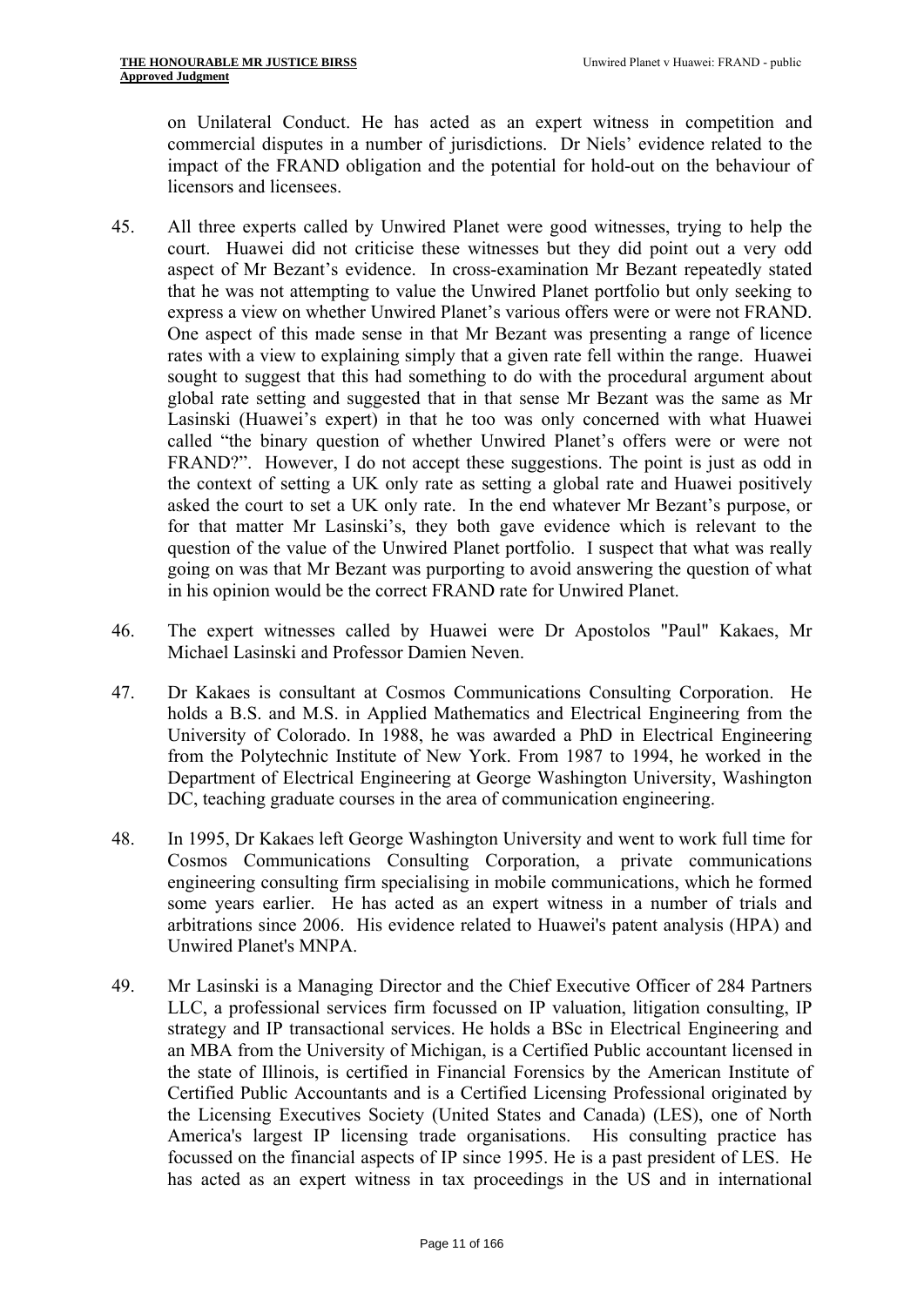on Unilateral Conduct. He has acted as an expert witness in competition and commercial disputes in a number of jurisdictions. Dr Niels' evidence related to the impact of the FRAND obligation and the potential for hold-out on the behaviour of licensors and licensees.

45. All three experts called by Unwired Planet were good witnesses, trying to help the court. Huawei did not criticise these witnesses but they did point out a very odd aspect of Mr Bezant's evidence. In cross-examination Mr Bezant repeatedly stated that he was not attempting to value the Unwired Planet portfolio but only seeking to express a view on whether Unwired Planet's various offers were or were not FRAND. One aspect of this made sense in that Mr Bezant was presenting a range of licence rates with a view to explaining simply that a given rate fell within the range. Huawei sought to suggest that this had something to do with the procedural argument about global rate setting and suggested that in that sense Mr Bezant was the same as Mr Lasinski (Huawei's expert) in that he too was only concerned with what Huawei called "the binary question of whether Unwired Planet's offers were or were not FRAND?". However, I do not accept these suggestions. The point is just as odd in the context of setting a UK only rate as setting a global rate and Huawei positively asked the court to set a UK only rate. In the end whatever Mr Bezant's purpose, or for that matter Mr Lasinski's, they both gave evidence which is relevant to the question of the value of the Unwired Planet portfolio. I suspect that what was really going on was that Mr Bezant was purporting to avoid answering the question of what in his opinion would be the correct FRAND rate for Unwired Planet.

46. The expert witnesses called by Huawei were Dr Apostolos "Paul" Kakaes, Mr Michael Lasinski and Professor Damien Neven.

47. Dr Kakaes is consultant at Cosmos Communications Consulting Corporation. He holds a B.S. and M.S. in Applied Mathematics and Electrical Engineering from the University of Colorado. In 1988, he was awarded a PhD in Electrical Engineering from the Polytechnic Institute of New York. From 1987 to 1994, he worked in the Department of Electrical Engineering at George Washington University, Washington DC, teaching graduate courses in the area of communication engineering.

48. In 1995, Dr Kakaes left George Washington University and went to work full time for Cosmos Communications Consulting Corporation, a private communications engineering consulting firm specialising in mobile communications, which he formed some years earlier. He has acted as an expert witness in a number of trials and arbitrations since 2006. His evidence related to Huawei's patent analysis (HPA) and Unwired Planet's MNPA.

49. Mr Lasinski is a Managing Director and the Chief Executive Officer of 284 Partners LLC, a professional services firm focussed on IP valuation, litigation consulting, IP strategy and IP transactional services. He holds a BSc in Electrical Engineering and an MBA from the University of Michigan, is a Certified Public accountant licensed in the state of Illinois, is certified in Financial Forensics by the American Institute of Certified Public Accountants and is a Certified Licensing Professional originated by the Licensing Executives Society (United States and Canada) (LES), one of North America's largest IP licensing trade organisations. His consulting practice has focussed on the financial aspects of IP since 1995. He is a past president of LES. He has acted as an expert witness in tax proceedings in the US and in international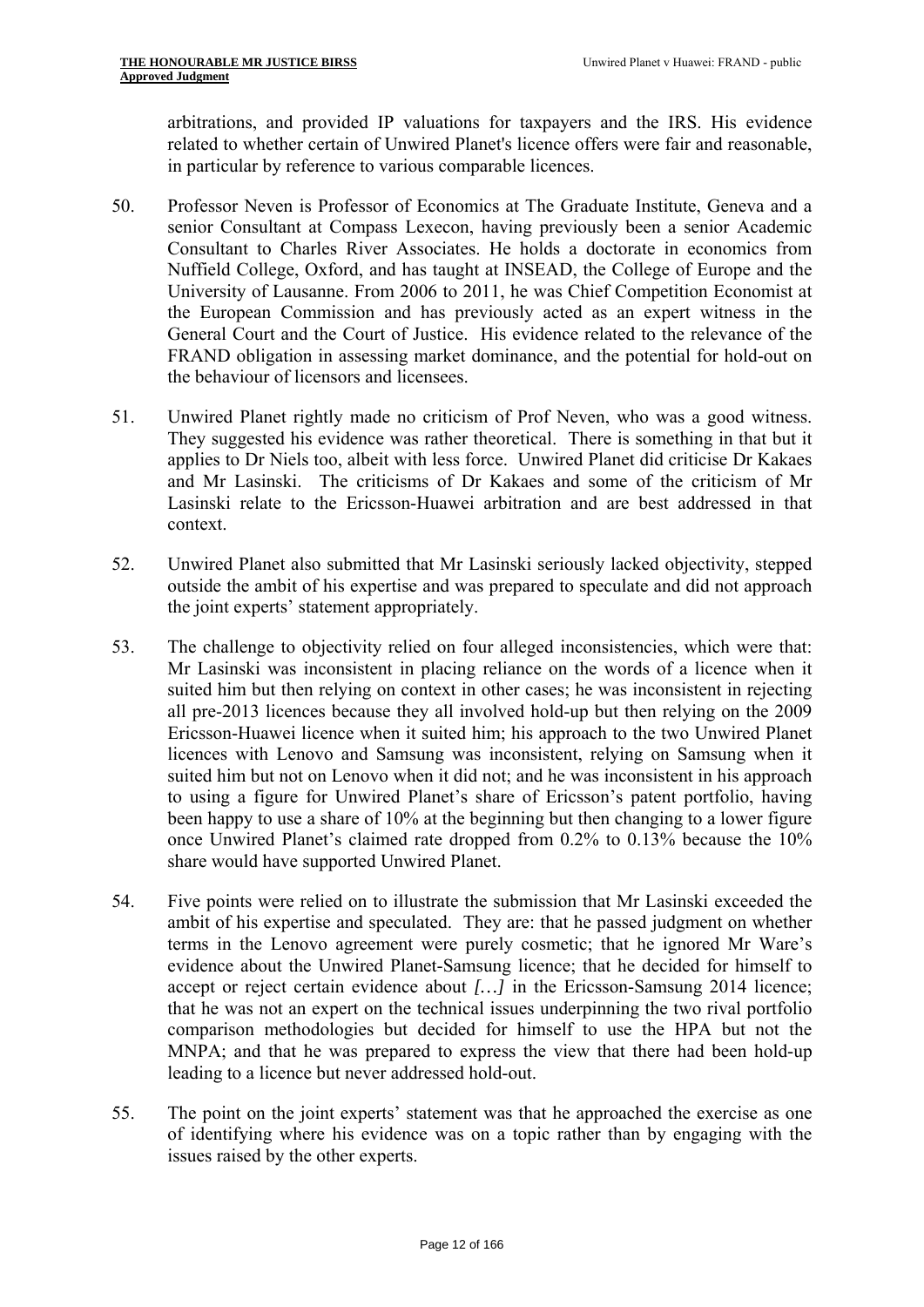arbitrations, and provided IP valuations for taxpayers and the IRS. His evidence related to whether certain of Unwired Planet's licence offers were fair and reasonable, in particular by reference to various comparable licences.

50. Professor Neven is Professor of Economics at The Graduate Institute, Geneva and a senior Consultant at Compass Lexecon, having previously been a senior Academic Consultant to Charles River Associates. He holds a doctorate in economics from Nuffield College, Oxford, and has taught at INSEAD, the College of Europe and the University of Lausanne. From 2006 to 2011, he was Chief Competition Economist at the European Commission and has previously acted as an expert witness in the General Court and the Court of Justice. His evidence related to the relevance of the FRAND obligation in assessing market dominance, and the potential for hold-out on the behaviour of licensors and licensees.

51. Unwired Planet rightly made no criticism of Prof Neven, who was a good witness. They suggested his evidence was rather theoretical. There is something in that but it applies to Dr Niels too, albeit with less force. Unwired Planet did criticise Dr Kakaes and Mr Lasinski. The criticisms of Dr Kakaes and some of the criticism of Mr Lasinski relate to the Ericsson-Huawei arbitration and are best addressed in that context.

52. Unwired Planet also submitted that Mr Lasinski seriously lacked objectivity, stepped outside the ambit of his expertise and was prepared to speculate and did not approach the joint experts' statement appropriately.

53. The challenge to objectivity relied on four alleged inconsistencies, which were that: Mr Lasinski was inconsistent in placing reliance on the words of a licence when it suited him but then relying on context in other cases; he was inconsistent in rejecting all pre-2013 licences because they all involved hold-up but then relying on the 2009 Ericsson-Huawei licence when it suited him; his approach to the two Unwired Planet licences with Lenovo and Samsung was inconsistent, relying on Samsung when it suited him but not on Lenovo when it did not; and he was inconsistent in his approach to using a figure for Unwired Planet's share of Ericsson's patent portfolio, having been happy to use a share of 10% at the beginning but then changing to a lower figure once Unwired Planet's claimed rate dropped from 0.2% to 0.13% because the 10% share would have supported Unwired Planet.

54. Five points were relied on to illustrate the submission that Mr Lasinski exceeded the ambit of his expertise and speculated. They are: that he passed judgment on whether terms in the Lenovo agreement were purely cosmetic; that he ignored Mr Ware's evidence about the Unwired Planet-Samsung licence; that he decided for himself to accept or reject certain evidence about *[…]* in the Ericsson-Samsung 2014 licence; that he was not an expert on the technical issues underpinning the two rival portfolio comparison methodologies but decided for himself to use the HPA but not the MNPA; and that he was prepared to express the view that there had been hold-up leading to a licence but never addressed hold-out.

55. The point on the joint experts' statement was that he approached the exercise as one of identifying where his evidence was on a topic rather than by engaging with the issues raised by the other experts.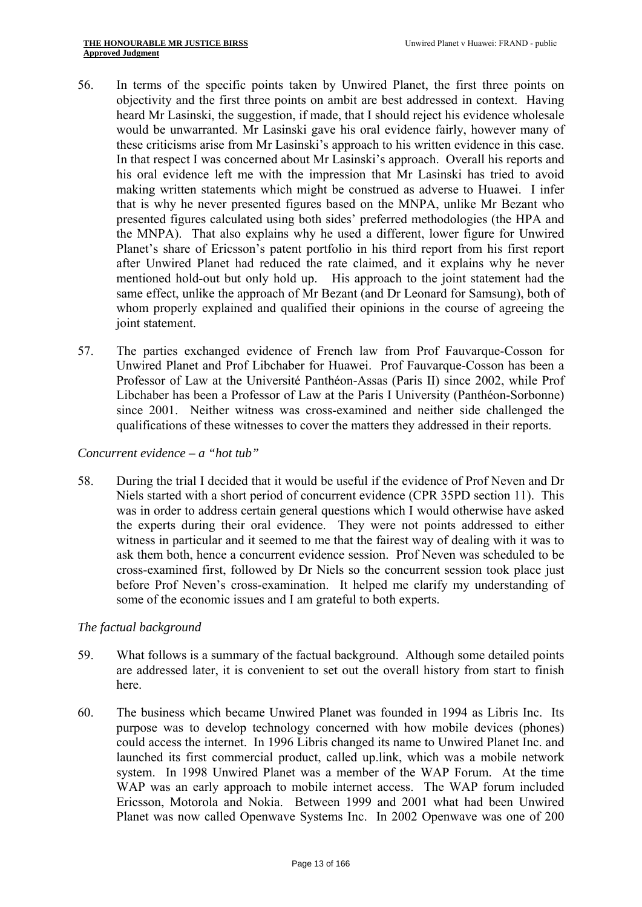56. In terms of the specific points taken by Unwired Planet, the first three points on objectivity and the first three points on ambit are best addressed in context. Having heard Mr Lasinski, the suggestion, if made, that I should reject his evidence wholesale would be unwarranted. Mr Lasinski gave his oral evidence fairly, however many of these criticisms arise from Mr Lasinski's approach to his written evidence in this case. In that respect I was concerned about Mr Lasinski's approach. Overall his reports and his oral evidence left me with the impression that Mr Lasinski has tried to avoid making written statements which might be construed as adverse to Huawei. I infer that is why he never presented figures based on the MNPA, unlike Mr Bezant who presented figures calculated using both sides' preferred methodologies (the HPA and the MNPA). That also explains why he used a different, lower figure for Unwired Planet's share of Ericsson's patent portfolio in his third report from his first report after Unwired Planet had reduced the rate claimed, and it explains why he never mentioned hold-out but only hold up. His approach to the joint statement had the same effect, unlike the approach of Mr Bezant (and Dr Leonard for Samsung), both of whom properly explained and qualified their opinions in the course of agreeing the joint statement.

57. The parties exchanged evidence of French law from Prof Fauvarque-Cosson for Unwired Planet and Prof Libchaber for Huawei. Prof Fauvarque-Cosson has been a Professor of Law at the Université Panthéon-Assas (Paris II) since 2002, while Prof Libchaber has been a Professor of Law at the Paris I University (Panthéon-Sorbonne) since 2001. Neither witness was cross-examined and neither side challenged the qualifications of these witnesses to cover the matters they addressed in their reports.

*Concurrent evidence – a "hot tub"*

58. During the trial I decided that it would be useful if the evidence of Prof Neven and Dr Niels started with a short period of concurrent evidence (CPR 35PD section 11). This was in order to address certain general questions which I would otherwise have asked the experts during their oral evidence. They were not points addressed to either witness in particular and it seemed to me that the fairest way of dealing with it was to ask them both, hence a concurrent evidence session. Prof Neven was scheduled to be cross-examined first, followed by Dr Niels so the concurrent session took place just before Prof Neven's cross-examination. It helped me clarify my understanding of some of the economic issues and I am grateful to both experts.

*The factual background*

59. What follows is a summary of the factual background. Although some detailed points are addressed later, it is convenient to set out the overall history from start to finish here.

60. The business which became Unwired Planet was founded in 1994 as Libris Inc. Its purpose was to develop technology concerned with how mobile devices (phones) could access the internet. In 1996 Libris changed its name to Unwired Planet Inc. and launched its first commercial product, called up.link, which was a mobile network system. In 1998 Unwired Planet was a member of the WAP Forum. At the time WAP was an early approach to mobile internet access. The WAP forum included Ericsson, Motorola and Nokia. Between 1999 and 2001 what had been Unwired Planet was now called Openwave Systems Inc. In 2002 Openwave was one of 200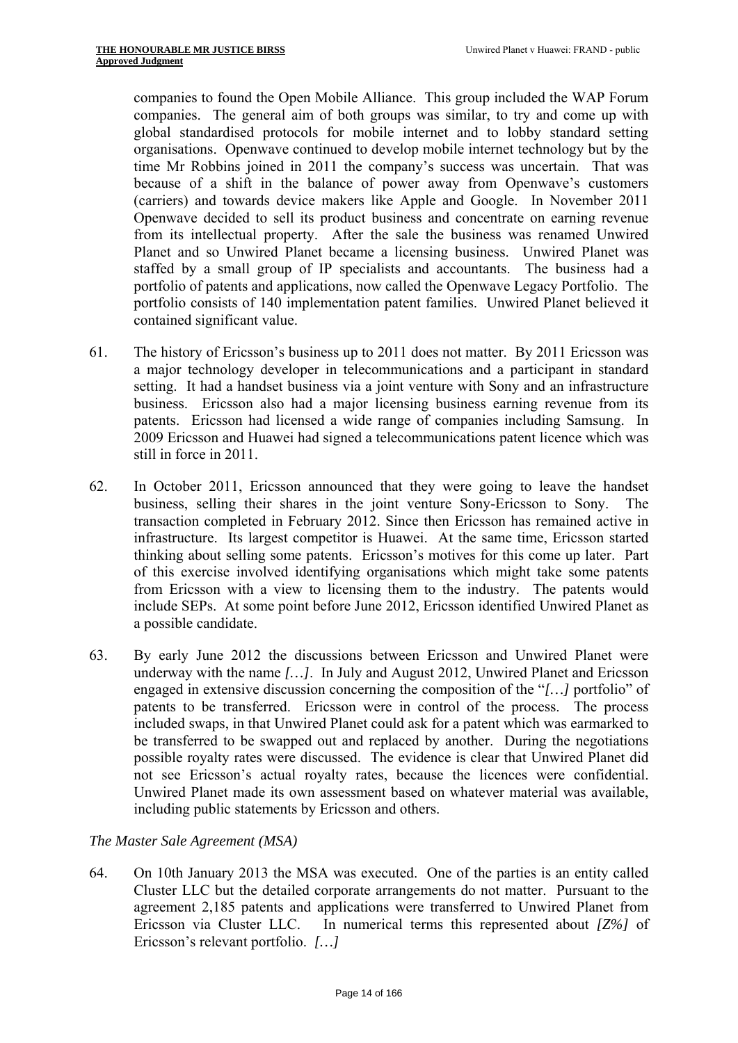companies to found the Open Mobile Alliance. This group included the WAP Forum companies. The general aim of both groups was similar, to try and come up with global standardised protocols for mobile internet and to lobby standard setting organisations. Openwave continued to develop mobile internet technology but by the time Mr Robbins joined in 2011 the company's success was uncertain. That was because of a shift in the balance of power away from Openwave's customers (carriers) and towards device makers like Apple and Google. In November 2011 Openwave decided to sell its product business and concentrate on earning revenue from its intellectual property. After the sale the business was renamed Unwired Planet and so Unwired Planet became a licensing business. Unwired Planet was staffed by a small group of IP specialists and accountants. The business had a portfolio of patents and applications, now called the Openwave Legacy Portfolio. The portfolio consists of 140 implementation patent families. Unwired Planet believed it contained significant value.

61. The history of Ericsson's business up to 2011 does not matter. By 2011 Ericsson was a major technology developer in telecommunications and a participant in standard setting. It had a handset business via a joint venture with Sony and an infrastructure business. Ericsson also had a major licensing business earning revenue from its patents. Ericsson had licensed a wide range of companies including Samsung. In 2009 Ericsson and Huawei had signed a telecommunications patent licence which was still in force in 2011.

62. In October 2011, Ericsson announced that they were going to leave the handset business, selling their shares in the joint venture Sony-Ericsson to Sony. The transaction completed in February 2012. Since then Ericsson has remained active in infrastructure. Its largest competitor is Huawei. At the same time, Ericsson started thinking about selling some patents. Ericsson's motives for this come up later. Part of this exercise involved identifying organisations which might take some patents from Ericsson with a view to licensing them to the industry. The patents would include SEPs. At some point before June 2012, Ericsson identified Unwired Planet as a possible candidate.

63. By early June 2012 the discussions between Ericsson and Unwired Planet were underway with the name *[…]*. In July and August 2012, Unwired Planet and Ericsson engaged in extensive discussion concerning the composition of the "*[…]* portfolio" of patents to be transferred. Ericsson were in control of the process. The process included swaps, in that Unwired Planet could ask for a patent which was earmarked to be transferred to be swapped out and replaced by another. During the negotiations possible royalty rates were discussed. The evidence is clear that Unwired Planet did not see Ericsson's actual royalty rates, because the licences were confidential. Unwired Planet made its own assessment based on whatever material was available, including public statements by Ericsson and others.

*The Master Sale Agreement (MSA)*

64. On 10th January 2013 the MSA was executed. One of the parties is an entity called Cluster LLC but the detailed corporate arrangements do not matter. Pursuant to the agreement 2,185 patents and applications were transferred to Unwired Planet from Ericsson via Cluster LLC. In numerical terms this represented about *[Z%]* of Ericsson's relevant portfolio. *[…]*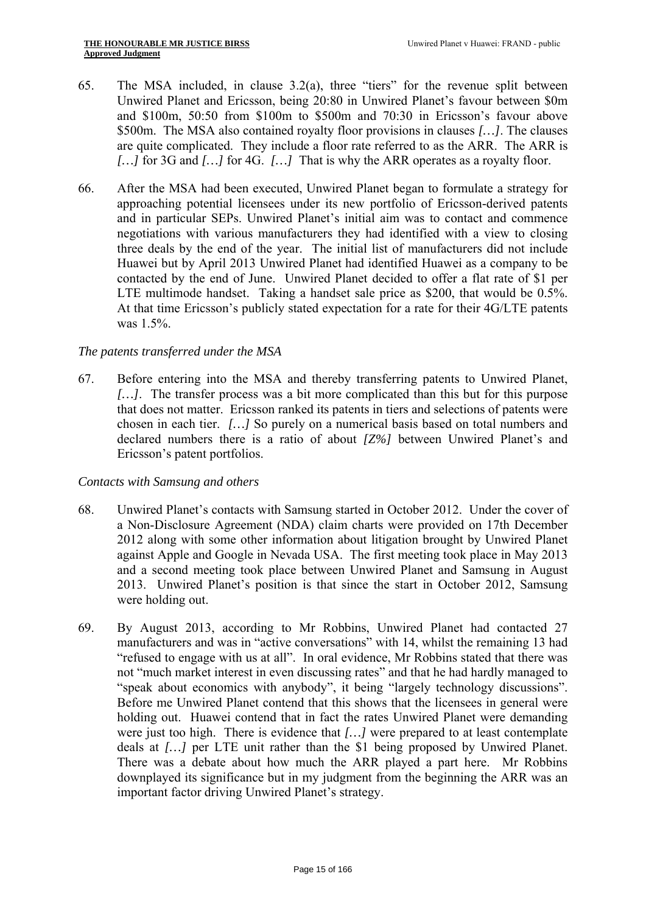65. The MSA included, in clause 3.2(a), three "tiers" for the revenue split between Unwired Planet and Ericsson, being 20:80 in Unwired Planet's favour between \$0m and \$100m, 50:50 from \$100m to \$500m and 70:30 in Ericsson's favour above \$500m. The MSA also contained royalty floor provisions in clauses *[…]*. The clauses are quite complicated. They include a floor rate referred to as the ARR. The ARR is *[…]* for 3G and *[…]* for 4G. *[…]* That is why the ARR operates as a royalty floor.

66. After the MSA had been executed, Unwired Planet began to formulate a strategy for approaching potential licensees under its new portfolio of Ericsson-derived patents and in particular SEPs. Unwired Planet's initial aim was to contact and commence negotiations with various manufacturers they had identified with a view to closing three deals by the end of the year. The initial list of manufacturers did not include Huawei but by April 2013 Unwired Planet had identified Huawei as a company to be contacted by the end of June. Unwired Planet decided to offer a flat rate of \$1 per LTE multimode handset. Taking a handset sale price as \$200, that would be 0.5%. At that time Ericsson's publicly stated expectation for a rate for their 4G/LTE patents was 1.5%.

*The patents transferred under the MSA*

67. Before entering into the MSA and thereby transferring patents to Unwired Planet, *[…]*. The transfer process was a bit more complicated than this but for this purpose that does not matter. Ericsson ranked its patents in tiers and selections of patents were chosen in each tier. *[…]* So purely on a numerical basis based on total numbers and declared numbers there is a ratio of about *[Z%]* between Unwired Planet's and Ericsson's patent portfolios.

*Contacts with Samsung and others*

68. Unwired Planet's contacts with Samsung started in October 2012. Under the cover of a Non-Disclosure Agreement (NDA) claim charts were provided on 17th December 2012 along with some other information about litigation brought by Unwired Planet against Apple and Google in Nevada USA. The first meeting took place in May 2013 and a second meeting took place between Unwired Planet and Samsung in August 2013. Unwired Planet's position is that since the start in October 2012, Samsung were holding out.

69. By August 2013, according to Mr Robbins, Unwired Planet had contacted 27 manufacturers and was in "active conversations" with 14, whilst the remaining 13 had "refused to engage with us at all". In oral evidence, Mr Robbins stated that there was not "much market interest in even discussing rates" and that he had hardly managed to "speak about economics with anybody", it being "largely technology discussions". Before me Unwired Planet contend that this shows that the licensees in general were holding out. Huawei contend that in fact the rates Unwired Planet were demanding were just too high. There is evidence that *[…]* were prepared to at least contemplate deals at *[…]* per LTE unit rather than the \$1 being proposed by Unwired Planet. There was a debate about how much the ARR played a part here. Mr Robbins downplayed its significance but in my judgment from the beginning the ARR was an important factor driving Unwired Planet's strategy.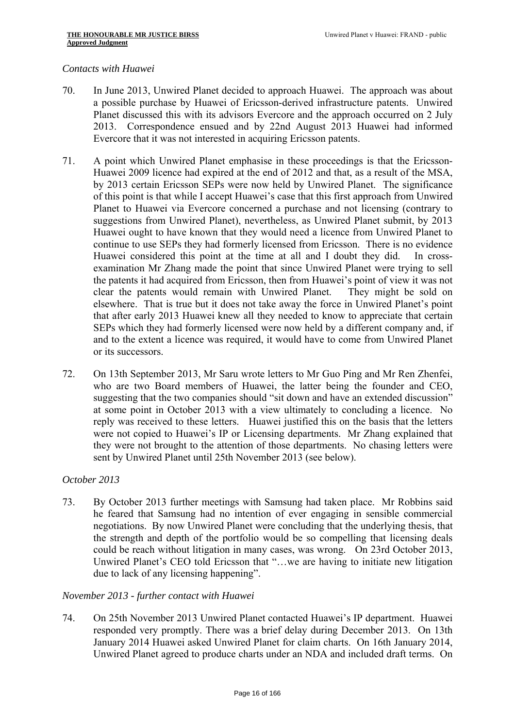*Contacts with Huawei*

70. In June 2013, Unwired Planet decided to approach Huawei. The approach was about a possible purchase by Huawei of Ericsson-derived infrastructure patents. Unwired Planet discussed this with its advisors Evercore and the approach occurred on 2 July 2013. Correspondence ensued and by 22nd August 2013 Huawei had informed Evercore that it was not interested in acquiring Ericsson patents.

71. A point which Unwired Planet emphasise in these proceedings is that the Ericsson-Huawei 2009 licence had expired at the end of 2012 and that, as a result of the MSA, by 2013 certain Ericsson SEPs were now held by Unwired Planet. The significance of this point is that while I accept Huawei's case that this first approach from Unwired Planet to Huawei via Evercore concerned a purchase and not licensing (contrary to suggestions from Unwired Planet), nevertheless, as Unwired Planet submit, by 2013 Huawei ought to have known that they would need a licence from Unwired Planet to continue to use SEPs they had formerly licensed from Ericsson. There is no evidence Huawei considered this point at the time at all and I doubt they did. In cross-examination Mr Zhang made the point that since Unwired Planet were trying to sell the patents it had acquired from Ericsson, then from Huawei's point of view it was not clear the patents would remain with Unwired Planet. They might be sold on elsewhere. That is true but it does not take away the force in Unwired Planet's point that after early 2013 Huawei knew all they needed to know to appreciate that certain SEPs which they had formerly licensed were now held by a different company and, if and to the extent a licence was required, it would have to come from Unwired Planet or its successors.

72. On 13th September 2013, Mr Saru wrote letters to Mr Guo Ping and Mr Ren Zhenfei, who are two Board members of Huawei, the latter being the founder and CEO, suggesting that the two companies should "sit down and have an extended discussion" at some point in October 2013 with a view ultimately to concluding a licence. No reply was received to these letters. Huawei justified this on the basis that the letters were not copied to Huawei's IP or Licensing departments. Mr Zhang explained that they were not brought to the attention of those departments. No chasing letters were sent by Unwired Planet until 25th November 2013 (see below).

*October 2013*

73. By October 2013 further meetings with Samsung had taken place. Mr Robbins said he feared that Samsung had no intention of ever engaging in sensible commercial negotiations. By now Unwired Planet were concluding that the underlying thesis, that the strength and depth of the portfolio would be so compelling that licensing deals could be reach without litigation in many cases, was wrong. On 23rd October 2013, Unwired Planet's CEO told Ericsson that "…we are having to initiate new litigation due to lack of any licensing happening".

*November 2013 - further contact with Huawei*

74. On 25th November 2013 Unwired Planet contacted Huawei's IP department. Huawei responded very promptly. There was a brief delay during December 2013. On 13th January 2014 Huawei asked Unwired Planet for claim charts. On 16th January 2014, Unwired Planet agreed to produce charts under an NDA and included draft terms. On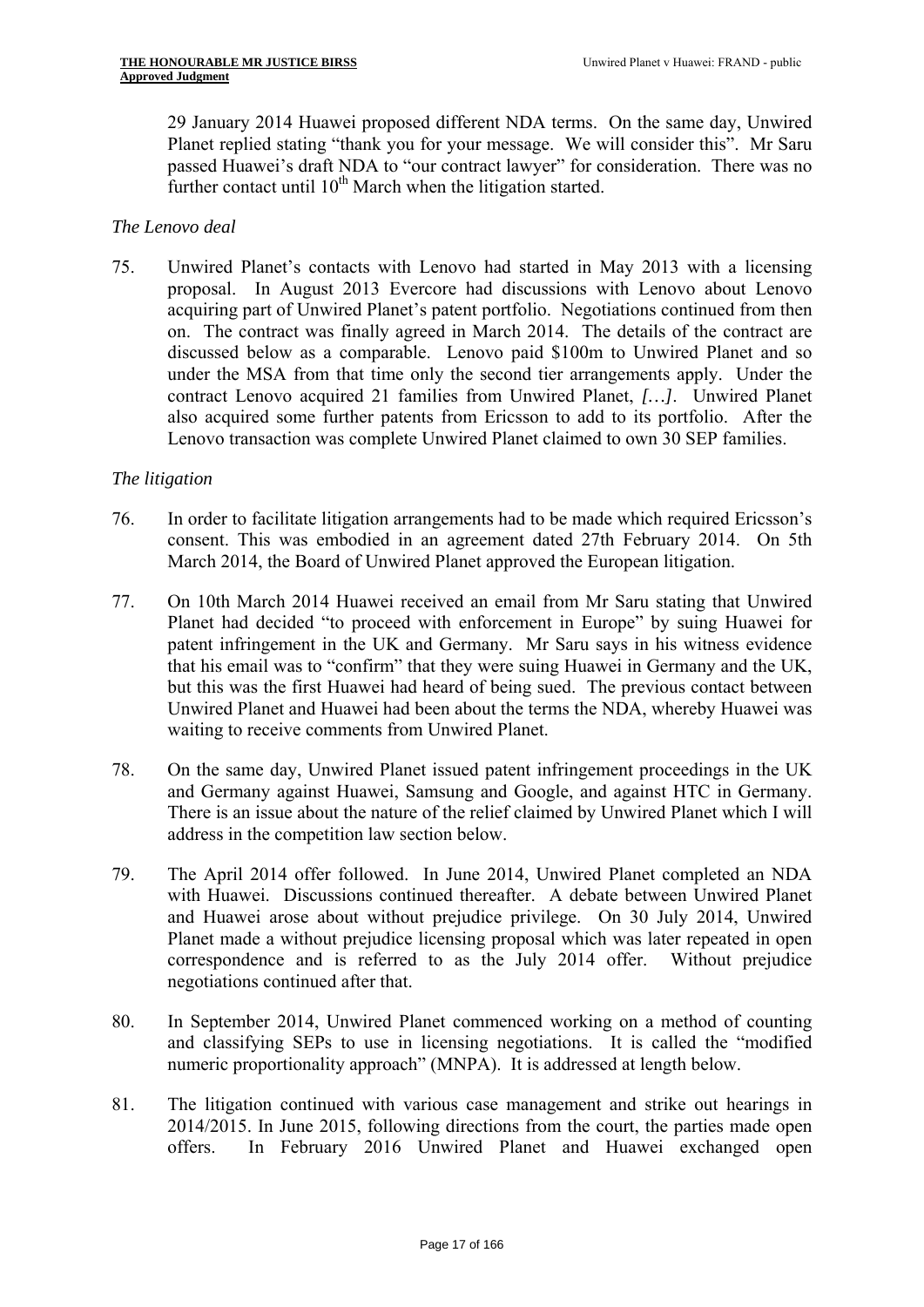29 January 2014 Huawei proposed different NDA terms. On the same day, Unwired Planet replied stating "thank you for your message. We will consider this". Mr Saru passed Huawei's draft NDA to "our contract lawyer" for consideration. There was no further contact until 10th March when the litigation started.

*The Lenovo deal*

75. Unwired Planet's contacts with Lenovo had started in May 2013 with a licensing proposal. In August 2013 Evercore had discussions with Lenovo about Lenovo acquiring part of Unwired Planet's patent portfolio. Negotiations continued from then on. The contract was finally agreed in March 2014. The details of the contract are discussed below as a comparable. Lenovo paid $100m to Unwired Planet and so under the MSA from that time only the second tier arrangements apply. Under the contract Lenovo acquired 21 families from Unwired Planet, *[…]*. Unwired Planet also acquired some further patents from Ericsson to add to its portfolio. After the Lenovo transaction was complete Unwired Planet claimed to own 30 SEP families.

*The litigation*

76. In order to facilitate litigation arrangements had to be made which required Ericsson's consent. This was embodied in an agreement dated 27th February 2014. On 5th March 2014, the Board of Unwired Planet approved the European litigation.

77. On 10th March 2014 Huawei received an email from Mr Saru stating that Unwired Planet had decided "to proceed with enforcement in Europe" by suing Huawei for patent infringement in the UK and Germany. Mr Saru says in his witness evidence that his email was to "confirm" that they were suing Huawei in Germany and the UK, but this was the first Huawei had heard of being sued. The previous contact between Unwired Planet and Huawei had been about the terms the NDA, whereby Huawei was waiting to receive comments from Unwired Planet.

78. On the same day, Unwired Planet issued patent infringement proceedings in the UK and Germany against Huawei, Samsung and Google, and against HTC in Germany. There is an issue about the nature of the relief claimed by Unwired Planet which I will address in the competition law section below.

79. The April 2014 offer followed. In June 2014, Unwired Planet completed an NDA with Huawei. Discussions continued thereafter. A debate between Unwired Planet and Huawei arose about without prejudice privilege. On 30 July 2014, Unwired Planet made a without prejudice licensing proposal which was later repeated in open correspondence and is referred to as the July 2014 offer. Without prejudice negotiations continued after that.

80. In September 2014, Unwired Planet commenced working on a method of counting and classifying SEPs to use in licensing negotiations. It is called the "modified numeric proportionality approach" (MNPA). It is addressed at length below.

81. The litigation continued with various case management and strike out hearings in 2014/2015. In June 2015, following directions from the court, the parties made open offers. In February 2016 Unwired Planet and Huawei exchanged open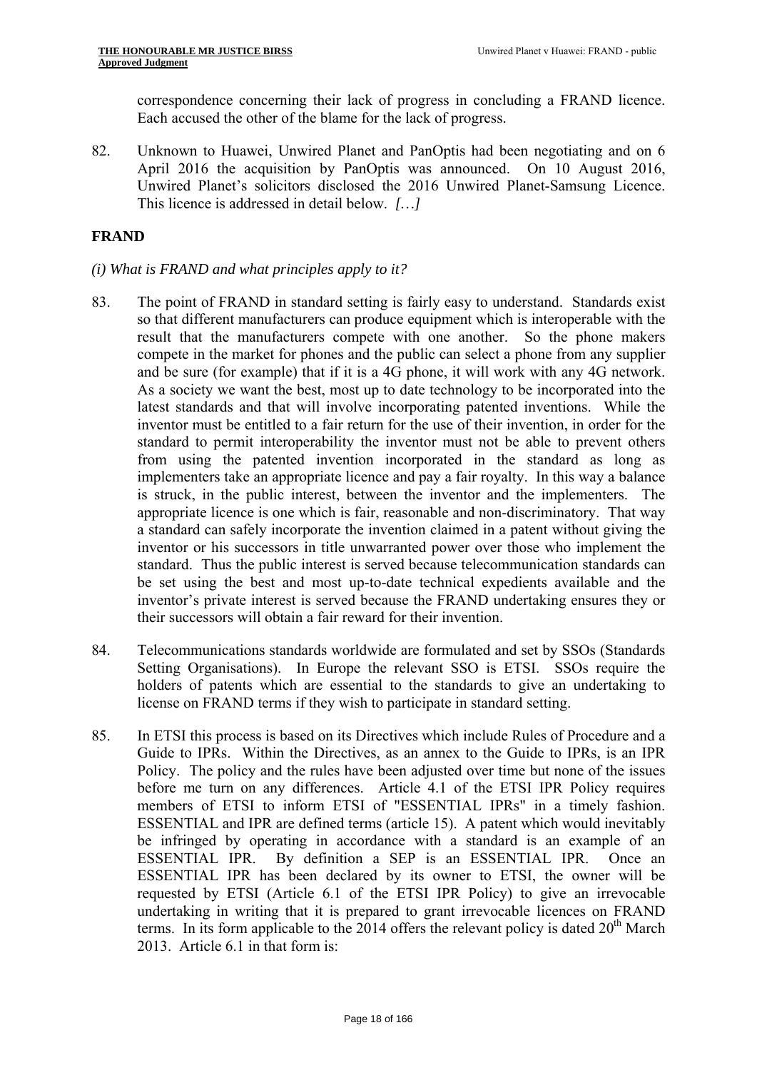correspondence concerning their lack of progress in concluding a FRAND licence. Each accused the other of the blame for the lack of progress.

82. Unknown to Huawei, Unwired Planet and PanOptis had been negotiating and on 6 April 2016 the acquisition by PanOptis was announced. On 10 August 2016, Unwired Planet's solicitors disclosed the 2016 Unwired Planet-Samsung Licence. This licence is addressed in detail below. *[…]*

## FRAND

### *(i) What is FRAND and what principles apply to it?*

83. The point of FRAND in standard setting is fairly easy to understand. Standards exist so that different manufacturers can produce equipment which is interoperable with the result that the manufacturers compete with one another. So the phone makers compete in the market for phones and the public can select a phone from any supplier and be sure (for example) that if it is a 4G phone, it will work with any 4G network. As a society we want the best, most up to date technology to be incorporated into the latest standards and that will involve incorporating patented inventions. While the inventor must be entitled to a fair return for the use of their invention, in order for the standard to permit interoperability the inventor must not be able to prevent others from using the patented invention incorporated in the standard as long as implementers take an appropriate licence and pay a fair royalty. In this way a balance is struck, in the public interest, between the inventor and the implementers. The appropriate licence is one which is fair, reasonable and non-discriminatory. That way a standard can safely incorporate the invention claimed in a patent without giving the inventor or his successors in title unwarranted power over those who implement the standard. Thus the public interest is served because telecommunication standards can be set using the best and most up-to-date technical expedients available and the inventor's private interest is served because the FRAND undertaking ensures they or their successors will obtain a fair reward for their invention.

84. Telecommunications standards worldwide are formulated and set by SSOs (Standards Setting Organisations). In Europe the relevant SSO is ETSI. SSOs require the holders of patents which are essential to the standards to give an undertaking to license on FRAND terms if they wish to participate in standard setting.

85. In ETSI this process is based on its Directives which include Rules of Procedure and a Guide to IPRs. Within the Directives, as an annex to the Guide to IPRs, is an IPR Policy. The policy and the rules have been adjusted over time but none of the issues before me turn on any differences. Article 4.1 of the ETSI IPR Policy requires members of ETSI to inform ETSI of "ESSENTIAL IPRs" in a timely fashion. ESSENTIAL and IPR are defined terms (article 15). A patent which would inevitably be infringed by operating in accordance with a standard is an example of an ESSENTIAL IPR. By definition a SEP is an ESSENTIAL IPR. Once an ESSENTIAL IPR has been declared by its owner to ETSI, the owner will be requested by ETSI (Article 6.1 of the ETSI IPR Policy) to give an irrevocable undertaking in writing that it is prepared to grant irrevocable licences on FRAND terms. In its form applicable to the 2014 offers the relevant policy is dated 20th March 2013. Article 6.1 in that form is: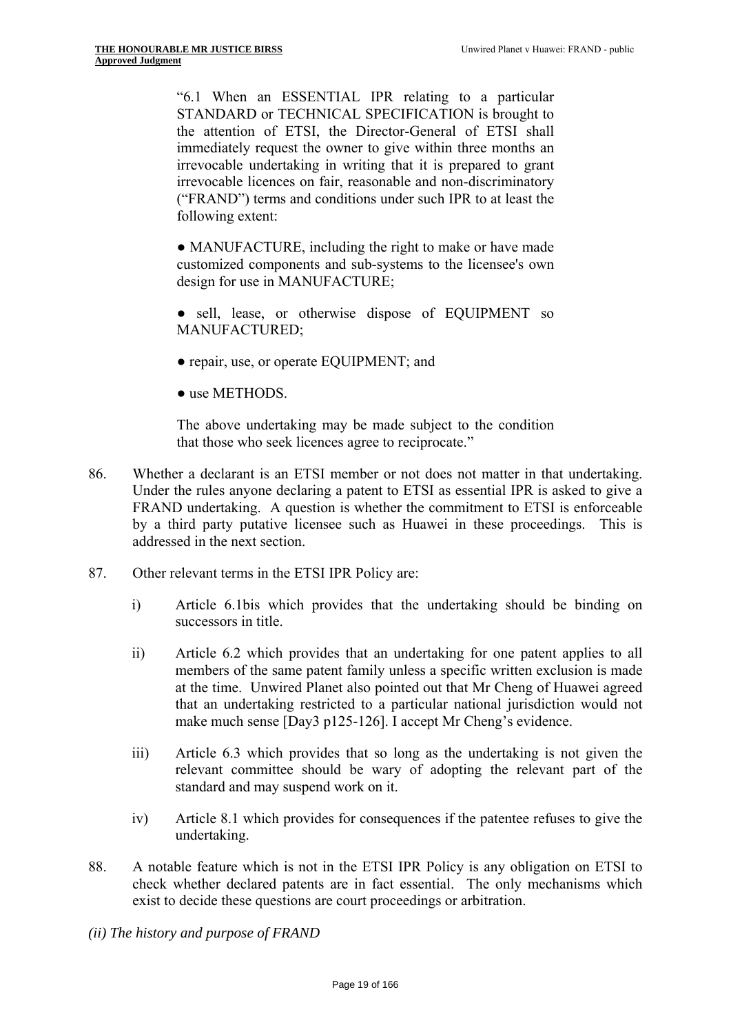> "6.1 When an ESSENTIAL IPR relating to a particular STANDARD or TECHNICAL SPECIFICATION is brought to the attention of ETSI, the Director-General of ETSI shall immediately request the owner to give within three months an irrevocable undertaking in writing that it is prepared to grant irrevocable licences on fair, reasonable and non-discriminatory ("FRAND") terms and conditions under such IPR to at least the following extent:
>
> ● MANUFACTURE, including the right to make or have made customized components and sub-systems to the licensee's own design for use in MANUFACTURE;
>
> ● sell, lease, or otherwise dispose of EQUIPMENT so MANUFACTURED;
>
> ● repair, use, or operate EQUIPMENT; and
>
> ● use METHODS.
>
> The above undertaking may be made subject to the condition that those who seek licences agree to reciprocate."

86. Whether a declarant is an ETSI member or not does not matter in that undertaking. Under the rules anyone declaring a patent to ETSI as essential IPR is asked to give a FRAND undertaking. A question is whether the commitment to ETSI is enforceable by a third party putative licensee such as Huawei in these proceedings. This is addressed in the next section.

87. Other relevant terms in the ETSI IPR Policy are:

    i) Article 6.1bis which provides that the undertaking should be binding on successors in title.

    ii) Article 6.2 which provides that an undertaking for one patent applies to all members of the same patent family unless a specific written exclusion is made at the time. Unwired Planet also pointed out that Mr Cheng of Huawei agreed that an undertaking restricted to a particular national jurisdiction would not make much sense [Day3 p125-126]. I accept Mr Cheng's evidence.

    iii) Article 6.3 which provides that so long as the undertaking is not given the relevant committee should be wary of adopting the relevant part of the standard and may suspend work on it.

    iv) Article 8.1 which provides for consequences if the patentee refuses to give the undertaking.

88. A notable feature which is not in the ETSI IPR Policy is any obligation on ETSI to check whether declared patents are in fact essential. The only mechanisms which exist to decide these questions are court proceedings or arbitration.

*(ii) The history and purpose of FRAND*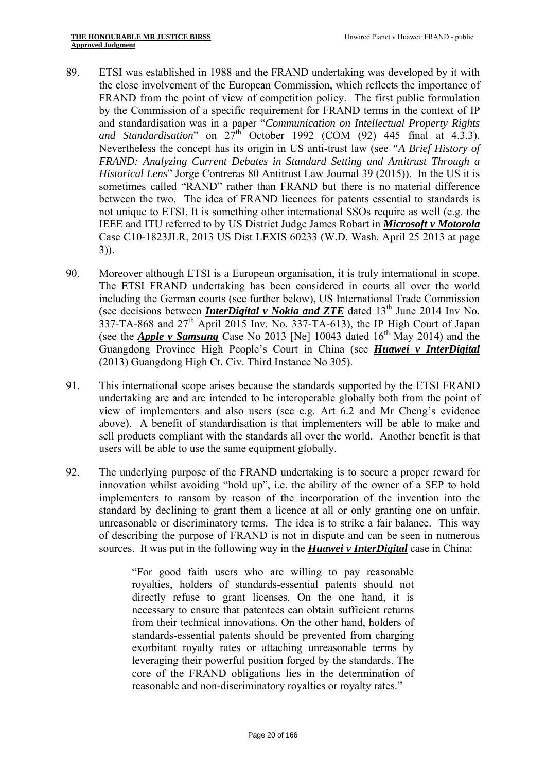89. ETSI was established in 1988 and the FRAND undertaking was developed by it with the close involvement of the European Commission, which reflects the importance of FRAND from the point of view of competition policy. The first public formulation by the Commission of a specific requirement for FRAND terms in the context of IP and standardisation was in a paper "*Communication on Intellectual Property Rights and Standardisation*" on 27th October 1992 (COM (92) 445 final at 4.3.3). Nevertheless the concept has its origin in US anti-trust law (see *"A Brief History of FRAND: Analyzing Current Debates in Standard Setting and Antitrust Through a Historical Lens*" Jorge Contreras 80 Antitrust Law Journal 39 (2015)). In the US it is sometimes called "RAND" rather than FRAND but there is no material difference between the two. The idea of FRAND licences for patents essential to standards is not unique to ETSI. It is something other international SSOs require as well (e.g. the IEEE and ITU referred to by US District Judge James Robart in ***Microsoft v Motorola*** Case C10-1823JLR, 2013 US Dist LEXIS 60233 (W.D. Wash. April 25 2013 at page 3)).

90. Moreover although ETSI is a European organisation, it is truly international in scope. The ETSI FRAND undertaking has been considered in courts all over the world including the German courts (see further below), US International Trade Commission (see decisions between ***InterDigital v Nokia and ZTE*** dated 13th June 2014 Inv No. 337-TA-868 and 27th April 2015 Inv. No. 337-TA-613), the IP High Court of Japan (see the ***Apple v Samsung*** Case No 2013 [Ne] 10043 dated 16th May 2014) and the Guangdong Province High People's Court in China (see ***Huawei v InterDigital*** (2013) Guangdong High Ct. Civ. Third Instance No 305).

91. This international scope arises because the standards supported by the ETSI FRAND undertaking are and are intended to be interoperable globally both from the point of view of implementers and also users (see e.g. Art 6.2 and Mr Cheng's evidence above). A benefit of standardisation is that implementers will be able to make and sell products compliant with the standards all over the world. Another benefit is that users will be able to use the same equipment globally.

92. The underlying purpose of the FRAND undertaking is to secure a proper reward for innovation whilst avoiding "hold up", i.e. the ability of the owner of a SEP to hold implementers to ransom by reason of the incorporation of the invention into the standard by declining to grant them a licence at all or only granting one on unfair, unreasonable or discriminatory terms. The idea is to strike a fair balance. This way of describing the purpose of FRAND is not in dispute and can be seen in numerous sources. It was put in the following way in the ***Huawei v InterDigital*** case in China:

> "For good faith users who are willing to pay reasonable royalties, holders of standards-essential patents should not directly refuse to grant licenses. On the one hand, it is necessary to ensure that patentees can obtain sufficient returns from their technical innovations. On the other hand, holders of standards-essential patents should be prevented from charging exorbitant royalty rates or attaching unreasonable terms by leveraging their powerful position forged by the standards. The core of the FRAND obligations lies in the determination of reasonable and non-discriminatory royalties or royalty rates."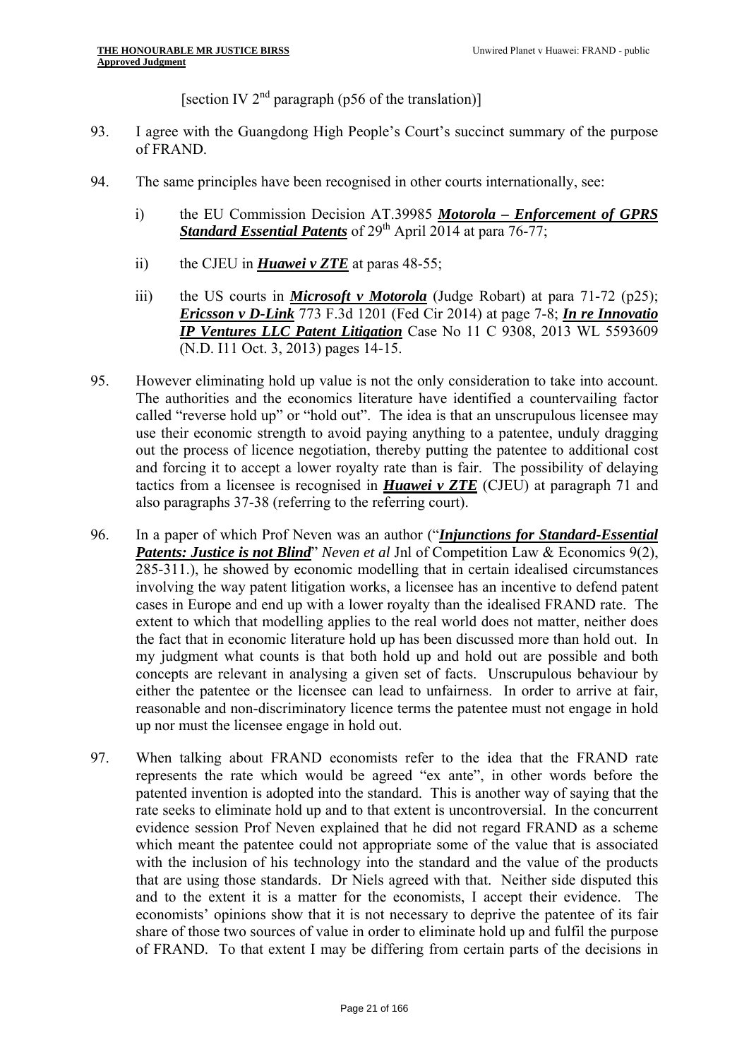[section IV 2[nd] paragraph (p56 of the translation)]

93. I agree with the Guangdong High People's Court's succinct summary of the purpose of FRAND.

94. The same principles have been recognised in other courts internationally, see:

    i) the EU Commission Decision AT.39985 ***Motorola – Enforcement of GPRS Standard Essential Patents*** of 29[th] April 2014 at para 76-77;

    ii) the CJEU in ***Huawei v ZTE*** at paras 48-55;

    iii) the US courts in ***Microsoft v Motorola*** (Judge Robart) at para 71-72 (p25); ***Ericsson v D-Link*** 773 F.3d 1201 (Fed Cir 2014) at page 7-8; ***In re Innovatio IP Ventures LLC Patent Litigation*** Case No 11 C 9308, 2013 WL 5593609 (N.D. I11 Oct. 3, 2013) pages 14-15.

95. However eliminating hold up value is not the only consideration to take into account. The authorities and the economics literature have identified a countervailing factor called "reverse hold up" or "hold out". The idea is that an unscrupulous licensee may use their economic strength to avoid paying anything to a patentee, unduly dragging out the process of licence negotiation, thereby putting the patentee to additional cost and forcing it to accept a lower royalty rate than is fair. The possibility of delaying tactics from a licensee is recognised in ***Huawei v ZTE*** (CJEU) at paragraph 71 and also paragraphs 37-38 (referring to the referring court).

96. In a paper of which Prof Neven was an author ("***Injunctions for Standard-Essential Patents: Justice is not Blind***" *Neven et al* Jnl of Competition Law & Economics 9(2), 285-311.), he showed by economic modelling that in certain idealised circumstances involving the way patent litigation works, a licensee has an incentive to defend patent cases in Europe and end up with a lower royalty than the idealised FRAND rate. The extent to which that modelling applies to the real world does not matter, neither does the fact that in economic literature hold up has been discussed more than hold out. In my judgment what counts is that both hold up and hold out are possible and both concepts are relevant in analysing a given set of facts. Unscrupulous behaviour by either the patentee or the licensee can lead to unfairness. In order to arrive at fair, reasonable and non-discriminatory licence terms the patentee must not engage in hold up nor must the licensee engage in hold out.

97. When talking about FRAND economists refer to the idea that the FRAND rate represents the rate which would be agreed "ex ante", in other words before the patented invention is adopted into the standard. This is another way of saying that the rate seeks to eliminate hold up and to that extent is uncontroversial. In the concurrent evidence session Prof Neven explained that he did not regard FRAND as a scheme which meant the patentee could not appropriate some of the value that is associated with the inclusion of his technology into the standard and the value of the products that are using those standards. Dr Niels agreed with that. Neither side disputed this and to the extent it is a matter for the economists, I accept their evidence. The economists' opinions show that it is not necessary to deprive the patentee of its fair share of those two sources of value in order to eliminate hold up and fulfil the purpose of FRAND. To that extent I may be differing from certain parts of the decisions in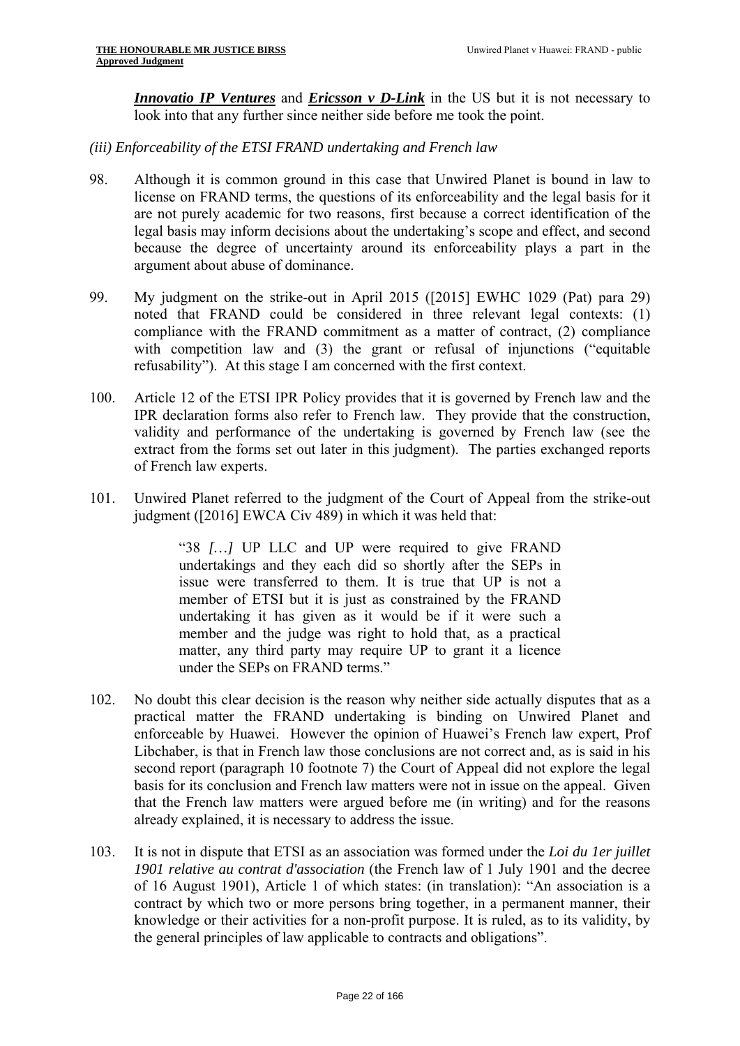***Innovatio IP Ventures*** and ***Ericsson v D-Link*** in the US but it is not necessary to look into that any further since neither side before me took the point.

*(iii) Enforceability of the ETSI FRAND undertaking and French law*

98. Although it is common ground in this case that Unwired Planet is bound in law to license on FRAND terms, the questions of its enforceability and the legal basis for it are not purely academic for two reasons, first because a correct identification of the legal basis may inform decisions about the undertaking's scope and effect, and second because the degree of uncertainty around its enforceability plays a part in the argument about abuse of dominance.

99. My judgment on the strike-out in April 2015 ([2015] EWHC 1029 (Pat) para 29) noted that FRAND could be considered in three relevant legal contexts: (1) compliance with the FRAND commitment as a matter of contract, (2) compliance with competition law and (3) the grant or refusal of injunctions ("equitable refusability"). At this stage I am concerned with the first context.

100. Article 12 of the ETSI IPR Policy provides that it is governed by French law and the IPR declaration forms also refer to French law. They provide that the construction, validity and performance of the undertaking is governed by French law (see the extract from the forms set out later in this judgment). The parties exchanged reports of French law experts.

101. Unwired Planet referred to the judgment of the Court of Appeal from the strike-out judgment ([2016] EWCA Civ 489) in which it was held that:

> "38 *[…]* UP LLC and UP were required to give FRAND undertakings and they each did so shortly after the SEPs in issue were transferred to them. It is true that UP is not a member of ETSI but it is just as constrained by the FRAND undertaking it has given as it would be if it were such a member and the judge was right to hold that, as a practical matter, any third party may require UP to grant it a licence under the SEPs on FRAND terms."

102. No doubt this clear decision is the reason why neither side actually disputes that as a practical matter the FRAND undertaking is binding on Unwired Planet and enforceable by Huawei. However the opinion of Huawei's French law expert, Prof Libchaber, is that in French law those conclusions are not correct and, as is said in his second report (paragraph 10 footnote 7) the Court of Appeal did not explore the legal basis for its conclusion and French law matters were not in issue on the appeal. Given that the French law matters were argued before me (in writing) and for the reasons already explained, it is necessary to address the issue.

103. It is not in dispute that ETSI as an association was formed under the *Loi du 1er juillet 1901 relative au contrat d'association* (the French law of 1 July 1901 and the decree of 16 August 1901), Article 1 of which states: (in translation): "An association is a contract by which two or more persons bring together, in a permanent manner, their knowledge or their activities for a non-profit purpose. It is ruled, as to its validity, by the general principles of law applicable to contracts and obligations".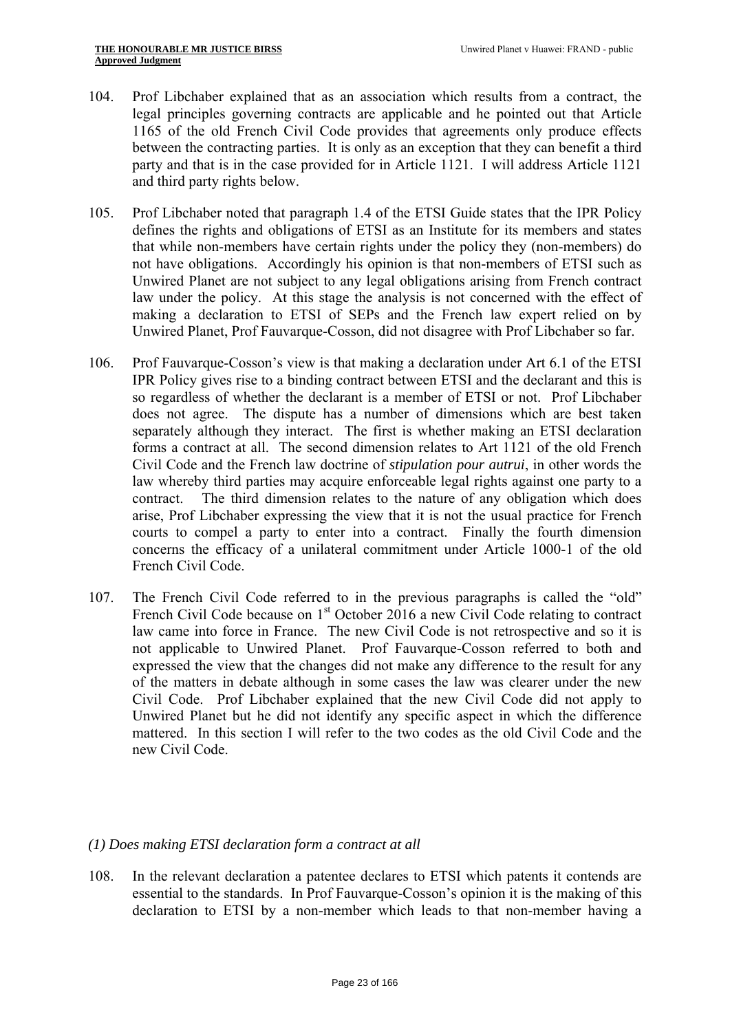104. Prof Libchaber explained that as an association which results from a contract, the legal principles governing contracts are applicable and he pointed out that Article 1165 of the old French Civil Code provides that agreements only produce effects between the contracting parties. It is only as an exception that they can benefit a third party and that is in the case provided for in Article 1121. I will address Article 1121 and third party rights below.

105. Prof Libchaber noted that paragraph 1.4 of the ETSI Guide states that the IPR Policy defines the rights and obligations of ETSI as an Institute for its members and states that while non-members have certain rights under the policy they (non-members) do not have obligations. Accordingly his opinion is that non-members of ETSI such as Unwired Planet are not subject to any legal obligations arising from French contract law under the policy. At this stage the analysis is not concerned with the effect of making a declaration to ETSI of SEPs and the French law expert relied on by Unwired Planet, Prof Fauvarque-Cosson, did not disagree with Prof Libchaber so far.

106. Prof Fauvarque-Cosson's view is that making a declaration under Art 6.1 of the ETSI IPR Policy gives rise to a binding contract between ETSI and the declarant and this is so regardless of whether the declarant is a member of ETSI or not. Prof Libchaber does not agree. The dispute has a number of dimensions which are best taken separately although they interact. The first is whether making an ETSI declaration forms a contract at all. The second dimension relates to Art 1121 of the old French Civil Code and the French law doctrine of *stipulation pour autrui*, in other words the law whereby third parties may acquire enforceable legal rights against one party to a contract. The third dimension relates to the nature of any obligation which does arise, Prof Libchaber expressing the view that it is not the usual practice for French courts to compel a party to enter into a contract. Finally the fourth dimension concerns the efficacy of a unilateral commitment under Article 1000-1 of the old French Civil Code.

107. The French Civil Code referred to in the previous paragraphs is called the "old" French Civil Code because on 1st October 2016 a new Civil Code relating to contract law came into force in France. The new Civil Code is not retrospective and so it is not applicable to Unwired Planet. Prof Fauvarque-Cosson referred to both and expressed the view that the changes did not make any difference to the result for any of the matters in debate although in some cases the law was clearer under the new Civil Code. Prof Libchaber explained that the new Civil Code did not apply to Unwired Planet but he did not identify any specific aspect in which the difference mattered. In this section I will refer to the two codes as the old Civil Code and the new Civil Code.

### *(1) Does making ETSI declaration form a contract at all*

108. In the relevant declaration a patentee declares to ETSI which patents it contends are essential to the standards. In Prof Fauvarque-Cosson's opinion it is the making of this declaration to ETSI by a non-member which leads to that non-member having a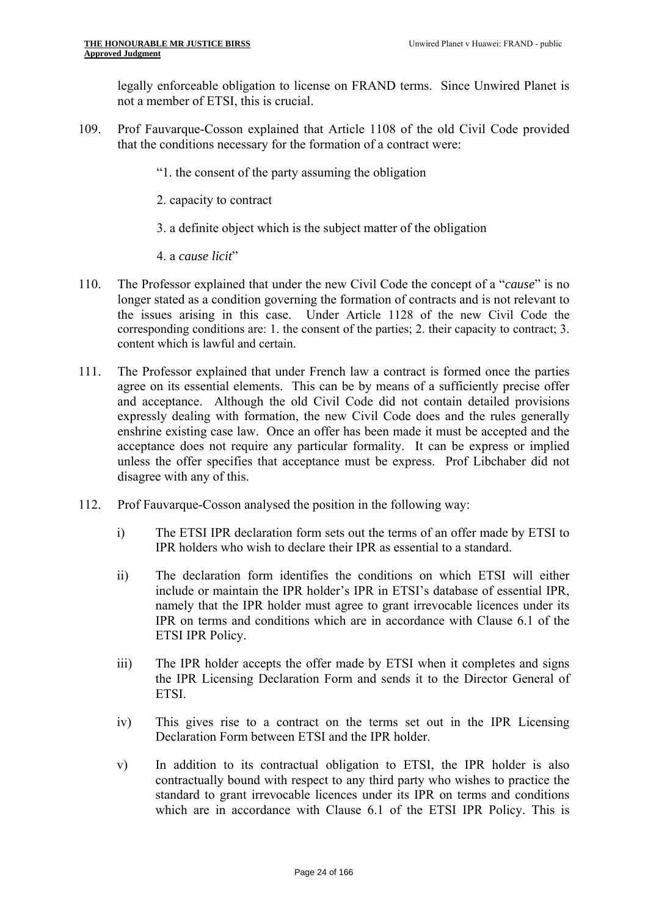legally enforceable obligation to license on FRAND terms. Since Unwired Planet is not a member of ETSI, this is crucial.

109. Prof Fauvarque-Cosson explained that Article 1108 of the old Civil Code provided that the conditions necessary for the formation of a contract were:

> "1. the consent of the party assuming the obligation
>
> 2. capacity to contract
>
> 3. a definite object which is the subject matter of the obligation
>
> 4. a *cause licit*"

110. The Professor explained that under the new Civil Code the concept of a "*cause*" is no longer stated as a condition governing the formation of contracts and is not relevant to the issues arising in this case. Under Article 1128 of the new Civil Code the corresponding conditions are: 1. the consent of the parties; 2. their capacity to contract; 3. content which is lawful and certain.

111. The Professor explained that under French law a contract is formed once the parties agree on its essential elements. This can be by means of a sufficiently precise offer and acceptance. Although the old Civil Code did not contain detailed provisions expressly dealing with formation, the new Civil Code does and the rules generally enshrine existing case law. Once an offer has been made it must be accepted and the acceptance does not require any particular formality. It can be express or implied unless the offer specifies that acceptance must be express. Prof Libchaber did not disagree with any of this.

112. Prof Fauvarque-Cosson analysed the position in the following way:

    i) The ETSI IPR declaration form sets out the terms of an offer made by ETSI to IPR holders who wish to declare their IPR as essential to a standard.

    ii) The declaration form identifies the conditions on which ETSI will either include or maintain the IPR holder's IPR in ETSI's database of essential IPR, namely that the IPR holder must agree to grant irrevocable licences under its IPR on terms and conditions which are in accordance with Clause 6.1 of the ETSI IPR Policy.

    iii) The IPR holder accepts the offer made by ETSI when it completes and signs the IPR Licensing Declaration Form and sends it to the Director General of ETSI.

    iv) This gives rise to a contract on the terms set out in the IPR Licensing Declaration Form between ETSI and the IPR holder.

    v) In addition to its contractual obligation to ETSI, the IPR holder is also contractually bound with respect to any third party who wishes to practice the standard to grant irrevocable licences under its IPR on terms and conditions which are in accordance with Clause 6.1 of the ETSI IPR Policy. This is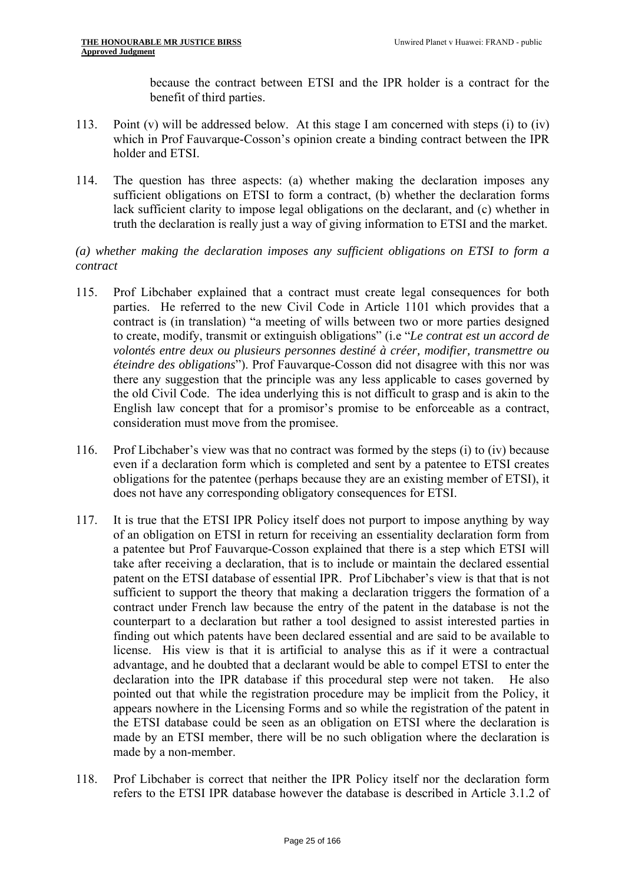because the contract between ETSI and the IPR holder is a contract for the benefit of third parties.

113. Point (v) will be addressed below. At this stage I am concerned with steps (i) to (iv) which in Prof Fauvarque-Cosson's opinion create a binding contract between the IPR holder and ETSI.

114. The question has three aspects: (a) whether making the declaration imposes any sufficient obligations on ETSI to form a contract, (b) whether the declaration forms lack sufficient clarity to impose legal obligations on the declarant, and (c) whether in truth the declaration is really just a way of giving information to ETSI and the market.

*(a) whether making the declaration imposes any sufficient obligations on ETSI to form a contract*

115. Prof Libchaber explained that a contract must create legal consequences for both parties. He referred to the new Civil Code in Article 1101 which provides that a contract is (in translation) "a meeting of wills between two or more parties designed to create, modify, transmit or extinguish obligations" (i.e "*Le contrat est un accord de volontés entre deux ou plusieurs personnes destiné à créer, modifier, transmettre ou éteindre des obligations*"). Prof Fauvarque-Cosson did not disagree with this nor was there any suggestion that the principle was any less applicable to cases governed by the old Civil Code. The idea underlying this is not difficult to grasp and is akin to the English law concept that for a promisor's promise to be enforceable as a contract, consideration must move from the promisee.

116. Prof Libchaber's view was that no contract was formed by the steps (i) to (iv) because even if a declaration form which is completed and sent by a patentee to ETSI creates obligations for the patentee (perhaps because they are an existing member of ETSI), it does not have any corresponding obligatory consequences for ETSI.

117. It is true that the ETSI IPR Policy itself does not purport to impose anything by way of an obligation on ETSI in return for receiving an essentiality declaration form from a patentee but Prof Fauvarque-Cosson explained that there is a step which ETSI will take after receiving a declaration, that is to include or maintain the declared essential patent on the ETSI database of essential IPR. Prof Libchaber's view is that that is not sufficient to support the theory that making a declaration triggers the formation of a contract under French law because the entry of the patent in the database is not the counterpart to a declaration but rather a tool designed to assist interested parties in finding out which patents have been declared essential and are said to be available to license. His view is that it is artificial to analyse this as if it were a contractual advantage, and he doubted that a declarant would be able to compel ETSI to enter the declaration into the IPR database if this procedural step were not taken. He also pointed out that while the registration procedure may be implicit from the Policy, it appears nowhere in the Licensing Forms and so while the registration of the patent in the ETSI database could be seen as an obligation on ETSI where the declaration is made by an ETSI member, there will be no such obligation where the declaration is made by a non-member.

118. Prof Libchaber is correct that neither the IPR Policy itself nor the declaration form refers to the ETSI IPR database however the database is described in Article 3.1.2 of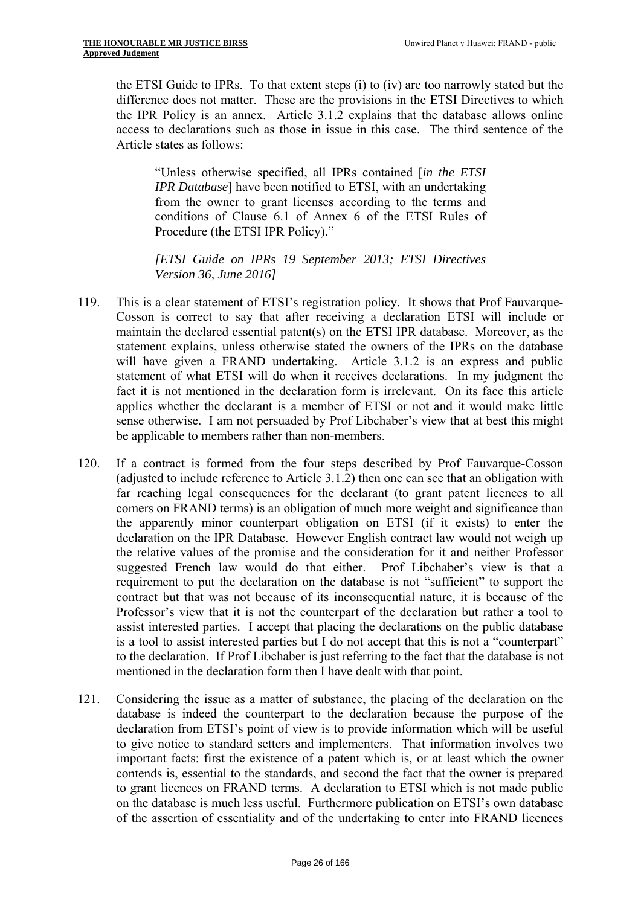the ETSI Guide to IPRs. To that extent steps (i) to (iv) are too narrowly stated but the difference does not matter. These are the provisions in the ETSI Directives to which the IPR Policy is an annex. Article 3.1.2 explains that the database allows online access to declarations such as those in issue in this case. The third sentence of the Article states as follows:

> "Unless otherwise specified, all IPRs contained [*in the ETSI IPR Database*] have been notified to ETSI, with an undertaking from the owner to grant licenses according to the terms and conditions of Clause 6.1 of Annex 6 of the ETSI Rules of Procedure (the ETSI IPR Policy)."
>
> *[ETSI Guide on IPRs 19 September 2013; ETSI Directives Version 36, June 2016]*

119. This is a clear statement of ETSI's registration policy. It shows that Prof Fauvarque-Cosson is correct to say that after receiving a declaration ETSI will include or maintain the declared essential patent(s) on the ETSI IPR database. Moreover, as the statement explains, unless otherwise stated the owners of the IPRs on the database will have given a FRAND undertaking. Article 3.1.2 is an express and public statement of what ETSI will do when it receives declarations. In my judgment the fact it is not mentioned in the declaration form is irrelevant. On its face this article applies whether the declarant is a member of ETSI or not and it would make little sense otherwise. I am not persuaded by Prof Libchaber's view that at best this might be applicable to members rather than non-members.

120. If a contract is formed from the four steps described by Prof Fauvarque-Cosson (adjusted to include reference to Article 3.1.2) then one can see that an obligation with far reaching legal consequences for the declarant (to grant patent licences to all comers on FRAND terms) is an obligation of much more weight and significance than the apparently minor counterpart obligation on ETSI (if it exists) to enter the declaration on the IPR Database. However English contract law would not weigh up the relative values of the promise and the consideration for it and neither Professor suggested French law would do that either. Prof Libchaber's view is that a requirement to put the declaration on the database is not "sufficient" to support the contract but that was not because of its inconsequential nature, it is because of the Professor's view that it is not the counterpart of the declaration but rather a tool to assist interested parties. I accept that placing the declarations on the public database is a tool to assist interested parties but I do not accept that this is not a "counterpart" to the declaration. If Prof Libchaber is just referring to the fact that the database is not mentioned in the declaration form then I have dealt with that point.

121. Considering the issue as a matter of substance, the placing of the declaration on the database is indeed the counterpart to the declaration because the purpose of the declaration from ETSI's point of view is to provide information which will be useful to give notice to standard setters and implementers. That information involves two important facts: first the existence of a patent which is, or at least which the owner contends is, essential to the standards, and second the fact that the owner is prepared to grant licences on FRAND terms. A declaration to ETSI which is not made public on the database is much less useful. Furthermore publication on ETSI's own database of the assertion of essentiality and of the undertaking to enter into FRAND licences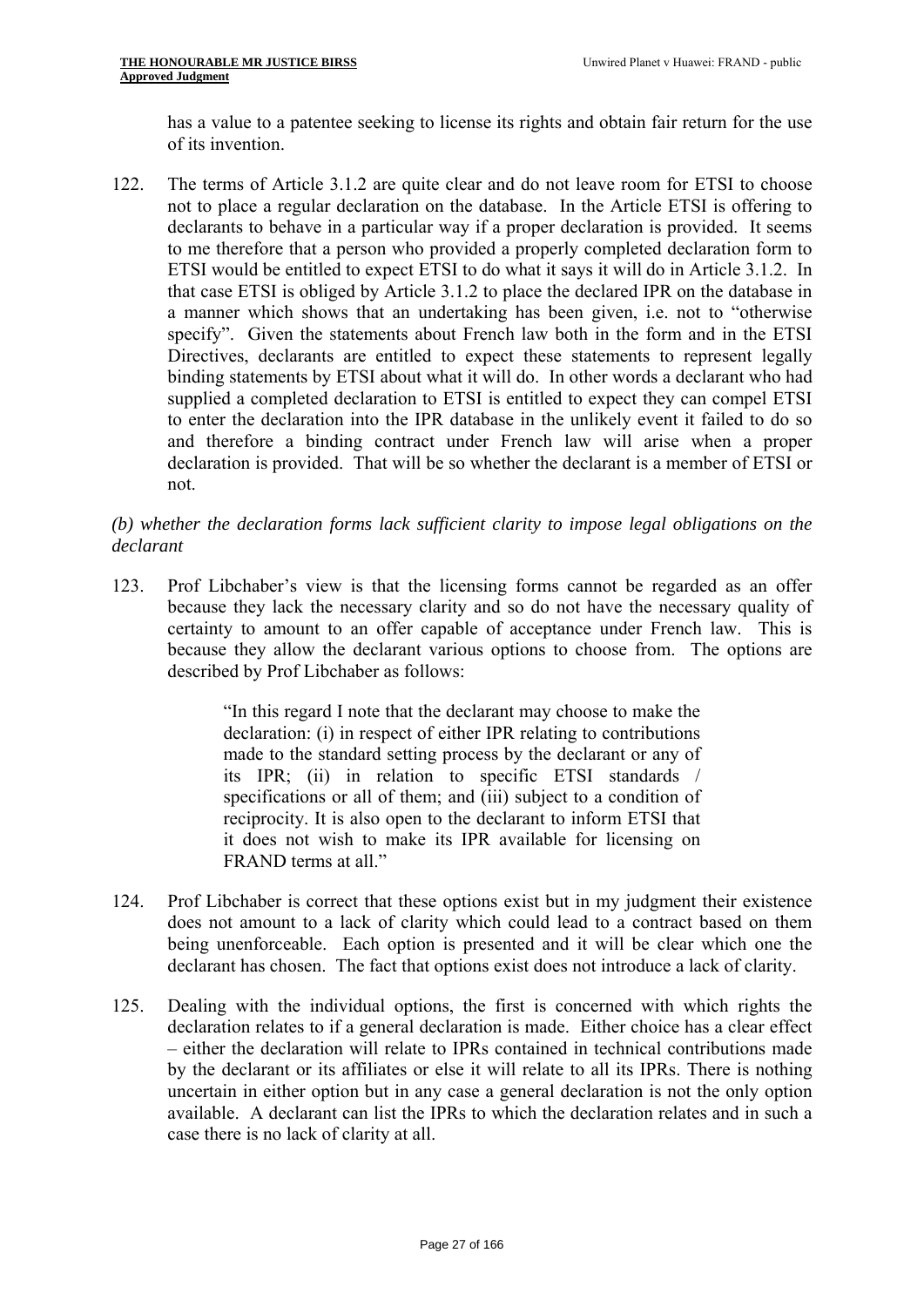has a value to a patentee seeking to license its rights and obtain fair return for the use of its invention.

122. The terms of Article 3.1.2 are quite clear and do not leave room for ETSI to choose not to place a regular declaration on the database. In the Article ETSI is offering to declarants to behave in a particular way if a proper declaration is provided. It seems to me therefore that a person who provided a properly completed declaration form to ETSI would be entitled to expect ETSI to do what it says it will do in Article 3.1.2. In that case ETSI is obliged by Article 3.1.2 to place the declared IPR on the database in a manner which shows that an undertaking has been given, i.e. not to "otherwise specify". Given the statements about French law both in the form and in the ETSI Directives, declarants are entitled to expect these statements to represent legally binding statements by ETSI about what it will do. In other words a declarant who had supplied a completed declaration to ETSI is entitled to expect they can compel ETSI to enter the declaration into the IPR database in the unlikely event it failed to do so and therefore a binding contract under French law will arise when a proper declaration is provided. That will be so whether the declarant is a member of ETSI or not.

*(b) whether the declaration forms lack sufficient clarity to impose legal obligations on the declarant*

123. Prof Libchaber's view is that the licensing forms cannot be regarded as an offer because they lack the necessary clarity and so do not have the necessary quality of certainty to amount to an offer capable of acceptance under French law. This is because they allow the declarant various options to choose from. The options are described by Prof Libchaber as follows:

> "In this regard I note that the declarant may choose to make the declaration: (i) in respect of either IPR relating to contributions made to the standard setting process by the declarant or any of its IPR; (ii) in relation to specific ETSI standards / specifications or all of them; and (iii) subject to a condition of reciprocity. It is also open to the declarant to inform ETSI that it does not wish to make its IPR available for licensing on FRAND terms at all."

124. Prof Libchaber is correct that these options exist but in my judgment their existence does not amount to a lack of clarity which could lead to a contract based on them being unenforceable. Each option is presented and it will be clear which one the declarant has chosen. The fact that options exist does not introduce a lack of clarity.

125. Dealing with the individual options, the first is concerned with which rights the declaration relates to if a general declaration is made. Either choice has a clear effect – either the declaration will relate to IPRs contained in technical contributions made by the declarant or its affiliates or else it will relate to all its IPRs. There is nothing uncertain in either option but in any case a general declaration is not the only option available. A declarant can list the IPRs to which the declaration relates and in such a case there is no lack of clarity at all.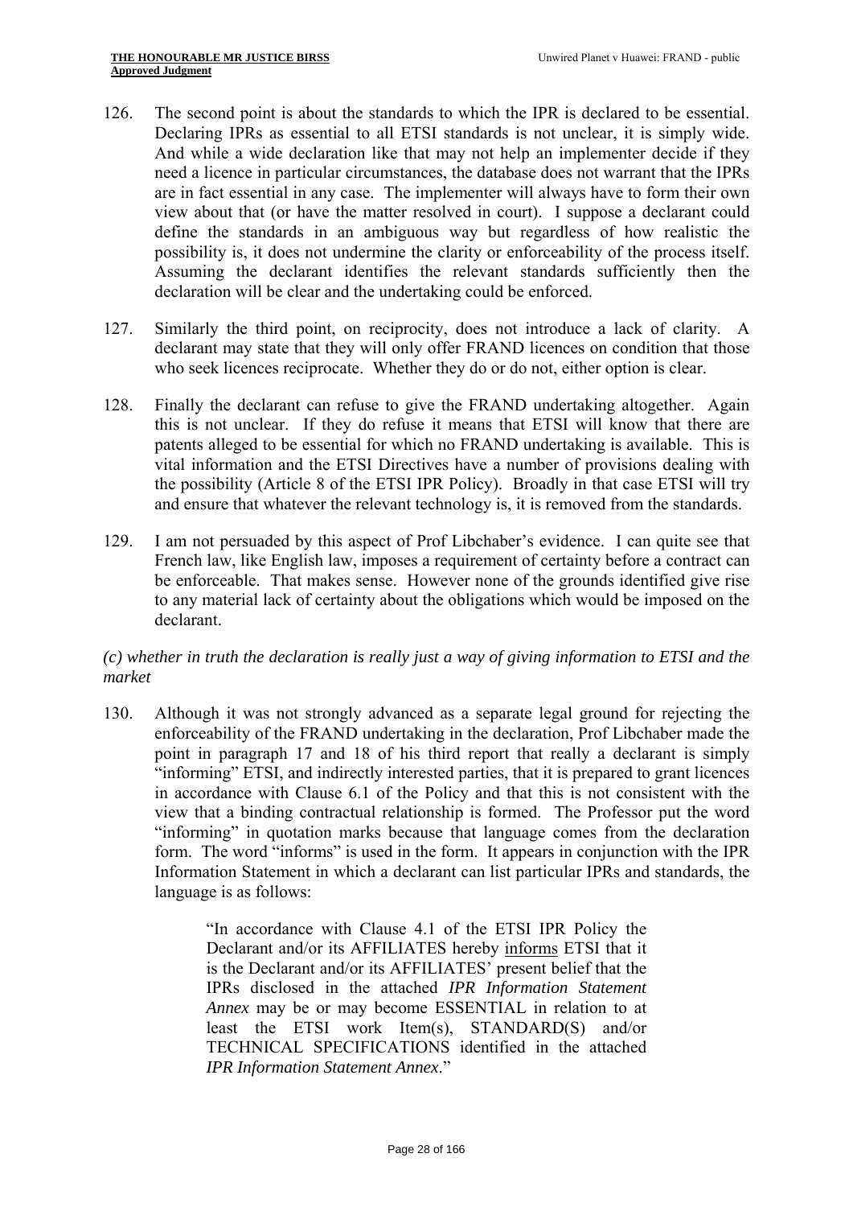126. The second point is about the standards to which the IPR is declared to be essential. Declaring IPRs as essential to all ETSI standards is not unclear, it is simply wide. And while a wide declaration like that may not help an implementer decide if they need a licence in particular circumstances, the database does not warrant that the IPRs are in fact essential in any case. The implementer will always have to form their own view about that (or have the matter resolved in court). I suppose a declarant could define the standards in an ambiguous way but regardless of how realistic the possibility is, it does not undermine the clarity or enforceability of the process itself. Assuming the declarant identifies the relevant standards sufficiently then the declaration will be clear and the undertaking could be enforced.

127. Similarly the third point, on reciprocity, does not introduce a lack of clarity. A declarant may state that they will only offer FRAND licences on condition that those who seek licences reciprocate. Whether they do or do not, either option is clear.

128. Finally the declarant can refuse to give the FRAND undertaking altogether. Again this is not unclear. If they do refuse it means that ETSI will know that there are patents alleged to be essential for which no FRAND undertaking is available. This is vital information and the ETSI Directives have a number of provisions dealing with the possibility (Article 8 of the ETSI IPR Policy). Broadly in that case ETSI will try and ensure that whatever the relevant technology is, it is removed from the standards.

129. I am not persuaded by this aspect of Prof Libchaber's evidence. I can quite see that French law, like English law, imposes a requirement of certainty before a contract can be enforceable. That makes sense. However none of the grounds identified give rise to any material lack of certainty about the obligations which would be imposed on the declarant.

*(c) whether in truth the declaration is really just a way of giving information to ETSI and the market*

130. Although it was not strongly advanced as a separate legal ground for rejecting the enforceability of the FRAND undertaking in the declaration, Prof Libchaber made the point in paragraph 17 and 18 of his third report that really a declarant is simply "informing" ETSI, and indirectly interested parties, that it is prepared to grant licences in accordance with Clause 6.1 of the Policy and that this is not consistent with the view that a binding contractual relationship is formed. The Professor put the word "informing" in quotation marks because that language comes from the declaration form. The word "informs" is used in the form. It appears in conjunction with the IPR Information Statement in which a declarant can list particular IPRs and standards, the language is as follows:

> "In accordance with Clause 4.1 of the ETSI IPR Policy the Declarant and/or its AFFILIATES hereby <u>informs</u> ETSI that it is the Declarant and/or its AFFILIATES' present belief that the IPRs disclosed in the attached *IPR Information Statement Annex* may be or may become ESSENTIAL in relation to at least the ETSI work Item(s), STANDARD(S) and/or TECHNICAL SPECIFICATIONS identified in the attached *IPR Information Statement Annex*."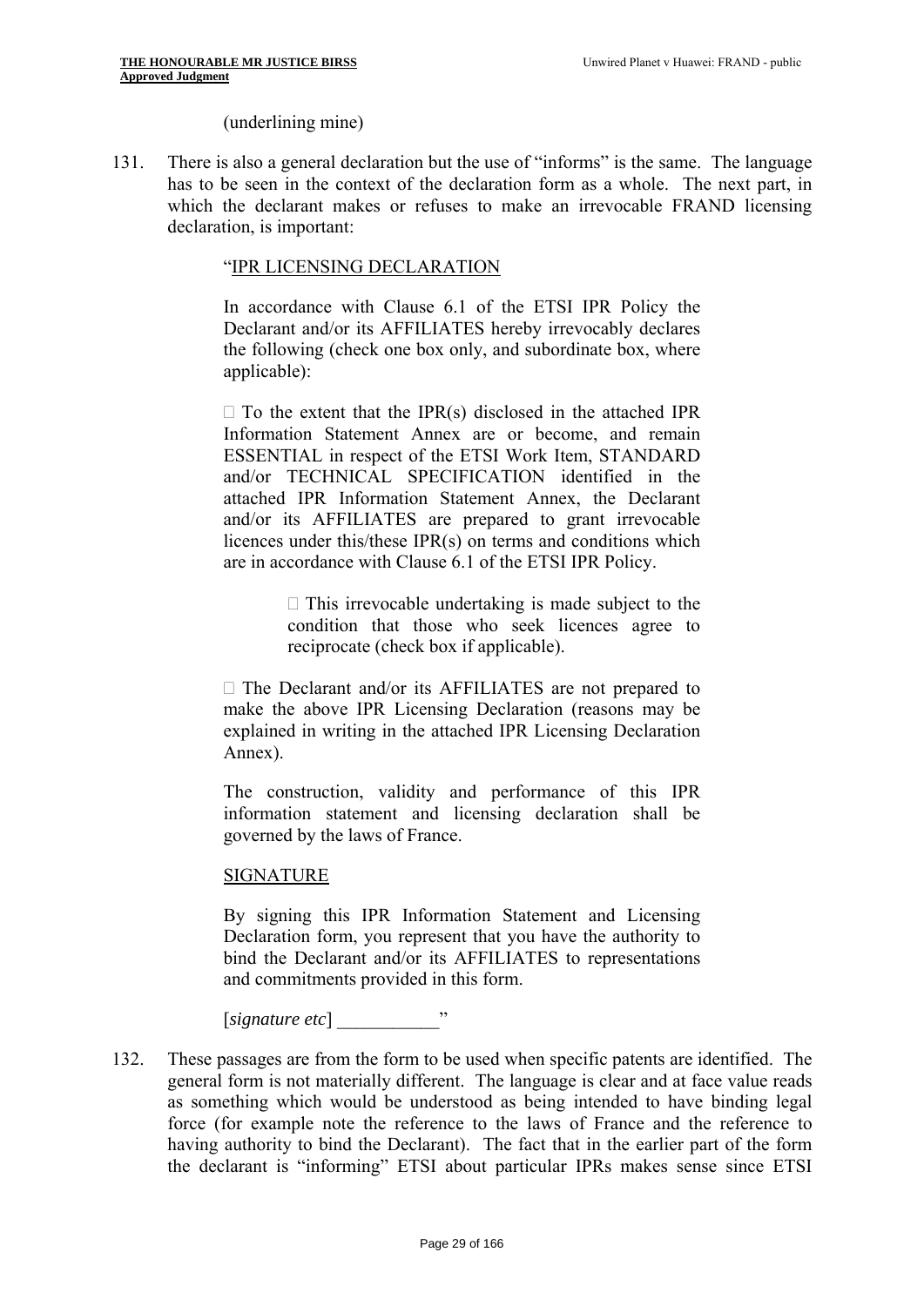(underlining mine)

131. There is also a general declaration but the use of "informs" is the same. The language has to be seen in the context of the declaration form as a whole. The next part, in which the declarant makes or refuses to make an irrevocable FRAND licensing declaration, is important:

> "IPR LICENSING DECLARATION
>
> In accordance with Clause 6.1 of the ETSI IPR Policy the Declarant and/or its AFFILIATES hereby irrevocably declares the following (check one box only, and subordinate box, where applicable):
>
> ☐ To the extent that the IPR(s) disclosed in the attached IPR Information Statement Annex are or become, and remain ESSENTIAL in respect of the ETSI Work Item, STANDARD and/or TECHNICAL SPECIFICATION identified in the attached IPR Information Statement Annex, the Declarant and/or its AFFILIATES are prepared to grant irrevocable licences under this/these IPR(s) on terms and conditions which are in accordance with Clause 6.1 of the ETSI IPR Policy.
>
> > ☐ This irrevocable undertaking is made subject to the condition that those who seek licences agree to reciprocate (check box if applicable).
>
> ☐ The Declarant and/or its AFFILIATES are not prepared to make the above IPR Licensing Declaration (reasons may be explained in writing in the attached IPR Licensing Declaration Annex).
>
> The construction, validity and performance of this IPR information statement and licensing declaration shall be governed by the laws of France.
>
> SIGNATURE
>
> By signing this IPR Information Statement and Licensing Declaration form, you represent that you have the authority to bind the Declarant and/or its AFFILIATES to representations and commitments provided in this form.
>
> [*signature etc*] ___________"

132. These passages are from the form to be used when specific patents are identified. The general form is not materially different. The language is clear and at face value reads as something which would be understood as being intended to have binding legal force (for example note the reference to the laws of France and the reference to having authority to bind the Declarant). The fact that in the earlier part of the form the declarant is "informing" ETSI about particular IPRs makes sense since ETSI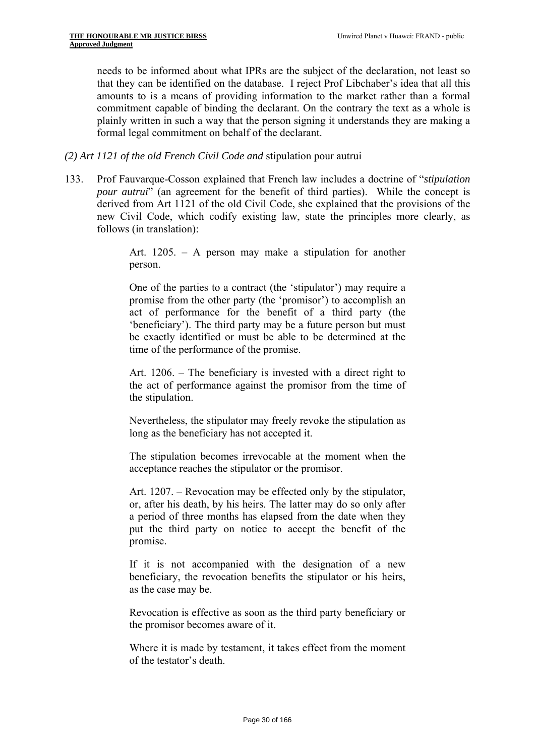needs to be informed about what IPRs are the subject of the declaration, not least so that they can be identified on the database. I reject Prof Libchaber's idea that all this amounts to is a means of providing information to the market rather than a formal commitment capable of binding the declarant. On the contrary the text as a whole is plainly written in such a way that the person signing it understands they are making a formal legal commitment on behalf of the declarant.

*(2) Art 1121 of the old French Civil Code and* stipulation pour autrui

133. Prof Fauvarque-Cosson explained that French law includes a doctrine of "*stipulation pour autrui*" (an agreement for the benefit of third parties). While the concept is derived from Art 1121 of the old Civil Code, she explained that the provisions of the new Civil Code, which codify existing law, state the principles more clearly, as follows (in translation):

> Art. 1205. – A person may make a stipulation for another person.
>
> One of the parties to a contract (the 'stipulator') may require a promise from the other party (the 'promisor') to accomplish an act of performance for the benefit of a third party (the 'beneficiary'). The third party may be a future person but must be exactly identified or must be able to be determined at the time of the performance of the promise.
>
> Art. 1206. – The beneficiary is invested with a direct right to the act of performance against the promisor from the time of the stipulation.
>
> Nevertheless, the stipulator may freely revoke the stipulation as long as the beneficiary has not accepted it.
>
> The stipulation becomes irrevocable at the moment when the acceptance reaches the stipulator or the promisor.
>
> Art. 1207. – Revocation may be effected only by the stipulator, or, after his death, by his heirs. The latter may do so only after a period of three months has elapsed from the date when they put the third party on notice to accept the benefit of the promise.
>
> If it is not accompanied with the designation of a new beneficiary, the revocation benefits the stipulator or his heirs, as the case may be.
>
> Revocation is effective as soon as the third party beneficiary or the promisor becomes aware of it.
>
> Where it is made by testament, it takes effect from the moment of the testator's death.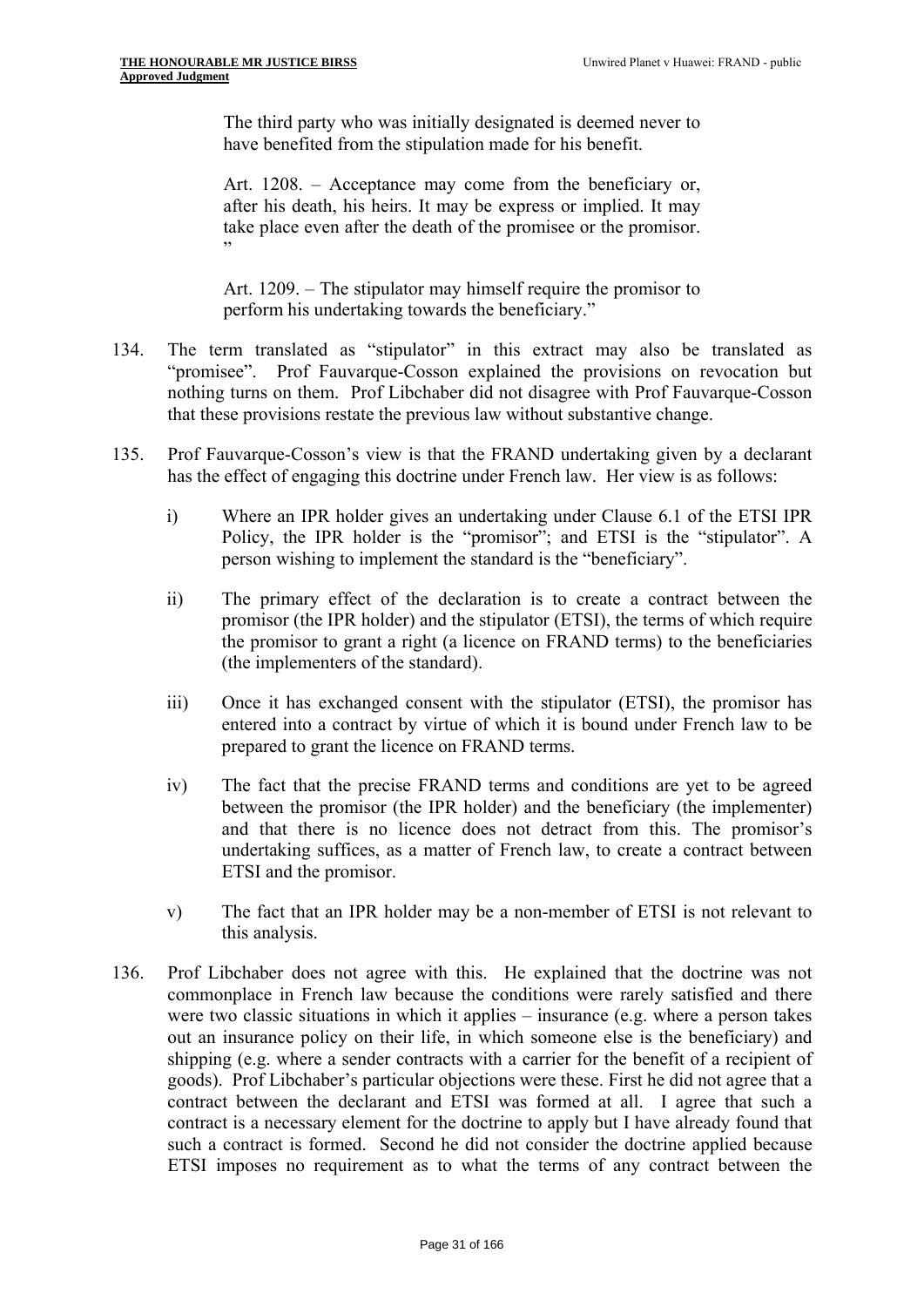> The third party who was initially designated is deemed never to have benefited from the stipulation made for his benefit.
>
> Art. 1208. – Acceptance may come from the beneficiary or, after his death, his heirs. It may be express or implied. It may take place even after the death of the promisee or the promisor. "
>
> Art. 1209. – The stipulator may himself require the promisor to perform his undertaking towards the beneficiary."

134. The term translated as "stipulator" in this extract may also be translated as "promisee". Prof Fauvarque-Cosson explained the provisions on revocation but nothing turns on them. Prof Libchaber did not disagree with Prof Fauvarque-Cosson that these provisions restate the previous law without substantive change.

135. Prof Fauvarque-Cosson's view is that the FRAND undertaking given by a declarant has the effect of engaging this doctrine under French law. Her view is as follows:

    i) Where an IPR holder gives an undertaking under Clause 6.1 of the ETSI IPR Policy, the IPR holder is the "promisor"; and ETSI is the "stipulator". A person wishing to implement the standard is the "beneficiary".

    ii) The primary effect of the declaration is to create a contract between the promisor (the IPR holder) and the stipulator (ETSI), the terms of which require the promisor to grant a right (a licence on FRAND terms) to the beneficiaries (the implementers of the standard).

    iii) Once it has exchanged consent with the stipulator (ETSI), the promisor has entered into a contract by virtue of which it is bound under French law to be prepared to grant the licence on FRAND terms.

    iv) The fact that the precise FRAND terms and conditions are yet to be agreed between the promisor (the IPR holder) and the beneficiary (the implementer) and that there is no licence does not detract from this. The promisor's undertaking suffices, as a matter of French law, to create a contract between ETSI and the promisor.

    v) The fact that an IPR holder may be a non-member of ETSI is not relevant to this analysis.

136. Prof Libchaber does not agree with this. He explained that the doctrine was not commonplace in French law because the conditions were rarely satisfied and there were two classic situations in which it applies – insurance (e.g. where a person takes out an insurance policy on their life, in which someone else is the beneficiary) and shipping (e.g. where a sender contracts with a carrier for the benefit of a recipient of goods). Prof Libchaber's particular objections were these. First he did not agree that a contract between the declarant and ETSI was formed at all. I agree that such a contract is a necessary element for the doctrine to apply but I have already found that such a contract is formed. Second he did not consider the doctrine applied because ETSI imposes no requirement as to what the terms of any contract between the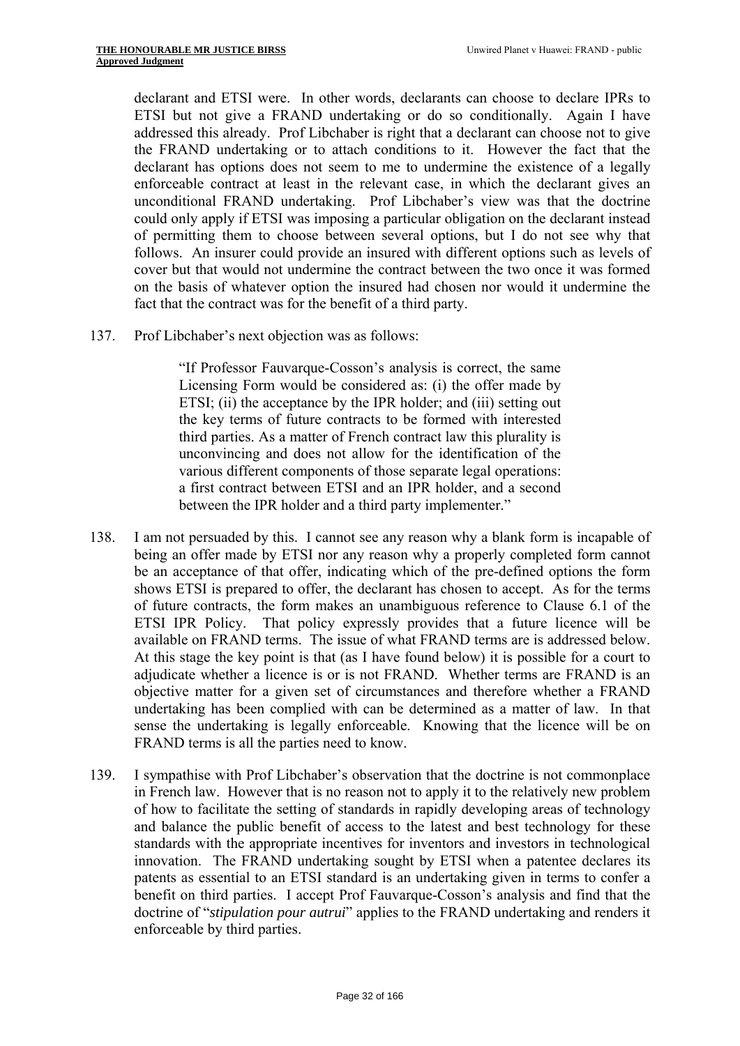declarant and ETSI were. In other words, declarants can choose to declare IPRs to ETSI but not give a FRAND undertaking or do so conditionally. Again I have addressed this already. Prof Libchaber is right that a declarant can choose not to give the FRAND undertaking or to attach conditions to it. However the fact that the declarant has options does not seem to me to undermine the existence of a legally enforceable contract at least in the relevant case, in which the declarant gives an unconditional FRAND undertaking. Prof Libchaber's view was that the doctrine could only apply if ETSI was imposing a particular obligation on the declarant instead of permitting them to choose between several options, but I do not see why that follows. An insurer could provide an insured with different options such as levels of cover but that would not undermine the contract between the two once it was formed on the basis of whatever option the insured had chosen nor would it undermine the fact that the contract was for the benefit of a third party.

137. Prof Libchaber's next objection was as follows:

> "If Professor Fauvarque-Cosson's analysis is correct, the same Licensing Form would be considered as: (i) the offer made by ETSI; (ii) the acceptance by the IPR holder; and (iii) setting out the key terms of future contracts to be formed with interested third parties. As a matter of French contract law this plurality is unconvincing and does not allow for the identification of the various different components of those separate legal operations: a first contract between ETSI and an IPR holder, and a second between the IPR holder and a third party implementer."

138. I am not persuaded by this. I cannot see any reason why a blank form is incapable of being an offer made by ETSI nor any reason why a properly completed form cannot be an acceptance of that offer, indicating which of the pre-defined options the form shows ETSI is prepared to offer, the declarant has chosen to accept. As for the terms of future contracts, the form makes an unambiguous reference to Clause 6.1 of the ETSI IPR Policy. That policy expressly provides that a future licence will be available on FRAND terms. The issue of what FRAND terms are is addressed below. At this stage the key point is that (as I have found below) it is possible for a court to adjudicate whether a licence is or is not FRAND. Whether terms are FRAND is an objective matter for a given set of circumstances and therefore whether a FRAND undertaking has been complied with can be determined as a matter of law. In that sense the undertaking is legally enforceable. Knowing that the licence will be on FRAND terms is all the parties need to know.

139. I sympathise with Prof Libchaber's observation that the doctrine is not commonplace in French law. However that is no reason not to apply it to the relatively new problem of how to facilitate the setting of standards in rapidly developing areas of technology and balance the public benefit of access to the latest and best technology for these standards with the appropriate incentives for inventors and investors in technological innovation. The FRAND undertaking sought by ETSI when a patentee declares its patents as essential to an ETSI standard is an undertaking given in terms to confer a benefit on third parties. I accept Prof Fauvarque-Cosson's analysis and find that the doctrine of "*stipulation pour autrui*" applies to the FRAND undertaking and renders it enforceable by third parties.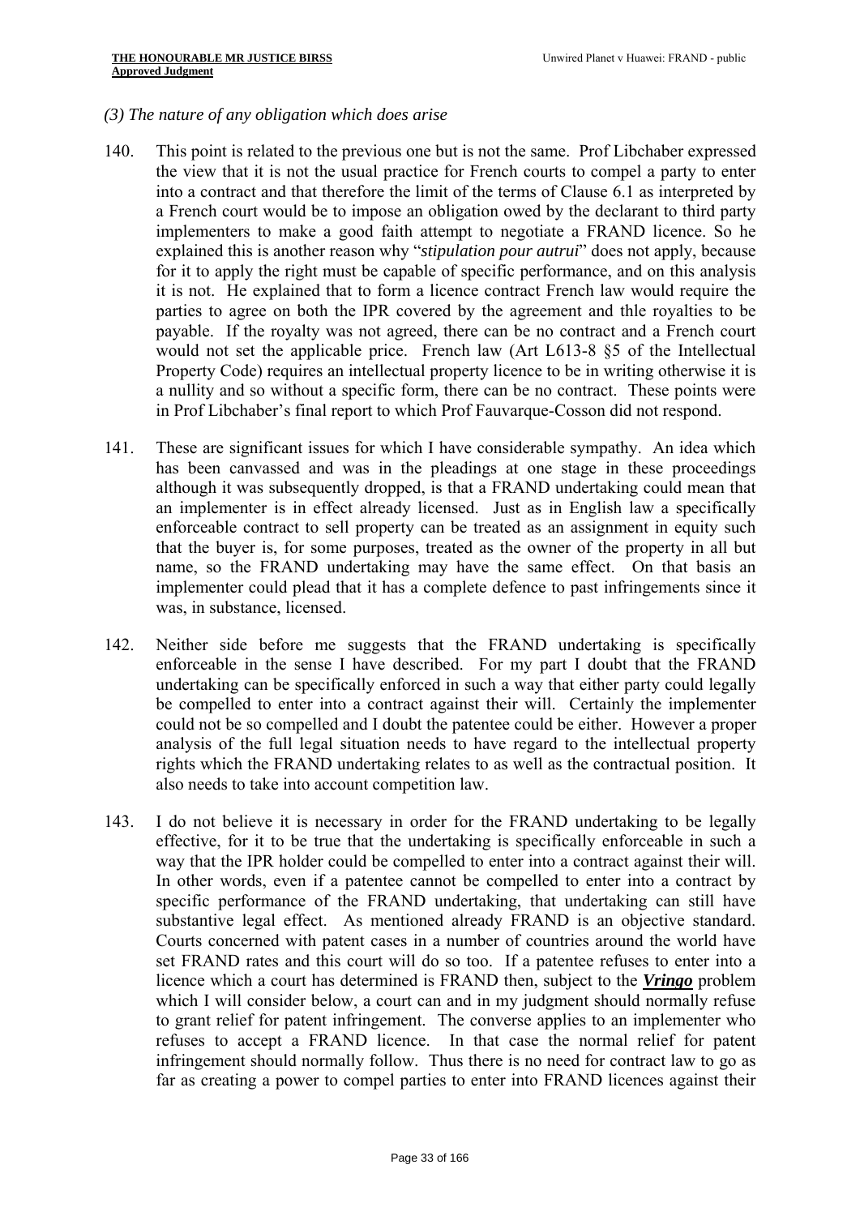*(3) The nature of any obligation which does arise*

140. This point is related to the previous one but is not the same. Prof Libchaber expressed the view that it is not the usual practice for French courts to compel a party to enter into a contract and that therefore the limit of the terms of Clause 6.1 as interpreted by a French court would be to impose an obligation owed by the declarant to third party implementers to make a good faith attempt to negotiate a FRAND licence. So he explained this is another reason why "*stipulation pour autrui*" does not apply, because for it to apply the right must be capable of specific performance, and on this analysis it is not. He explained that to form a licence contract French law would require the parties to agree on both the IPR covered by the agreement and thle royalties to be payable. If the royalty was not agreed, there can be no contract and a French court would not set the applicable price. French law (Art L613-8 §5 of the Intellectual Property Code) requires an intellectual property licence to be in writing otherwise it is a nullity and so without a specific form, there can be no contract. These points were in Prof Libchaber's final report to which Prof Fauvarque-Cosson did not respond.

141. These are significant issues for which I have considerable sympathy. An idea which has been canvassed and was in the pleadings at one stage in these proceedings although it was subsequently dropped, is that a FRAND undertaking could mean that an implementer is in effect already licensed. Just as in English law a specifically enforceable contract to sell property can be treated as an assignment in equity such that the buyer is, for some purposes, treated as the owner of the property in all but name, so the FRAND undertaking may have the same effect. On that basis an implementer could plead that it has a complete defence to past infringements since it was, in substance, licensed.

142. Neither side before me suggests that the FRAND undertaking is specifically enforceable in the sense I have described. For my part I doubt that the FRAND undertaking can be specifically enforced in such a way that either party could legally be compelled to enter into a contract against their will. Certainly the implementer could not be so compelled and I doubt the patentee could be either. However a proper analysis of the full legal situation needs to have regard to the intellectual property rights which the FRAND undertaking relates to as well as the contractual position. It also needs to take into account competition law.

143. I do not believe it is necessary in order for the FRAND undertaking to be legally effective, for it to be true that the undertaking is specifically enforceable in such a way that the IPR holder could be compelled to enter into a contract against their will. In other words, even if a patentee cannot be compelled to enter into a contract by specific performance of the FRAND undertaking, that undertaking can still have substantive legal effect. As mentioned already FRAND is an objective standard. Courts concerned with patent cases in a number of countries around the world have set FRAND rates and this court will do so too. If a patentee refuses to enter into a licence which a court has determined is FRAND then, subject to the ***Vringo*** problem which I will consider below, a court can and in my judgment should normally refuse to grant relief for patent infringement. The converse applies to an implementer who refuses to accept a FRAND licence. In that case the normal relief for patent infringement should normally follow. Thus there is no need for contract law to go as far as creating a power to compel parties to enter into FRAND licences against their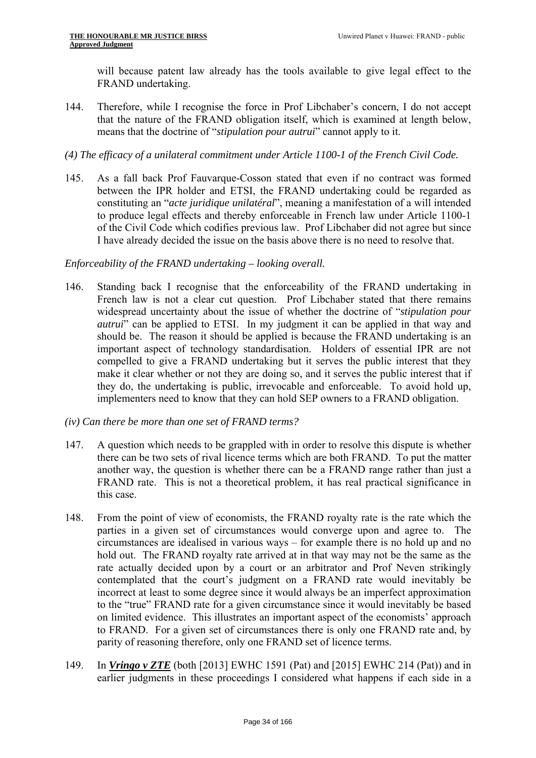will because patent law already has the tools available to give legal effect to the FRAND undertaking.

144. Therefore, while I recognise the force in Prof Libchaber's concern, I do not accept that the nature of the FRAND obligation itself, which is examined at length below, means that the doctrine of "*stipulation pour autrui*" cannot apply to it.

*(4) The efficacy of a unilateral commitment under Article 1100-1 of the French Civil Code.*

145. As a fall back Prof Fauvarque-Cosson stated that even if no contract was formed between the IPR holder and ETSI, the FRAND undertaking could be regarded as constituting an "*acte juridique unilatéral*", meaning a manifestation of a will intended to produce legal effects and thereby enforceable in French law under Article 1100-1 of the Civil Code which codifies previous law. Prof Libchaber did not agree but since I have already decided the issue on the basis above there is no need to resolve that.

*Enforceability of the FRAND undertaking – looking overall.*

146. Standing back I recognise that the enforceability of the FRAND undertaking in French law is not a clear cut question. Prof Libchaber stated that there remains widespread uncertainty about the issue of whether the doctrine of "*stipulation pour autrui*" can be applied to ETSI. In my judgment it can be applied in that way and should be. The reason it should be applied is because the FRAND undertaking is an important aspect of technology standardisation. Holders of essential IPR are not compelled to give a FRAND undertaking but it serves the public interest that they make it clear whether or not they are doing so, and it serves the public interest that if they do, the undertaking is public, irrevocable and enforceable. To avoid hold up, implementers need to know that they can hold SEP owners to a FRAND obligation.

*(iv) Can there be more than one set of FRAND terms?*

147. A question which needs to be grappled with in order to resolve this dispute is whether there can be two sets of rival licence terms which are both FRAND. To put the matter another way, the question is whether there can be a FRAND range rather than just a FRAND rate. This is not a theoretical problem, it has real practical significance in this case.

148. From the point of view of economists, the FRAND royalty rate is the rate which the parties in a given set of circumstances would converge upon and agree to. The circumstances are idealised in various ways – for example there is no hold up and no hold out. The FRAND royalty rate arrived at in that way may not be the same as the rate actually decided upon by a court or an arbitrator and Prof Neven strikingly contemplated that the court's judgment on a FRAND rate would inevitably be incorrect at least to some degree since it would always be an imperfect approximation to the "true" FRAND rate for a given circumstance since it would inevitably be based on limited evidence. This illustrates an important aspect of the economists' approach to FRAND. For a given set of circumstances there is only one FRAND rate and, by parity of reasoning therefore, only one FRAND set of licence terms.

149. In ***Vringo v ZTE*** (both [2013] EWHC 1591 (Pat) and [2015] EWHC 214 (Pat)) and in earlier judgments in these proceedings I considered what happens if each side in a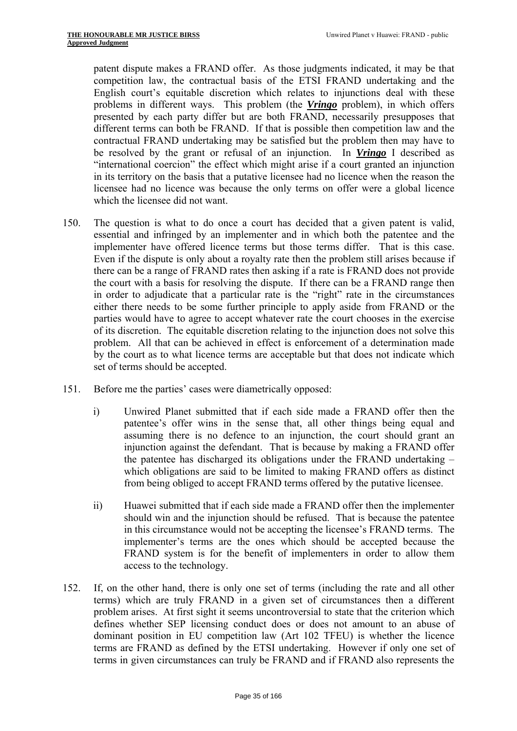patent dispute makes a FRAND offer. As those judgments indicated, it may be that competition law, the contractual basis of the ETSI FRAND undertaking and the English court's equitable discretion which relates to injunctions deal with these problems in different ways. This problem (the ***Vringo*** problem), in which offers presented by each party differ but are both FRAND, necessarily presupposes that different terms can both be FRAND. If that is possible then competition law and the contractual FRAND undertaking may be satisfied but the problem then may have to be resolved by the grant or refusal of an injunction. In ***Vringo*** I described as "international coercion" the effect which might arise if a court granted an injunction in its territory on the basis that a putative licensee had no licence when the reason the licensee had no licence was because the only terms on offer were a global licence which the licensee did not want.

150. The question is what to do once a court has decided that a given patent is valid, essential and infringed by an implementer and in which both the patentee and the implementer have offered licence terms but those terms differ. That is this case. Even if the dispute is only about a royalty rate then the problem still arises because if there can be a range of FRAND rates then asking if a rate is FRAND does not provide the court with a basis for resolving the dispute. If there can be a FRAND range then in order to adjudicate that a particular rate is the "right" rate in the circumstances either there needs to be some further principle to apply aside from FRAND or the parties would have to agree to accept whatever rate the court chooses in the exercise of its discretion. The equitable discretion relating to the injunction does not solve this problem. All that can be achieved in effect is enforcement of a determination made by the court as to what licence terms are acceptable but that does not indicate which set of terms should be accepted.

151. Before me the parties' cases were diametrically opposed:

    i) Unwired Planet submitted that if each side made a FRAND offer then the patentee's offer wins in the sense that, all other things being equal and assuming there is no defence to an injunction, the court should grant an injunction against the defendant. That is because by making a FRAND offer the patentee has discharged its obligations under the FRAND undertaking – which obligations are said to be limited to making FRAND offers as distinct from being obliged to accept FRAND terms offered by the putative licensee.

    ii) Huawei submitted that if each side made a FRAND offer then the implementer should win and the injunction should be refused. That is because the patentee in this circumstance would not be accepting the licensee's FRAND terms. The implementer's terms are the ones which should be accepted because the FRAND system is for the benefit of implementers in order to allow them access to the technology.

152. If, on the other hand, there is only one set of terms (including the rate and all other terms) which are truly FRAND in a given set of circumstances then a different problem arises. At first sight it seems uncontroversial to state that the criterion which defines whether SEP licensing conduct does or does not amount to an abuse of dominant position in EU competition law (Art 102 TFEU) is whether the licence terms are FRAND as defined by the ETSI undertaking. However if only one set of terms in given circumstances can truly be FRAND and if FRAND also represents the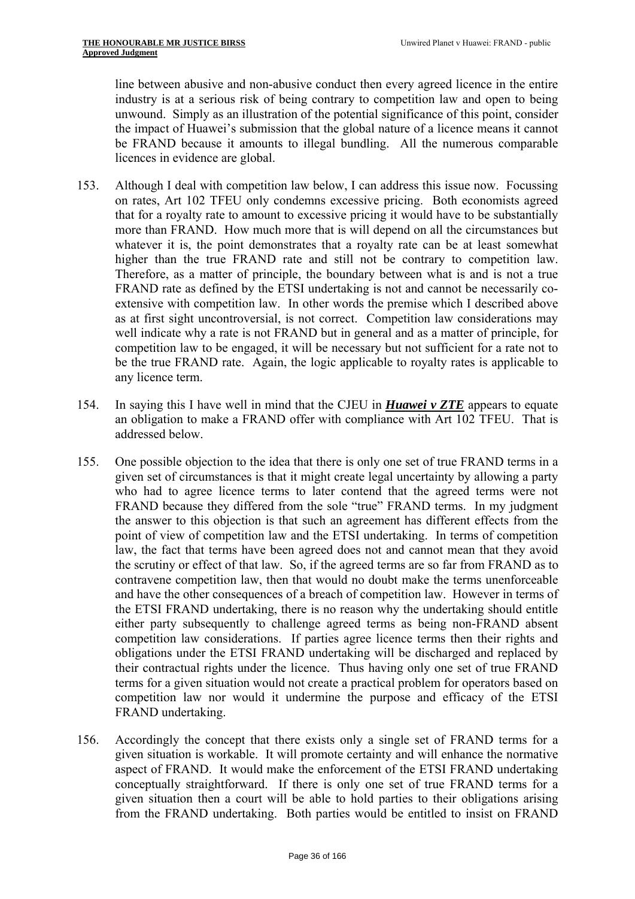line between abusive and non-abusive conduct then every agreed licence in the entire industry is at a serious risk of being contrary to competition law and open to being unwound. Simply as an illustration of the potential significance of this point, consider the impact of Huawei's submission that the global nature of a licence means it cannot be FRAND because it amounts to illegal bundling. All the numerous comparable licences in evidence are global.

153. Although I deal with competition law below, I can address this issue now. Focussing on rates, Art 102 TFEU only condemns excessive pricing. Both economists agreed that for a royalty rate to amount to excessive pricing it would have to be substantially more than FRAND. How much more that is will depend on all the circumstances but whatever it is, the point demonstrates that a royalty rate can be at least somewhat higher than the true FRAND rate and still not be contrary to competition law. Therefore, as a matter of principle, the boundary between what is and is not a true FRAND rate as defined by the ETSI undertaking is not and cannot be necessarily co-extensive with competition law. In other words the premise which I described above as at first sight uncontroversial, is not correct. Competition law considerations may well indicate why a rate is not FRAND but in general and as a matter of principle, for competition law to be engaged, it will be necessary but not sufficient for a rate not to be the true FRAND rate. Again, the logic applicable to royalty rates is applicable to any licence term.

154. In saying this I have well in mind that the CJEU in ***Huawei v ZTE*** appears to equate an obligation to make a FRAND offer with compliance with Art 102 TFEU. That is addressed below.

155. One possible objection to the idea that there is only one set of true FRAND terms in a given set of circumstances is that it might create legal uncertainty by allowing a party who had to agree licence terms to later contend that the agreed terms were not FRAND because they differed from the sole "true" FRAND terms. In my judgment the answer to this objection is that such an agreement has different effects from the point of view of competition law and the ETSI undertaking. In terms of competition law, the fact that terms have been agreed does not and cannot mean that they avoid the scrutiny or effect of that law. So, if the agreed terms are so far from FRAND as to contravene competition law, then that would no doubt make the terms unenforceable and have the other consequences of a breach of competition law. However in terms of the ETSI FRAND undertaking, there is no reason why the undertaking should entitle either party subsequently to challenge agreed terms as being non-FRAND absent competition law considerations. If parties agree licence terms then their rights and obligations under the ETSI FRAND undertaking will be discharged and replaced by their contractual rights under the licence. Thus having only one set of true FRAND terms for a given situation would not create a practical problem for operators based on competition law nor would it undermine the purpose and efficacy of the ETSI FRAND undertaking.

156. Accordingly the concept that there exists only a single set of FRAND terms for a given situation is workable. It will promote certainty and will enhance the normative aspect of FRAND. It would make the enforcement of the ETSI FRAND undertaking conceptually straightforward. If there is only one set of true FRAND terms for a given situation then a court will be able to hold parties to their obligations arising from the FRAND undertaking. Both parties would be entitled to insist on FRAND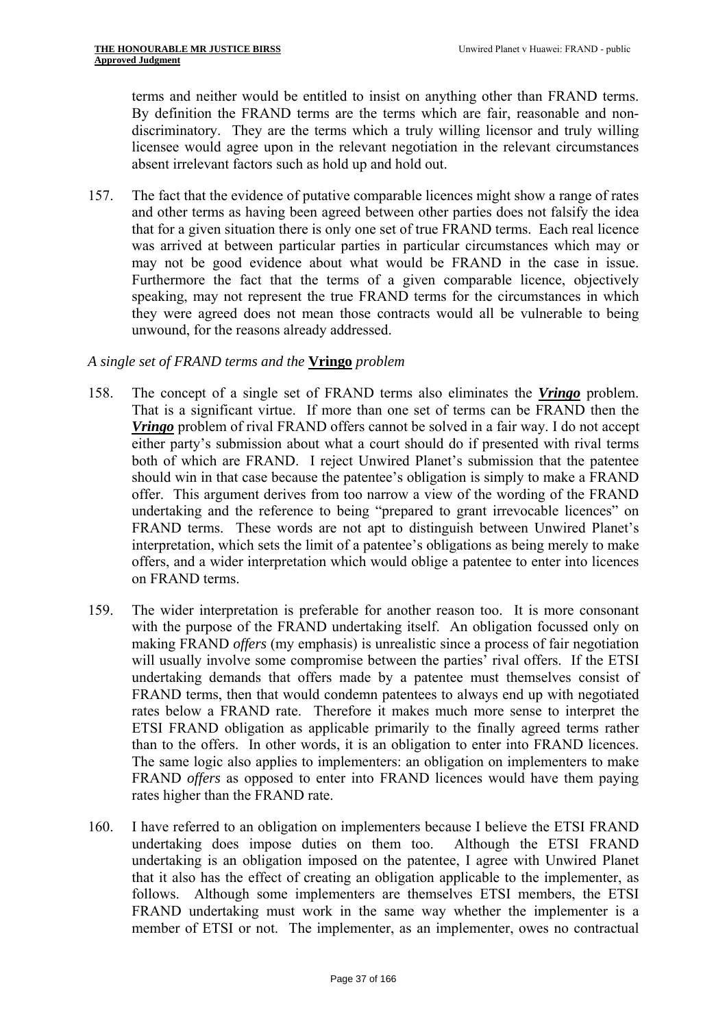terms and neither would be entitled to insist on anything other than FRAND terms. By definition the FRAND terms are the terms which are fair, reasonable and non-discriminatory. They are the terms which a truly willing licensor and truly willing licensee would agree upon in the relevant negotiation in the relevant circumstances absent irrelevant factors such as hold up and hold out.

157. The fact that the evidence of putative comparable licences might show a range of rates and other terms as having been agreed between other parties does not falsify the idea that for a given situation there is only one set of true FRAND terms. Each real licence was arrived at between particular parties in particular circumstances which may or may not be good evidence about what would be FRAND in the case in issue. Furthermore the fact that the terms of a given comparable licence, objectively speaking, may not represent the true FRAND terms for the circumstances in which they were agreed does not mean those contracts would all be vulnerable to being unwound, for the reasons already addressed.

*A single set of FRAND terms and the* **Vringo** *problem*

158. The concept of a single set of FRAND terms also eliminates the ***Vringo*** problem. That is a significant virtue. If more than one set of terms can be FRAND then the ***Vringo*** problem of rival FRAND offers cannot be solved in a fair way. I do not accept either party's submission about what a court should do if presented with rival terms both of which are FRAND. I reject Unwired Planet's submission that the patentee should win in that case because the patentee's obligation is simply to make a FRAND offer. This argument derives from too narrow a view of the wording of the FRAND undertaking and the reference to being "prepared to grant irrevocable licences" on FRAND terms. These words are not apt to distinguish between Unwired Planet's interpretation, which sets the limit of a patentee's obligations as being merely to make offers, and a wider interpretation which would oblige a patentee to enter into licences on FRAND terms.

159. The wider interpretation is preferable for another reason too. It is more consonant with the purpose of the FRAND undertaking itself. An obligation focussed only on making FRAND *offers* (my emphasis) is unrealistic since a process of fair negotiation will usually involve some compromise between the parties' rival offers. If the ETSI undertaking demands that offers made by a patentee must themselves consist of FRAND terms, then that would condemn patentees to always end up with negotiated rates below a FRAND rate. Therefore it makes much more sense to interpret the ETSI FRAND obligation as applicable primarily to the finally agreed terms rather than to the offers. In other words, it is an obligation to enter into FRAND licences. The same logic also applies to implementers: an obligation on implementers to make FRAND *offers* as opposed to enter into FRAND licences would have them paying rates higher than the FRAND rate.

160. I have referred to an obligation on implementers because I believe the ETSI FRAND undertaking does impose duties on them too. Although the ETSI FRAND undertaking is an obligation imposed on the patentee, I agree with Unwired Planet that it also has the effect of creating an obligation applicable to the implementer, as follows. Although some implementers are themselves ETSI members, the ETSI FRAND undertaking must work in the same way whether the implementer is a member of ETSI or not. The implementer, as an implementer, owes no contractual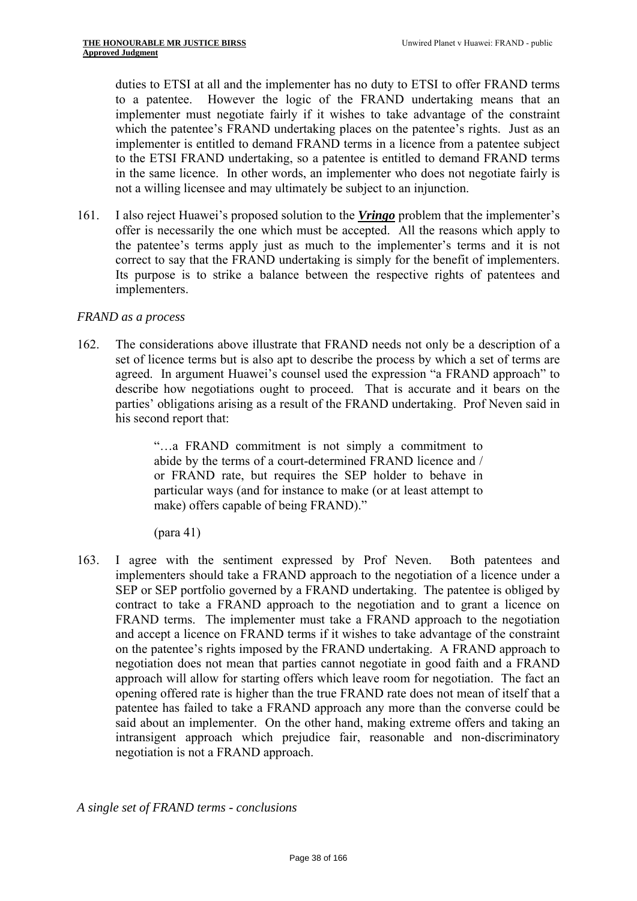duties to ETSI at all and the implementer has no duty to ETSI to offer FRAND terms to a patentee. However the logic of the FRAND undertaking means that an implementer must negotiate fairly if it wishes to take advantage of the constraint which the patentee's FRAND undertaking places on the patentee's rights. Just as an implementer is entitled to demand FRAND terms in a licence from a patentee subject to the ETSI FRAND undertaking, so a patentee is entitled to demand FRAND terms in the same licence. In other words, an implementer who does not negotiate fairly is not a willing licensee and may ultimately be subject to an injunction.

161. I also reject Huawei's proposed solution to the ***Vringo*** problem that the implementer's offer is necessarily the one which must be accepted. All the reasons which apply to the patentee's terms apply just as much to the implementer's terms and it is not correct to say that the FRAND undertaking is simply for the benefit of implementers. Its purpose is to strike a balance between the respective rights of patentees and implementers.

*FRAND as a process*

162. The considerations above illustrate that FRAND needs not only be a description of a set of licence terms but is also apt to describe the process by which a set of terms are agreed. In argument Huawei's counsel used the expression "a FRAND approach" to describe how negotiations ought to proceed. That is accurate and it bears on the parties' obligations arising as a result of the FRAND undertaking. Prof Neven said in his second report that:

> "…a FRAND commitment is not simply a commitment to abide by the terms of a court-determined FRAND licence and / or FRAND rate, but requires the SEP holder to behave in particular ways (and for instance to make (or at least attempt to make) offers capable of being FRAND)."
>
> (para 41)

163. I agree with the sentiment expressed by Prof Neven. Both patentees and implementers should take a FRAND approach to the negotiation of a licence under a SEP or SEP portfolio governed by a FRAND undertaking. The patentee is obliged by contract to take a FRAND approach to the negotiation and to grant a licence on FRAND terms. The implementer must take a FRAND approach to the negotiation and accept a licence on FRAND terms if it wishes to take advantage of the constraint on the patentee's rights imposed by the FRAND undertaking. A FRAND approach to negotiation does not mean that parties cannot negotiate in good faith and a FRAND approach will allow for starting offers which leave room for negotiation. The fact an opening offered rate is higher than the true FRAND rate does not mean of itself that a patentee has failed to take a FRAND approach any more than the converse could be said about an implementer. On the other hand, making extreme offers and taking an intransigent approach which prejudice fair, reasonable and non-discriminatory negotiation is not a FRAND approach.

*A single set of FRAND terms - conclusions*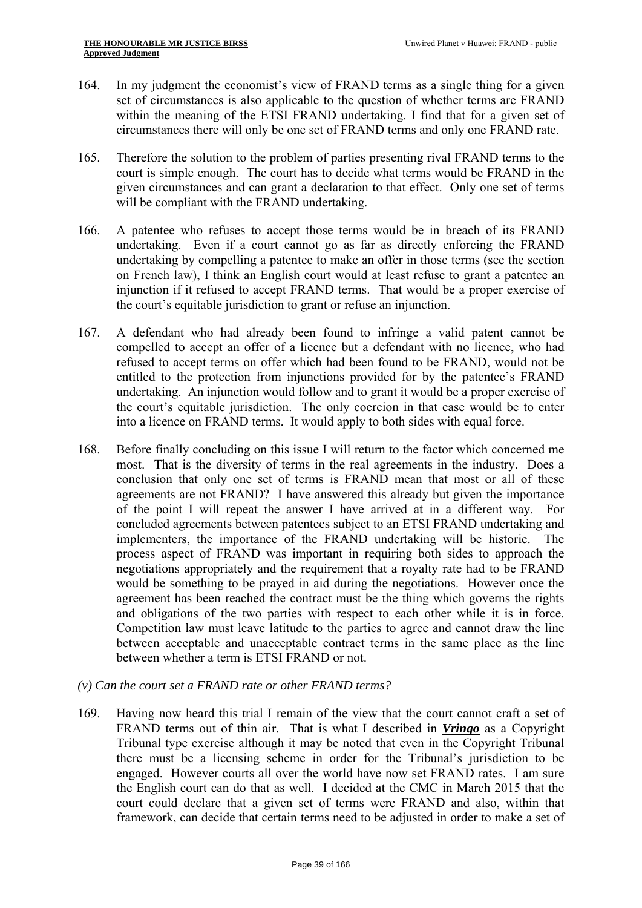164. In my judgment the economist's view of FRAND terms as a single thing for a given set of circumstances is also applicable to the question of whether terms are FRAND within the meaning of the ETSI FRAND undertaking. I find that for a given set of circumstances there will only be one set of FRAND terms and only one FRAND rate.

165. Therefore the solution to the problem of parties presenting rival FRAND terms to the court is simple enough. The court has to decide what terms would be FRAND in the given circumstances and can grant a declaration to that effect. Only one set of terms will be compliant with the FRAND undertaking.

166. A patentee who refuses to accept those terms would be in breach of its FRAND undertaking. Even if a court cannot go as far as directly enforcing the FRAND undertaking by compelling a patentee to make an offer in those terms (see the section on French law), I think an English court would at least refuse to grant a patentee an injunction if it refused to accept FRAND terms. That would be a proper exercise of the court's equitable jurisdiction to grant or refuse an injunction.

167. A defendant who had already been found to infringe a valid patent cannot be compelled to accept an offer of a licence but a defendant with no licence, who had refused to accept terms on offer which had been found to be FRAND, would not be entitled to the protection from injunctions provided for by the patentee's FRAND undertaking. An injunction would follow and to grant it would be a proper exercise of the court's equitable jurisdiction. The only coercion in that case would be to enter into a licence on FRAND terms. It would apply to both sides with equal force.

168. Before finally concluding on this issue I will return to the factor which concerned me most. That is the diversity of terms in the real agreements in the industry. Does a conclusion that only one set of terms is FRAND mean that most or all of these agreements are not FRAND? I have answered this already but given the importance of the point I will repeat the answer I have arrived at in a different way. For concluded agreements between patentees subject to an ETSI FRAND undertaking and implementers, the importance of the FRAND undertaking will be historic. The process aspect of FRAND was important in requiring both sides to approach the negotiations appropriately and the requirement that a royalty rate had to be FRAND would be something to be prayed in aid during the negotiations. However once the agreement has been reached the contract must be the thing which governs the rights and obligations of the two parties with respect to each other while it is in force. Competition law must leave latitude to the parties to agree and cannot draw the line between acceptable and unacceptable contract terms in the same place as the line between whether a term is ETSI FRAND or not.

*(v) Can the court set a FRAND rate or other FRAND terms?*

169. Having now heard this trial I remain of the view that the court cannot craft a set of FRAND terms out of thin air. That is what I described in ***Vringo*** as a Copyright Tribunal type exercise although it may be noted that even in the Copyright Tribunal there must be a licensing scheme in order for the Tribunal's jurisdiction to be engaged. However courts all over the world have now set FRAND rates. I am sure the English court can do that as well. I decided at the CMC in March 2015 that the court could declare that a given set of terms were FRAND and also, within that framework, can decide that certain terms need to be adjusted in order to make a set of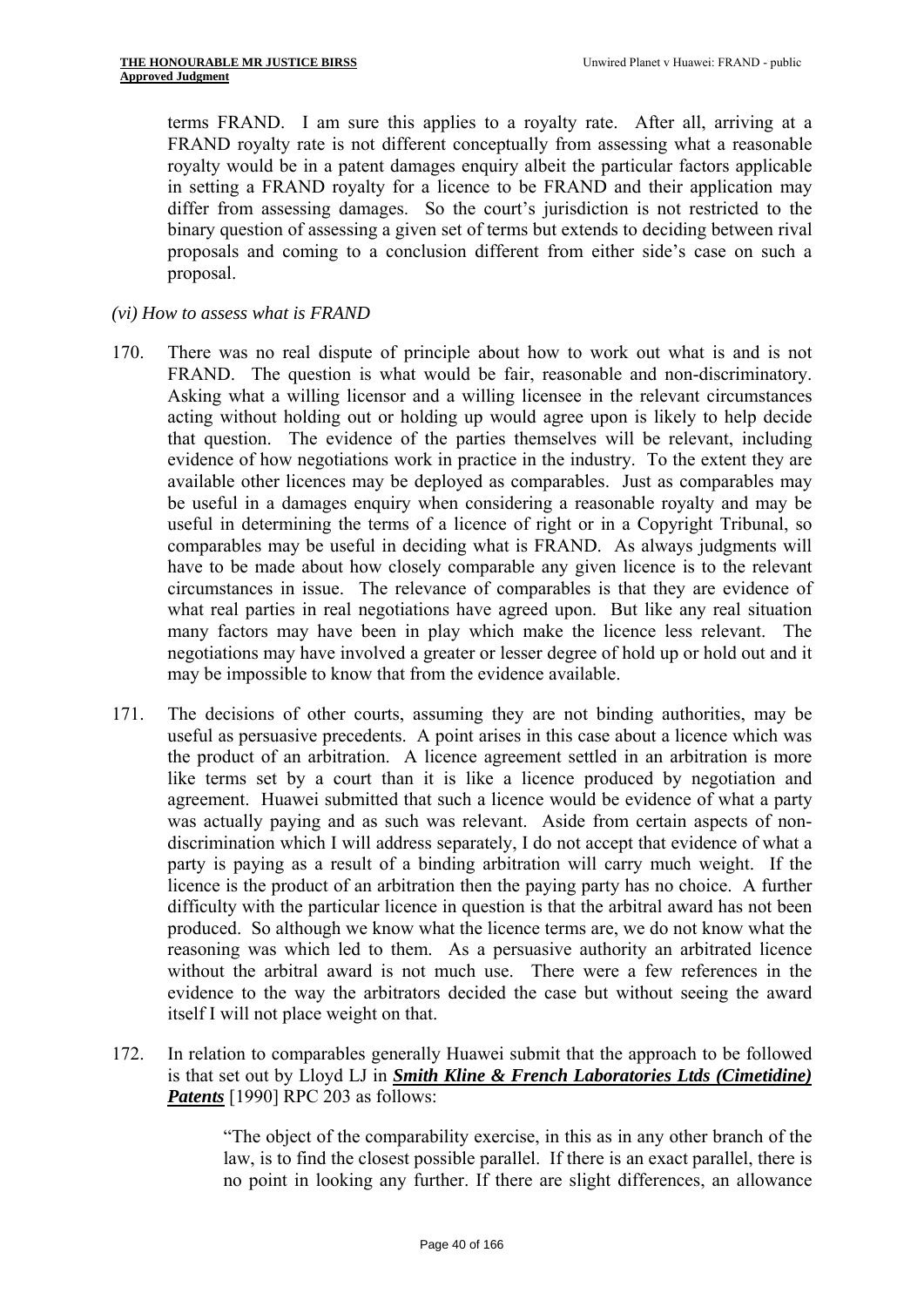terms FRAND. I am sure this applies to a royalty rate. After all, arriving at a FRAND royalty rate is not different conceptually from assessing what a reasonable royalty would be in a patent damages enquiry albeit the particular factors applicable in setting a FRAND royalty for a licence to be FRAND and their application may differ from assessing damages. So the court's jurisdiction is not restricted to the binary question of assessing a given set of terms but extends to deciding between rival proposals and coming to a conclusion different from either side's case on such a proposal.

*(vi) How to assess what is FRAND*

170. There was no real dispute of principle about how to work out what is and is not FRAND. The question is what would be fair, reasonable and non-discriminatory. Asking what a willing licensor and a willing licensee in the relevant circumstances acting without holding out or holding up would agree upon is likely to help decide that question. The evidence of the parties themselves will be relevant, including evidence of how negotiations work in practice in the industry. To the extent they are available other licences may be deployed as comparables. Just as comparables may be useful in a damages enquiry when considering a reasonable royalty and may be useful in determining the terms of a licence of right or in a Copyright Tribunal, so comparables may be useful in deciding what is FRAND. As always judgments will have to be made about how closely comparable any given licence is to the relevant circumstances in issue. The relevance of comparables is that they are evidence of what real parties in real negotiations have agreed upon. But like any real situation many factors may have been in play which make the licence less relevant. The negotiations may have involved a greater or lesser degree of hold up or hold out and it may be impossible to know that from the evidence available.

171. The decisions of other courts, assuming they are not binding authorities, may be useful as persuasive precedents. A point arises in this case about a licence which was the product of an arbitration. A licence agreement settled in an arbitration is more like terms set by a court than it is like a licence produced by negotiation and agreement. Huawei submitted that such a licence would be evidence of what a party was actually paying and as such was relevant. Aside from certain aspects of non-discrimination which I will address separately, I do not accept that evidence of what a party is paying as a result of a binding arbitration will carry much weight. If the licence is the product of an arbitration then the paying party has no choice. A further difficulty with the particular licence in question is that the arbitral award has not been produced. So although we know what the licence terms are, we do not know what the reasoning was which led to them. As a persuasive authority an arbitrated licence without the arbitral award is not much use. There were a few references in the evidence to the way the arbitrators decided the case but without seeing the award itself I will not place weight on that.

172. In relation to comparables generally Huawei submit that the approach to be followed is that set out by Lloyd LJ in ***Smith Kline & French Laboratories Ltds (Cimetidine) Patents*** [1990] RPC 203 as follows:

> "The object of the comparability exercise, in this as in any other branch of the law, is to find the closest possible parallel. If there is an exact parallel, there is no point in looking any further. If there are slight differences, an allowance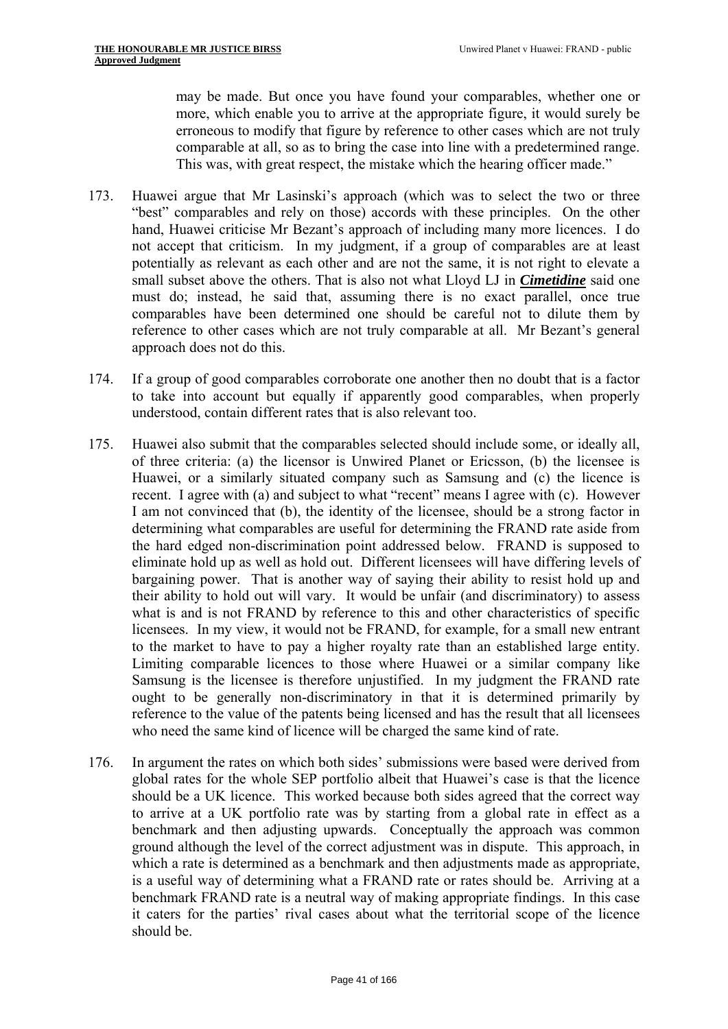may be made. But once you have found your comparables, whether one or more, which enable you to arrive at the appropriate figure, it would surely be erroneous to modify that figure by reference to other cases which are not truly comparable at all, so as to bring the case into line with a predetermined range. This was, with great respect, the mistake which the hearing officer made."

173. Huawei argue that Mr Lasinski's approach (which was to select the two or three "best" comparables and rely on those) accords with these principles. On the other hand, Huawei criticise Mr Bezant's approach of including many more licences. I do not accept that criticism. In my judgment, if a group of comparables are at least potentially as relevant as each other and are not the same, it is not right to elevate a small subset above the others. That is also not what Lloyd LJ in ***Cimetidine*** said one must do; instead, he said that, assuming there is no exact parallel, once true comparables have been determined one should be careful not to dilute them by reference to other cases which are not truly comparable at all. Mr Bezant's general approach does not do this.

174. If a group of good comparables corroborate one another then no doubt that is a factor to take into account but equally if apparently good comparables, when properly understood, contain different rates that is also relevant too.

175. Huawei also submit that the comparables selected should include some, or ideally all, of three criteria: (a) the licensor is Unwired Planet or Ericsson, (b) the licensee is Huawei, or a similarly situated company such as Samsung and (c) the licence is recent. I agree with (a) and subject to what "recent" means I agree with (c). However I am not convinced that (b), the identity of the licensee, should be a strong factor in determining what comparables are useful for determining the FRAND rate aside from the hard edged non-discrimination point addressed below. FRAND is supposed to eliminate hold up as well as hold out. Different licensees will have differing levels of bargaining power. That is another way of saying their ability to resist hold up and their ability to hold out will vary. It would be unfair (and discriminatory) to assess what is and is not FRAND by reference to this and other characteristics of specific licensees. In my view, it would not be FRAND, for example, for a small new entrant to the market to have to pay a higher royalty rate than an established large entity. Limiting comparable licences to those where Huawei or a similar company like Samsung is the licensee is therefore unjustified. In my judgment the FRAND rate ought to be generally non-discriminatory in that it is determined primarily by reference to the value of the patents being licensed and has the result that all licensees who need the same kind of licence will be charged the same kind of rate.

176. In argument the rates on which both sides' submissions were based were derived from global rates for the whole SEP portfolio albeit that Huawei's case is that the licence should be a UK licence. This worked because both sides agreed that the correct way to arrive at a UK portfolio rate was by starting from a global rate in effect as a benchmark and then adjusting upwards. Conceptually the approach was common ground although the level of the correct adjustment was in dispute. This approach, in which a rate is determined as a benchmark and then adjustments made as appropriate, is a useful way of determining what a FRAND rate or rates should be. Arriving at a benchmark FRAND rate is a neutral way of making appropriate findings. In this case it caters for the parties' rival cases about what the territorial scope of the licence should be.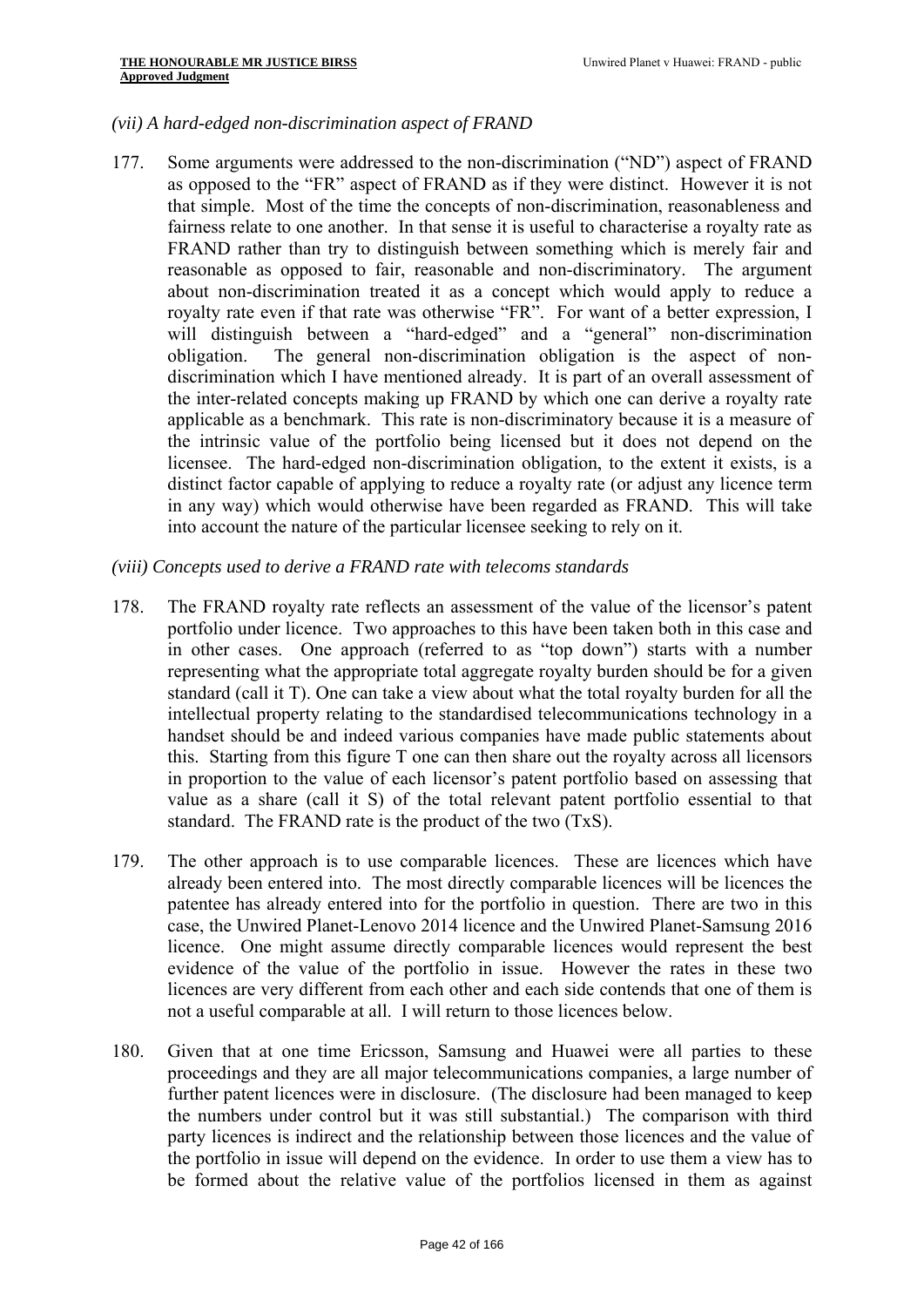*(vii) A hard-edged non-discrimination aspect of FRAND*

177. Some arguments were addressed to the non-discrimination ("ND") aspect of FRAND as opposed to the "FR" aspect of FRAND as if they were distinct. However it is not that simple. Most of the time the concepts of non-discrimination, reasonableness and fairness relate to one another. In that sense it is useful to characterise a royalty rate as FRAND rather than try to distinguish between something which is merely fair and reasonable as opposed to fair, reasonable and non-discriminatory. The argument about non-discrimination treated it as a concept which would apply to reduce a royalty rate even if that rate was otherwise "FR". For want of a better expression, I will distinguish between a "hard-edged" and a "general" non-discrimination obligation. The general non-discrimination obligation is the aspect of non-discrimination which I have mentioned already. It is part of an overall assessment of the inter-related concepts making up FRAND by which one can derive a royalty rate applicable as a benchmark. This rate is non-discriminatory because it is a measure of the intrinsic value of the portfolio being licensed but it does not depend on the licensee. The hard-edged non-discrimination obligation, to the extent it exists, is a distinct factor capable of applying to reduce a royalty rate (or adjust any licence term in any way) which would otherwise have been regarded as FRAND. This will take into account the nature of the particular licensee seeking to rely on it.

*(viii) Concepts used to derive a FRAND rate with telecoms standards*

178. The FRAND royalty rate reflects an assessment of the value of the licensor's patent portfolio under licence. Two approaches to this have been taken both in this case and in other cases. One approach (referred to as "top down") starts with a number representing what the appropriate total aggregate royalty burden should be for a given standard (call it T). One can take a view about what the total royalty burden for all the intellectual property relating to the standardised telecommunications technology in a handset should be and indeed various companies have made public statements about this. Starting from this figure T one can then share out the royalty across all licensors in proportion to the value of each licensor's patent portfolio based on assessing that value as a share (call it S) of the total relevant patent portfolio essential to that standard. The FRAND rate is the product of the two (TxS).

179. The other approach is to use comparable licences. These are licences which have already been entered into. The most directly comparable licences will be licences the patentee has already entered into for the portfolio in question. There are two in this case, the Unwired Planet-Lenovo 2014 licence and the Unwired Planet-Samsung 2016 licence. One might assume directly comparable licences would represent the best evidence of the value of the portfolio in issue. However the rates in these two licences are very different from each other and each side contends that one of them is not a useful comparable at all. I will return to those licences below.

180. Given that at one time Ericsson, Samsung and Huawei were all parties to these proceedings and they are all major telecommunications companies, a large number of further patent licences were in disclosure. (The disclosure had been managed to keep the numbers under control but it was still substantial.) The comparison with third party licences is indirect and the relationship between those licences and the value of the portfolio in issue will depend on the evidence. In order to use them a view has to be formed about the relative value of the portfolios licensed in them as against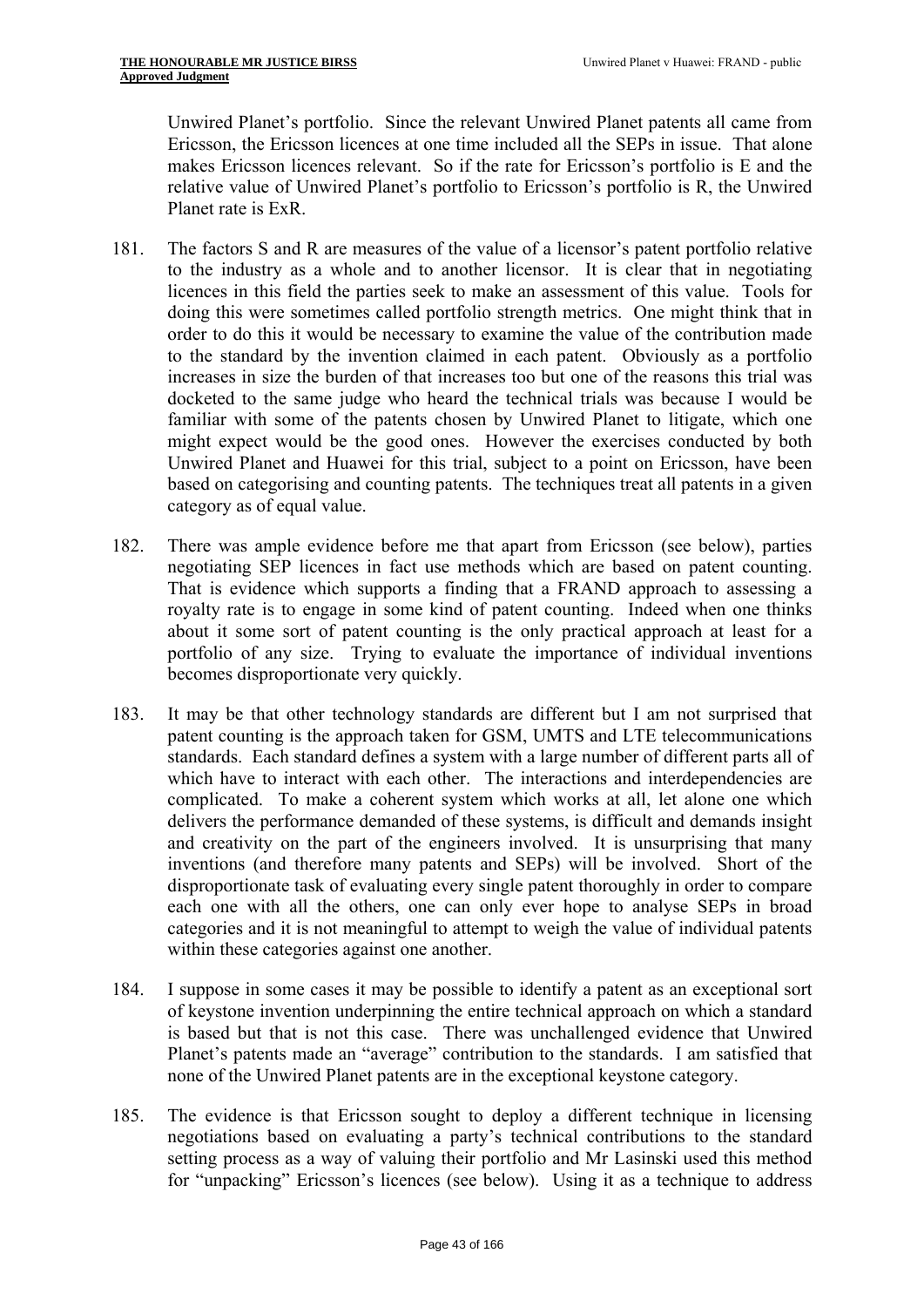Unwired Planet's portfolio. Since the relevant Unwired Planet patents all came from Ericsson, the Ericsson licences at one time included all the SEPs in issue. That alone makes Ericsson licences relevant. So if the rate for Ericsson's portfolio is E and the relative value of Unwired Planet's portfolio to Ericsson's portfolio is R, the Unwired Planet rate is ExR.

181. The factors S and R are measures of the value of a licensor's patent portfolio relative to the industry as a whole and to another licensor. It is clear that in negotiating licences in this field the parties seek to make an assessment of this value. Tools for doing this were sometimes called portfolio strength metrics. One might think that in order to do this it would be necessary to examine the value of the contribution made to the standard by the invention claimed in each patent. Obviously as a portfolio increases in size the burden of that increases too but one of the reasons this trial was docketed to the same judge who heard the technical trials was because I would be familiar with some of the patents chosen by Unwired Planet to litigate, which one might expect would be the good ones. However the exercises conducted by both Unwired Planet and Huawei for this trial, subject to a point on Ericsson, have been based on categorising and counting patents. The techniques treat all patents in a given category as of equal value.

182. There was ample evidence before me that apart from Ericsson (see below), parties negotiating SEP licences in fact use methods which are based on patent counting. That is evidence which supports a finding that a FRAND approach to assessing a royalty rate is to engage in some kind of patent counting. Indeed when one thinks about it some sort of patent counting is the only practical approach at least for a portfolio of any size. Trying to evaluate the importance of individual inventions becomes disproportionate very quickly.

183. It may be that other technology standards are different but I am not surprised that patent counting is the approach taken for GSM, UMTS and LTE telecommunications standards. Each standard defines a system with a large number of different parts all of which have to interact with each other. The interactions and interdependencies are complicated. To make a coherent system which works at all, let alone one which delivers the performance demanded of these systems, is difficult and demands insight and creativity on the part of the engineers involved. It is unsurprising that many inventions (and therefore many patents and SEPs) will be involved. Short of the disproportionate task of evaluating every single patent thoroughly in order to compare each one with all the others, one can only ever hope to analyse SEPs in broad categories and it is not meaningful to attempt to weigh the value of individual patents within these categories against one another.

184. I suppose in some cases it may be possible to identify a patent as an exceptional sort of keystone invention underpinning the entire technical approach on which a standard is based but that is not this case. There was unchallenged evidence that Unwired Planet's patents made an "average" contribution to the standards. I am satisfied that none of the Unwired Planet patents are in the exceptional keystone category.

185. The evidence is that Ericsson sought to deploy a different technique in licensing negotiations based on evaluating a party's technical contributions to the standard setting process as a way of valuing their portfolio and Mr Lasinski used this method for "unpacking" Ericsson's licences (see below). Using it as a technique to address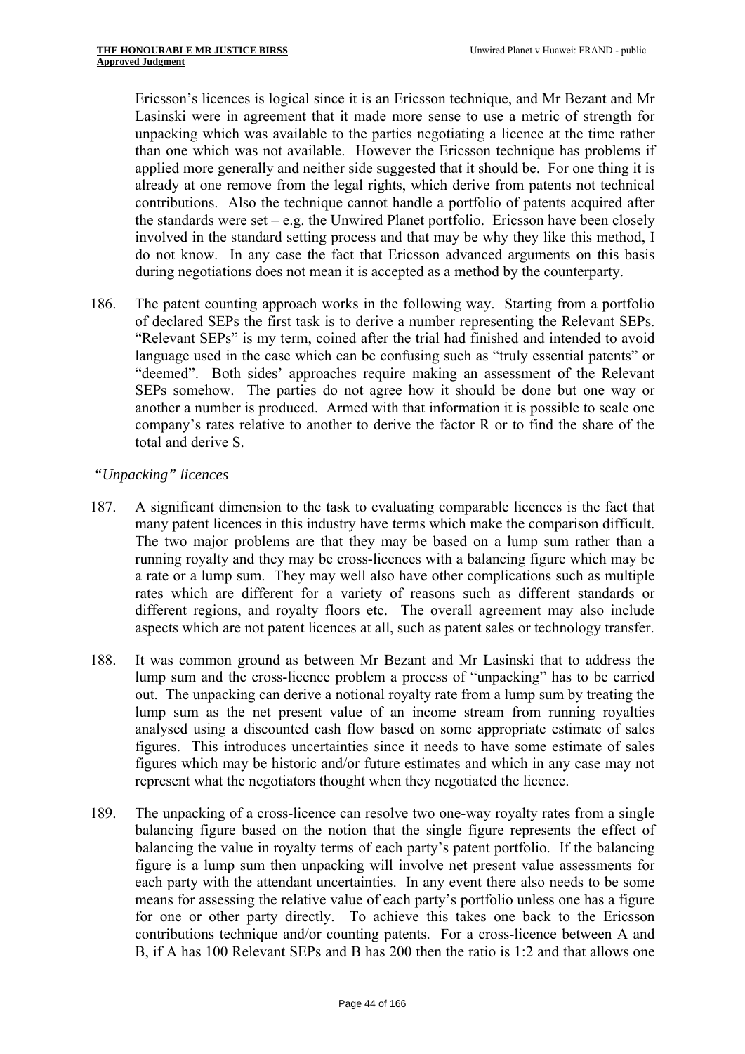Ericsson's licences is logical since it is an Ericsson technique, and Mr Bezant and Mr Lasinski were in agreement that it made more sense to use a metric of strength for unpacking which was available to the parties negotiating a licence at the time rather than one which was not available. However the Ericsson technique has problems if applied more generally and neither side suggested that it should be. For one thing it is already at one remove from the legal rights, which derive from patents not technical contributions. Also the technique cannot handle a portfolio of patents acquired after the standards were set – e.g. the Unwired Planet portfolio. Ericsson have been closely involved in the standard setting process and that may be why they like this method, I do not know. In any case the fact that Ericsson advanced arguments on this basis during negotiations does not mean it is accepted as a method by the counterparty.

186. The patent counting approach works in the following way. Starting from a portfolio of declared SEPs the first task is to derive a number representing the Relevant SEPs. "Relevant SEPs" is my term, coined after the trial had finished and intended to avoid language used in the case which can be confusing such as "truly essential patents" or "deemed". Both sides' approaches require making an assessment of the Relevant SEPs somehow. The parties do not agree how it should be done but one way or another a number is produced. Armed with that information it is possible to scale one company's rates relative to another to derive the factor R or to find the share of the total and derive S.

*"Unpacking" licences*

187. A significant dimension to the task to evaluating comparable licences is the fact that many patent licences in this industry have terms which make the comparison difficult. The two major problems are that they may be based on a lump sum rather than a running royalty and they may be cross-licences with a balancing figure which may be a rate or a lump sum. They may well also have other complications such as multiple rates which are different for a variety of reasons such as different standards or different regions, and royalty floors etc. The overall agreement may also include aspects which are not patent licences at all, such as patent sales or technology transfer.

188. It was common ground as between Mr Bezant and Mr Lasinski that to address the lump sum and the cross-licence problem a process of "unpacking" has to be carried out. The unpacking can derive a notional royalty rate from a lump sum by treating the lump sum as the net present value of an income stream from running royalties analysed using a discounted cash flow based on some appropriate estimate of sales figures. This introduces uncertainties since it needs to have some estimate of sales figures which may be historic and/or future estimates and which in any case may not represent what the negotiators thought when they negotiated the licence.

189. The unpacking of a cross-licence can resolve two one-way royalty rates from a single balancing figure based on the notion that the single figure represents the effect of balancing the value in royalty terms of each party's patent portfolio. If the balancing figure is a lump sum then unpacking will involve net present value assessments for each party with the attendant uncertainties. In any event there also needs to be some means for assessing the relative value of each party's portfolio unless one has a figure for one or other party directly. To achieve this takes one back to the Ericsson contributions technique and/or counting patents. For a cross-licence between A and B, if A has 100 Relevant SEPs and B has 200 then the ratio is 1:2 and that allows one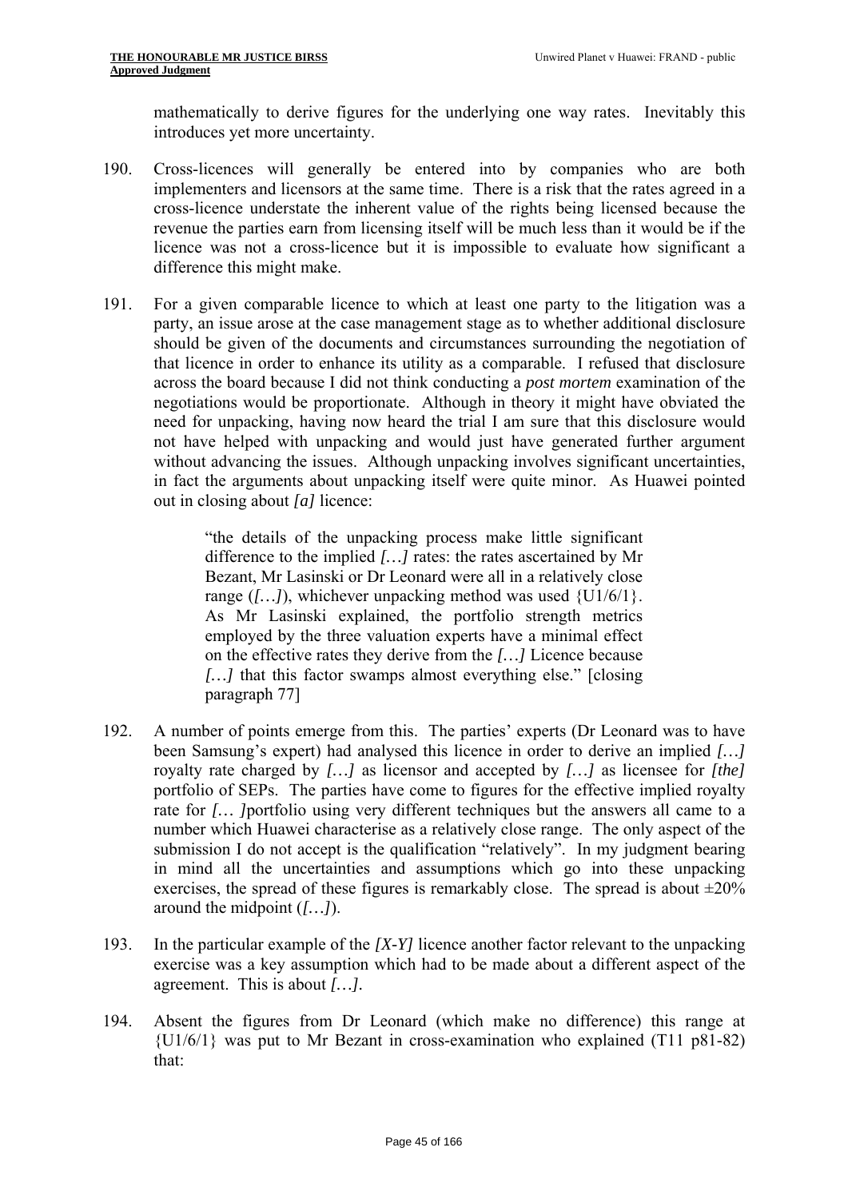mathematically to derive figures for the underlying one way rates. Inevitably this introduces yet more uncertainty.

190. Cross-licences will generally be entered into by companies who are both implementers and licensors at the same time. There is a risk that the rates agreed in a cross-licence understate the inherent value of the rights being licensed because the revenue the parties earn from licensing itself will be much less than it would be if the licence was not a cross-licence but it is impossible to evaluate how significant a difference this might make.

191. For a given comparable licence to which at least one party to the litigation was a party, an issue arose at the case management stage as to whether additional disclosure should be given of the documents and circumstances surrounding the negotiation of that licence in order to enhance its utility as a comparable. I refused that disclosure across the board because I did not think conducting a *post mortem* examination of the negotiations would be proportionate. Although in theory it might have obviated the need for unpacking, having now heard the trial I am sure that this disclosure would not have helped with unpacking and would just have generated further argument without advancing the issues. Although unpacking involves significant uncertainties, in fact the arguments about unpacking itself were quite minor. As Huawei pointed out in closing about *[a]* licence:

> "the details of the unpacking process make little significant difference to the implied *[…]* rates: the rates ascertained by Mr Bezant, Mr Lasinski or Dr Leonard were all in a relatively close range (*[…]*), whichever unpacking method was used {U1/6/1}. As Mr Lasinski explained, the portfolio strength metrics employed by the three valuation experts have a minimal effect on the effective rates they derive from the *[…]* Licence because *[…]* that this factor swamps almost everything else." [closing paragraph 77]

192. A number of points emerge from this. The parties' experts (Dr Leonard was to have been Samsung's expert) had analysed this licence in order to derive an implied *[…]* royalty rate charged by *[…]* as licensor and accepted by *[…]* as licensee for *[the]* portfolio of SEPs. The parties have come to figures for the effective implied royalty rate for *[… ]*portfolio using very different techniques but the answers all came to a number which Huawei characterise as a relatively close range. The only aspect of the submission I do not accept is the qualification "relatively". In my judgment bearing in mind all the uncertainties and assumptions which go into these unpacking exercises, the spread of these figures is remarkably close. The spread is about ±20% around the midpoint (*[…]*).

193. In the particular example of the *[X-Y]* licence another factor relevant to the unpacking exercise was a key assumption which had to be made about a different aspect of the agreement. This is about *[…]*.

194. Absent the figures from Dr Leonard (which make no difference) this range at {U1/6/1} was put to Mr Bezant in cross-examination who explained (T11 p81-82) that: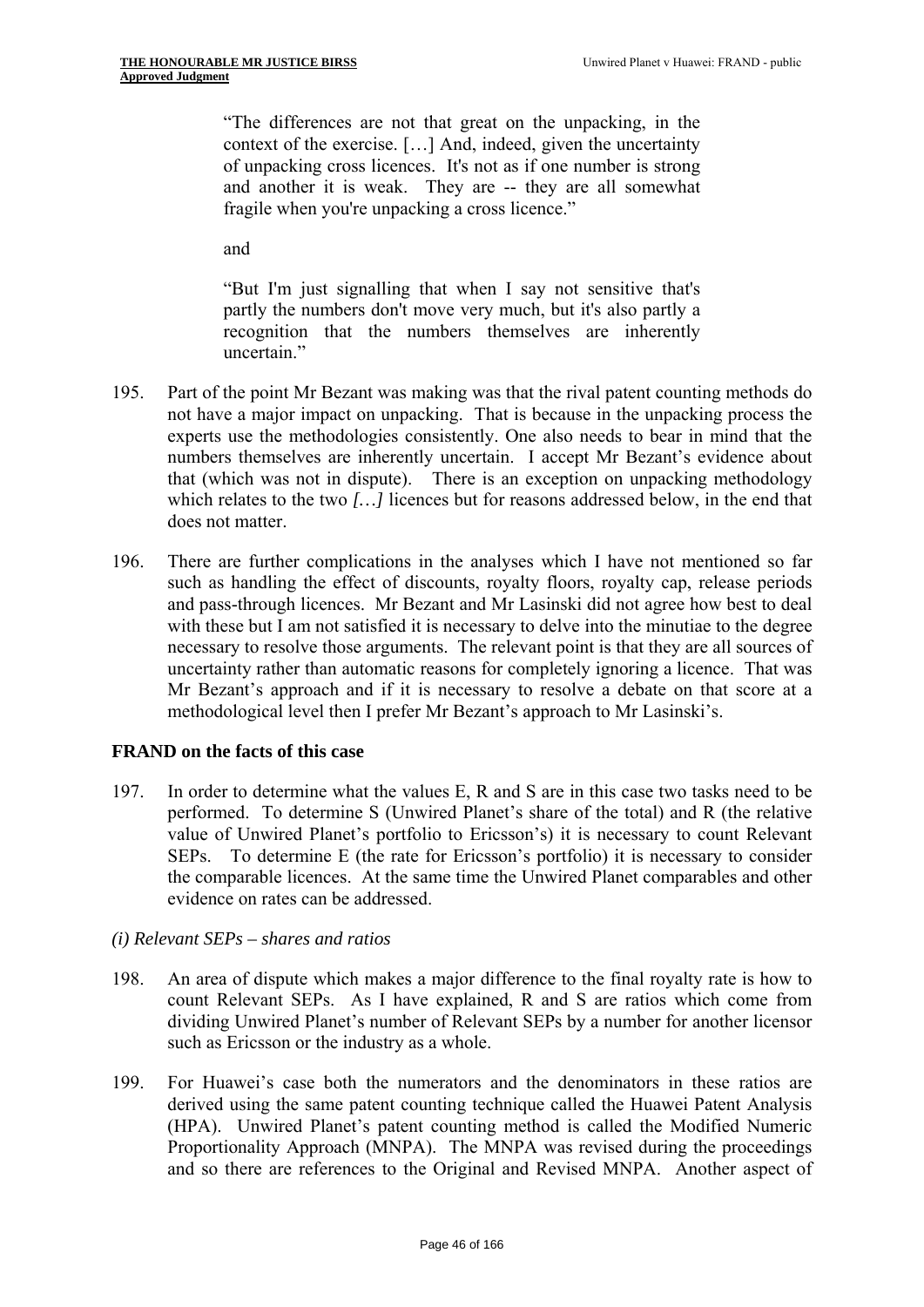> "The differences are not that great on the unpacking, in the context of the exercise. […] And, indeed, given the uncertainty of unpacking cross licences. It's not as if one number is strong and another it is weak. They are -- they are all somewhat fragile when you're unpacking a cross licence."
>
> and
>
> "But I'm just signalling that when I say not sensitive that's partly the numbers don't move very much, but it's also partly a recognition that the numbers themselves are inherently uncertain."

195. Part of the point Mr Bezant was making was that the rival patent counting methods do not have a major impact on unpacking. That is because in the unpacking process the experts use the methodologies consistently. One also needs to bear in mind that the numbers themselves are inherently uncertain. I accept Mr Bezant's evidence about that (which was not in dispute). There is an exception on unpacking methodology which relates to the two *[…]* licences but for reasons addressed below, in the end that does not matter.

196. There are further complications in the analyses which I have not mentioned so far such as handling the effect of discounts, royalty floors, royalty cap, release periods and pass-through licences. Mr Bezant and Mr Lasinski did not agree how best to deal with these but I am not satisfied it is necessary to delve into the minutiae to the degree necessary to resolve those arguments. The relevant point is that they are all sources of uncertainty rather than automatic reasons for completely ignoring a licence. That was Mr Bezant's approach and if it is necessary to resolve a debate on that score at a methodological level then I prefer Mr Bezant's approach to Mr Lasinski's.

## FRAND on the facts of this case

197. In order to determine what the values E, R and S are in this case two tasks need to be performed. To determine S (Unwired Planet's share of the total) and R (the relative value of Unwired Planet's portfolio to Ericsson's) it is necessary to count Relevant SEPs. To determine E (the rate for Ericsson's portfolio) it is necessary to consider the comparable licences. At the same time the Unwired Planet comparables and other evidence on rates can be addressed.

*(i) Relevant SEPs – shares and ratios*

198. An area of dispute which makes a major difference to the final royalty rate is how to count Relevant SEPs. As I have explained, R and S are ratios which come from dividing Unwired Planet's number of Relevant SEPs by a number for another licensor such as Ericsson or the industry as a whole.

199. For Huawei's case both the numerators and the denominators in these ratios are derived using the same patent counting technique called the Huawei Patent Analysis (HPA). Unwired Planet's patent counting method is called the Modified Numeric Proportionality Approach (MNPA). The MNPA was revised during the proceedings and so there are references to the Original and Revised MNPA. Another aspect of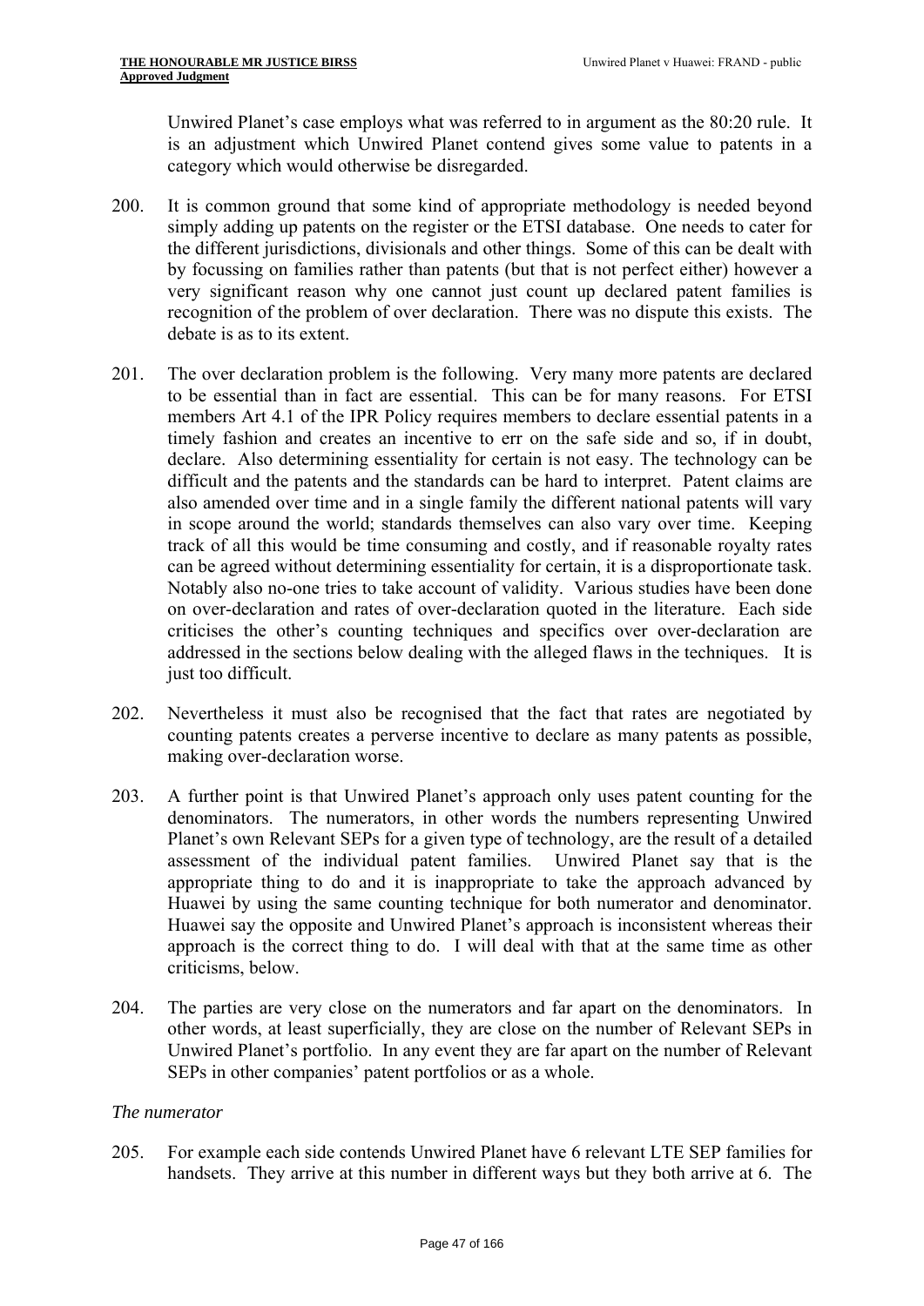Unwired Planet's case employs what was referred to in argument as the 80:20 rule. It is an adjustment which Unwired Planet contend gives some value to patents in a category which would otherwise be disregarded.

200. It is common ground that some kind of appropriate methodology is needed beyond simply adding up patents on the register or the ETSI database. One needs to cater for the different jurisdictions, divisionals and other things. Some of this can be dealt with by focussing on families rather than patents (but that is not perfect either) however a very significant reason why one cannot just count up declared patent families is recognition of the problem of over declaration. There was no dispute this exists. The debate is as to its extent.

201. The over declaration problem is the following. Very many more patents are declared to be essential than in fact are essential. This can be for many reasons. For ETSI members Art 4.1 of the IPR Policy requires members to declare essential patents in a timely fashion and creates an incentive to err on the safe side and so, if in doubt, declare. Also determining essentiality for certain is not easy. The technology can be difficult and the patents and the standards can be hard to interpret. Patent claims are also amended over time and in a single family the different national patents will vary in scope around the world; standards themselves can also vary over time. Keeping track of all this would be time consuming and costly, and if reasonable royalty rates can be agreed without determining essentiality for certain, it is a disproportionate task. Notably also no-one tries to take account of validity. Various studies have been done on over-declaration and rates of over-declaration quoted in the literature. Each side criticises the other's counting techniques and specifics over over-declaration are addressed in the sections below dealing with the alleged flaws in the techniques. It is just too difficult.

202. Nevertheless it must also be recognised that the fact that rates are negotiated by counting patents creates a perverse incentive to declare as many patents as possible, making over-declaration worse.

203. A further point is that Unwired Planet's approach only uses patent counting for the denominators. The numerators, in other words the numbers representing Unwired Planet's own Relevant SEPs for a given type of technology, are the result of a detailed assessment of the individual patent families. Unwired Planet say that is the appropriate thing to do and it is inappropriate to take the approach advanced by Huawei by using the same counting technique for both numerator and denominator. Huawei say the opposite and Unwired Planet's approach is inconsistent whereas their approach is the correct thing to do. I will deal with that at the same time as other criticisms, below.

204. The parties are very close on the numerators and far apart on the denominators. In other words, at least superficially, they are close on the number of Relevant SEPs in Unwired Planet's portfolio. In any event they are far apart on the number of Relevant SEPs in other companies' patent portfolios or as a whole.

*The numerator*

205. For example each side contends Unwired Planet have 6 relevant LTE SEP families for handsets. They arrive at this number in different ways but they both arrive at 6. The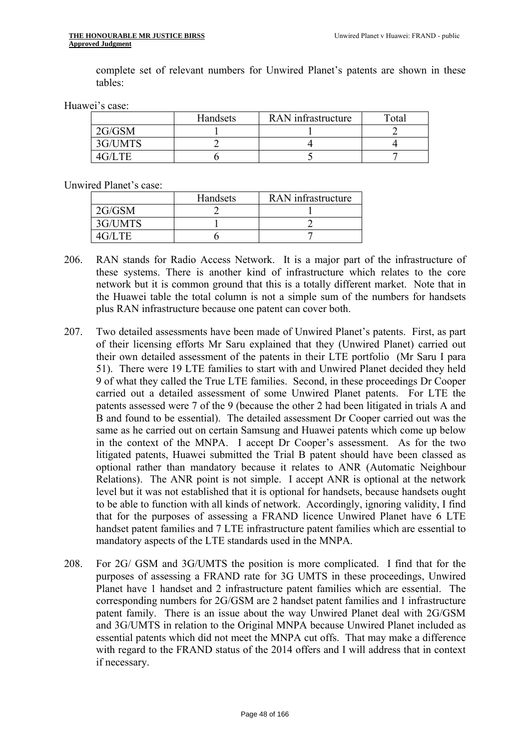complete set of relevant numbers for Unwired Planet's patents are shown in these tables:

Huawei's case:

| | Handsets | RAN infrastructure | Total |
|---|---|---|---|
| 2G/GSM | 1 | 1 | 2 |
| 3G/UMTS | 2 | 4 | 4 |
| 4G/LTE | 6 | 5 | 7 |

Unwired Planet's case:

| | Handsets | RAN infrastructure |
|---|---|---|
| 2G/GSM | 2 | 1 |
| 3G/UMTS | 1 | 2 |
| 4G/LTE | 6 | 7 |

206. RAN stands for Radio Access Network. It is a major part of the infrastructure of these systems. There is another kind of infrastructure which relates to the core network but it is common ground that this is a totally different market. Note that in the Huawei table the total column is not a simple sum of the numbers for handsets plus RAN infrastructure because one patent can cover both.

207. Two detailed assessments have been made of Unwired Planet's patents. First, as part of their licensing efforts Mr Saru explained that they (Unwired Planet) carried out their own detailed assessment of the patents in their LTE portfolio (Mr Saru I para 51). There were 19 LTE families to start with and Unwired Planet decided they held 9 of what they called the True LTE families. Second, in these proceedings Dr Cooper carried out a detailed assessment of some Unwired Planet patents. For LTE the patents assessed were 7 of the 9 (because the other 2 had been litigated in trials A and B and found to be essential). The detailed assessment Dr Cooper carried out was the same as he carried out on certain Samsung and Huawei patents which come up below in the context of the MNPA. I accept Dr Cooper's assessment. As for the two litigated patents, Huawei submitted the Trial B patent should have been classed as optional rather than mandatory because it relates to ANR (Automatic Neighbour Relations). The ANR point is not simple. I accept ANR is optional at the network level but it was not established that it is optional for handsets, because handsets ought to be able to function with all kinds of network. Accordingly, ignoring validity, I find that for the purposes of assessing a FRAND licence Unwired Planet have 6 LTE handset patent families and 7 LTE infrastructure patent families which are essential to mandatory aspects of the LTE standards used in the MNPA.

208. For 2G/ GSM and 3G/UMTS the position is more complicated. I find that for the purposes of assessing a FRAND rate for 3G UMTS in these proceedings, Unwired Planet have 1 handset and 2 infrastructure patent families which are essential. The corresponding numbers for 2G/GSM are 2 handset patent families and 1 infrastructure patent family. There is an issue about the way Unwired Planet deal with 2G/GSM and 3G/UMTS in relation to the Original MNPA because Unwired Planet included as essential patents which did not meet the MNPA cut offs. That may make a difference with regard to the FRAND status of the 2014 offers and I will address that in context if necessary.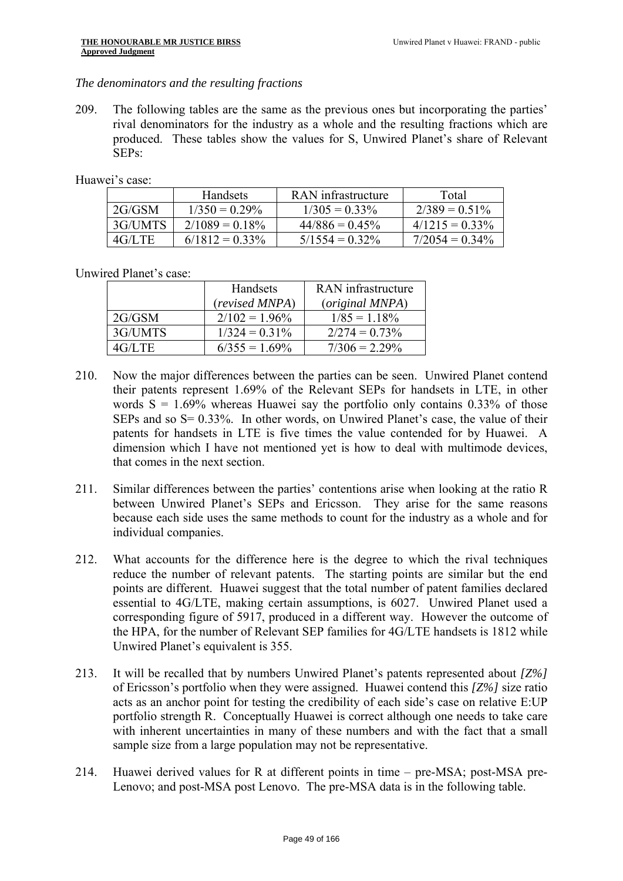*The denominators and the resulting fractions*

209. The following tables are the same as the previous ones but incorporating the parties' rival denominators for the industry as a whole and the resulting fractions which are produced. These tables show the values for S, Unwired Planet's share of Relevant SEPs:

Huawei's case:

| | Handsets | RAN infrastructure | Total |
|---|---|---|---|
| 2G/GSM | 1/350 = 0.29% | 1/305 = 0.33% | 2/389 = 0.51% |
| 3G/UMTS | 2/1089 = 0.18% | 44/886 = 0.45% | 4/1215 = 0.33% |
| 4G/LTE | 6/1812 = 0.33% | 5/1554 = 0.32% | 7/2054 = 0.34% |

Unwired Planet's case:

| | Handsets (*revised MNPA*) | RAN infrastructure (*original MNPA*) |
|---|---|---|
| 2G/GSM | 2/102 = 1.96% | 1/85 = 1.18% |
| 3G/UMTS | 1/324 = 0.31% | 2/274 = 0.73% |
| 4G/LTE | 6/355 = 1.69% | 7/306 = 2.29% |

210. Now the major differences between the parties can be seen. Unwired Planet contend their patents represent 1.69% of the Relevant SEPs for handsets in LTE, in other words S = 1.69% whereas Huawei say the portfolio only contains 0.33% of those SEPs and so S= 0.33%. In other words, on Unwired Planet's case, the value of their patents for handsets in LTE is five times the value contended for by Huawei. A dimension which I have not mentioned yet is how to deal with multimode devices, that comes in the next section.

211. Similar differences between the parties' contentions arise when looking at the ratio R between Unwired Planet's SEPs and Ericsson. They arise for the same reasons because each side uses the same methods to count for the industry as a whole and for individual companies.

212. What accounts for the difference here is the degree to which the rival techniques reduce the number of relevant patents. The starting points are similar but the end points are different. Huawei suggest that the total number of patent families declared essential to 4G/LTE, making certain assumptions, is 6027. Unwired Planet used a corresponding figure of 5917, produced in a different way. However the outcome of the HPA, for the number of Relevant SEP families for 4G/LTE handsets is 1812 while Unwired Planet's equivalent is 355.

213. It will be recalled that by numbers Unwired Planet's patents represented about *[Z%]* of Ericsson's portfolio when they were assigned. Huawei contend this *[Z%]* size ratio acts as an anchor point for testing the credibility of each side's case on relative E:UP portfolio strength R. Conceptually Huawei is correct although one needs to take care with inherent uncertainties in many of these numbers and with the fact that a small sample size from a large population may not be representative.

214. Huawei derived values for R at different points in time – pre-MSA; post-MSA pre-Lenovo; and post-MSA post Lenovo. The pre-MSA data is in the following table.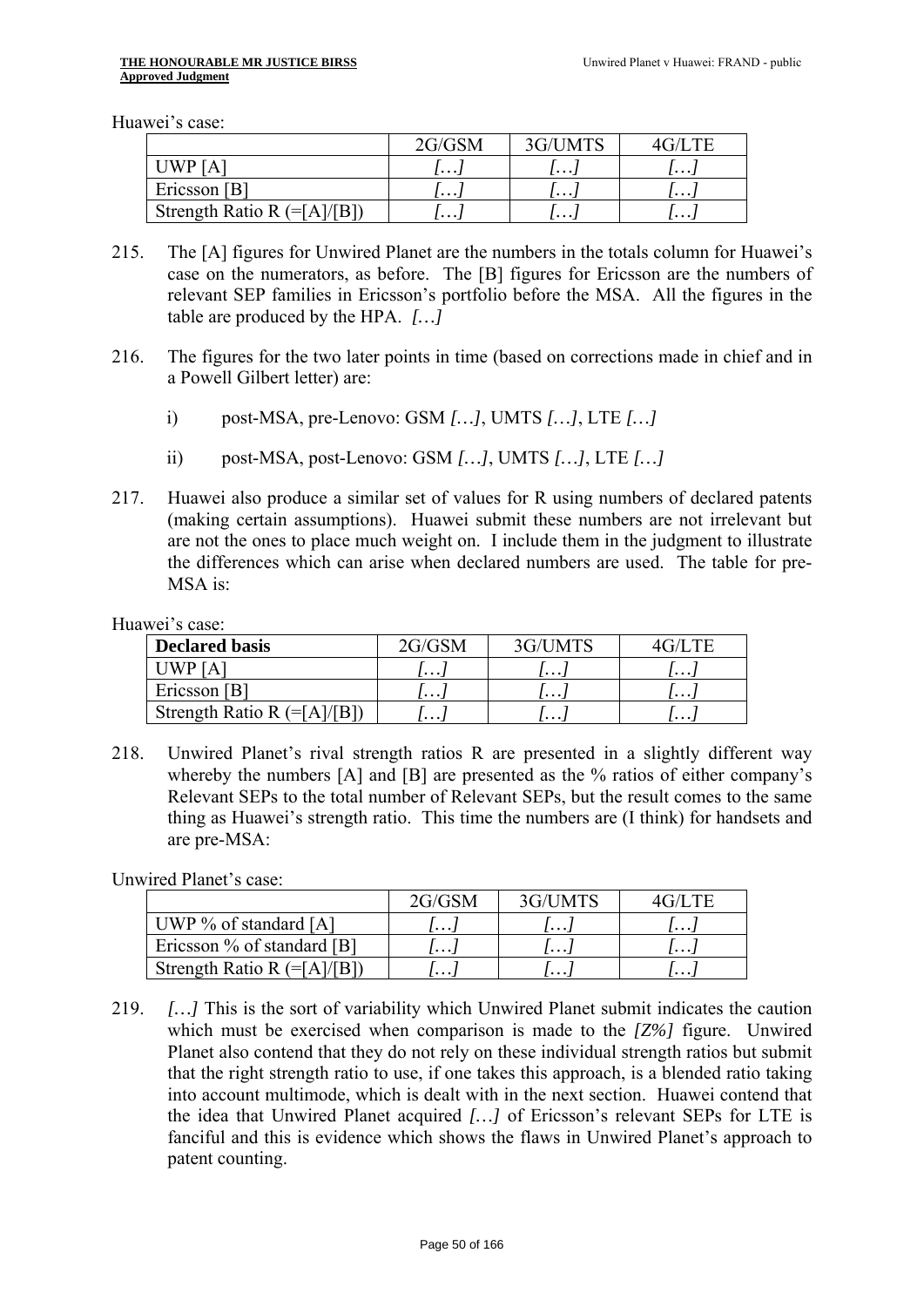Huawei's case:

| | 2G/GSM | 3G/UMTS | 4G/LTE |
|---|---|---|---|
| UWP [A] | *[…]* | *[…]* | *[…]* |
| Ericsson [B] | *[…]* | *[…]* | *[…]* |
| Strength Ratio R (=[A]/[B]) | *[…]* | *[…]* | *[…]* |

215. The [A] figures for Unwired Planet are the numbers in the totals column for Huawei's case on the numerators, as before. The [B] figures for Ericsson are the numbers of relevant SEP families in Ericsson's portfolio before the MSA. All the figures in the table are produced by the HPA. *[…]*

216. The figures for the two later points in time (based on corrections made in chief and in a Powell Gilbert letter) are:

 i) post-MSA, pre-Lenovo: GSM *[…]*, UMTS *[…]*, LTE *[…]*

 ii) post-MSA, post-Lenovo: GSM *[…]*, UMTS *[…]*, LTE *[…]*

217. Huawei also produce a similar set of values for R using numbers of declared patents (making certain assumptions). Huawei submit these numbers are not irrelevant but are not the ones to place much weight on. I include them in the judgment to illustrate the differences which can arise when declared numbers are used. The table for pre-MSA is:

Huawei's case:

| **Declared basis** | 2G/GSM | 3G/UMTS | 4G/LTE |
|---|---|---|---|
| UWP [A] | *[…]* | *[…]* | *[…]* |
| Ericsson [B] | *[…]* | *[…]* | *[…]* |
| Strength Ratio R (=[A]/[B]) | *[…]* | *[…]* | *[…]* |

218. Unwired Planet's rival strength ratios R are presented in a slightly different way whereby the numbers [A] and [B] are presented as the % ratios of either company's Relevant SEPs to the total number of Relevant SEPs, but the result comes to the same thing as Huawei's strength ratio. This time the numbers are (I think) for handsets and are pre-MSA:

Unwired Planet's case:

| | 2G/GSM | 3G/UMTS | 4G/LTE |
|---|---|---|---|
| UWP % of standard [A] | *[…]* | *[…]* | *[…]* |
| Ericsson % of standard [B] | *[…]* | *[…]* | *[…]* |
| Strength Ratio R (=[A]/[B]) | *[…]* | *[…]* | *[…]* |

219. *[…]* This is the sort of variability which Unwired Planet submit indicates the caution which must be exercised when comparison is made to the *[Z%]* figure. Unwired Planet also contend that they do not rely on these individual strength ratios but submit that the right strength ratio to use, if one takes this approach, is a blended ratio taking into account multimode, which is dealt with in the next section. Huawei contend that the idea that Unwired Planet acquired *[…]* of Ericsson's relevant SEPs for LTE is fanciful and this is evidence which shows the flaws in Unwired Planet's approach to patent counting.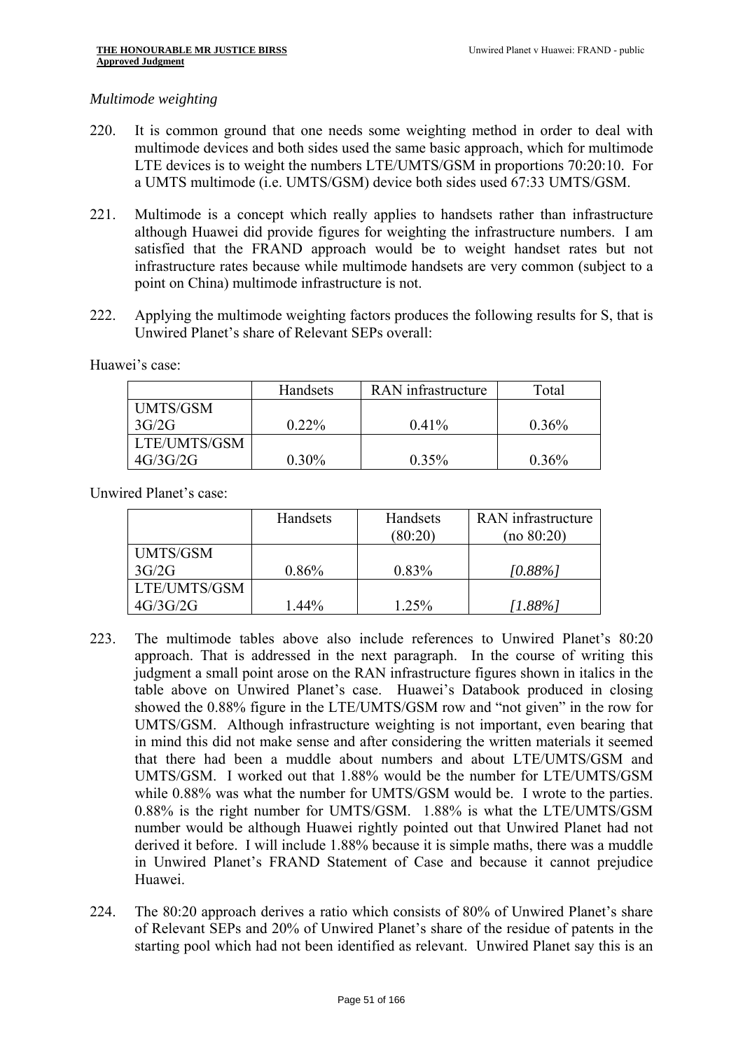*Multimode weighting*

220. It is common ground that one needs some weighting method in order to deal with multimode devices and both sides used the same basic approach, which for multimode LTE devices is to weight the numbers LTE/UMTS/GSM in proportions 70:20:10. For a UMTS multimode (i.e. UMTS/GSM) device both sides used 67:33 UMTS/GSM.

221. Multimode is a concept which really applies to handsets rather than infrastructure although Huawei did provide figures for weighting the infrastructure numbers. I am satisfied that the FRAND approach would be to weight handset rates but not infrastructure rates because while multimode handsets are very common (subject to a point on China) multimode infrastructure is not.

222. Applying the multimode weighting factors produces the following results for S, that is Unwired Planet's share of Relevant SEPs overall:

Huawei's case:

| | Handsets | RAN infrastructure | Total |
|---|---|---|---|
| UMTS/GSM 3G/2G | 0.22% | 0.41% | 0.36% |
| LTE/UMTS/GSM 4G/3G/2G | 0.30% | 0.35% | 0.36% |

Unwired Planet's case:

| | Handsets | Handsets (80:20) | RAN infrastructure (no 80:20) |
|---|---|---|---|
| UMTS/GSM 3G/2G | 0.86% | 0.83% | *[0.88%]* |
| LTE/UMTS/GSM 4G/3G/2G | 1.44% | 1.25% | *[1.88%]* |

223. The multimode tables above also include references to Unwired Planet's 80:20 approach. That is addressed in the next paragraph. In the course of writing this judgment a small point arose on the RAN infrastructure figures shown in italics in the table above on Unwired Planet's case. Huawei's Databook produced in closing showed the 0.88% figure in the LTE/UMTS/GSM row and "not given" in the row for UMTS/GSM. Although infrastructure weighting is not important, even bearing that in mind this did not make sense and after considering the written materials it seemed that there had been a muddle about numbers and about LTE/UMTS/GSM and UMTS/GSM. I worked out that 1.88% would be the number for LTE/UMTS/GSM while 0.88% was what the number for UMTS/GSM would be. I wrote to the parties. 0.88% is the right number for UMTS/GSM. 1.88% is what the LTE/UMTS/GSM number would be although Huawei rightly pointed out that Unwired Planet had not derived it before. I will include 1.88% because it is simple maths, there was a muddle in Unwired Planet's FRAND Statement of Case and because it cannot prejudice Huawei.

224. The 80:20 approach derives a ratio which consists of 80% of Unwired Planet's share of Relevant SEPs and 20% of Unwired Planet's share of the residue of patents in the starting pool which had not been identified as relevant. Unwired Planet say this is an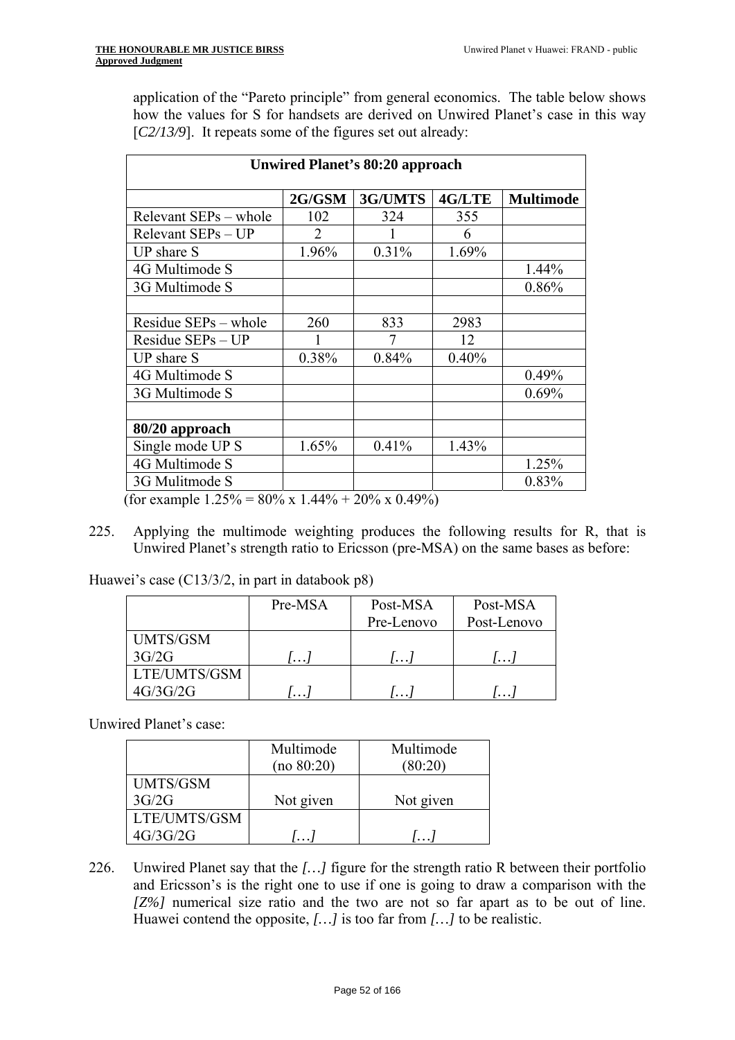application of the "Pareto principle" from general economics. The table below shows how the values for S for handsets are derived on Unwired Planet's case in this way [*C2/13/9*]. It repeats some of the figures set out already:

| **Unwired Planet's 80:20 approach** | | | | |
|---|---|---|---|---|
| | **2G/GSM** | **3G/UMTS** | **4G/LTE** | **Multimode** |
| Relevant SEPs – whole | 102 | 324 | 355 | |
| Relevant SEPs – UP | 2 | 1 | 6 | |
| UP share S | 1.96% | 0.31% | 1.69% | |
| 4G Multimode S | | | | 1.44% |
| 3G Multimode S | | | | 0.86% |
| | | | | |
| Residue SEPs – whole | 260 | 833 | 2983 | |
| Residue SEPs – UP | 1 | 7 | 12 | |
| UP share S | 0.38% | 0.84% | 0.40% | |
| 4G Multimode S | | | | 0.49% |
| 3G Multimode S | | | | 0.69% |
| | | | | |
| **80/20 approach** | | | | |
| Single mode UP S | 1.65% | 0.41% | 1.43% | |
| 4G Multimode S | | | | 1.25% |
| 3G Mulitmode S | | | | 0.83% |

(for example 1.25% = 80% x 1.44% + 20% x 0.49%)

225. Applying the multimode weighting produces the following results for R, that is Unwired Planet's strength ratio to Ericsson (pre-MSA) on the same bases as before:

Huawei's case (C13/3/2, in part in databook p8)

| | Pre-MSA | Post-MSA Pre-Lenovo | Post-MSA Post-Lenovo |
|---|---|---|---|
| UMTS/GSM 3G/2G | *[…]* | *[…]* | *[…]* |
| LTE/UMTS/GSM 4G/3G/2G | *[…]* | *[…]* | *[…]* |

Unwired Planet's case:

| | Multimode (no 80:20) | Multimode (80:20) |
|---|---|---|
| UMTS/GSM 3G/2G | Not given | Not given |
| LTE/UMTS/GSM 4G/3G/2G | *[…]* | *[…]* |

226. Unwired Planet say that the *[…]* figure for the strength ratio R between their portfolio and Ericsson's is the right one to use if one is going to draw a comparison with the *[Z%]* numerical size ratio and the two are not so far apart as to be out of line. Huawei contend the opposite, *[…]* is too far from *[…]* to be realistic.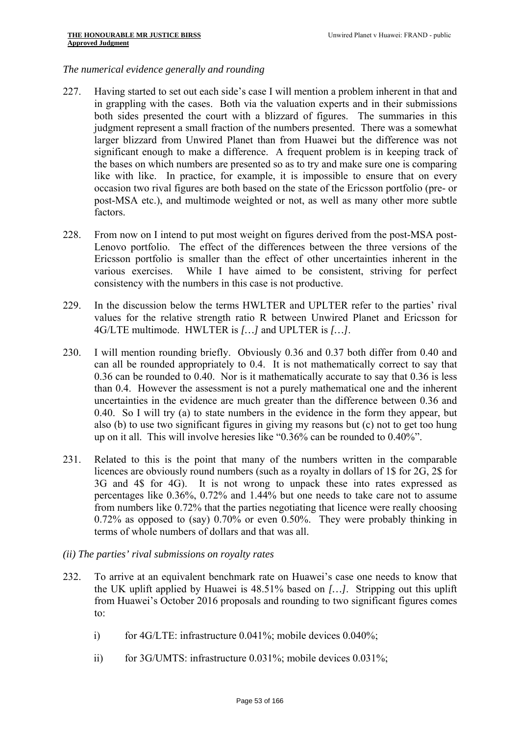*The numerical evidence generally and rounding*

227. Having started to set out each side's case I will mention a problem inherent in that and in grappling with the cases. Both via the valuation experts and in their submissions both sides presented the court with a blizzard of figures. The summaries in this judgment represent a small fraction of the numbers presented. There was a somewhat larger blizzard from Unwired Planet than from Huawei but the difference was not significant enough to make a difference. A frequent problem is in keeping track of the bases on which numbers are presented so as to try and make sure one is comparing like with like. In practice, for example, it is impossible to ensure that on every occasion two rival figures are both based on the state of the Ericsson portfolio (pre- or post-MSA etc.), and multimode weighted or not, as well as many other more subtle factors.

228. From now on I intend to put most weight on figures derived from the post-MSA post-Lenovo portfolio. The effect of the differences between the three versions of the Ericsson portfolio is smaller than the effect of other uncertainties inherent in the various exercises. While I have aimed to be consistent, striving for perfect consistency with the numbers in this case is not productive.

229. In the discussion below the terms HWLTER and UPLTER refer to the parties' rival values for the relative strength ratio R between Unwired Planet and Ericsson for 4G/LTE multimode. HWLTER is *[…]* and UPLTER is *[…]*.

230. I will mention rounding briefly. Obviously 0.36 and 0.37 both differ from 0.40 and can all be rounded appropriately to 0.4. It is not mathematically correct to say that 0.36 can be rounded to 0.40. Nor is it mathematically accurate to say that 0.36 is less than 0.4. However the assessment is not a purely mathematical one and the inherent uncertainties in the evidence are much greater than the difference between 0.36 and 0.40. So I will try (a) to state numbers in the evidence in the form they appear, but also (b) to use two significant figures in giving my reasons but (c) not to get too hung up on it all. This will involve heresies like "0.36% can be rounded to 0.40%".

231. Related to this is the point that many of the numbers written in the comparable licences are obviously round numbers (such as a royalty in dollars of 1$ for 2G, 2$ for 3G and 4$ for 4G). It is not wrong to unpack these into rates expressed as percentages like 0.36%, 0.72% and 1.44% but one needs to take care not to assume from numbers like 0.72% that the parties negotiating that licence were really choosing 0.72% as opposed to (say) 0.70% or even 0.50%. They were probably thinking in terms of whole numbers of dollars and that was all.

*(ii) The parties' rival submissions on royalty rates*

232. To arrive at an equivalent benchmark rate on Huawei's case one needs to know that the UK uplift applied by Huawei is 48.51% based on *[…]*. Stripping out this uplift from Huawei's October 2016 proposals and rounding to two significant figures comes to:

    i) for 4G/LTE: infrastructure 0.041%; mobile devices 0.040%;

    ii) for 3G/UMTS: infrastructure 0.031%; mobile devices 0.031%;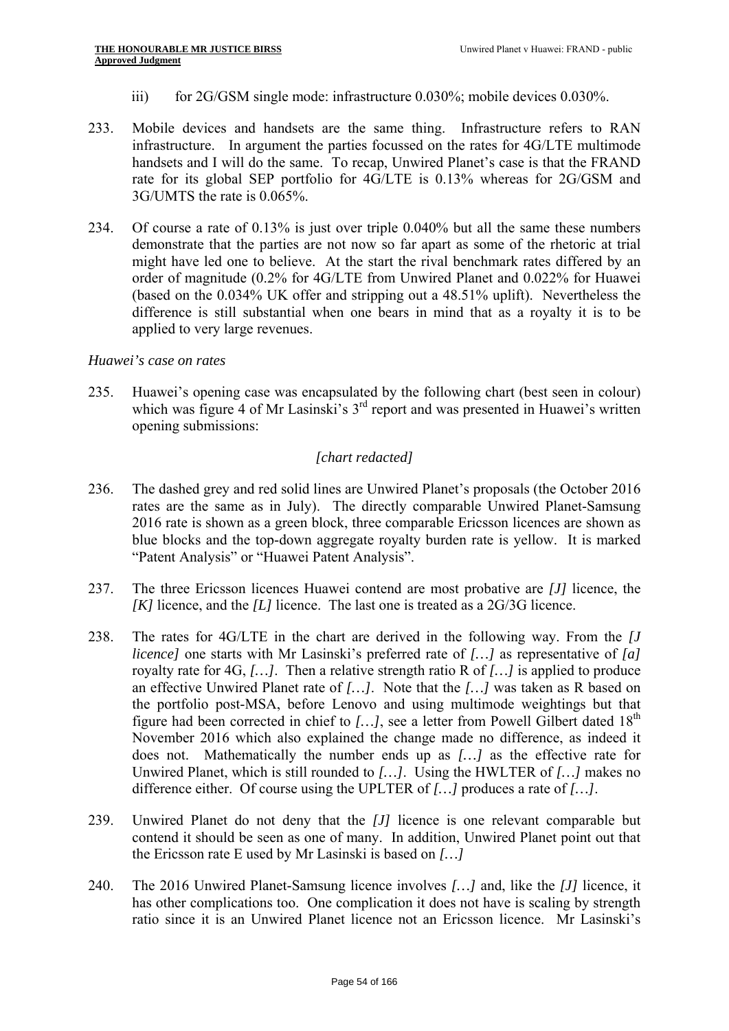iii) for 2G/GSM single mode: infrastructure 0.030%; mobile devices 0.030%.

233. Mobile devices and handsets are the same thing. Infrastructure refers to RAN infrastructure. In argument the parties focussed on the rates for 4G/LTE multimode handsets and I will do the same. To recap, Unwired Planet's case is that the FRAND rate for its global SEP portfolio for 4G/LTE is 0.13% whereas for 2G/GSM and 3G/UMTS the rate is 0.065%.

234. Of course a rate of 0.13% is just over triple 0.040% but all the same these numbers demonstrate that the parties are not now so far apart as some of the rhetoric at trial might have led one to believe. At the start the rival benchmark rates differed by an order of magnitude (0.2% for 4G/LTE from Unwired Planet and 0.022% for Huawei (based on the 0.034% UK offer and stripping out a 48.51% uplift). Nevertheless the difference is still substantial when one bears in mind that as a royalty it is to be applied to very large revenues.

*Huawei's case on rates*

235. Huawei's opening case was encapsulated by the following chart (best seen in colour) which was figure 4 of Mr Lasinski's 3rd report and was presented in Huawei's written opening submissions:

*[chart redacted]*

236. The dashed grey and red solid lines are Unwired Planet's proposals (the October 2016 rates are the same as in July). The directly comparable Unwired Planet-Samsung 2016 rate is shown as a green block, three comparable Ericsson licences are shown as blue blocks and the top-down aggregate royalty burden rate is yellow. It is marked "Patent Analysis" or "Huawei Patent Analysis".

237. The three Ericsson licences Huawei contend are most probative are *[J]* licence, the *[K]* licence, and the *[L]* licence. The last one is treated as a 2G/3G licence.

238. The rates for 4G/LTE in the chart are derived in the following way. From the *[J licence]* one starts with Mr Lasinski's preferred rate of *[…]* as representative of *[a]* royalty rate for 4G, *[…]*. Then a relative strength ratio R of *[…]* is applied to produce an effective Unwired Planet rate of *[…]*. Note that the *[…]* was taken as R based on the portfolio post-MSA, before Lenovo and using multimode weightings but that figure had been corrected in chief to *[…]*, see a letter from Powell Gilbert dated 18th November 2016 which also explained the change made no difference, as indeed it does not. Mathematically the number ends up as *[…]* as the effective rate for Unwired Planet, which is still rounded to *[…]*. Using the HWLTER of *[…]* makes no difference either. Of course using the UPLTER of *[…]* produces a rate of *[…]*.

239. Unwired Planet do not deny that the *[J]* licence is one relevant comparable but contend it should be seen as one of many. In addition, Unwired Planet point out that the Ericsson rate E used by Mr Lasinski is based on *[…]*

240. The 2016 Unwired Planet-Samsung licence involves *[…]* and, like the *[J]* licence, it has other complications too. One complication it does not have is scaling by strength ratio since it is an Unwired Planet licence not an Ericsson licence. Mr Lasinski's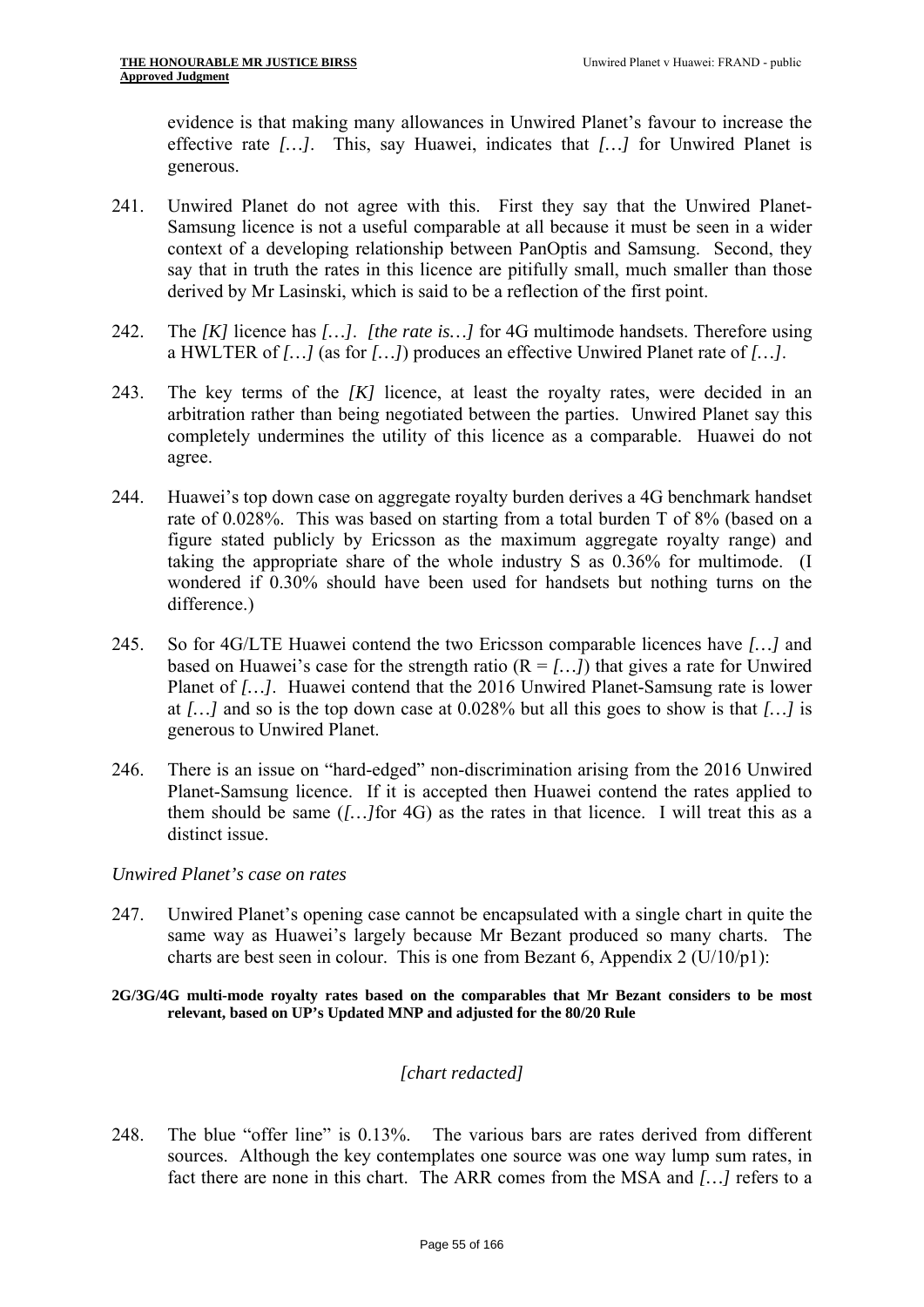evidence is that making many allowances in Unwired Planet's favour to increase the effective rate *[…]*. This, say Huawei, indicates that *[…]* for Unwired Planet is generous.

241. Unwired Planet do not agree with this. First they say that the Unwired Planet-Samsung licence is not a useful comparable at all because it must be seen in a wider context of a developing relationship between PanOptis and Samsung. Second, they say that in truth the rates in this licence are pitifully small, much smaller than those derived by Mr Lasinski, which is said to be a reflection of the first point.

242. The *[K]* licence has *[…]*. *[the rate is…]* for 4G multimode handsets. Therefore using a HWLTER of *[…]* (as for *[…]*) produces an effective Unwired Planet rate of *[…]*.

243. The key terms of the *[K]* licence, at least the royalty rates, were decided in an arbitration rather than being negotiated between the parties. Unwired Planet say this completely undermines the utility of this licence as a comparable. Huawei do not agree.

244. Huawei's top down case on aggregate royalty burden derives a 4G benchmark handset rate of 0.028%. This was based on starting from a total burden T of 8% (based on a figure stated publicly by Ericsson as the maximum aggregate royalty range) and taking the appropriate share of the whole industry S as 0.36% for multimode. (I wondered if 0.30% should have been used for handsets but nothing turns on the difference.)

245. So for 4G/LTE Huawei contend the two Ericsson comparable licences have *[…]* and based on Huawei's case for the strength ratio (R = *[…]*) that gives a rate for Unwired Planet of *[…]*. Huawei contend that the 2016 Unwired Planet-Samsung rate is lower at *[…]* and so is the top down case at 0.028% but all this goes to show is that *[…]* is generous to Unwired Planet.

246. There is an issue on "hard-edged" non-discrimination arising from the 2016 Unwired Planet-Samsung licence. If it is accepted then Huawei contend the rates applied to them should be same (*[…]*for 4G) as the rates in that licence. I will treat this as a distinct issue.

*Unwired Planet's case on rates*

247. Unwired Planet's opening case cannot be encapsulated with a single chart in quite the same way as Huawei's largely because Mr Bezant produced so many charts. The charts are best seen in colour. This is one from Bezant 6, Appendix 2 (U/10/p1):

**2G/3G/4G multi-mode royalty rates based on the comparables that Mr Bezant considers to be most relevant, based on UP's Updated MNP and adjusted for the 80/20 Rule**

*[chart redacted]*

248. The blue "offer line" is 0.13%. The various bars are rates derived from different sources. Although the key contemplates one source was one way lump sum rates, in fact there are none in this chart. The ARR comes from the MSA and *[…]* refers to a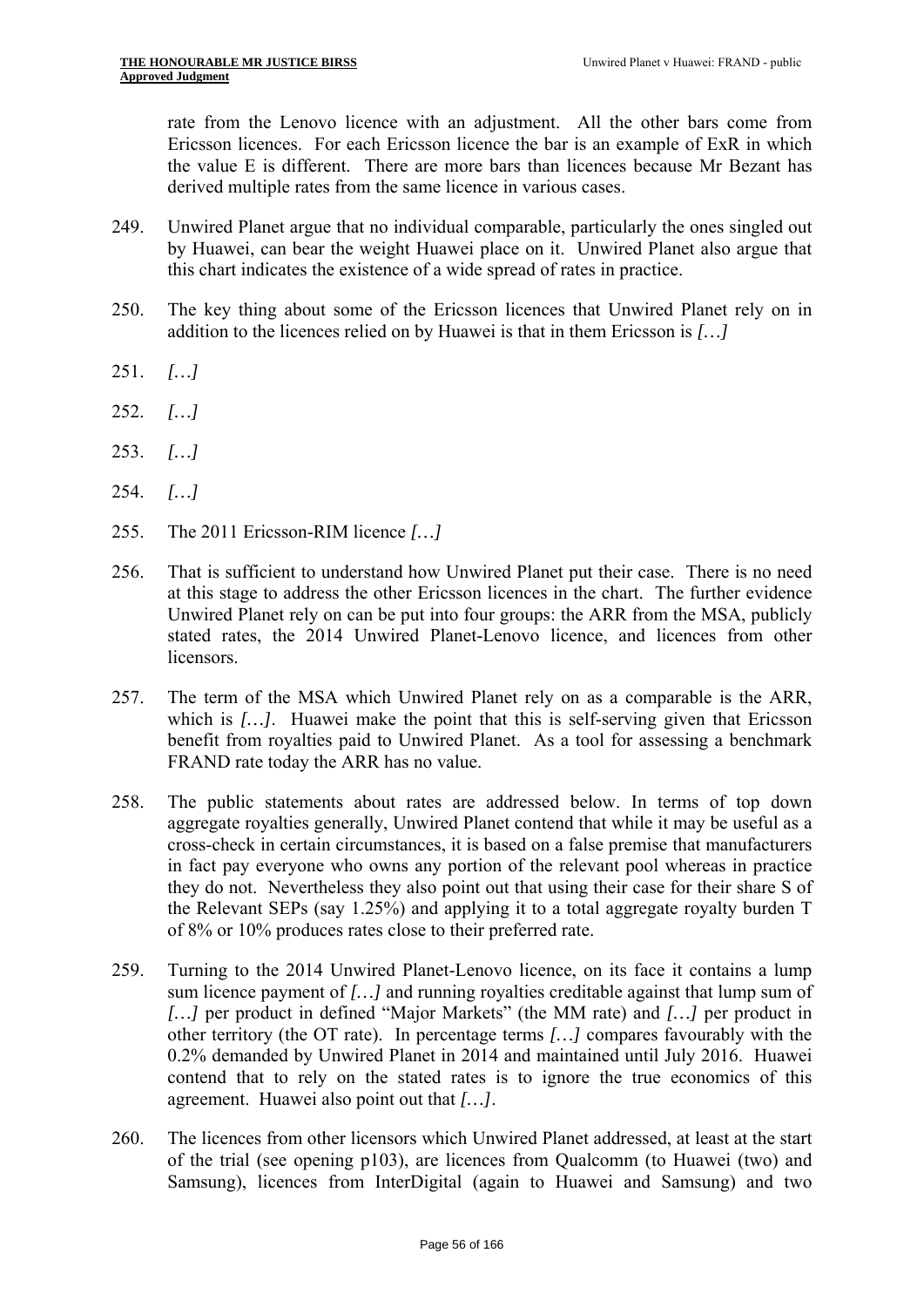rate from the Lenovo licence with an adjustment. All the other bars come from Ericsson licences. For each Ericsson licence the bar is an example of ExR in which the value E is different. There are more bars than licences because Mr Bezant has derived multiple rates from the same licence in various cases.

249. Unwired Planet argue that no individual comparable, particularly the ones singled out by Huawei, can bear the weight Huawei place on it. Unwired Planet also argue that this chart indicates the existence of a wide spread of rates in practice.

250. The key thing about some of the Ericsson licences that Unwired Planet rely on in addition to the licences relied on by Huawei is that in them Ericsson is *[…]*

251. *[…]*

252. *[…]*

253. *[…]*

254. *[…]*

255. The 2011 Ericsson-RIM licence *[…]*

256. That is sufficient to understand how Unwired Planet put their case. There is no need at this stage to address the other Ericsson licences in the chart. The further evidence Unwired Planet rely on can be put into four groups: the ARR from the MSA, publicly stated rates, the 2014 Unwired Planet-Lenovo licence, and licences from other licensors.

257. The term of the MSA which Unwired Planet rely on as a comparable is the ARR, which is *[…]*. Huawei make the point that this is self-serving given that Ericsson benefit from royalties paid to Unwired Planet. As a tool for assessing a benchmark FRAND rate today the ARR has no value.

258. The public statements about rates are addressed below. In terms of top down aggregate royalties generally, Unwired Planet contend that while it may be useful as a cross-check in certain circumstances, it is based on a false premise that manufacturers in fact pay everyone who owns any portion of the relevant pool whereas in practice they do not. Nevertheless they also point out that using their case for their share S of the Relevant SEPs (say 1.25%) and applying it to a total aggregate royalty burden T of 8% or 10% produces rates close to their preferred rate.

259. Turning to the 2014 Unwired Planet-Lenovo licence, on its face it contains a lump sum licence payment of *[…]* and running royalties creditable against that lump sum of *[…]* per product in defined "Major Markets" (the MM rate) and *[…]* per product in other territory (the OT rate). In percentage terms *[…]* compares favourably with the 0.2% demanded by Unwired Planet in 2014 and maintained until July 2016. Huawei contend that to rely on the stated rates is to ignore the true economics of this agreement. Huawei also point out that *[…]*.

260. The licences from other licensors which Unwired Planet addressed, at least at the start of the trial (see opening p103), are licences from Qualcomm (to Huawei (two) and Samsung), licences from InterDigital (again to Huawei and Samsung) and two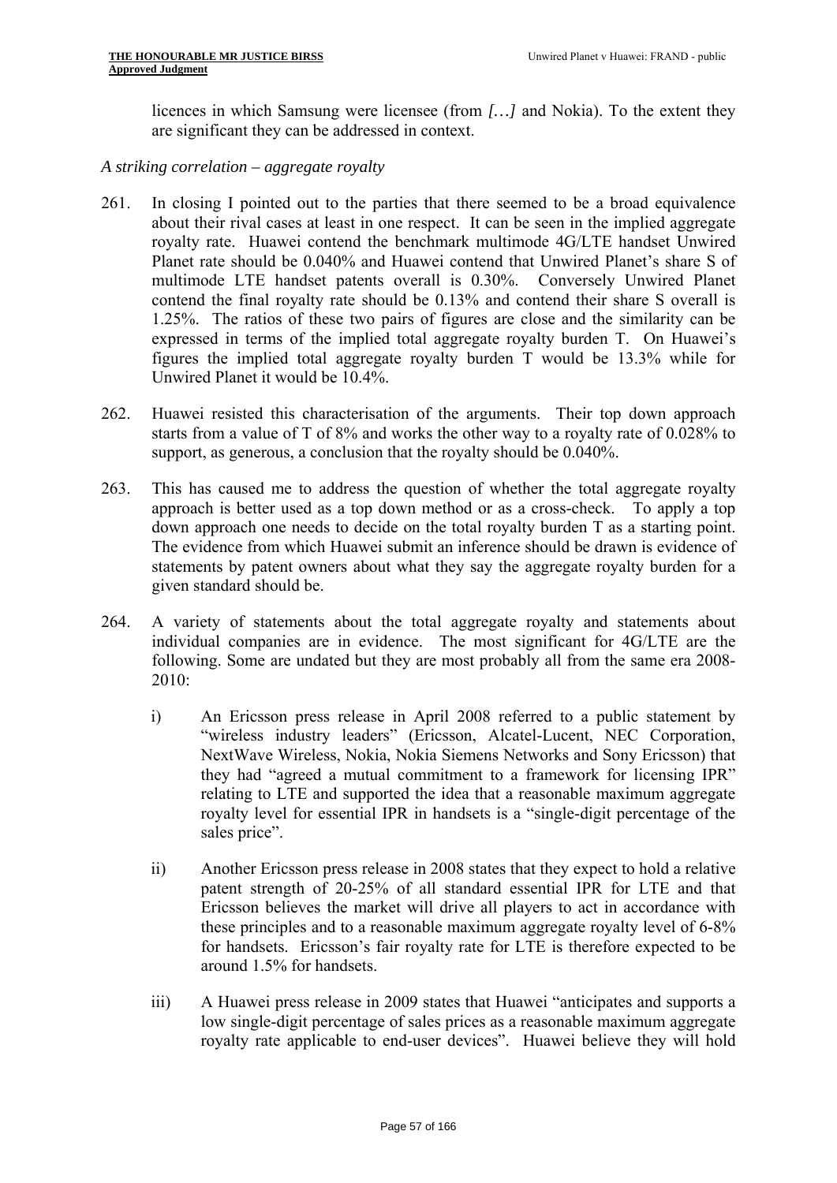licences in which Samsung were licensee (from *[…]* and Nokia). To the extent they are significant they can be addressed in context.

*A striking correlation – aggregate royalty*

261. In closing I pointed out to the parties that there seemed to be a broad equivalence about their rival cases at least in one respect. It can be seen in the implied aggregate royalty rate. Huawei contend the benchmark multimode 4G/LTE handset Unwired Planet rate should be 0.040% and Huawei contend that Unwired Planet's share S of multimode LTE handset patents overall is 0.30%. Conversely Unwired Planet contend the final royalty rate should be 0.13% and contend their share S overall is 1.25%. The ratios of these two pairs of figures are close and the similarity can be expressed in terms of the implied total aggregate royalty burden T. On Huawei's figures the implied total aggregate royalty burden T would be 13.3% while for Unwired Planet it would be 10.4%.

262. Huawei resisted this characterisation of the arguments. Their top down approach starts from a value of T of 8% and works the other way to a royalty rate of 0.028% to support, as generous, a conclusion that the royalty should be 0.040%.

263. This has caused me to address the question of whether the total aggregate royalty approach is better used as a top down method or as a cross-check. To apply a top down approach one needs to decide on the total royalty burden T as a starting point. The evidence from which Huawei submit an inference should be drawn is evidence of statements by patent owners about what they say the aggregate royalty burden for a given standard should be.

264. A variety of statements about the total aggregate royalty and statements about individual companies are in evidence. The most significant for 4G/LTE are the following. Some are undated but they are most probably all from the same era 2008-2010:

   i) An Ericsson press release in April 2008 referred to a public statement by "wireless industry leaders" (Ericsson, Alcatel-Lucent, NEC Corporation, NextWave Wireless, Nokia, Nokia Siemens Networks and Sony Ericsson) that they had "agreed a mutual commitment to a framework for licensing IPR" relating to LTE and supported the idea that a reasonable maximum aggregate royalty level for essential IPR in handsets is a "single-digit percentage of the sales price".

   ii) Another Ericsson press release in 2008 states that they expect to hold a relative patent strength of 20-25% of all standard essential IPR for LTE and that Ericsson believes the market will drive all players to act in accordance with these principles and to a reasonable maximum aggregate royalty level of 6-8% for handsets. Ericsson's fair royalty rate for LTE is therefore expected to be around 1.5% for handsets.

   iii) A Huawei press release in 2009 states that Huawei "anticipates and supports a low single-digit percentage of sales prices as a reasonable maximum aggregate royalty rate applicable to end-user devices". Huawei believe they will hold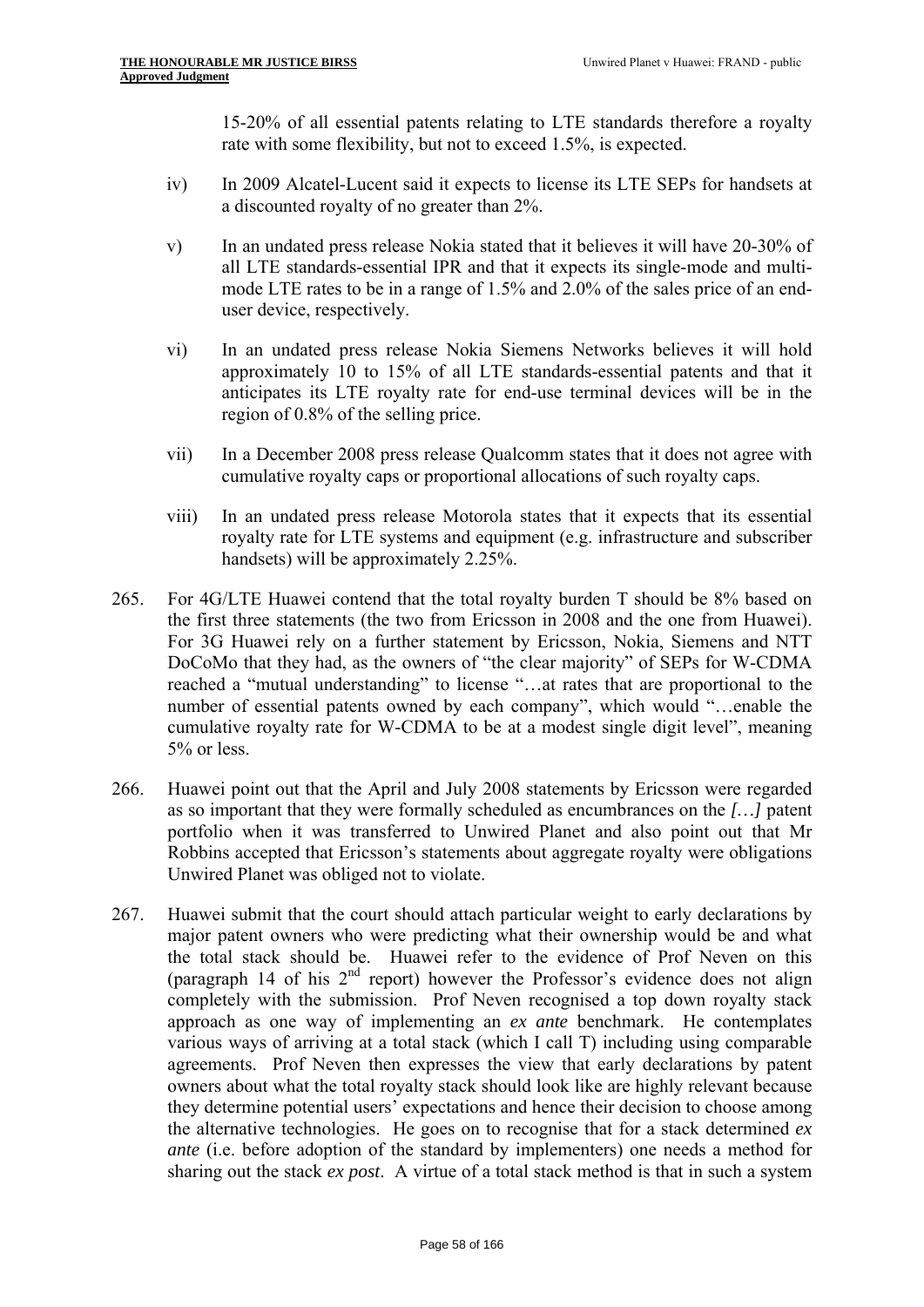15-20% of all essential patents relating to LTE standards therefore a royalty rate with some flexibility, but not to exceed 1.5%, is expected.

iv) In 2009 Alcatel-Lucent said it expects to license its LTE SEPs for handsets at a discounted royalty of no greater than 2%.

v) In an undated press release Nokia stated that it believes it will have 20-30% of all LTE standards-essential IPR and that it expects its single-mode and multi-mode LTE rates to be in a range of 1.5% and 2.0% of the sales price of an end-user device, respectively.

vi) In an undated press release Nokia Siemens Networks believes it will hold approximately 10 to 15% of all LTE standards-essential patents and that it anticipates its LTE royalty rate for end-use terminal devices will be in the region of 0.8% of the selling price.

vii) In a December 2008 press release Qualcomm states that it does not agree with cumulative royalty caps or proportional allocations of such royalty caps.

viii) In an undated press release Motorola states that it expects that its essential royalty rate for LTE systems and equipment (e.g. infrastructure and subscriber handsets) will be approximately 2.25%.

265. For 4G/LTE Huawei contend that the total royalty burden T should be 8% based on the first three statements (the two from Ericsson in 2008 and the one from Huawei). For 3G Huawei rely on a further statement by Ericsson, Nokia, Siemens and NTT DoCoMo that they had, as the owners of "the clear majority" of SEPs for W-CDMA reached a "mutual understanding" to license "…at rates that are proportional to the number of essential patents owned by each company", which would "…enable the cumulative royalty rate for W-CDMA to be at a modest single digit level", meaning 5% or less.

266. Huawei point out that the April and July 2008 statements by Ericsson were regarded as so important that they were formally scheduled as encumbrances on the *[…]* patent portfolio when it was transferred to Unwired Planet and also point out that Mr Robbins accepted that Ericsson's statements about aggregate royalty were obligations Unwired Planet was obliged not to violate.

267. Huawei submit that the court should attach particular weight to early declarations by major patent owners who were predicting what their ownership would be and what the total stack should be. Huawei refer to the evidence of Prof Neven on this (paragraph 14 of his 2nd report) however the Professor's evidence does not align completely with the submission. Prof Neven recognised a top down royalty stack approach as one way of implementing an *ex ante* benchmark. He contemplates various ways of arriving at a total stack (which I call T) including using comparable agreements. Prof Neven then expresses the view that early declarations by patent owners about what the total royalty stack should look like are highly relevant because they determine potential users' expectations and hence their decision to choose among the alternative technologies. He goes on to recognise that for a stack determined *ex ante* (i.e. before adoption of the standard by implementers) one needs a method for sharing out the stack *ex post*. A virtue of a total stack method is that in such a system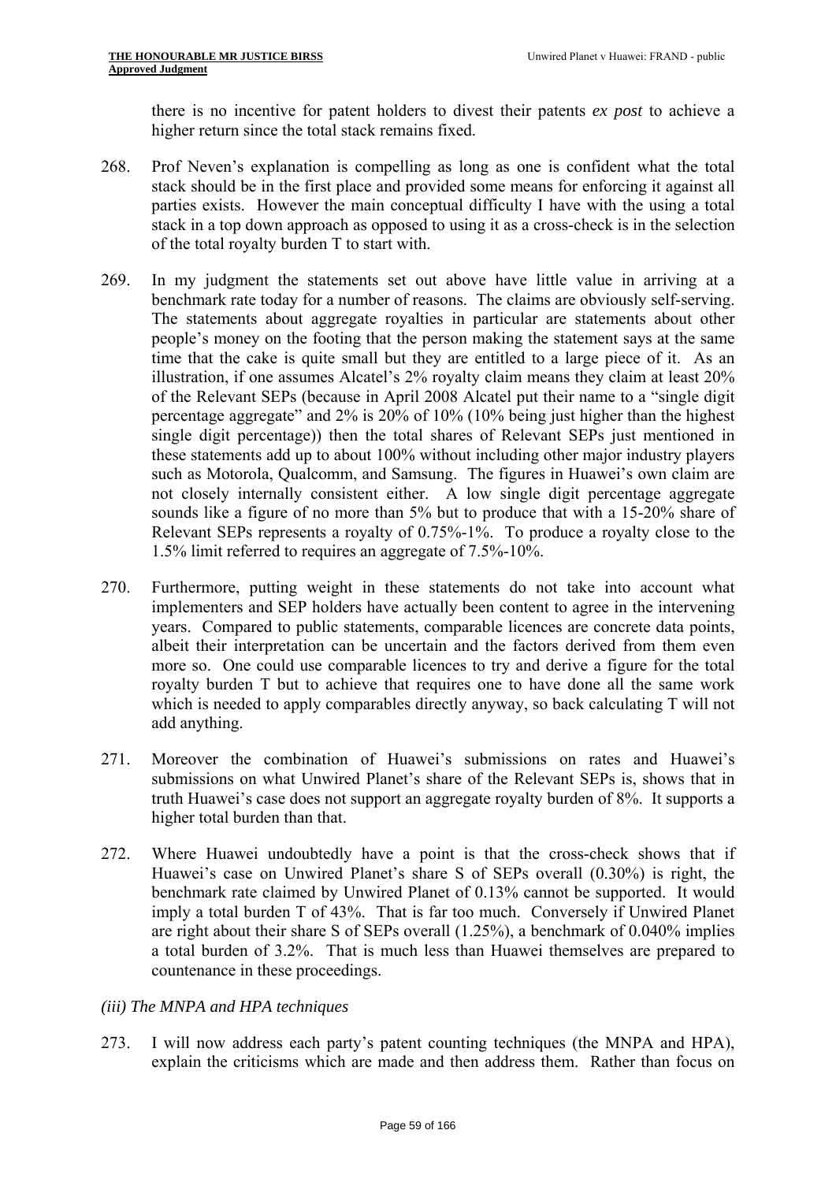there is no incentive for patent holders to divest their patents *ex post* to achieve a higher return since the total stack remains fixed.

268. Prof Neven's explanation is compelling as long as one is confident what the total stack should be in the first place and provided some means for enforcing it against all parties exists. However the main conceptual difficulty I have with the using a total stack in a top down approach as opposed to using it as a cross-check is in the selection of the total royalty burden T to start with.

269. In my judgment the statements set out above have little value in arriving at a benchmark rate today for a number of reasons. The claims are obviously self-serving. The statements about aggregate royalties in particular are statements about other people's money on the footing that the person making the statement says at the same time that the cake is quite small but they are entitled to a large piece of it. As an illustration, if one assumes Alcatel's 2% royalty claim means they claim at least 20% of the Relevant SEPs (because in April 2008 Alcatel put their name to a "single digit percentage aggregate" and 2% is 20% of 10% (10% being just higher than the highest single digit percentage)) then the total shares of Relevant SEPs just mentioned in these statements add up to about 100% without including other major industry players such as Motorola, Qualcomm, and Samsung. The figures in Huawei's own claim are not closely internally consistent either. A low single digit percentage aggregate sounds like a figure of no more than 5% but to produce that with a 15-20% share of Relevant SEPs represents a royalty of 0.75%-1%. To produce a royalty close to the 1.5% limit referred to requires an aggregate of 7.5%-10%.

270. Furthermore, putting weight in these statements do not take into account what implementers and SEP holders have actually been content to agree in the intervening years. Compared to public statements, comparable licences are concrete data points, albeit their interpretation can be uncertain and the factors derived from them even more so. One could use comparable licences to try and derive a figure for the total royalty burden T but to achieve that requires one to have done all the same work which is needed to apply comparables directly anyway, so back calculating T will not add anything.

271. Moreover the combination of Huawei's submissions on rates and Huawei's submissions on what Unwired Planet's share of the Relevant SEPs is, shows that in truth Huawei's case does not support an aggregate royalty burden of 8%. It supports a higher total burden than that.

272. Where Huawei undoubtedly have a point is that the cross-check shows that if Huawei's case on Unwired Planet's share S of SEPs overall (0.30%) is right, the benchmark rate claimed by Unwired Planet of 0.13% cannot be supported. It would imply a total burden T of 43%. That is far too much. Conversely if Unwired Planet are right about their share S of SEPs overall (1.25%), a benchmark of 0.040% implies a total burden of 3.2%. That is much less than Huawei themselves are prepared to countenance in these proceedings.

*(iii) The MNPA and HPA techniques*

273. I will now address each party's patent counting techniques (the MNPA and HPA), explain the criticisms which are made and then address them. Rather than focus on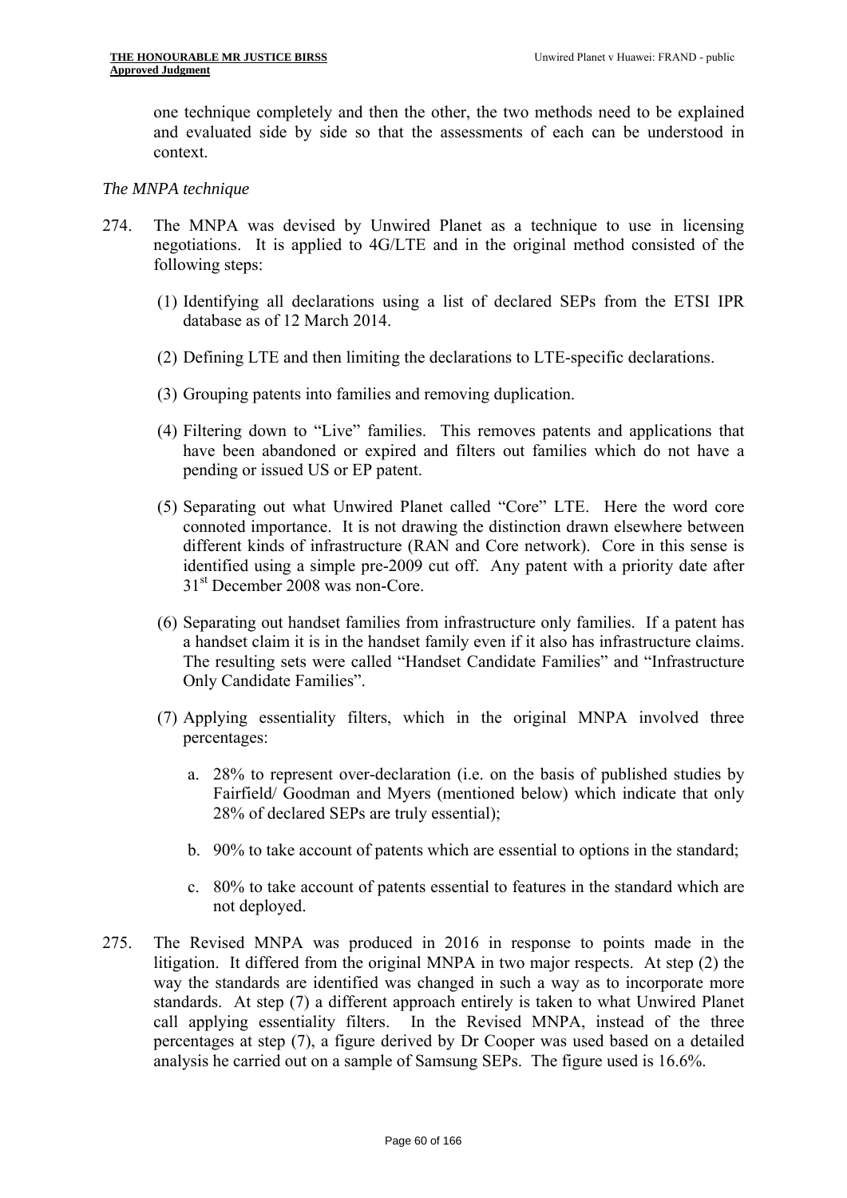one technique completely and then the other, the two methods need to be explained and evaluated side by side so that the assessments of each can be understood in context.

*The MNPA technique*

274. The MNPA was devised by Unwired Planet as a technique to use in licensing negotiations. It is applied to 4G/LTE and in the original method consisted of the following steps:

   (1) Identifying all declarations using a list of declared SEPs from the ETSI IPR database as of 12 March 2014.

   (2) Defining LTE and then limiting the declarations to LTE-specific declarations.

   (3) Grouping patents into families and removing duplication.

   (4) Filtering down to "Live" families. This removes patents and applications that have been abandoned or expired and filters out families which do not have a pending or issued US or EP patent.

   (5) Separating out what Unwired Planet called "Core" LTE. Here the word core connoted importance. It is not drawing the distinction drawn elsewhere between different kinds of infrastructure (RAN and Core network). Core in this sense is identified using a simple pre-2009 cut off. Any patent with a priority date after 31st December 2008 was non-Core.

   (6) Separating out handset families from infrastructure only families. If a patent has a handset claim it is in the handset family even if it also has infrastructure claims. The resulting sets were called "Handset Candidate Families" and "Infrastructure Only Candidate Families".

   (7) Applying essentiality filters, which in the original MNPA involved three percentages:

      a. 28% to represent over-declaration (i.e. on the basis of published studies by Fairfield/ Goodman and Myers (mentioned below) which indicate that only 28% of declared SEPs are truly essential);

      b. 90% to take account of patents which are essential to options in the standard;

      c. 80% to take account of patents essential to features in the standard which are not deployed.

275. The Revised MNPA was produced in 2016 in response to points made in the litigation. It differed from the original MNPA in two major respects. At step (2) the way the standards are identified was changed in such a way as to incorporate more standards. At step (7) a different approach entirely is taken to what Unwired Planet call applying essentiality filters. In the Revised MNPA, instead of the three percentages at step (7), a figure derived by Dr Cooper was used based on a detailed analysis he carried out on a sample of Samsung SEPs. The figure used is 16.6%.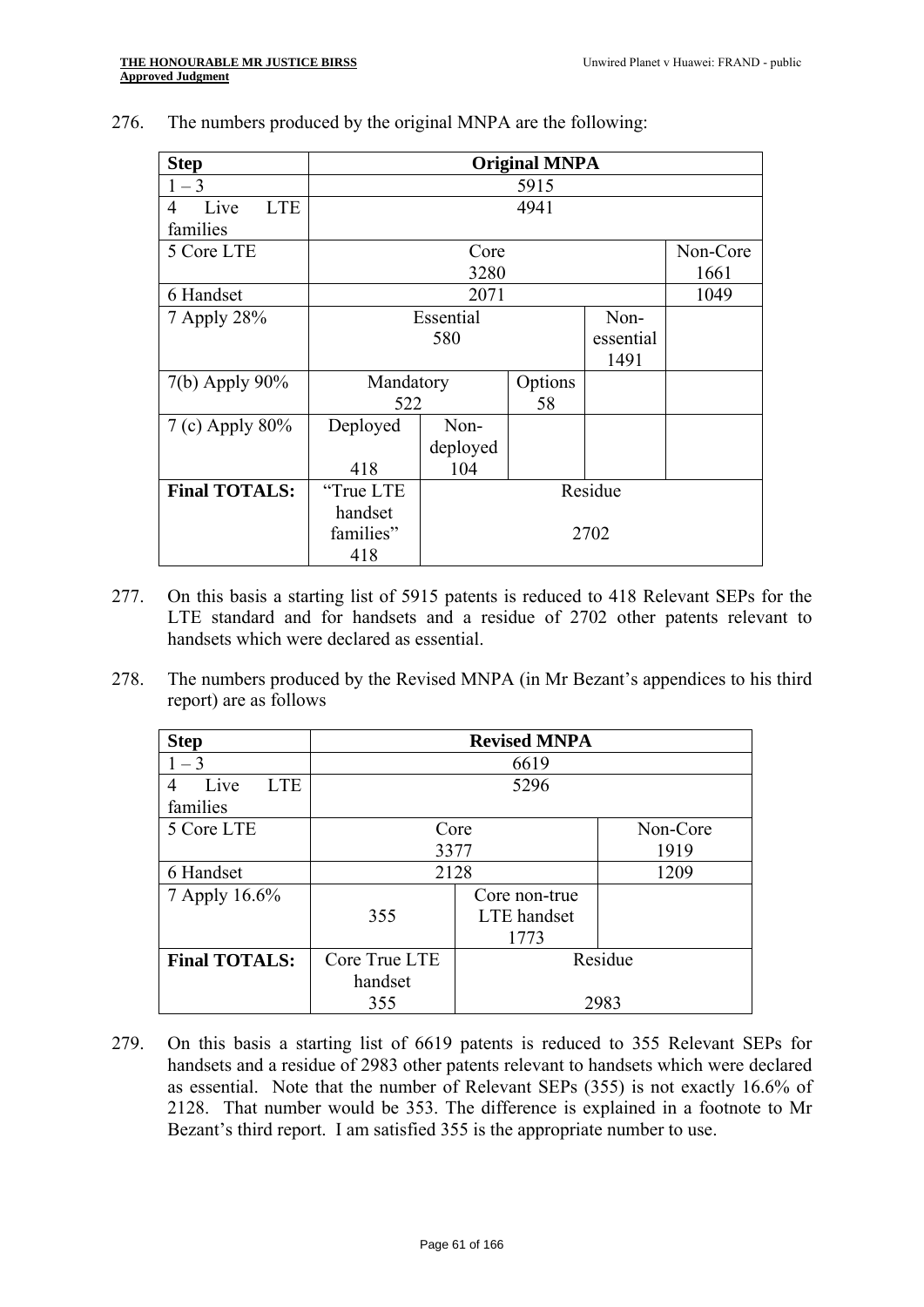276. The numbers produced by the original MNPA are the following:

| Step | Original MNPA | | | | |
|---|---|---|---|---|---|
| 1 – 3 | 5915 | | | | |
| 4 Live LTE families | 4941 | | | | |
| 5 Core LTE | Core 3280 | | | | Non-Core 1661 |
| 6 Handset | 2071 | | | | 1049 |
| 7 Apply 28% | Essential 580 | | | Non-essential 1491 | |
| 7(b) Apply 90% | Mandatory 522 | | Options 58 | | |
| 7 (c) Apply 80% | Deployed 418 | Non-deployed 104 | | | |
| **Final TOTALS:** | "True LTE handset families" 418 | Residue 2702 | | | |

277. On this basis a starting list of 5915 patents is reduced to 418 Relevant SEPs for the LTE standard and for handsets and a residue of 2702 other patents relevant to handsets which were declared as essential.

278. The numbers produced by the Revised MNPA (in Mr Bezant's appendices to his third report) are as follows

| Step | Revised MNPA | | |
|---|---|---|---|
| 1 – 3 | 6619 | | |
| 4 Live LTE families | 5296 | | |
| 5 Core LTE | Core 3377 | | Non-Core 1919 |
| 6 Handset | 2128 | | 1209 |
| 7 Apply 16.6% | 355 | Core non-true LTE handset 1773 | |
| **Final TOTALS:** | Core True LTE handset 355 | Residue 2983 | |

279. On this basis a starting list of 6619 patents is reduced to 355 Relevant SEPs for handsets and a residue of 2983 other patents relevant to handsets which were declared as essential. Note that the number of Relevant SEPs (355) is not exactly 16.6% of 2128. That number would be 353. The difference is explained in a footnote to Mr Bezant's third report. I am satisfied 355 is the appropriate number to use.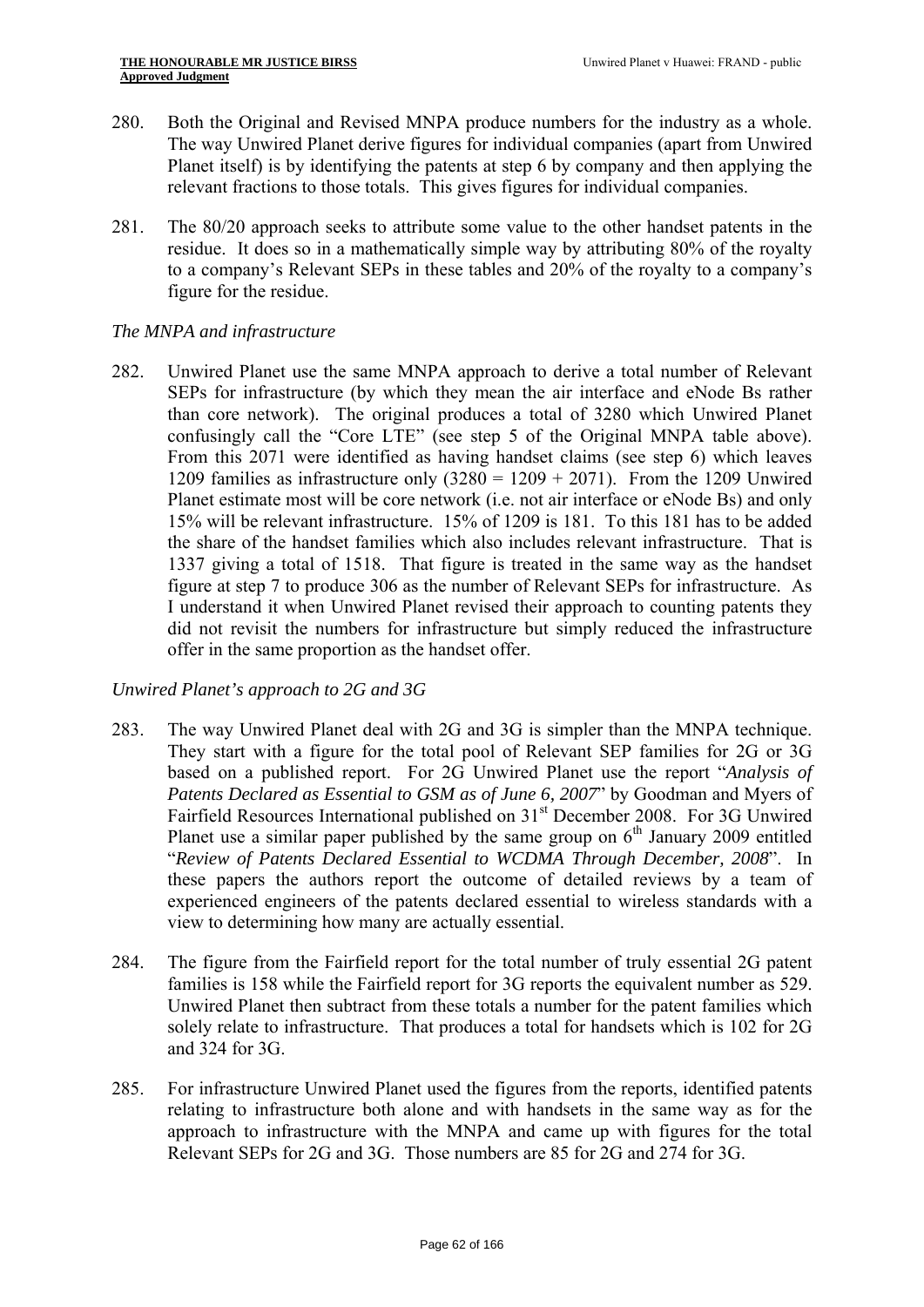280. Both the Original and Revised MNPA produce numbers for the industry as a whole. The way Unwired Planet derive figures for individual companies (apart from Unwired Planet itself) is by identifying the patents at step 6 by company and then applying the relevant fractions to those totals. This gives figures for individual companies.

281. The 80/20 approach seeks to attribute some value to the other handset patents in the residue. It does so in a mathematically simple way by attributing 80% of the royalty to a company's Relevant SEPs in these tables and 20% of the royalty to a company's figure for the residue.

*The MNPA and infrastructure*

282. Unwired Planet use the same MNPA approach to derive a total number of Relevant SEPs for infrastructure (by which they mean the air interface and eNode Bs rather than core network). The original produces a total of 3280 which Unwired Planet confusingly call the "Core LTE" (see step 5 of the Original MNPA table above). From this 2071 were identified as having handset claims (see step 6) which leaves 1209 families as infrastructure only (3280 = 1209 + 2071). From the 1209 Unwired Planet estimate most will be core network (i.e. not air interface or eNode Bs) and only 15% will be relevant infrastructure. 15% of 1209 is 181. To this 181 has to be added the share of the handset families which also includes relevant infrastructure. That is 1337 giving a total of 1518. That figure is treated in the same way as the handset figure at step 7 to produce 306 as the number of Relevant SEPs for infrastructure. As I understand it when Unwired Planet revised their approach to counting patents they did not revisit the numbers for infrastructure but simply reduced the infrastructure offer in the same proportion as the handset offer.

*Unwired Planet's approach to 2G and 3G*

283. The way Unwired Planet deal with 2G and 3G is simpler than the MNPA technique. They start with a figure for the total pool of Relevant SEP families for 2G or 3G based on a published report. For 2G Unwired Planet use the report "*Analysis of Patents Declared as Essential to GSM as of June 6, 2007*" by Goodman and Myers of Fairfield Resources International published on 31st December 2008. For 3G Unwired Planet use a similar paper published by the same group on 6th January 2009 entitled "*Review of Patents Declared Essential to WCDMA Through December, 2008*". In these papers the authors report the outcome of detailed reviews by a team of experienced engineers of the patents declared essential to wireless standards with a view to determining how many are actually essential.

284. The figure from the Fairfield report for the total number of truly essential 2G patent families is 158 while the Fairfield report for 3G reports the equivalent number as 529. Unwired Planet then subtract from these totals a number for the patent families which solely relate to infrastructure. That produces a total for handsets which is 102 for 2G and 324 for 3G.

285. For infrastructure Unwired Planet used the figures from the reports, identified patents relating to infrastructure both alone and with handsets in the same way as for the approach to infrastructure with the MNPA and came up with figures for the total Relevant SEPs for 2G and 3G. Those numbers are 85 for 2G and 274 for 3G.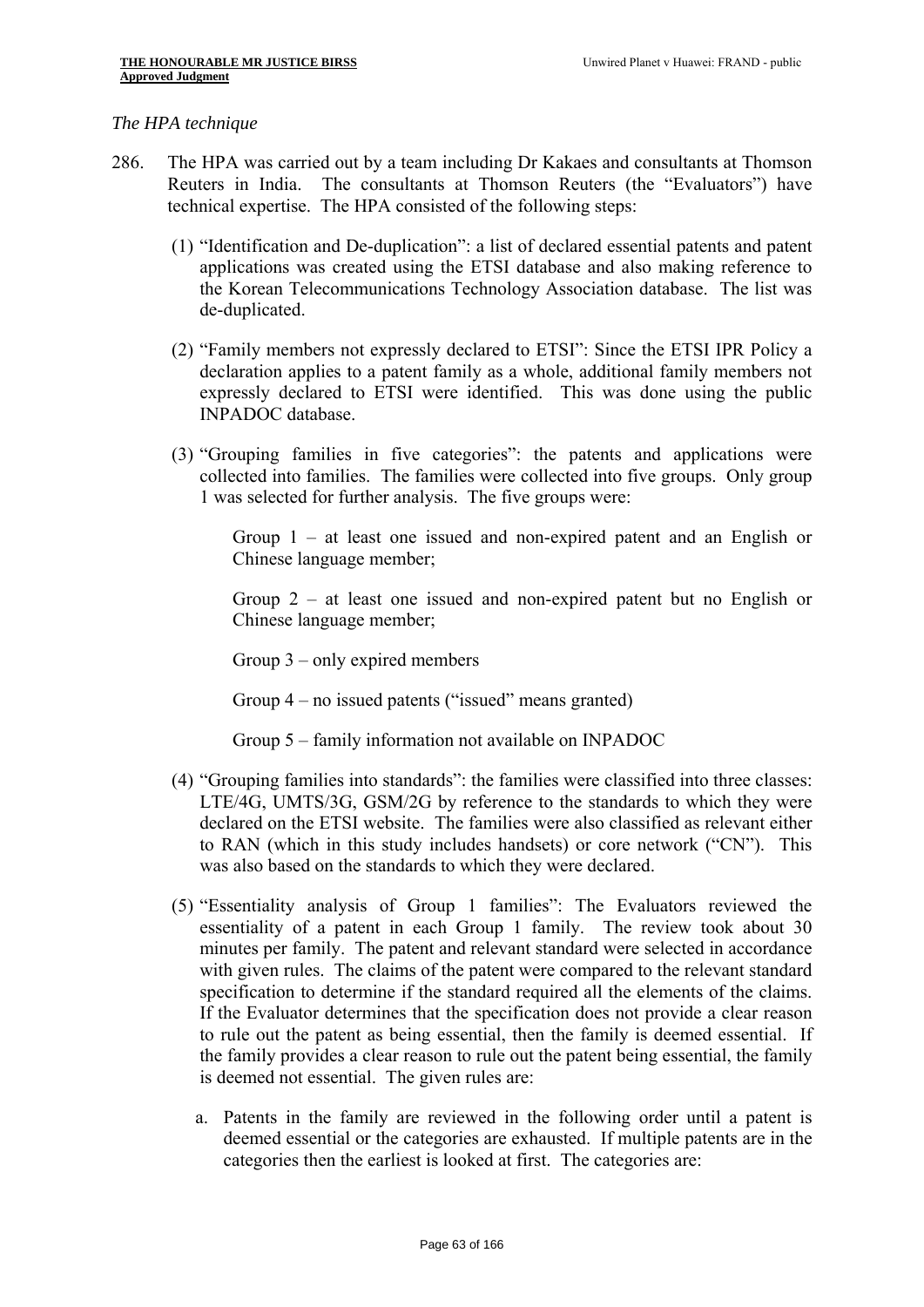*The HPA technique*

286. The HPA was carried out by a team including Dr Kakaes and consultants at Thomson Reuters in India. The consultants at Thomson Reuters (the "Evaluators") have technical expertise. The HPA consisted of the following steps:

   (1) "Identification and De-duplication": a list of declared essential patents and patent applications was created using the ETSI database and also making reference to the Korean Telecommunications Technology Association database. The list was de-duplicated.

   (2) "Family members not expressly declared to ETSI": Since the ETSI IPR Policy a declaration applies to a patent family as a whole, additional family members not expressly declared to ETSI were identified. This was done using the public INPADOC database.

   (3) "Grouping families in five categories": the patents and applications were collected into families. The families were collected into five groups. Only group 1 was selected for further analysis. The five groups were:

      Group 1 – at least one issued and non-expired patent and an English or Chinese language member;

      Group 2 – at least one issued and non-expired patent but no English or Chinese language member;

      Group 3 – only expired members

      Group 4 – no issued patents ("issued" means granted)

      Group 5 – family information not available on INPADOC

   (4) "Grouping families into standards": the families were classified into three classes: LTE/4G, UMTS/3G, GSM/2G by reference to the standards to which they were declared on the ETSI website. The families were also classified as relevant either to RAN (which in this study includes handsets) or core network ("CN"). This was also based on the standards to which they were declared.

   (5) "Essentiality analysis of Group 1 families": The Evaluators reviewed the essentiality of a patent in each Group 1 family. The review took about 30 minutes per family. The patent and relevant standard were selected in accordance with given rules. The claims of the patent were compared to the relevant standard specification to determine if the standard required all the elements of the claims. If the Evaluator determines that the specification does not provide a clear reason to rule out the patent as being essential, then the family is deemed essential. If the family provides a clear reason to rule out the patent being essential, the family is deemed not essential. The given rules are:

      a. Patents in the family are reviewed in the following order until a patent is deemed essential or the categories are exhausted. If multiple patents are in the categories then the earliest is looked at first. The categories are: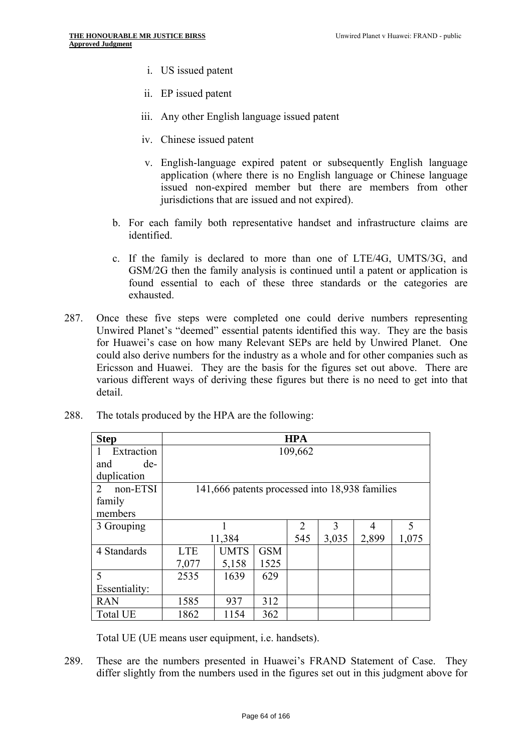i. US issued patent

ii. EP issued patent

iii. Any other English language issued patent

iv. Chinese issued patent

v. English-language expired patent or subsequently English language application (where there is no English language or Chinese language issued non-expired member but there are members from other jurisdictions that are issued and not expired).

b. For each family both representative handset and infrastructure claims are identified.

c. If the family is declared to more than one of LTE/4G, UMTS/3G, and GSM/2G then the family analysis is continued until a patent or application is found essential to each of these three standards or the categories are exhausted.

287. Once these five steps were completed one could derive numbers representing Unwired Planet's "deemed" essential patents identified this way. They are the basis for Huawei's case on how many Relevant SEPs are held by Unwired Planet. One could also derive numbers for the industry as a whole and for other companies such as Ericsson and Huawei. They are the basis for the figures set out above. There are various different ways of deriving these figures but there is no need to get into that detail.

288. The totals produced by the HPA are the following:

| Step | HPA | | | | | | |
|---|---|---|---|---|---|---|---|
| 1 Extraction and de-duplication | 109,662 | | | | | | |
| 2 non-ETSI family members | 141,666 patents processed into 18,938 families | | | | | | |
| 3 Grouping | 1<br>11,384 | | | 2<br>545 | 3<br>3,035 | 4<br>2,899 | 5<br>1,075 |
| 4 Standards | LTE<br>7,077 | UMTS<br>5,158 | GSM<br>1525 | | | | |
| 5 Essentiality: | 2535 | 1639 | 629 | | | | |
| RAN | 1585 | 937 | 312 | | | | |
| Total UE | 1862 | 1154 | 362 | | | | |

Total UE (UE means user equipment, i.e. handsets).

289. These are the numbers presented in Huawei's FRAND Statement of Case. They differ slightly from the numbers used in the figures set out in this judgment above for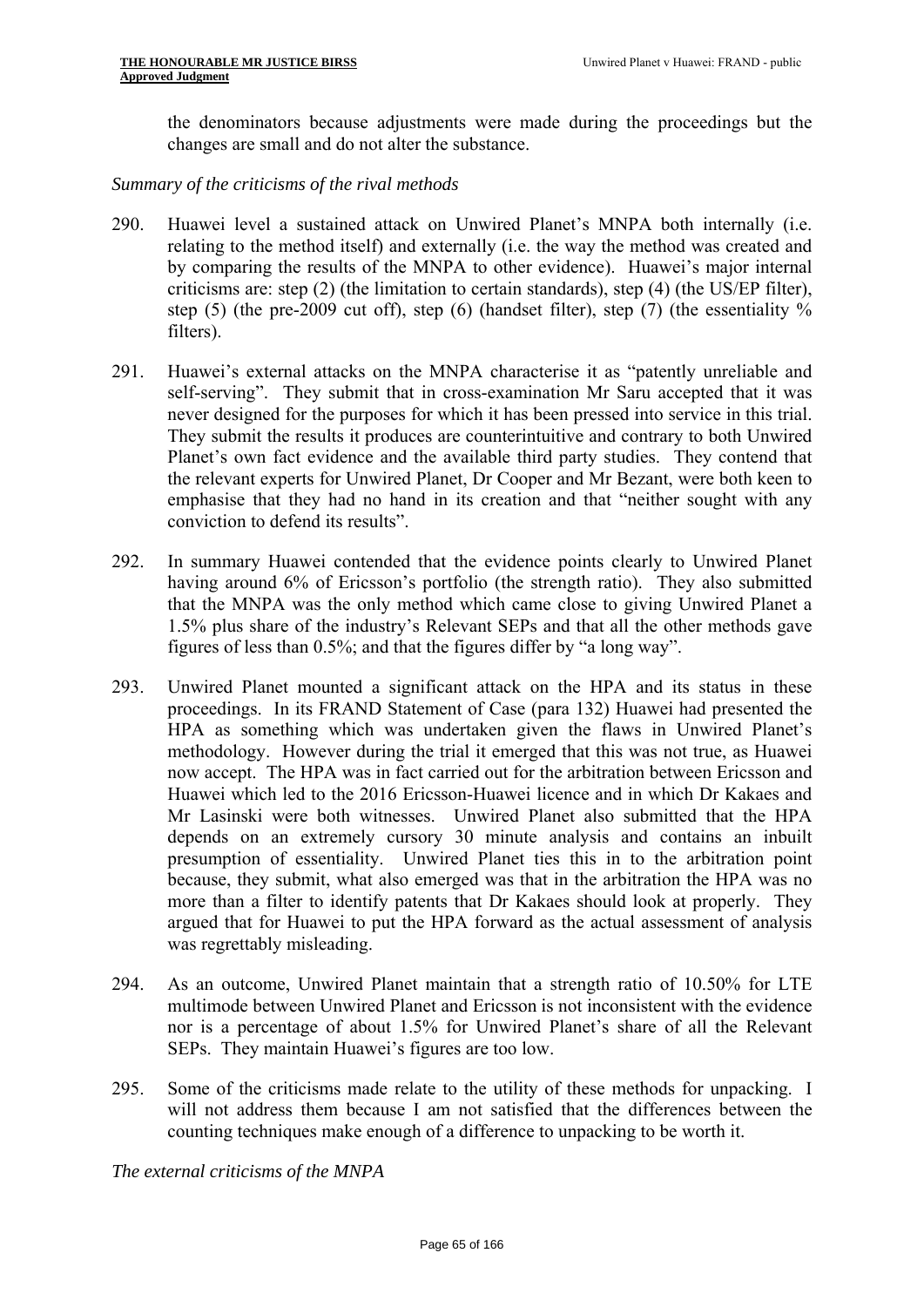the denominators because adjustments were made during the proceedings but the changes are small and do not alter the substance.

*Summary of the criticisms of the rival methods*

290. Huawei level a sustained attack on Unwired Planet's MNPA both internally (i.e. relating to the method itself) and externally (i.e. the way the method was created and by comparing the results of the MNPA to other evidence). Huawei's major internal criticisms are: step (2) (the limitation to certain standards), step (4) (the US/EP filter), step (5) (the pre-2009 cut off), step (6) (handset filter), step (7) (the essentiality % filters).

291. Huawei's external attacks on the MNPA characterise it as "patently unreliable and self-serving". They submit that in cross-examination Mr Saru accepted that it was never designed for the purposes for which it has been pressed into service in this trial. They submit the results it produces are counterintuitive and contrary to both Unwired Planet's own fact evidence and the available third party studies. They contend that the relevant experts for Unwired Planet, Dr Cooper and Mr Bezant, were both keen to emphasise that they had no hand in its creation and that "neither sought with any conviction to defend its results".

292. In summary Huawei contended that the evidence points clearly to Unwired Planet having around 6% of Ericsson's portfolio (the strength ratio). They also submitted that the MNPA was the only method which came close to giving Unwired Planet a 1.5% plus share of the industry's Relevant SEPs and that all the other methods gave figures of less than 0.5%; and that the figures differ by "a long way".

293. Unwired Planet mounted a significant attack on the HPA and its status in these proceedings. In its FRAND Statement of Case (para 132) Huawei had presented the HPA as something which was undertaken given the flaws in Unwired Planet's methodology. However during the trial it emerged that this was not true, as Huawei now accept. The HPA was in fact carried out for the arbitration between Ericsson and Huawei which led to the 2016 Ericsson-Huawei licence and in which Dr Kakaes and Mr Lasinski were both witnesses. Unwired Planet also submitted that the HPA depends on an extremely cursory 30 minute analysis and contains an inbuilt presumption of essentiality. Unwired Planet ties this in to the arbitration point because, they submit, what also emerged was that in the arbitration the HPA was no more than a filter to identify patents that Dr Kakaes should look at properly. They argued that for Huawei to put the HPA forward as the actual assessment of analysis was regrettably misleading.

294. As an outcome, Unwired Planet maintain that a strength ratio of 10.50% for LTE multimode between Unwired Planet and Ericsson is not inconsistent with the evidence nor is a percentage of about 1.5% for Unwired Planet's share of all the Relevant SEPs. They maintain Huawei's figures are too low.

295. Some of the criticisms made relate to the utility of these methods for unpacking. I will not address them because I am not satisfied that the differences between the counting techniques make enough of a difference to unpacking to be worth it.

*The external criticisms of the MNPA*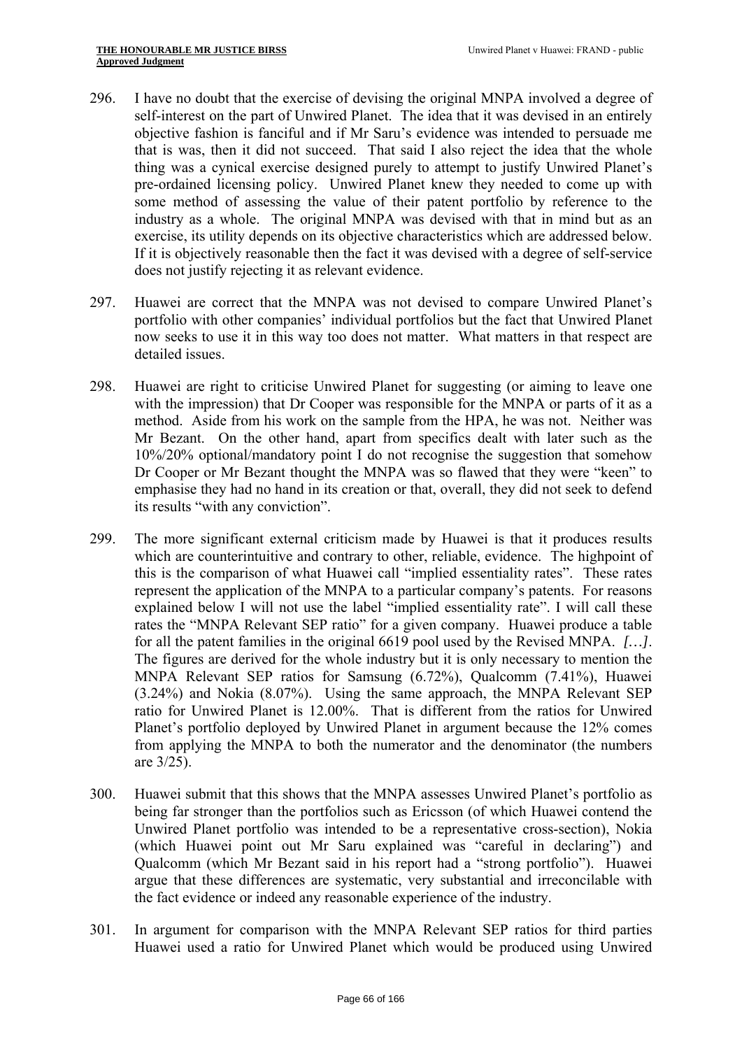296. I have no doubt that the exercise of devising the original MNPA involved a degree of self-interest on the part of Unwired Planet. The idea that it was devised in an entirely objective fashion is fanciful and if Mr Saru's evidence was intended to persuade me that is was, then it did not succeed. That said I also reject the idea that the whole thing was a cynical exercise designed purely to attempt to justify Unwired Planet's pre-ordained licensing policy. Unwired Planet knew they needed to come up with some method of assessing the value of their patent portfolio by reference to the industry as a whole. The original MNPA was devised with that in mind but as an exercise, its utility depends on its objective characteristics which are addressed below. If it is objectively reasonable then the fact it was devised with a degree of self-service does not justify rejecting it as relevant evidence.

297. Huawei are correct that the MNPA was not devised to compare Unwired Planet's portfolio with other companies' individual portfolios but the fact that Unwired Planet now seeks to use it in this way too does not matter. What matters in that respect are detailed issues.

298. Huawei are right to criticise Unwired Planet for suggesting (or aiming to leave one with the impression) that Dr Cooper was responsible for the MNPA or parts of it as a method. Aside from his work on the sample from the HPA, he was not. Neither was Mr Bezant. On the other hand, apart from specifics dealt with later such as the 10%/20% optional/mandatory point I do not recognise the suggestion that somehow Dr Cooper or Mr Bezant thought the MNPA was so flawed that they were "keen" to emphasise they had no hand in its creation or that, overall, they did not seek to defend its results "with any conviction".

299. The more significant external criticism made by Huawei is that it produces results which are counterintuitive and contrary to other, reliable, evidence. The highpoint of this is the comparison of what Huawei call "implied essentiality rates". These rates represent the application of the MNPA to a particular company's patents. For reasons explained below I will not use the label "implied essentiality rate". I will call these rates the "MNPA Relevant SEP ratio" for a given company. Huawei produce a table for all the patent families in the original 6619 pool used by the Revised MNPA. *[…]*. The figures are derived for the whole industry but it is only necessary to mention the MNPA Relevant SEP ratios for Samsung (6.72%), Qualcomm (7.41%), Huawei (3.24%) and Nokia (8.07%). Using the same approach, the MNPA Relevant SEP ratio for Unwired Planet is 12.00%. That is different from the ratios for Unwired Planet's portfolio deployed by Unwired Planet in argument because the 12% comes from applying the MNPA to both the numerator and the denominator (the numbers are 3/25).

300. Huawei submit that this shows that the MNPA assesses Unwired Planet's portfolio as being far stronger than the portfolios such as Ericsson (of which Huawei contend the Unwired Planet portfolio was intended to be a representative cross-section), Nokia (which Huawei point out Mr Saru explained was "careful in declaring") and Qualcomm (which Mr Bezant said in his report had a "strong portfolio"). Huawei argue that these differences are systematic, very substantial and irreconcilable with the fact evidence or indeed any reasonable experience of the industry.

301. In argument for comparison with the MNPA Relevant SEP ratios for third parties Huawei used a ratio for Unwired Planet which would be produced using Unwired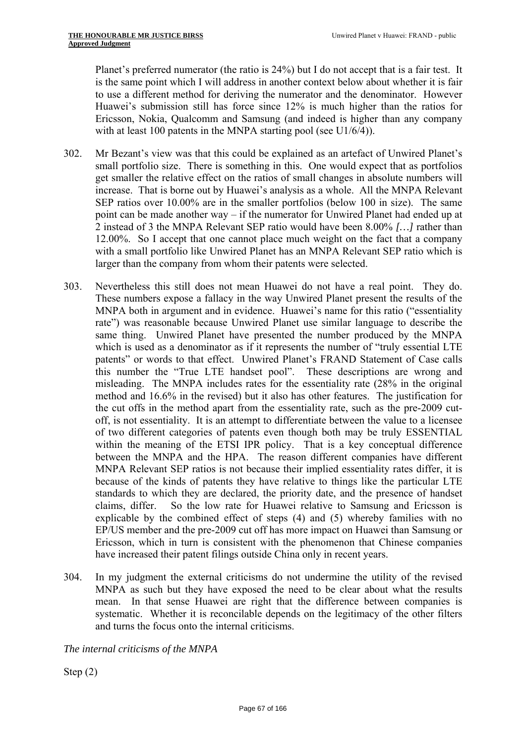Planet's preferred numerator (the ratio is 24%) but I do not accept that is a fair test. It is the same point which I will address in another context below about whether it is fair to use a different method for deriving the numerator and the denominator. However Huawei's submission still has force since 12% is much higher than the ratios for Ericsson, Nokia, Qualcomm and Samsung (and indeed is higher than any company with at least 100 patents in the MNPA starting pool (see U1/6/4)).

302. Mr Bezant's view was that this could be explained as an artefact of Unwired Planet's small portfolio size. There is something in this. One would expect that as portfolios get smaller the relative effect on the ratios of small changes in absolute numbers will increase. That is borne out by Huawei's analysis as a whole. All the MNPA Relevant SEP ratios over 10.00% are in the smaller portfolios (below 100 in size). The same point can be made another way – if the numerator for Unwired Planet had ended up at 2 instead of 3 the MNPA Relevant SEP ratio would have been 8.00% *[…]* rather than 12.00%. So I accept that one cannot place much weight on the fact that a company with a small portfolio like Unwired Planet has an MNPA Relevant SEP ratio which is larger than the company from whom their patents were selected.

303. Nevertheless this still does not mean Huawei do not have a real point. They do. These numbers expose a fallacy in the way Unwired Planet present the results of the MNPA both in argument and in evidence. Huawei's name for this ratio ("essentiality rate") was reasonable because Unwired Planet use similar language to describe the same thing. Unwired Planet have presented the number produced by the MNPA which is used as a denominator as if it represents the number of "truly essential LTE patents" or words to that effect. Unwired Planet's FRAND Statement of Case calls this number the "True LTE handset pool". These descriptions are wrong and misleading. The MNPA includes rates for the essentiality rate (28% in the original method and 16.6% in the revised) but it also has other features. The justification for the cut offs in the method apart from the essentiality rate, such as the pre-2009 cut-off, is not essentiality. It is an attempt to differentiate between the value to a licensee of two different categories of patents even though both may be truly ESSENTIAL within the meaning of the ETSI IPR policy. That is a key conceptual difference between the MNPA and the HPA. The reason different companies have different MNPA Relevant SEP ratios is not because their implied essentiality rates differ, it is because of the kinds of patents they have relative to things like the particular LTE standards to which they are declared, the priority date, and the presence of handset claims, differ. So the low rate for Huawei relative to Samsung and Ericsson is explicable by the combined effect of steps (4) and (5) whereby families with no EP/US member and the pre-2009 cut off has more impact on Huawei than Samsung or Ericsson, which in turn is consistent with the phenomenon that Chinese companies have increased their patent filings outside China only in recent years.

304. In my judgment the external criticisms do not undermine the utility of the revised MNPA as such but they have exposed the need to be clear about what the results mean. In that sense Huawei are right that the difference between companies is systematic. Whether it is reconcilable depends on the legitimacy of the other filters and turns the focus onto the internal criticisms.

*The internal criticisms of the MNPA*

Step (2)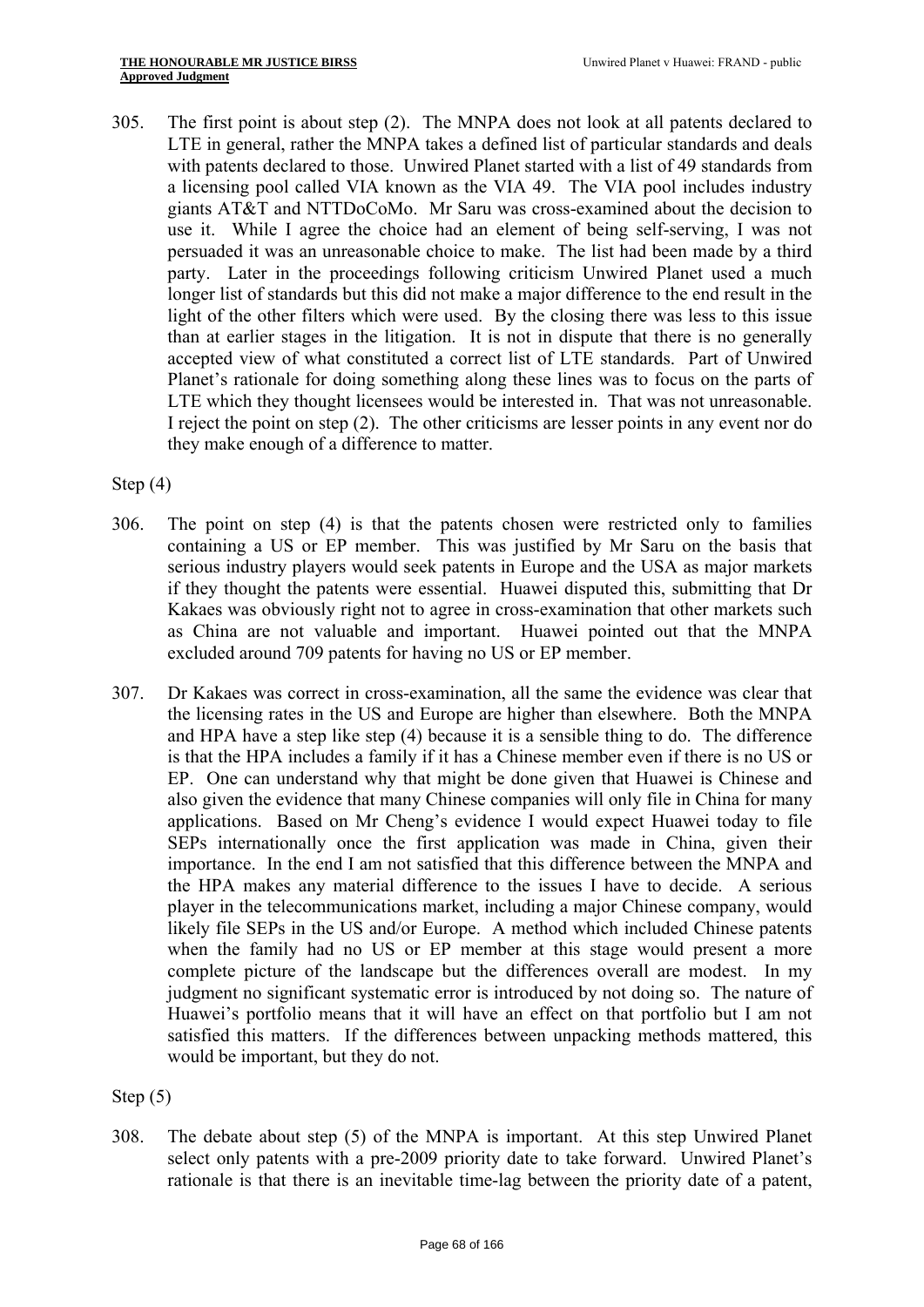305. The first point is about step (2). The MNPA does not look at all patents declared to LTE in general, rather the MNPA takes a defined list of particular standards and deals with patents declared to those. Unwired Planet started with a list of 49 standards from a licensing pool called VIA known as the VIA 49. The VIA pool includes industry giants AT&T and NTTDoCoMo. Mr Saru was cross-examined about the decision to use it. While I agree the choice had an element of being self-serving, I was not persuaded it was an unreasonable choice to make. The list had been made by a third party. Later in the proceedings following criticism Unwired Planet used a much longer list of standards but this did not make a major difference to the end result in the light of the other filters which were used. By the closing there was less to this issue than at earlier stages in the litigation. It is not in dispute that there is no generally accepted view of what constituted a correct list of LTE standards. Part of Unwired Planet's rationale for doing something along these lines was to focus on the parts of LTE which they thought licensees would be interested in. That was not unreasonable. I reject the point on step (2). The other criticisms are lesser points in any event nor do they make enough of a difference to matter.

Step (4)

306. The point on step (4) is that the patents chosen were restricted only to families containing a US or EP member. This was justified by Mr Saru on the basis that serious industry players would seek patents in Europe and the USA as major markets if they thought the patents were essential. Huawei disputed this, submitting that Dr Kakaes was obviously right not to agree in cross-examination that other markets such as China are not valuable and important. Huawei pointed out that the MNPA excluded around 709 patents for having no US or EP member.

307. Dr Kakaes was correct in cross-examination, all the same the evidence was clear that the licensing rates in the US and Europe are higher than elsewhere. Both the MNPA and HPA have a step like step (4) because it is a sensible thing to do. The difference is that the HPA includes a family if it has a Chinese member even if there is no US or EP. One can understand why that might be done given that Huawei is Chinese and also given the evidence that many Chinese companies will only file in China for many applications. Based on Mr Cheng's evidence I would expect Huawei today to file SEPs internationally once the first application was made in China, given their importance. In the end I am not satisfied that this difference between the MNPA and the HPA makes any material difference to the issues I have to decide. A serious player in the telecommunications market, including a major Chinese company, would likely file SEPs in the US and/or Europe. A method which included Chinese patents when the family had no US or EP member at this stage would present a more complete picture of the landscape but the differences overall are modest. In my judgment no significant systematic error is introduced by not doing so. The nature of Huawei's portfolio means that it will have an effect on that portfolio but I am not satisfied this matters. If the differences between unpacking methods mattered, this would be important, but they do not.

Step (5)

308. The debate about step (5) of the MNPA is important. At this step Unwired Planet select only patents with a pre-2009 priority date to take forward. Unwired Planet's rationale is that there is an inevitable time-lag between the priority date of a patent,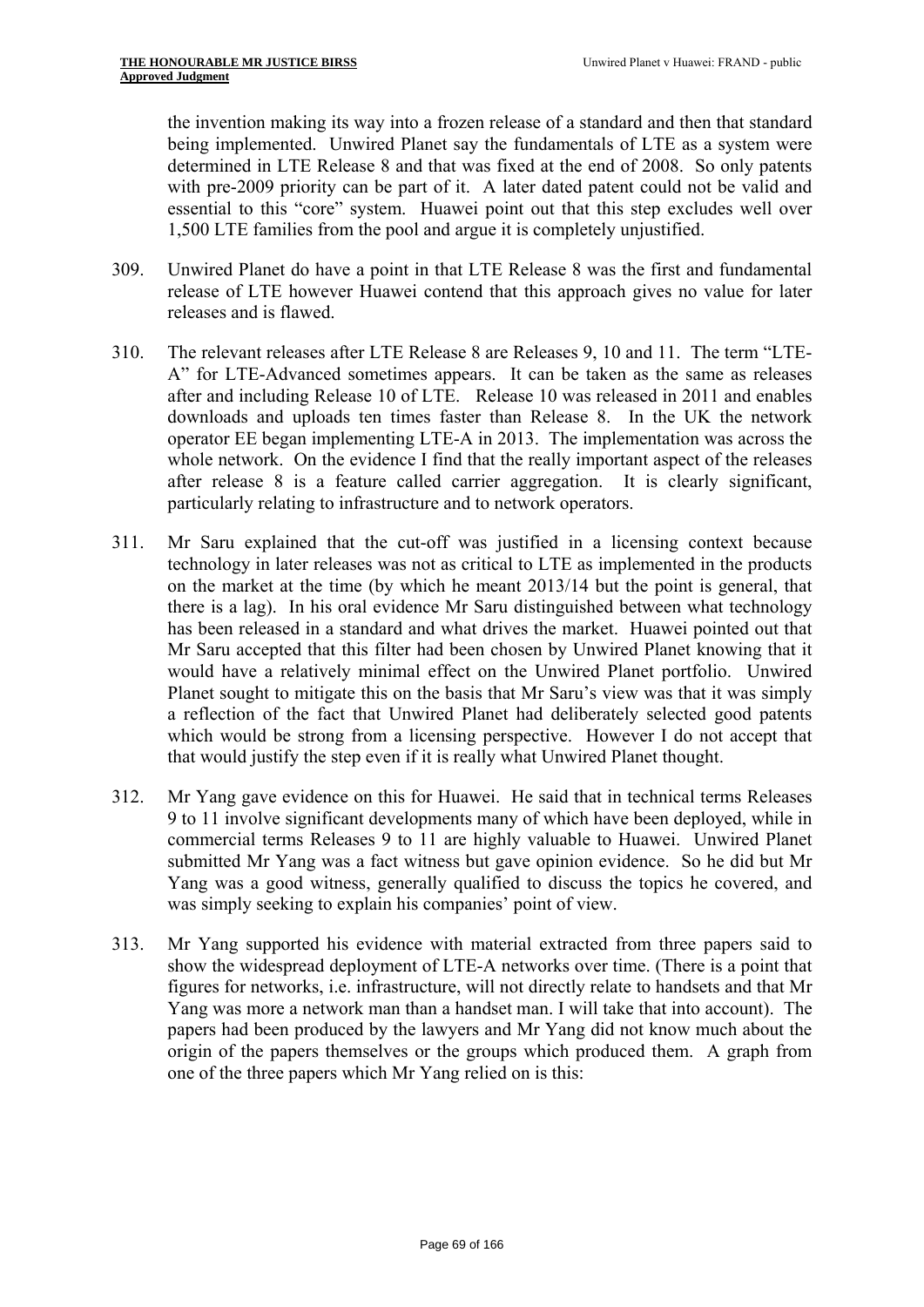the invention making its way into a frozen release of a standard and then that standard being implemented. Unwired Planet say the fundamentals of LTE as a system were determined in LTE Release 8 and that was fixed at the end of 2008. So only patents with pre-2009 priority can be part of it. A later dated patent could not be valid and essential to this "core" system. Huawei point out that this step excludes well over 1,500 LTE families from the pool and argue it is completely unjustified.

309. Unwired Planet do have a point in that LTE Release 8 was the first and fundamental release of LTE however Huawei contend that this approach gives no value for later releases and is flawed.

310. The relevant releases after LTE Release 8 are Releases 9, 10 and 11. The term "LTE-A" for LTE-Advanced sometimes appears. It can be taken as the same as releases after and including Release 10 of LTE. Release 10 was released in 2011 and enables downloads and uploads ten times faster than Release 8. In the UK the network operator EE began implementing LTE-A in 2013. The implementation was across the whole network. On the evidence I find that the really important aspect of the releases after release 8 is a feature called carrier aggregation. It is clearly significant, particularly relating to infrastructure and to network operators.

311. Mr Saru explained that the cut-off was justified in a licensing context because technology in later releases was not as critical to LTE as implemented in the products on the market at the time (by which he meant 2013/14 but the point is general, that there is a lag). In his oral evidence Mr Saru distinguished between what technology has been released in a standard and what drives the market. Huawei pointed out that Mr Saru accepted that this filter had been chosen by Unwired Planet knowing that it would have a relatively minimal effect on the Unwired Planet portfolio. Unwired Planet sought to mitigate this on the basis that Mr Saru's view was that it was simply a reflection of the fact that Unwired Planet had deliberately selected good patents which would be strong from a licensing perspective. However I do not accept that that would justify the step even if it is really what Unwired Planet thought.

312. Mr Yang gave evidence on this for Huawei. He said that in technical terms Releases 9 to 11 involve significant developments many of which have been deployed, while in commercial terms Releases 9 to 11 are highly valuable to Huawei. Unwired Planet submitted Mr Yang was a fact witness but gave opinion evidence. So he did but Mr Yang was a good witness, generally qualified to discuss the topics he covered, and was simply seeking to explain his companies' point of view.

313. Mr Yang supported his evidence with material extracted from three papers said to show the widespread deployment of LTE-A networks over time. (There is a point that figures for networks, i.e. infrastructure, will not directly relate to handsets and that Mr Yang was more a network man than a handset man. I will take that into account). The papers had been produced by the lawyers and Mr Yang did not know much about the origin of the papers themselves or the groups which produced them. A graph from one of the three papers which Mr Yang relied on is this: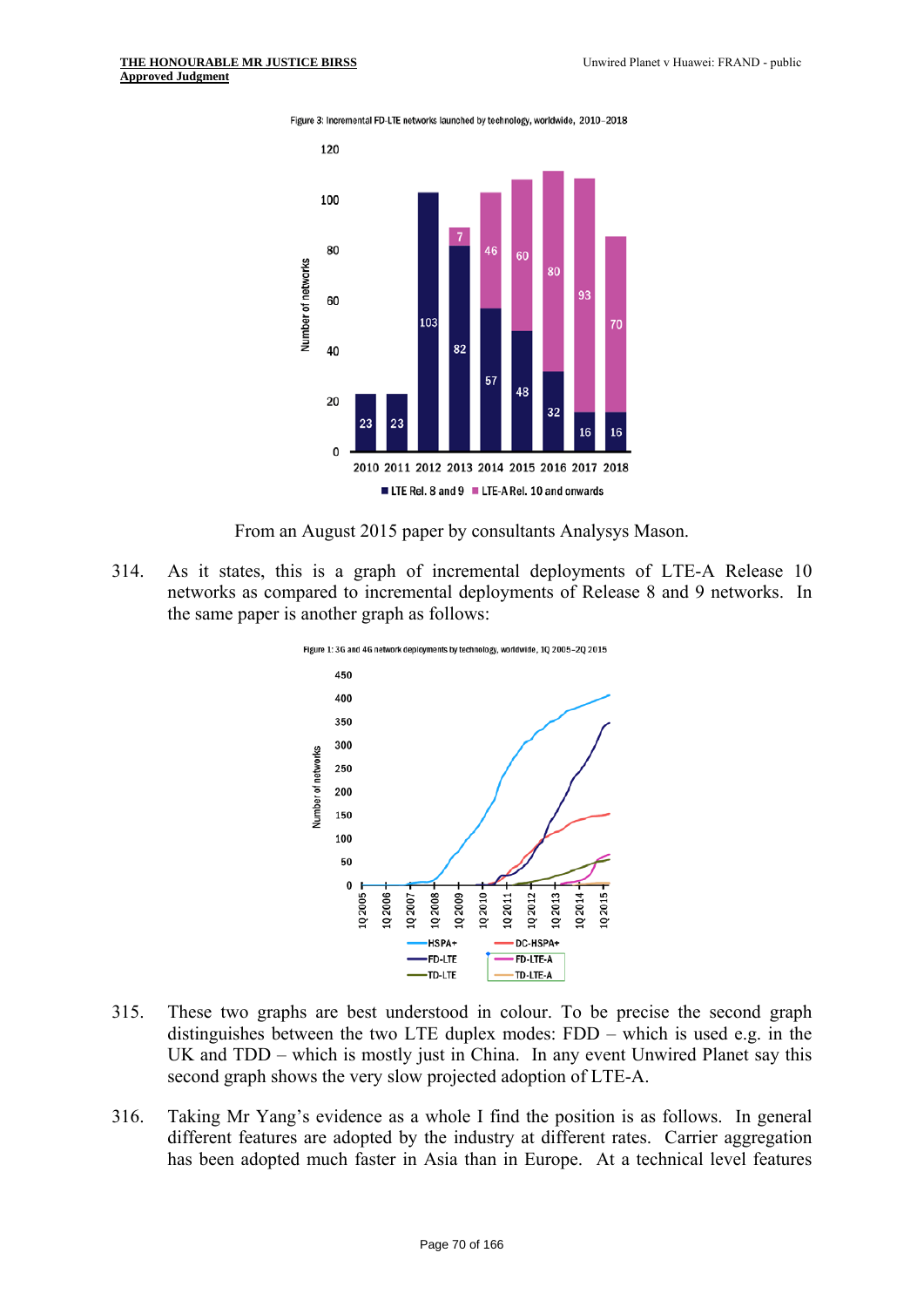Figure 3: Incremental FD-LTE networks launched by technology, worldwide, 2010–2018

| Year | LTE Rel. 8 and 9 | LTE-A Rel. 10 and onwards |
| --- | --- | --- |
| 2010 | 23 | |
| 2011 | 23 | |
| 2012 | 103 | |
| 2013 | 82 | 7 |
| 2014 | 57 | 46 |
| 2015 | 48 | 60 |
| 2016 | 32 | 80 |
| 2017 | 16 | 93 |
| 2018 | 16 | 70 |

From an August 2015 paper by consultants Analysys Mason.

314. As it states, this is a graph of incremental deployments of LTE-A Release 10 networks as compared to incremental deployments of Release 8 and 9 networks. In the same paper is another graph as follows:

Figure 1: 3G and 4G network deployments by technology, worldwide, 1Q 2005–2Q 2015

315. These two graphs are best understood in colour. To be precise the second graph distinguishes between the two LTE duplex modes: FDD – which is used e.g. in the UK and TDD – which is mostly just in China. In any event Unwired Planet say this second graph shows the very slow projected adoption of LTE-A.

316. Taking Mr Yang's evidence as a whole I find the position is as follows. In general different features are adopted by the industry at different rates. Carrier aggregation has been adopted much faster in Asia than in Europe. At a technical level features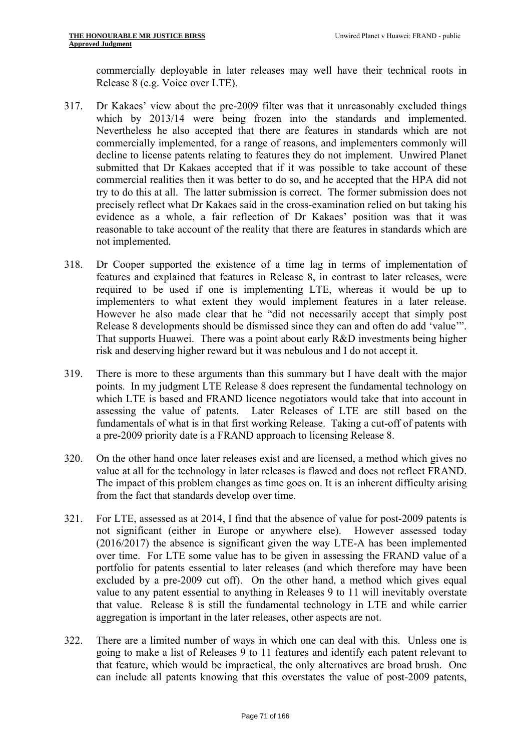commercially deployable in later releases may well have their technical roots in Release 8 (e.g. Voice over LTE).

317. Dr Kakaes' view about the pre-2009 filter was that it unreasonably excluded things which by 2013/14 were being frozen into the standards and implemented. Nevertheless he also accepted that there are features in standards which are not commercially implemented, for a range of reasons, and implementers commonly will decline to license patents relating to features they do not implement. Unwired Planet submitted that Dr Kakaes accepted that if it was possible to take account of these commercial realities then it was better to do so, and he accepted that the HPA did not try to do this at all. The latter submission is correct. The former submission does not precisely reflect what Dr Kakaes said in the cross-examination relied on but taking his evidence as a whole, a fair reflection of Dr Kakaes' position was that it was reasonable to take account of the reality that there are features in standards which are not implemented.

318. Dr Cooper supported the existence of a time lag in terms of implementation of features and explained that features in Release 8, in contrast to later releases, were required to be used if one is implementing LTE, whereas it would be up to implementers to what extent they would implement features in a later release. However he also made clear that he "did not necessarily accept that simply post Release 8 developments should be dismissed since they can and often do add 'value'". That supports Huawei. There was a point about early R&D investments being higher risk and deserving higher reward but it was nebulous and I do not accept it.

319. There is more to these arguments than this summary but I have dealt with the major points. In my judgment LTE Release 8 does represent the fundamental technology on which LTE is based and FRAND licence negotiators would take that into account in assessing the value of patents. Later Releases of LTE are still based on the fundamentals of what is in that first working Release. Taking a cut-off of patents with a pre-2009 priority date is a FRAND approach to licensing Release 8.

320. On the other hand once later releases exist and are licensed, a method which gives no value at all for the technology in later releases is flawed and does not reflect FRAND. The impact of this problem changes as time goes on. It is an inherent difficulty arising from the fact that standards develop over time.

321. For LTE, assessed as at 2014, I find that the absence of value for post-2009 patents is not significant (either in Europe or anywhere else). However assessed today (2016/2017) the absence is significant given the way LTE-A has been implemented over time. For LTE some value has to be given in assessing the FRAND value of a portfolio for patents essential to later releases (and which therefore may have been excluded by a pre-2009 cut off). On the other hand, a method which gives equal value to any patent essential to anything in Releases 9 to 11 will inevitably overstate that value. Release 8 is still the fundamental technology in LTE and while carrier aggregation is important in the later releases, other aspects are not.

322. There are a limited number of ways in which one can deal with this. Unless one is going to make a list of Releases 9 to 11 features and identify each patent relevant to that feature, which would be impractical, the only alternatives are broad brush. One can include all patents knowing that this overstates the value of post-2009 patents,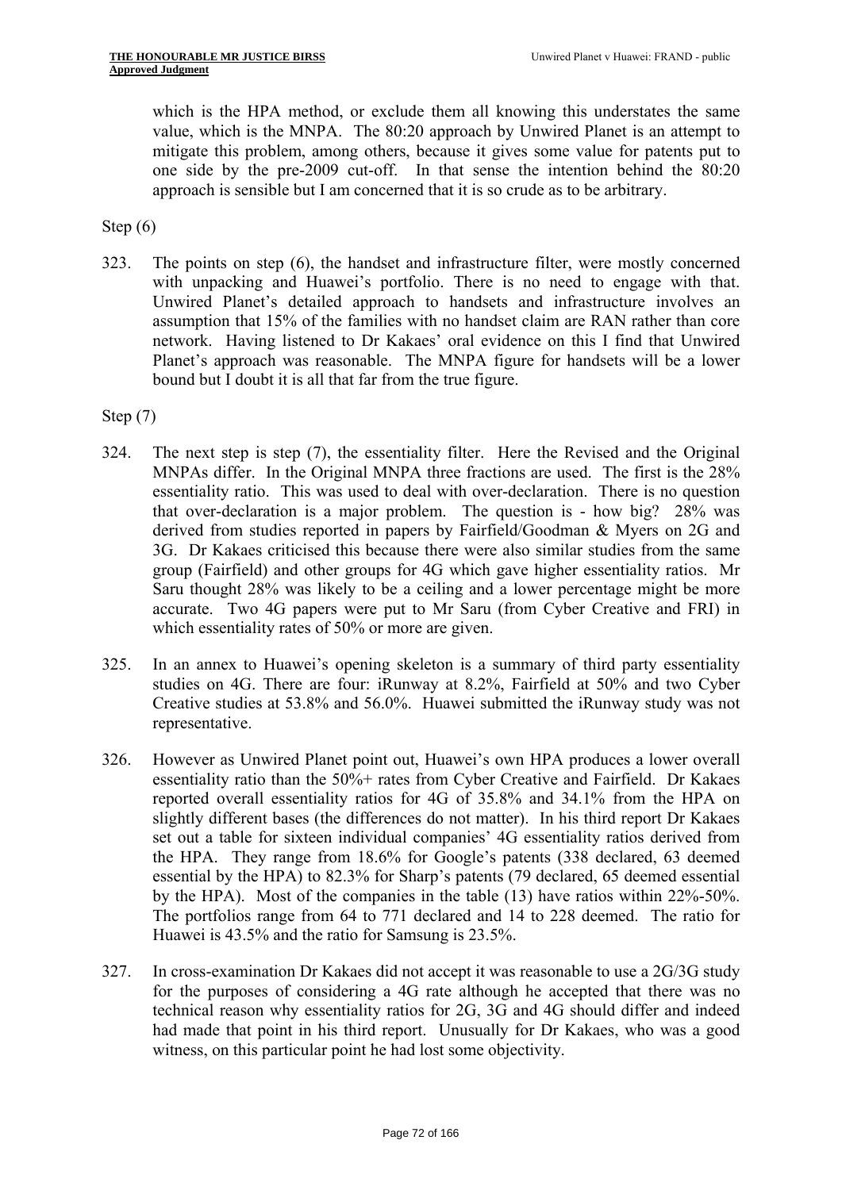which is the HPA method, or exclude them all knowing this understates the same value, which is the MNPA. The 80:20 approach by Unwired Planet is an attempt to mitigate this problem, among others, because it gives some value for patents put to one side by the pre-2009 cut-off. In that sense the intention behind the 80:20 approach is sensible but I am concerned that it is so crude as to be arbitrary.

Step (6)

323. The points on step (6), the handset and infrastructure filter, were mostly concerned with unpacking and Huawei's portfolio. There is no need to engage with that. Unwired Planet's detailed approach to handsets and infrastructure involves an assumption that 15% of the families with no handset claim are RAN rather than core network. Having listened to Dr Kakaes' oral evidence on this I find that Unwired Planet's approach was reasonable. The MNPA figure for handsets will be a lower bound but I doubt it is all that far from the true figure.

Step (7)

324. The next step is step (7), the essentiality filter. Here the Revised and the Original MNPAs differ. In the Original MNPA three fractions are used. The first is the 28% essentiality ratio. This was used to deal with over-declaration. There is no question that over-declaration is a major problem. The question is - how big? 28% was derived from studies reported in papers by Fairfield/Goodman & Myers on 2G and 3G. Dr Kakaes criticised this because there were also similar studies from the same group (Fairfield) and other groups for 4G which gave higher essentiality ratios. Mr Saru thought 28% was likely to be a ceiling and a lower percentage might be more accurate. Two 4G papers were put to Mr Saru (from Cyber Creative and FRI) in which essentiality rates of 50% or more are given.

325. In an annex to Huawei's opening skeleton is a summary of third party essentiality studies on 4G. There are four: iRunway at 8.2%, Fairfield at 50% and two Cyber Creative studies at 53.8% and 56.0%. Huawei submitted the iRunway study was not representative.

326. However as Unwired Planet point out, Huawei's own HPA produces a lower overall essentiality ratio than the 50%+ rates from Cyber Creative and Fairfield. Dr Kakaes reported overall essentiality ratios for 4G of 35.8% and 34.1% from the HPA on slightly different bases (the differences do not matter). In his third report Dr Kakaes set out a table for sixteen individual companies' 4G essentiality ratios derived from the HPA. They range from 18.6% for Google's patents (338 declared, 63 deemed essential by the HPA) to 82.3% for Sharp's patents (79 declared, 65 deemed essential by the HPA). Most of the companies in the table (13) have ratios within 22%-50%. The portfolios range from 64 to 771 declared and 14 to 228 deemed. The ratio for Huawei is 43.5% and the ratio for Samsung is 23.5%.

327. In cross-examination Dr Kakaes did not accept it was reasonable to use a 2G/3G study for the purposes of considering a 4G rate although he accepted that there was no technical reason why essentiality ratios for 2G, 3G and 4G should differ and indeed had made that point in his third report. Unusually for Dr Kakaes, who was a good witness, on this particular point he had lost some objectivity.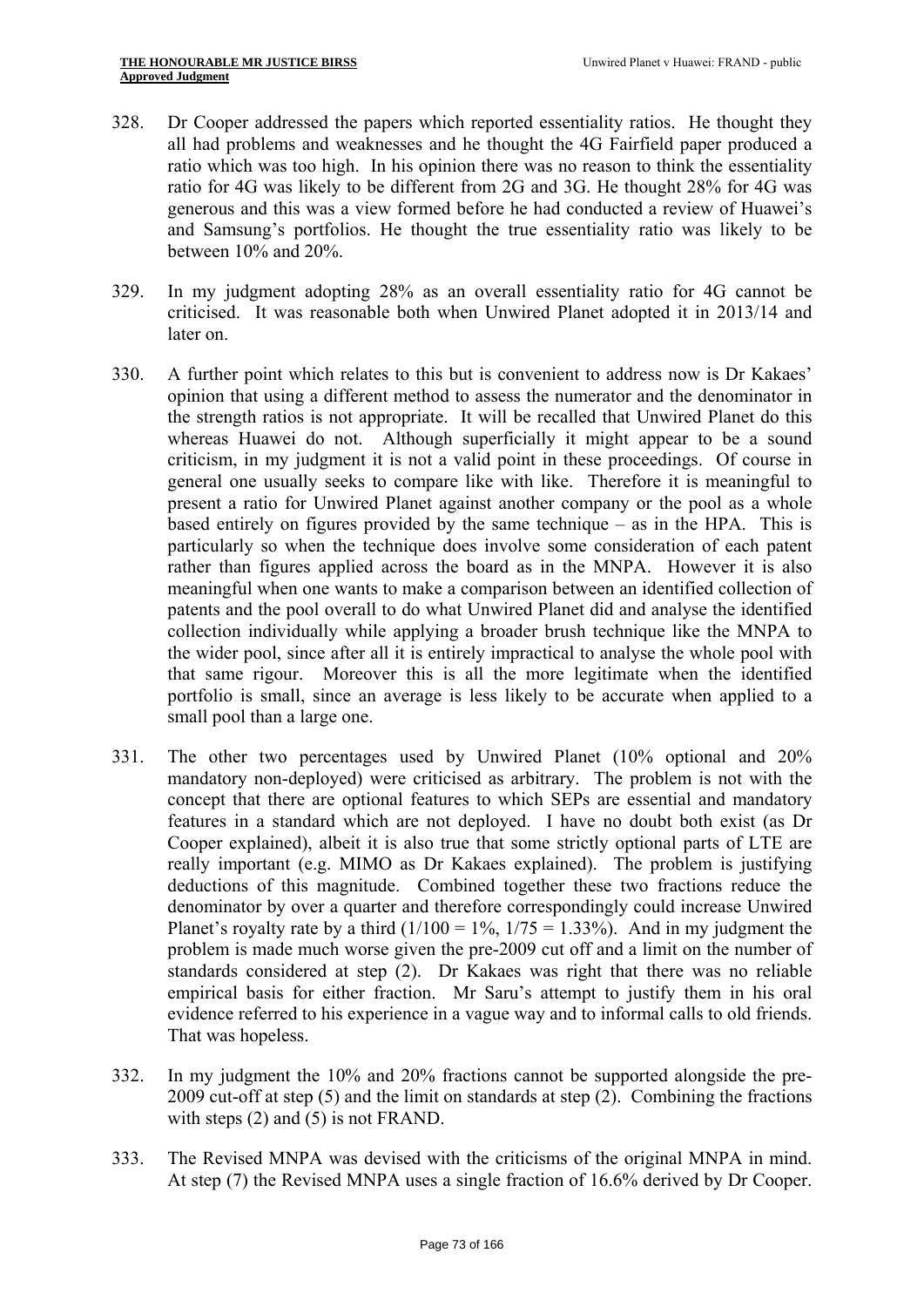328. Dr Cooper addressed the papers which reported essentiality ratios. He thought they all had problems and weaknesses and he thought the 4G Fairfield paper produced a ratio which was too high. In his opinion there was no reason to think the essentiality ratio for 4G was likely to be different from 2G and 3G. He thought 28% for 4G was generous and this was a view formed before he had conducted a review of Huawei's and Samsung's portfolios. He thought the true essentiality ratio was likely to be between 10% and 20%.

329. In my judgment adopting 28% as an overall essentiality ratio for 4G cannot be criticised. It was reasonable both when Unwired Planet adopted it in 2013/14 and later on.

330. A further point which relates to this but is convenient to address now is Dr Kakaes' opinion that using a different method to assess the numerator and the denominator in the strength ratios is not appropriate. It will be recalled that Unwired Planet do this whereas Huawei do not. Although superficially it might appear to be a sound criticism, in my judgment it is not a valid point in these proceedings. Of course in general one usually seeks to compare like with like. Therefore it is meaningful to present a ratio for Unwired Planet against another company or the pool as a whole based entirely on figures provided by the same technique – as in the HPA. This is particularly so when the technique does involve some consideration of each patent rather than figures applied across the board as in the MNPA. However it is also meaningful when one wants to make a comparison between an identified collection of patents and the pool overall to do what Unwired Planet did and analyse the identified collection individually while applying a broader brush technique like the MNPA to the wider pool, since after all it is entirely impractical to analyse the whole pool with that same rigour. Moreover this is all the more legitimate when the identified portfolio is small, since an average is less likely to be accurate when applied to a small pool than a large one.

331. The other two percentages used by Unwired Planet (10% optional and 20% mandatory non-deployed) were criticised as arbitrary. The problem is not with the concept that there are optional features to which SEPs are essential and mandatory features in a standard which are not deployed. I have no doubt both exist (as Dr Cooper explained), albeit it is also true that some strictly optional parts of LTE are really important (e.g. MIMO as Dr Kakaes explained). The problem is justifying deductions of this magnitude. Combined together these two fractions reduce the denominator by over a quarter and therefore correspondingly could increase Unwired Planet's royalty rate by a third (1/100 = 1%, 1/75 = 1.33%). And in my judgment the problem is made much worse given the pre-2009 cut off and a limit on the number of standards considered at step (2). Dr Kakaes was right that there was no reliable empirical basis for either fraction. Mr Saru's attempt to justify them in his oral evidence referred to his experience in a vague way and to informal calls to old friends. That was hopeless.

332. In my judgment the 10% and 20% fractions cannot be supported alongside the pre-2009 cut-off at step (5) and the limit on standards at step (2). Combining the fractions with steps (2) and (5) is not FRAND.

333. The Revised MNPA was devised with the criticisms of the original MNPA in mind. At step (7) the Revised MNPA uses a single fraction of 16.6% derived by Dr Cooper.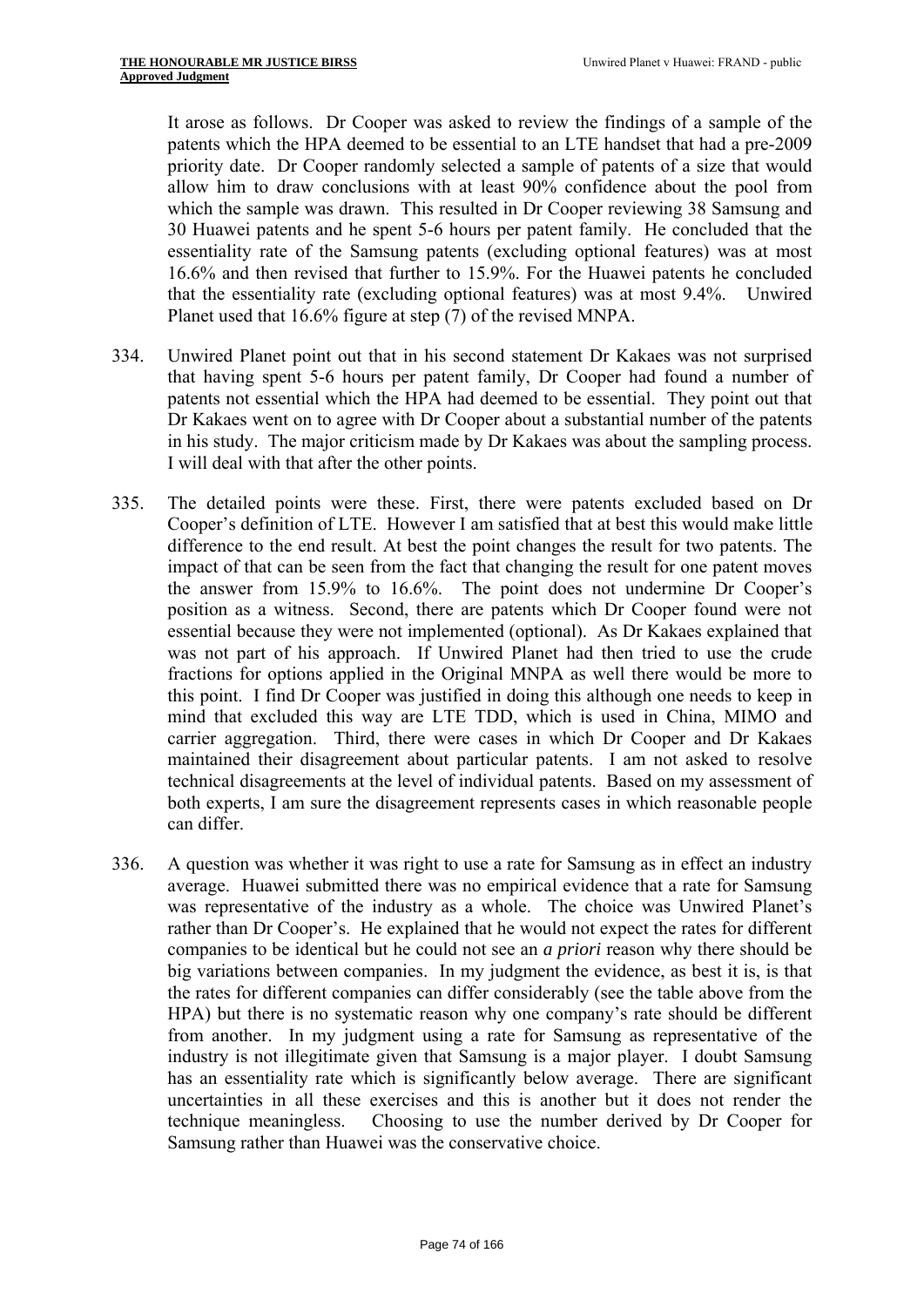It arose as follows. Dr Cooper was asked to review the findings of a sample of the patents which the HPA deemed to be essential to an LTE handset that had a pre-2009 priority date. Dr Cooper randomly selected a sample of patents of a size that would allow him to draw conclusions with at least 90% confidence about the pool from which the sample was drawn. This resulted in Dr Cooper reviewing 38 Samsung and 30 Huawei patents and he spent 5-6 hours per patent family. He concluded that the essentiality rate of the Samsung patents (excluding optional features) was at most 16.6% and then revised that further to 15.9%. For the Huawei patents he concluded that the essentiality rate (excluding optional features) was at most 9.4%. Unwired Planet used that 16.6% figure at step (7) of the revised MNPA.

334. Unwired Planet point out that in his second statement Dr Kakaes was not surprised that having spent 5-6 hours per patent family, Dr Cooper had found a number of patents not essential which the HPA had deemed to be essential. They point out that Dr Kakaes went on to agree with Dr Cooper about a substantial number of the patents in his study. The major criticism made by Dr Kakaes was about the sampling process. I will deal with that after the other points.

335. The detailed points were these. First, there were patents excluded based on Dr Cooper's definition of LTE. However I am satisfied that at best this would make little difference to the end result. At best the point changes the result for two patents. The impact of that can be seen from the fact that changing the result for one patent moves the answer from 15.9% to 16.6%. The point does not undermine Dr Cooper's position as a witness. Second, there are patents which Dr Cooper found were not essential because they were not implemented (optional). As Dr Kakaes explained that was not part of his approach. If Unwired Planet had then tried to use the crude fractions for options applied in the Original MNPA as well there would be more to this point. I find Dr Cooper was justified in doing this although one needs to keep in mind that excluded this way are LTE TDD, which is used in China, MIMO and carrier aggregation. Third, there were cases in which Dr Cooper and Dr Kakaes maintained their disagreement about particular patents. I am not asked to resolve technical disagreements at the level of individual patents. Based on my assessment of both experts, I am sure the disagreement represents cases in which reasonable people can differ.

336. A question was whether it was right to use a rate for Samsung as in effect an industry average. Huawei submitted there was no empirical evidence that a rate for Samsung was representative of the industry as a whole. The choice was Unwired Planet's rather than Dr Cooper's. He explained that he would not expect the rates for different companies to be identical but he could not see an *a priori* reason why there should be big variations between companies. In my judgment the evidence, as best it is, is that the rates for different companies can differ considerably (see the table above from the HPA) but there is no systematic reason why one company's rate should be different from another. In my judgment using a rate for Samsung as representative of the industry is not illegitimate given that Samsung is a major player. I doubt Samsung has an essentiality rate which is significantly below average. There are significant uncertainties in all these exercises and this is another but it does not render the technique meaningless. Choosing to use the number derived by Dr Cooper for Samsung rather than Huawei was the conservative choice.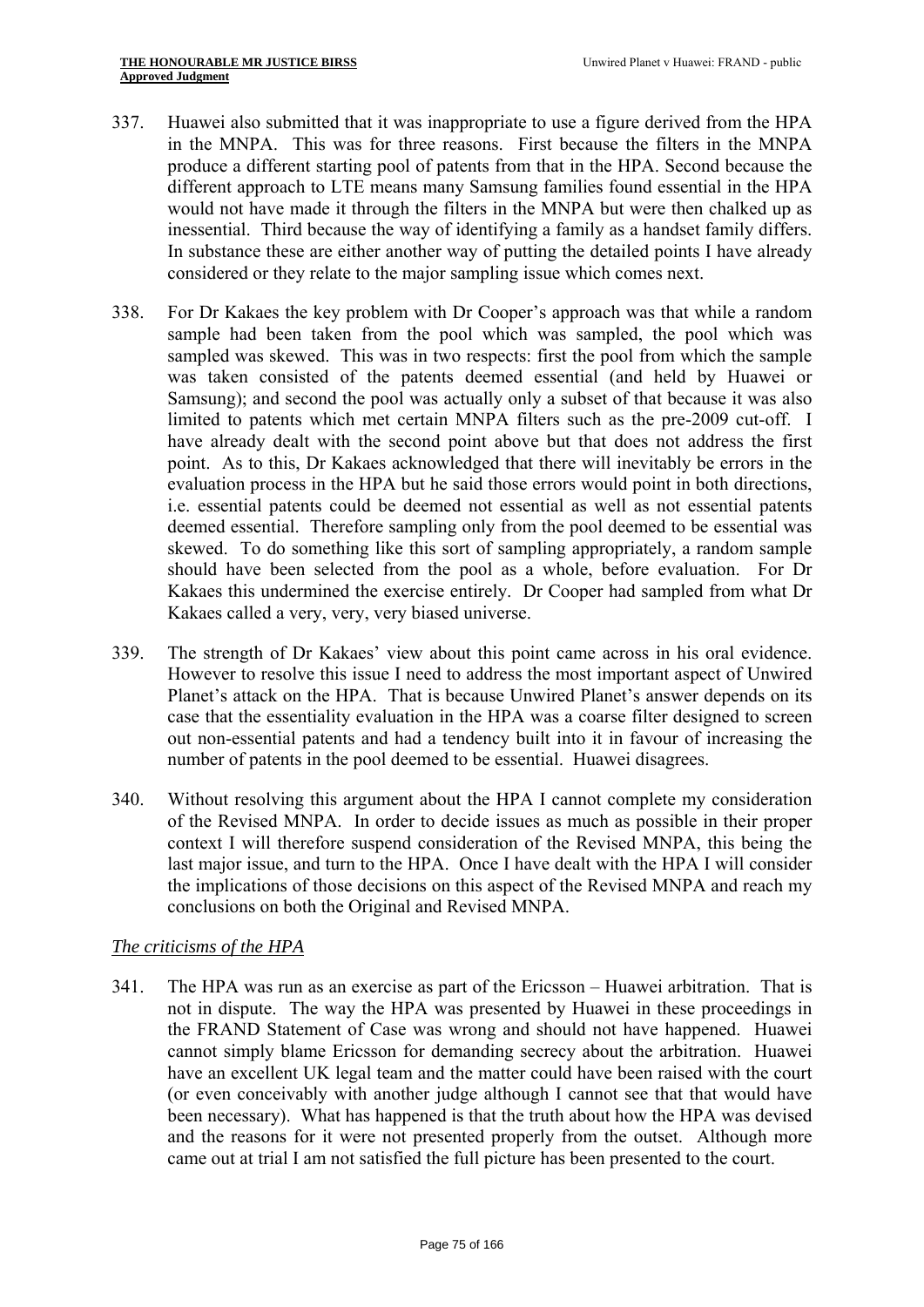337. Huawei also submitted that it was inappropriate to use a figure derived from the HPA in the MNPA. This was for three reasons. First because the filters in the MNPA produce a different starting pool of patents from that in the HPA. Second because the different approach to LTE means many Samsung families found essential in the HPA would not have made it through the filters in the MNPA but were then chalked up as inessential. Third because the way of identifying a family as a handset family differs. In substance these are either another way of putting the detailed points I have already considered or they relate to the major sampling issue which comes next.

338. For Dr Kakaes the key problem with Dr Cooper's approach was that while a random sample had been taken from the pool which was sampled, the pool which was sampled was skewed. This was in two respects: first the pool from which the sample was taken consisted of the patents deemed essential (and held by Huawei or Samsung); and second the pool was actually only a subset of that because it was also limited to patents which met certain MNPA filters such as the pre-2009 cut-off. I have already dealt with the second point above but that does not address the first point. As to this, Dr Kakaes acknowledged that there will inevitably be errors in the evaluation process in the HPA but he said those errors would point in both directions, i.e. essential patents could be deemed not essential as well as not essential patents deemed essential. Therefore sampling only from the pool deemed to be essential was skewed. To do something like this sort of sampling appropriately, a random sample should have been selected from the pool as a whole, before evaluation. For Dr Kakaes this undermined the exercise entirely. Dr Cooper had sampled from what Dr Kakaes called a very, very, very biased universe.

339. The strength of Dr Kakaes' view about this point came across in his oral evidence. However to resolve this issue I need to address the most important aspect of Unwired Planet's attack on the HPA. That is because Unwired Planet's answer depends on its case that the essentiality evaluation in the HPA was a coarse filter designed to screen out non-essential patents and had a tendency built into it in favour of increasing the number of patents in the pool deemed to be essential. Huawei disagrees.

340. Without resolving this argument about the HPA I cannot complete my consideration of the Revised MNPA. In order to decide issues as much as possible in their proper context I will therefore suspend consideration of the Revised MNPA, this being the last major issue, and turn to the HPA. Once I have dealt with the HPA I will consider the implications of those decisions on this aspect of the Revised MNPA and reach my conclusions on both the Original and Revised MNPA.

*The criticisms of the HPA*

341. The HPA was run as an exercise as part of the Ericsson – Huawei arbitration. That is not in dispute. The way the HPA was presented by Huawei in these proceedings in the FRAND Statement of Case was wrong and should not have happened. Huawei cannot simply blame Ericsson for demanding secrecy about the arbitration. Huawei have an excellent UK legal team and the matter could have been raised with the court (or even conceivably with another judge although I cannot see that that would have been necessary). What has happened is that the truth about how the HPA was devised and the reasons for it were not presented properly from the outset. Although more came out at trial I am not satisfied the full picture has been presented to the court.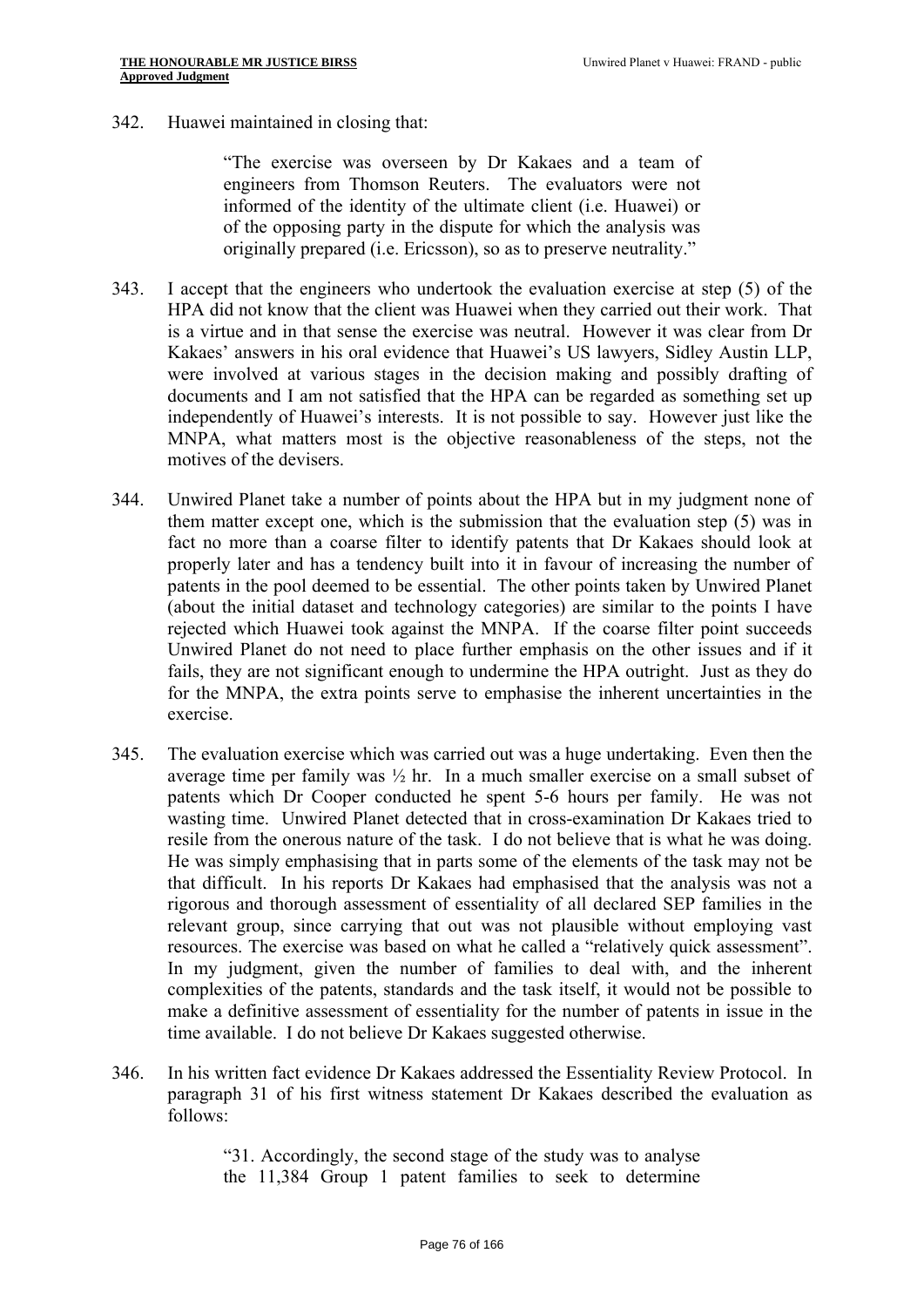342. Huawei maintained in closing that:

> "The exercise was overseen by Dr Kakaes and a team of engineers from Thomson Reuters. The evaluators were not informed of the identity of the ultimate client (i.e. Huawei) or of the opposing party in the dispute for which the analysis was originally prepared (i.e. Ericsson), so as to preserve neutrality."

343. I accept that the engineers who undertook the evaluation exercise at step (5) of the HPA did not know that the client was Huawei when they carried out their work. That is a virtue and in that sense the exercise was neutral. However it was clear from Dr Kakaes' answers in his oral evidence that Huawei's US lawyers, Sidley Austin LLP, were involved at various stages in the decision making and possibly drafting of documents and I am not satisfied that the HPA can be regarded as something set up independently of Huawei's interests. It is not possible to say. However just like the MNPA, what matters most is the objective reasonableness of the steps, not the motives of the devisers.

344. Unwired Planet take a number of points about the HPA but in my judgment none of them matter except one, which is the submission that the evaluation step (5) was in fact no more than a coarse filter to identify patents that Dr Kakaes should look at properly later and has a tendency built into it in favour of increasing the number of patents in the pool deemed to be essential. The other points taken by Unwired Planet (about the initial dataset and technology categories) are similar to the points I have rejected which Huawei took against the MNPA. If the coarse filter point succeeds Unwired Planet do not need to place further emphasis on the other issues and if it fails, they are not significant enough to undermine the HPA outright. Just as they do for the MNPA, the extra points serve to emphasise the inherent uncertainties in the exercise.

345. The evaluation exercise which was carried out was a huge undertaking. Even then the average time per family was ½ hr. In a much smaller exercise on a small subset of patents which Dr Cooper conducted he spent 5-6 hours per family. He was not wasting time. Unwired Planet detected that in cross-examination Dr Kakaes tried to resile from the onerous nature of the task. I do not believe that is what he was doing. He was simply emphasising that in parts some of the elements of the task may not be that difficult. In his reports Dr Kakaes had emphasised that the analysis was not a rigorous and thorough assessment of essentiality of all declared SEP families in the relevant group, since carrying that out was not plausible without employing vast resources. The exercise was based on what he called a "relatively quick assessment". In my judgment, given the number of families to deal with, and the inherent complexities of the patents, standards and the task itself, it would not be possible to make a definitive assessment of essentiality for the number of patents in issue in the time available. I do not believe Dr Kakaes suggested otherwise.

346. In his written fact evidence Dr Kakaes addressed the Essentiality Review Protocol. In paragraph 31 of his first witness statement Dr Kakaes described the evaluation as follows:

> "31. Accordingly, the second stage of the study was to analyse the 11,384 Group 1 patent families to seek to determine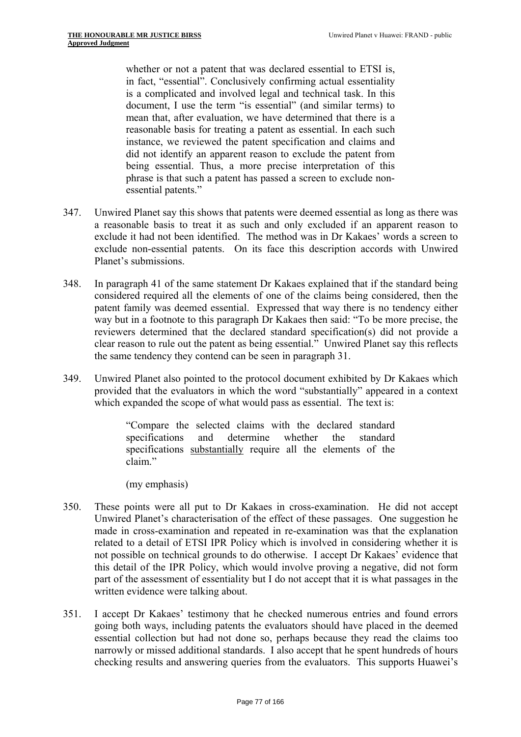> whether or not a patent that was declared essential to ETSI is, in fact, "essential". Conclusively confirming actual essentiality is a complicated and involved legal and technical task. In this document, I use the term "is essential" (and similar terms) to mean that, after evaluation, we have determined that there is a reasonable basis for treating a patent as essential. In each such instance, we reviewed the patent specification and claims and did not identify an apparent reason to exclude the patent from being essential. Thus, a more precise interpretation of this phrase is that such a patent has passed a screen to exclude non-essential patents."

347. Unwired Planet say this shows that patents were deemed essential as long as there was a reasonable basis to treat it as such and only excluded if an apparent reason to exclude it had not been identified. The method was in Dr Kakaes' words a screen to exclude non-essential patents. On its face this description accords with Unwired Planet's submissions.

348. In paragraph 41 of the same statement Dr Kakaes explained that if the standard being considered required all the elements of one of the claims being considered, then the patent family was deemed essential. Expressed that way there is no tendency either way but in a footnote to this paragraph Dr Kakaes then said: "To be more precise, the reviewers determined that the declared standard specification(s) did not provide a clear reason to rule out the patent as being essential." Unwired Planet say this reflects the same tendency they contend can be seen in paragraph 31.

349. Unwired Planet also pointed to the protocol document exhibited by Dr Kakaes which provided that the evaluators in which the word "substantially" appeared in a context which expanded the scope of what would pass as essential. The text is:

> "Compare the selected claims with the declared standard specifications and determine whether the standard specifications <u>substantially</u> require all the elements of the claim."
>
> (my emphasis)

350. These points were all put to Dr Kakaes in cross-examination. He did not accept Unwired Planet's characterisation of the effect of these passages. One suggestion he made in cross-examination and repeated in re-examination was that the explanation related to a detail of ETSI IPR Policy which is involved in considering whether it is not possible on technical grounds to do otherwise. I accept Dr Kakaes' evidence that this detail of the IPR Policy, which would involve proving a negative, did not form part of the assessment of essentiality but I do not accept that it is what passages in the written evidence were talking about.

351. I accept Dr Kakaes' testimony that he checked numerous entries and found errors going both ways, including patents the evaluators should have placed in the deemed essential collection but had not done so, perhaps because they read the claims too narrowly or missed additional standards. I also accept that he spent hundreds of hours checking results and answering queries from the evaluators. This supports Huawei's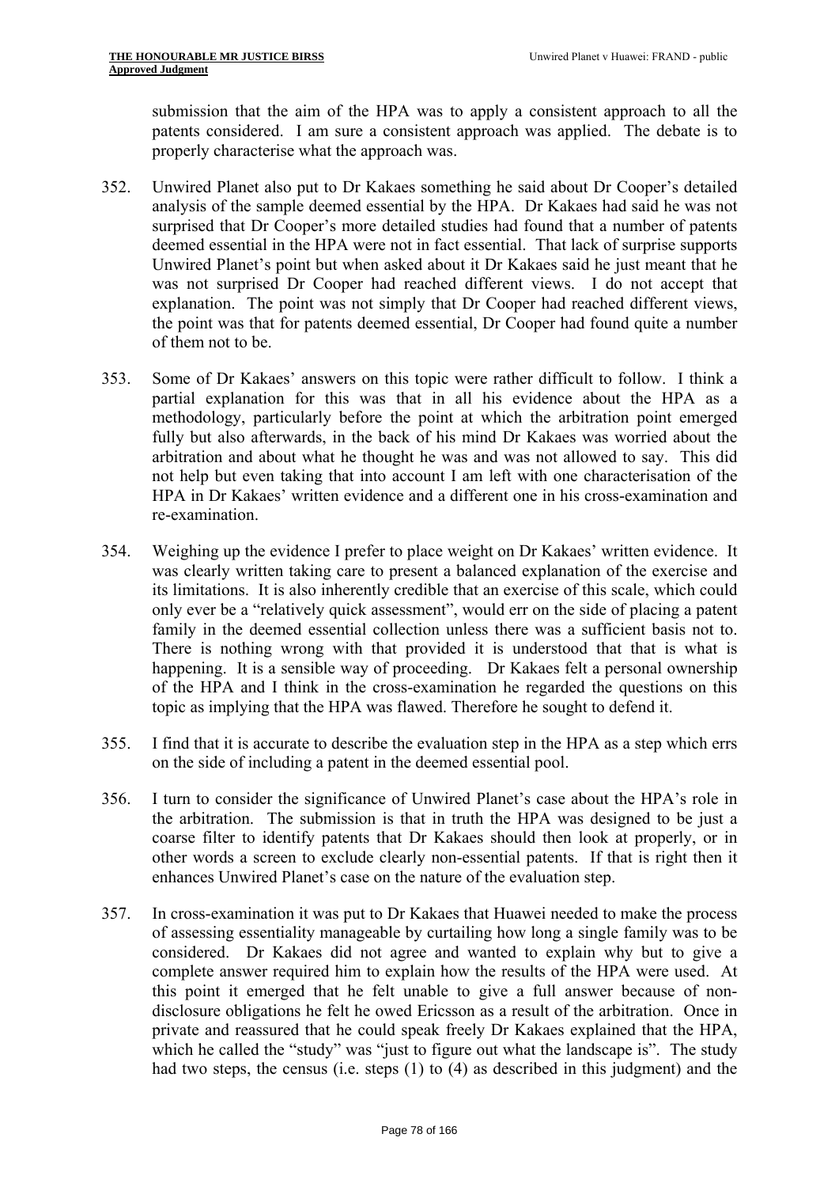submission that the aim of the HPA was to apply a consistent approach to all the patents considered. I am sure a consistent approach was applied. The debate is to properly characterise what the approach was.

352. Unwired Planet also put to Dr Kakaes something he said about Dr Cooper's detailed analysis of the sample deemed essential by the HPA. Dr Kakaes had said he was not surprised that Dr Cooper's more detailed studies had found that a number of patents deemed essential in the HPA were not in fact essential. That lack of surprise supports Unwired Planet's point but when asked about it Dr Kakaes said he just meant that he was not surprised Dr Cooper had reached different views. I do not accept that explanation. The point was not simply that Dr Cooper had reached different views, the point was that for patents deemed essential, Dr Cooper had found quite a number of them not to be.

353. Some of Dr Kakaes' answers on this topic were rather difficult to follow. I think a partial explanation for this was that in all his evidence about the HPA as a methodology, particularly before the point at which the arbitration point emerged fully but also afterwards, in the back of his mind Dr Kakaes was worried about the arbitration and about what he thought he was and was not allowed to say. This did not help but even taking that into account I am left with one characterisation of the HPA in Dr Kakaes' written evidence and a different one in his cross-examination and re-examination.

354. Weighing up the evidence I prefer to place weight on Dr Kakaes' written evidence. It was clearly written taking care to present a balanced explanation of the exercise and its limitations. It is also inherently credible that an exercise of this scale, which could only ever be a "relatively quick assessment", would err on the side of placing a patent family in the deemed essential collection unless there was a sufficient basis not to. There is nothing wrong with that provided it is understood that that is what is happening. It is a sensible way of proceeding. Dr Kakaes felt a personal ownership of the HPA and I think in the cross-examination he regarded the questions on this topic as implying that the HPA was flawed. Therefore he sought to defend it.

355. I find that it is accurate to describe the evaluation step in the HPA as a step which errs on the side of including a patent in the deemed essential pool.

356. I turn to consider the significance of Unwired Planet's case about the HPA's role in the arbitration. The submission is that in truth the HPA was designed to be just a coarse filter to identify patents that Dr Kakaes should then look at properly, or in other words a screen to exclude clearly non-essential patents. If that is right then it enhances Unwired Planet's case on the nature of the evaluation step.

357. In cross-examination it was put to Dr Kakaes that Huawei needed to make the process of assessing essentiality manageable by curtailing how long a single family was to be considered. Dr Kakaes did not agree and wanted to explain why but to give a complete answer required him to explain how the results of the HPA were used. At this point it emerged that he felt unable to give a full answer because of non-disclosure obligations he felt he owed Ericsson as a result of the arbitration. Once in private and reassured that he could speak freely Dr Kakaes explained that the HPA, which he called the "study" was "just to figure out what the landscape is". The study had two steps, the census (i.e. steps (1) to (4) as described in this judgment) and the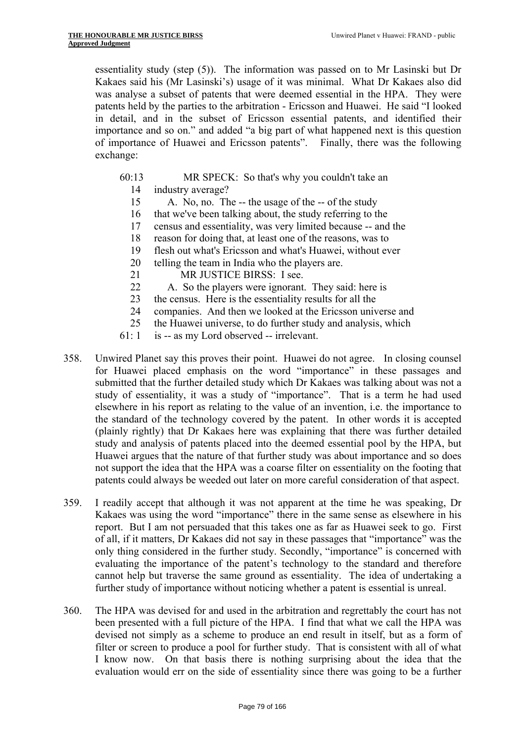essentiality study (step (5)). The information was passed on to Mr Lasinski but Dr Kakaes said his (Mr Lasinski's) usage of it was minimal. What Dr Kakaes also did was analyse a subset of patents that were deemed essential in the HPA. They were patents held by the parties to the arbitration - Ericsson and Huawei. He said "I looked in detail, and in the subset of Ericsson essential patents, and identified their importance and so on." and added "a big part of what happened next is this question of importance of Huawei and Ericsson patents". Finally, there was the following exchange:

```
60:13      MR SPECK: So that's why you couldn't take an
   14   industry average?
   15      A. No, no. The -- the usage of the -- of the study
   16   that we've been talking about, the study referring to the
   17   census and essentiality, was very limited because -- and the
   18   reason for doing that, at least one of the reasons, was to
   19   flesh out what's Ericsson and what's Huawei, without ever
   20   telling the team in India who the players are.
   21      MR JUSTICE BIRSS: I see.
   22      A. So the players were ignorant. They said: here is
   23   the census. Here is the essentiality results for all the
   24   companies. And then we looked at the Ericsson universe and
   25   the Huawei universe, to do further study and analysis, which
61: 1   is -- as my Lord observed -- irrelevant.
```

358. Unwired Planet say this proves their point. Huawei do not agree. In closing counsel for Huawei placed emphasis on the word "importance" in these passages and submitted that the further detailed study which Dr Kakaes was talking about was not a study of essentiality, it was a study of "importance". That is a term he had used elsewhere in his report as relating to the value of an invention, i.e. the importance to the standard of the technology covered by the patent. In other words it is accepted (plainly rightly) that Dr Kakaes here was explaining that there was further detailed study and analysis of patents placed into the deemed essential pool by the HPA, but Huawei argues that the nature of that further study was about importance and so does not support the idea that the HPA was a coarse filter on essentiality on the footing that patents could always be weeded out later on more careful consideration of that aspect.

359. I readily accept that although it was not apparent at the time he was speaking, Dr Kakaes was using the word "importance" there in the same sense as elsewhere in his report. But I am not persuaded that this takes one as far as Huawei seek to go. First of all, if it matters, Dr Kakaes did not say in these passages that "importance" was the only thing considered in the further study. Secondly, "importance" is concerned with evaluating the importance of the patent's technology to the standard and therefore cannot help but traverse the same ground as essentiality. The idea of undertaking a further study of importance without noticing whether a patent is essential is unreal.

360. The HPA was devised for and used in the arbitration and regrettably the court has not been presented with a full picture of the HPA. I find that what we call the HPA was devised not simply as a scheme to produce an end result in itself, but as a form of filter or screen to produce a pool for further study. That is consistent with all of what I know now. On that basis there is nothing surprising about the idea that the evaluation would err on the side of essentiality since there was going to be a further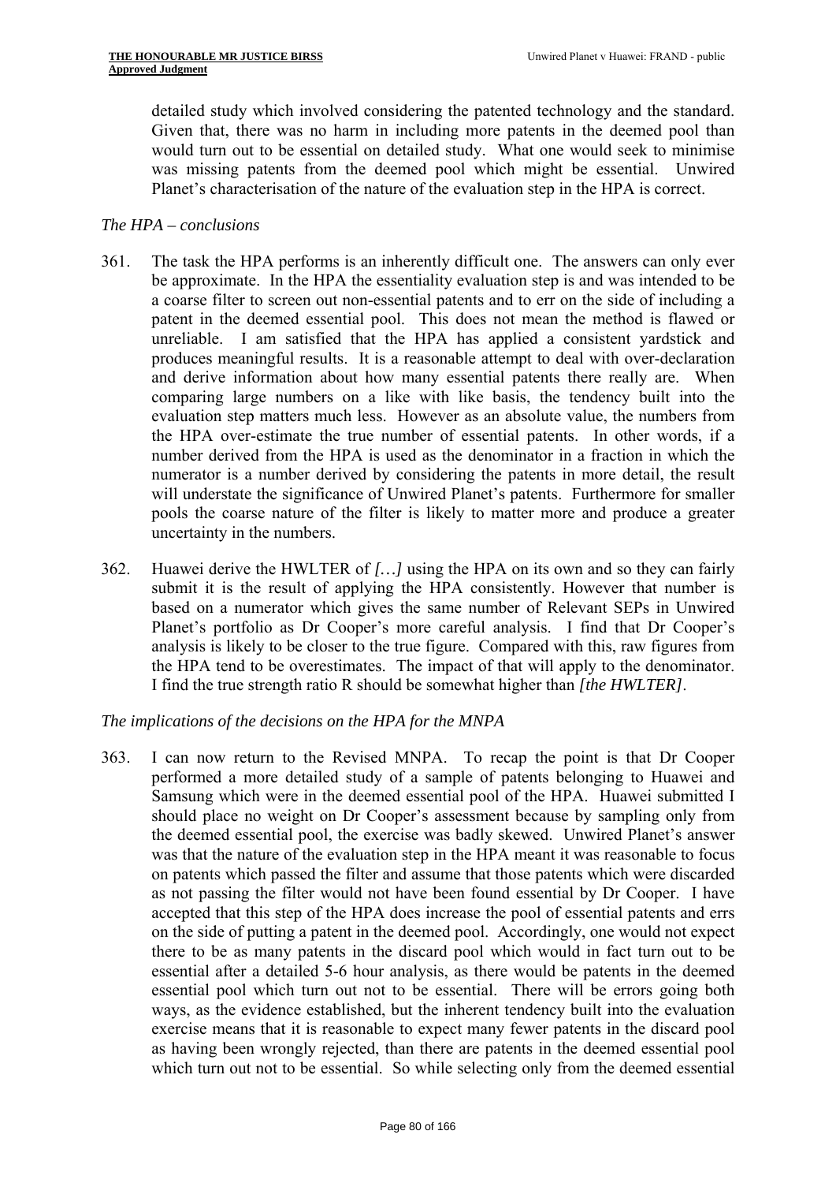detailed study which involved considering the patented technology and the standard. Given that, there was no harm in including more patents in the deemed pool than would turn out to be essential on detailed study. What one would seek to minimise was missing patents from the deemed pool which might be essential. Unwired Planet's characterisation of the nature of the evaluation step in the HPA is correct.

*The HPA – conclusions*

361. The task the HPA performs is an inherently difficult one. The answers can only ever be approximate. In the HPA the essentiality evaluation step is and was intended to be a coarse filter to screen out non-essential patents and to err on the side of including a patent in the deemed essential pool. This does not mean the method is flawed or unreliable. I am satisfied that the HPA has applied a consistent yardstick and produces meaningful results. It is a reasonable attempt to deal with over-declaration and derive information about how many essential patents there really are. When comparing large numbers on a like with like basis, the tendency built into the evaluation step matters much less. However as an absolute value, the numbers from the HPA over-estimate the true number of essential patents. In other words, if a number derived from the HPA is used as the denominator in a fraction in which the numerator is a number derived by considering the patents in more detail, the result will understate the significance of Unwired Planet's patents. Furthermore for smaller pools the coarse nature of the filter is likely to matter more and produce a greater uncertainty in the numbers.

362. Huawei derive the HWLTER of *[…]* using the HPA on its own and so they can fairly submit it is the result of applying the HPA consistently. However that number is based on a numerator which gives the same number of Relevant SEPs in Unwired Planet's portfolio as Dr Cooper's more careful analysis. I find that Dr Cooper's analysis is likely to be closer to the true figure. Compared with this, raw figures from the HPA tend to be overestimates. The impact of that will apply to the denominator. I find the true strength ratio R should be somewhat higher than *[the HWLTER]*.

*The implications of the decisions on the HPA for the MNPA*

363. I can now return to the Revised MNPA. To recap the point is that Dr Cooper performed a more detailed study of a sample of patents belonging to Huawei and Samsung which were in the deemed essential pool of the HPA. Huawei submitted I should place no weight on Dr Cooper's assessment because by sampling only from the deemed essential pool, the exercise was badly skewed. Unwired Planet's answer was that the nature of the evaluation step in the HPA meant it was reasonable to focus on patents which passed the filter and assume that those patents which were discarded as not passing the filter would not have been found essential by Dr Cooper. I have accepted that this step of the HPA does increase the pool of essential patents and errs on the side of putting a patent in the deemed essential pool. Accordingly, one would not expect there to be as many patents in the discard pool which would in fact turn out to be essential after a detailed 5-6 hour analysis, as there would be patents in the deemed essential pool which turn out not to be essential. There will be errors going both ways, as the evidence established, but the inherent tendency built into the evaluation exercise means that it is reasonable to expect many fewer patents in the discard pool as having been wrongly rejected, than there are patents in the deemed essential pool which turn out not to be essential. So while selecting only from the deemed essential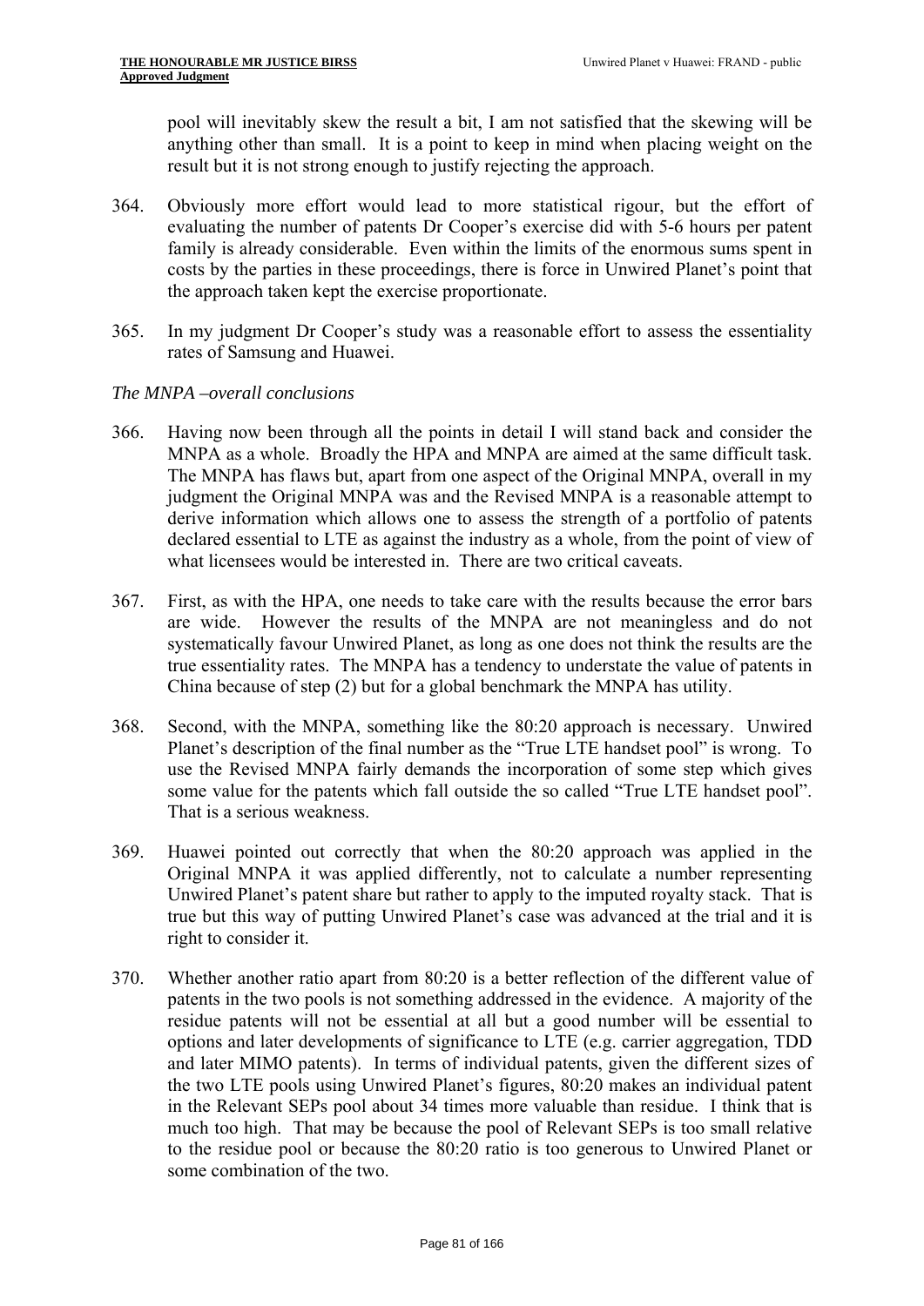pool will inevitably skew the result a bit, I am not satisfied that the skewing will be anything other than small. It is a point to keep in mind when placing weight on the result but it is not strong enough to justify rejecting the approach.

364. Obviously more effort would lead to more statistical rigour, but the effort of evaluating the number of patents Dr Cooper's exercise did with 5-6 hours per patent family is already considerable. Even within the limits of the enormous sums spent in costs by the parties in these proceedings, there is force in Unwired Planet's point that the approach taken kept the exercise proportionate.

365. In my judgment Dr Cooper's study was a reasonable effort to assess the essentiality rates of Samsung and Huawei.

*The MNPA –overall conclusions*

366. Having now been through all the points in detail I will stand back and consider the MNPA as a whole. Broadly the HPA and MNPA are aimed at the same difficult task. The MNPA has flaws but, apart from one aspect of the Original MNPA, overall in my judgment the Original MNPA was and the Revised MNPA is a reasonable attempt to derive information which allows one to assess the strength of a portfolio of patents declared essential to LTE as against the industry as a whole, from the point of view of what licensees would be interested in. There are two critical caveats.

367. First, as with the HPA, one needs to take care with the results because the error bars are wide. However the results of the MNPA are not meaningless and do not systematically favour Unwired Planet, as long as one does not think the results are the true essentiality rates. The MNPA has a tendency to understate the value of patents in China because of step (2) but for a global benchmark the MNPA has utility.

368. Second, with the MNPA, something like the 80:20 approach is necessary. Unwired Planet's description of the final number as the "True LTE handset pool" is wrong. To use the Revised MNPA fairly demands the incorporation of some step which gives some value for the patents which fall outside the so called "True LTE handset pool". That is a serious weakness.

369. Huawei pointed out correctly that when the 80:20 approach was applied in the Original MNPA it was applied differently, not to calculate a number representing Unwired Planet's patent share but rather to apply to the imputed royalty stack. That is true but this way of putting Unwired Planet's case was advanced at the trial and it is right to consider it.

370. Whether another ratio apart from 80:20 is a better reflection of the different value of patents in the two pools is not something addressed in the evidence. A majority of the residue patents will not be essential at all but a good number will be essential to options and later developments of significance to LTE (e.g. carrier aggregation, TDD and later MIMO patents). In terms of individual patents, given the different sizes of the two LTE pools using Unwired Planet's figures, 80:20 makes an individual patent in the Relevant SEPs pool about 34 times more valuable than residue. I think that is much too high. That may be because the pool of Relevant SEPs is too small relative to the residue pool or because the 80:20 ratio is too generous to Unwired Planet or some combination of the two.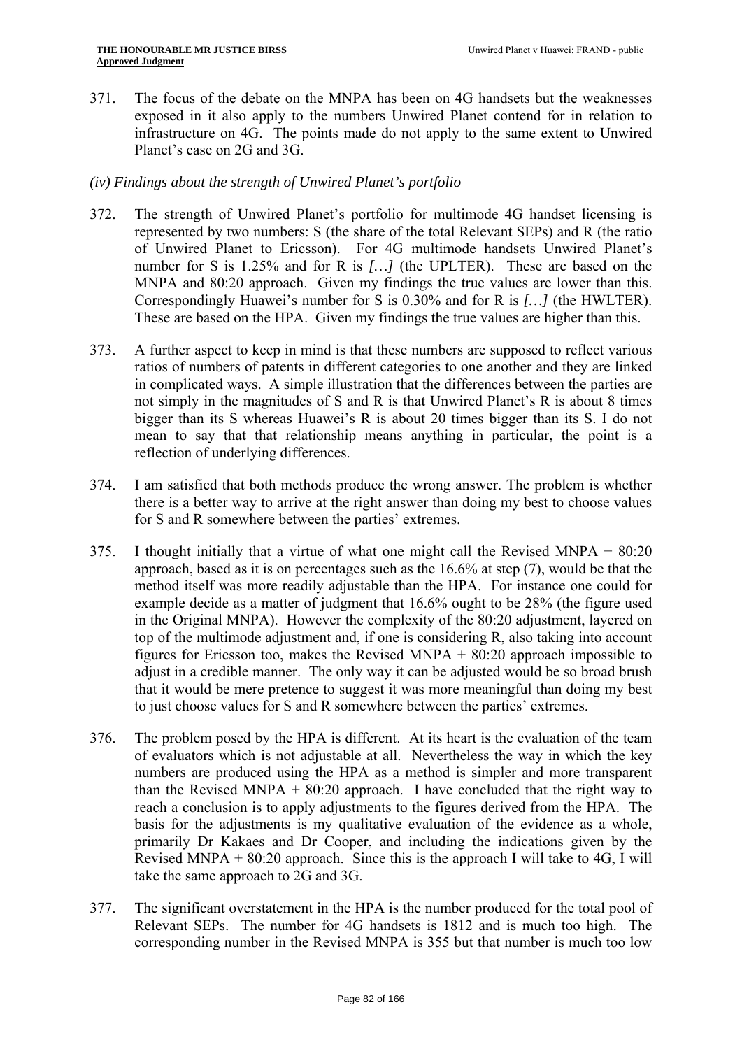371. The focus of the debate on the MNPA has been on 4G handsets but the weaknesses exposed in it also apply to the numbers Unwired Planet contend for in relation to infrastructure on 4G. The points made do not apply to the same extent to Unwired Planet's case on 2G and 3G.

*(iv) Findings about the strength of Unwired Planet's portfolio*

372. The strength of Unwired Planet's portfolio for multimode 4G handset licensing is represented by two numbers: S (the share of the total Relevant SEPs) and R (the ratio of Unwired Planet to Ericsson). For 4G multimode handsets Unwired Planet's number for S is 1.25% and for R is *[…]* (the UPLTER). These are based on the MNPA and 80:20 approach. Given my findings the true values are lower than this. Correspondingly Huawei's number for S is 0.30% and for R is *[…]* (the HWLTER). These are based on the HPA. Given my findings the true values are higher than this.

373. A further aspect to keep in mind is that these numbers are supposed to reflect various ratios of numbers of patents in different categories to one another and they are linked in complicated ways. A simple illustration that the differences between the parties are not simply in the magnitudes of S and R is that Unwired Planet's R is about 8 times bigger than its S whereas Huawei's R is about 20 times bigger than its S. I do not mean to say that that relationship means anything in particular, the point is a reflection of underlying differences.

374. I am satisfied that both methods produce the wrong answer. The problem is whether there is a better way to arrive at the right answer than doing my best to choose values for S and R somewhere between the parties' extremes.

375. I thought initially that a virtue of what one might call the Revised MNPA + 80:20 approach, based as it is on percentages such as the 16.6% at step (7), would be that the method itself was more readily adjustable than the HPA. For instance one could for example decide as a matter of judgment that 16.6% ought to be 28% (the figure used in the Original MNPA). However the complexity of the 80:20 adjustment, layered on top of the multimode adjustment and, if one is considering R, also taking into account figures for Ericsson too, makes the Revised MNPA + 80:20 approach impossible to adjust in a credible manner. The only way it can be adjusted would be so broad brush that it would be mere pretence to suggest it was more meaningful than doing my best to just choose values for S and R somewhere between the parties' extremes.

376. The problem posed by the HPA is different. At its heart is the evaluation of the team of evaluators which is not adjustable at all. Nevertheless the way in which the key numbers are produced using the HPA as a method is simpler and more transparent than the Revised MNPA + 80:20 approach. I have concluded that the right way to reach a conclusion is to apply adjustments to the figures derived from the HPA. The basis for the adjustments is my qualitative evaluation of the evidence as a whole, primarily Dr Kakaes and Dr Cooper, and including the indications given by the Revised MNPA + 80:20 approach. Since this is the approach I will take to 4G, I will take the same approach to 2G and 3G.

377. The significant overstatement in the HPA is the number produced for the total pool of Relevant SEPs. The number for 4G handsets is 1812 and is much too high. The corresponding number in the Revised MNPA is 355 but that number is much too low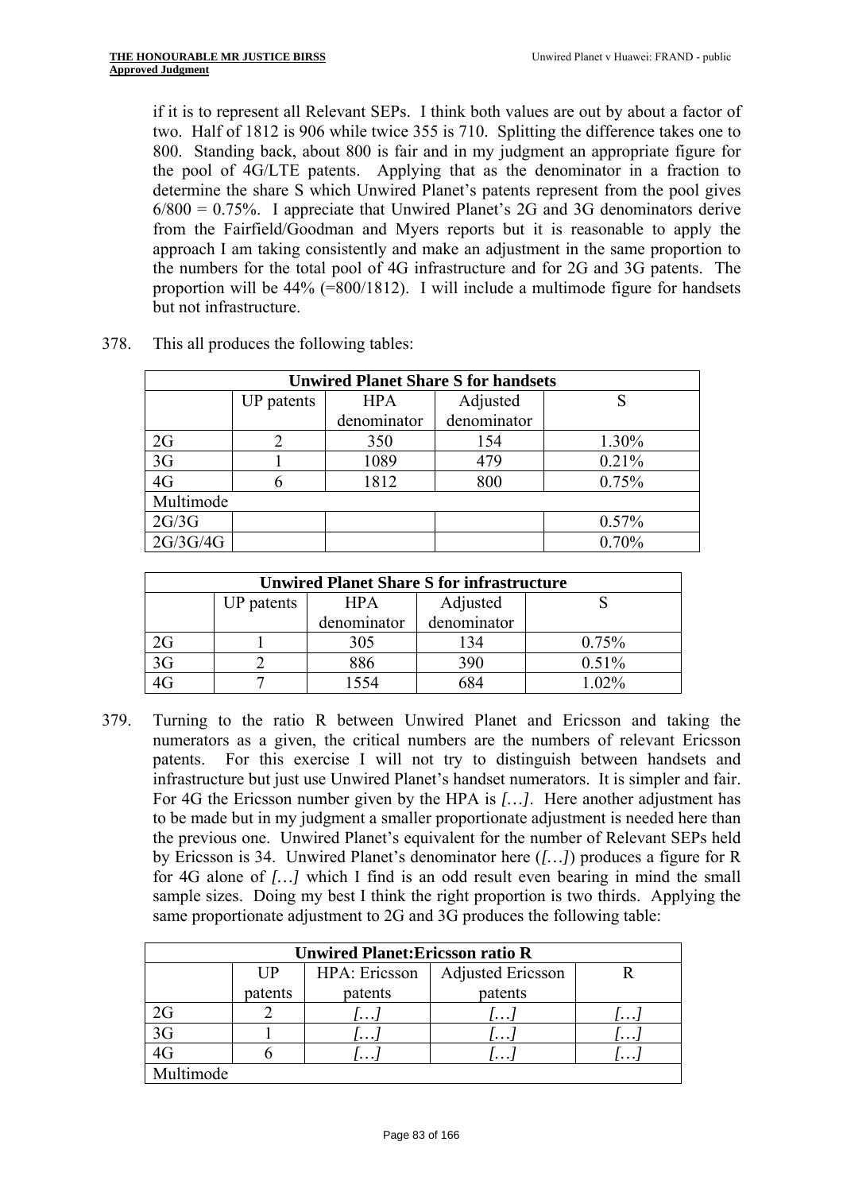if it is to represent all Relevant SEPs. I think both values are out by about a factor of two. Half of 1812 is 906 while twice 355 is 710. Splitting the difference takes one to 800. Standing back, about 800 is fair and in my judgment an appropriate figure for the pool of 4G/LTE patents. Applying that as the denominator in a fraction to determine the share S which Unwired Planet's patents represent from the pool gives 6/800 = 0.75%. I appreciate that Unwired Planet's 2G and 3G denominators derive from the Fairfield/Goodman and Myers reports but it is reasonable to apply the approach I am taking consistently and make an adjustment in the same proportion to the numbers for the total pool of 4G infrastructure and for 2G and 3G patents. The proportion will be 44% (=800/1812). I will include a multimode figure for handsets but not infrastructure.

378. This all produces the following tables:

| **Unwired Planet Share S for handsets** | | | | |
|---|---|---|---|---|
| | UP patents | HPA denominator | Adjusted denominator | S |
| 2G | 2 | 350 | 154 | 1.30% |
| 3G | 1 | 1089 | 479 | 0.21% |
| 4G | 6 | 1812 | 800 | 0.75% |
| Multimode | | | | |
| 2G/3G | | | | 0.57% |
| 2G/3G/4G | | | | 0.70% |

| **Unwired Planet Share S for infrastructure** | | | | |
|---|---|---|---|---|
| | UP patents | HPA denominator | Adjusted denominator | S |
| 2G | 1 | 305 | 134 | 0.75% |
| 3G | 2 | 886 | 390 | 0.51% |
| 4G | 7 | 1554 | 684 | 1.02% |

379. Turning to the ratio R between Unwired Planet and Ericsson and taking the numerators as a given, the critical numbers are the numbers of relevant Ericsson patents. For this exercise I will not try to distinguish between handsets and infrastructure but just use Unwired Planet's handset numerators. It is simpler and fair. For 4G the Ericsson number given by the HPA is *[…]*. Here another adjustment has to be made but in my judgment a smaller proportionate adjustment is needed here than the previous one. Unwired Planet's equivalent for the number of Relevant SEPs held by Ericsson is 34. Unwired Planet's denominator here (*[…]*) produces a figure for R for 4G alone of *[…]* which I find is an odd result even bearing in mind the small sample sizes. Doing my best I think the right proportion is two thirds. Applying the same proportionate adjustment to 2G and 3G produces the following table:

| **Unwired Planet:Ericsson ratio R** | | | | |
|---|---|---|---|---|
| | UP patents | HPA: Ericsson patents | Adjusted Ericsson patents | R |
| 2G | 2 | *[…]* | *[…]* | *[…]* |
| 3G | 1 | *[…]* | *[…]* | *[…]* |
| 4G | 6 | *[…]* | *[…]* | *[…]* |
| Multimode | | | | |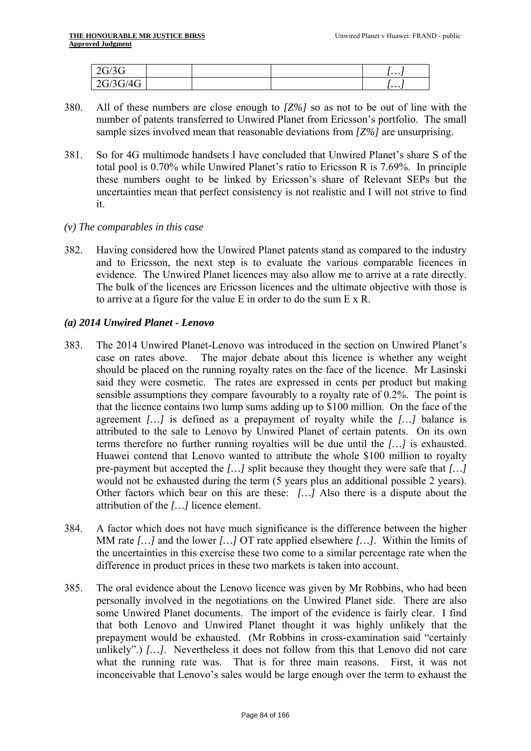| 2G/3G | | | | […] |
|---|---|---|---|---|
| 2G/3G/4G | | | | […] |

380. All of these numbers are close enough to *[Z%]* so as not to be out of line with the number of patents transferred to Unwired Planet from Ericsson's portfolio. The small sample sizes involved mean that reasonable deviations from *[Z%]* are unsurprising.

381. So for 4G multimode handsets I have concluded that Unwired Planet's share S of the total pool is 0.70% while Unwired Planet's ratio to Ericsson R is 7.69%. In principle these numbers ought to be linked by Ericsson's share of Relevant SEPs but the uncertainties mean that perfect consistency is not realistic and I will not strive to find it.

*(v) The comparables in this case*

382. Having considered how the Unwired Planet patents stand as compared to the industry and to Ericsson, the next step is to evaluate the various comparable licences in evidence. The Unwired Planet licences may also allow me to arrive at a rate directly. The bulk of the licences are Ericsson licences and the ultimate objective with those is to arrive at a figure for the value E in order to do the sum E x R.

***(a) 2014 Unwired Planet - Lenovo***

383. The 2014 Unwired Planet-Lenovo was introduced in the section on Unwired Planet's case on rates above. The major debate about this licence is whether any weight should be placed on the running royalty rates on the face of the licence. Mr Lasinski said they were cosmetic. The rates are expressed in cents per product but making sensible assumptions they compare favourably to a royalty rate of 0.2%. The point is that the licence contains two lump sums adding up to $100 million. On the face of the agreement *[…]* is defined as a prepayment of royalty while the *[…]* balance is attributed to the sale to Lenovo by Unwired Planet of certain patents. On its own terms therefore no further running royalties will be due until the *[…]* is exhausted. Huawei contend that Lenovo wanted to attribute the whole $100 million to royalty pre-payment but accepted the *[…]* split because they thought they were safe that *[…]* would not be exhausted during the term (5 years plus an additional possible 2 years). Other factors which bear on this are these: *[…]* Also there is a dispute about the attribution of the *[…]* licence element.

384. A factor which does not have much significance is the difference between the higher MM rate *[…]* and the lower *[…]* OT rate applied elsewhere *[…]*. Within the limits of the uncertainties in this exercise these two come to a similar percentage rate when the difference in product prices in these two markets is taken into account.

385. The oral evidence about the Lenovo licence was given by Mr Robbins, who had been personally involved in the negotiations on the Unwired Planet side. There are also some Unwired Planet documents. The import of the evidence is fairly clear. I find that both Lenovo and Unwired Planet thought it was highly unlikely that the prepayment would be exhausted. (Mr Robbins in cross-examination said "certainly unlikely".) *[…]*. Nevertheless it does not follow from this that Lenovo did not care what the running rate was. That is for three main reasons. First, it was not inconceivable that Lenovo's sales would be large enough over the term to exhaust the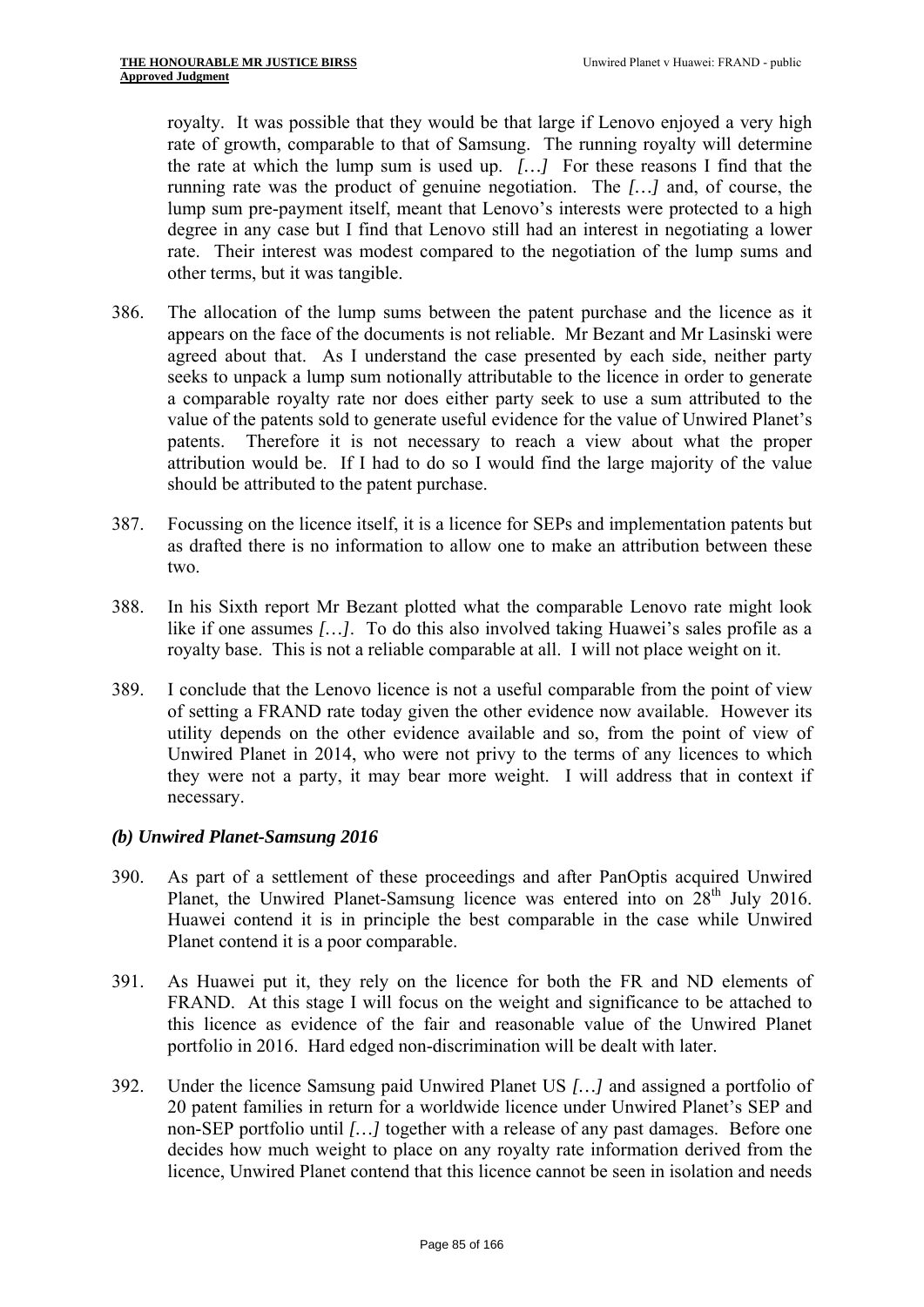royalty. It was possible that they would be that large if Lenovo enjoyed a very high rate of growth, comparable to that of Samsung. The running royalty will determine the rate at which the lump sum is used up. *[…]* For these reasons I find that the running rate was the product of genuine negotiation. The *[…]* and, of course, the lump sum pre-payment itself, meant that Lenovo's interests were protected to a high degree in any case but I find that Lenovo still had an interest in negotiating a lower rate. Their interest was modest compared to the negotiation of the lump sums and other terms, but it was tangible.

386. The allocation of the lump sums between the patent purchase and the licence as it appears on the face of the documents is not reliable. Mr Bezant and Mr Lasinski were agreed about that. As I understand the case presented by each side, neither party seeks to unpack a lump sum notionally attributable to the licence in order to generate a comparable royalty rate nor does either party seek to use a sum attributed to the value of the patents sold to generate useful evidence for the value of Unwired Planet's patents. Therefore it is not necessary to reach a view about what the proper attribution would be. If I had to do so I would find the large majority of the value should be attributed to the patent purchase.

387. Focussing on the licence itself, it is a licence for SEPs and implementation patents but as drafted there is no information to allow one to make an attribution between these two.

388. In his Sixth report Mr Bezant plotted what the comparable Lenovo rate might look like if one assumes *[…]*. To do this also involved taking Huawei's sales profile as a royalty base. This is not a reliable comparable at all. I will not place weight on it.

389. I conclude that the Lenovo licence is not a useful comparable from the point of view of setting a FRAND rate today given the other evidence now available. However its utility depends on the other evidence available and so, from the point of view of Unwired Planet in 2014, who were not privy to the terms of any licences to which they were not a party, it may bear more weight. I will address that in context if necessary.

### *(b) Unwired Planet-Samsung 2016*

390. As part of a settlement of these proceedings and after PanOptis acquired Unwired Planet, the Unwired Planet-Samsung licence was entered into on 28th July 2016. Huawei contend it is in principle the best comparable in the case while Unwired Planet contend it is a poor comparable.

391. As Huawei put it, they rely on the licence for both the FR and ND elements of FRAND. At this stage I will focus on the weight and significance to be attached to this licence as evidence of the fair and reasonable value of the Unwired Planet portfolio in 2016. Hard edged non-discrimination will be dealt with later.

392. Under the licence Samsung paid Unwired Planet US *[…]* and assigned a portfolio of 20 patent families in return for a worldwide licence under Unwired Planet's SEP and non-SEP portfolio until *[…]* together with a release of any past damages. Before one decides how much weight to place on any royalty rate information derived from the licence, Unwired Planet contend that this licence cannot be seen in isolation and needs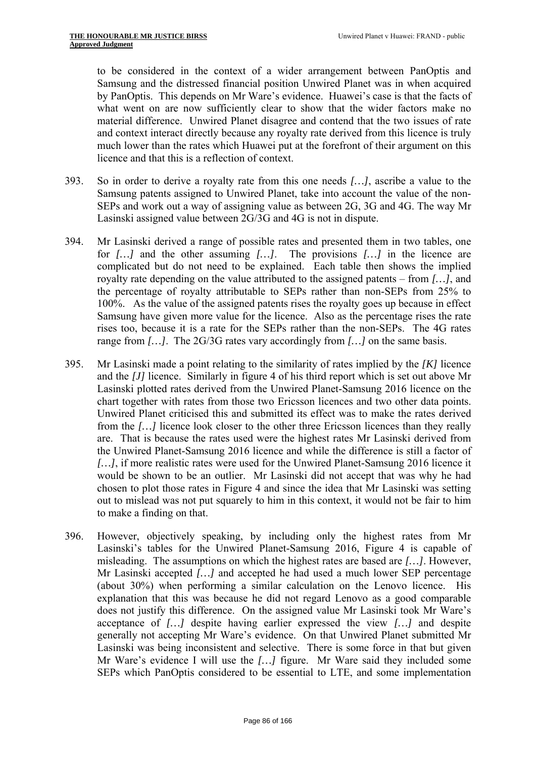to be considered in the context of a wider arrangement between PanOptis and Samsung and the distressed financial position Unwired Planet was in when acquired by PanOptis. This depends on Mr Ware's evidence. Huawei's case is that the facts of what went on are now sufficiently clear to show that the wider factors make no material difference. Unwired Planet disagree and contend that the two issues of rate and context interact directly because any royalty rate derived from this licence is truly much lower than the rates which Huawei put at the forefront of their argument on this licence and that this is a reflection of context.

393. So in order to derive a royalty rate from this one needs *[…]*, ascribe a value to the Samsung patents assigned to Unwired Planet, take into account the value of the non-SEPs and work out a way of assigning value as between 2G, 3G and 4G. The way Mr Lasinski assigned value between 2G/3G and 4G is not in dispute.

394. Mr Lasinski derived a range of possible rates and presented them in two tables, one for *[…]* and the other assuming *[…]*. The provisions *[…]* in the licence are complicated but do not need to be explained. Each table then shows the implied royalty rate depending on the value attributed to the assigned patents – from *[…]*, and the percentage of royalty attributable to SEPs rather than non-SEPs from 25% to 100%. As the value of the assigned patents rises the royalty goes up because in effect Samsung have given more value for the licence. Also as the percentage rises the rate rises too, because it is a rate for the SEPs rather than the non-SEPs. The 4G rates range from *[…]*. The 2G/3G rates vary accordingly from *[…]* on the same basis.

395. Mr Lasinski made a point relating to the similarity of rates implied by the *[K]* licence and the *[J]* licence. Similarly in figure 4 of his third report which is set out above Mr Lasinski plotted rates derived from the Unwired Planet-Samsung 2016 licence on the chart together with rates from those two Ericsson licences and two other data points. Unwired Planet criticised this and submitted its effect was to make the rates derived from the *[…]* licence look closer to the other three Ericsson licences than they really are. That is because the rates used were the highest rates Mr Lasinski derived from the Unwired Planet-Samsung 2016 licence and while the difference is still a factor of *[…]*, if more realistic rates were used for the Unwired Planet-Samsung 2016 licence it would be shown to be an outlier. Mr Lasinski did not accept that was why he had chosen to plot those rates in Figure 4 and since the idea that Mr Lasinski was setting out to mislead was not put squarely to him in this context, it would not be fair to him to make a finding on that.

396. However, objectively speaking, by including only the highest rates from Mr Lasinski's tables for the Unwired Planet-Samsung 2016, Figure 4 is capable of misleading. The assumptions on which the highest rates are based are *[…]*. However, Mr Lasinski accepted *[…]* and accepted he had used a much lower SEP percentage (about 30%) when performing a similar calculation on the Lenovo licence. His explanation that this was because he did not regard Lenovo as a good comparable does not justify this difference. On the assigned value Mr Lasinski took Mr Ware's acceptance of *[…]* despite having earlier expressed the view *[…]* and despite generally not accepting Mr Ware's evidence. On that Unwired Planet submitted Mr Lasinski was being inconsistent and selective. There is some force in that but given Mr Ware's evidence I will use the *[…]* figure. Mr Ware said they included some SEPs which PanOptis considered to be essential to LTE, and some implementation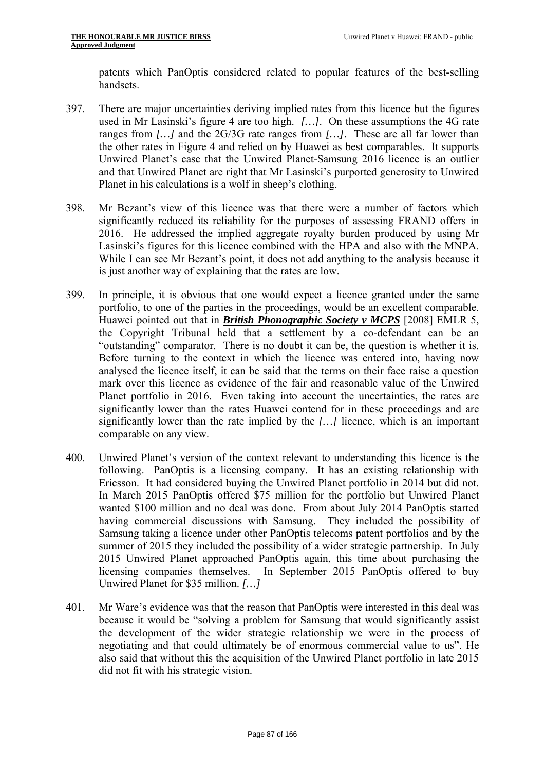patents which PanOptis considered related to popular features of the best-selling handsets.

397. There are major uncertainties deriving implied rates from this licence but the figures used in Mr Lasinski's figure 4 are too high. *[…]*. On these assumptions the 4G rate ranges from *[…]* and the 2G/3G rate ranges from *[…]*. These are all far lower than the other rates in Figure 4 and relied on by Huawei as best comparables. It supports Unwired Planet's case that the Unwired Planet-Samsung 2016 licence is an outlier and that Unwired Planet are right that Mr Lasinski's purported generosity to Unwired Planet in his calculations is a wolf in sheep's clothing.

398. Mr Bezant's view of this licence was that there were a number of factors which significantly reduced its reliability for the purposes of assessing FRAND offers in 2016. He addressed the implied aggregate royalty burden produced by using Mr Lasinski's figures for this licence combined with the HPA and also with the MNPA. While I can see Mr Bezant's point, it does not add anything to the analysis because it is just another way of explaining that the rates are low.

399. In principle, it is obvious that one would expect a licence granted under the same portfolio, to one of the parties in the proceedings, would be an excellent comparable. Huawei pointed out that in ***British Phonographic Society v MCPS*** [2008] EMLR 5, the Copyright Tribunal held that a settlement by a co-defendant can be an "outstanding" comparator. There is no doubt it can be, the question is whether it is. Before turning to the context in which the licence was entered into, having now analysed the licence itself, it can be said that the terms on their face raise a question mark over this licence as evidence of the fair and reasonable value of the Unwired Planet portfolio in 2016. Even taking into account the uncertainties, the rates are significantly lower than the rates Huawei contend for in these proceedings and are significantly lower than the rate implied by the *[…]* licence, which is an important comparable on any view.

400. Unwired Planet's version of the context relevant to understanding this licence is the following. PanOptis is a licensing company. It has an existing relationship with Ericsson. It had considered buying the Unwired Planet portfolio in 2014 but did not. In March 2015 PanOptis offered \$75 million for the portfolio but Unwired Planet wanted \$100 million and no deal was done. From about July 2014 PanOptis started having commercial discussions with Samsung. They included the possibility of Samsung taking a licence under other PanOptis telecoms patent portfolios and by the summer of 2015 they included the possibility of a wider strategic partnership. In July 2015 Unwired Planet approached PanOptis again, this time about purchasing the licensing companies themselves. In September 2015 PanOptis offered to buy Unwired Planet for \$35 million. *[…]*

401. Mr Ware's evidence was that the reason that PanOptis were interested in this deal was because it would be "solving a problem for Samsung that would significantly assist the development of the wider strategic relationship we were in the process of negotiating and that could ultimately be of enormous commercial value to us". He also said that without this the acquisition of the Unwired Planet portfolio in late 2015 did not fit with his strategic vision.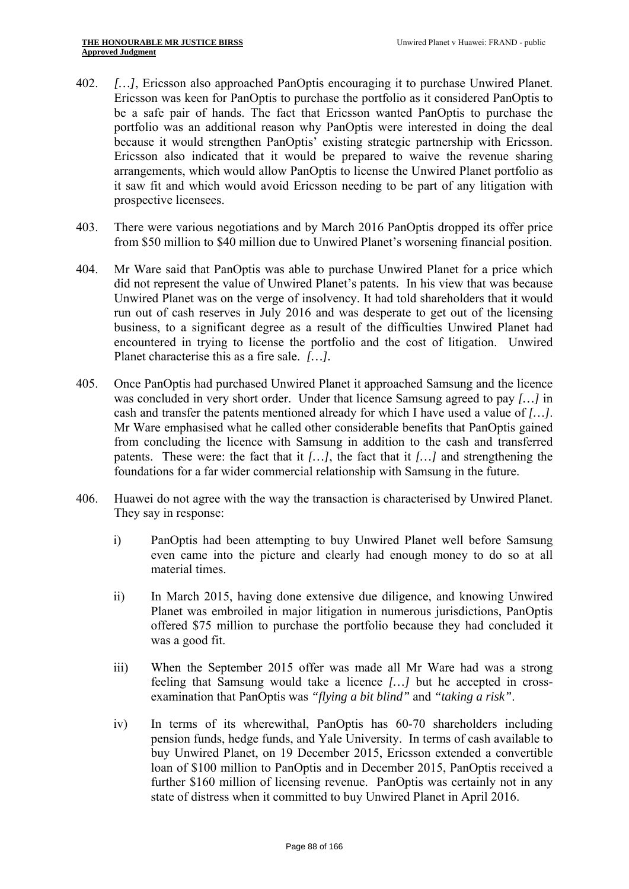402. *[…]*, Ericsson also approached PanOptis encouraging it to purchase Unwired Planet. Ericsson was keen for PanOptis to purchase the portfolio as it considered PanOptis to be a safe pair of hands. The fact that Ericsson wanted PanOptis to purchase the portfolio was an additional reason why PanOptis were interested in doing the deal because it would strengthen PanOptis' existing strategic partnership with Ericsson. Ericsson also indicated that it would be prepared to waive the revenue sharing arrangements, which would allow PanOptis to license the Unwired Planet portfolio as it saw fit and which would avoid Ericsson needing to be part of any litigation with prospective licensees.

403. There were various negotiations and by March 2016 PanOptis dropped its offer price from $50 million to $40 million due to Unwired Planet's worsening financial position.

404. Mr Ware said that PanOptis was able to purchase Unwired Planet for a price which did not represent the value of Unwired Planet's patents. In his view that was because Unwired Planet was on the verge of insolvency. It had told shareholders that it would run out of cash reserves in July 2016 and was desperate to get out of the licensing business, to a significant degree as a result of the difficulties Unwired Planet had encountered in trying to license the portfolio and the cost of litigation. Unwired Planet characterise this as a fire sale. *[…]*.

405. Once PanOptis had purchased Unwired Planet it approached Samsung and the licence was concluded in very short order. Under that licence Samsung agreed to pay *[…]* in cash and transfer the patents mentioned already for which I have used a value of *[…]*. Mr Ware emphasised what he called other considerable benefits that PanOptis gained from concluding the licence with Samsung in addition to the cash and transferred patents. These were: the fact that it *[…]*, the fact that it *[…]* and strengthening the foundations for a far wider commercial relationship with Samsung in the future.

406. Huawei do not agree with the way the transaction is characterised by Unwired Planet. They say in response:

    i) PanOptis had been attempting to buy Unwired Planet well before Samsung even came into the picture and clearly had enough money to do so at all material times.

    ii) In March 2015, having done extensive due diligence, and knowing Unwired Planet was embroiled in major litigation in numerous jurisdictions, PanOptis offered $75 million to purchase the portfolio because they had concluded it was a good fit.

    iii) When the September 2015 offer was made all Mr Ware had was a strong feeling that Samsung would take a licence *[…]* but he accepted in cross-examination that PanOptis was *"flying a bit blind"* and *"taking a risk"*.

    iv) In terms of its wherewithal, PanOptis has 60-70 shareholders including pension funds, hedge funds, and Yale University. In terms of cash available to buy Unwired Planet, on 19 December 2015, Ericsson extended a convertible loan of $100 million to PanOptis and in December 2015, PanOptis received a further $160 million of licensing revenue. PanOptis was certainly not in any state of distress when it committed to buy Unwired Planet in April 2016.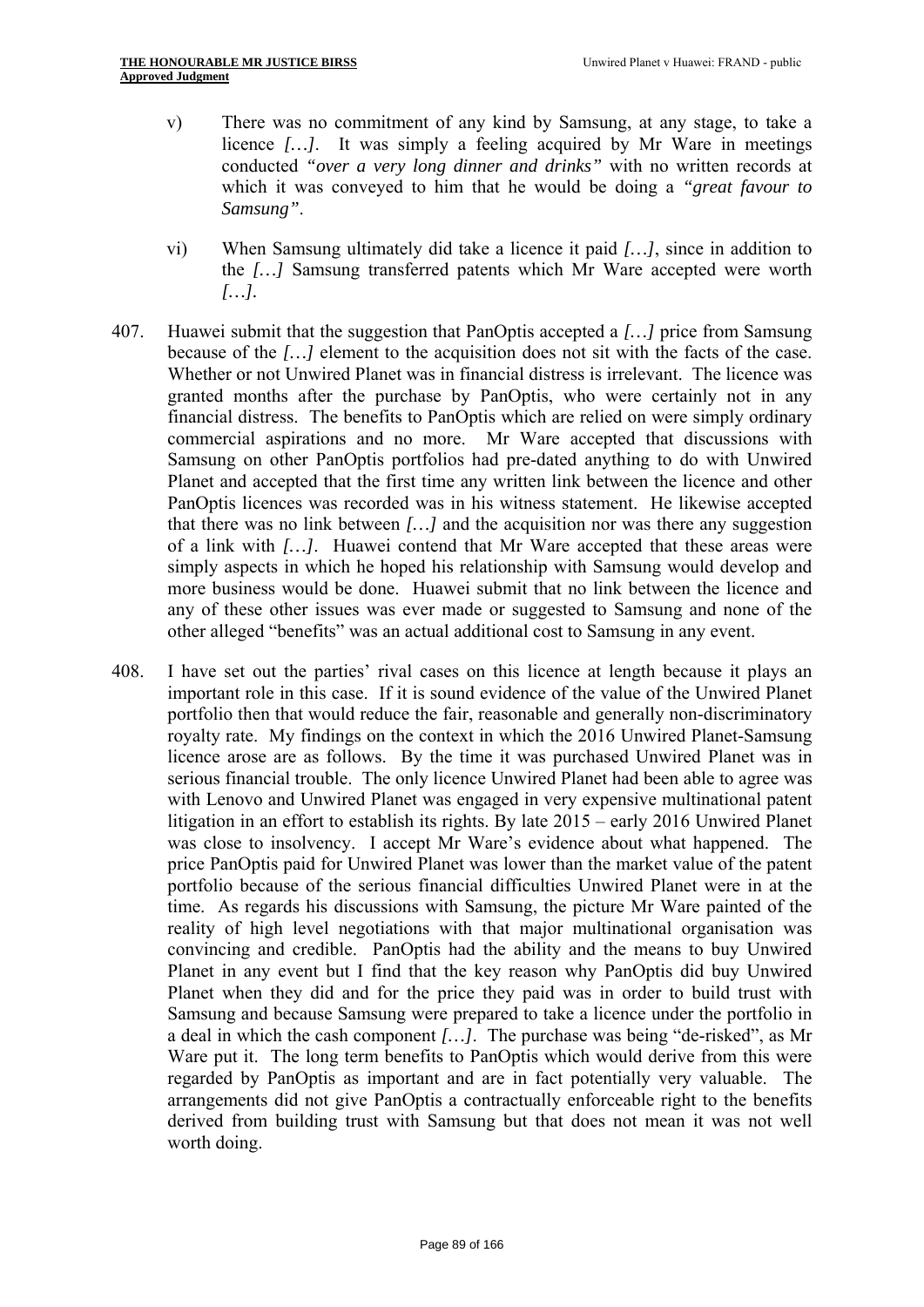v) There was no commitment of any kind by Samsung, at any stage, to take a licence *[…]*. It was simply a feeling acquired by Mr Ware in meetings conducted *"over a very long dinner and drinks"* with no written records at which it was conveyed to him that he would be doing a *"great favour to Samsung"*.

vi) When Samsung ultimately did take a licence it paid *[…]*, since in addition to the *[…]* Samsung transferred patents which Mr Ware accepted were worth *[…]*.

407. Huawei submit that the suggestion that PanOptis accepted a *[…]* price from Samsung because of the *[…]* element to the acquisition does not sit with the facts of the case. Whether or not Unwired Planet was in financial distress is irrelevant. The licence was granted months after the purchase by PanOptis, who were certainly not in any financial distress. The benefits to PanOptis which are relied on were simply ordinary commercial aspirations and no more. Mr Ware accepted that discussions with Samsung on other PanOptis portfolios had pre-dated anything to do with Unwired Planet and accepted that the first time any written link between the licence and other PanOptis licences was recorded was in his witness statement. He likewise accepted that there was no link between *[…]* and the acquisition nor was there any suggestion of a link with *[…]*. Huawei contend that Mr Ware accepted that these areas were simply aspects in which he hoped his relationship with Samsung would develop and more business would be done. Huawei submit that no link between the licence and any of these other issues was ever made or suggested to Samsung and none of the other alleged "benefits" was an actual additional cost to Samsung in any event.

408. I have set out the parties' rival cases on this licence at length because it plays an important role in this case. If it is sound evidence of the value of the Unwired Planet portfolio then that would reduce the fair, reasonable and generally non-discriminatory royalty rate. My findings on the context in which the 2016 Unwired Planet-Samsung licence arose are as follows. By the time it was purchased Unwired Planet was in serious financial trouble. The only licence Unwired Planet had been able to agree was with Lenovo and Unwired Planet was engaged in very expensive multinational patent litigation in an effort to establish its rights. By late 2015 – early 2016 Unwired Planet was close to insolvency. I accept Mr Ware's evidence about what happened. The price PanOptis paid for Unwired Planet was lower than the market value of the patent portfolio because of the serious financial difficulties Unwired Planet were in at the time. As regards his discussions with Samsung, the picture Mr Ware painted of the reality of high level negotiations with that major multinational organisation was convincing and credible. PanOptis had the ability and the means to buy Unwired Planet in any event but I find that the key reason why PanOptis did buy Unwired Planet when they did and for the price they paid was in order to build trust with Samsung and because Samsung were prepared to take a licence under the portfolio in a deal in which the cash component *[…]*. The purchase was being "de-risked", as Mr Ware put it. The long term benefits to PanOptis which would derive from this were regarded by PanOptis as important and are in fact potentially very valuable. The arrangements did not give PanOptis a contractually enforceable right to the benefits derived from building trust with Samsung but that does not mean it was not well worth doing.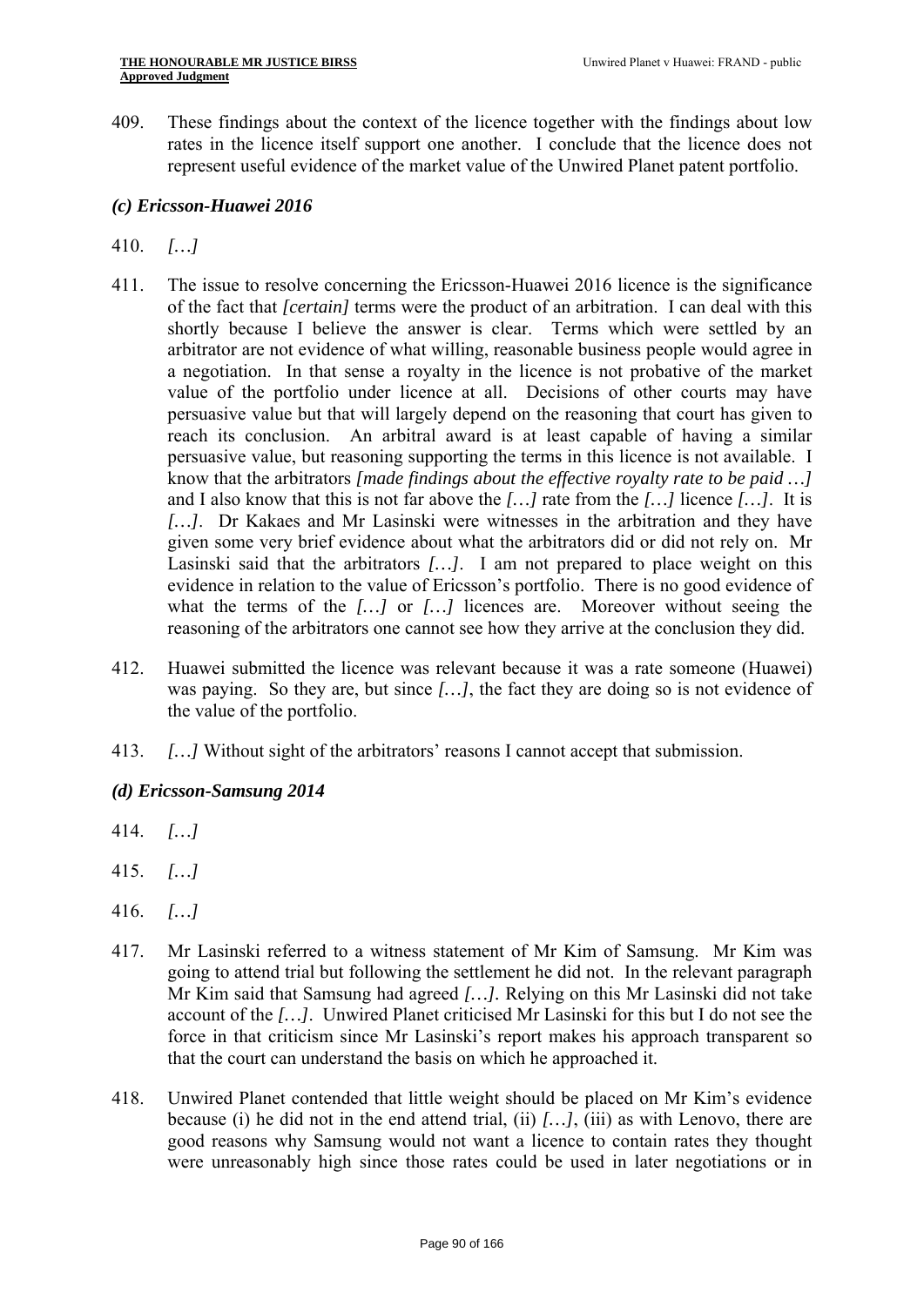409. These findings about the context of the licence together with the findings about low rates in the licence itself support one another. I conclude that the licence does not represent useful evidence of the market value of the Unwired Planet patent portfolio.

### *(c) Ericsson-Huawei 2016*

410. *[…]*

411. The issue to resolve concerning the Ericsson-Huawei 2016 licence is the significance of the fact that *[certain]* terms were the product of an arbitration. I can deal with this shortly because I believe the answer is clear. Terms which were settled by an arbitrator are not evidence of what willing, reasonable business people would agree in a negotiation. In that sense a royalty in the licence is not probative of the market value of the portfolio under licence at all. Decisions of other courts may have persuasive value but that will largely depend on the reasoning that court has given to reach its conclusion. An arbitral award is at least capable of having a similar persuasive value, but reasoning supporting the terms in this licence is not available. I know that the arbitrators *[made findings about the effective royalty rate to be paid …]* and I also know that this is not far above the *[…]* rate from the *[…]* licence *[…]*. It is *[…]*. Dr Kakaes and Mr Lasinski were witnesses in the arbitration and they have given some very brief evidence about what the arbitrators did or did not rely on. Mr Lasinski said that the arbitrators *[…]*. I am not prepared to place weight on this evidence in relation to the value of Ericsson's portfolio. There is no good evidence of what the terms of the *[…]* or *[…]* licences are. Moreover without seeing the reasoning of the arbitrators one cannot see how they arrive at the conclusion they did.

412. Huawei submitted the licence was relevant because it was a rate someone (Huawei) was paying. So they are, but since *[…]*, the fact they are doing so is not evidence of the value of the portfolio.

413. *[…]* Without sight of the arbitrators' reasons I cannot accept that submission.

### *(d) Ericsson-Samsung 2014*

414. *[…]*

415. *[…]*

416. *[…]*

417. Mr Lasinski referred to a witness statement of Mr Kim of Samsung. Mr Kim was going to attend trial but following the settlement he did not. In the relevant paragraph Mr Kim said that Samsung had agreed *[…]*. Relying on this Mr Lasinski did not take account of the *[…]*. Unwired Planet criticised Mr Lasinski for this but I do not see the force in that criticism since Mr Lasinski's report makes his approach transparent so that the court can understand the basis on which he approached it.

418. Unwired Planet contended that little weight should be placed on Mr Kim's evidence because (i) he did not in the end attend trial, (ii) *[…]*, (iii) as with Lenovo, there are good reasons why Samsung would not want a licence to contain rates they thought were unreasonably high since those rates could be used in later negotiations or in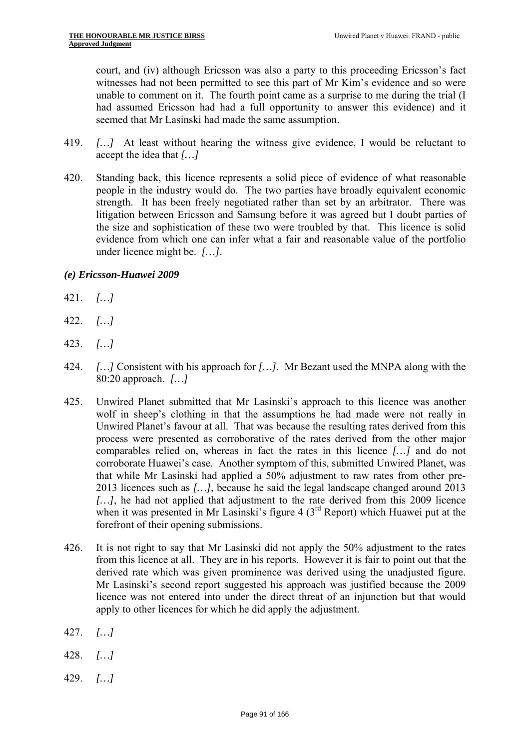court, and (iv) although Ericsson was also a party to this proceeding Ericsson's fact witnesses had not been permitted to see this part of Mr Kim's evidence and so were unable to comment on it. The fourth point came as a surprise to me during the trial (I had assumed Ericsson had had a full opportunity to answer this evidence) and it seemed that Mr Lasinski had made the same assumption.

419. *[…]* At least without hearing the witness give evidence, I would be reluctant to accept the idea that *[…]*

420. Standing back, this licence represents a solid piece of evidence of what reasonable people in the industry would do. The two parties have broadly equivalent economic strength. It has been freely negotiated rather than set by an arbitrator. There was litigation between Ericsson and Samsung before it was agreed but I doubt parties of the size and sophistication of these two were troubled by that. This licence is solid evidence from which one can infer what a fair and reasonable value of the portfolio under licence might be. *[…]*.

### *(e) Ericsson-Huawei 2009*

421. *[…]*

422. *[…]*

423. *[…]*

424. *[…]* Consistent with his approach for *[…]*. Mr Bezant used the MNPA along with the 80:20 approach. *[…]*

425. Unwired Planet submitted that Mr Lasinski's approach to this licence was another wolf in sheep's clothing in that the assumptions he had made were not really in Unwired Planet's favour at all. That was because the resulting rates derived from this process were presented as corroborative of the rates derived from the other major comparables relied on, whereas in fact the rates in this licence *[…]* and do not corroborate Huawei's case. Another symptom of this, submitted Unwired Planet, was that while Mr Lasinski had applied a 50% adjustment to raw rates from other pre-2013 licences such as *[…]*, because he said the legal landscape changed around 2013 *[…]*, he had not applied that adjustment to the rate derived from this 2009 licence when it was presented in Mr Lasinski's figure 4 (3rd Report) which Huawei put at the forefront of their opening submissions.

426. It is not right to say that Mr Lasinski did not apply the 50% adjustment to the rates from this licence at all. They are in his reports. However it is fair to point out that the derived rate which was given prominence was derived using the unadjusted figure. Mr Lasinski's second report suggested his approach was justified because the 2009 licence was not entered into under the direct threat of an injunction but that would apply to other licences for which he did apply the adjustment.

427. *[…]*

428. *[…]*

429. *[…]*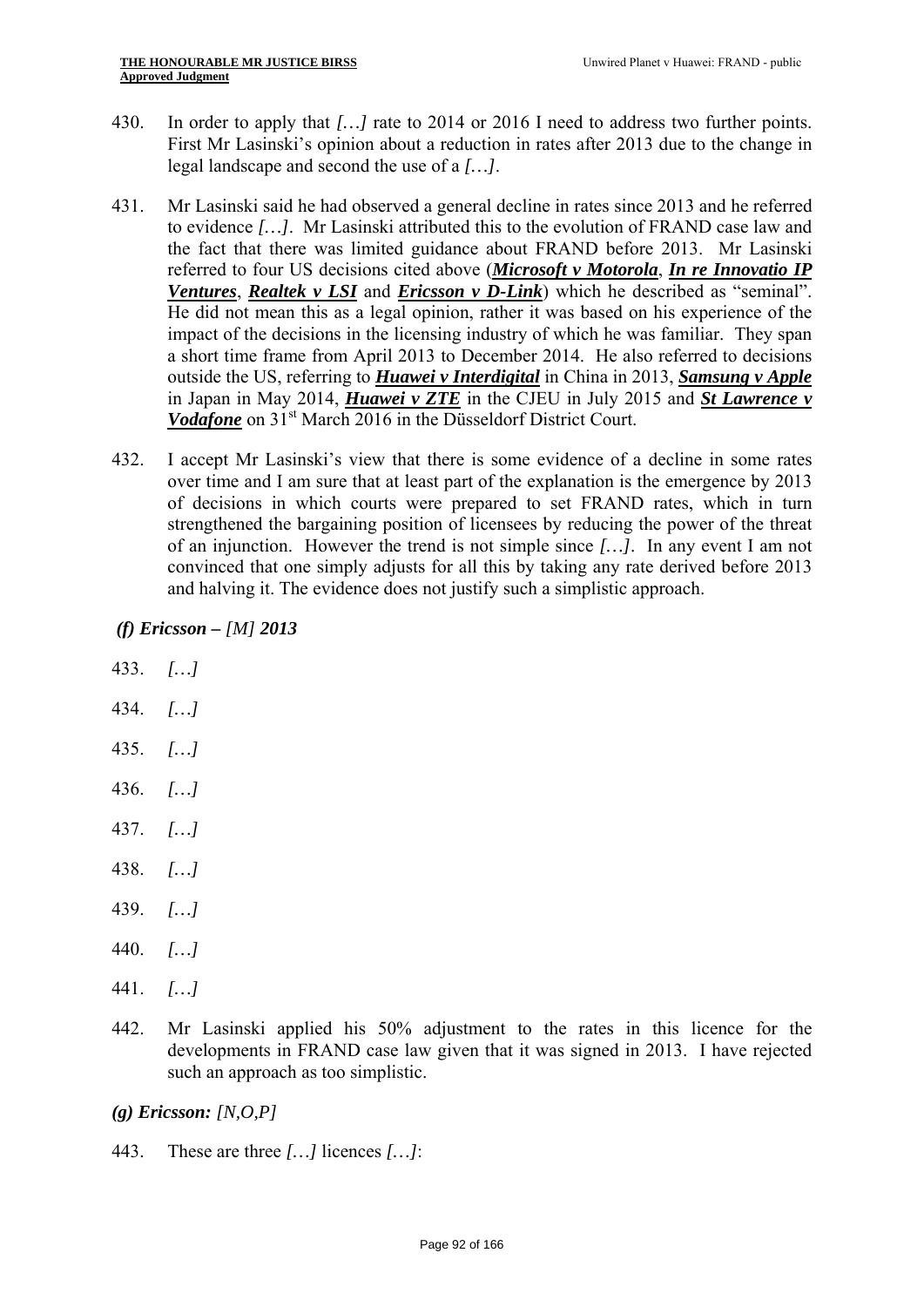430. In order to apply that *[…]* rate to 2014 or 2016 I need to address two further points. First Mr Lasinski's opinion about a reduction in rates after 2013 due to the change in legal landscape and second the use of a *[…]*.

431. Mr Lasinski said he had observed a general decline in rates since 2013 and he referred to evidence *[…]*. Mr Lasinski attributed this to the evolution of FRAND case law and the fact that there was limited guidance about FRAND before 2013. Mr Lasinski referred to four US decisions cited above (***Microsoft v Motorola***, ***In re Innovatio IP Ventures***, ***Realtek v LSI*** and ***Ericsson v D-Link***) which he described as "seminal". He did not mean this as a legal opinion, rather it was based on his experience of the impact of the decisions in the licensing industry of which he was familiar. They span a short time frame from April 2013 to December 2014. He also referred to decisions outside the US, referring to ***Huawei v Interdigital*** in China in 2013, ***Samsung v Apple*** in Japan in May 2014, ***Huawei v ZTE*** in the CJEU in July 2015 and ***St Lawrence v Vodafone*** on 31st March 2016 in the Düsseldorf District Court.

432. I accept Mr Lasinski's view that there is some evidence of a decline in some rates over time and I am sure that at least part of the explanation is the emergence by 2013 of decisions in which courts were prepared to set FRAND rates, which in turn strengthened the bargaining position of licensees by reducing the power of the threat of an injunction. However the trend is not simple since *[…]*. In any event I am not convinced that one simply adjusts for all this by taking any rate derived before 2013 and halving it. The evidence does not justify such a simplistic approach.

***(f) Ericsson – [M] 2013***

433. *[…]*

434. *[…]*

435. *[…]*

436. *[…]*

437. *[…]*

438. *[…]*

439. *[…]*

440. *[…]*

441. *[…]*

442. Mr Lasinski applied his 50% adjustment to the rates in this licence for the developments in FRAND case law given that it was signed in 2013. I have rejected such an approach as too simplistic.

***(g) Ericsson: [N,O,P]***

443. These are three *[…]* licences *[…]*: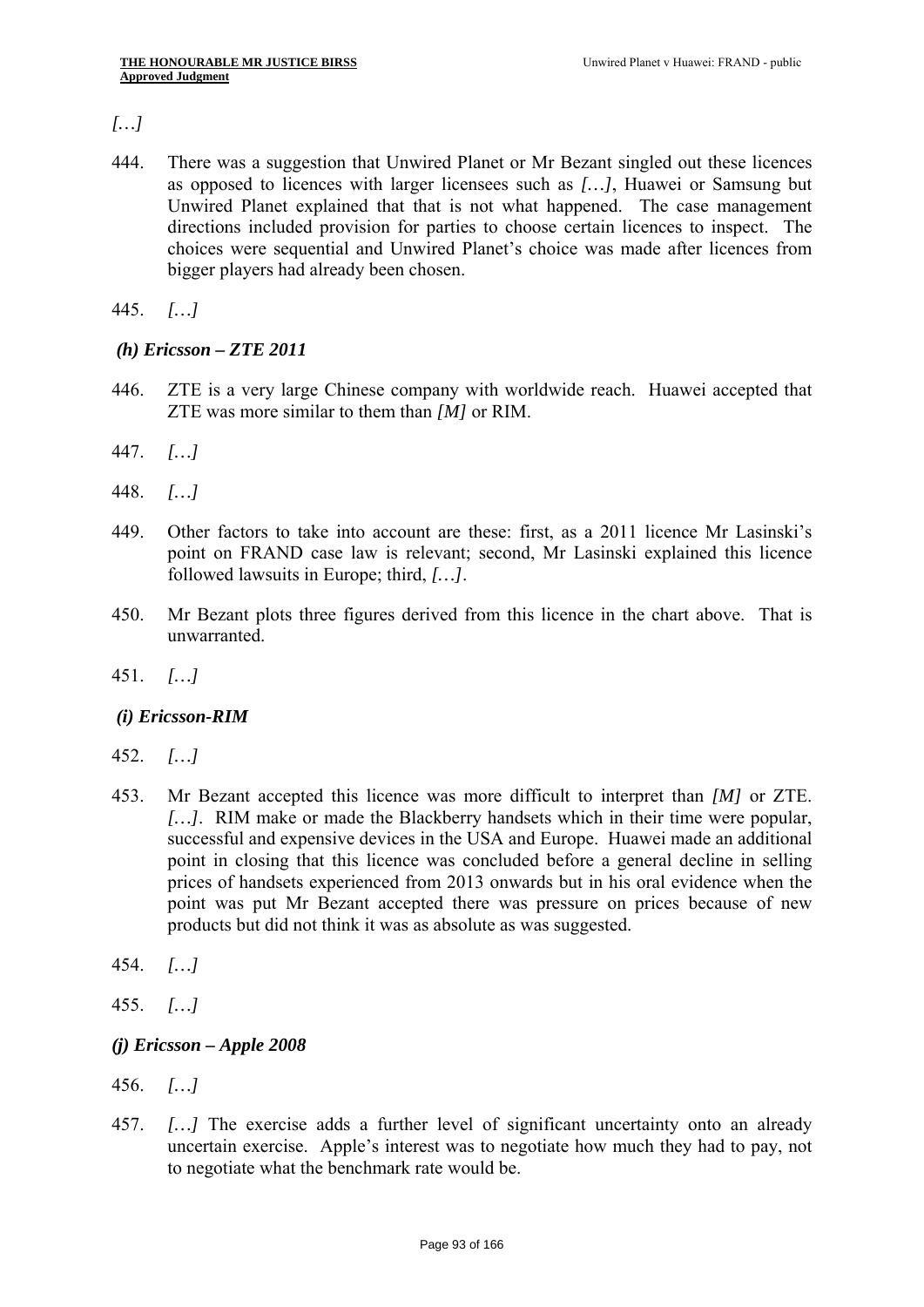*[…]*

444. There was a suggestion that Unwired Planet or Mr Bezant singled out these licences as opposed to licences with larger licensees such as *[…]*, Huawei or Samsung but Unwired Planet explained that that is not what happened. The case management directions included provision for parties to choose certain licences to inspect. The choices were sequential and Unwired Planet's choice was made after licences from bigger players had already been chosen.

445. *[…]*

### *(h) Ericsson – ZTE 2011*

446. ZTE is a very large Chinese company with worldwide reach. Huawei accepted that ZTE was more similar to them than *[M]* or RIM.

447. *[…]*

448. *[…]*

449. Other factors to take into account are these: first, as a 2011 licence Mr Lasinski's point on FRAND case law is relevant; second, Mr Lasinski explained this licence followed lawsuits in Europe; third, *[…]*.

450. Mr Bezant plots three figures derived from this licence in the chart above. That is unwarranted.

451. *[…]*

### *(i) Ericsson-RIM*

452. *[…]*

453. Mr Bezant accepted this licence was more difficult to interpret than *[M]* or ZTE. *[…]*. RIM make or made the Blackberry handsets which in their time were popular, successful and expensive devices in the USA and Europe. Huawei made an additional point in closing that this licence was concluded before a general decline in selling prices of handsets experienced from 2013 onwards but in his oral evidence when the point was put Mr Bezant accepted there was pressure on prices because of new products but did not think it was as absolute as was suggested.

454. *[…]*

455. *[…]*

### *(j) Ericsson – Apple 2008*

456. *[…]*

457. *[…]* The exercise adds a further level of significant uncertainty onto an already uncertain exercise. Apple's interest was to negotiate how much they had to pay, not to negotiate what the benchmark rate would be.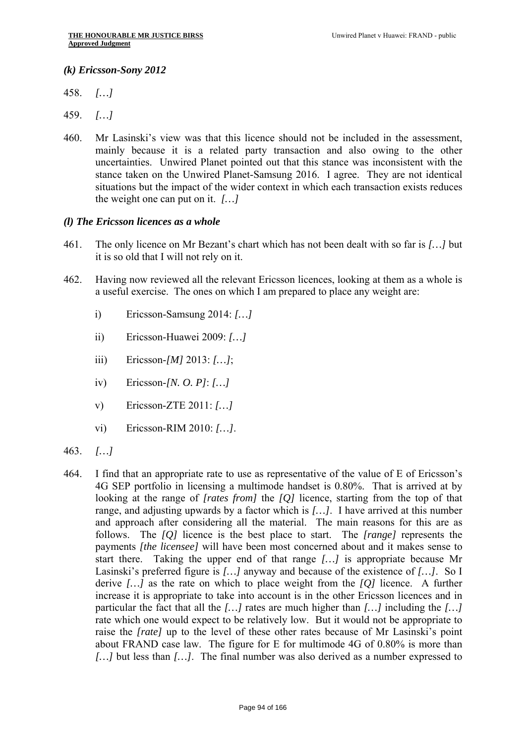### *(k) Ericsson-Sony 2012*

458. *[…]*

459. *[…]*

460. Mr Lasinski's view was that this licence should not be included in the assessment, mainly because it is a related party transaction and also owing to the other uncertainties. Unwired Planet pointed out that this stance was inconsistent with the stance taken on the Unwired Planet-Samsung 2016. I agree. They are not identical situations but the impact of the wider context in which each transaction exists reduces the weight one can put on it. *[…]*

### *(l) The Ericsson licences as a whole*

461. The only licence on Mr Bezant's chart which has not been dealt with so far is *[…]* but it is so old that I will not rely on it.

462. Having now reviewed all the relevant Ericsson licences, looking at them as a whole is a useful exercise. The ones on which I am prepared to place any weight are:

    i) Ericsson-Samsung 2014: *[…]*

    ii) Ericsson-Huawei 2009: *[…]*

    iii) Ericsson-*[M]* 2013: *[…]*;

    iv) Ericsson-*[N. O. P]*: *[…]*

    v) Ericsson-ZTE 2011: *[…]*

    vi) Ericsson-RIM 2010: *[…]*.

463. *[…]*

464. I find that an appropriate rate to use as representative of the value of E of Ericsson's 4G SEP portfolio in licensing a multimode handset is 0.80%. That is arrived at by looking at the range of *[rates from]* the *[Q]* licence, starting from the top of that range, and adjusting upwards by a factor which is *[…]*. I have arrived at this number and approach after considering all the material. The main reasons for this are as follows. The *[Q]* licence is the best place to start. The *[range]* represents the payments *[the licensee]* will have been most concerned about and it makes sense to start there. Taking the upper end of that range *[…]* is appropriate because Mr Lasinski's preferred figure is *[…]* anyway and because of the existence of *[…]*. So I derive *[…]* as the rate on which to place weight from the *[Q]* licence. A further increase it is appropriate to take into account is in the other Ericsson licences and in particular the fact that all the *[…]* rates are much higher than *[…]* including the *[…]* rate which one would expect to be relatively low. But it would not be appropriate to raise the *[rate]* up to the level of these other rates because of Mr Lasinski's point about FRAND case law. The figure for E for multimode 4G of 0.80% is more than *[…]* but less than *[…]*. The final number was also derived as a number expressed to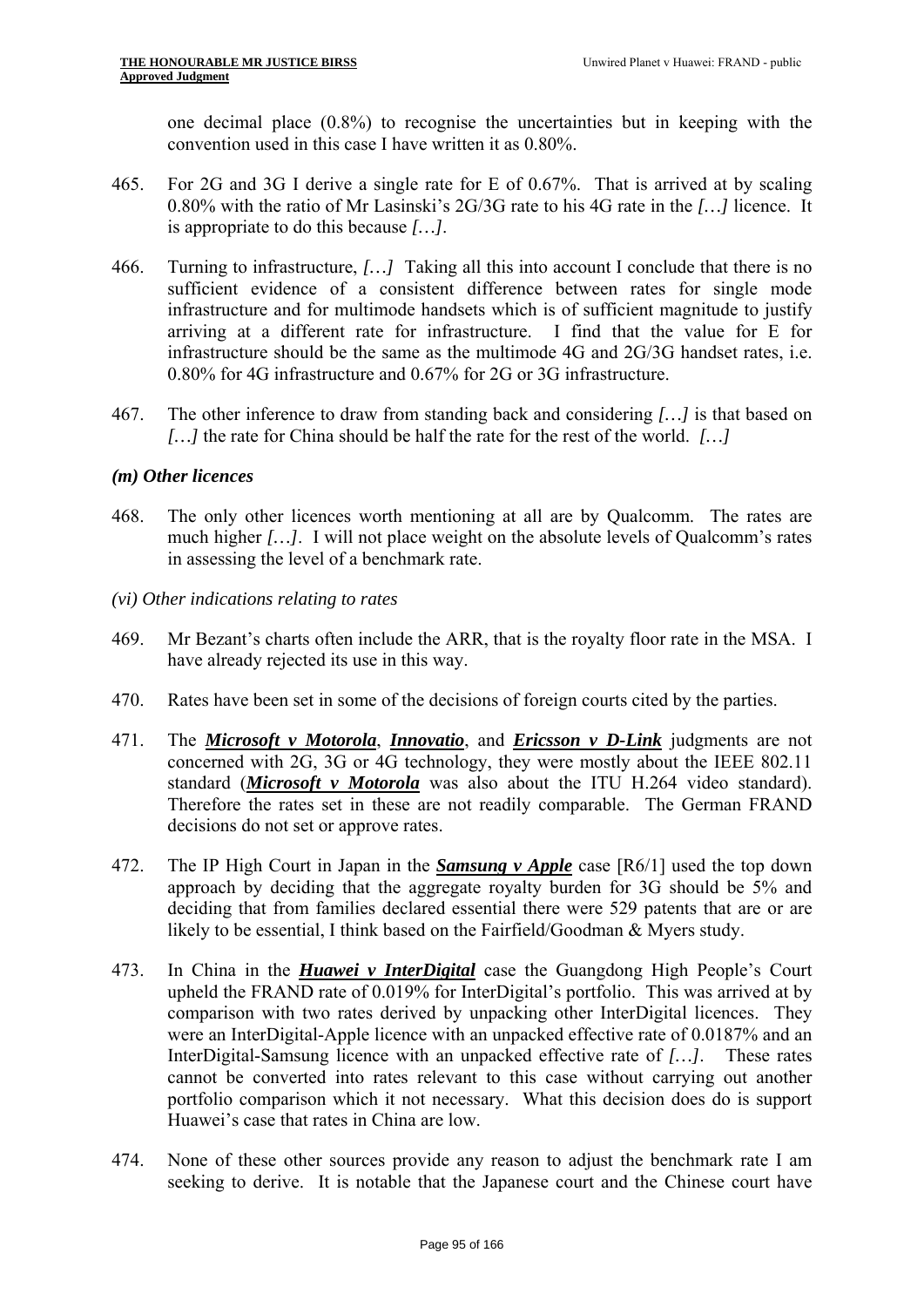one decimal place (0.8%) to recognise the uncertainties but in keeping with the convention used in this case I have written it as 0.80%.

465. For 2G and 3G I derive a single rate for E of 0.67%. That is arrived at by scaling 0.80% with the ratio of Mr Lasinski's 2G/3G rate to his 4G rate in the *[…]* licence. It is appropriate to do this because *[…]*.

466. Turning to infrastructure, *[…]* Taking all this into account I conclude that there is no sufficient evidence of a consistent difference between rates for single mode infrastructure and for multimode handsets which is of sufficient magnitude to justify arriving at a different rate for infrastructure. I find that the value for E for infrastructure should be the same as the multimode 4G and 2G/3G handset rates, i.e. 0.80% for 4G infrastructure and 0.67% for 2G or 3G infrastructure.

467. The other inference to draw from standing back and considering *[…]* is that based on *[…]* the rate for China should be half the rate for the rest of the world. *[…]*

### *(m) Other licences*

468. The only other licences worth mentioning at all are by Qualcomm. The rates are much higher *[…]*. I will not place weight on the absolute levels of Qualcomm's rates in assessing the level of a benchmark rate.

### *(vi) Other indications relating to rates*

469. Mr Bezant's charts often include the ARR, that is the royalty floor rate in the MSA. I have already rejected its use in this way.

470. Rates have been set in some of the decisions of foreign courts cited by the parties.

471. The ***Microsoft v Motorola***, ***Innovatio***, and ***Ericsson v D-Link*** judgments are not concerned with 2G, 3G or 4G technology, they were mostly about the IEEE 802.11 standard (***Microsoft v Motorola*** was also about the ITU H.264 video standard). Therefore the rates set in these are not readily comparable. The German FRAND decisions do not set or approve rates.

472. The IP High Court in Japan in the ***Samsung v Apple*** case [R6/1] used the top down approach by deciding that the aggregate royalty burden for 3G should be 5% and deciding that from families declared essential there were 529 patents that are or are likely to be essential, I think based on the Fairfield/Goodman & Myers study.

473. In China in the ***Huawei v InterDigital*** case the Guangdong High People's Court upheld the FRAND rate of 0.019% for InterDigital's portfolio. This was arrived at by comparison with two rates derived by unpacking other InterDigital licences. They were an InterDigital-Apple licence with an unpacked effective rate of 0.0187% and an InterDigital-Samsung licence with an unpacked effective rate of *[…]*. These rates cannot be converted into rates relevant to this case without carrying out another portfolio comparison which it not necessary. What this decision does do is support Huawei's case that rates in China are low.

474. None of these other sources provide any reason to adjust the benchmark rate I am seeking to derive. It is notable that the Japanese court and the Chinese court have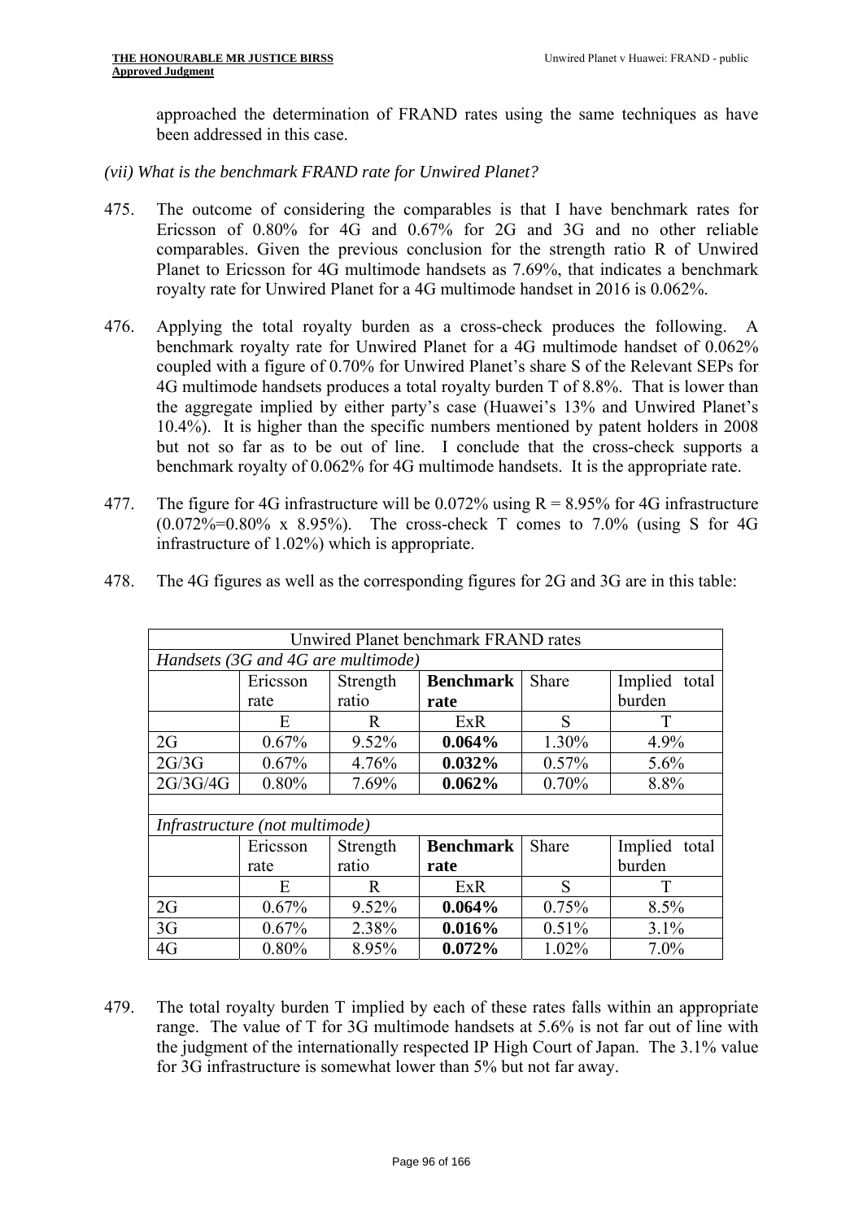approached the determination of FRAND rates using the same techniques as have been addressed in this case.

*(vii) What is the benchmark FRAND rate for Unwired Planet?*

475. The outcome of considering the comparables is that I have benchmark rates for Ericsson of 0.80% for 4G and 0.67% for 2G and 3G and no other reliable comparables. Given the previous conclusion for the strength ratio R of Unwired Planet to Ericsson for 4G multimode handsets as 7.69%, that indicates a benchmark royalty rate for Unwired Planet for a 4G multimode handset in 2016 is 0.062%.

476. Applying the total royalty burden as a cross-check produces the following. A benchmark royalty rate for Unwired Planet for a 4G multimode handset of 0.062% coupled with a figure of 0.70% for Unwired Planet's share S of the Relevant SEPs for 4G multimode handsets produces a total royalty burden T of 8.8%. That is lower than the aggregate implied by either party's case (Huawei's 13% and Unwired Planet's 10.4%). It is higher than the specific numbers mentioned by patent holders in 2008 but not so far as to be out of line. I conclude that the cross-check supports a benchmark royalty of 0.062% for 4G multimode handsets. It is the appropriate rate.

477. The figure for 4G infrastructure will be 0.072% using R = 8.95% for 4G infrastructure (0.072%=0.80% x 8.95%). The cross-check T comes to 7.0% (using S for 4G infrastructure of 1.02%) which is appropriate.

478. The 4G figures as well as the corresponding figures for 2G and 3G are in this table:

| Unwired Planet benchmark FRAND rates | | | | | |
|---|---|---|---|---|---|
| *Handsets (3G and 4G are multimode)* | | | | | |
| | Ericsson rate | Strength ratio | **Benchmark rate** | Share | Implied total burden |
| | E | R | ExR | S | T |
| 2G | 0.67% | 9.52% | **0.064%** | 1.30% | 4.9% |
| 2G/3G | 0.67% | 4.76% | **0.032%** | 0.57% | 5.6% |
| 2G/3G/4G | 0.80% | 7.69% | **0.062%** | 0.70% | 8.8% |
| | | | | | |
| *Infrastructure (not multimode)* | | | | | |
| | Ericsson rate | Strength ratio | **Benchmark rate** | Share | Implied total burden |
| | E | R | ExR | S | T |
| 2G | 0.67% | 9.52% | **0.064%** | 0.75% | 8.5% |
| 3G | 0.67% | 2.38% | **0.016%** | 0.51% | 3.1% |
| 4G | 0.80% | 8.95% | **0.072%** | 1.02% | 7.0% |

479. The total royalty burden T implied by each of these rates falls within an appropriate range. The value of T for 3G multimode handsets at 5.6% is not far out of line with the judgment of the internationally respected IP High Court of Japan. The 3.1% value for 3G infrastructure is somewhat lower than 5% but not far away.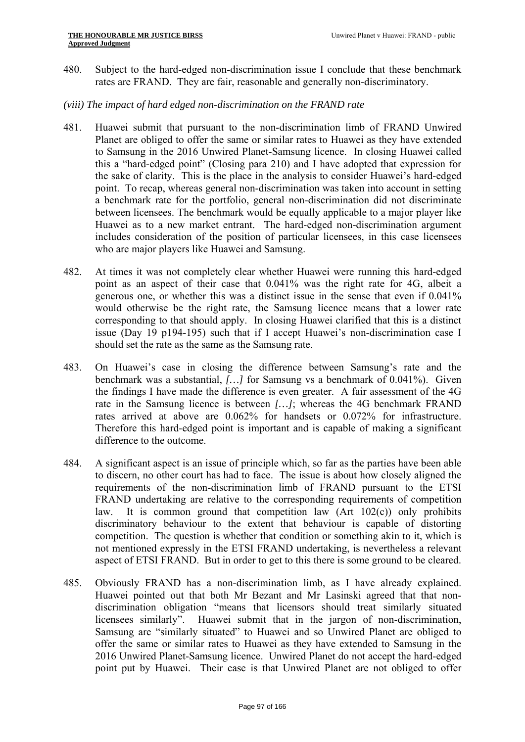480. Subject to the hard-edged non-discrimination issue I conclude that these benchmark rates are FRAND. They are fair, reasonable and generally non-discriminatory.

*(viii) The impact of hard edged non-discrimination on the FRAND rate*

481. Huawei submit that pursuant to the non-discrimination limb of FRAND Unwired Planet are obliged to offer the same or similar rates to Huawei as they have extended to Samsung in the 2016 Unwired Planet-Samsung licence. In closing Huawei called this a "hard-edged point" (Closing para 210) and I have adopted that expression for the sake of clarity. This is the place in the analysis to consider Huawei's hard-edged point. To recap, whereas general non-discrimination was taken into account in setting a benchmark rate for the portfolio, general non-discrimination did not discriminate between licensees. The benchmark would be equally applicable to a major player like Huawei as to a new market entrant. The hard-edged non-discrimination argument includes consideration of the position of particular licensees, in this case licensees who are major players like Huawei and Samsung.

482. At times it was not completely clear whether Huawei were running this hard-edged point as an aspect of their case that 0.041% was the right rate for 4G, albeit a generous one, or whether this was a distinct issue in the sense that even if 0.041% would otherwise be the right rate, the Samsung licence means that a lower rate corresponding to that should apply. In closing Huawei clarified that this is a distinct issue (Day 19 p194-195) such that if I accept Huawei's non-discrimination case I should set the rate as the same as the Samsung rate.

483. On Huawei's case in closing the difference between Samsung's rate and the benchmark was a substantial, *[…]* for Samsung vs a benchmark of 0.041%). Given the findings I have made the difference is even greater. A fair assessment of the 4G rate in the Samsung licence is between *[…]*; whereas the 4G benchmark FRAND rates arrived at above are 0.062% for handsets or 0.072% for infrastructure. Therefore this hard-edged point is important and is capable of making a significant difference to the outcome.

484. A significant aspect is an issue of principle which, so far as the parties have been able to discern, no other court has had to face. The issue is about how closely aligned the requirements of the non-discrimination limb of FRAND pursuant to the ETSI FRAND undertaking are relative to the corresponding requirements of competition law. It is common ground that competition law (Art 102(c)) only prohibits discriminatory behaviour to the extent that behaviour is capable of distorting competition. The question is whether that condition or something akin to it, which is not mentioned expressly in the ETSI FRAND undertaking, is nevertheless a relevant aspect of ETSI FRAND. But in order to get to this there is some ground to be cleared.

485. Obviously FRAND has a non-discrimination limb, as I have already explained. Huawei pointed out that both Mr Bezant and Mr Lasinski agreed that that non-discrimination obligation "means that licensors should treat similarly situated licensees similarly". Huawei submit that in the jargon of non-discrimination, Samsung are "similarly situated" to Huawei and so Unwired Planet are obliged to offer the same or similar rates to Huawei as they have extended to Samsung in the 2016 Unwired Planet-Samsung licence. Unwired Planet do not accept the hard-edged point put by Huawei. Their case is that Unwired Planet are not obliged to offer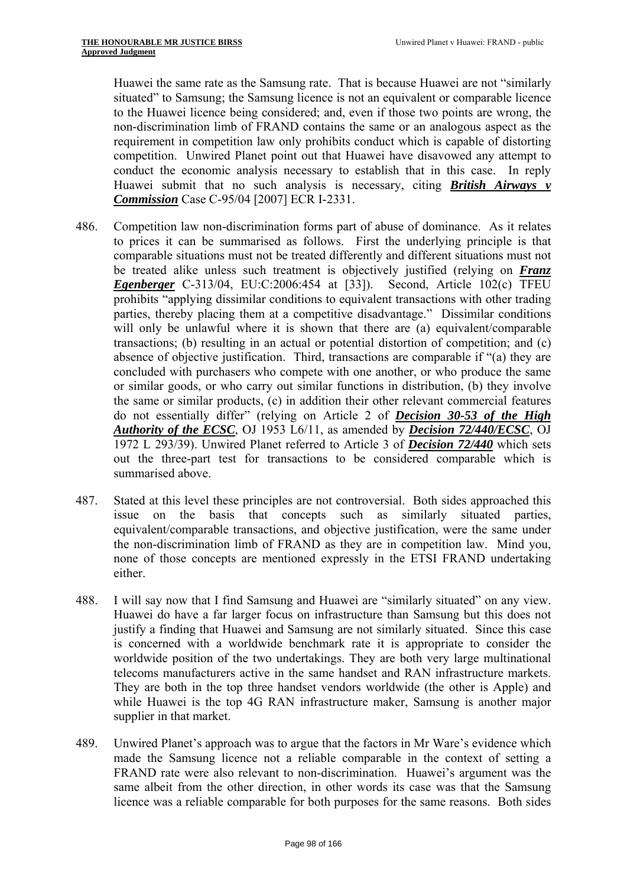Huawei the same rate as the Samsung rate. That is because Huawei are not "similarly situated" to Samsung; the Samsung licence is not an equivalent or comparable licence to the Huawei licence being considered; and, even if those two points are wrong, the non-discrimination limb of FRAND contains the same or an analogous aspect as the requirement in competition law only prohibits conduct which is capable of distorting competition. Unwired Planet point out that Huawei have disavowed any attempt to conduct the economic analysis necessary to establish that in this case. In reply Huawei submit that no such analysis is necessary, citing ***British Airways v Commission*** Case C-95/04 [2007] ECR I-2331.

486. Competition law non-discrimination forms part of abuse of dominance. As it relates to prices it can be summarised as follows. First the underlying principle is that comparable situations must not be treated differently and different situations must not be treated alike unless such treatment is objectively justified (relying on ***Franz Egenberger*** C-313/04, EU:C:2006:454 at [33]). Second, Article 102(c) TFEU prohibits "applying dissimilar conditions to equivalent transactions with other trading parties, thereby placing them at a competitive disadvantage." Dissimilar conditions will only be unlawful where it is shown that there are (a) equivalent/comparable transactions; (b) resulting in an actual or potential distortion of competition; and (c) absence of objective justification. Third, transactions are comparable if "(a) they are concluded with purchasers who compete with one another, or who produce the same or similar goods, or who carry out similar functions in distribution, (b) they involve the same or similar products, (c) in addition their other relevant commercial features do not essentially differ" (relying on Article 2 of ***Decision 30-53 of the High Authority of the ECSC***, OJ 1953 L6/11, as amended by ***Decision 72/440/ECSC***, OJ 1972 L 293/39). Unwired Planet referred to Article 3 of ***Decision 72/440*** which sets out the three-part test for transactions to be considered comparable which is summarised above.

487. Stated at this level these principles are not controversial. Both sides approached this issue on the basis that concepts such as similarly situated parties, equivalent/comparable transactions, and objective justification, were the same under the non-discrimination limb of FRAND as they are in competition law. Mind you, none of those concepts are mentioned expressly in the ETSI FRAND undertaking either.

488. I will say now that I find Samsung and Huawei are "similarly situated" on any view. Huawei do have a far larger focus on infrastructure than Samsung but this does not justify a finding that Huawei and Samsung are not similarly situated. Since this case is concerned with a worldwide benchmark rate it is appropriate to consider the worldwide position of the two undertakings. They are both very large multinational telecoms manufacturers active in the same handset and RAN infrastructure markets. They are both in the top three handset vendors worldwide (the other is Apple) and while Huawei is the top 4G RAN infrastructure maker, Samsung is another major supplier in that market.

489. Unwired Planet's approach was to argue that the factors in Mr Ware's evidence which made the Samsung licence not a reliable comparable in the context of setting a FRAND rate were also relevant to non-discrimination. Huawei's argument was the same albeit from the other direction, in other words its case was that the Samsung licence was a reliable comparable for both purposes for the same reasons. Both sides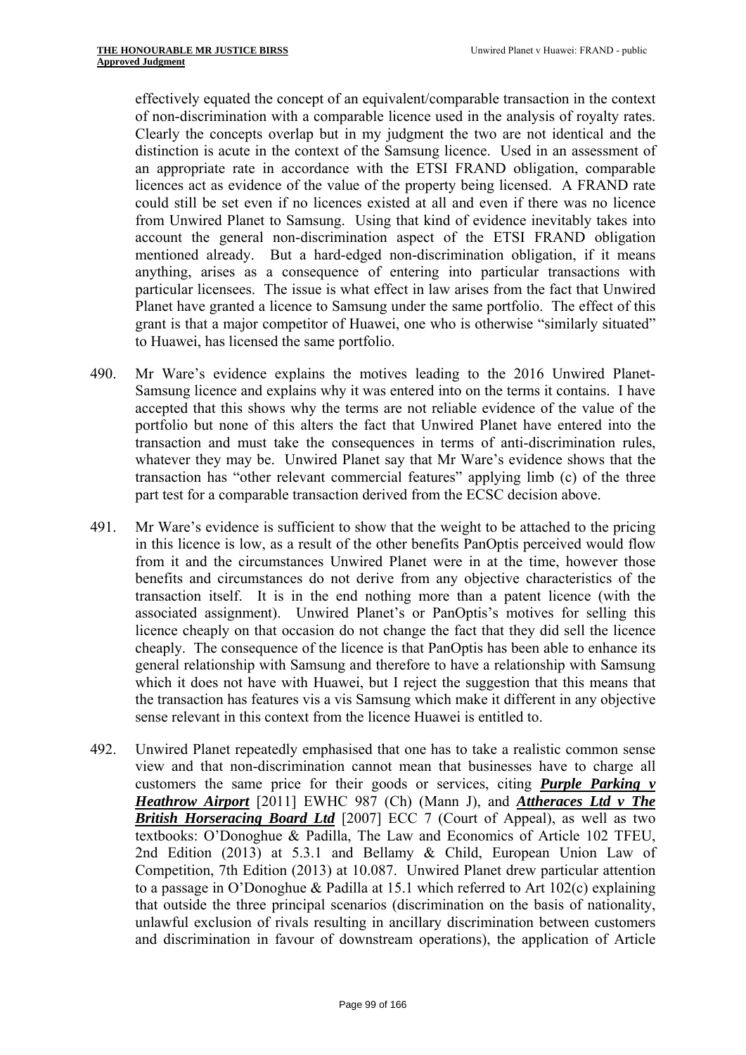effectively equated the concept of an equivalent/comparable transaction in the context of non-discrimination with a comparable licence used in the analysis of royalty rates. Clearly the concepts overlap but in my judgment the two are not identical and the distinction is acute in the context of the Samsung licence. Used in an assessment of an appropriate rate in accordance with the ETSI FRAND obligation, comparable licences act as evidence of the value of the property being licensed. A FRAND rate could still be set even if no licences existed at all and even if there was no licence from Unwired Planet to Samsung. Using that kind of evidence inevitably takes into account the general non-discrimination aspect of the ETSI FRAND obligation mentioned already. But a hard-edged non-discrimination obligation, if it means anything, arises as a consequence of entering into particular transactions with particular licensees. The issue is what effect in law arises from the fact that Unwired Planet have granted a licence to Samsung under the same portfolio. The effect of this grant is that a major competitor of Huawei, one who is otherwise "similarly situated" to Huawei, has licensed the same portfolio.

490. Mr Ware's evidence explains the motives leading to the 2016 Unwired Planet-Samsung licence and explains why it was entered into on the terms it contains. I have accepted that this shows why the terms are not reliable evidence of the value of the portfolio but none of this alters the fact that Unwired Planet have entered into the transaction and must take the consequences in terms of anti-discrimination rules, whatever they may be. Unwired Planet say that Mr Ware's evidence shows that the transaction has "other relevant commercial features" applying limb (c) of the three part test for a comparable transaction derived from the ECSC decision above.

491. Mr Ware's evidence is sufficient to show that the weight to be attached to the pricing in this licence is low, as a result of the other benefits PanOptis perceived would flow from it and the circumstances Unwired Planet were in at the time, however those benefits and circumstances do not derive from any objective characteristics of the transaction itself. It is in the end nothing more than a patent licence (with the associated assignment). Unwired Planet's or PanOptis's motives for selling this licence cheaply on that occasion do not change the fact that they did sell the licence cheaply. The consequence of the licence is that PanOptis has been able to enhance its general relationship with Samsung and therefore to have a relationship with Samsung which it does not have with Huawei, but I reject the suggestion that this means that the transaction has features vis a vis Samsung which make it different in any objective sense relevant in this context from the licence Huawei is entitled to.

492. Unwired Planet repeatedly emphasised that one has to take a realistic common sense view and that non-discrimination cannot mean that businesses have to charge all customers the same price for their goods or services, citing ***Purple Parking v Heathrow Airport*** [2011] EWHC 987 (Ch) (Mann J), and ***Attheraces Ltd v The British Horseracing Board Ltd*** [2007] ECC 7 (Court of Appeal), as well as two textbooks: O'Donoghue & Padilla, The Law and Economics of Article 102 TFEU, 2nd Edition (2013) at 5.3.1 and Bellamy & Child, European Union Law of Competition, 7th Edition (2013) at 10.087. Unwired Planet drew particular attention to a passage in O'Donoghue & Padilla at 15.1 which referred to Art 102(c) explaining that outside the three principal scenarios (discrimination on the basis of nationality, unlawful exclusion of rivals resulting in ancillary discrimination between customers and discrimination in favour of downstream operations), the application of Article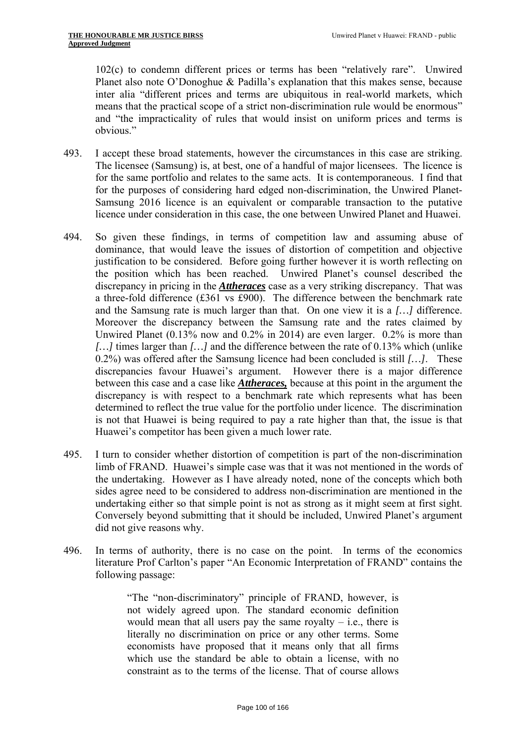102(c) to condemn different prices or terms has been "relatively rare". Unwired Planet also note O'Donoghue & Padilla's explanation that this makes sense, because inter alia "different prices and terms are ubiquitous in real-world markets, which means that the practical scope of a strict non-discrimination rule would be enormous" and "the impracticality of rules that would insist on uniform prices and terms is obvious."

493. I accept these broad statements, however the circumstances in this case are striking. The licensee (Samsung) is, at best, one of a handful of major licensees. The licence is for the same portfolio and relates to the same acts. It is contemporaneous. I find that for the purposes of considering hard edged non-discrimination, the Unwired Planet-Samsung 2016 licence is an equivalent or comparable transaction to the putative licence under consideration in this case, the one between Unwired Planet and Huawei.

494. So given these findings, in terms of competition law and assuming abuse of dominance, that would leave the issues of distortion of competition and objective justification to be considered. Before going further however it is worth reflecting on the position which has been reached. Unwired Planet's counsel described the discrepancy in pricing in the ***Attheraces*** case as a very striking discrepancy. That was a three-fold difference (£361 vs £900). The difference between the benchmark rate and the Samsung rate is much larger than that. On one view it is a *[…]* difference. Moreover the discrepancy between the Samsung rate and the rates claimed by Unwired Planet (0.13% now and 0.2% in 2014) are even larger. 0.2% is more than *[…]* times larger than *[…]* and the difference between the rate of 0.13% which (unlike 0.2%) was offered after the Samsung licence had been concluded is still *[…]*. These discrepancies favour Huawei's argument. However there is a major difference between this case and a case like ***Attheraces,*** because at this point in the argument the discrepancy is with respect to a benchmark rate which represents what has been determined to reflect the true value for the portfolio under licence. The discrimination is not that Huawei is being required to pay a rate higher than that, the issue is that Huawei's competitor has been given a much lower rate.

495. I turn to consider whether distortion of competition is part of the non-discrimination limb of FRAND. Huawei's simple case was that it was not mentioned in the words of the undertaking. However as I have already noted, none of the concepts which both sides agree need to be considered to address non-discrimination are mentioned in the undertaking either so that simple point is not as strong as it might seem at first sight. Conversely beyond submitting that it should be included, Unwired Planet's argument did not give reasons why.

496. In terms of authority, there is no case on the point. In terms of the economics literature Prof Carlton's paper "An Economic Interpretation of FRAND" contains the following passage:

> "The "non-discriminatory" principle of FRAND, however, is not widely agreed upon. The standard economic definition would mean that all users pay the same royalty – i.e., there is literally no discrimination on price or any other terms. Some economists have proposed that it means only that all firms which use the standard be able to obtain a license, with no constraint as to the terms of the license. That of course allows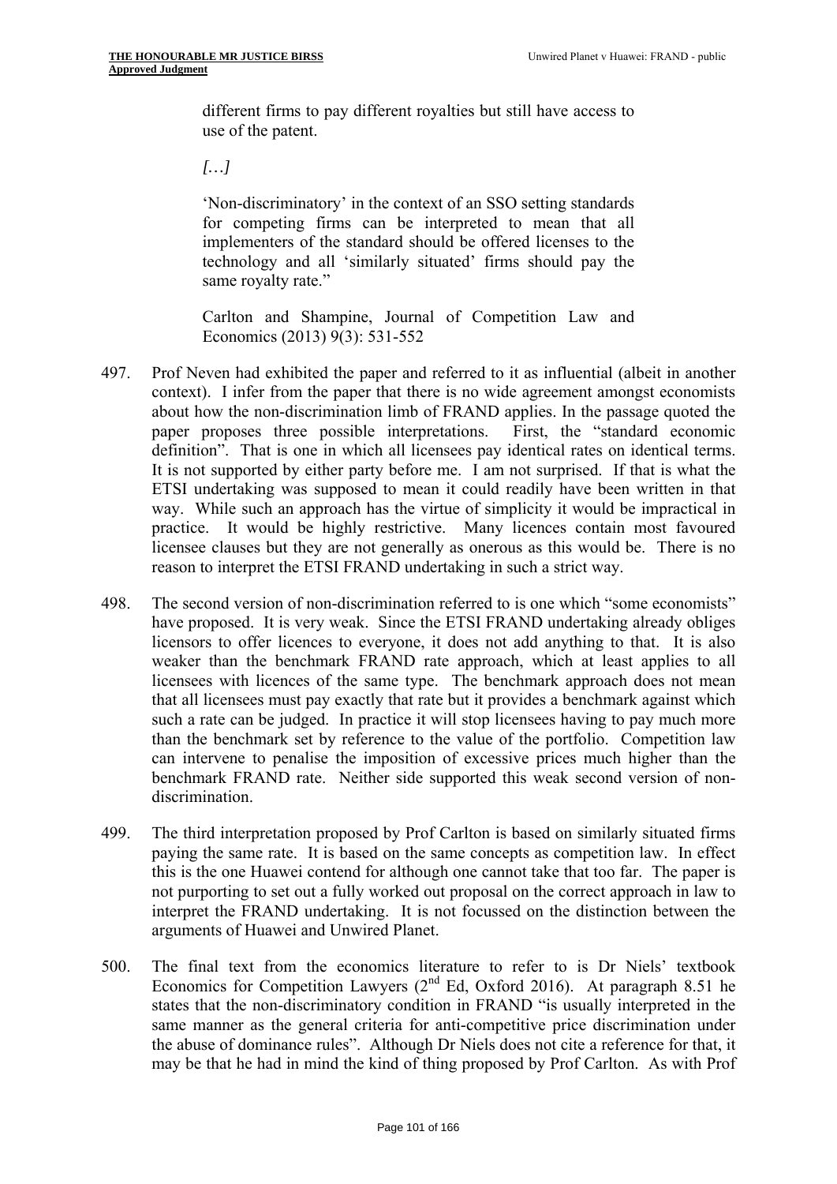different firms to pay different royalties but still have access to use of the patent.

*[…]*

'Non-discriminatory' in the context of an SSO setting standards for competing firms can be interpreted to mean that all implementers of the standard should be offered licenses to the technology and all 'similarly situated' firms should pay the same royalty rate."

Carlton and Shampine, Journal of Competition Law and Economics (2013) 9(3): 531-552

497. Prof Neven had exhibited the paper and referred to it as influential (albeit in another context). I infer from the paper that there is no wide agreement amongst economists about how the non-discrimination limb of FRAND applies. In the passage quoted the paper proposes three possible interpretations. First, the "standard economic definition". That is one in which all licensees pay identical rates on identical terms. It is not supported by either party before me. I am not surprised. If that is what the ETSI undertaking was supposed to mean it could readily have been written in that way. While such an approach has the virtue of simplicity it would be impractical in practice. It would be highly restrictive. Many licences contain most favoured licensee clauses but they are not generally as onerous as this would be. There is no reason to interpret the ETSI FRAND undertaking in such a strict way.

498. The second version of non-discrimination referred to is one which "some economists" have proposed. It is very weak. Since the ETSI FRAND undertaking already obliges licensors to offer licences to everyone, it does not add anything to that. It is also weaker than the benchmark FRAND rate approach, which at least applies to all licensees with licences of the same type. The benchmark approach does not mean that all licensees must pay exactly that rate but it provides a benchmark against which such a rate can be judged. In practice it will stop licensees having to pay much more than the benchmark set by reference to the value of the portfolio. Competition law can intervene to penalise the imposition of excessive prices much higher than the benchmark FRAND rate. Neither side supported this weak second version of non-discrimination.

499. The third interpretation proposed by Prof Carlton is based on similarly situated firms paying the same rate. It is based on the same concepts as competition law. In effect this is the one Huawei contend for although one cannot take that too far. The paper is not purporting to set out a fully worked out proposal on the correct approach in law to interpret the FRAND undertaking. It is not focussed on the distinction between the arguments of Huawei and Unwired Planet.

500. The final text from the economics literature to refer to is Dr Niels' textbook Economics for Competition Lawyers (2nd Ed, Oxford 2016). At paragraph 8.51 he states that the non-discriminatory condition in FRAND "is usually interpreted in the same manner as the general criteria for anti-competitive price discrimination under the abuse of dominance rules". Although Dr Niels does not cite a reference for that, it may be that he had in mind the kind of thing proposed by Prof Carlton. As with Prof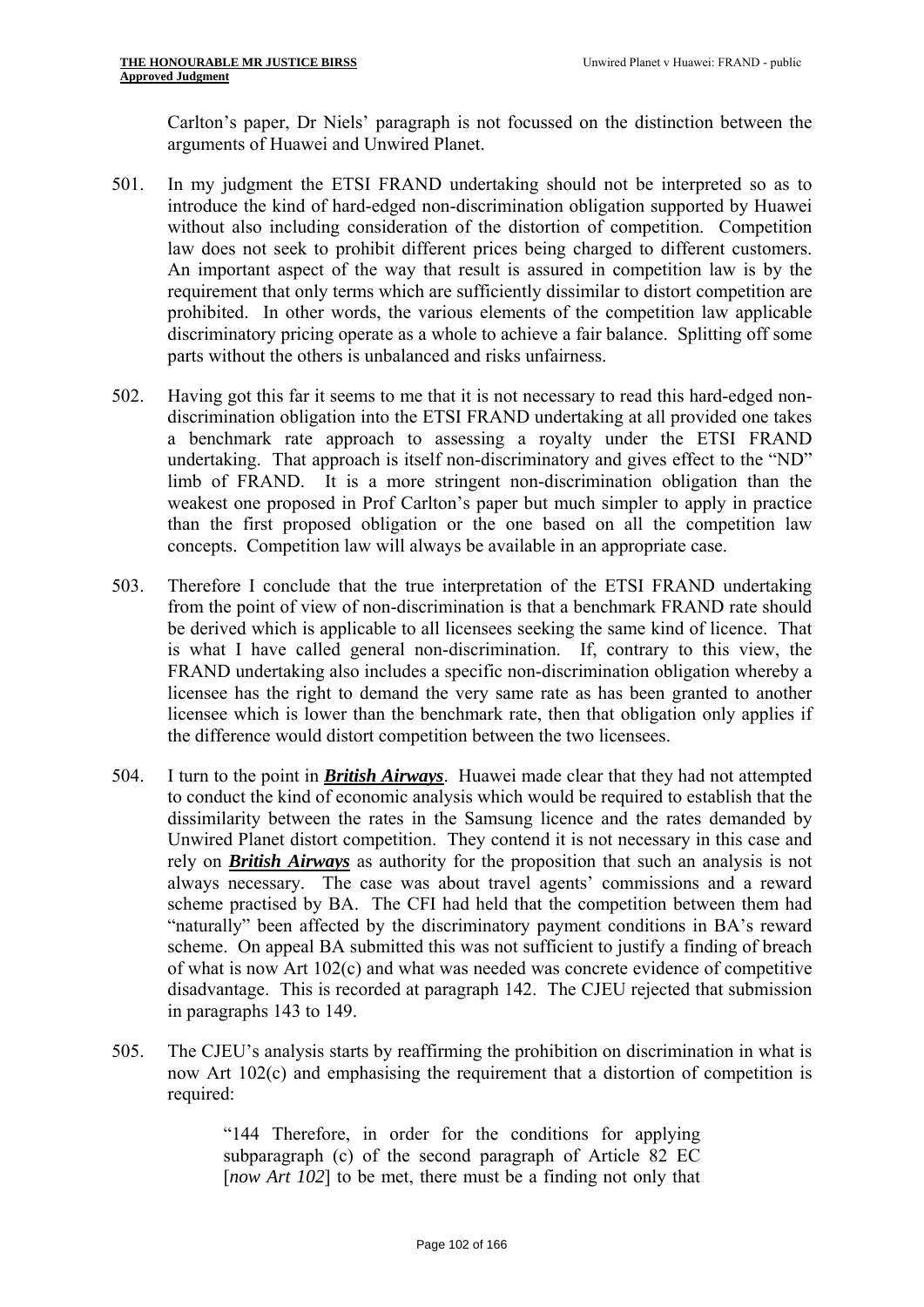Carlton's paper, Dr Niels' paragraph is not focussed on the distinction between the arguments of Huawei and Unwired Planet.

501. In my judgment the ETSI FRAND undertaking should not be interpreted so as to introduce the kind of hard-edged non-discrimination obligation supported by Huawei without also including consideration of the distortion of competition. Competition law does not seek to prohibit different prices being charged to different customers. An important aspect of the way that result is assured in competition law is by the requirement that only terms which are sufficiently dissimilar to distort competition are prohibited. In other words, the various elements of the competition law applicable discriminatory pricing operate as a whole to achieve a fair balance. Splitting off some parts without the others is unbalanced and risks unfairness.

502. Having got this far it seems to me that it is not necessary to read this hard-edged non-discrimination obligation into the ETSI FRAND undertaking at all provided one takes a benchmark rate approach to assessing a royalty under the ETSI FRAND undertaking. That approach is itself non-discriminatory and gives effect to the "ND" limb of FRAND. It is a more stringent non-discrimination obligation than the weakest one proposed in Prof Carlton's paper but much simpler to apply in practice than the first proposed obligation or the one based on all the competition law concepts. Competition law will always be available in an appropriate case.

503. Therefore I conclude that the true interpretation of the ETSI FRAND undertaking from the point of view of non-discrimination is that a benchmark FRAND rate should be derived which is applicable to all licensees seeking the same kind of licence. That is what I have called general non-discrimination. If, contrary to this view, the FRAND undertaking also includes a specific non-discrimination obligation whereby a licensee has the right to demand the very same rate as has been granted to another licensee which is lower than the benchmark rate, then that obligation only applies if the difference would distort competition between the two licensees.

504. I turn to the point in ***British Airways***. Huawei made clear that they had not attempted to conduct the kind of economic analysis which would be required to establish that the dissimilarity between the rates in the Samsung licence and the rates demanded by Unwired Planet distort competition. They contend it is not necessary in this case and rely on ***British Airways*** as authority for the proposition that such an analysis is not always necessary. The case was about travel agents' commissions and a reward scheme practised by BA. The CFI had held that the competition between them had "naturally" been affected by the discriminatory payment conditions in BA's reward scheme. On appeal BA submitted this was not sufficient to justify a finding of breach of what is now Art 102(c) and what was needed was concrete evidence of competitive disadvantage. This is recorded at paragraph 142. The CJEU rejected that submission in paragraphs 143 to 149.

505. The CJEU's analysis starts by reaffirming the prohibition on discrimination in what is now Art 102(c) and emphasising the requirement that a distortion of competition is required:

> "144 Therefore, in order for the conditions for applying subparagraph (c) of the second paragraph of Article 82 EC [*now Art 102*] to be met, there must be a finding not only that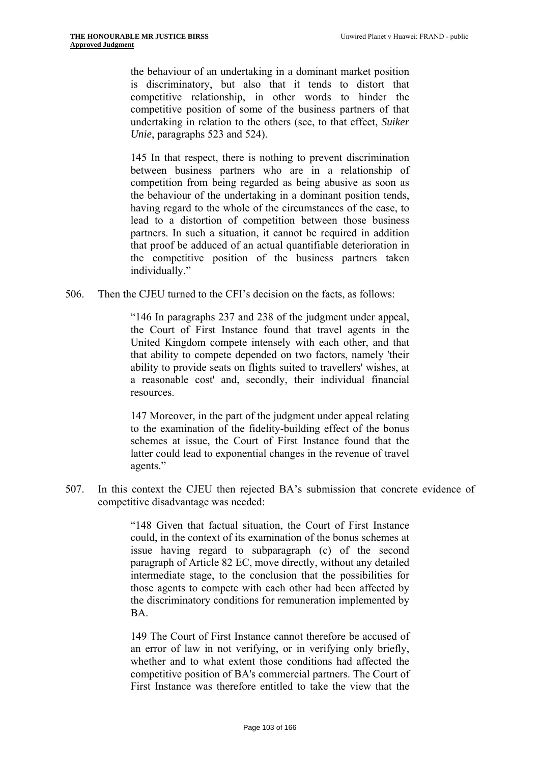the behaviour of an undertaking in a dominant market position is discriminatory, but also that it tends to distort that competitive relationship, in other words to hinder the competitive position of some of the business partners of that undertaking in relation to the others (see, to that effect, *Suiker Unie*, paragraphs 523 and 524).

> 145 In that respect, there is nothing to prevent discrimination between business partners who are in a relationship of competition from being regarded as being abusive as soon as the behaviour of the undertaking in a dominant position tends, having regard to the whole of the circumstances of the case, to lead to a distortion of competition between those business partners. In such a situation, it cannot be required in addition that proof be adduced of an actual quantifiable deterioration in the competitive position of the business partners taken individually."

506. Then the CJEU turned to the CFI's decision on the facts, as follows:

> "146 In paragraphs 237 and 238 of the judgment under appeal, the Court of First Instance found that travel agents in the United Kingdom compete intensely with each other, and that that ability to compete depended on two factors, namely 'their ability to provide seats on flights suited to travellers' wishes, at a reasonable cost' and, secondly, their individual financial resources.
>
> 147 Moreover, in the part of the judgment under appeal relating to the examination of the fidelity-building effect of the bonus schemes at issue, the Court of First Instance found that the latter could lead to exponential changes in the revenue of travel agents."

507. In this context the CJEU then rejected BA's submission that concrete evidence of competitive disadvantage was needed:

> "148 Given that factual situation, the Court of First Instance could, in the context of its examination of the bonus schemes at issue having regard to subparagraph (c) of the second paragraph of Article 82 EC, move directly, without any detailed intermediate stage, to the conclusion that the possibilities for those agents to compete with each other had been affected by the discriminatory conditions for remuneration implemented by BA.
>
> 149 The Court of First Instance cannot therefore be accused of an error of law in not verifying, or in verifying only briefly, whether and to what extent those conditions had affected the competitive position of BA's commercial partners. The Court of First Instance was therefore entitled to take the view that the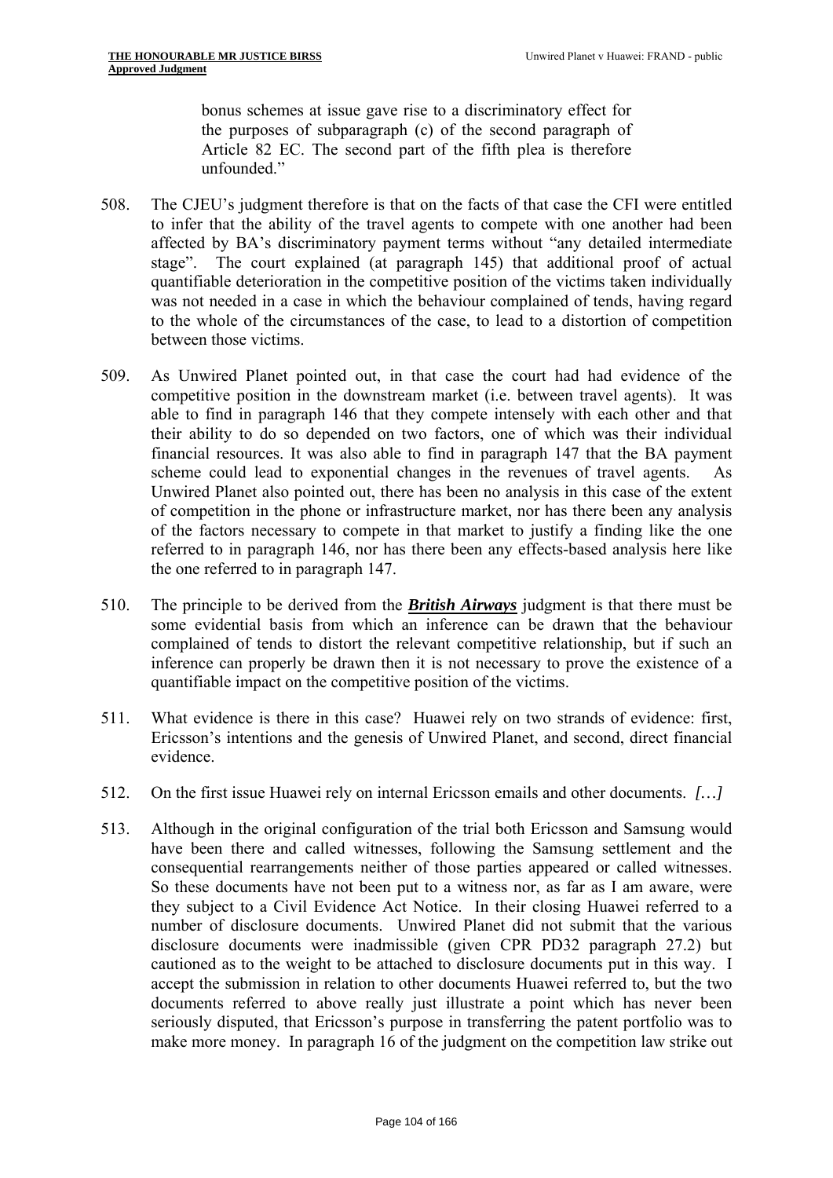bonus schemes at issue gave rise to a discriminatory effect for the purposes of subparagraph (c) of the second paragraph of Article 82 EC. The second part of the fifth plea is therefore unfounded."

508. The CJEU's judgment therefore is that on the facts of that case the CFI were entitled to infer that the ability of the travel agents to compete with one another had been affected by BA's discriminatory payment terms without "any detailed intermediate stage". The court explained (at paragraph 145) that additional proof of actual quantifiable deterioration in the competitive position of the victims taken individually was not needed in a case in which the behaviour complained of tends, having regard to the whole of the circumstances of the case, to lead to a distortion of competition between those victims.

509. As Unwired Planet pointed out, in that case the court had had evidence of the competitive position in the downstream market (i.e. between travel agents). It was able to find in paragraph 146 that they compete intensely with each other and that their ability to do so depended on two factors, one of which was their individual financial resources. It was also able to find in paragraph 147 that the BA payment scheme could lead to exponential changes in the revenues of travel agents. As Unwired Planet also pointed out, there has been no analysis in this case of the extent of competition in the phone or infrastructure market, nor has there been any analysis of the factors necessary to compete in that market to justify a finding like the one referred to in paragraph 146, nor has there been any effects-based analysis here like the one referred to in paragraph 147.

510. The principle to be derived from the ***British Airways*** judgment is that there must be some evidential basis from which an inference can be drawn that the behaviour complained of tends to distort the relevant competitive relationship, but if such an inference can properly be drawn then it is not necessary to prove the existence of a quantifiable impact on the competitive position of the victims.

511. What evidence is there in this case? Huawei rely on two strands of evidence: first, Ericsson's intentions and the genesis of Unwired Planet, and second, direct financial evidence.

512. On the first issue Huawei rely on internal Ericsson emails and other documents. *[…]*

513. Although in the original configuration of the trial both Ericsson and Samsung would have been there and called witnesses, following the Samsung settlement and the consequential rearrangements neither of those parties appeared or called witnesses. So these documents have not been put to a witness nor, as far as I am aware, were they subject to a Civil Evidence Act Notice. In their closing Huawei referred to a number of disclosure documents. Unwired Planet did not submit that the various disclosure documents were inadmissible (given CPR PD32 paragraph 27.2) but cautioned as to the weight to be attached to disclosure documents put in this way. I accept the submission in relation to other documents Huawei referred to, but the two documents referred to above really just illustrate a point which has never been seriously disputed, that Ericsson's purpose in transferring the patent portfolio was to make more money. In paragraph 16 of the judgment on the competition law strike out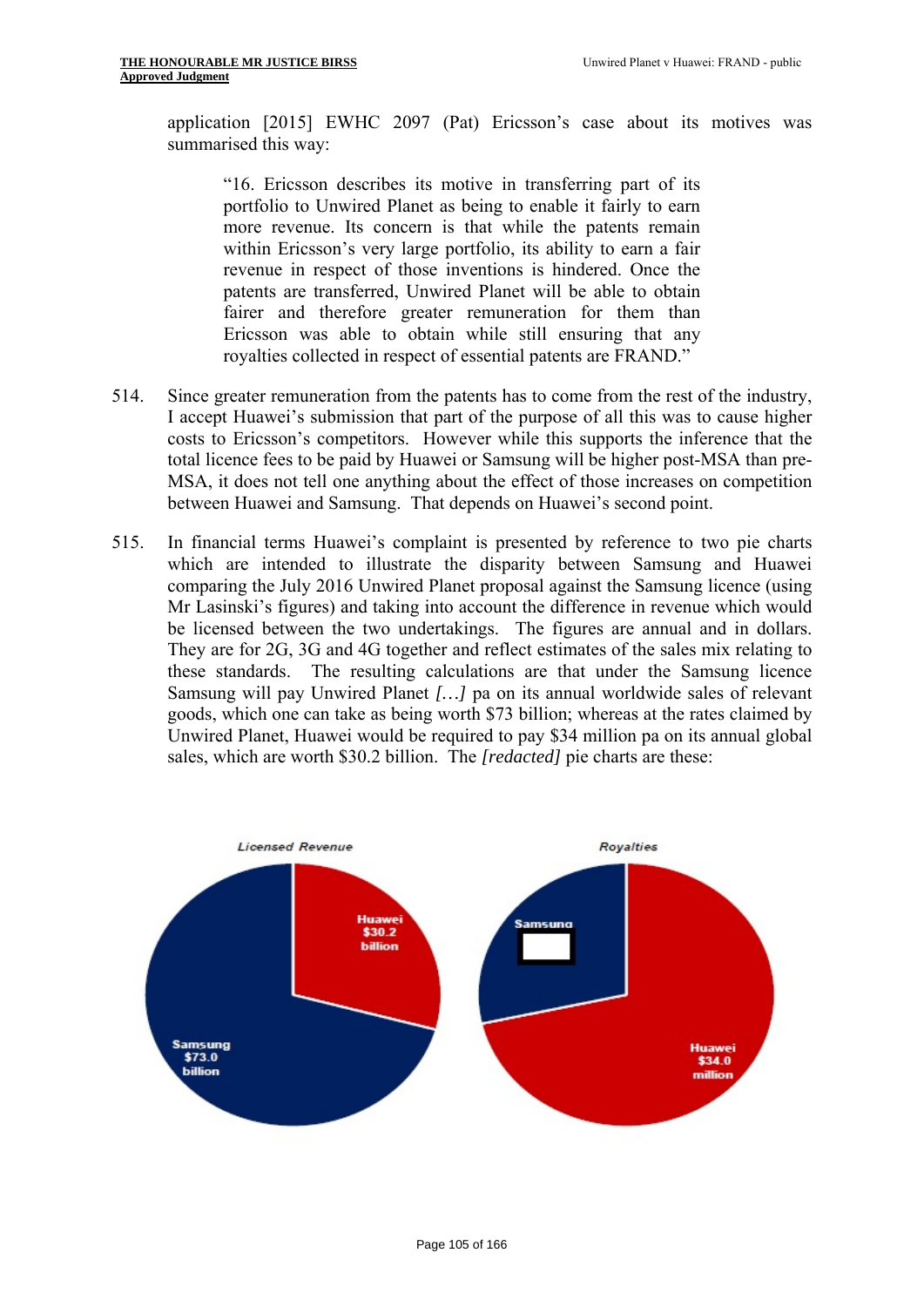application [2015] EWHC 2097 (Pat) Ericsson's case about its motives was summarised this way:

> "16. Ericsson describes its motive in transferring part of its portfolio to Unwired Planet as being to enable it fairly to earn more revenue. Its concern is that while the patents remain within Ericsson's very large portfolio, its ability to earn a fair revenue in respect of those inventions is hindered. Once the patents are transferred, Unwired Planet will be able to obtain fairer and therefore greater remuneration for them than Ericsson was able to obtain while still ensuring that any royalties collected in respect of essential patents are FRAND."

514. Since greater remuneration from the patents has to come from the rest of the industry, I accept Huawei's submission that part of the purpose of all this was to cause higher costs to Ericsson's competitors. However while this supports the inference that the total licence fees to be paid by Huawei or Samsung will be higher post-MSA than pre-MSA, it does not tell one anything about the effect of those increases on competition between Huawei and Samsung. That depends on Huawei's second point.

515. In financial terms Huawei's complaint is presented by reference to two pie charts which are intended to illustrate the disparity between Samsung and Huawei comparing the July 2016 Unwired Planet proposal against the Samsung licence (using Mr Lasinski's figures) and taking into account the difference in revenue which would be licensed between the two undertakings. The figures are annual and in dollars. They are for 2G, 3G and 4G together and reflect estimates of the sales mix relating to these standards. The resulting calculations are that under the Samsung licence Samsung will pay Unwired Planet *[…]* pa on its annual worldwide sales of relevant goods, which one can take as being worth $73 billion; whereas at the rates claimed by Unwired Planet, Huawei would be required to pay $34 million pa on its annual global sales, which are worth $30.2 billion. The *[redacted]* pie charts are these:

Licensed Revenue

Huawei
$30.2
billion

Samsung
$73.0
billion

Royalties

Samsung

Huawei
$34.0
million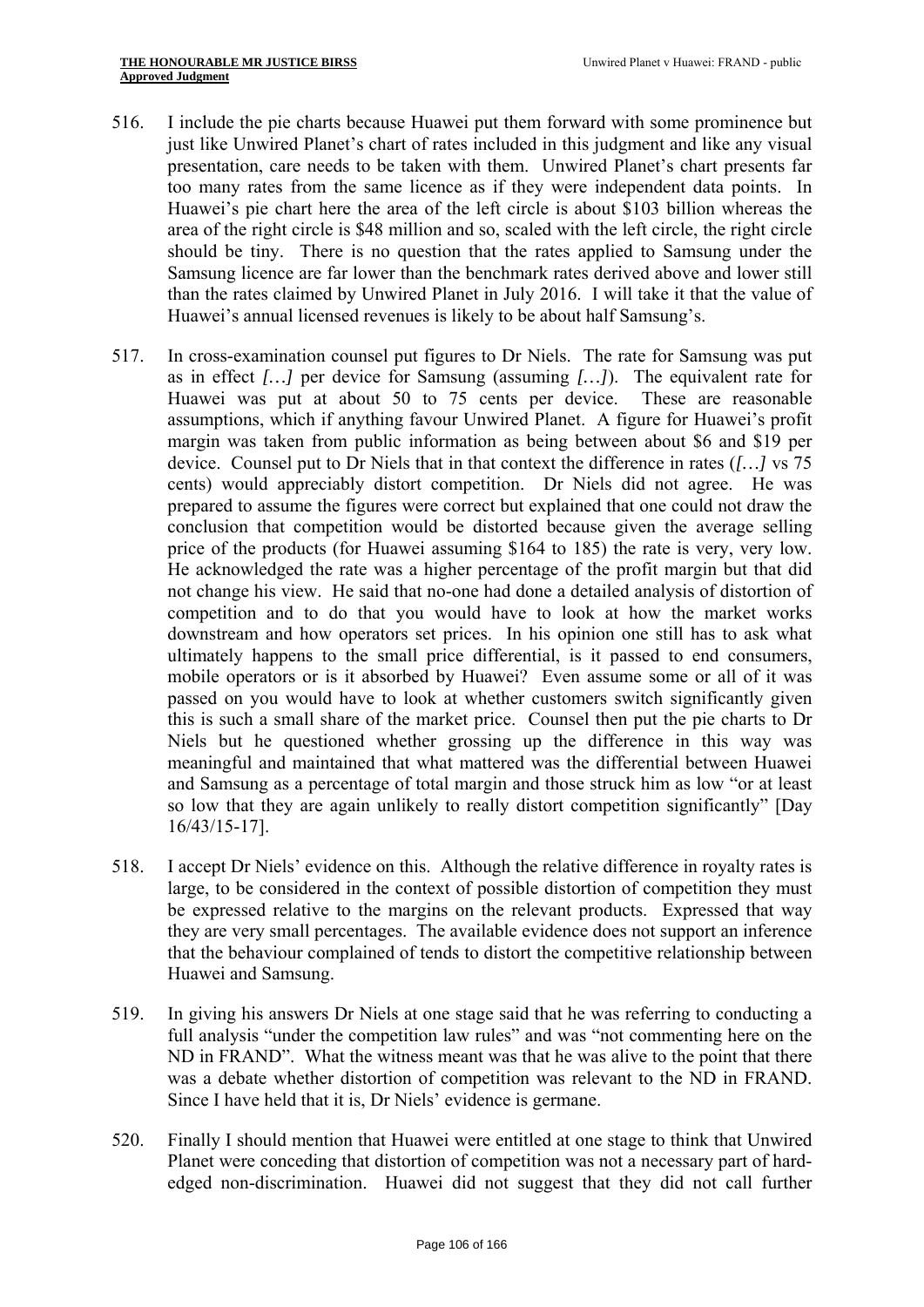516. I include the pie charts because Huawei put them forward with some prominence but just like Unwired Planet's chart of rates included in this judgment and like any visual presentation, care needs to be taken with them. Unwired Planet's chart presents far too many rates from the same licence as if they were independent data points. In Huawei's pie chart here the area of the left circle is about $103 billion whereas the area of the right circle is $48 million and so, scaled with the left circle, the right circle should be tiny. There is no question that the rates applied to Samsung under the Samsung licence are far lower than the benchmark rates derived above and lower still than the rates claimed by Unwired Planet in July 2016. I will take it that the value of Huawei's annual licensed revenues is likely to be about half Samsung's.

517. In cross-examination counsel put figures to Dr Niels. The rate for Samsung was put as in effect *[…]* per device for Samsung (assuming *[…]*). The equivalent rate for Huawei was put at about 50 to 75 cents per device. These are reasonable assumptions, which if anything favour Unwired Planet. A figure for Huawei's profit margin was taken from public information as being between about $6 and $19 per device. Counsel put to Dr Niels that in that context the difference in rates (*[…]* vs 75 cents) would appreciably distort competition. Dr Niels did not agree. He was prepared to assume the figures were correct but explained that one could not draw the conclusion that competition would be distorted because given the average selling price of the products (for Huawei assuming $164 to 185) the rate is very, very low. He acknowledged the rate was a higher percentage of the profit margin but that did not change his view. He said that no-one had done a detailed analysis of distortion of competition and to do that you would have to look at how the market works downstream and how operators set prices. In his opinion one still has to ask what ultimately happens to the small price differential, is it passed to end consumers, mobile operators or is it absorbed by Huawei? Even assume some or all of it was passed on you would have to look at whether customers switch significantly given this is such a small share of the market price. Counsel then put the pie charts to Dr Niels but he questioned whether grossing up the difference in this way was meaningful and maintained that what mattered was the differential between Huawei and Samsung as a percentage of total margin and those struck him as low "or at least so low that they are again unlikely to really distort competition significantly" [Day 16/43/15-17].

518. I accept Dr Niels' evidence on this. Although the relative difference in royalty rates is large, to be considered in the context of possible distortion of competition they must be expressed relative to the margins on the relevant products. Expressed that way they are very small percentages. The available evidence does not support an inference that the behaviour complained of tends to distort the competitive relationship between Huawei and Samsung.

519. In giving his answers Dr Niels at one stage said that he was referring to conducting a full analysis "under the competition law rules" and was "not commenting here on the ND in FRAND". What the witness meant was that he was alive to the point that there was a debate whether distortion of competition was relevant to the ND in FRAND. Since I have held that it is, Dr Niels' evidence is germane.

520. Finally I should mention that Huawei were entitled at one stage to think that Unwired Planet were conceding that distortion of competition was not a necessary part of hard-edged non-discrimination. Huawei did not suggest that they did not call further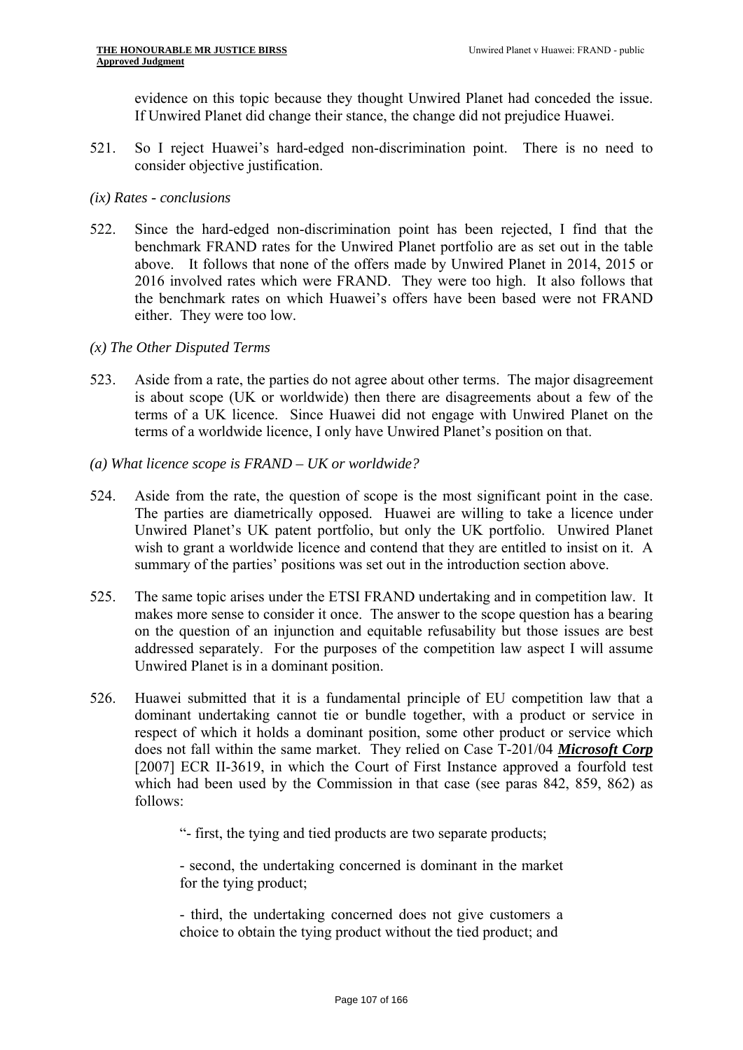evidence on this topic because they thought Unwired Planet had conceded the issue. If Unwired Planet did change their stance, the change did not prejudice Huawei.

521. So I reject Huawei's hard-edged non-discrimination point. There is no need to consider objective justification.

*(ix) Rates - conclusions*

522. Since the hard-edged non-discrimination point has been rejected, I find that the benchmark FRAND rates for the Unwired Planet portfolio are as set out in the table above. It follows that none of the offers made by Unwired Planet in 2014, 2015 or 2016 involved rates which were FRAND. They were too high. It also follows that the benchmark rates on which Huawei's offers have been based were not FRAND either. They were too low.

*(x) The Other Disputed Terms*

523. Aside from a rate, the parties do not agree about other terms. The major disagreement is about scope (UK or worldwide) then there are disagreements about a few of the terms of a UK licence. Since Huawei did not engage with Unwired Planet on the terms of a worldwide licence, I only have Unwired Planet's position on that.

*(a) What licence scope is FRAND – UK or worldwide?*

524. Aside from the rate, the question of scope is the most significant point in the case. The parties are diametrically opposed. Huawei are willing to take a licence under Unwired Planet's UK patent portfolio, but only the UK portfolio. Unwired Planet wish to grant a worldwide licence and contend that they are entitled to insist on it. A summary of the parties' positions was set out in the introduction section above.

525. The same topic arises under the ETSI FRAND undertaking and in competition law. It makes more sense to consider it once. The answer to the scope question has a bearing on the question of an injunction and equitable refusability but those issues are best addressed separately. For the purposes of the competition law aspect I will assume Unwired Planet is in a dominant position.

526. Huawei submitted that it is a fundamental principle of EU competition law that a dominant undertaking cannot tie or bundle together, with a product or service in respect of which it holds a dominant position, some other product or service which does not fall within the same market. They relied on Case T-201/04 ***Microsoft Corp*** [2007] ECR II-3619, in which the Court of First Instance approved a fourfold test which had been used by the Commission in that case (see paras 842, 859, 862) as follows:

> "- first, the tying and tied products are two separate products;
>
> - second, the undertaking concerned is dominant in the market for the tying product;
>
> - third, the undertaking concerned does not give customers a choice to obtain the tying product without the tied product; and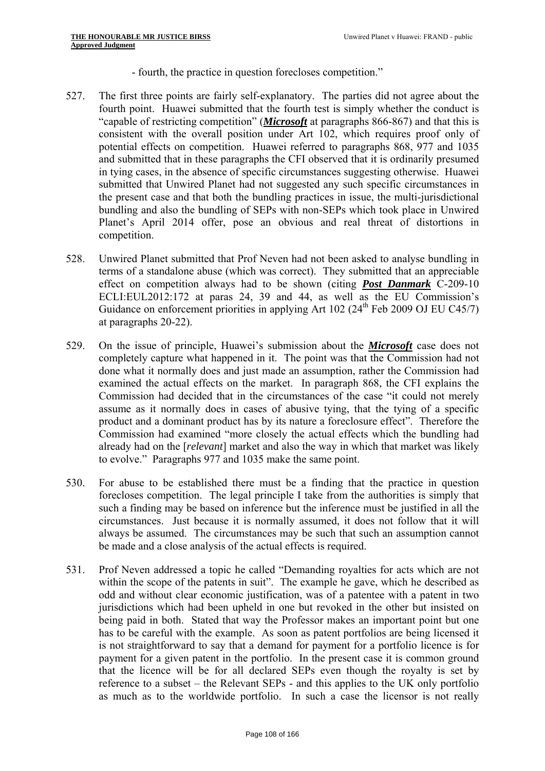- fourth, the practice in question forecloses competition."

527. The first three points are fairly self-explanatory. The parties did not agree about the fourth point. Huawei submitted that the fourth test is simply whether the conduct is "capable of restricting competition" (***Microsoft*** at paragraphs 866-867) and that this is consistent with the overall position under Art 102, which requires proof only of potential effects on competition. Huawei referred to paragraphs 868, 977 and 1035 and submitted that in these paragraphs the CFI observed that it is ordinarily presumed in tying cases, in the absence of specific circumstances suggesting otherwise. Huawei submitted that Unwired Planet had not suggested any such specific circumstances in the present case and that both the bundling practices in issue, the multi-jurisdictional bundling and also the bundling of SEPs with non-SEPs which took place in Unwired Planet's April 2014 offer, pose an obvious and real threat of distortions in competition.

528. Unwired Planet submitted that Prof Neven had not been asked to analyse bundling in terms of a standalone abuse (which was correct). They submitted that an appreciable effect on competition always had to be shown (citing ***Post Danmark*** C-209-10 ECLI:EUL2012:172 at paras 24, 39 and 44, as well as the EU Commission's Guidance on enforcement priorities in applying Art 102 (24th Feb 2009 OJ EU C45/7) at paragraphs 20-22).

529. On the issue of principle, Huawei's submission about the ***Microsoft*** case does not completely capture what happened in it. The point was that the Commission had not done what it normally does and just made an assumption, rather the Commission had examined the actual effects on the market. In paragraph 868, the CFI explains the Commission had decided that in the circumstances of the case "it could not merely assume as it normally does in cases of abusive tying, that the tying of a specific product and a dominant product has by its nature a foreclosure effect". Therefore the Commission had examined "more closely the actual effects which the bundling had already had on the [*relevant*] market and also the way in which that market was likely to evolve." Paragraphs 977 and 1035 make the same point.

530. For abuse to be established there must be a finding that the practice in question forecloses competition. The legal principle I take from the authorities is simply that such a finding may be based on inference but the inference must be justified in all the circumstances. Just because it is normally assumed, it does not follow that it will always be assumed. The circumstances may be such that such an assumption cannot be made and a close analysis of the actual effects is required.

531. Prof Neven addressed a topic he called "Demanding royalties for acts which are not within the scope of the patents in suit". The example he gave, which he described as odd and without clear economic justification, was of a patentee with a patent in two jurisdictions which had been upheld in one but revoked in the other but insisted on being paid in both. Stated that way the Professor makes an important point but one has to be careful with the example. As soon as patent portfolios are being licensed it is not straightforward to say that a demand for payment for a portfolio licence is for payment for a given patent in the portfolio. In the present case it is common ground that the licence will be for all declared SEPs even though the royalty is set by reference to a subset – the Relevant SEPs - and this applies to the UK only portfolio as much as to the worldwide portfolio. In such a case the licensor is not really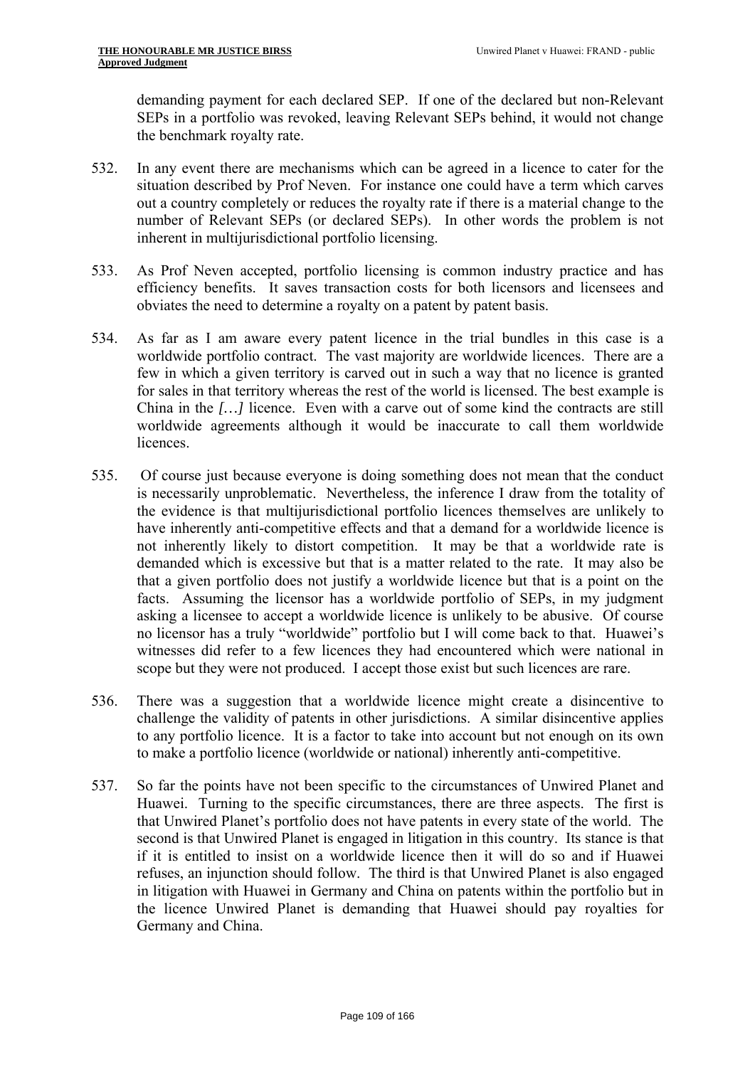demanding payment for each declared SEP. If one of the declared but non-Relevant SEPs in a portfolio was revoked, leaving Relevant SEPs behind, it would not change the benchmark royalty rate.

532. In any event there are mechanisms which can be agreed in a licence to cater for the situation described by Prof Neven. For instance one could have a term which carves out a country completely or reduces the royalty rate if there is a material change to the number of Relevant SEPs (or declared SEPs). In other words the problem is not inherent in multijurisdictional portfolio licensing.

533. As Prof Neven accepted, portfolio licensing is common industry practice and has efficiency benefits. It saves transaction costs for both licensors and licensees and obviates the need to determine a royalty on a patent by patent basis.

534. As far as I am aware every patent licence in the trial bundles in this case is a worldwide portfolio contract. The vast majority are worldwide licences. There are a few in which a given territory is carved out in such a way that no licence is granted for sales in that territory whereas the rest of the world is licensed. The best example is China in the *[…]* licence. Even with a carve out of some kind the contracts are still worldwide agreements although it would be inaccurate to call them worldwide licences.

535. Of course just because everyone is doing something does not mean that the conduct is necessarily unproblematic. Nevertheless, the inference I draw from the totality of the evidence is that multijurisdictional portfolio licences themselves are unlikely to have inherently anti-competitive effects and that a demand for a worldwide licence is not inherently likely to distort competition. It may be that a worldwide rate is demanded which is excessive but that is a matter related to the rate. It may also be that a given portfolio does not justify a worldwide licence but that is a point on the facts. Assuming the licensor has a worldwide portfolio of SEPs, in my judgment asking a licensee to accept a worldwide licence is unlikely to be abusive. Of course no licensor has a truly "worldwide" portfolio but I will come back to that. Huawei's witnesses did refer to a few licences they had encountered which were national in scope but they were not produced. I accept those exist but such licences are rare.

536. There was a suggestion that a worldwide licence might create a disincentive to challenge the validity of patents in other jurisdictions. A similar disincentive applies to any portfolio licence. It is a factor to take into account but not enough on its own to make a portfolio licence (worldwide or national) inherently anti-competitive.

537. So far the points have not been specific to the circumstances of Unwired Planet and Huawei. Turning to the specific circumstances, there are three aspects. The first is that Unwired Planet's portfolio does not have patents in every state of the world. The second is that Unwired Planet is engaged in litigation in this country. Its stance is that if it is entitled to insist on a worldwide licence then it will do so and if Huawei refuses, an injunction should follow. The third is that Unwired Planet is also engaged in litigation with Huawei in Germany and China on patents within the portfolio but in the licence Unwired Planet is demanding that Huawei should pay royalties for Germany and China.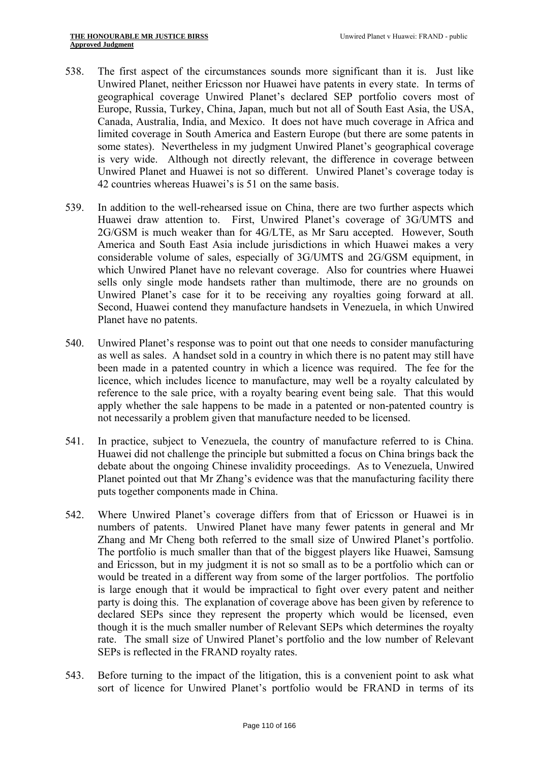538. The first aspect of the circumstances sounds more significant than it is. Just like Unwired Planet, neither Ericsson nor Huawei have patents in every state. In terms of geographical coverage Unwired Planet's declared SEP portfolio covers most of Europe, Russia, Turkey, China, Japan, much but not all of South East Asia, the USA, Canada, Australia, India, and Mexico. It does not have much coverage in Africa and limited coverage in South America and Eastern Europe (but there are some patents in some states). Nevertheless in my judgment Unwired Planet's geographical coverage is very wide. Although not directly relevant, the difference in coverage between Unwired Planet and Huawei is not so different. Unwired Planet's coverage today is 42 countries whereas Huawei's is 51 on the same basis.

539. In addition to the well-rehearsed issue on China, there are two further aspects which Huawei draw attention to. First, Unwired Planet's coverage of 3G/UMTS and 2G/GSM is much weaker than for 4G/LTE, as Mr Saru accepted. However, South America and South East Asia include jurisdictions in which Huawei makes a very considerable volume of sales, especially of 3G/UMTS and 2G/GSM equipment, in which Unwired Planet have no relevant coverage. Also for countries where Huawei sells only single mode handsets rather than multimode, there are no grounds on Unwired Planet's case for it to be receiving any royalties going forward at all. Second, Huawei contend they manufacture handsets in Venezuela, in which Unwired Planet have no patents.

540. Unwired Planet's response was to point out that one needs to consider manufacturing as well as sales. A handset sold in a country in which there is no patent may still have been made in a patented country in which a licence was required. The fee for the licence, which includes licence to manufacture, may well be a royalty calculated by reference to the sale price, with a royalty bearing event being sale. That this would apply whether the sale happens to be made in a patented or non-patented country is not necessarily a problem given that manufacture needed to be licensed.

541. In practice, subject to Venezuela, the country of manufacture referred to is China. Huawei did not challenge the principle but submitted a focus on China brings back the debate about the ongoing Chinese invalidity proceedings. As to Venezuela, Unwired Planet pointed out that Mr Zhang's evidence was that the manufacturing facility there puts together components made in China.

542. Where Unwired Planet's coverage differs from that of Ericsson or Huawei is in numbers of patents. Unwired Planet have many fewer patents in general and Mr Zhang and Mr Cheng both referred to the small size of Unwired Planet's portfolio. The portfolio is much smaller than that of the biggest players like Huawei, Samsung and Ericsson, but in my judgment it is not so small as to be a portfolio which can or would be treated in a different way from some of the larger portfolios. The portfolio is large enough that it would be impractical to fight over every patent and neither party is doing this. The explanation of coverage above has been given by reference to declared SEPs since they represent the property which would be licensed, even though it is the much smaller number of Relevant SEPs which determines the royalty rate. The small size of Unwired Planet's portfolio and the low number of Relevant SEPs is reflected in the FRAND royalty rates.

543. Before turning to the impact of the litigation, this is a convenient point to ask what sort of licence for Unwired Planet's portfolio would be FRAND in terms of its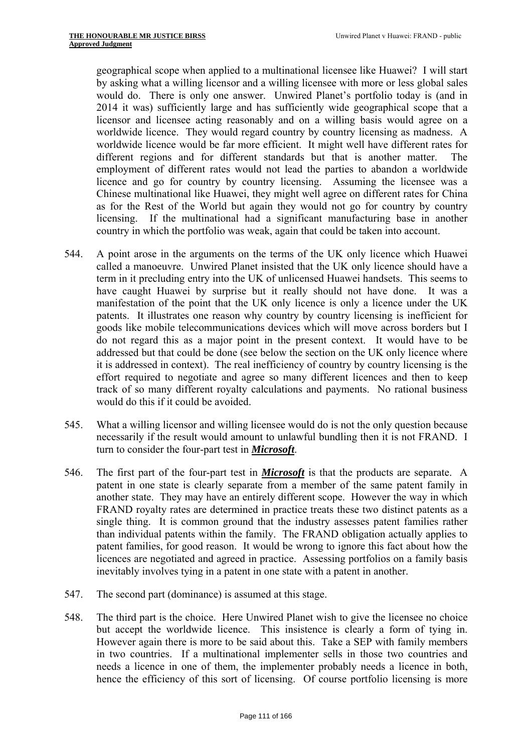geographical scope when applied to a multinational licensee like Huawei? I will start by asking what a willing licensor and a willing licensee with more or less global sales would do. There is only one answer. Unwired Planet's portfolio today is (and in 2014 it was) sufficiently large and has sufficiently wide geographical scope that a licensor and licensee acting reasonably and on a willing basis would agree on a worldwide licence. They would regard country by country licensing as madness. A worldwide licence would be far more efficient. It might well have different rates for different regions and for different standards but that is another matter. The employment of different rates would not lead the parties to abandon a worldwide licence and go for country by country licensing. Assuming the licensee was a Chinese multinational like Huawei, they might well agree on different rates for China as for the Rest of the World but again they would not go for country by country licensing. If the multinational had a significant manufacturing base in another country in which the portfolio was weak, again that could be taken into account.

544. A point arose in the arguments on the terms of the UK only licence which Huawei called a manoeuvre. Unwired Planet insisted that the UK only licence should have a term in it precluding entry into the UK of unlicensed Huawei handsets. This seems to have caught Huawei by surprise but it really should not have done. It was a manifestation of the point that the UK only licence is only a licence under the UK patents. It illustrates one reason why country by country licensing is inefficient for goods like mobile telecommunications devices which will move across borders but I do not regard this as a major point in the present context. It would have to be addressed but that could be done (see below the section on the UK only licence where it is addressed in context). The real inefficiency of country by country licensing is the effort required to negotiate and agree so many different licences and then to keep track of so many different royalty calculations and payments. No rational business would do this if it could be avoided.

545. What a willing licensor and willing licensee would do is not the only question because necessarily if the result would amount to unlawful bundling then it is not FRAND. I turn to consider the four-part test in ***Microsoft***.

546. The first part of the four-part test in ***Microsoft*** is that the products are separate. A patent in one state is clearly separate from a member of the same patent family in another state. They may have an entirely different scope. However the way in which FRAND royalty rates are determined in practice treats these two distinct patents as a single thing. It is common ground that the industry assesses patent families rather than individual patents within the family. The FRAND obligation actually applies to patent families, for good reason. It would be wrong to ignore this fact about how the licences are negotiated and agreed in practice. Assessing portfolios on a family basis inevitably involves tying in a patent in one state with a patent in another.

547. The second part (dominance) is assumed at this stage.

548. The third part is the choice. Here Unwired Planet wish to give the licensee no choice but accept the worldwide licence. This insistence is clearly a form of tying in. However again there is more to be said about this. Take a SEP with family members in two countries. If a multinational implementer sells in those two countries and needs a licence in one of them, the implementer probably needs a licence in both, hence the efficiency of this sort of licensing. Of course portfolio licensing is more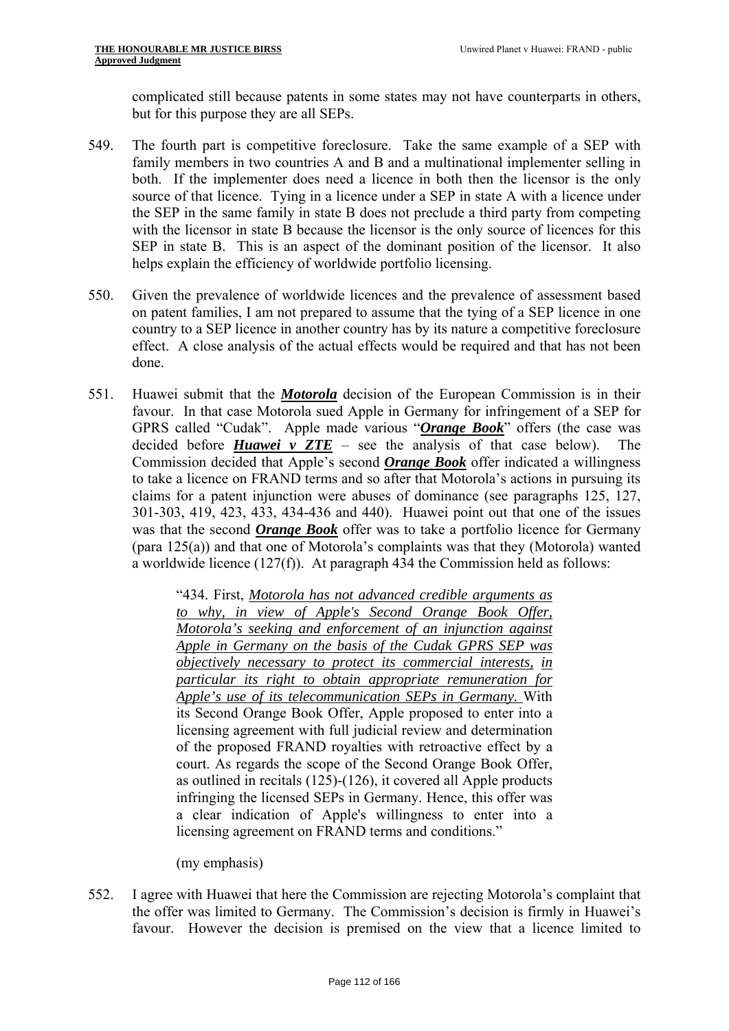complicated still because patents in some states may not have counterparts in others, but for this purpose they are all SEPs.

549. The fourth part is competitive foreclosure. Take the same example of a SEP with family members in two countries A and B and a multinational implementer selling in both. If the implementer does need a licence in both then the licensor is the only source of that licence. Tying in a licence under a SEP in state A with a licence under the SEP in the same family in state B does not preclude a third party from competing with the licensor in state B because the licensor is the only source of licences for this SEP in state B. This is an aspect of the dominant position of the licensor. It also helps explain the efficiency of worldwide portfolio licensing.

550. Given the prevalence of worldwide licences and the prevalence of assessment based on patent families, I am not prepared to assume that the tying of a SEP licence in one country to a SEP licence in another country has by its nature a competitive foreclosure effect. A close analysis of the actual effects would be required and that has not been done.

551. Huawei submit that the ***Motorola*** decision of the European Commission is in their favour. In that case Motorola sued Apple in Germany for infringement of a SEP for GPRS called "Cudak". Apple made various "***Orange Book***" offers (the case was decided before ***Huawei v ZTE*** – see the analysis of that case below). The Commission decided that Apple's second ***Orange Book*** offer indicated a willingness to take a licence on FRAND terms and so after that Motorola's actions in pursuing its claims for a patent injunction were abuses of dominance (see paragraphs 125, 127, 301-303, 419, 423, 433, 434-436 and 440). Huawei point out that one of the issues was that the second ***Orange Book*** offer was to take a portfolio licence for Germany (para 125(a)) and that one of Motorola's complaints was that they (Motorola) wanted a worldwide licence (127(f)). At paragraph 434 the Commission held as follows:

> "434. First, *Motorola has not advanced credible arguments as to why, in view of Apple's Second Orange Book Offer, Motorola's seeking and enforcement of an injunction against Apple in Germany on the basis of the Cudak GPRS SEP was objectively necessary to protect its commercial interests, in particular its right to obtain appropriate remuneration for Apple's use of its telecommunication SEPs in Germany.* With its Second Orange Book Offer, Apple proposed to enter into a licensing agreement with full judicial review and determination of the proposed FRAND royalties with retroactive effect by a court. As regards the scope of the Second Orange Book Offer, as outlined in recitals (125)-(126), it covered all Apple products infringing the licensed SEPs in Germany. Hence, this offer was a clear indication of Apple's willingness to enter into a licensing agreement on FRAND terms and conditions."
>
> (my emphasis)

552. I agree with Huawei that here the Commission are rejecting Motorola's complaint that the offer was limited to Germany. The Commission's decision is firmly in Huawei's favour. However the decision is premised on the view that a licence limited to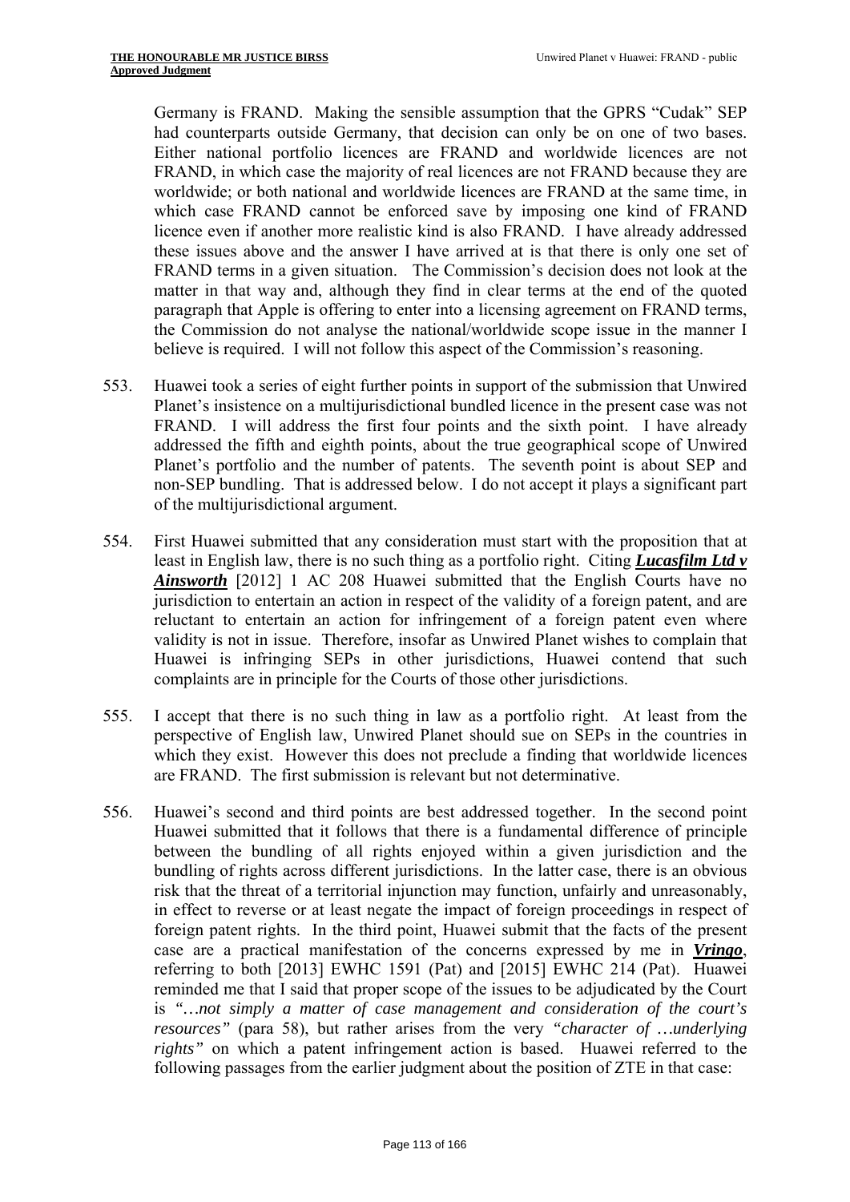Germany is FRAND. Making the sensible assumption that the GPRS "Cudak" SEP had counterparts outside Germany, that decision can only be on one of two bases. Either national portfolio licences are FRAND and worldwide licences are not FRAND, in which case the majority of real licences are not FRAND because they are worldwide; or both national and worldwide licences are FRAND at the same time, in which case FRAND cannot be enforced save by imposing one kind of FRAND licence even if another more realistic kind is also FRAND. I have already addressed these issues above and the answer I have arrived at is that there is only one set of FRAND terms in a given situation. The Commission's decision does not look at the matter in that way and, although they find in clear terms at the end of the quoted paragraph that Apple is offering to enter into a licensing agreement on FRAND terms, the Commission do not analyse the national/worldwide scope issue in the manner I believe is required. I will not follow this aspect of the Commission's reasoning.

553. Huawei took a series of eight further points in support of the submission that Unwired Planet's insistence on a multijurisdictional bundled licence in the present case was not FRAND. I will address the first four points and the sixth point. I have already addressed the fifth and eighth points, about the true geographical scope of Unwired Planet's portfolio and the number of patents. The seventh point is about SEP and non-SEP bundling. That is addressed below. I do not accept it plays a significant part of the multijurisdictional argument.

554. First Huawei submitted that any consideration must start with the proposition that at least in English law, there is no such thing as a portfolio right. Citing ***Lucasfilm Ltd v Ainsworth*** [2012] 1 AC 208 Huawei submitted that the English Courts have no jurisdiction to entertain an action in respect of the validity of a foreign patent, and are reluctant to entertain an action for infringement of a foreign patent even where validity is not in issue. Therefore, insofar as Unwired Planet wishes to complain that Huawei is infringing SEPs in other jurisdictions, Huawei contend that such complaints are in principle for the Courts of those other jurisdictions.

555. I accept that there is no such thing in law as a portfolio right. At least from the perspective of English law, Unwired Planet should sue on SEPs in the countries in which they exist. However this does not preclude a finding that worldwide licences are FRAND. The first submission is relevant but not determinative.

556. Huawei's second and third points are best addressed together. In the second point Huawei submitted that it follows that there is a fundamental difference of principle between the bundling of all rights enjoyed within a given jurisdiction and the bundling of rights across different jurisdictions. In the latter case, there is an obvious risk that the threat of a territorial injunction may function, unfairly and unreasonably, in effect to reverse or at least negate the impact of foreign proceedings in respect of foreign patent rights. In the third point, Huawei submit that the facts of the present case are a practical manifestation of the concerns expressed by me in ***Vringo***, referring to both [2013] EWHC 1591 (Pat) and [2015] EWHC 214 (Pat). Huawei reminded me that I said that proper scope of the issues to be adjudicated by the Court is *"…not simply a matter of case management and consideration of the court's resources"* (para 58), but rather arises from the very *"character of …underlying rights"* on which a patent infringement action is based. Huawei referred to the following passages from the earlier judgment about the position of ZTE in that case: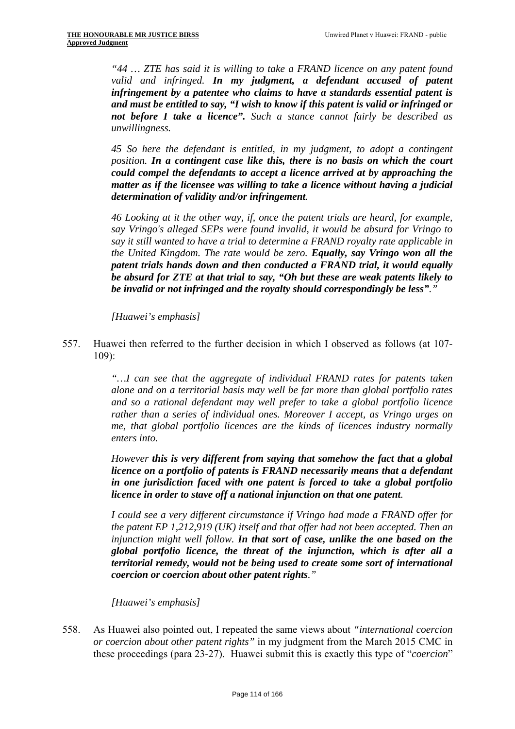*"44 … ZTE has said it is willing to take a FRAND licence on any patent found valid and infringed. **In my judgment, a defendant accused of patent infringement by a patentee who claims to have a standards essential patent is and must be entitled to say, "I wish to know if this patent is valid or infringed or not before I take a licence".** Such a stance cannot fairly be described as unwillingness.*

*45 So here the defendant is entitled, in my judgment, to adopt a contingent position. **In a contingent case like this, there is no basis on which the court could compel the defendants to accept a licence arrived at by approaching the matter as if the licensee was willing to take a licence without having a judicial determination of validity and/or infringement**.*

*46 Looking at it the other way, if, once the patent trials are heard, for example, say Vringo's alleged SEPs were found invalid, it would be absurd for Vringo to say it still wanted to have a trial to determine a FRAND royalty rate applicable in the United Kingdom. The rate would be zero. **Equally, say Vringo won all the patent trials hands down and then conducted a FRAND trial, it would equally be absurd for ZTE at that trial to say, "Oh but these are weak patents likely to be invalid or not infringed and the royalty should correspondingly be less"**."*

*[Huawei's emphasis]*

557. Huawei then referred to the further decision in which I observed as follows (at 107-109):

*"…I can see that the aggregate of individual FRAND rates for patents taken alone and on a territorial basis may well be far more than global portfolio rates and so a rational defendant may well prefer to take a global portfolio licence rather than a series of individual ones. Moreover I accept, as Vringo urges on me, that global portfolio licences are the kinds of licences industry normally enters into.*

*However **this is very different from saying that somehow the fact that a global licence on a portfolio of patents is FRAND necessarily means that a defendant in one jurisdiction faced with one patent is forced to take a global portfolio licence in order to stave off a national injunction on that one patent**.*

*I could see a very different circumstance if Vringo had made a FRAND offer for the patent EP 1,212,919 (UK) itself and that offer had not been accepted. Then an injunction might well follow. **In that sort of case, unlike the one based on the global portfolio licence, the threat of the injunction, which is after all a territorial remedy, would not be being used to create some sort of international coercion or coercion about other patent rights**."*

*[Huawei's emphasis]*

558. As Huawei also pointed out, I repeated the same views about *"international coercion or coercion about other patent rights"* in my judgment from the March 2015 CMC in these proceedings (para 23-27). Huawei submit this is exactly this type of "*coercion*"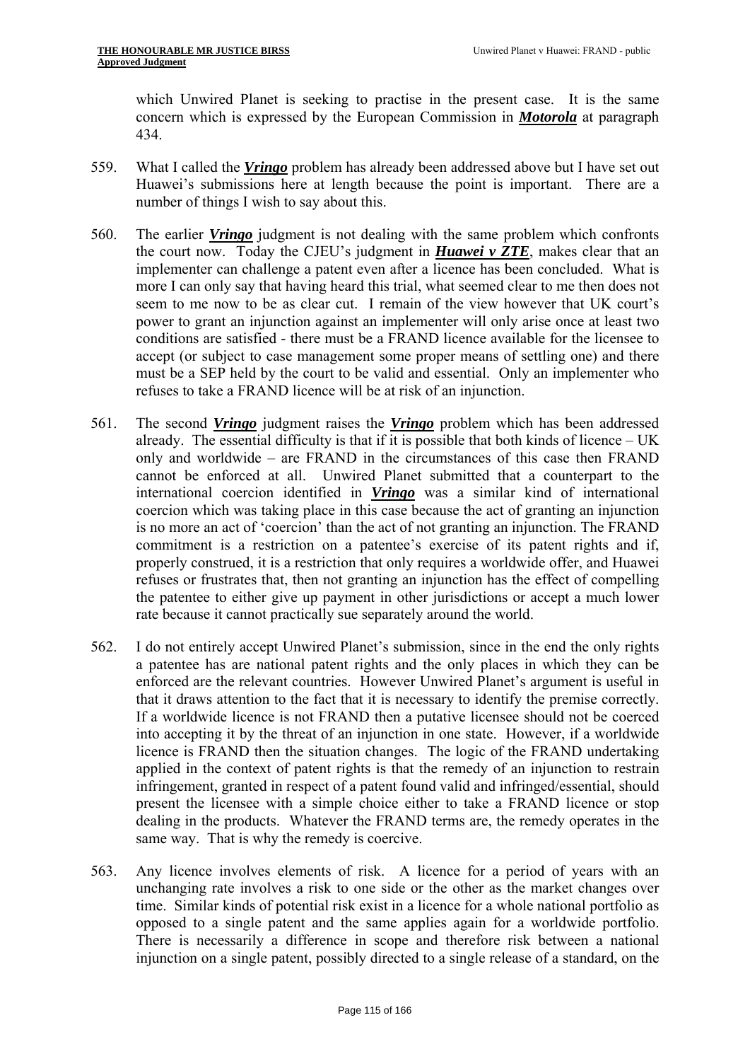which Unwired Planet is seeking to practise in the present case. It is the same concern which is expressed by the European Commission in ***Motorola*** at paragraph 434.

559. What I called the ***Vringo*** problem has already been addressed above but I have set out Huawei's submissions here at length because the point is important. There are a number of things I wish to say about this.

560. The earlier ***Vringo*** judgment is not dealing with the same problem which confronts the court now. Today the CJEU's judgment in ***Huawei v ZTE***, makes clear that an implementer can challenge a patent even after a licence has been concluded. What is more I can only say that having heard this trial, what seemed clear to me then does not seem to me now to be as clear cut. I remain of the view however that UK court's power to grant an injunction against an implementer will only arise once at least two conditions are satisfied - there must be a FRAND licence available for the licensee to accept (or subject to case management some proper means of settling one) and there must be a SEP held by the court to be valid and essential. Only an implementer who refuses to take a FRAND licence will be at risk of an injunction.

561. The second ***Vringo*** judgment raises the ***Vringo*** problem which has been addressed already. The essential difficulty is that if it is possible that both kinds of licence – UK only and worldwide – are FRAND in the circumstances of this case then FRAND cannot be enforced at all. Unwired Planet submitted that a counterpart to the international coercion identified in ***Vringo*** was a similar kind of international coercion which was taking place in this case because the act of granting an injunction is no more an act of 'coercion' than the act of not granting an injunction. The FRAND commitment is a restriction on a patentee's exercise of its patent rights and if, properly construed, it is a restriction that only requires a worldwide offer, and Huawei refuses or frustrates that, then not granting an injunction has the effect of compelling the patentee to either give up payment in other jurisdictions or accept a much lower rate because it cannot practically sue separately around the world.

562. I do not entirely accept Unwired Planet's submission, since in the end the only rights a patentee has are national patent rights and the only places in which they can be enforced are the relevant countries. However Unwired Planet's argument is useful in that it draws attention to the fact that it is necessary to identify the premise correctly. If a worldwide licence is not FRAND then a putative licensee should not be coerced into accepting it by the threat of an injunction in one state. However, if a worldwide licence is FRAND then the situation changes. The logic of the FRAND undertaking applied in the context of patent rights is that the remedy of an injunction to restrain infringement, granted in respect of a patent found valid and infringed/essential, should present the licensee with a simple choice either to take a FRAND licence or stop dealing in the products. Whatever the FRAND terms are, the remedy operates in the same way. That is why the remedy is coercive.

563. Any licence involves elements of risk. A licence for a period of years with an unchanging rate involves a risk to one side or the other as the market changes over time. Similar kinds of potential risk exist in a licence for a whole national portfolio as opposed to a single patent and the same applies again for a worldwide portfolio. There is necessarily a difference in scope and therefore risk between a national injunction on a single patent, possibly directed to a single release of a standard, on the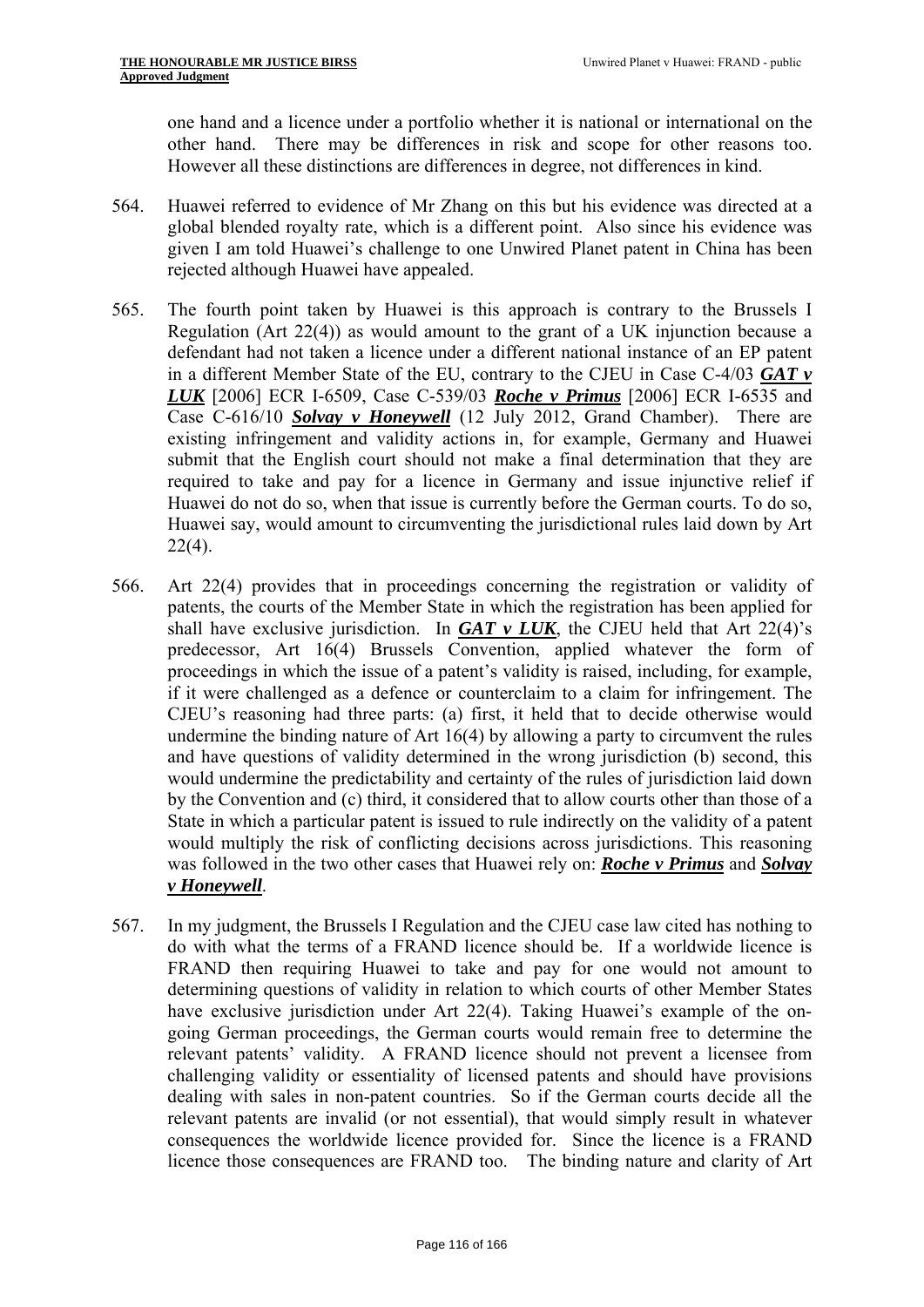one hand and a licence under a portfolio whether it is national or international on the other hand. There may be differences in risk and scope for other reasons too. However all these distinctions are differences in degree, not differences in kind.

564. Huawei referred to evidence of Mr Zhang on this but his evidence was directed at a global blended royalty rate, which is a different point. Also since his evidence was given I am told Huawei's challenge to one Unwired Planet patent in China has been rejected although Huawei have appealed.

565. The fourth point taken by Huawei is this approach is contrary to the Brussels I Regulation (Art 22(4)) as would amount to the grant of a UK injunction because a defendant had not taken a licence under a different national instance of an EP patent in a different Member State of the EU, contrary to the CJEU in Case C-4/03 ***GAT v LUK*** [2006] ECR I-6509, Case C-539/03 ***Roche v Primus*** [2006] ECR I-6535 and Case C-616/10 ***Solvay v Honeywell*** (12 July 2012, Grand Chamber). There are existing infringement and validity actions in, for example, Germany and Huawei submit that the English court should not make a final determination that they are required to take and pay for a licence in Germany and issue injunctive relief if Huawei do not do so, when that issue is currently before the German courts. To do so, Huawei say, would amount to circumventing the jurisdictional rules laid down by Art 22(4).

566. Art 22(4) provides that in proceedings concerning the registration or validity of patents, the courts of the Member State in which the registration has been applied for shall have exclusive jurisdiction. In ***GAT v LUK***, the CJEU held that Art 22(4)'s predecessor, Art 16(4) Brussels Convention, applied whatever the form of proceedings in which the issue of a patent's validity is raised, including, for example, if it were challenged as a defence or counterclaim to a claim for infringement. The CJEU's reasoning had three parts: (a) first, it held that to decide otherwise would undermine the binding nature of Art 16(4) by allowing a party to circumvent the rules and have questions of validity determined in the wrong jurisdiction (b) second, this would undermine the predictability and certainty of the rules of jurisdiction laid down by the Convention and (c) third, it considered that to allow courts other than those of a State in which a particular patent is issued to rule indirectly on the validity of a patent would multiply the risk of conflicting decisions across jurisdictions. This reasoning was followed in the two other cases that Huawei rely on: ***Roche v Primus*** and ***Solvay v Honeywell***.

567. In my judgment, the Brussels I Regulation and the CJEU case law cited has nothing to do with what the terms of a FRAND licence should be. If a worldwide licence is FRAND then requiring Huawei to take and pay for one would not amount to determining questions of validity in relation to which courts of other Member States have exclusive jurisdiction under Art 22(4). Taking Huawei's example of the on-going German proceedings, the German courts would remain free to determine the relevant patents' validity. A FRAND licence should not prevent a licensee from challenging validity or essentiality of licensed patents and should have provisions dealing with sales in non-patent countries. So if the German courts decide all the relevant patents are invalid (or not essential), that would simply result in whatever consequences the worldwide licence provided for. Since the licence is a FRAND licence those consequences are FRAND too. The binding nature and clarity of Art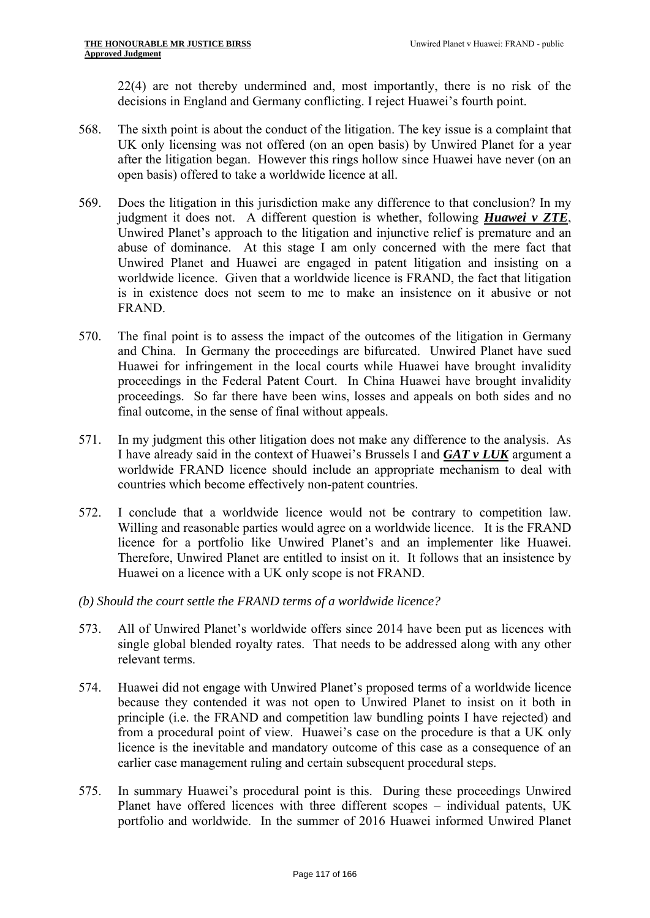22(4) are not thereby undermined and, most importantly, there is no risk of the decisions in England and Germany conflicting. I reject Huawei's fourth point.

568. The sixth point is about the conduct of the litigation. The key issue is a complaint that UK only licensing was not offered (on an open basis) by Unwired Planet for a year after the litigation began. However this rings hollow since Huawei have never (on an open basis) offered to take a worldwide licence at all.

569. Does the litigation in this jurisdiction make any difference to that conclusion? In my judgment it does not. A different question is whether, following ***Huawei v ZTE***, Unwired Planet's approach to the litigation and injunctive relief is premature and an abuse of dominance. At this stage I am only concerned with the mere fact that Unwired Planet and Huawei are engaged in patent litigation and insisting on a worldwide licence. Given that a worldwide licence is FRAND, the fact that litigation is in existence does not seem to me to make an insistence on it abusive or not FRAND.

570. The final point is to assess the impact of the outcomes of the litigation in Germany and China. In Germany the proceedings are bifurcated. Unwired Planet have sued Huawei for infringement in the local courts while Huawei have brought invalidity proceedings in the Federal Patent Court. In China Huawei have brought invalidity proceedings. So far there have been wins, losses and appeals on both sides and no final outcome, in the sense of final without appeals.

571. In my judgment this other litigation does not make any difference to the analysis. As I have already said in the context of Huawei's Brussels I and ***GAT v LUK*** argument a worldwide FRAND licence should include an appropriate mechanism to deal with countries which become effectively non-patent countries.

572. I conclude that a worldwide licence would not be contrary to competition law. Willing and reasonable parties would agree on a worldwide licence. It is the FRAND licence for a portfolio like Unwired Planet's and an implementer like Huawei. Therefore, Unwired Planet are entitled to insist on it. It follows that an insistence by Huawei on a licence with a UK only scope is not FRAND.

*(b) Should the court settle the FRAND terms of a worldwide licence?*

573. All of Unwired Planet's worldwide offers since 2014 have been put as licences with single global blended royalty rates. That needs to be addressed along with any other relevant terms.

574. Huawei did not engage with Unwired Planet's proposed terms of a worldwide licence because they contended it was not open to Unwired Planet to insist on it both in principle (i.e. the FRAND and competition law bundling points I have rejected) and from a procedural point of view. Huawei's case on the procedure is that a UK only licence is the inevitable and mandatory outcome of this case as a consequence of an earlier case management ruling and certain subsequent procedural steps.

575. In summary Huawei's procedural point is this. During these proceedings Unwired Planet have offered licences with three different scopes – individual patents, UK portfolio and worldwide. In the summer of 2016 Huawei informed Unwired Planet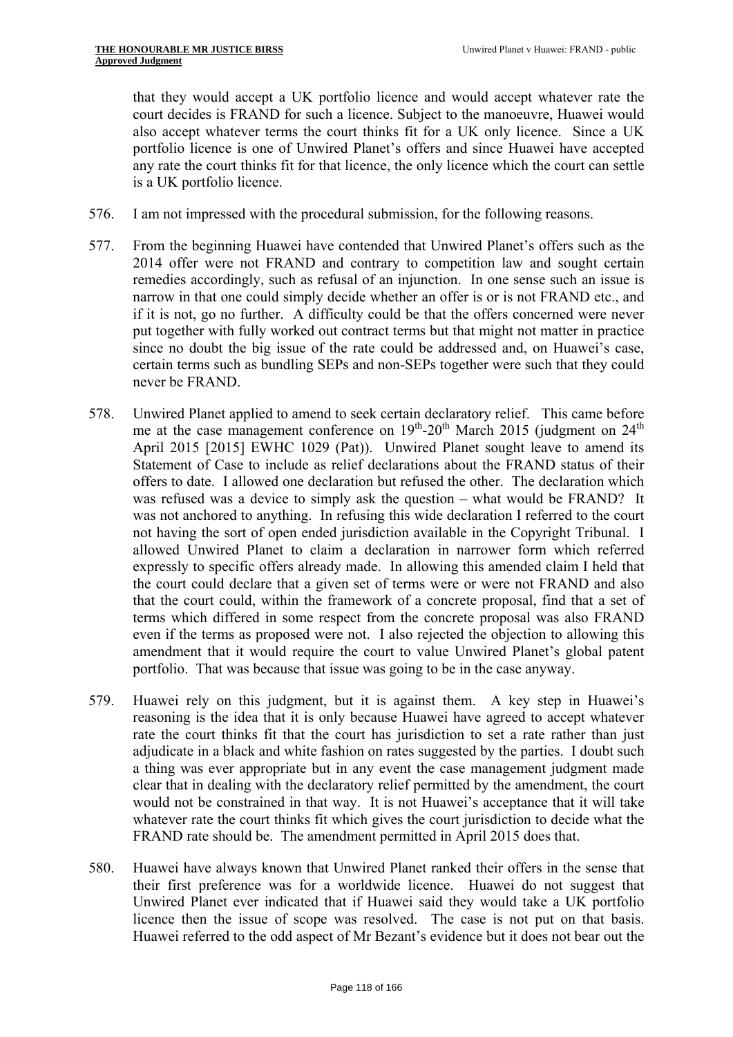that they would accept a UK portfolio licence and would accept whatever rate the court decides is FRAND for such a licence. Subject to the manoeuvre, Huawei would also accept whatever terms the court thinks fit for a UK only licence. Since a UK portfolio licence is one of Unwired Planet's offers and since Huawei have accepted any rate the court thinks fit for that licence, the only licence which the court can settle is a UK portfolio licence.

576. I am not impressed with the procedural submission, for the following reasons.

577. From the beginning Huawei have contended that Unwired Planet's offers such as the 2014 offer were not FRAND and contrary to competition law and sought certain remedies accordingly, such as refusal of an injunction. In one sense such an issue is narrow in that one could simply decide whether an offer is or is not FRAND etc., and if it is not, go no further. A difficulty could be that the offers concerned were never put together with fully worked out contract terms but that might not matter in practice since no doubt the big issue of the rate could be addressed and, on Huawei's case, certain terms such as bundling SEPs and non-SEPs together were such that they could never be FRAND.

578. Unwired Planet applied to amend to seek certain declaratory relief. This came before me at the case management conference on 19th-20th March 2015 (judgment on 24th April 2015 [2015] EWHC 1029 (Pat)). Unwired Planet sought leave to amend its Statement of Case to include as relief declarations about the FRAND status of their offers to date. I allowed one declaration but refused the other. The declaration which was refused was a device to simply ask the question – what would be FRAND? It was not anchored to anything. In refusing this wide declaration I referred to the court not having the sort of open ended jurisdiction available in the Copyright Tribunal. I allowed Unwired Planet to claim a declaration in narrower form which referred expressly to specific offers already made. In allowing this amended claim I held that the court could declare that a given set of terms were or were not FRAND and also that the court could, within the framework of a concrete proposal, find that a set of terms which differed in some respect from the concrete proposal was also FRAND even if the terms as proposed were not. I also rejected the objection to allowing this amendment that it would require the court to value Unwired Planet's global patent portfolio. That was because that issue was going to be in the case anyway.

579. Huawei rely on this judgment, but it is against them. A key step in Huawei's reasoning is the idea that it is only because Huawei have agreed to accept whatever rate the court thinks fit that the court has jurisdiction to set a rate rather than just adjudicate in a black and white fashion on rates suggested by the parties. I doubt such a thing was ever appropriate but in any event the case management judgment made clear that in dealing with the declaratory relief permitted by the amendment, the court would not be constrained in that way. It is not Huawei's acceptance that it will take whatever rate the court thinks fit which gives the court jurisdiction to decide what the FRAND rate should be. The amendment permitted in April 2015 does that.

580. Huawei have always known that Unwired Planet ranked their offers in the sense that their first preference was for a worldwide licence. Huawei do not suggest that Unwired Planet ever indicated that if Huawei said they would take a UK portfolio licence then the issue of scope was resolved. The case is not put on that basis. Huawei referred to the odd aspect of Mr Bezant's evidence but it does not bear out the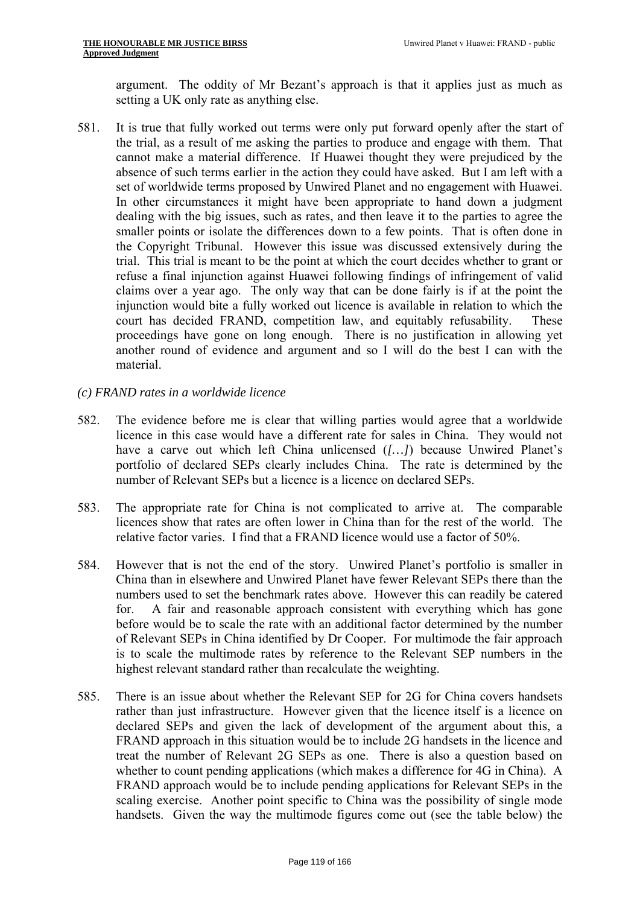argument. The oddity of Mr Bezant's approach is that it applies just as much as setting a UK only rate as anything else.

581. It is true that fully worked out terms were only put forward openly after the start of the trial, as a result of me asking the parties to produce and engage with them. That cannot make a material difference. If Huawei thought they were prejudiced by the absence of such terms earlier in the action they could have asked. But I am left with a set of worldwide terms proposed by Unwired Planet and no engagement with Huawei. In other circumstances it might have been appropriate to hand down a judgment dealing with the big issues, such as rates, and then leave it to the parties to agree the smaller points or isolate the differences down to a few points. That is often done in the Copyright Tribunal. However this issue was discussed extensively during the trial. This trial is meant to be the point at which the court decides whether to grant or refuse a final injunction against Huawei following findings of infringement of valid claims over a year ago. The only way that can be done fairly is if at the point the injunction would bite a fully worked out licence is available in relation to which the court has decided FRAND, competition law, and equitably refusability. These proceedings have gone on long enough. There is no justification in allowing yet another round of evidence and argument and so I will do the best I can with the material.

*(c) FRAND rates in a worldwide licence*

582. The evidence before me is clear that willing parties would agree that a worldwide licence in this case would have a different rate for sales in China. They would not have a carve out which left China unlicensed (*[…]*) because Unwired Planet's portfolio of declared SEPs clearly includes China. The rate is determined by the number of Relevant SEPs but a licence is a licence on declared SEPs.

583. The appropriate rate for China is not complicated to arrive at. The comparable licences show that rates are often lower in China than for the rest of the world. The relative factor varies. I find that a FRAND licence would use a factor of 50%.

584. However that is not the end of the story. Unwired Planet's portfolio is smaller in China than in elsewhere and Unwired Planet have fewer Relevant SEPs there than the numbers used to set the benchmark rates above. However this can readily be catered for. A fair and reasonable approach consistent with everything which has gone before would be to scale the rate with an additional factor determined by the number of Relevant SEPs in China identified by Dr Cooper. For multimode the fair approach is to scale the multimode rates by reference to the Relevant SEP numbers in the highest relevant standard rather than recalculate the weighting.

585. There is an issue about whether the Relevant SEP for 2G for China covers handsets rather than just infrastructure. However given that the licence itself is a licence on declared SEPs and given the lack of development of the argument about this, a FRAND approach in this situation would be to include 2G handsets in the licence and treat the number of Relevant 2G SEPs as one. There is also a question based on whether to count pending applications (which makes a difference for 4G in China). A FRAND approach would be to include pending applications for Relevant SEPs in the scaling exercise. Another point specific to China was the possibility of single mode handsets. Given the way the multimode figures come out (see the table below) the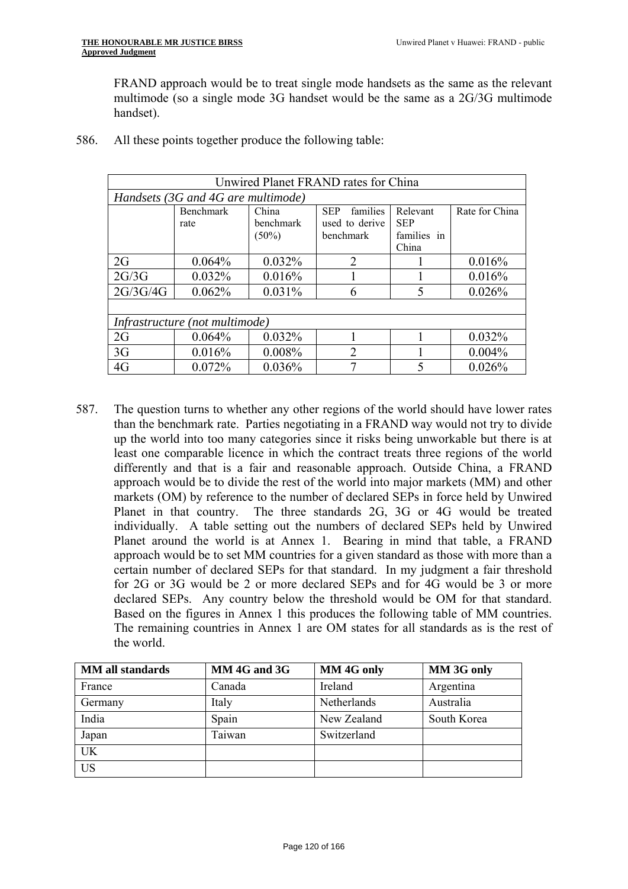FRAND approach would be to treat single mode handsets as the same as the relevant multimode (so a single mode 3G handset would be the same as a 2G/3G multimode handset).

586. All these points together produce the following table:

| Unwired Planet FRAND rates for China | | | | | |
|---|---|---|---|---|---|
| *Handsets (3G and 4G are multimode)* | | | | | |
| | Benchmark rate | China benchmark (50%) | SEP families used to derive benchmark | Relevant SEP families in China | Rate for China |
| 2G | 0.064% | 0.032% | 2 | 1 | 0.016% |
| 2G/3G | 0.032% | 0.016% | 1 | 1 | 0.016% |
| 2G/3G/4G | 0.062% | 0.031% | 6 | 5 | 0.026% |
| | | | | | |
| *Infrastructure (not multimode)* | | | | | |
| 2G | 0.064% | 0.032% | 1 | 1 | 0.032% |
| 3G | 0.016% | 0.008% | 2 | 1 | 0.004% |
| 4G | 0.072% | 0.036% | 7 | 5 | 0.026% |

587. The question turns to whether any other regions of the world should have lower rates than the benchmark rate. Parties negotiating in a FRAND way would not try to divide up the world into too many categories since it risks being unworkable but there is at least one comparable licence in which the contract treats three regions of the world differently and that is a fair and reasonable approach. Outside China, a FRAND approach would be to divide the rest of the world into major markets (MM) and other markets (OM) by reference to the number of declared SEPs in force held by Unwired Planet in that country. The three standards 2G, 3G or 4G would be treated individually. A table setting out the numbers of declared SEPs held by Unwired Planet around the world is at Annex 1. Bearing in mind that table, a FRAND approach would be to set MM countries for a given standard as those with more than a certain number of declared SEPs for that standard. In my judgment a fair threshold for 2G or 3G would be 2 or more declared SEPs and for 4G would be 3 or more declared SEPs. Any country below the threshold would be OM for that standard. Based on the figures in Annex 1 this produces the following table of MM countries. The remaining countries in Annex 1 are OM states for all standards as is the rest of the world.

| MM all standards | MM 4G and 3G | MM 4G only | MM 3G only |
|---|---|---|---|
| France | Canada | Ireland | Argentina |
| Germany | Italy | Netherlands | Australia |
| India | Spain | New Zealand | South Korea |
| Japan | Taiwan | Switzerland | |
| UK | | | |
| US | | | |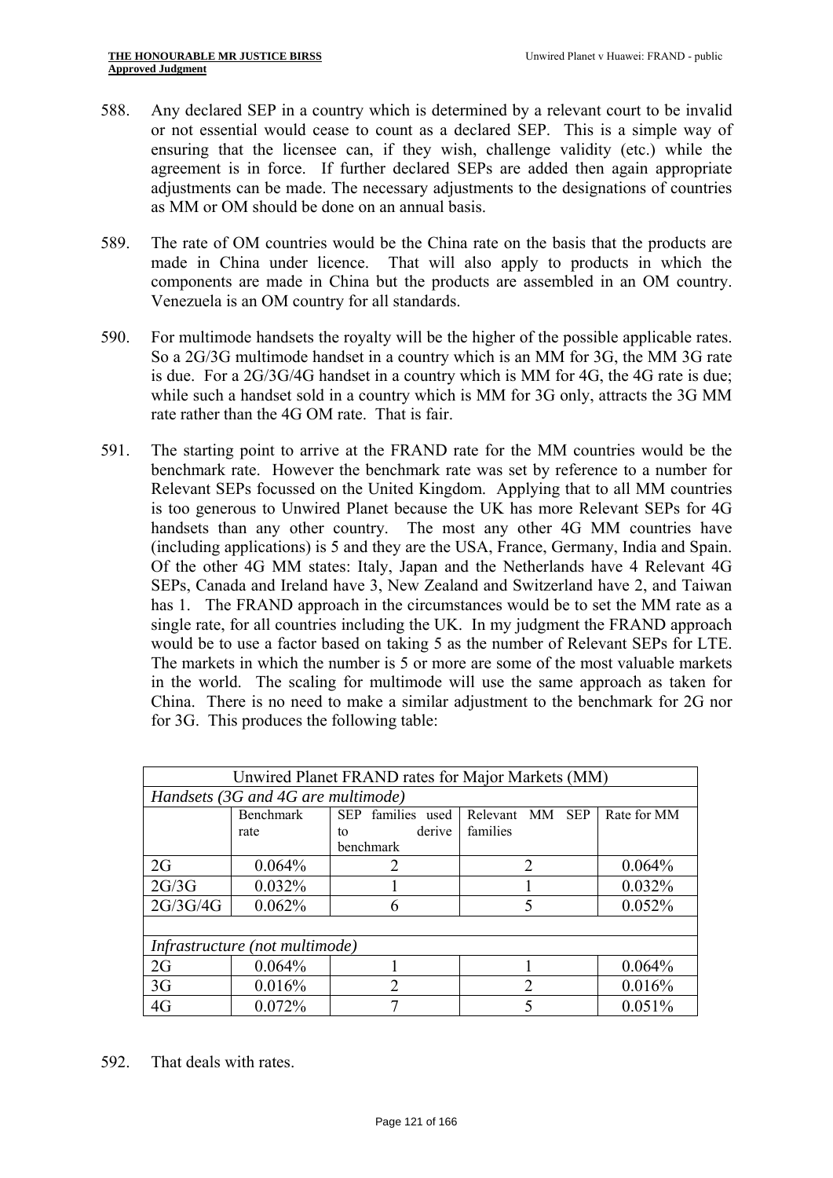588. Any declared SEP in a country which is determined by a relevant court to be invalid or not essential would cease to count as a declared SEP. This is a simple way of ensuring that the licensee can, if they wish, challenge validity (etc.) while the agreement is in force. If further declared SEPs are added then again appropriate adjustments can be made. The necessary adjustments to the designations of countries as MM or OM should be done on an annual basis.

589. The rate of OM countries would be the China rate on the basis that the products are made in China under licence. That will also apply to products in which the components are made in China but the products are assembled in an OM country. Venezuela is an OM country for all standards.

590. For multimode handsets the royalty will be the higher of the possible applicable rates. So a 2G/3G multimode handset in a country which is an MM for 3G, the MM 3G rate is due. For a 2G/3G/4G handset in a country which is MM for 4G, the 4G rate is due; while such a handset sold in a country which is MM for 3G only, attracts the 3G MM rate rather than the 4G OM rate. That is fair.

591. The starting point to arrive at the FRAND rate for the MM countries would be the benchmark rate. However the benchmark rate was set by reference to a number for Relevant SEPs focussed on the United Kingdom. Applying that to all MM countries is too generous to Unwired Planet because the UK has more Relevant SEPs for 4G handsets than any other country. The most any other 4G MM countries have (including applications) is 5 and they are the USA, France, Germany, India and Spain. Of the other 4G MM states: Italy, Japan and the Netherlands have 4 Relevant 4G SEPs, Canada and Ireland have 3, New Zealand and Switzerland have 2, and Taiwan has 1. The FRAND approach in the circumstances would be to set the MM rate as a single rate, for all countries including the UK. In my judgment the FRAND approach would be to use a factor based on taking 5 as the number of Relevant SEPs for LTE. The markets in which the number is 5 or more are some of the most valuable markets in the world. The scaling for multimode will use the same approach as taken for China. There is no need to make a similar adjustment to the benchmark for 2G nor for 3G. This produces the following table:

| Unwired Planet FRAND rates for Major Markets (MM) | | | | |
|---|---|---|---|---|
| *Handsets (3G and 4G are multimode)* | | | | |
| | Benchmark rate | SEP families used to derive benchmark | Relevant MM SEP families | Rate for MM |
| 2G | 0.064% | 2 | 2 | 0.064% |
| 2G/3G | 0.032% | 1 | 1 | 0.032% |
| 2G/3G/4G | 0.062% | 6 | 5 | 0.052% |
| | | | | |
| *Infrastructure (not multimode)* | | | | |
| 2G | 0.064% | 1 | 1 | 0.064% |
| 3G | 0.016% | 2 | 2 | 0.016% |
| 4G | 0.072% | 7 | 5 | 0.051% |

592. That deals with rates.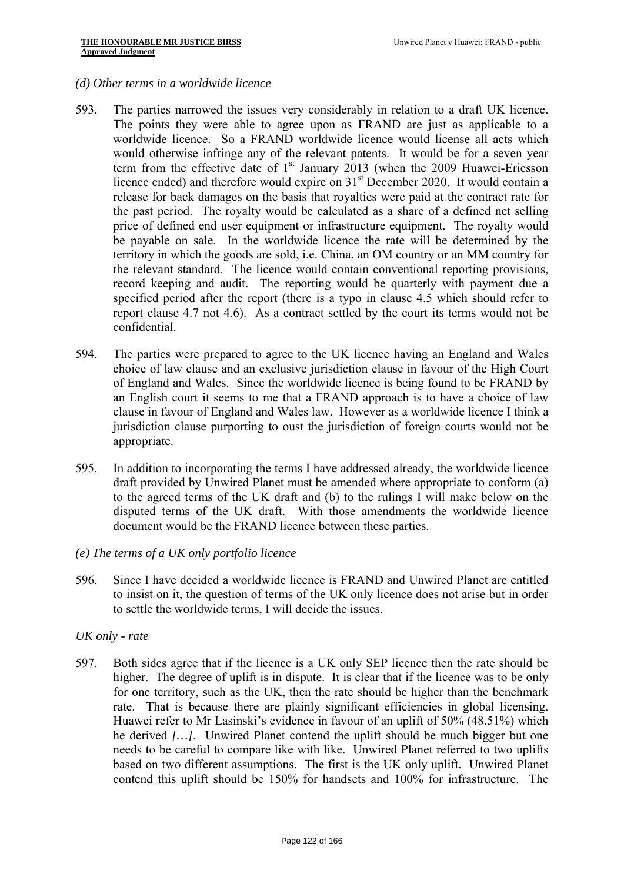*(d) Other terms in a worldwide licence*

593. The parties narrowed the issues very considerably in relation to a draft UK licence. The points they were able to agree upon as FRAND are just as applicable to a worldwide licence. So a FRAND worldwide licence would license all acts which would otherwise infringe any of the relevant patents. It would be for a seven year term from the effective date of 1st January 2013 (when the 2009 Huawei-Ericsson licence ended) and therefore would expire on 31st December 2020. It would contain a release for back damages on the basis that royalties were paid at the contract rate for the past period. The royalty would be calculated as a share of a defined net selling price of defined end user equipment or infrastructure equipment. The royalty would be payable on sale. In the worldwide licence the rate will be determined by the territory in which the goods are sold, i.e. China, an OM country or an MM country for the relevant standard. The licence would contain conventional reporting provisions, record keeping and audit. The reporting would be quarterly with payment due a specified period after the report (there is a typo in clause 4.5 which should refer to report clause 4.7 not 4.6). As a contract settled by the court its terms would not be confidential.

594. The parties were prepared to agree to the UK licence having an England and Wales choice of law clause and an exclusive jurisdiction clause in favour of the High Court of England and Wales. Since the worldwide licence is being found to be FRAND by an English court it seems to me that a FRAND approach is to have a choice of law clause in favour of England and Wales law. However as a worldwide licence I think a jurisdiction clause purporting to oust the jurisdiction of foreign courts would not be appropriate.

595. In addition to incorporating the terms I have addressed already, the worldwide licence draft provided by Unwired Planet must be amended where appropriate to conform (a) to the agreed terms of the UK draft and (b) to the rulings I will make below on the disputed terms of the UK draft. With those amendments the worldwide licence document would be the FRAND licence between these parties.

*(e) The terms of a UK only portfolio licence*

596. Since I have decided a worldwide licence is FRAND and Unwired Planet are entitled to insist on it, the question of terms of the UK only licence does not arise but in order to settle the worldwide terms, I will decide the issues.

*UK only - rate*

597. Both sides agree that if the licence is a UK only SEP licence then the rate should be higher. The degree of uplift is in dispute. It is clear that if the licence was to be only for one territory, such as the UK, then the rate should be higher than the benchmark rate. That is because there are plainly significant efficiencies in global licensing. Huawei refer to Mr Lasinski's evidence in favour of an uplift of 50% (48.51%) which he derived *[…]*. Unwired Planet contend the uplift should be much bigger but one needs to be careful to compare like with like. Unwired Planet referred to two uplifts based on two different assumptions. The first is the UK only uplift. Unwired Planet contend this uplift should be 150% for handsets and 100% for infrastructure. The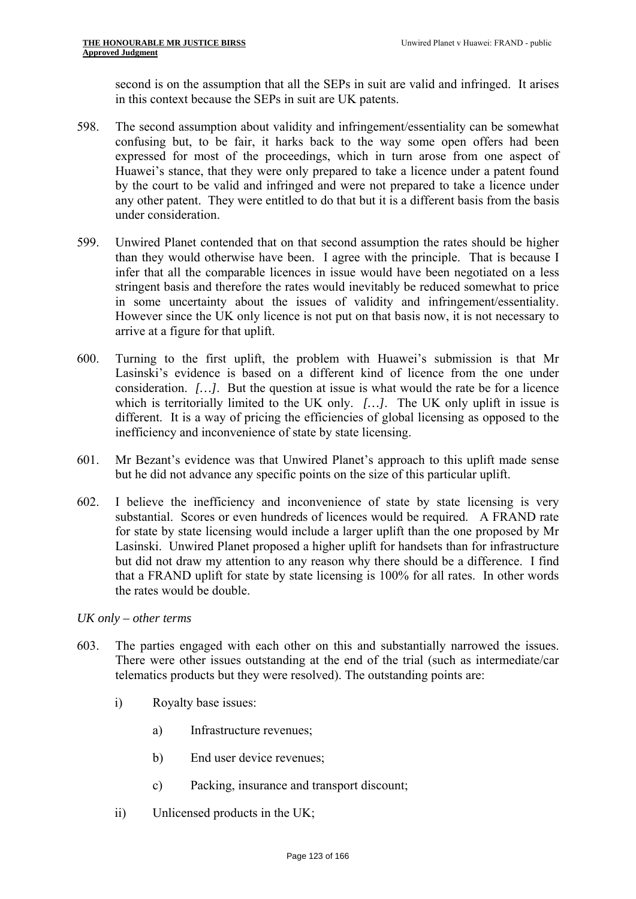second is on the assumption that all the SEPs in suit are valid and infringed. It arises in this context because the SEPs in suit are UK patents.

598. The second assumption about validity and infringement/essentiality can be somewhat confusing but, to be fair, it harks back to the way some open offers had been expressed for most of the proceedings, which in turn arose from one aspect of Huawei's stance, that they were only prepared to take a licence under a patent found by the court to be valid and infringed and were not prepared to take a licence under any other patent. They were entitled to do that but it is a different basis from the basis under consideration.

599. Unwired Planet contended that on that second assumption the rates should be higher than they would otherwise have been. I agree with the principle. That is because I infer that all the comparable licences in issue would have been negotiated on a less stringent basis and therefore the rates would inevitably be reduced somewhat to price in some uncertainty about the issues of validity and infringement/essentiality. However since the UK only licence is not put on that basis now, it is not necessary to arrive at a figure for that uplift.

600. Turning to the first uplift, the problem with Huawei's submission is that Mr Lasinski's evidence is based on a different kind of licence from the one under consideration. *[…]*. But the question at issue is what would the rate be for a licence which is territorially limited to the UK only. *[…]*. The UK only uplift in issue is different. It is a way of pricing the efficiencies of global licensing as opposed to the inefficiency and inconvenience of state by state licensing.

601. Mr Bezant's evidence was that Unwired Planet's approach to this uplift made sense but he did not advance any specific points on the size of this particular uplift.

602. I believe the inefficiency and inconvenience of state by state licensing is very substantial. Scores or even hundreds of licences would be required. A FRAND rate for state by state licensing would include a larger uplift than the one proposed by Mr Lasinski. Unwired Planet proposed a higher uplift for handsets than for infrastructure but did not draw my attention to any reason why there should be a difference. I find that a FRAND uplift for state by state licensing is 100% for all rates. In other words the rates would be double.

*UK only – other terms*

603. The parties engaged with each other on this and substantially narrowed the issues. There were other issues outstanding at the end of the trial (such as intermediate/car telematics products but they were resolved). The outstanding points are:

   i) Royalty base issues:

      a) Infrastructure revenues;

      b) End user device revenues;

      c) Packing, insurance and transport discount;

   ii) Unlicensed products in the UK;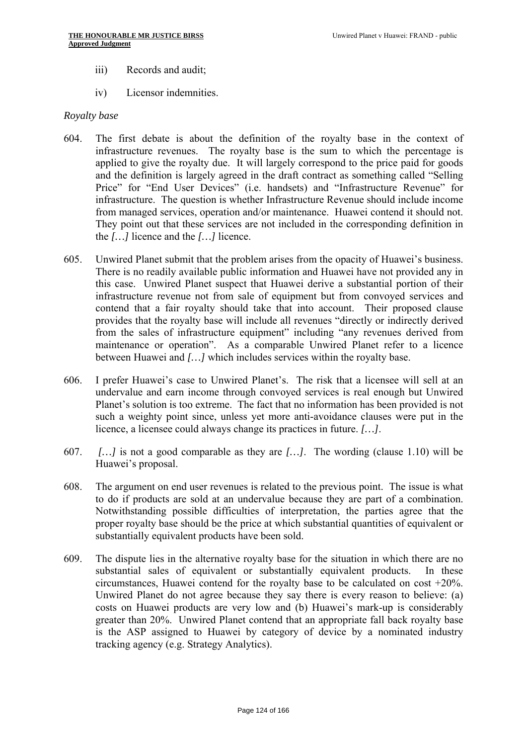iii) Records and audit;

iv) Licensor indemnities.

*Royalty base*

604. The first debate is about the definition of the royalty base in the context of infrastructure revenues. The royalty base is the sum to which the percentage is applied to give the royalty due. It will largely correspond to the price paid for goods and the definition is largely agreed in the draft contract as something called "Selling Price" for "End User Devices" (i.e. handsets) and "Infrastructure Revenue" for infrastructure. The question is whether Infrastructure Revenue should include income from managed services, operation and/or maintenance. Huawei contend it should not. They point out that these services are not included in the corresponding definition in the *[…]* licence and the *[…]* licence.

605. Unwired Planet submit that the problem arises from the opacity of Huawei's business. There is no readily available public information and Huawei have not provided any in this case. Unwired Planet suspect that Huawei derive a substantial portion of their infrastructure revenue not from sale of equipment but from convoyed services and contend that a fair royalty should take that into account. Their proposed clause provides that the royalty base will include all revenues "directly or indirectly derived from the sales of infrastructure equipment" including "any revenues derived from maintenance or operation". As a comparable Unwired Planet refer to a licence between Huawei and *[…]* which includes services within the royalty base.

606. I prefer Huawei's case to Unwired Planet's. The risk that a licensee will sell at an undervalue and earn income through convoyed services is real enough but Unwired Planet's solution is too extreme. The fact that no information has been provided is not such a weighty point since, unless yet more anti-avoidance clauses were put in the licence, a licensee could always change its practices in future. *[…]*.

607. *[…]* is not a good comparable as they are *[…]*. The wording (clause 1.10) will be Huawei's proposal.

608. The argument on end user revenues is related to the previous point. The issue is what to do if products are sold at an undervalue because they are part of a combination. Notwithstanding possible difficulties of interpretation, the parties agree that the proper royalty base should be the price at which substantial quantities of equivalent or substantially equivalent products have been sold.

609. The dispute lies in the alternative royalty base for the situation in which there are no substantial sales of equivalent or substantially equivalent products. In these circumstances, Huawei contend for the royalty base to be calculated on cost +20%. Unwired Planet do not agree because they say there is every reason to believe: (a) costs on Huawei products are very low and (b) Huawei's mark-up is considerably greater than 20%. Unwired Planet contend that an appropriate fall back royalty base is the ASP assigned to Huawei by category of device by a nominated industry tracking agency (e.g. Strategy Analytics).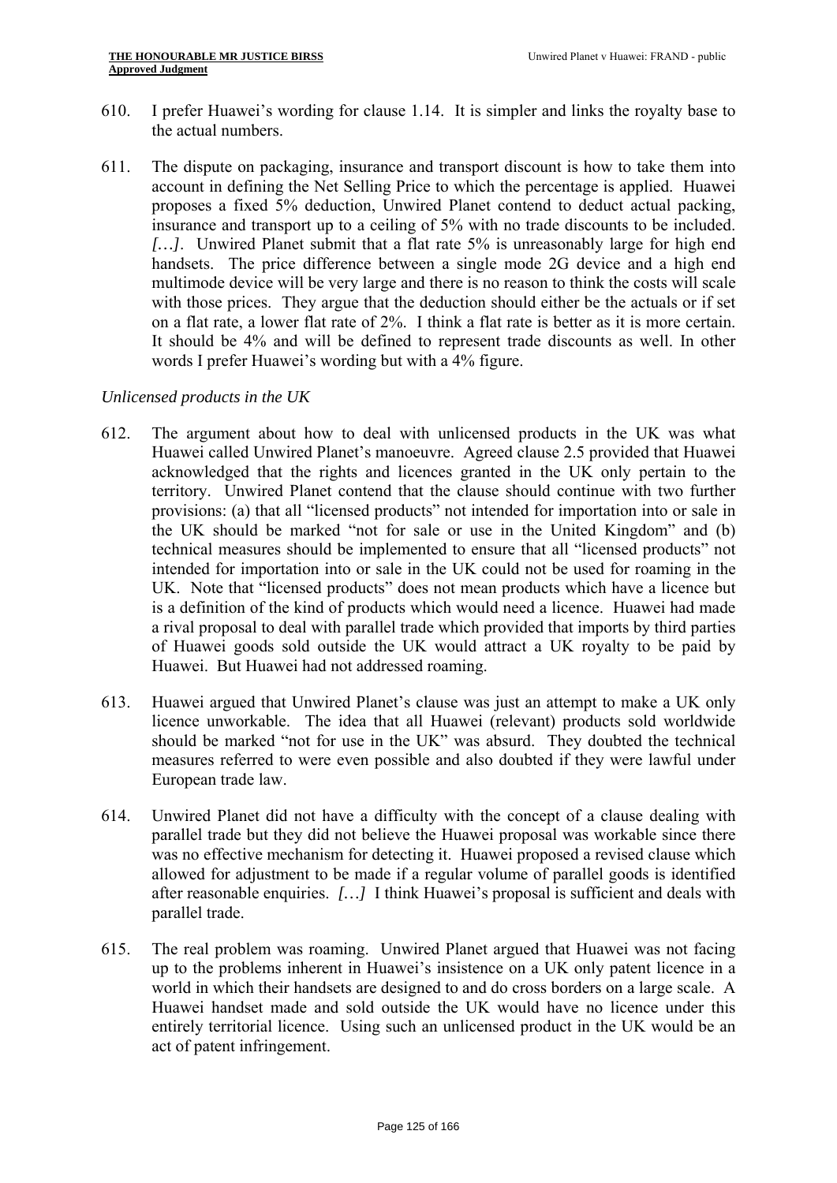610. I prefer Huawei's wording for clause 1.14. It is simpler and links the royalty base to the actual numbers.

611. The dispute on packaging, insurance and transport discount is how to take them into account in defining the Net Selling Price to which the percentage is applied. Huawei proposes a fixed 5% deduction, Unwired Planet contend to deduct actual packing, insurance and transport up to a ceiling of 5% with no trade discounts to be included. *[…]*. Unwired Planet submit that a flat rate 5% is unreasonably large for high end handsets. The price difference between a single mode 2G device and a high end multimode device will be very large and there is no reason to think the costs will scale with those prices. They argue that the deduction should either be the actuals or if set on a flat rate, a lower flat rate of 2%. I think a flat rate is better as it is more certain. It should be 4% and will be defined to represent trade discounts as well. In other words I prefer Huawei's wording but with a 4% figure.

*Unlicensed products in the UK*

612. The argument about how to deal with unlicensed products in the UK was what Huawei called Unwired Planet's manoeuvre. Agreed clause 2.5 provided that Huawei acknowledged that the rights and licences granted in the UK only pertain to the territory. Unwired Planet contend that the clause should continue with two further provisions: (a) that all "licensed products" not intended for importation into or sale in the UK should be marked "not for sale or use in the United Kingdom" and (b) technical measures should be implemented to ensure that all "licensed products" not intended for importation into or sale in the UK could not be used for roaming in the UK. Note that "licensed products" does not mean products which have a licence but is a definition of the kind of products which would need a licence. Huawei had made a rival proposal to deal with parallel trade which provided that imports by third parties of Huawei goods sold outside the UK would attract a UK royalty to be paid by Huawei. But Huawei had not addressed roaming.

613. Huawei argued that Unwired Planet's clause was just an attempt to make a UK only licence unworkable. The idea that all Huawei (relevant) products sold worldwide should be marked "not for use in the UK" was absurd. They doubted the technical measures referred to were even possible and also doubted if they were lawful under European trade law.

614. Unwired Planet did not have a difficulty with the concept of a clause dealing with parallel trade but they did not believe the Huawei proposal was workable since there was no effective mechanism for detecting it. Huawei proposed a revised clause which allowed for adjustment to be made if a regular volume of parallel goods is identified after reasonable enquiries. *[…]* I think Huawei's proposal is sufficient and deals with parallel trade.

615. The real problem was roaming. Unwired Planet argued that Huawei was not facing up to the problems inherent in Huawei's insistence on a UK only patent licence in a world in which their handsets are designed to and do cross borders on a large scale. A Huawei handset made and sold outside the UK would have no licence under this entirely territorial licence. Using such an unlicensed product in the UK would be an act of patent infringement.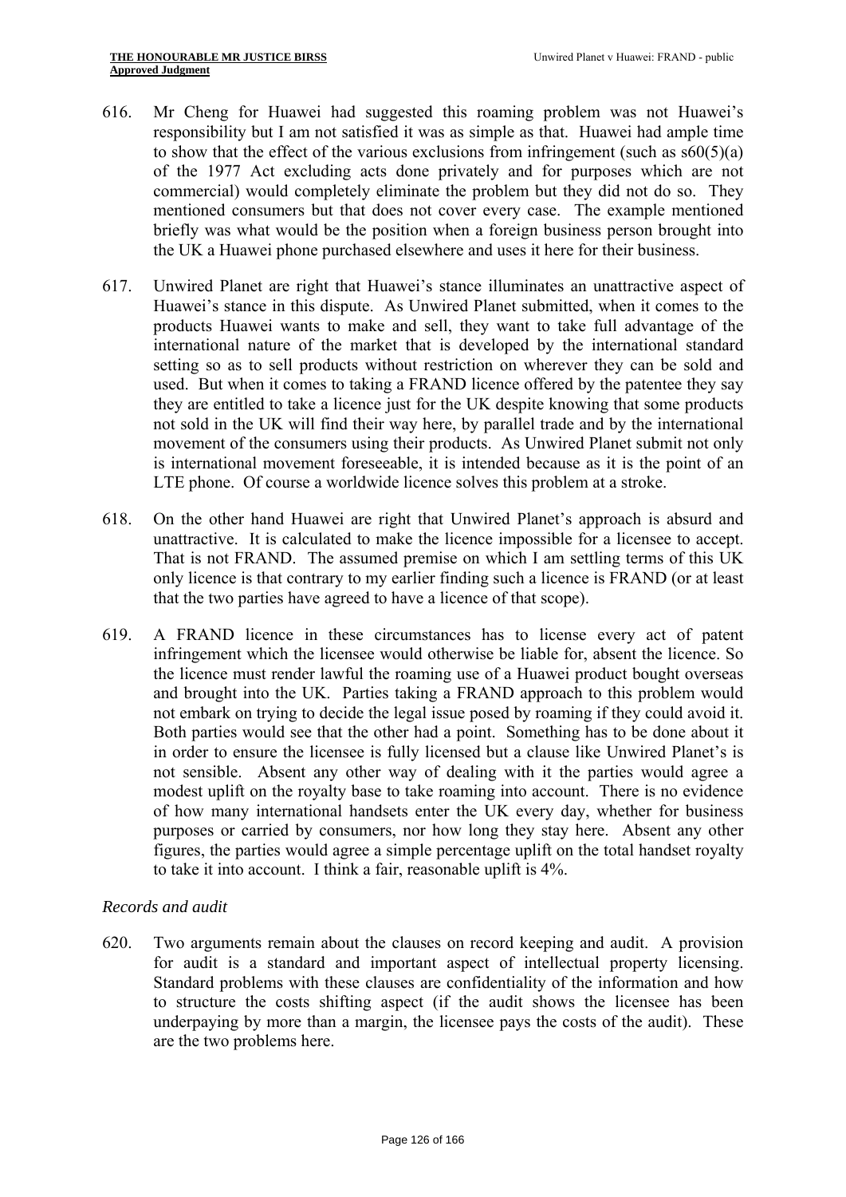616. Mr Cheng for Huawei had suggested this roaming problem was not Huawei's responsibility but I am not satisfied it was as simple as that. Huawei had ample time to show that the effect of the various exclusions from infringement (such as s60(5)(a) of the 1977 Act excluding acts done privately and for purposes which are not commercial) would completely eliminate the problem but they did not do so. They mentioned consumers but that does not cover every case. The example mentioned briefly was what would be the position when a foreign business person brought into the UK a Huawei phone purchased elsewhere and uses it here for their business.

617. Unwired Planet are right that Huawei's stance illuminates an unattractive aspect of Huawei's stance in this dispute. As Unwired Planet submitted, when it comes to the products Huawei wants to make and sell, they want to take full advantage of the international nature of the market that is developed by the international standard setting so as to sell products without restriction on wherever they can be sold and used. But when it comes to taking a FRAND licence offered by the patentee they say they are entitled to take a licence just for the UK despite knowing that some products not sold in the UK will find their way here, by parallel trade and by the international movement of the consumers using their products. As Unwired Planet submit not only is international movement foreseeable, it is intended because as it is the point of an LTE phone. Of course a worldwide licence solves this problem at a stroke.

618. On the other hand Huawei are right that Unwired Planet's approach is absurd and unattractive. It is calculated to make the licence impossible for a licensee to accept. That is not FRAND. The assumed premise on which I am settling terms of this UK only licence is that contrary to my earlier finding such a licence is FRAND (or at least that the two parties have agreed to have a licence of that scope).

619. A FRAND licence in these circumstances has to license every act of patent infringement which the licensee would otherwise be liable for, absent the licence. So the licence must render lawful the roaming use of a Huawei product bought overseas and brought into the UK. Parties taking a FRAND approach to this problem would not embark on trying to decide the legal issue posed by roaming if they could avoid it. Both parties would see that the other had a point. Something has to be done about it in order to ensure the licensee is fully licensed but a clause like Unwired Planet's is not sensible. Absent any other way of dealing with it the parties would agree a modest uplift on the royalty base to take roaming into account. There is no evidence of how many international handsets enter the UK every day, whether for business purposes or carried by consumers, nor how long they stay here. Absent any other figures, the parties would agree a simple percentage uplift on the total handset royalty to take it into account. I think a fair, reasonable uplift is 4%.

*Records and audit*

620. Two arguments remain about the clauses on record keeping and audit. A provision for audit is a standard and important aspect of intellectual property licensing. Standard problems with these clauses are confidentiality of the information and how to structure the costs shifting aspect (if the audit shows the licensee has been underpaying by more than a margin, the licensee pays the costs of the audit). These are the two problems here.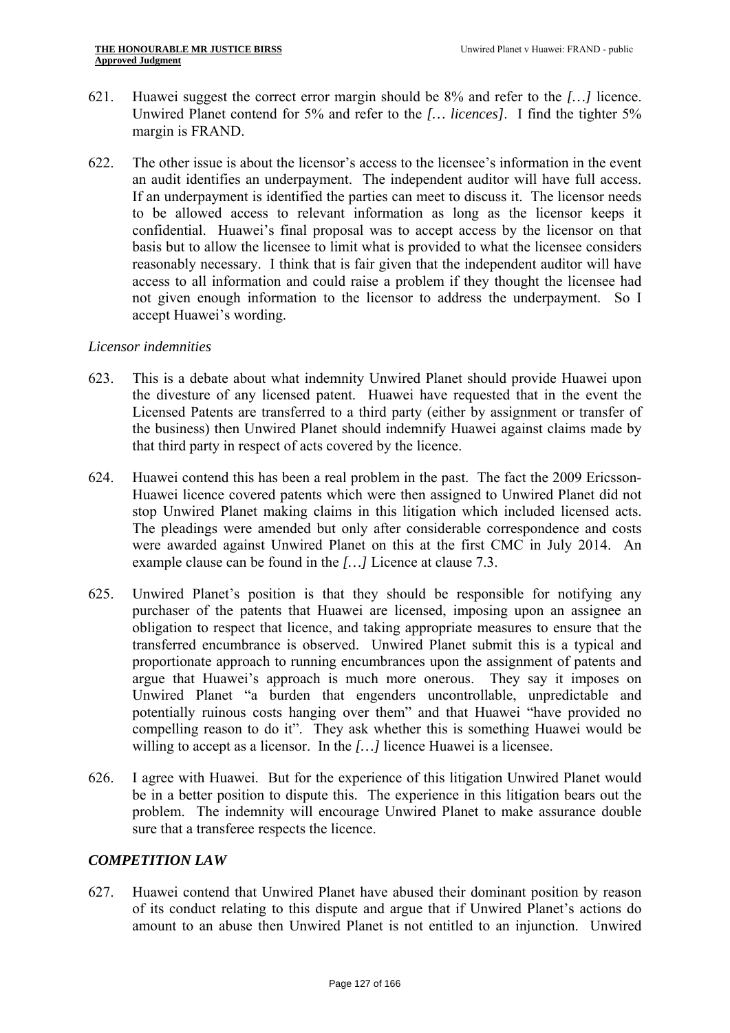621. Huawei suggest the correct error margin should be 8% and refer to the *[…]* licence. Unwired Planet contend for 5% and refer to the *[… licences]*. I find the tighter 5% margin is FRAND.

622. The other issue is about the licensor's access to the licensee's information in the event an audit identifies an underpayment. The independent auditor will have full access. If an underpayment is identified the parties can meet to discuss it. The licensor needs to be allowed access to relevant information as long as the licensor keeps it confidential. Huawei's final proposal was to accept access by the licensor on that basis but to allow the licensee to limit what is provided to what the licensee considers reasonably necessary. I think that is fair given that the independent auditor will have access to all information and could raise a problem if they thought the licensee had not given enough information to the licensor to address the underpayment. So I accept Huawei's wording.

*Licensor indemnities*

623. This is a debate about what indemnity Unwired Planet should provide Huawei upon the divesture of any licensed patent. Huawei have requested that in the event the Licensed Patents are transferred to a third party (either by assignment or transfer of the business) then Unwired Planet should indemnify Huawei against claims made by that third party in respect of acts covered by the licence.

624. Huawei contend this has been a real problem in the past. The fact the 2009 Ericsson-Huawei licence covered patents which were then assigned to Unwired Planet did not stop Unwired Planet making claims in this litigation which included licensed acts. The pleadings were amended but only after considerable correspondence and costs were awarded against Unwired Planet on this at the first CMC in July 2014. An example clause can be found in the *[…]* Licence at clause 7.3.

625. Unwired Planet's position is that they should be responsible for notifying any purchaser of the patents that Huawei are licensed, imposing upon an assignee an obligation to respect that licence, and taking appropriate measures to ensure that the transferred encumbrance is observed. Unwired Planet submit this is a typical and proportionate approach to running encumbrances upon the assignment of patents and argue that Huawei's approach is much more onerous. They say it imposes on Unwired Planet "a burden that engenders uncontrollable, unpredictable and potentially ruinous costs hanging over them" and that Huawei "have provided no compelling reason to do it". They ask whether this is something Huawei would be willing to accept as a licensor. In the *[…]* licence Huawei is a licensee.

626. I agree with Huawei. But for the experience of this litigation Unwired Planet would be in a better position to dispute this. The experience in this litigation bears out the problem. The indemnity will encourage Unwired Planet to make assurance double sure that a transferee respects the licence.

### *COMPETITION LAW*

627. Huawei contend that Unwired Planet have abused their dominant position by reason of its conduct relating to this dispute and argue that if Unwired Planet's actions do amount to an abuse then Unwired Planet is not entitled to an injunction. Unwired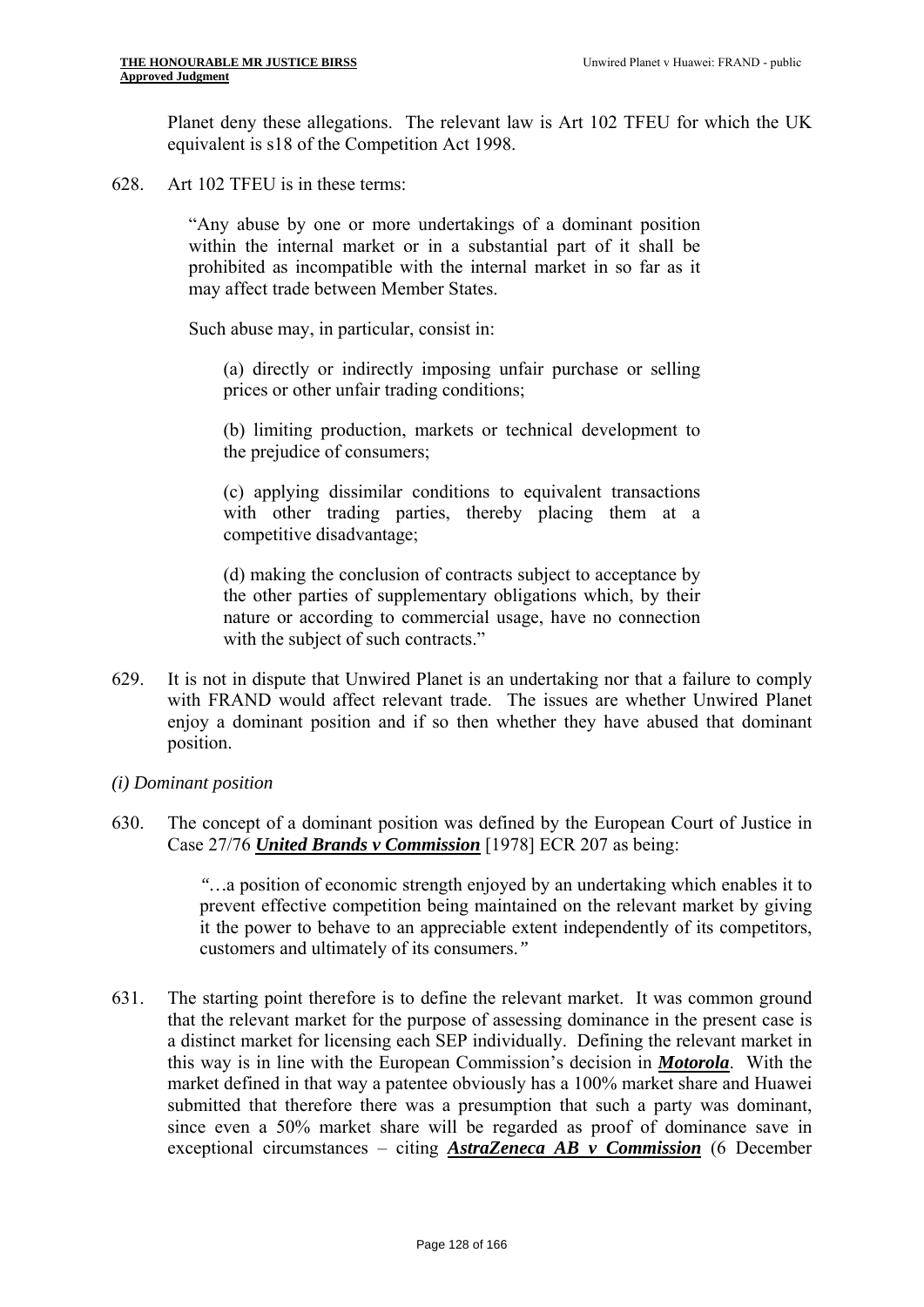Planet deny these allegations. The relevant law is Art 102 TFEU for which the UK equivalent is s18 of the Competition Act 1998.

628. Art 102 TFEU is in these terms:

> "Any abuse by one or more undertakings of a dominant position within the internal market or in a substantial part of it shall be prohibited as incompatible with the internal market in so far as it may affect trade between Member States.
>
> Such abuse may, in particular, consist in:
>
> > (a) directly or indirectly imposing unfair purchase or selling prices or other unfair trading conditions;
> >
> > (b) limiting production, markets or technical development to the prejudice of consumers;
> >
> > (c) applying dissimilar conditions to equivalent transactions with other trading parties, thereby placing them at a competitive disadvantage;
> >
> > (d) making the conclusion of contracts subject to acceptance by the other parties of supplementary obligations which, by their nature or according to commercial usage, have no connection with the subject of such contracts."

629. It is not in dispute that Unwired Planet is an undertaking nor that a failure to comply with FRAND would affect relevant trade. The issues are whether Unwired Planet enjoy a dominant position and if so then whether they have abused that dominant position.

*(i) Dominant position*

630. The concept of a dominant position was defined by the European Court of Justice in Case 27/76 ***United Brands v Commission*** [1978] ECR 207 as being:

> *"…a position of economic strength enjoyed by an undertaking which enables it to prevent effective competition being maintained on the relevant market by giving it the power to behave to an appreciable extent independently of its competitors, customers and ultimately of its consumers."*

631. The starting point therefore is to define the relevant market. It was common ground that the relevant market for the purpose of assessing dominance in the present case is a distinct market for licensing each SEP individually. Defining the relevant market in this way is in line with the European Commission's decision in ***Motorola***. With the market defined in that way a patentee obviously has a 100% market share and Huawei submitted that therefore there was a presumption that such a party was dominant, since even a 50% market share will be regarded as proof of dominance save in exceptional circumstances – citing ***AstraZeneca AB v Commission*** (6 December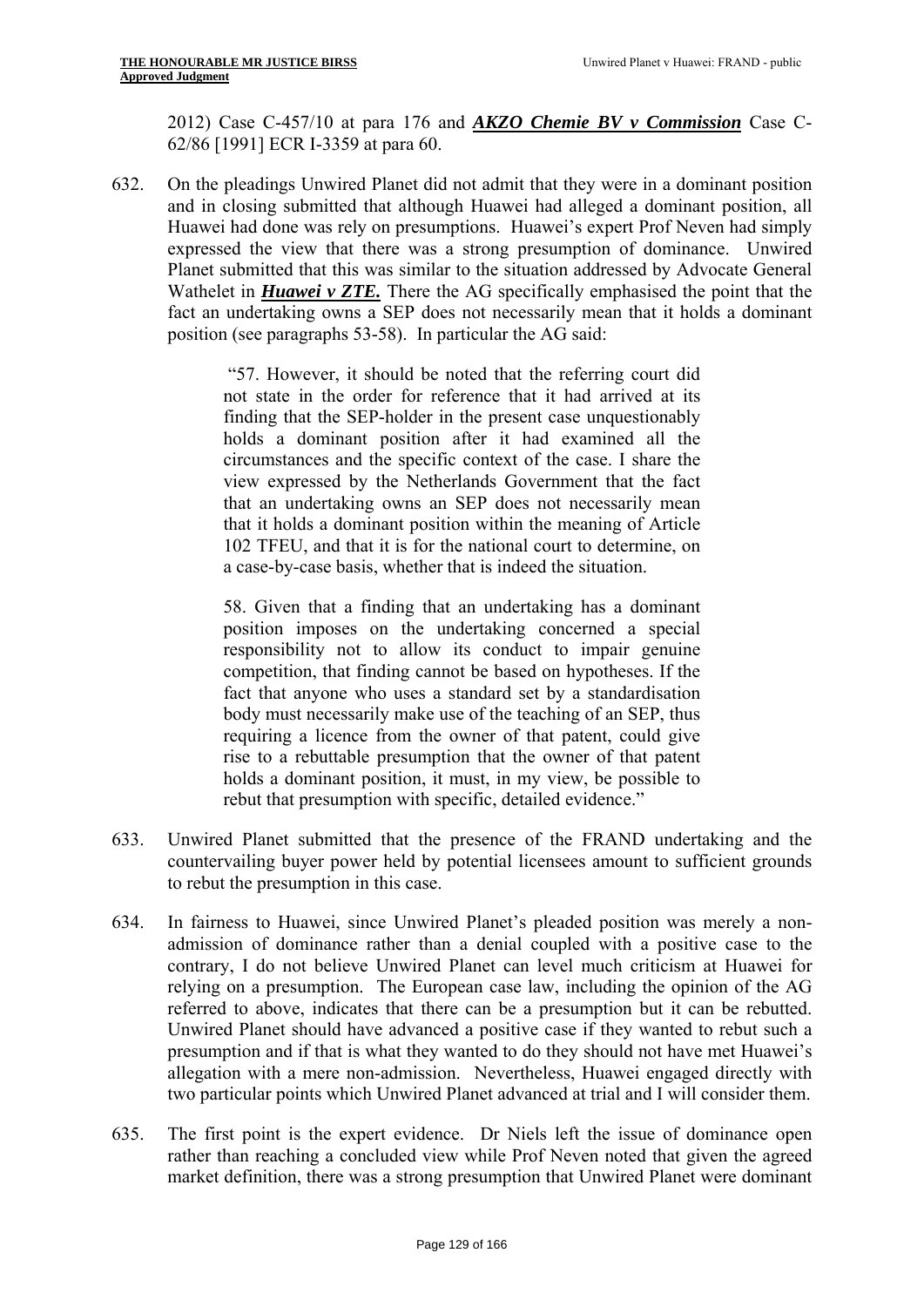2012) Case C-457/10 at para 176 and ***AKZO Chemie BV v Commission*** Case C-62/86 [1991] ECR I-3359 at para 60.

632. On the pleadings Unwired Planet did not admit that they were in a dominant position and in closing submitted that although Huawei had alleged a dominant position, all Huawei had done was rely on presumptions. Huawei's expert Prof Neven had simply expressed the view that there was a strong presumption of dominance. Unwired Planet submitted that this was similar to the situation addressed by Advocate General Wathelet in ***Huawei v ZTE.*** There the AG specifically emphasised the point that the fact an undertaking owns a SEP does not necessarily mean that it holds a dominant position (see paragraphs 53-58). In particular the AG said:

> "57. However, it should be noted that the referring court did not state in the order for reference that it had arrived at its finding that the SEP-holder in the present case unquestionably holds a dominant position after it had examined all the circumstances and the specific context of the case. I share the view expressed by the Netherlands Government that the fact that an undertaking owns an SEP does not necessarily mean that it holds a dominant position within the meaning of Article 102 TFEU, and that it is for the national court to determine, on a case-by-case basis, whether that is indeed the situation.
>
> 58. Given that a finding that an undertaking has a dominant position imposes on the undertaking concerned a special responsibility not to allow its conduct to impair genuine competition, that finding cannot be based on hypotheses. If the fact that anyone who uses a standard set by a standardisation body must necessarily make use of the teaching of an SEP, thus requiring a licence from the owner of that patent, could give rise to a rebuttable presumption that the owner of that patent holds a dominant position, it must, in my view, be possible to rebut that presumption with specific, detailed evidence."

633. Unwired Planet submitted that the presence of the FRAND undertaking and the countervailing buyer power held by potential licensees amount to sufficient grounds to rebut the presumption in this case.

634. In fairness to Huawei, since Unwired Planet's pleaded position was merely a non-admission of dominance rather than a denial coupled with a positive case to the contrary, I do not believe Unwired Planet can level much criticism at Huawei for relying on a presumption. The European case law, including the opinion of the AG referred to above, indicates that there can be a presumption but it can be rebutted. Unwired Planet should have advanced a positive case if they wanted to rebut such a presumption and if that is what they wanted to do they should not have met Huawei's allegation with a mere non-admission. Nevertheless, Huawei engaged directly with two particular points which Unwired Planet advanced at trial and I will consider them.

635. The first point is the expert evidence. Dr Niels left the issue of dominance open rather than reaching a concluded view while Prof Neven noted that given the agreed market definition, there was a strong presumption that Unwired Planet were dominant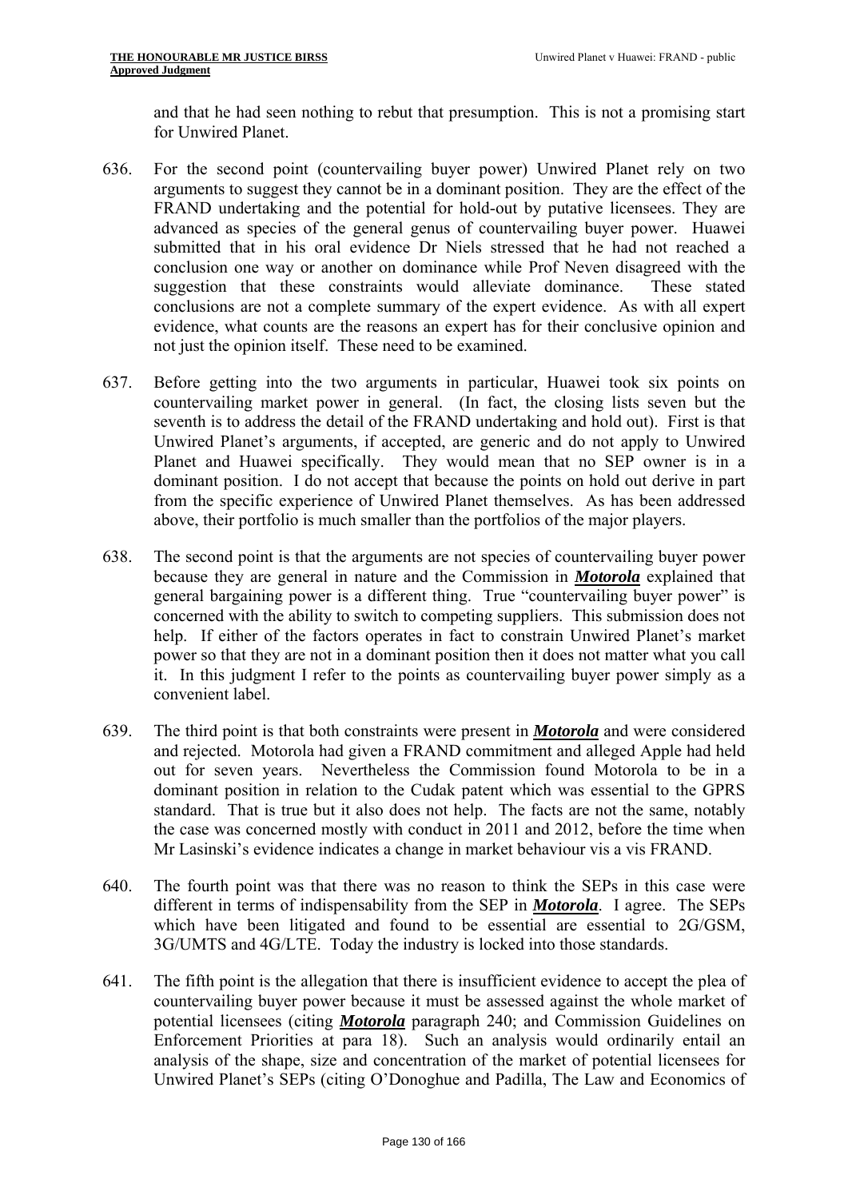and that he had seen nothing to rebut that presumption. This is not a promising start for Unwired Planet.

636. For the second point (countervailing buyer power) Unwired Planet rely on two arguments to suggest they cannot be in a dominant position. They are the effect of the FRAND undertaking and the potential for hold-out by putative licensees. They are advanced as species of the general genus of countervailing buyer power. Huawei submitted that in his oral evidence Dr Niels stressed that he had not reached a conclusion one way or another on dominance while Prof Neven disagreed with the suggestion that these constraints would alleviate dominance. These stated conclusions are not a complete summary of the expert evidence. As with all expert evidence, what counts are the reasons an expert has for their conclusive opinion and not just the opinion itself. These need to be examined.

637. Before getting into the two arguments in particular, Huawei took six points on countervailing market power in general. (In fact, the closing lists seven but the seventh is to address the detail of the FRAND undertaking and hold out). First is that Unwired Planet's arguments, if accepted, are generic and do not apply to Unwired Planet and Huawei specifically. They would mean that no SEP owner is in a dominant position. I do not accept that because the points on hold out derive in part from the specific experience of Unwired Planet themselves. As has been addressed above, their portfolio is much smaller than the portfolios of the major players.

638. The second point is that the arguments are not species of countervailing buyer power because they are general in nature and the Commission in ***Motorola*** explained that general bargaining power is a different thing. True "countervailing buyer power" is concerned with the ability to switch to competing suppliers. This submission does not help. If either of the factors operates in fact to constrain Unwired Planet's market power so that they are not in a dominant position then it does not matter what you call it. In this judgment I refer to the points as countervailing buyer power simply as a convenient label.

639. The third point is that both constraints were present in ***Motorola*** and were considered and rejected. Motorola had given a FRAND commitment and alleged Apple had held out for seven years. Nevertheless the Commission found Motorola to be in a dominant position in relation to the Cudak patent which was essential to the GPRS standard. That is true but it also does not help. The facts are not the same, notably the case was concerned mostly with conduct in 2011 and 2012, before the time when Mr Lasinski's evidence indicates a change in market behaviour vis a vis FRAND.

640. The fourth point was that there was no reason to think the SEPs in this case were different in terms of indispensability from the SEP in ***Motorola***. I agree. The SEPs which have been litigated and found to be essential are essential to 2G/GSM, 3G/UMTS and 4G/LTE. Today the industry is locked into those standards.

641. The fifth point is the allegation that there is insufficient evidence to accept the plea of countervailing buyer power because it must be assessed against the whole market of potential licensees (citing ***Motorola*** paragraph 240; and Commission Guidelines on Enforcement Priorities at para 18). Such an analysis would ordinarily entail an analysis of the shape, size and concentration of the market of potential licensees for Unwired Planet's SEPs (citing O'Donoghue and Padilla, The Law and Economics of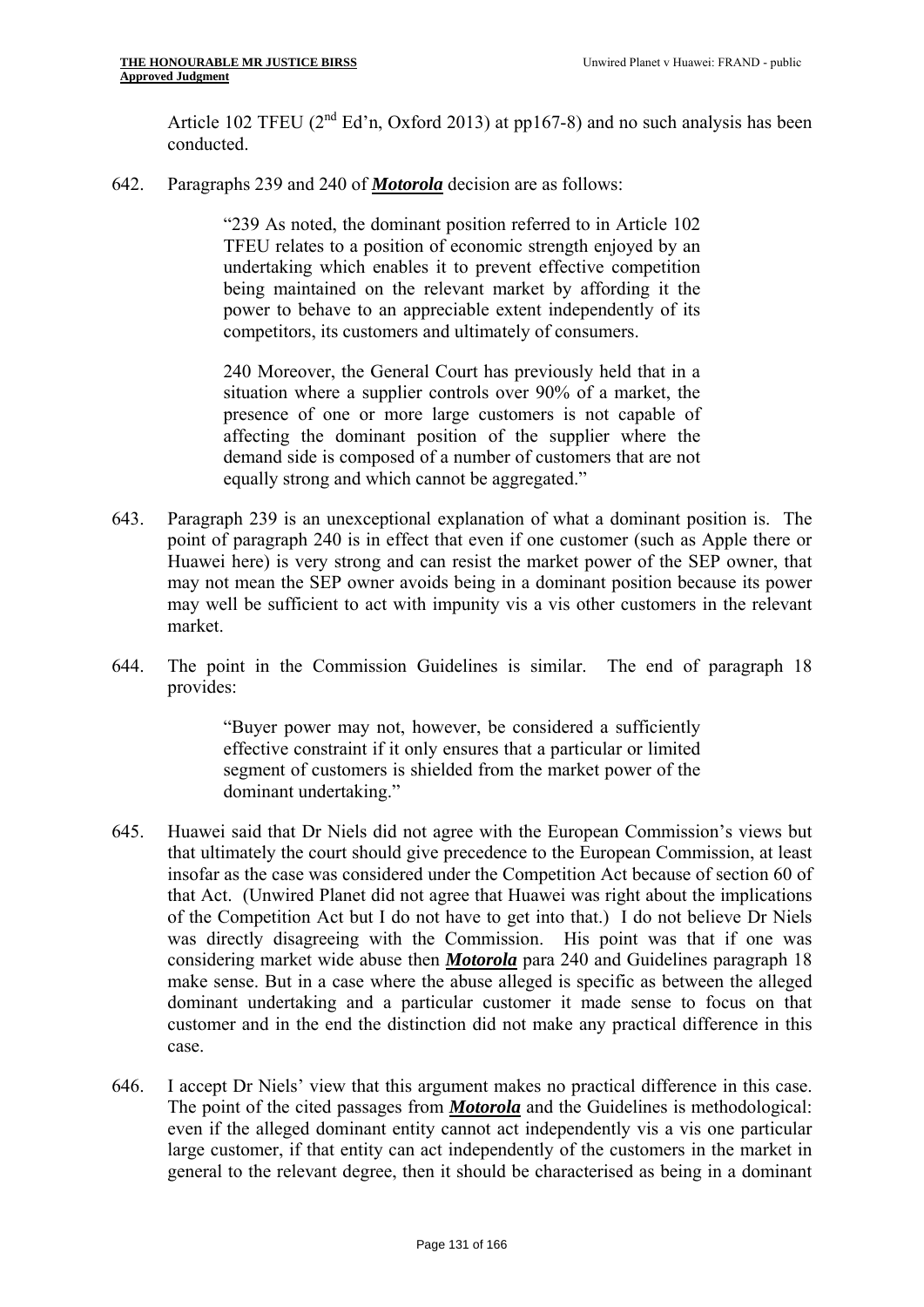Article 102 TFEU (2nd Ed'n, Oxford 2013) at pp167-8) and no such analysis has been conducted.

642. Paragraphs 239 and 240 of ***Motorola*** decision are as follows:

> "239 As noted, the dominant position referred to in Article 102 TFEU relates to a position of economic strength enjoyed by an undertaking which enables it to prevent effective competition being maintained on the relevant market by affording it the power to behave to an appreciable extent independently of its competitors, its customers and ultimately of consumers.
>
> 240 Moreover, the General Court has previously held that in a situation where a supplier controls over 90% of a market, the presence of one or more large customers is not capable of affecting the dominant position of the supplier where the demand side is composed of a number of customers that are not equally strong and which cannot be aggregated."

643. Paragraph 239 is an unexceptional explanation of what a dominant position is. The point of paragraph 240 is in effect that even if one customer (such as Apple there or Huawei here) is very strong and can resist the market power of the SEP owner, that may not mean the SEP owner avoids being in a dominant position because its power may well be sufficient to act with impunity vis a vis other customers in the relevant market.

644. The point in the Commission Guidelines is similar. The end of paragraph 18 provides:

> "Buyer power may not, however, be considered a sufficiently effective constraint if it only ensures that a particular or limited segment of customers is shielded from the market power of the dominant undertaking."

645. Huawei said that Dr Niels did not agree with the European Commission's views but that ultimately the court should give precedence to the European Commission, at least insofar as the case was considered under the Competition Act because of section 60 of that Act. (Unwired Planet did not agree that Huawei was right about the implications of the Competition Act but I do not have to get into that.) I do not believe Dr Niels was directly disagreeing with the Commission. His point was that if one was considering market wide abuse then ***Motorola*** para 240 and Guidelines paragraph 18 make sense. But in a case where the abuse alleged is specific as between the alleged dominant undertaking and a particular customer it made sense to focus on that customer and in the end the distinction did not make any practical difference in this case.

646. I accept Dr Niels' view that this argument makes no practical difference in this case. The point of the cited passages from ***Motorola*** and the Guidelines is methodological: even if the alleged dominant entity cannot act independently vis a vis one particular large customer, if that entity can act independently of the customers in the market in general to the relevant degree, then it should be characterised as being in a dominant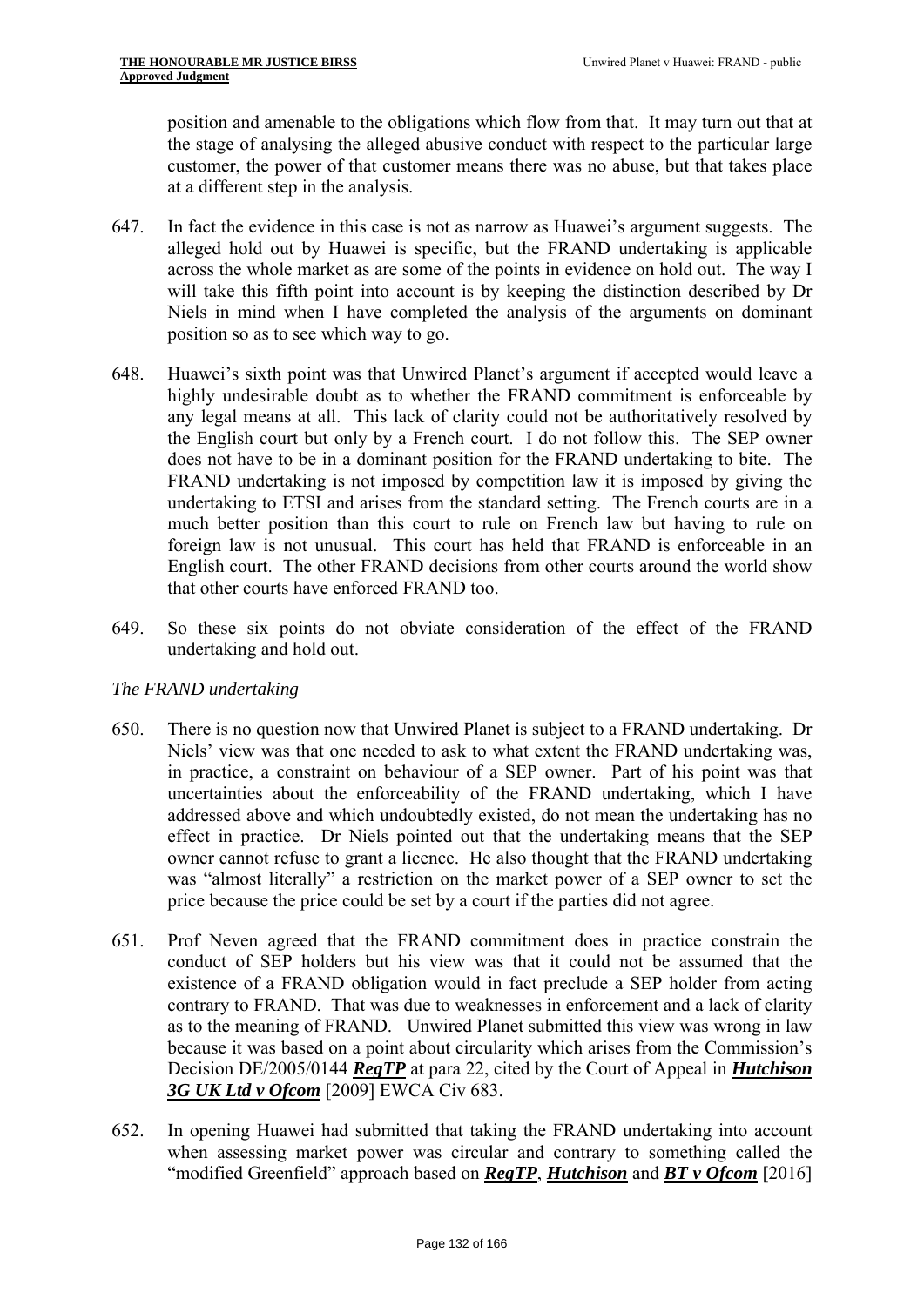position and amenable to the obligations which flow from that. It may turn out that at the stage of analysing the alleged abusive conduct with respect to the particular large customer, the power of that customer means there was no abuse, but that takes place at a different step in the analysis.

647. In fact the evidence in this case is not as narrow as Huawei's argument suggests. The alleged hold out by Huawei is specific, but the FRAND undertaking is applicable across the whole market as are some of the points in evidence on hold out. The way I will take this fifth point into account is by keeping the distinction described by Dr Niels in mind when I have completed the analysis of the arguments on dominant position so as to see which way to go.

648. Huawei's sixth point was that Unwired Planet's argument if accepted would leave a highly undesirable doubt as to whether the FRAND commitment is enforceable by any legal means at all. This lack of clarity could not be authoritatively resolved by the English court but only by a French court. I do not follow this. The SEP owner does not have to be in a dominant position for the FRAND undertaking to bite. The FRAND undertaking is not imposed by competition law it is imposed by giving the undertaking to ETSI and arises from the standard setting. The French courts are in a much better position than this court to rule on French law but having to rule on foreign law is not unusual. This court has held that FRAND is enforceable in an English court. The other FRAND decisions from other courts around the world show that other courts have enforced FRAND too.

649. So these six points do not obviate consideration of the effect of the FRAND undertaking and hold out.

*The FRAND undertaking*

650. There is no question now that Unwired Planet is subject to a FRAND undertaking. Dr Niels' view was that one needed to ask to what extent the FRAND undertaking was, in practice, a constraint on behaviour of a SEP owner. Part of his point was that uncertainties about the enforceability of the FRAND undertaking, which I have addressed above and which undoubtedly existed, do not mean the undertaking has no effect in practice. Dr Niels pointed out that the undertaking means that the SEP owner cannot refuse to grant a licence. He also thought that the FRAND undertaking was "almost literally" a restriction on the market power of a SEP owner to set the price because the price could be set by a court if the parties did not agree.

651. Prof Neven agreed that the FRAND commitment does in practice constrain the conduct of SEP holders but his view was that it could not be assumed that the existence of a FRAND obligation would in fact preclude a SEP holder from acting contrary to FRAND. That was due to weaknesses in enforcement and a lack of clarity as to the meaning of FRAND. Unwired Planet submitted this view was wrong in law because it was based on a point about circularity which arises from the Commission's Decision DE/2005/0144 ***RegTP*** at para 22, cited by the Court of Appeal in ***Hutchison 3G UK Ltd v Ofcom*** [2009] EWCA Civ 683.

652. In opening Huawei had submitted that taking the FRAND undertaking into account when assessing market power was circular and contrary to something called the "modified Greenfield" approach based on ***RegTP***, ***Hutchison*** and ***BT v Ofcom*** [2016]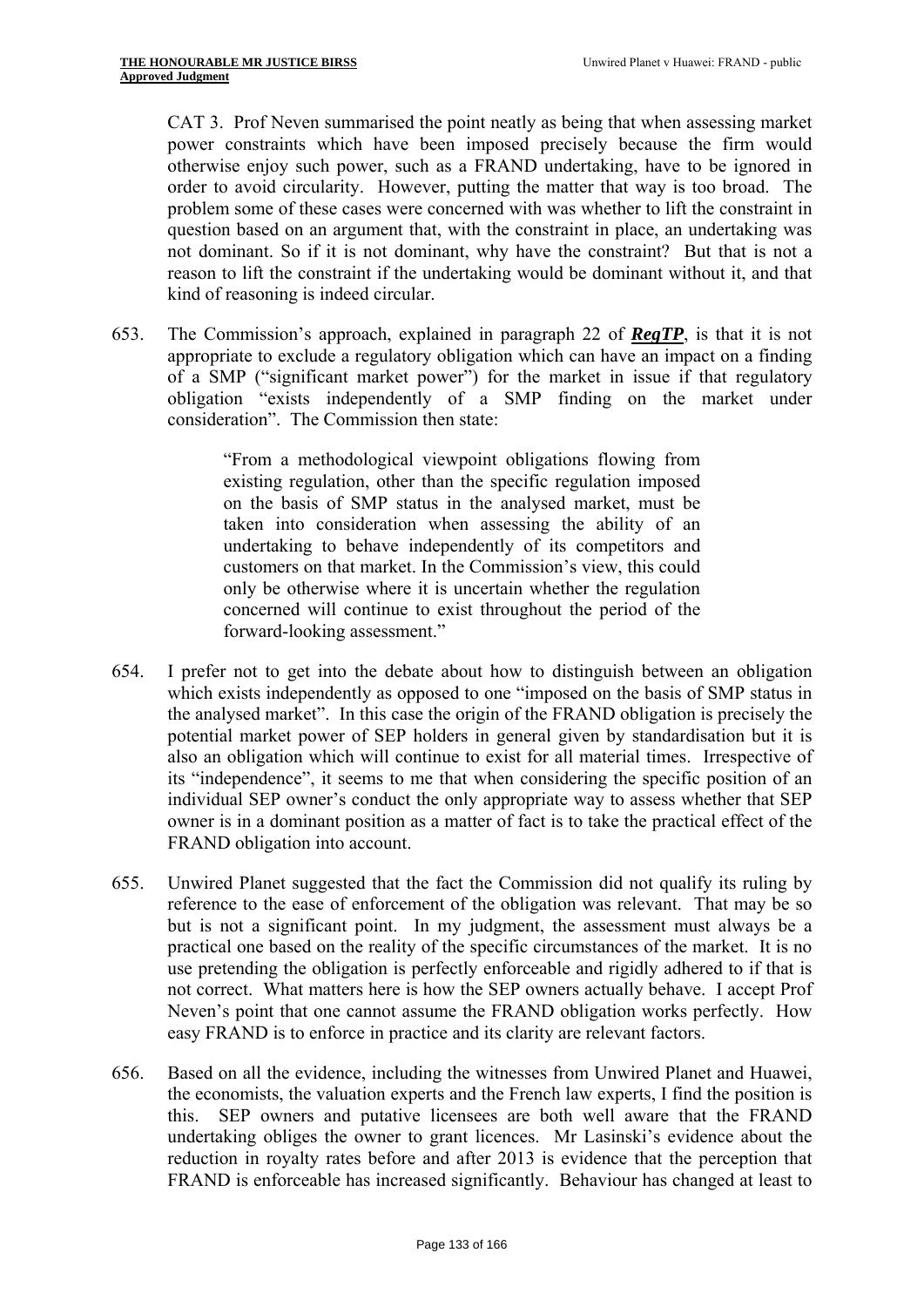CAT 3. Prof Neven summarised the point neatly as being that when assessing market power constraints which have been imposed precisely because the firm would otherwise enjoy such power, such as a FRAND undertaking, have to be ignored in order to avoid circularity. However, putting the matter that way is too broad. The problem some of these cases were concerned with was whether to lift the constraint in question based on an argument that, with the constraint in place, an undertaking was not dominant. So if it is not dominant, why have the constraint? But that is not a reason to lift the constraint if the undertaking would be dominant without it, and that kind of reasoning is indeed circular.

653. The Commission's approach, explained in paragraph 22 of ***RegTP***, is that it is not appropriate to exclude a regulatory obligation which can have an impact on a finding of a SMP ("significant market power") for the market in issue if that regulatory obligation "exists independently of a SMP finding on the market under consideration". The Commission then state:

> "From a methodological viewpoint obligations flowing from existing regulation, other than the specific regulation imposed on the basis of SMP status in the analysed market, must be taken into consideration when assessing the ability of an undertaking to behave independently of its competitors and customers on that market. In the Commission's view, this could only be otherwise where it is uncertain whether the regulation concerned will continue to exist throughout the period of the forward-looking assessment."

654. I prefer not to get into the debate about how to distinguish between an obligation which exists independently as opposed to one "imposed on the basis of SMP status in the analysed market". In this case the origin of the FRAND obligation is precisely the potential market power of SEP holders in general given by standardisation but it is also an obligation which will continue to exist for all material times. Irrespective of its "independence", it seems to me that when considering the specific position of an individual SEP owner's conduct the only appropriate way to assess whether that SEP owner is in a dominant position as a matter of fact is to take the practical effect of the FRAND obligation into account.

655. Unwired Planet suggested that the fact the Commission did not qualify its ruling by reference to the ease of enforcement of the obligation was relevant. That may be so but is not a significant point. In my judgment, the assessment must always be a practical one based on the reality of the specific circumstances of the market. It is no use pretending the obligation is perfectly enforceable and rigidly adhered to if that is not correct. What matters here is how the SEP owners actually behave. I accept Prof Neven's point that one cannot assume the FRAND obligation works perfectly. How easy FRAND is to enforce in practice and its clarity are relevant factors.

656. Based on all the evidence, including the witnesses from Unwired Planet and Huawei, the economists, the valuation experts and the French law experts, I find the position is this. SEP owners and putative licensees are both well aware that the FRAND undertaking obliges the owner to grant licences. Mr Lasinski's evidence about the reduction in royalty rates before and after 2013 is evidence that the perception that FRAND is enforceable has increased significantly. Behaviour has changed at least to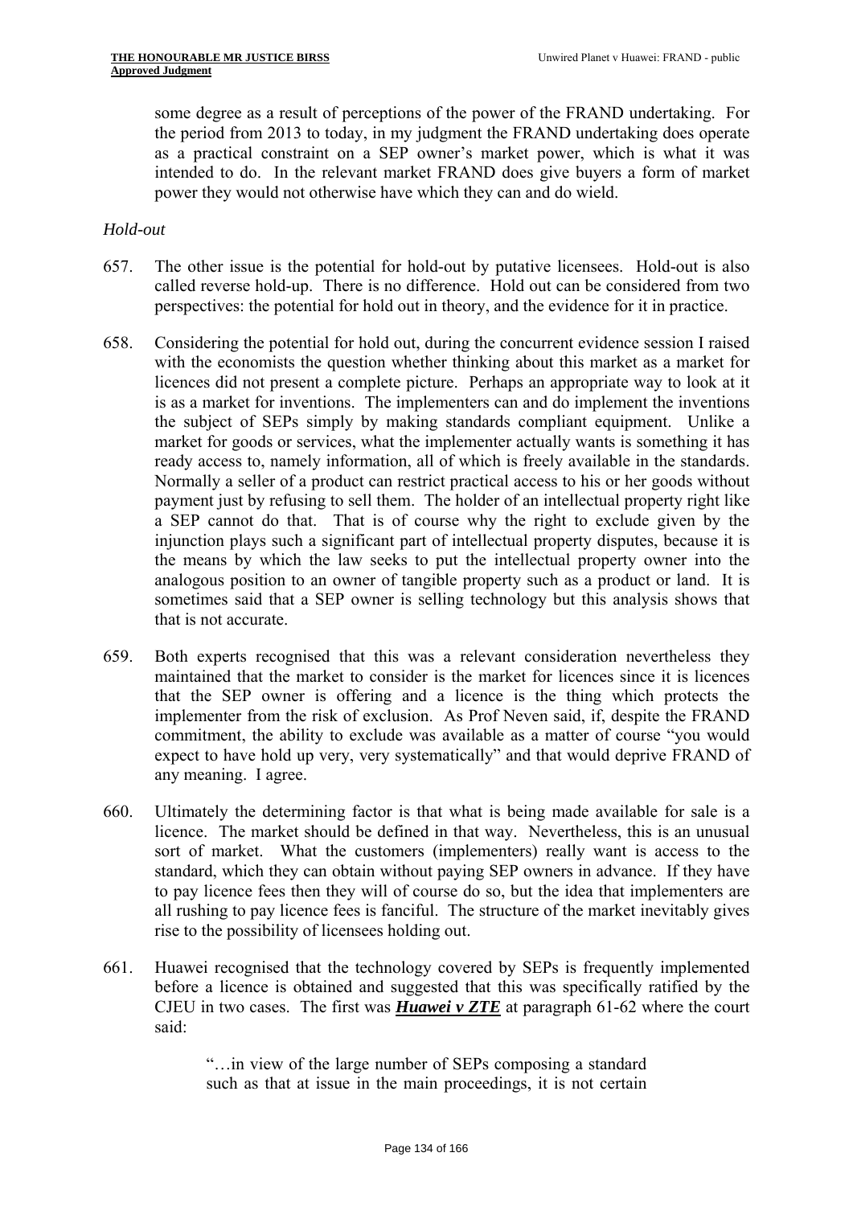some degree as a result of perceptions of the power of the FRAND undertaking. For the period from 2013 to today, in my judgment the FRAND undertaking does operate as a practical constraint on a SEP owner's market power, which is what it was intended to do. In the relevant market FRAND does give buyers a form of market power they would not otherwise have which they can and do wield.

*Hold-out*

657. The other issue is the potential for hold-out by putative licensees. Hold-out is also called reverse hold-up. There is no difference. Hold out can be considered from two perspectives: the potential for hold out in theory, and the evidence for it in practice.

658. Considering the potential for hold out, during the concurrent evidence session I raised with the economists the question whether thinking about this market as a market for licences did not present a complete picture. Perhaps an appropriate way to look at it is as a market for inventions. The implementers can and do implement the inventions the subject of SEPs simply by making standards compliant equipment. Unlike a market for goods or services, what the implementer actually wants is something it has ready access to, namely information, all of which is freely available in the standards. Normally a seller of a product can restrict practical access to his or her goods without payment just by refusing to sell them. The holder of an intellectual property right like a SEP cannot do that. That is of course why the right to exclude given by the injunction plays such a significant part of intellectual property disputes, because it is the means by which the law seeks to put the intellectual property owner into the analogous position to an owner of tangible property such as a product or land. It is sometimes said that a SEP owner is selling technology but this analysis shows that that is not accurate.

659. Both experts recognised that this was a relevant consideration nevertheless they maintained that the market to consider is the market for licences since it is licences that the SEP owner is offering and a licence is the thing which protects the implementer from the risk of exclusion. As Prof Neven said, if, despite the FRAND commitment, the ability to exclude was available as a matter of course "you would expect to have hold up very, very systematically" and that would deprive FRAND of any meaning. I agree.

660. Ultimately the determining factor is that what is being made available for sale is a licence. The market should be defined in that way. Nevertheless, this is an unusual sort of market. What the customers (implementers) really want is access to the standard, which they can obtain without paying SEP owners in advance. If they have to pay licence fees then they will of course do so, but the idea that implementers are all rushing to pay licence fees is fanciful. The structure of the market inevitably gives rise to the possibility of licensees holding out.

661. Huawei recognised that the technology covered by SEPs is frequently implemented before a licence is obtained and suggested that this was specifically ratified by the CJEU in two cases. The first was ***Huawei v ZTE*** at paragraph 61-62 where the court said:

> "…in view of the large number of SEPs composing a standard such as that at issue in the main proceedings, it is not certain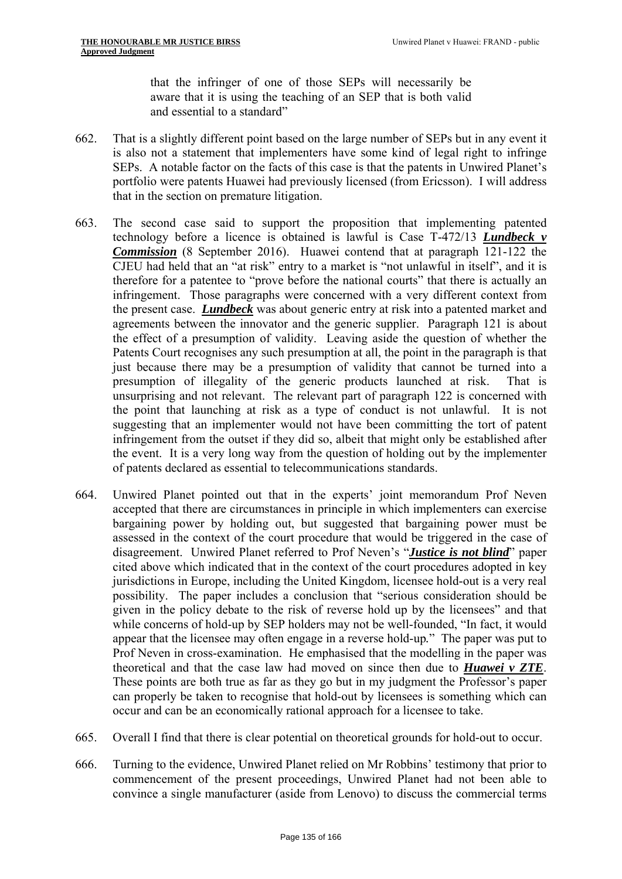> that the infringer of one of those SEPs will necessarily be aware that it is using the teaching of an SEP that is both valid and essential to a standard"

662. That is a slightly different point based on the large number of SEPs but in any event it is also not a statement that implementers have some kind of legal right to infringe SEPs. A notable factor on the facts of this case is that the patents in Unwired Planet's portfolio were patents Huawei had previously licensed (from Ericsson). I will address that in the section on premature litigation.

663. The second case said to support the proposition that implementing patented technology before a licence is obtained is lawful is Case T-472/13 ***Lundbeck v Commission*** (8 September 2016). Huawei contend that at paragraph 121-122 the CJEU had held that an "at risk" entry to a market is "not unlawful in itself", and it is therefore for a patentee to "prove before the national courts" that there is actually an infringement. Those paragraphs were concerned with a very different context from the present case. ***Lundbeck*** was about generic entry at risk into a patented market and agreements between the innovator and the generic supplier. Paragraph 121 is about the effect of a presumption of validity. Leaving aside the question of whether the Patents Court recognises any such presumption at all, the point in the paragraph is that just because there may be a presumption of validity that cannot be turned into a presumption of illegality of the generic products launched at risk. That is unsurprising and not relevant. The relevant part of paragraph 122 is concerned with the point that launching at risk as a type of conduct is not unlawful. It is not suggesting that an implementer would not have been committing the tort of patent infringement from the outset if they did so, albeit that might only be established after the event. It is a very long way from the question of holding out by the implementer of patents declared as essential to telecommunications standards.

664. Unwired Planet pointed out that in the experts' joint memorandum Prof Neven accepted that there are circumstances in principle in which implementers can exercise bargaining power by holding out, but suggested that bargaining power must be assessed in the context of the court procedure that would be triggered in the case of disagreement. Unwired Planet referred to Prof Neven's "***Justice is not blind***" paper cited above which indicated that in the context of the court procedures adopted in key jurisdictions in Europe, including the United Kingdom, licensee hold-out is a very real possibility. The paper includes a conclusion that "serious consideration should be given in the policy debate to the risk of reverse hold up by the licensees" and that while concerns of hold-up by SEP holders may not be well-founded, "In fact, it would appear that the licensee may often engage in a reverse hold-up." The paper was put to Prof Neven in cross-examination. He emphasised that the modelling in the paper was theoretical and that the case law had moved on since then due to ***Huawei v ZTE***. These points are both true as far as they go but in my judgment the Professor's paper can properly be taken to recognise that hold-out by licensees is something which can occur and can be an economically rational approach for a licensee to take.

665. Overall I find that there is clear potential on theoretical grounds for hold-out to occur.

666. Turning to the evidence, Unwired Planet relied on Mr Robbins' testimony that prior to commencement of the present proceedings, Unwired Planet had not been able to convince a single manufacturer (aside from Lenovo) to discuss the commercial terms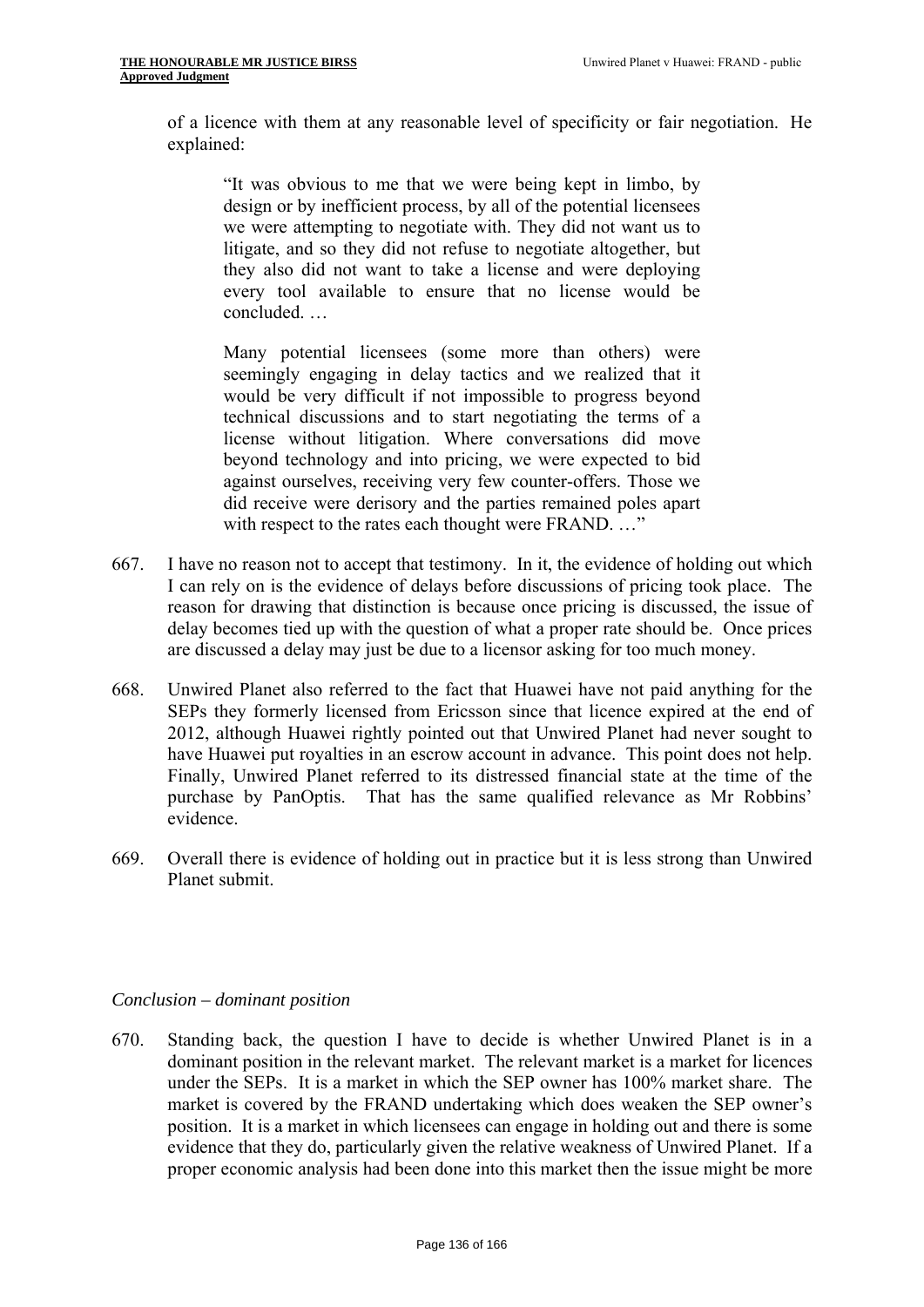of a licence with them at any reasonable level of specificity or fair negotiation. He explained:

> "It was obvious to me that we were being kept in limbo, by design or by inefficient process, by all of the potential licensees we were attempting to negotiate with. They did not want us to litigate, and so they did not refuse to negotiate altogether, but they also did not want to take a license and were deploying every tool available to ensure that no license would be concluded. …
>
> Many potential licensees (some more than others) were seemingly engaging in delay tactics and we realized that it would be very difficult if not impossible to progress beyond technical discussions and to start negotiating the terms of a license without litigation. Where conversations did move beyond technology and into pricing, we were expected to bid against ourselves, receiving very few counter-offers. Those we did receive were derisory and the parties remained poles apart with respect to the rates each thought were FRAND. …"

667. I have no reason not to accept that testimony. In it, the evidence of holding out which I can rely on is the evidence of delays before discussions of pricing took place. The reason for drawing that distinction is because once pricing is discussed, the issue of delay becomes tied up with the question of what a proper rate should be. Once prices are discussed a delay may just be due to a licensor asking for too much money.

668. Unwired Planet also referred to the fact that Huawei have not paid anything for the SEPs they formerly licensed from Ericsson since that licence expired at the end of 2012, although Huawei rightly pointed out that Unwired Planet had never sought to have Huawei put royalties in an escrow account in advance. This point does not help. Finally, Unwired Planet referred to its distressed financial state at the time of the purchase by PanOptis. That has the same qualified relevance as Mr Robbins' evidence.

669. Overall there is evidence of holding out in practice but it is less strong than Unwired Planet submit.

*Conclusion – dominant position*

670. Standing back, the question I have to decide is whether Unwired Planet is in a dominant position in the relevant market. The relevant market is a market for licences under the SEPs. It is a market in which the SEP owner has 100% market share. The market is covered by the FRAND undertaking which does weaken the SEP owner's position. It is a market in which licensees can engage in holding out and there is some evidence that they do, particularly given the relative weakness of Unwired Planet. If a proper economic analysis had been done into this market then the issue might be more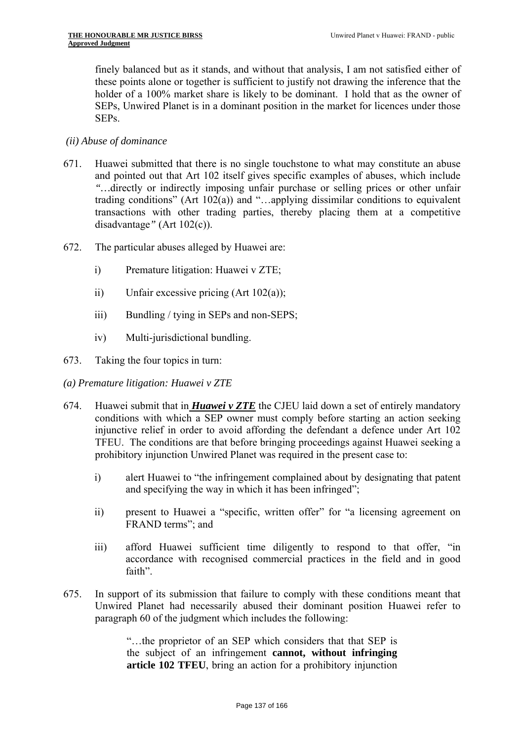finely balanced but as it stands, and without that analysis, I am not satisfied either of these points alone or together is sufficient to justify not drawing the inference that the holder of a 100% market share is likely to be dominant. I hold that as the owner of SEPs, Unwired Planet is in a dominant position in the market for licences under those SEPs.

*(ii) Abuse of dominance*

671. Huawei submitted that there is no single touchstone to what may constitute an abuse and pointed out that Art 102 itself gives specific examples of abuses, which include *"*…directly or indirectly imposing unfair purchase or selling prices or other unfair trading conditions" (Art 102(a)) and "…applying dissimilar conditions to equivalent transactions with other trading parties, thereby placing them at a competitive disadvantage*"* (Art 102(c)).

672. The particular abuses alleged by Huawei are:

   i) Premature litigation: Huawei v ZTE;

   ii) Unfair excessive pricing (Art 102(a));

   iii) Bundling / tying in SEPs and non-SEPS;

   iv) Multi-jurisdictional bundling.

673. Taking the four topics in turn:

*(a) Premature litigation: Huawei v ZTE*

674. Huawei submit that in ***Huawei v ZTE*** the CJEU laid down a set of entirely mandatory conditions with which a SEP owner must comply before starting an action seeking injunctive relief in order to avoid affording the defendant a defence under Art 102 TFEU. The conditions are that before bringing proceedings against Huawei seeking a prohibitory injunction Unwired Planet was required in the present case to:

   i) alert Huawei to "the infringement complained about by designating that patent and specifying the way in which it has been infringed";

   ii) present to Huawei a "specific, written offer" for "a licensing agreement on FRAND terms"; and

   iii) afford Huawei sufficient time diligently to respond to that offer, "in accordance with recognised commercial practices in the field and in good faith".

675. In support of its submission that failure to comply with these conditions meant that Unwired Planet had necessarily abused their dominant position Huawei refer to paragraph 60 of the judgment which includes the following:

> "…the proprietor of an SEP which considers that that SEP is the subject of an infringement **cannot, without infringing article 102 TFEU**, bring an action for a prohibitory injunction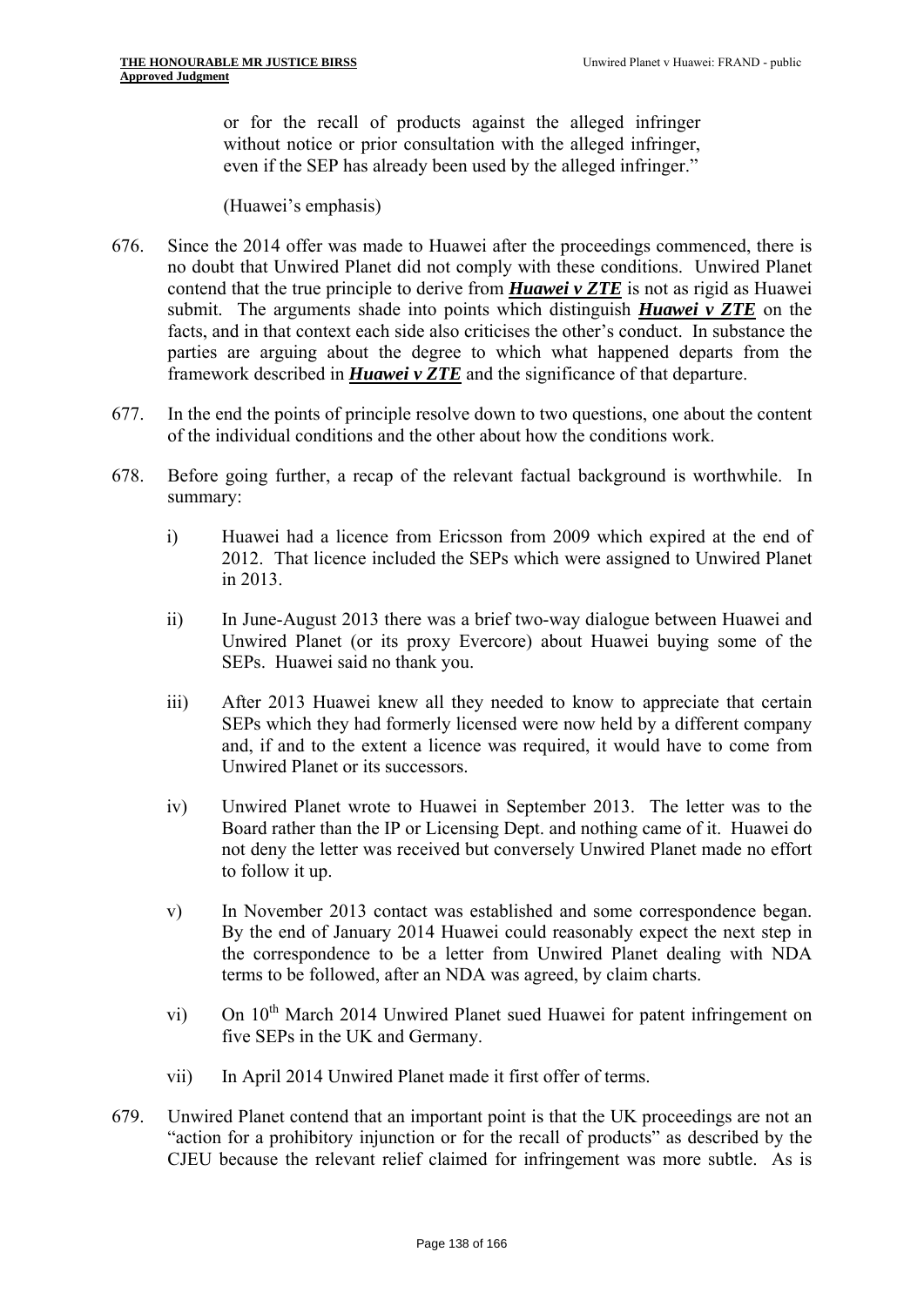or for the recall of products against the alleged infringer without notice or prior consultation with the alleged infringer, even if the SEP has already been used by the alleged infringer."

(Huawei's emphasis)

676. Since the 2014 offer was made to Huawei after the proceedings commenced, there is no doubt that Unwired Planet did not comply with these conditions. Unwired Planet contend that the true principle to derive from ***Huawei v ZTE*** is not as rigid as Huawei submit. The arguments shade into points which distinguish ***Huawei v ZTE*** on the facts, and in that context each side also criticises the other's conduct. In substance the parties are arguing about the degree to which what happened departs from the framework described in ***Huawei v ZTE*** and the significance of that departure.

677. In the end the points of principle resolve down to two questions, one about the content of the individual conditions and the other about how the conditions work.

678. Before going further, a recap of the relevant factual background is worthwhile. In summary:

i) Huawei had a licence from Ericsson from 2009 which expired at the end of 2012. That licence included the SEPs which were assigned to Unwired Planet in 2013.

ii) In June-August 2013 there was a brief two-way dialogue between Huawei and Unwired Planet (or its proxy Evercore) about Huawei buying some of the SEPs. Huawei said no thank you.

iii) After 2013 Huawei knew all they needed to know to appreciate that certain SEPs which they had formerly licensed were now held by a different company and, if and to the extent a licence was required, it would have to come from Unwired Planet or its successors.

iv) Unwired Planet wrote to Huawei in September 2013. The letter was to the Board rather than the IP or Licensing Dept. and nothing came of it. Huawei do not deny the letter was received but conversely Unwired Planet made no effort to follow it up.

v) In November 2013 contact was established and some correspondence began. By the end of January 2014 Huawei could reasonably expect the next step in the correspondence to be a letter from Unwired Planet dealing with NDA terms to be followed, after an NDA was agreed, by claim charts.

vi) On 10th March 2014 Unwired Planet sued Huawei for patent infringement on five SEPs in the UK and Germany.

vii) In April 2014 Unwired Planet made it first offer of terms.

679. Unwired Planet contend that an important point is that the UK proceedings are not an "action for a prohibitory injunction or for the recall of products" as described by the CJEU because the relevant relief claimed for infringement was more subtle. As is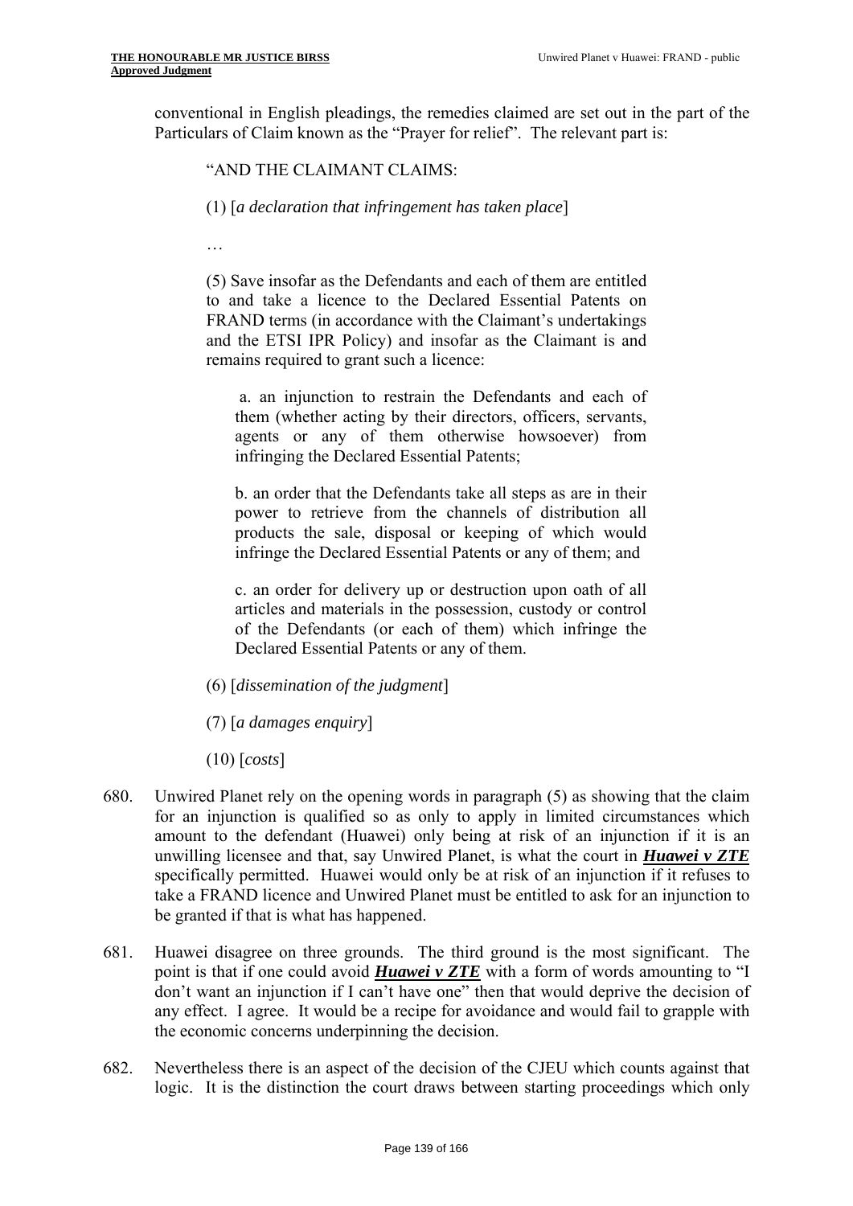conventional in English pleadings, the remedies claimed are set out in the part of the Particulars of Claim known as the "Prayer for relief". The relevant part is:

> "AND THE CLAIMANT CLAIMS:
>
> (1) [*a declaration that infringement has taken place*]
>
> …
>
> (5) Save insofar as the Defendants and each of them are entitled to and take a licence to the Declared Essential Patents on FRAND terms (in accordance with the Claimant's undertakings and the ETSI IPR Policy) and insofar as the Claimant is and remains required to grant such a licence:
>
> > a. an injunction to restrain the Defendants and each of them (whether acting by their directors, officers, servants, agents or any of them otherwise howsoever) from infringing the Declared Essential Patents;
> >
> > b. an order that the Defendants take all steps as are in their power to retrieve from the channels of distribution all products the sale, disposal or keeping of which would infringe the Declared Essential Patents or any of them; and
> >
> > c. an order for delivery up or destruction upon oath of all articles and materials in the possession, custody or control of the Defendants (or each of them) which infringe the Declared Essential Patents or any of them.
>
> (6) [*dissemination of the judgment*]
>
> (7) [*a damages enquiry*]
>
> (10) [*costs*]

680. Unwired Planet rely on the opening words in paragraph (5) as showing that the claim for an injunction is qualified so as only to apply in limited circumstances which amount to the defendant (Huawei) only being at risk of an injunction if it is an unwilling licensee and that, say Unwired Planet, is what the court in ***Huawei v ZTE*** specifically permitted. Huawei would only be at risk of an injunction if it refuses to take a FRAND licence and Unwired Planet must be entitled to ask for an injunction to be granted if that is what has happened.

681. Huawei disagree on three grounds. The third ground is the most significant. The point is that if one could avoid ***Huawei v ZTE*** with a form of words amounting to "I don't want an injunction if I can't have one" then that would deprive the decision of any effect. I agree. It would be a recipe for avoidance and would fail to grapple with the economic concerns underpinning the decision.

682. Nevertheless there is an aspect of the decision of the CJEU which counts against that logic. It is the distinction the court draws between starting proceedings which only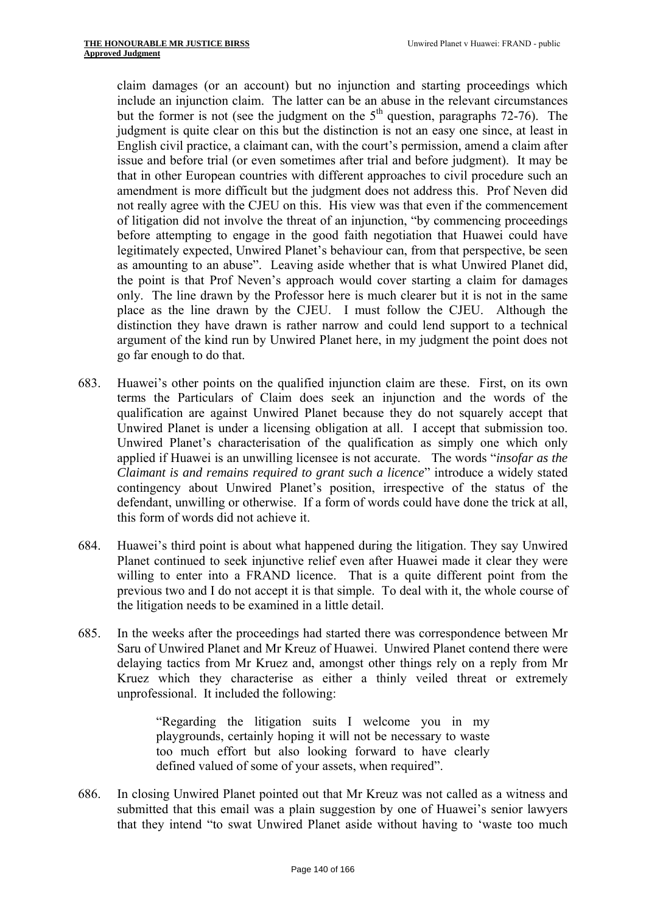claim damages (or an account) but no injunction and starting proceedings which include an injunction claim. The latter can be an abuse in the relevant circumstances but the former is not (see the judgment on the 5th question, paragraphs 72-76). The judgment is quite clear on this but the distinction is not an easy one since, at least in English civil practice, a claimant can, with the court's permission, amend a claim after issue and before trial (or even sometimes after trial and before judgment). It may be that in other European countries with different approaches to civil procedure such an amendment is more difficult but the judgment does not address this. Prof Neven did not really agree with the CJEU on this. His view was that even if the commencement of litigation did not involve the threat of an injunction, "by commencing proceedings before attempting to engage in the good faith negotiation that Huawei could have legitimately expected, Unwired Planet's behaviour can, from that perspective, be seen as amounting to an abuse". Leaving aside whether that is what Unwired Planet did, the point is that Prof Neven's approach would cover starting a claim for damages only. The line drawn by the Professor here is much clearer but it is not in the same place as the line drawn by the CJEU. I must follow the CJEU. Although the distinction they have drawn is rather narrow and could lend support to a technical argument of the kind run by Unwired Planet here, in my judgment the point does not go far enough to do that.

683. Huawei's other points on the qualified injunction claim are these. First, on its own terms the Particulars of Claim does seek an injunction and the words of the qualification are against Unwired Planet because they do not squarely accept that Unwired Planet is under a licensing obligation at all. I accept that submission too. Unwired Planet's characterisation of the qualification as simply one which only applied if Huawei is an unwilling licensee is not accurate. The words "*insofar as the Claimant is and remains required to grant such a licence*" introduce a widely stated contingency about Unwired Planet's position, irrespective of the status of the defendant, unwilling or otherwise. If a form of words could have done the trick at all, this form of words did not achieve it.

684. Huawei's third point is about what happened during the litigation. They say Unwired Planet continued to seek injunctive relief even after Huawei made it clear they were willing to enter into a FRAND licence. That is a quite different point from the previous two and I do not accept it is that simple. To deal with it, the whole course of the litigation needs to be examined in a little detail.

685. In the weeks after the proceedings had started there was correspondence between Mr Saru of Unwired Planet and Mr Kreuz of Huawei. Unwired Planet contend there were delaying tactics from Mr Kruez and, amongst other things rely on a reply from Mr Kruez which they characterise as either a thinly veiled threat or extremely unprofessional. It included the following:

> "Regarding the litigation suits I welcome you in my playgrounds, certainly hoping it will not be necessary to waste too much effort but also looking forward to have clearly defined valued of some of your assets, when required".

686. In closing Unwired Planet pointed out that Mr Kreuz was not called as a witness and submitted that this email was a plain suggestion by one of Huawei's senior lawyers that they intend "to swat Unwired Planet aside without having to 'waste too much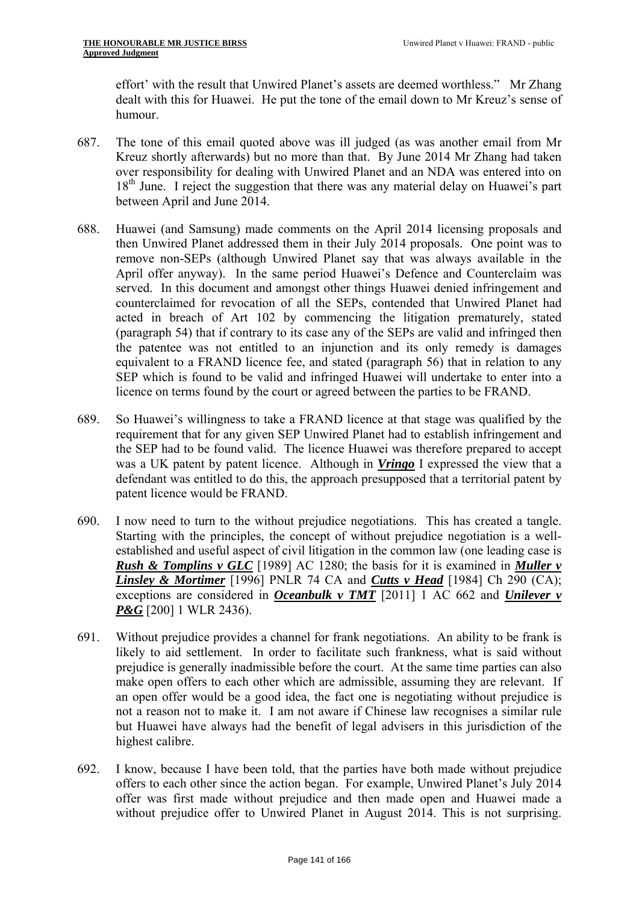effort' with the result that Unwired Planet's assets are deemed worthless." Mr Zhang dealt with this for Huawei. He put the tone of the email down to Mr Kreuz's sense of humour.

687. The tone of this email quoted above was ill judged (as was another email from Mr Kreuz shortly afterwards) but no more than that. By June 2014 Mr Zhang had taken over responsibility for dealing with Unwired Planet and an NDA was entered into on 18th June. I reject the suggestion that there was any material delay on Huawei's part between April and June 2014.

688. Huawei (and Samsung) made comments on the April 2014 licensing proposals and then Unwired Planet addressed them in their July 2014 proposals. One point was to remove non-SEPs (although Unwired Planet say that was always available in the April offer anyway). In the same period Huawei's Defence and Counterclaim was served. In this document and amongst other things Huawei denied infringement and counterclaimed for revocation of all the SEPs, contended that Unwired Planet had acted in breach of Art 102 by commencing the litigation prematurely, stated (paragraph 54) that if contrary to its case any of the SEPs are valid and infringed then the patentee was not entitled to an injunction and its only remedy is damages equivalent to a FRAND licence fee, and stated (paragraph 56) that in relation to any SEP which is found to be valid and infringed Huawei will undertake to enter into a licence on terms found by the court or agreed between the parties to be FRAND.

689. So Huawei's willingness to take a FRAND licence at that stage was qualified by the requirement that for any given SEP Unwired Planet had to establish infringement and the SEP had to be found valid. The licence Huawei was therefore prepared to accept was a UK patent by patent licence. Although in ***Vringo*** I expressed the view that a defendant was entitled to do this, the approach presupposed that a territorial patent by patent licence would be FRAND.

690. I now need to turn to the without prejudice negotiations. This has created a tangle. Starting with the principles, the concept of without prejudice negotiation is a well-established and useful aspect of civil litigation in the common law (one leading case is ***Rush & Tomplins v GLC*** [1989] AC 1280; the basis for it is examined in ***Muller v Linsley & Mortimer*** [1996] PNLR 74 CA and ***Cutts v Head*** [1984] Ch 290 (CA); exceptions are considered in ***Oceanbulk v TMT*** [2011] 1 AC 662 and ***Unilever v P&G*** [200] 1 WLR 2436).

691. Without prejudice provides a channel for frank negotiations. An ability to be frank is likely to aid settlement. In order to facilitate such frankness, what is said without prejudice is generally inadmissible before the court. At the same time parties can also make open offers to each other which are admissible, assuming they are relevant. If an open offer would be a good idea, the fact one is negotiating without prejudice is not a reason not to make it. I am not aware if Chinese law recognises a similar rule but Huawei have always had the benefit of legal advisers in this jurisdiction of the highest calibre.

692. I know, because I have been told, that the parties have both made without prejudice offers to each other since the action began. For example, Unwired Planet's July 2014 offer was first made without prejudice and then made open and Huawei made a without prejudice offer to Unwired Planet in August 2014. This is not surprising.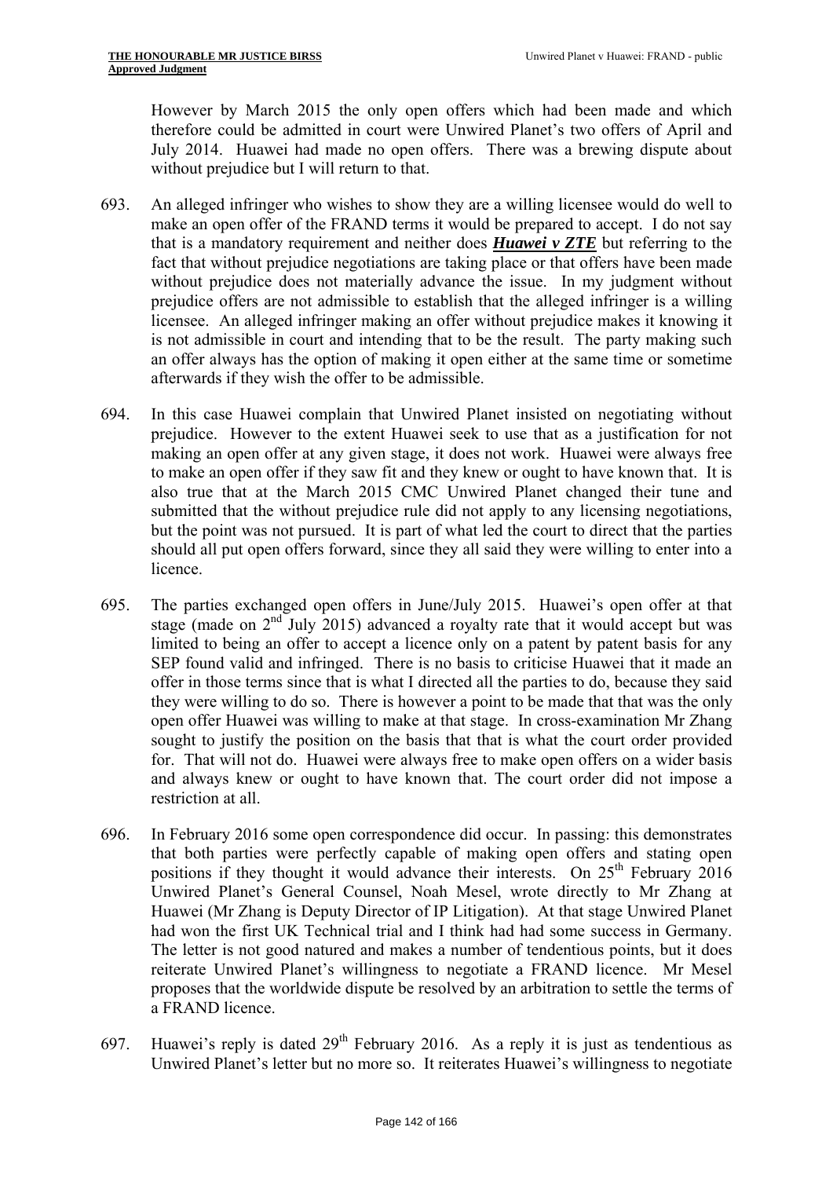However by March 2015 the only open offers which had been made and which therefore could be admitted in court were Unwired Planet's two offers of April and July 2014. Huawei had made no open offers. There was a brewing dispute about without prejudice but I will return to that.

693. An alleged infringer who wishes to show they are a willing licensee would do well to make an open offer of the FRAND terms it would be prepared to accept. I do not say that is a mandatory requirement and neither does ***Huawei v ZTE*** but referring to the fact that without prejudice negotiations are taking place or that offers have been made without prejudice does not materially advance the issue. In my judgment without prejudice offers are not admissible to establish that the alleged infringer is a willing licensee. An alleged infringer making an offer without prejudice makes it knowing it is not admissible in court and intending that to be the result. The party making such an offer always has the option of making it open either at the same time or sometime afterwards if they wish the offer to be admissible.

694. In this case Huawei complain that Unwired Planet insisted on negotiating without prejudice. However to the extent Huawei seek to use that as a justification for not making an open offer at any given stage, it does not work. Huawei were always free to make an open offer if they saw fit and they knew or ought to have known that. It is also true that at the March 2015 CMC Unwired Planet changed their tune and submitted that the without prejudice rule did not apply to any licensing negotiations, but the point was not pursued. It is part of what led the court to direct that the parties should all put open offers forward, since they all said they were willing to enter into a licence.

695. The parties exchanged open offers in June/July 2015. Huawei's open offer at that stage (made on 2nd July 2015) advanced a royalty rate that it would accept but was limited to being an offer to accept a licence only on a patent by patent basis for any SEP found valid and infringed. There is no basis to criticise Huawei that it made an offer in those terms since that is what I directed all the parties to do, because they said they were willing to do so. There is however a point to be made that that was the only open offer Huawei was willing to make at that stage. In cross-examination Mr Zhang sought to justify the position on the basis that that is what the court order provided for. That will not do. Huawei were always free to make open offers on a wider basis and always knew or ought to have known that. The court order did not impose a restriction at all.

696. In February 2016 some open correspondence did occur. In passing: this demonstrates that both parties were perfectly capable of making open offers and stating open positions if they thought it would advance their interests. On 25th February 2016 Unwired Planet's General Counsel, Noah Mesel, wrote directly to Mr Zhang at Huawei (Mr Zhang is Deputy Director of IP Litigation). At that stage Unwired Planet had won the first UK Technical trial and I think had had some success in Germany. The letter is not good natured and makes a number of tendentious points, but it does reiterate Unwired Planet's willingness to negotiate a FRAND licence. Mr Mesel proposes that the worldwide dispute be resolved by an arbitration to settle the terms of a FRAND licence.

697. Huawei's reply is dated 29th February 2016. As a reply it is just as tendentious as Unwired Planet's letter but no more so. It reiterates Huawei's willingness to negotiate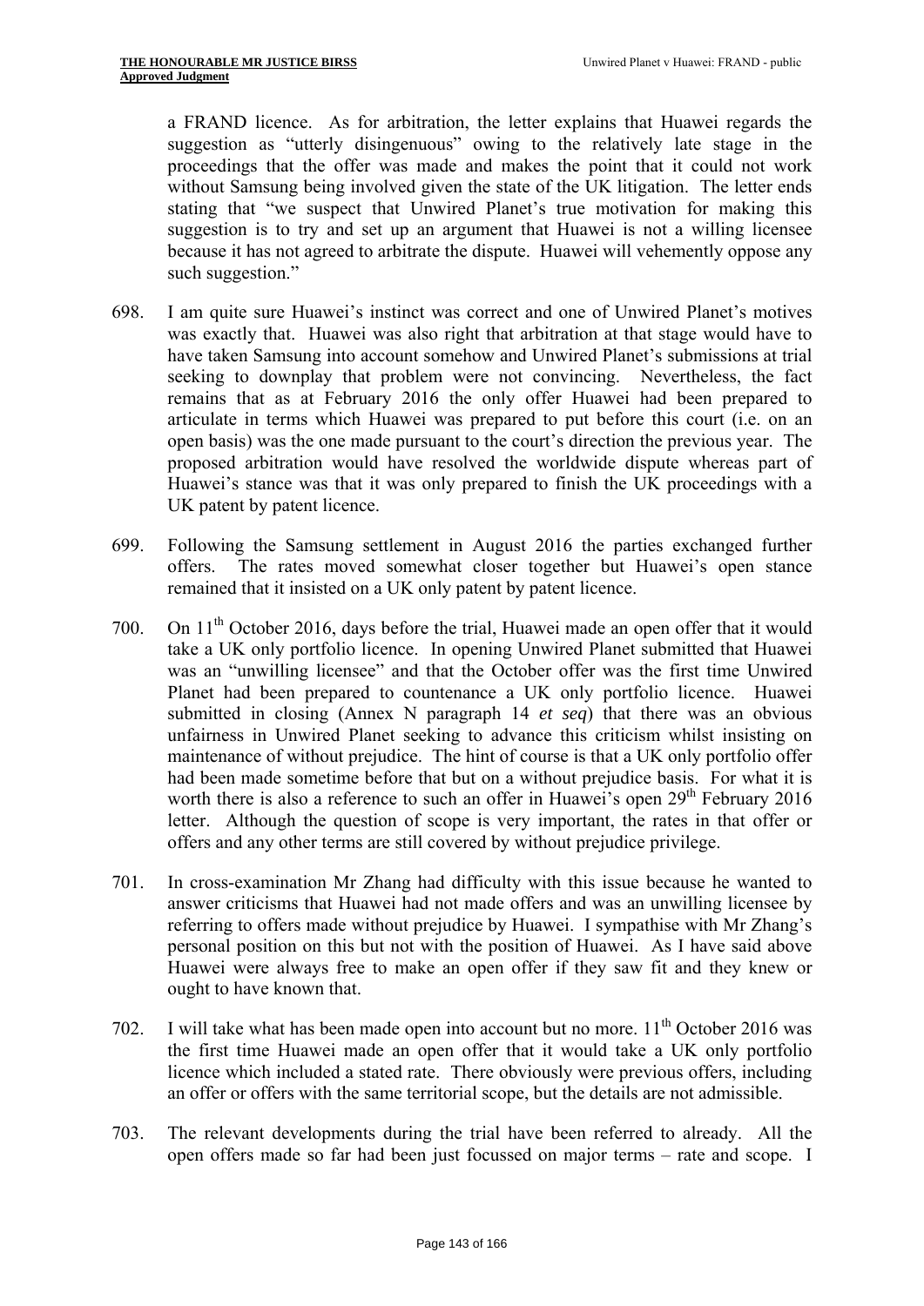a FRAND licence. As for arbitration, the letter explains that Huawei regards the suggestion as "utterly disingenuous" owing to the relatively late stage in the proceedings that the offer was made and makes the point that it could not work without Samsung being involved given the state of the UK litigation. The letter ends stating that "we suspect that Unwired Planet's true motivation for making this suggestion is to try and set up an argument that Huawei is not a willing licensee because it has not agreed to arbitrate the dispute. Huawei will vehemently oppose any such suggestion."

698. I am quite sure Huawei's instinct was correct and one of Unwired Planet's motives was exactly that. Huawei was also right that arbitration at that stage would have to have taken Samsung into account somehow and Unwired Planet's submissions at trial seeking to downplay that problem were not convincing. Nevertheless, the fact remains that as at February 2016 the only offer Huawei had been prepared to articulate in terms which Huawei was prepared to put before this court (i.e. on an open basis) was the one made pursuant to the court's direction the previous year. The proposed arbitration would have resolved the worldwide dispute whereas part of Huawei's stance was that it was only prepared to finish the UK proceedings with a UK patent by patent licence.

699. Following the Samsung settlement in August 2016 the parties exchanged further offers. The rates moved somewhat closer together but Huawei's open stance remained that it insisted on a UK only patent by patent licence.

700. On 11th October 2016, days before the trial, Huawei made an open offer that it would take a UK only portfolio licence. In opening Unwired Planet submitted that Huawei was an "unwilling licensee" and that the October offer was the first time Unwired Planet had been prepared to countenance a UK only portfolio licence. Huawei submitted in closing (Annex N paragraph 14 *et seq*) that there was an obvious unfairness in Unwired Planet seeking to advance this criticism whilst insisting on maintenance of without prejudice. The hint of course is that a UK only portfolio offer had been made sometime before that but on a without prejudice basis. For what it is worth there is also a reference to such an offer in Huawei's open 29th February 2016 letter. Although the question of scope is very important, the rates in that offer or offers and any other terms are still covered by without prejudice privilege.

701. In cross-examination Mr Zhang had difficulty with this issue because he wanted to answer criticisms that Huawei had not made offers and was an unwilling licensee by referring to offers made without prejudice by Huawei. I sympathise with Mr Zhang's personal position on this but not with the position of Huawei. As I have said above Huawei were always free to make an open offer if they saw fit and they knew or ought to have known that.

702. I will take what has been made open into account but no more. 11th October 2016 was the first time Huawei made an open offer that it would take a UK only portfolio licence which included a stated rate. There obviously were previous offers, including an offer or offers with the same territorial scope, but the details are not admissible.

703. The relevant developments during the trial have been referred to already. All the open offers made so far had been just focussed on major terms – rate and scope. I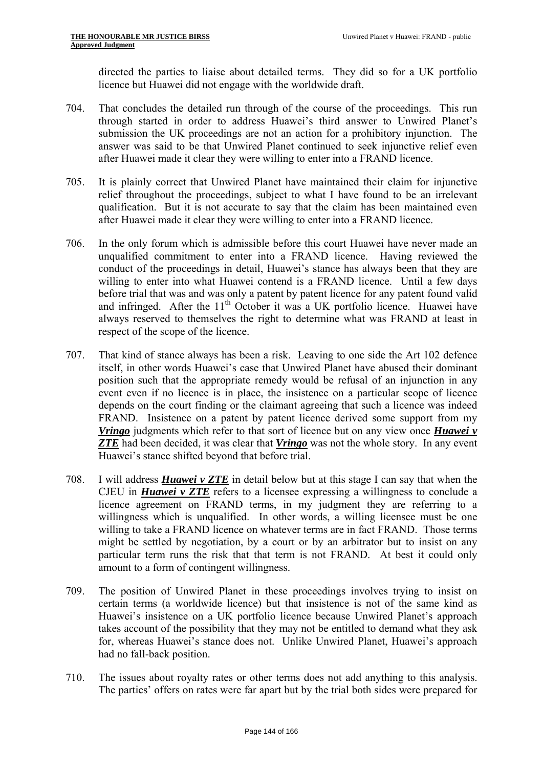directed the parties to liaise about detailed terms. They did so for a UK portfolio licence but Huawei did not engage with the worldwide draft.

704. That concludes the detailed run through of the course of the proceedings. This run through started in order to address Huawei's third answer to Unwired Planet's submission the UK proceedings are not an action for a prohibitory injunction. The answer was said to be that Unwired Planet continued to seek injunctive relief even after Huawei made it clear they were willing to enter into a FRAND licence.

705. It is plainly correct that Unwired Planet have maintained their claim for injunctive relief throughout the proceedings, subject to what I have found to be an irrelevant qualification. But it is not accurate to say that the claim has been maintained even after Huawei made it clear they were willing to enter into a FRAND licence.

706. In the only forum which is admissible before this court Huawei have never made an unqualified commitment to enter into a FRAND licence. Having reviewed the conduct of the proceedings in detail, Huawei's stance has always been that they are willing to enter into what Huawei contend is a FRAND licence. Until a few days before trial that was and was only a patent by patent licence for any patent found valid and infringed. After the 11th October it was a UK portfolio licence. Huawei have always reserved to themselves the right to determine what was FRAND at least in respect of the scope of the licence.

707. That kind of stance always has been a risk. Leaving to one side the Art 102 defence itself, in other words Huawei's case that Unwired Planet have abused their dominant position such that the appropriate remedy would be refusal of an injunction in any event even if no licence is in place, the insistence on a particular scope of licence depends on the court finding or the claimant agreeing that such a licence was indeed FRAND. Insistence on a patent by patent licence derived some support from my ***Vringo*** judgments which refer to that sort of licence but on any view once ***Huawei v ZTE*** had been decided, it was clear that ***Vringo*** was not the whole story. In any event Huawei's stance shifted beyond that before trial.

708. I will address ***Huawei v ZTE*** in detail below but at this stage I can say that when the CJEU in ***Huawei v ZTE*** refers to a licensee expressing a willingness to conclude a licence agreement on FRAND terms, in my judgment they are referring to a willingness which is unqualified. In other words, a willing licensee must be one willing to take a FRAND licence on whatever terms are in fact FRAND. Those terms might be settled by negotiation, by a court or by an arbitrator but to insist on any particular term runs the risk that that term is not FRAND. At best it could only amount to a form of contingent willingness.

709. The position of Unwired Planet in these proceedings involves trying to insist on certain terms (a worldwide licence) but that insistence is not of the same kind as Huawei's insistence on a UK portfolio licence because Unwired Planet's approach takes account of the possibility that they may not be entitled to demand what they ask for, whereas Huawei's stance does not. Unlike Unwired Planet, Huawei's approach had no fall-back position.

710. The issues about royalty rates or other terms does not add anything to this analysis. The parties' offers on rates were far apart but by the trial both sides were prepared for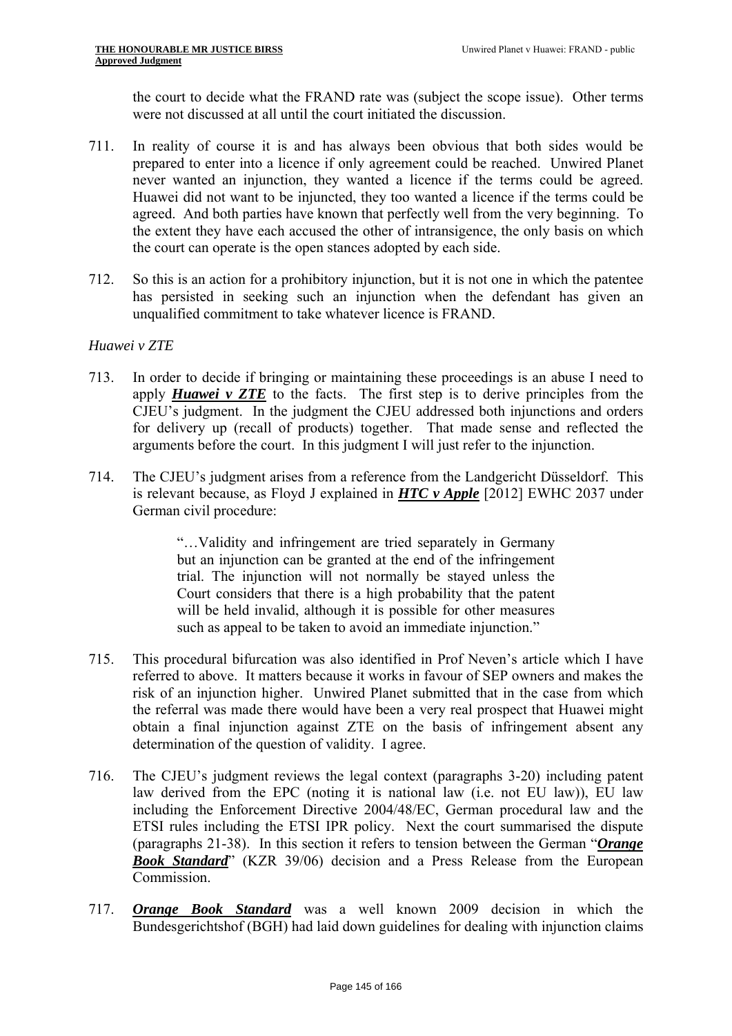the court to decide what the FRAND rate was (subject the scope issue). Other terms were not discussed at all until the court initiated the discussion.

711. In reality of course it is and has always been obvious that both sides would be prepared to enter into a licence if only agreement could be reached. Unwired Planet never wanted an injunction, they wanted a licence if the terms could be agreed. Huawei did not want to be injuncted, they too wanted a licence if the terms could be agreed. And both parties have known that perfectly well from the very beginning. To the extent they have each accused the other of intransigence, the only basis on which the court can operate is the open stances adopted by each side.

712. So this is an action for a prohibitory injunction, but it is not one in which the patentee has persisted in seeking such an injunction when the defendant has given an unqualified commitment to take whatever licence is FRAND.

*Huawei v ZTE*

713. In order to decide if bringing or maintaining these proceedings is an abuse I need to apply ***Huawei v ZTE*** to the facts. The first step is to derive principles from the CJEU's judgment. In the judgment the CJEU addressed both injunctions and orders for delivery up (recall of products) together. That made sense and reflected the arguments before the court. In this judgment I will just refer to the injunction.

714. The CJEU's judgment arises from a reference from the Landgericht Düsseldorf. This is relevant because, as Floyd J explained in ***HTC v Apple*** [2012] EWHC 2037 under German civil procedure:

> "…Validity and infringement are tried separately in Germany but an injunction can be granted at the end of the infringement trial. The injunction will not normally be stayed unless the Court considers that there is a high probability that the patent will be held invalid, although it is possible for other measures such as appeal to be taken to avoid an immediate injunction."

715. This procedural bifurcation was also identified in Prof Neven's article which I have referred to above. It matters because it works in favour of SEP owners and makes the risk of an injunction higher. Unwired Planet submitted that in the case from which the referral was made there would have been a very real prospect that Huawei might obtain a final injunction against ZTE on the basis of infringement absent any determination of the question of validity. I agree.

716. The CJEU's judgment reviews the legal context (paragraphs 3-20) including patent law derived from the EPC (noting it is national law (i.e. not EU law)), EU law including the Enforcement Directive 2004/48/EC, German procedural law and the ETSI rules including the ETSI IPR policy. Next the court summarised the dispute (paragraphs 21-38). In this section it refers to tension between the German "***Orange Book Standard***" (KZR 39/06) decision and a Press Release from the European Commission.

717. ***Orange Book Standard*** was a well known 2009 decision in which the Bundesgerichtshof (BGH) had laid down guidelines for dealing with injunction claims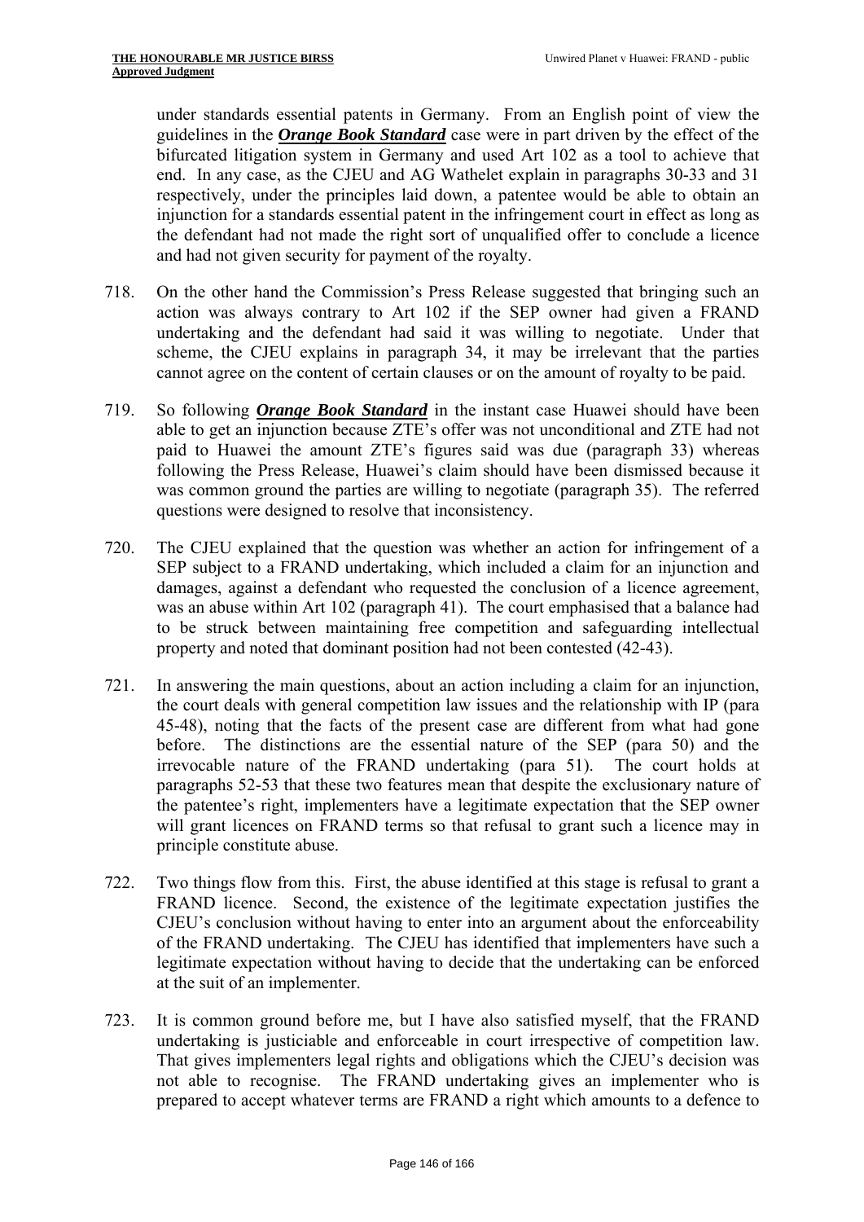under standards essential patents in Germany. From an English point of view the guidelines in the ***Orange Book Standard*** case were in part driven by the effect of the bifurcated litigation system in Germany and used Art 102 as a tool to achieve that end. In any case, as the CJEU and AG Wathelet explain in paragraphs 30-33 and 31 respectively, under the principles laid down, a patentee would be able to obtain an injunction for a standards essential patent in the infringement court in effect as long as the defendant had not made the right sort of unqualified offer to conclude a licence and had not given security for payment of the royalty.

718. On the other hand the Commission's Press Release suggested that bringing such an action was always contrary to Art 102 if the SEP owner had given a FRAND undertaking and the defendant had said it was willing to negotiate. Under that scheme, the CJEU explains in paragraph 34, it may be irrelevant that the parties cannot agree on the content of certain clauses or on the amount of royalty to be paid.

719. So following ***Orange Book Standard*** in the instant case Huawei should have been able to get an injunction because ZTE's offer was not unconditional and ZTE had not paid to Huawei the amount ZTE's figures said was due (paragraph 33) whereas following the Press Release, Huawei's claim should have been dismissed because it was common ground the parties are willing to negotiate (paragraph 35). The referred questions were designed to resolve that inconsistency.

720. The CJEU explained that the question was whether an action for infringement of a SEP subject to a FRAND undertaking, which included a claim for an injunction and damages, against a defendant who requested the conclusion of a licence agreement, was an abuse within Art 102 (paragraph 41). The court emphasised that a balance had to be struck between maintaining free competition and safeguarding intellectual property and noted that dominant position had not been contested (42-43).

721. In answering the main questions, about an action including a claim for an injunction, the court deals with general competition law issues and the relationship with IP (para 45-48), noting that the facts of the present case are different from what had gone before. The distinctions are the essential nature of the SEP (para 50) and the irrevocable nature of the FRAND undertaking (para 51). The court holds at paragraphs 52-53 that these two features mean that despite the exclusionary nature of the patentee's right, implementers have a legitimate expectation that the SEP owner will grant licences on FRAND terms so that refusal to grant such a licence may in principle constitute abuse.

722. Two things flow from this. First, the abuse identified at this stage is refusal to grant a FRAND licence. Second, the existence of the legitimate expectation justifies the CJEU's conclusion without having to enter into an argument about the enforceability of the FRAND undertaking. The CJEU has identified that implementers have such a legitimate expectation without having to decide that the undertaking can be enforced at the suit of an implementer.

723. It is common ground before me, but I have also satisfied myself, that the FRAND undertaking is justiciable and enforceable in court irrespective of competition law. That gives implementers legal rights and obligations which the CJEU's decision was not able to recognise. The FRAND undertaking gives an implementer who is prepared to accept whatever terms are FRAND a right which amounts to a defence to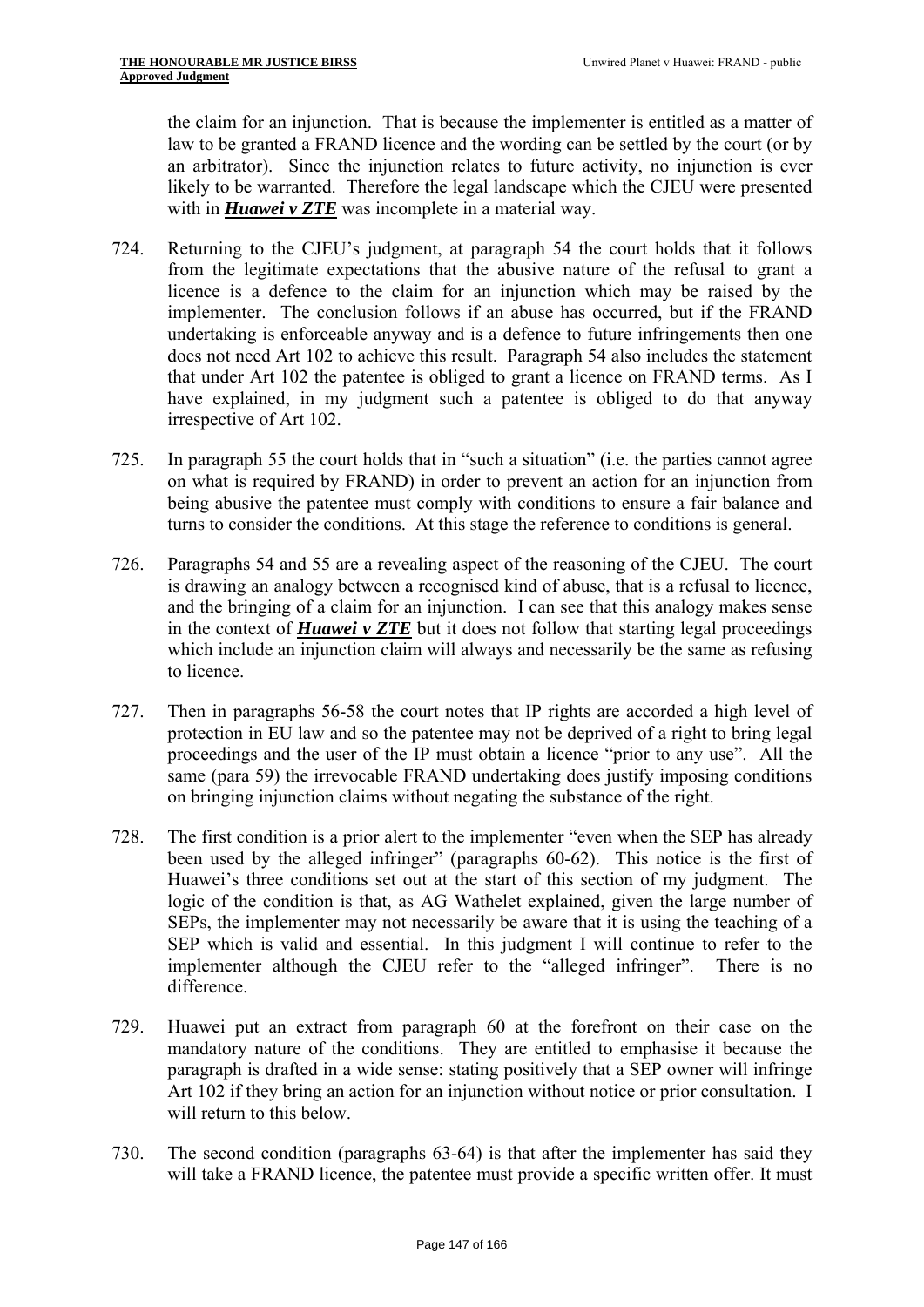the claim for an injunction. That is because the implementer is entitled as a matter of law to be granted a FRAND licence and the wording can be settled by the court (or by an arbitrator). Since the injunction relates to future activity, no injunction is ever likely to be warranted. Therefore the legal landscape which the CJEU were presented with in ***Huawei v ZTE*** was incomplete in a material way.

724. Returning to the CJEU's judgment, at paragraph 54 the court holds that it follows from the legitimate expectations that the abusive nature of the refusal to grant a licence is a defence to the claim for an injunction which may be raised by the implementer. The conclusion follows if an abuse has occurred, but if the FRAND undertaking is enforceable anyway and is a defence to future infringements then one does not need Art 102 to achieve this result. Paragraph 54 also includes the statement that under Art 102 the patentee is obliged to grant a licence on FRAND terms. As I have explained, in my judgment such a patentee is obliged to do that anyway irrespective of Art 102.

725. In paragraph 55 the court holds that in "such a situation" (i.e. the parties cannot agree on what is required by FRAND) in order to prevent an action for an injunction from being abusive the patentee must comply with conditions to ensure a fair balance and turns to consider the conditions. At this stage the reference to conditions is general.

726. Paragraphs 54 and 55 are a revealing aspect of the reasoning of the CJEU. The court is drawing an analogy between a recognised kind of abuse, that is a refusal to licence, and the bringing of a claim for an injunction. I can see that this analogy makes sense in the context of ***Huawei v ZTE*** but it does not follow that starting legal proceedings which include an injunction claim will always and necessarily be the same as refusing to licence.

727. Then in paragraphs 56-58 the court notes that IP rights are accorded a high level of protection in EU law and so the patentee may not be deprived of a right to bring legal proceedings and the user of the IP must obtain a licence "prior to any use". All the same (para 59) the irrevocable FRAND undertaking does justify imposing conditions on bringing injunction claims without negating the substance of the right.

728. The first condition is a prior alert to the implementer "even when the SEP has already been used by the alleged infringer" (paragraphs 60-62). This notice is the first of Huawei's three conditions set out at the start of this section of my judgment. The logic of the condition is that, as AG Wathelet explained, given the large number of SEPs, the implementer may not necessarily be aware that it is using the teaching of a SEP which is valid and essential. In this judgment I will continue to refer to the implementer although the CJEU refer to the "alleged infringer". There is no difference.

729. Huawei put an extract from paragraph 60 at the forefront on their case on the mandatory nature of the conditions. They are entitled to emphasise it because the paragraph is drafted in a wide sense: stating positively that a SEP owner will infringe Art 102 if they bring an action for an injunction without notice or prior consultation. I will return to this below.

730. The second condition (paragraphs 63-64) is that after the implementer has said they will take a FRAND licence, the patentee must provide a specific written offer. It must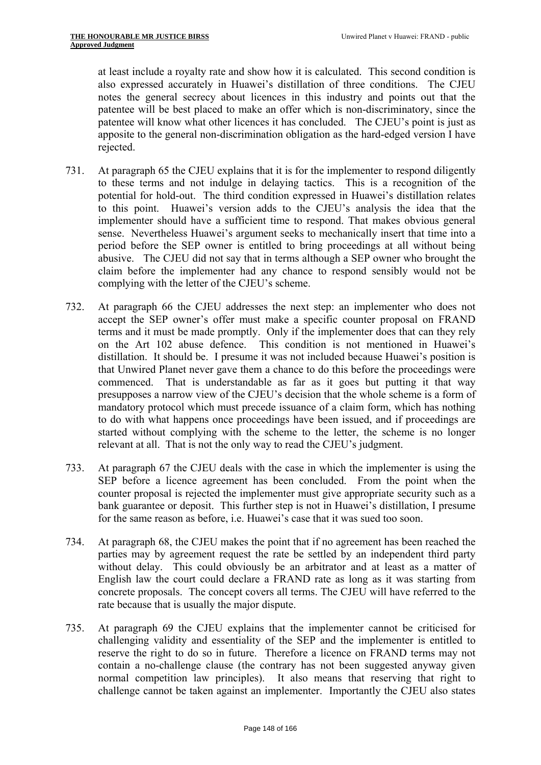at least include a royalty rate and show how it is calculated. This second condition is also expressed accurately in Huawei's distillation of three conditions. The CJEU notes the general secrecy about licences in this industry and points out that the patentee will be best placed to make an offer which is non-discriminatory, since the patentee will know what other licences it has concluded. The CJEU's point is just as apposite to the general non-discrimination obligation as the hard-edged version I have rejected.

731. At paragraph 65 the CJEU explains that it is for the implementer to respond diligently to these terms and not indulge in delaying tactics. This is a recognition of the potential for hold-out. The third condition expressed in Huawei's distillation relates to this point. Huawei's version adds to the CJEU's analysis the idea that the implementer should have a sufficient time to respond. That makes obvious general sense. Nevertheless Huawei's argument seeks to mechanically insert that time into a period before the SEP owner is entitled to bring proceedings at all without being abusive. The CJEU did not say that in terms although a SEP owner who brought the claim before the implementer had any chance to respond sensibly would not be complying with the letter of the CJEU's scheme.

732. At paragraph 66 the CJEU addresses the next step: an implementer who does not accept the SEP owner's offer must make a specific counter proposal on FRAND terms and it must be made promptly. Only if the implementer does that can they rely on the Art 102 abuse defence. This condition is not mentioned in Huawei's distillation. It should be. I presume it was not included because Huawei's position is that Unwired Planet never gave them a chance to do this before the proceedings were commenced. That is understandable as far as it goes but putting it that way presupposes a narrow view of the CJEU's decision that the whole scheme is a form of mandatory protocol which must precede issuance of a claim form, which has nothing to do with what happens once proceedings have been issued, and if proceedings are started without complying with the scheme to the letter, the scheme is no longer relevant at all. That is not the only way to read the CJEU's judgment.

733. At paragraph 67 the CJEU deals with the case in which the implementer is using the SEP before a licence agreement has been concluded. From the point when the counter proposal is rejected the implementer must give appropriate security such as a bank guarantee or deposit. This further step is not in Huawei's distillation, I presume for the same reason as before, i.e. Huawei's case that it was sued too soon.

734. At paragraph 68, the CJEU makes the point that if no agreement has been reached the parties may by agreement request the rate be settled by an independent third party without delay. This could obviously be an arbitrator and at least as a matter of English law the court could declare a FRAND rate as long as it was starting from concrete proposals. The concept covers all terms. The CJEU will have referred to the rate because that is usually the major dispute.

735. At paragraph 69 the CJEU explains that the implementer cannot be criticised for challenging validity and essentiality of the SEP and the implementer is entitled to reserve the right to do so in future. Therefore a licence on FRAND terms may not contain a no-challenge clause (the contrary has not been suggested anyway given normal competition law principles). It also means that reserving that right to challenge cannot be taken against an implementer. Importantly the CJEU also states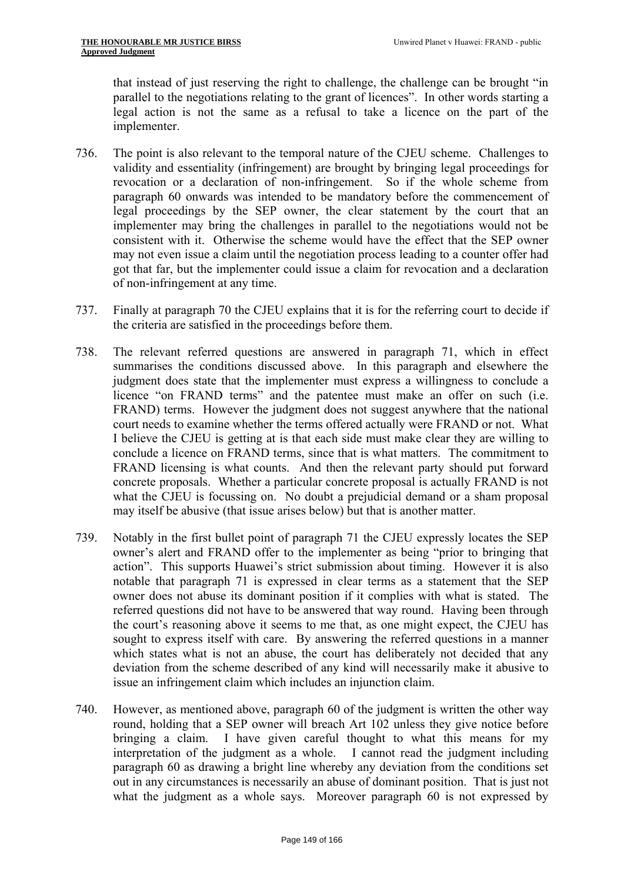that instead of just reserving the right to challenge, the challenge can be brought "in parallel to the negotiations relating to the grant of licences". In other words starting a legal action is not the same as a refusal to take a licence on the part of the implementer.

736. The point is also relevant to the temporal nature of the CJEU scheme. Challenges to validity and essentiality (infringement) are brought by bringing legal proceedings for revocation or a declaration of non-infringement. So if the whole scheme from paragraph 60 onwards was intended to be mandatory before the commencement of legal proceedings by the SEP owner, the clear statement by the court that an implementer may bring the challenges in parallel to the negotiations would not be consistent with it. Otherwise the scheme would have the effect that the SEP owner may not even issue a claim until the negotiation process leading to a counter offer had got that far, but the implementer could issue a claim for revocation and a declaration of non-infringement at any time.

737. Finally at paragraph 70 the CJEU explains that it is for the referring court to decide if the criteria are satisfied in the proceedings before them.

738. The relevant referred questions are answered in paragraph 71, which in effect summarises the conditions discussed above. In this paragraph and elsewhere the judgment does state that the implementer must express a willingness to conclude a licence "on FRAND terms" and the patentee must make an offer on such (i.e. FRAND) terms. However the judgment does not suggest anywhere that the national court needs to examine whether the terms offered actually were FRAND or not. What I believe the CJEU is getting at is that each side must make clear they are willing to conclude a licence on FRAND terms, since that is what matters. The commitment to FRAND licensing is what counts. And then the relevant party should put forward concrete proposals. Whether a particular concrete proposal is actually FRAND is not what the CJEU is focussing on. No doubt a prejudicial demand or a sham proposal may itself be abusive (that issue arises below) but that is another matter.

739. Notably in the first bullet point of paragraph 71 the CJEU expressly locates the SEP owner's alert and FRAND offer to the implementer as being "prior to bringing that action". This supports Huawei's strict submission about timing. However it is also notable that paragraph 71 is expressed in clear terms as a statement that the SEP owner does not abuse its dominant position if it complies with what is stated. The referred questions did not have to be answered that way round. Having been through the court's reasoning above it seems to me that, as one might expect, the CJEU has sought to express itself with care. By answering the referred questions in a manner which states what is not an abuse, the court has deliberately not decided that any deviation from the scheme described of any kind will necessarily make it abusive to issue an infringement claim which includes an injunction claim.

740. However, as mentioned above, paragraph 60 of the judgment is written the other way round, holding that a SEP owner will breach Art 102 unless they give notice before bringing a claim. I have given careful thought to what this means for my interpretation of the judgment as a whole. I cannot read the judgment including paragraph 60 as drawing a bright line whereby any deviation from the conditions set out in any circumstances is necessarily an abuse of dominant position. That is just not what the judgment as a whole says. Moreover paragraph 60 is not expressed by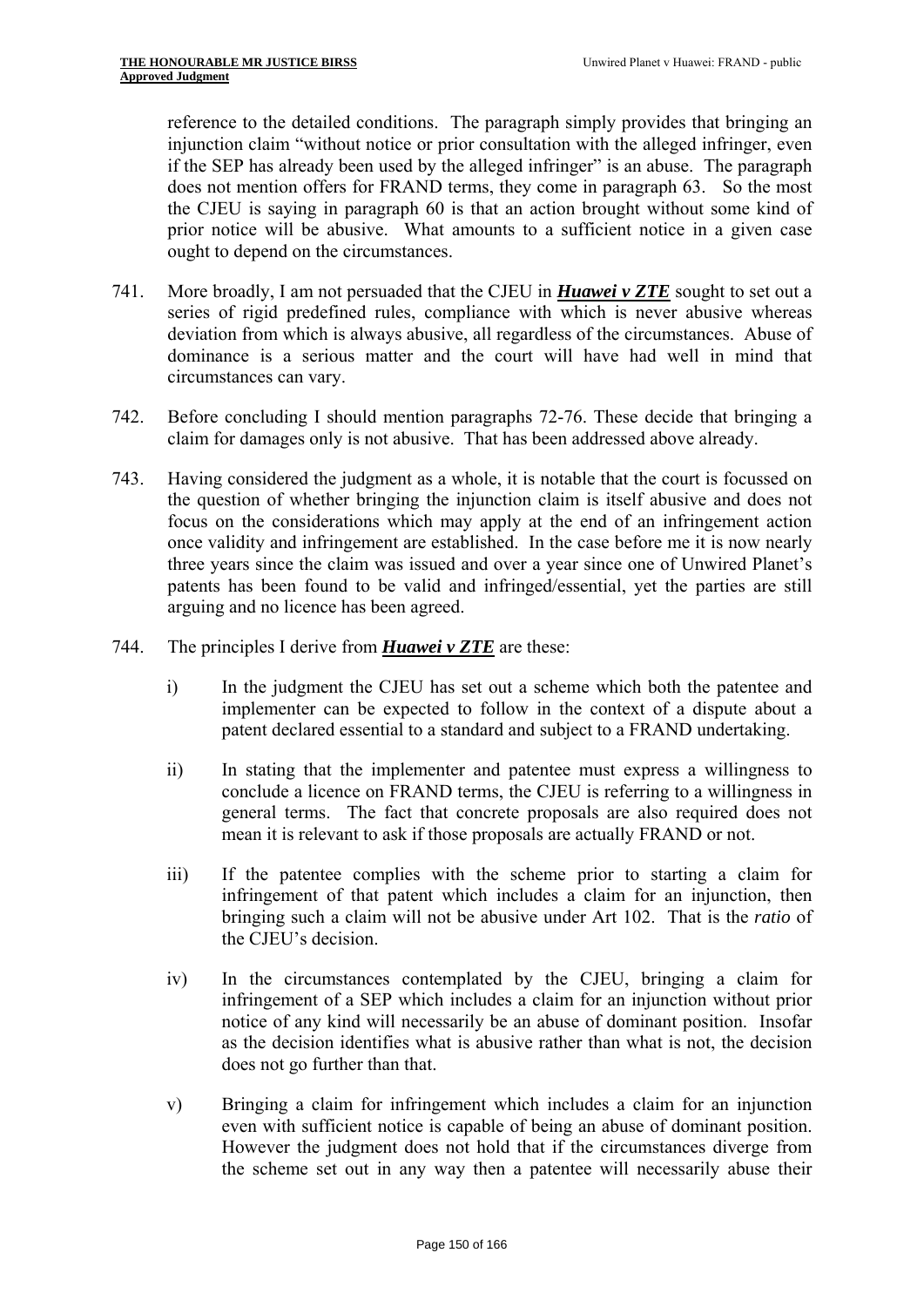reference to the detailed conditions. The paragraph simply provides that bringing an injunction claim "without notice or prior consultation with the alleged infringer, even if the SEP has already been used by the alleged infringer" is an abuse. The paragraph does not mention offers for FRAND terms, they come in paragraph 63. So the most the CJEU is saying in paragraph 60 is that an action brought without some kind of prior notice will be abusive. What amounts to a sufficient notice in a given case ought to depend on the circumstances.

741. More broadly, I am not persuaded that the CJEU in ***Huawei v ZTE*** sought to set out a series of rigid predefined rules, compliance with which is never abusive whereas deviation from which is always abusive, all regardless of the circumstances. Abuse of dominance is a serious matter and the court will have had well in mind that circumstances can vary.

742. Before concluding I should mention paragraphs 72-76. These decide that bringing a claim for damages only is not abusive. That has been addressed above already.

743. Having considered the judgment as a whole, it is notable that the court is focussed on the question of whether bringing the injunction claim is itself abusive and does not focus on the considerations which may apply at the end of an infringement action once validity and infringement are established. In the case before me it is now nearly three years since the claim was issued and over a year since one of Unwired Planet's patents has been found to be valid and infringed/essential, yet the parties are still arguing and no licence has been agreed.

744. The principles I derive from ***Huawei v ZTE*** are these:

   i) In the judgment the CJEU has set out a scheme which both the patentee and implementer can be expected to follow in the context of a dispute about a patent declared essential to a standard and subject to a FRAND undertaking.

   ii) In stating that the implementer and patentee must express a willingness to conclude a licence on FRAND terms, the CJEU is referring to a willingness in general terms. The fact that concrete proposals are also required does not mean it is relevant to ask if those proposals are actually FRAND or not.

   iii) If the patentee complies with the scheme prior to starting a claim for infringement of that patent which includes a claim for an injunction, then bringing such a claim will not be abusive under Art 102. That is the *ratio* of the CJEU's decision.

   iv) In the circumstances contemplated by the CJEU, bringing a claim for infringement of a SEP which includes a claim for an injunction without prior notice of any kind will necessarily be an abuse of dominant position. Insofar as the decision identifies what is abusive rather than what is not, the decision does not go further than that.

   v) Bringing a claim for infringement which includes a claim for an injunction even with sufficient notice is capable of being an abuse of dominant position. However the judgment does not hold that if the circumstances diverge from the scheme set out in any way then a patentee will necessarily abuse their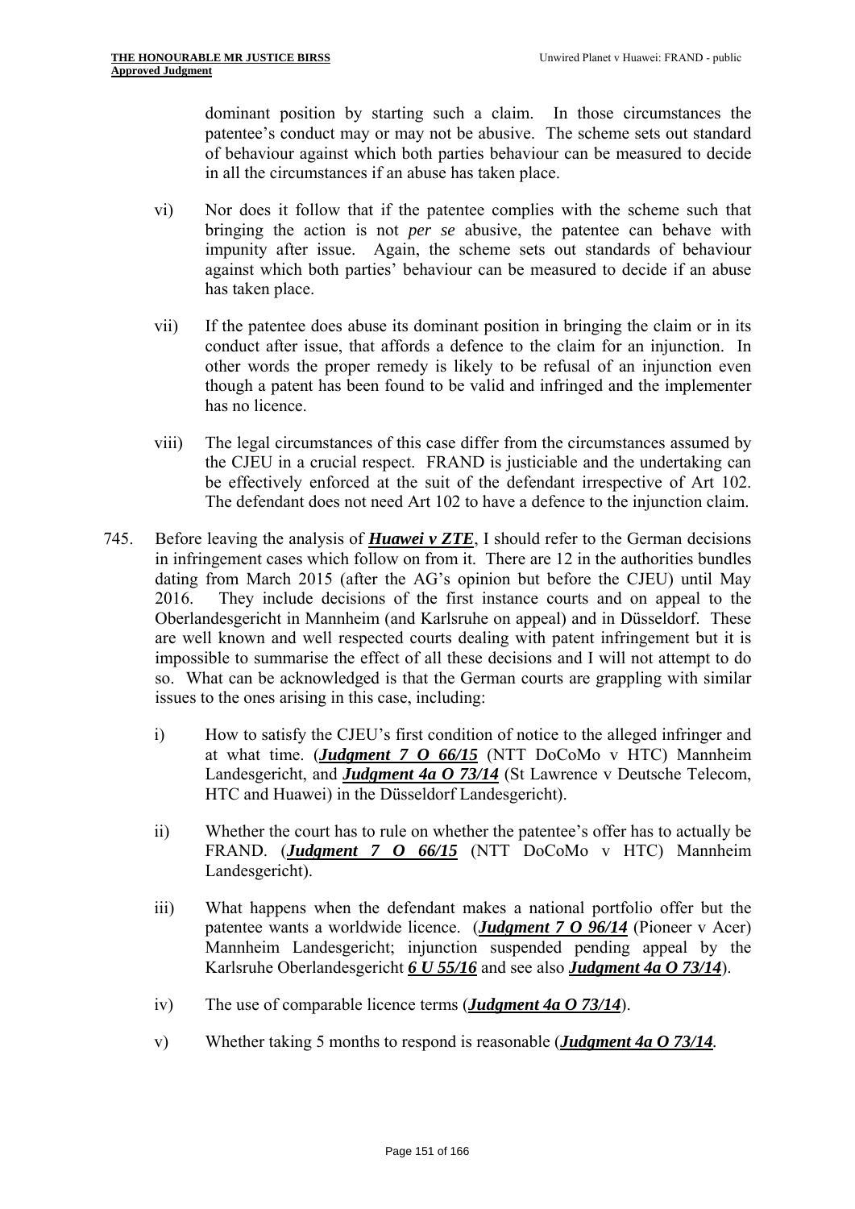dominant position by starting such a claim. In those circumstances the patentee's conduct may or may not be abusive. The scheme sets out standard of behaviour against which both parties behaviour can be measured to decide in all the circumstances if an abuse has taken place.

vi) Nor does it follow that if the patentee complies with the scheme such that bringing the action is not *per se* abusive, the patentee can behave with impunity after issue. Again, the scheme sets out standards of behaviour against which both parties' behaviour can be measured to decide if an abuse has taken place.

vii) If the patentee does abuse its dominant position in bringing the claim or in its conduct after issue, that affords a defence to the claim for an injunction. In other words the proper remedy is likely to be refusal of an injunction even though a patent has been found to be valid and infringed and the implementer has no licence.

viii) The legal circumstances of this case differ from the circumstances assumed by the CJEU in a crucial respect. FRAND is justiciable and the undertaking can be effectively enforced at the suit of the defendant irrespective of Art 102. The defendant does not need Art 102 to have a defence to the injunction claim.

745. Before leaving the analysis of ***Huawei v ZTE***, I should refer to the German decisions in infringement cases which follow on from it. There are 12 in the authorities bundles dating from March 2015 (after the AG's opinion but before the CJEU) until May 2016. They include decisions of the first instance courts and on appeal to the Oberlandesgericht in Mannheim (and Karlsruhe on appeal) and in Düsseldorf. These are well known and well respected courts dealing with patent infringement but it is impossible to summarise the effect of all these decisions and I will not attempt to do so. What can be acknowledged is that the German courts are grappling with similar issues to the ones arising in this case, including:

i) How to satisfy the CJEU's first condition of notice to the alleged infringer and at what time. (***Judgment 7 O 66/15*** (NTT DoCoMo v HTC) Mannheim Landesgericht, and ***Judgment 4a O 73/14*** (St Lawrence v Deutsche Telecom, HTC and Huawei) in the Düsseldorf Landesgericht).

ii) Whether the court has to rule on whether the patentee's offer has to actually be FRAND. (***Judgment 7 O 66/15*** (NTT DoCoMo v HTC) Mannheim Landesgericht).

iii) What happens when the defendant makes a national portfolio offer but the patentee wants a worldwide licence. (***Judgment 7 O 96/14*** (Pioneer v Acer) Mannheim Landesgericht; injunction suspended pending appeal by the Karlsruhe Oberlandesgericht ***6 U 55/16*** and see also ***Judgment 4a O 73/14***).

iv) The use of comparable licence terms (***Judgment 4a O 73/14***).

v) Whether taking 5 months to respond is reasonable (***Judgment 4a O 73/14***.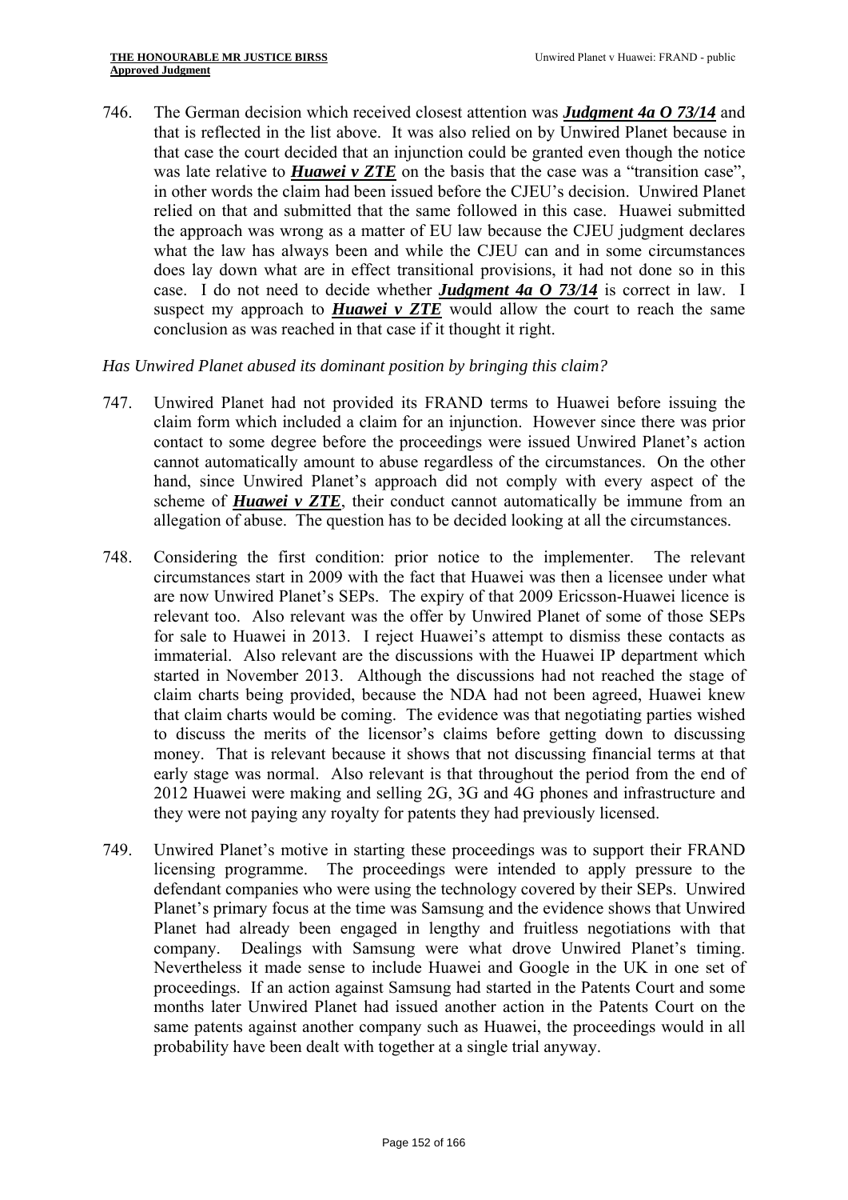746. The German decision which received closest attention was ***Judgment 4a O 73/14*** and that is reflected in the list above. It was also relied on by Unwired Planet because in that case the court decided that an injunction could be granted even though the notice was late relative to ***Huawei v ZTE*** on the basis that the case was a "transition case", in other words the claim had been issued before the CJEU's decision. Unwired Planet relied on that and submitted that the same followed in this case. Huawei submitted the approach was wrong as a matter of EU law because the CJEU judgment declares what the law has always been and while the CJEU can and in some circumstances does lay down what are in effect transitional provisions, it had not done so in this case. I do not need to decide whether ***Judgment 4a O 73/14*** is correct in law. I suspect my approach to ***Huawei v ZTE*** would allow the court to reach the same conclusion as was reached in that case if it thought it right.

*Has Unwired Planet abused its dominant position by bringing this claim?*

747. Unwired Planet had not provided its FRAND terms to Huawei before issuing the claim form which included a claim for an injunction. However since there was prior contact to some degree before the proceedings were issued Unwired Planet's action cannot automatically amount to abuse regardless of the circumstances. On the other hand, since Unwired Planet's approach did not comply with every aspect of the scheme of ***Huawei v ZTE***, their conduct cannot automatically be immune from an allegation of abuse. The question has to be decided looking at all the circumstances.

748. Considering the first condition: prior notice to the implementer. The relevant circumstances start in 2009 with the fact that Huawei was then a licensee under what are now Unwired Planet's SEPs. The expiry of that 2009 Ericsson-Huawei licence is relevant too. Also relevant was the offer by Unwired Planet of some of those SEPs for sale to Huawei in 2013. I reject Huawei's attempt to dismiss these contacts as immaterial. Also relevant are the discussions with the Huawei IP department which started in November 2013. Although the discussions had not reached the stage of claim charts being provided, because the NDA had not been agreed, Huawei knew that claim charts would be coming. The evidence was that negotiating parties wished to discuss the merits of the licensor's claims before getting down to discussing money. That is relevant because it shows that not discussing financial terms at that early stage was normal. Also relevant is that throughout the period from the end of 2012 Huawei were making and selling 2G, 3G and 4G phones and infrastructure and they were not paying any royalty for patents they had previously licensed.

749. Unwired Planet's motive in starting these proceedings was to support their FRAND licensing programme. The proceedings were intended to apply pressure to the defendant companies who were using the technology covered by their SEPs. Unwired Planet's primary focus at the time was Samsung and the evidence shows that Unwired Planet had already been engaged in lengthy and fruitless negotiations with that company. Dealings with Samsung were what drove Unwired Planet's timing. Nevertheless it made sense to include Huawei and Google in the UK in one set of proceedings. If an action against Samsung had started in the Patents Court and some months later Unwired Planet had issued another action in the Patents Court on the same patents against another company such as Huawei, the proceedings would in all probability have been dealt with together at a single trial anyway.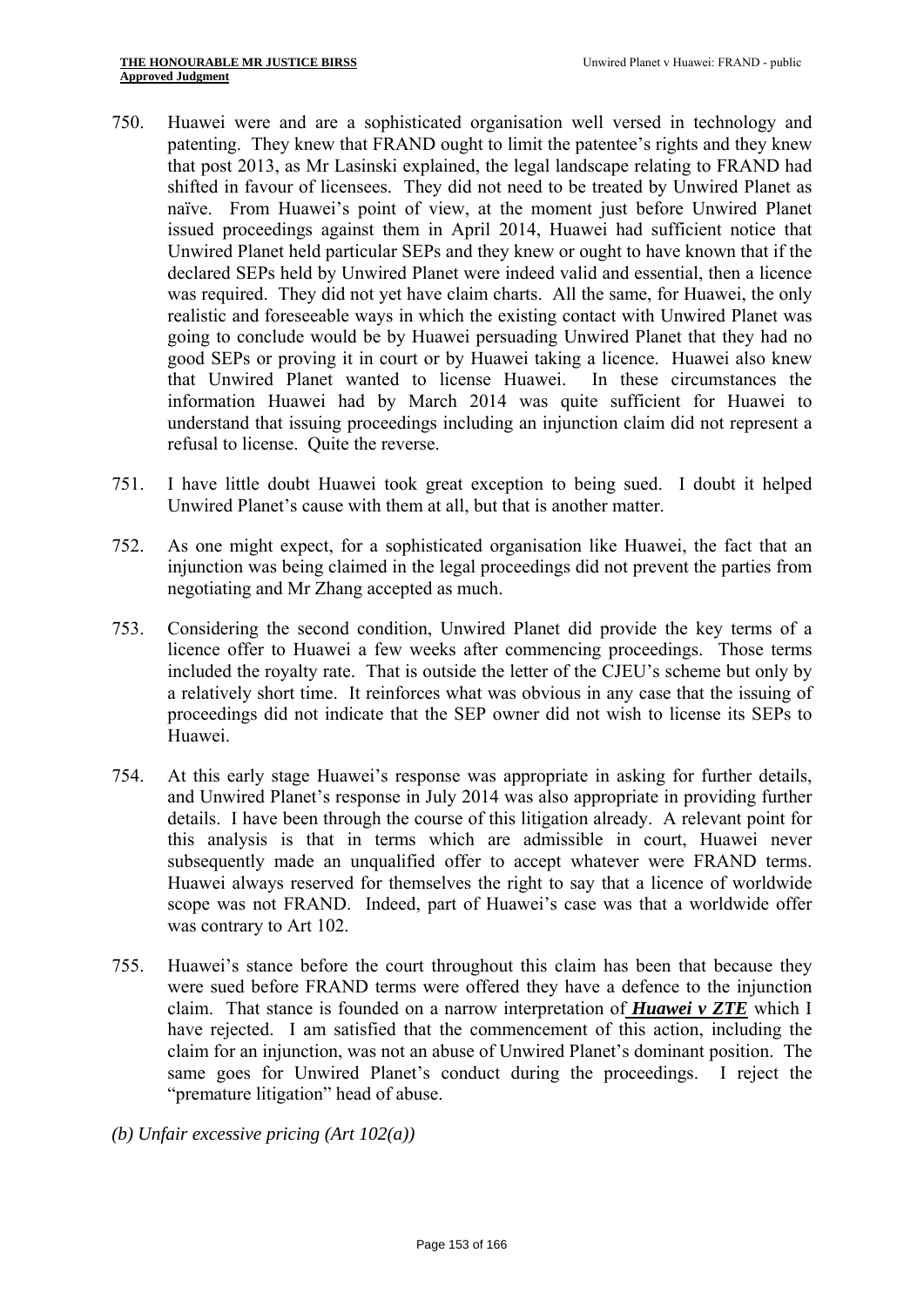750. Huawei were and are a sophisticated organisation well versed in technology and patenting. They knew that FRAND ought to limit the patentee's rights and they knew that post 2013, as Mr Lasinski explained, the legal landscape relating to FRAND had shifted in favour of licensees. They did not need to be treated by Unwired Planet as naïve. From Huawei's point of view, at the moment just before Unwired Planet issued proceedings against them in April 2014, Huawei had sufficient notice that Unwired Planet held particular SEPs and they knew or ought to have known that if the declared SEPs held by Unwired Planet were indeed valid and essential, then a licence was required. They did not yet have claim charts. All the same, for Huawei, the only realistic and foreseeable ways in which the existing contact with Unwired Planet was going to conclude would be by Huawei persuading Unwired Planet that they had no good SEPs or proving it in court or by Huawei taking a licence. Huawei also knew that Unwired Planet wanted to license Huawei. In these circumstances the information Huawei had by March 2014 was quite sufficient for Huawei to understand that issuing proceedings including an injunction claim did not represent a refusal to license. Quite the reverse.

751. I have little doubt Huawei took great exception to being sued. I doubt it helped Unwired Planet's cause with them at all, but that is another matter.

752. As one might expect, for a sophisticated organisation like Huawei, the fact that an injunction was being claimed in the legal proceedings did not prevent the parties from negotiating and Mr Zhang accepted as much.

753. Considering the second condition, Unwired Planet did provide the key terms of a licence offer to Huawei a few weeks after commencing proceedings. Those terms included the royalty rate. That is outside the letter of the CJEU's scheme but only by a relatively short time. It reinforces what was obvious in any case that the issuing of proceedings did not indicate that the SEP owner did not wish to license its SEPs to Huawei.

754. At this early stage Huawei's response was appropriate in asking for further details, and Unwired Planet's response in July 2014 was also appropriate in providing further details. I have been through the course of this litigation already. A relevant point for this analysis is that in terms which are admissible in court, Huawei never subsequently made an unqualified offer to accept whatever were FRAND terms. Huawei always reserved for themselves the right to say that a licence of worldwide scope was not FRAND. Indeed, part of Huawei's case was that a worldwide offer was contrary to Art 102.

755. Huawei's stance before the court throughout this claim has been that because they were sued before FRAND terms were offered they have a defence to the injunction claim. That stance is founded on a narrow interpretation of ***Huawei v ZTE*** which I have rejected. I am satisfied that the commencement of this action, including the claim for an injunction, was not an abuse of Unwired Planet's dominant position. The same goes for Unwired Planet's conduct during the proceedings. I reject the "premature litigation" head of abuse.

*(b) Unfair excessive pricing (Art 102(a))*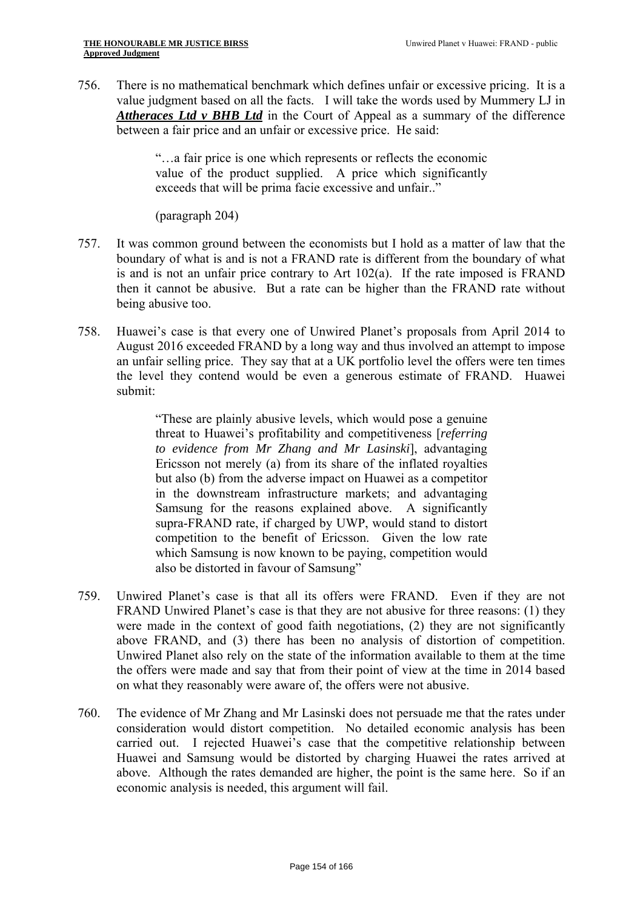756. There is no mathematical benchmark which defines unfair or excessive pricing. It is a value judgment based on all the facts. I will take the words used by Mummery LJ in ***Attheraces Ltd v BHB Ltd*** in the Court of Appeal as a summary of the difference between a fair price and an unfair or excessive price. He said:

> "…a fair price is one which represents or reflects the economic value of the product supplied. A price which significantly exceeds that will be prima facie excessive and unfair.."
>
> (paragraph 204)

757. It was common ground between the economists but I hold as a matter of law that the boundary of what is and is not a FRAND rate is different from the boundary of what is and is not an unfair price contrary to Art 102(a). If the rate imposed is FRAND then it cannot be abusive. But a rate can be higher than the FRAND rate without being abusive too.

758. Huawei's case is that every one of Unwired Planet's proposals from April 2014 to August 2016 exceeded FRAND by a long way and thus involved an attempt to impose an unfair selling price. They say that at a UK portfolio level the offers were ten times the level they contend would be even a generous estimate of FRAND. Huawei submit:

> "These are plainly abusive levels, which would pose a genuine threat to Huawei's profitability and competitiveness [*referring to evidence from Mr Zhang and Mr Lasinski*], advantaging Ericsson not merely (a) from its share of the inflated royalties but also (b) from the adverse impact on Huawei as a competitor in the downstream infrastructure markets; and advantaging Samsung for the reasons explained above. A significantly supra-FRAND rate, if charged by UWP, would stand to distort competition to the benefit of Ericsson. Given the low rate which Samsung is now known to be paying, competition would also be distorted in favour of Samsung"

759. Unwired Planet's case is that all its offers were FRAND. Even if they are not FRAND Unwired Planet's case is that they are not abusive for three reasons: (1) they were made in the context of good faith negotiations, (2) they are not significantly above FRAND, and (3) there has been no analysis of distortion of competition. Unwired Planet also rely on the state of the information available to them at the time the offers were made and say that from their point of view at the time in 2014 based on what they reasonably were aware of, the offers were not abusive.

760. The evidence of Mr Zhang and Mr Lasinski does not persuade me that the rates under consideration would distort competition. No detailed economic analysis has been carried out. I rejected Huawei's case that the competitive relationship between Huawei and Samsung would be distorted by charging Huawei the rates arrived at above. Although the rates demanded are higher, the point is the same here. So if an economic analysis is needed, this argument will fail.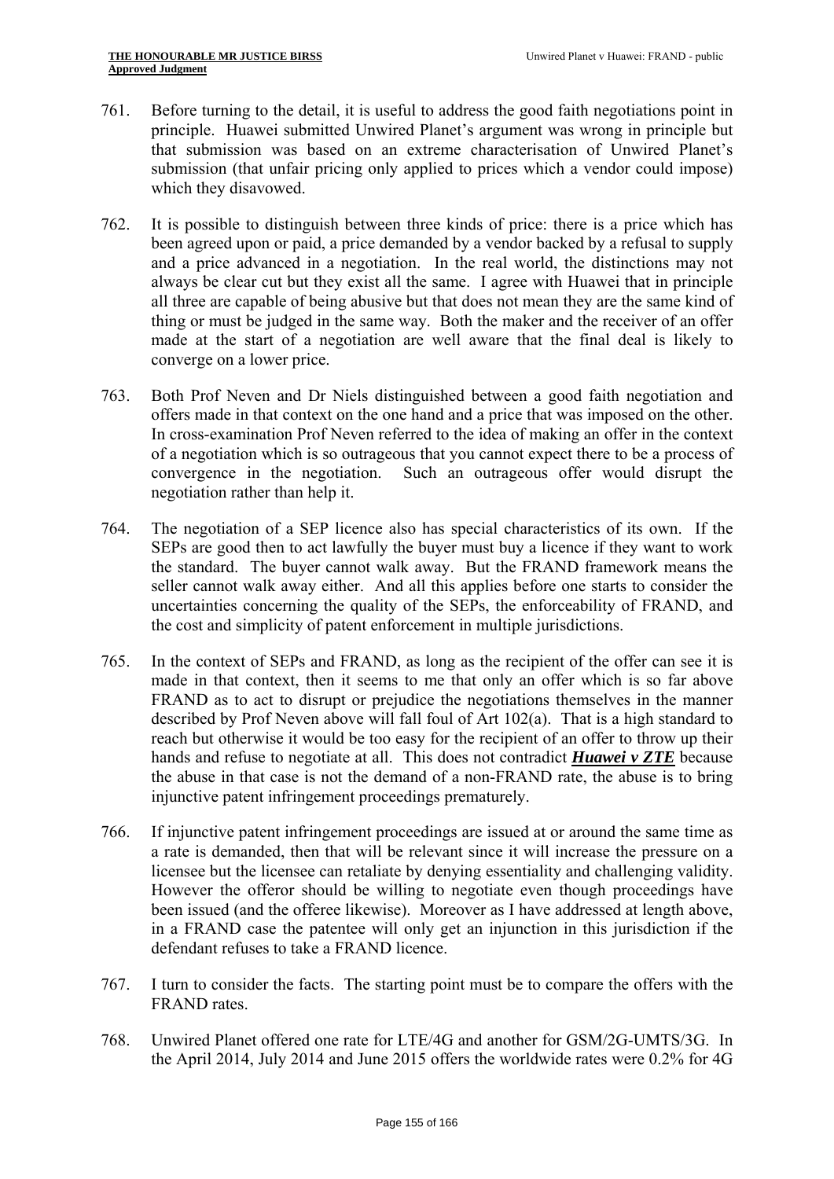761. Before turning to the detail, it is useful to address the good faith negotiations point in principle. Huawei submitted Unwired Planet's argument was wrong in principle but that submission was based on an extreme characterisation of Unwired Planet's submission (that unfair pricing only applied to prices which a vendor could impose) which they disavowed.

762. It is possible to distinguish between three kinds of price: there is a price which has been agreed upon or paid, a price demanded by a vendor backed by a refusal to supply and a price advanced in a negotiation. In the real world, the distinctions may not always be clear cut but they exist all the same. I agree with Huawei that in principle all three are capable of being abusive but that does not mean they are the same kind of thing or must be judged in the same way. Both the maker and the receiver of an offer made at the start of a negotiation are well aware that the final deal is likely to converge on a lower price.

763. Both Prof Neven and Dr Niels distinguished between a good faith negotiation and offers made in that context on the one hand and a price that was imposed on the other. In cross-examination Prof Neven referred to the idea of making an offer in the context of a negotiation which is so outrageous that you cannot expect there to be a process of convergence in the negotiation. Such an outrageous offer would disrupt the negotiation rather than help it.

764. The negotiation of a SEP licence also has special characteristics of its own. If the SEPs are good then to act lawfully the buyer must buy a licence if they want to work the standard. The buyer cannot walk away. But the FRAND framework means the seller cannot walk away either. And all this applies before one starts to consider the uncertainties concerning the quality of the SEPs, the enforceability of FRAND, and the cost and simplicity of patent enforcement in multiple jurisdictions.

765. In the context of SEPs and FRAND, as long as the recipient of the offer can see it is made in that context, then it seems to me that only an offer which is so far above FRAND as to act to disrupt or prejudice the negotiations themselves in the manner described by Prof Neven above will fall foul of Art 102(a). That is a high standard to reach but otherwise it would be too easy for the recipient of an offer to throw up their hands and refuse to negotiate at all. This does not contradict ***Huawei v ZTE*** because the abuse in that case is not the demand of a non-FRAND rate, the abuse is to bring injunctive patent infringement proceedings prematurely.

766. If injunctive patent infringement proceedings are issued at or around the same time as a rate is demanded, then that will be relevant since it will increase the pressure on a licensee but the licensee can retaliate by denying essentiality and challenging validity. However the offeror should be willing to negotiate even though proceedings have been issued (and the offeree likewise). Moreover as I have addressed at length above, in a FRAND case the patentee will only get an injunction in this jurisdiction if the defendant refuses to take a FRAND licence.

767. I turn to consider the facts. The starting point must be to compare the offers with the FRAND rates.

768. Unwired Planet offered one rate for LTE/4G and another for GSM/2G-UMTS/3G. In the April 2014, July 2014 and June 2015 offers the worldwide rates were 0.2% for 4G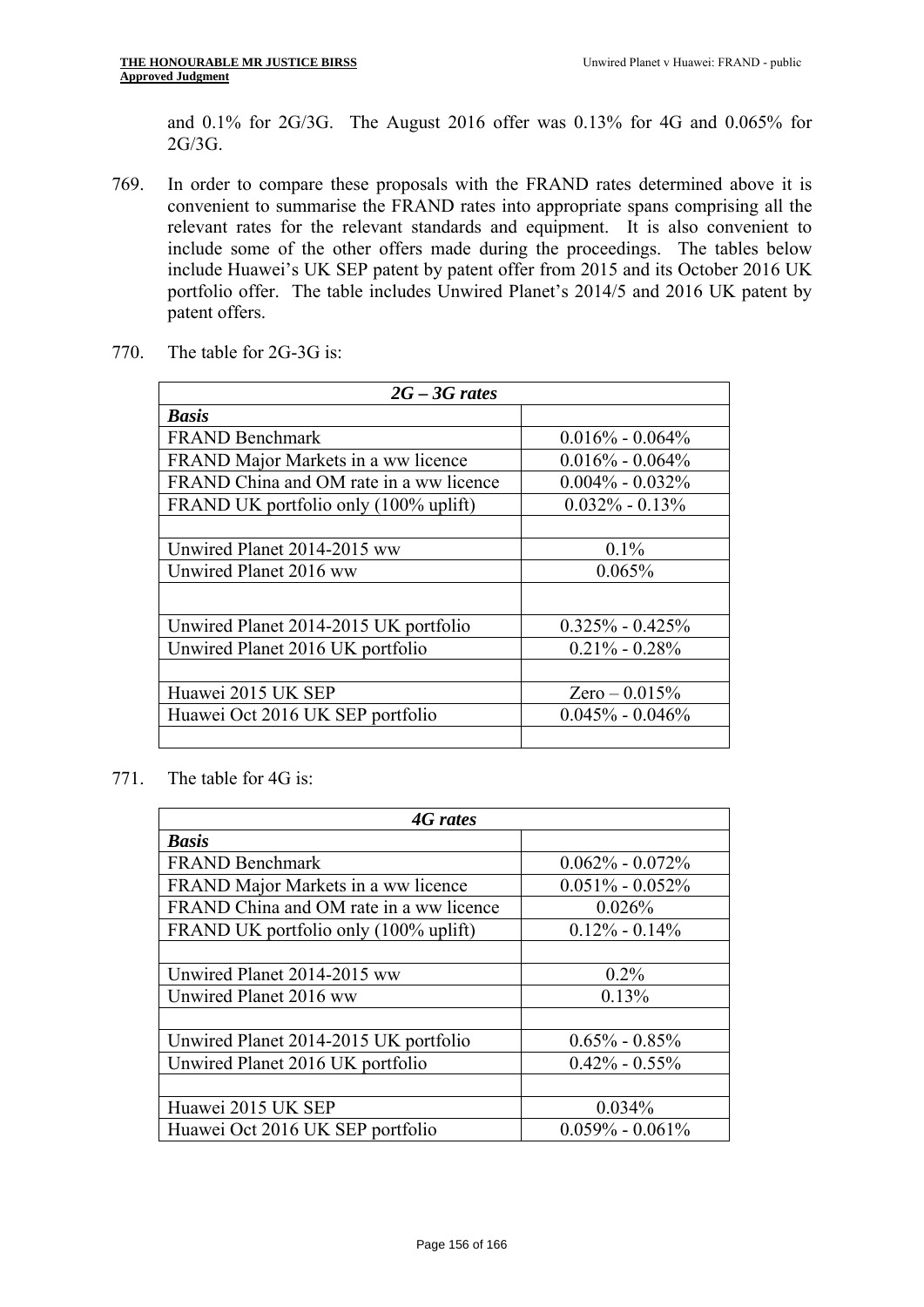and 0.1% for 2G/3G. The August 2016 offer was 0.13% for 4G and 0.065% for 2G/3G.

769. In order to compare these proposals with the FRAND rates determined above it is convenient to summarise the FRAND rates into appropriate spans comprising all the relevant rates for the relevant standards and equipment. It is also convenient to include some of the other offers made during the proceedings. The tables below include Huawei's UK SEP patent by patent offer from 2015 and its October 2016 UK portfolio offer. The table includes Unwired Planet's 2014/5 and 2016 UK patent by patent offers.

770. The table for 2G-3G is:

| ***2G – 3G rates*** | |
|---|---|
| ***Basis*** | |
| FRAND Benchmark | 0.016% - 0.064% |
| FRAND Major Markets in a ww licence | 0.016% - 0.064% |
| FRAND China and OM rate in a ww licence | 0.004% - 0.032% |
| FRAND UK portfolio only (100% uplift) | 0.032% - 0.13% |
| | |
| Unwired Planet 2014-2015 ww | 0.1% |
| Unwired Planet 2016 ww | 0.065% |
| | |
| Unwired Planet 2014-2015 UK portfolio | 0.325% - 0.425% |
| Unwired Planet 2016 UK portfolio | 0.21% - 0.28% |
| | |
| Huawei 2015 UK SEP | Zero – 0.015% |
| Huawei Oct 2016 UK SEP portfolio | 0.045% - 0.046% |
| | |

771. The table for 4G is:

| ***4G rates*** | |
|---|---|
| ***Basis*** | |
| FRAND Benchmark | 0.062% - 0.072% |
| FRAND Major Markets in a ww licence | 0.051% - 0.052% |
| FRAND China and OM rate in a ww licence | 0.026% |
| FRAND UK portfolio only (100% uplift) | 0.12% - 0.14% |
| | |
| Unwired Planet 2014-2015 ww | 0.2% |
| Unwired Planet 2016 ww | 0.13% |
| | |
| Unwired Planet 2014-2015 UK portfolio | 0.65% - 0.85% |
| Unwired Planet 2016 UK portfolio | 0.42% - 0.55% |
| | |
| Huawei 2015 UK SEP | 0.034% |
| Huawei Oct 2016 UK SEP portfolio | 0.059% - 0.061% |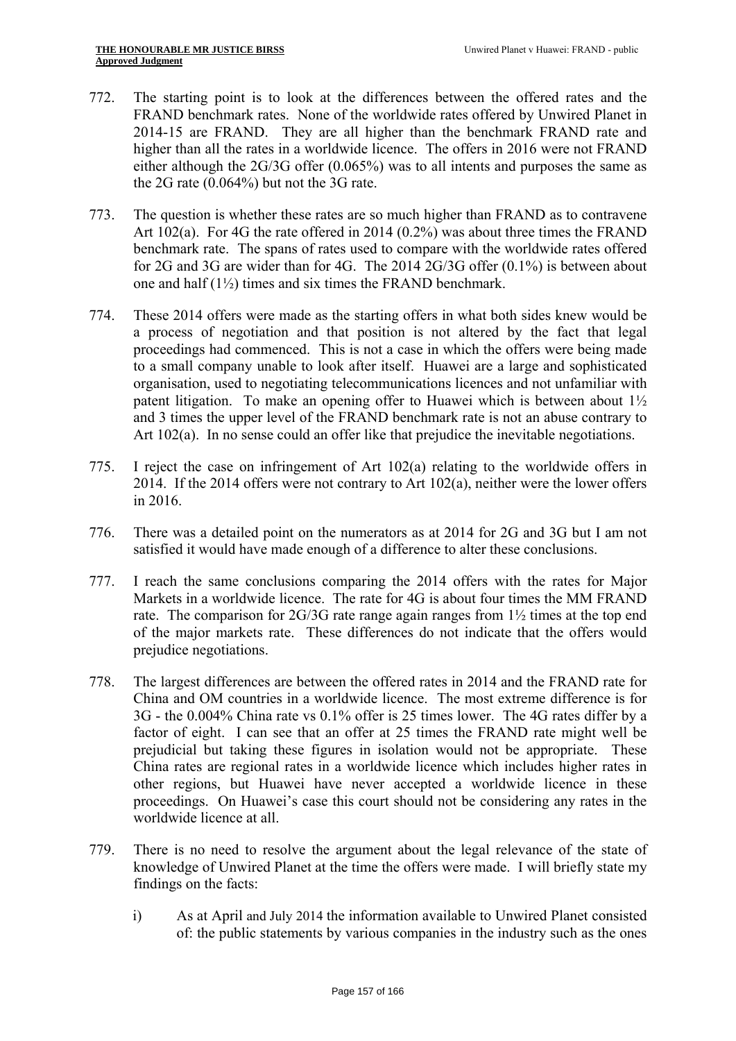772. The starting point is to look at the differences between the offered rates and the FRAND benchmark rates. None of the worldwide rates offered by Unwired Planet in 2014-15 are FRAND. They are all higher than the benchmark FRAND rate and higher than all the rates in a worldwide licence. The offers in 2016 were not FRAND either although the 2G/3G offer (0.065%) was to all intents and purposes the same as the 2G rate (0.064%) but not the 3G rate.

773. The question is whether these rates are so much higher than FRAND as to contravene Art 102(a). For 4G the rate offered in 2014 (0.2%) was about three times the FRAND benchmark rate. The spans of rates used to compare with the worldwide rates offered for 2G and 3G are wider than for 4G. The 2014 2G/3G offer (0.1%) is between about one and half (1½) times and six times the FRAND benchmark.

774. These 2014 offers were made as the starting offers in what both sides knew would be a process of negotiation and that position is not altered by the fact that legal proceedings had commenced. This is not a case in which the offers were being made to a small company unable to look after itself. Huawei are a large and sophisticated organisation, used to negotiating telecommunications licences and not unfamiliar with patent litigation. To make an opening offer to Huawei which is between about 1½ and 3 times the upper level of the FRAND benchmark rate is not an abuse contrary to Art 102(a). In no sense could an offer like that prejudice the inevitable negotiations.

775. I reject the case on infringement of Art 102(a) relating to the worldwide offers in 2014. If the 2014 offers were not contrary to Art 102(a), neither were the lower offers in 2016.

776. There was a detailed point on the numerators as at 2014 for 2G and 3G but I am not satisfied it would have made enough of a difference to alter these conclusions.

777. I reach the same conclusions comparing the 2014 offers with the rates for Major Markets in a worldwide licence. The rate for 4G is about four times the MM FRAND rate. The comparison for 2G/3G rate range again ranges from 1½ times at the top end of the major markets rate. These differences do not indicate that the offers would prejudice negotiations.

778. The largest differences are between the offered rates in 2014 and the FRAND rate for China and OM countries in a worldwide licence. The most extreme difference is for 3G - the 0.004% China rate vs 0.1% offer is 25 times lower. The 4G rates differ by a factor of eight. I can see that an offer at 25 times the FRAND rate might well be prejudicial but taking these figures in isolation would not be appropriate. These China rates are regional rates in a worldwide licence which includes higher rates in other regions, but Huawei have never accepted a worldwide licence in these proceedings. On Huawei's case this court should not be considering any rates in the worldwide licence at all.

779. There is no need to resolve the argument about the legal relevance of the state of knowledge of Unwired Planet at the time the offers were made. I will briefly state my findings on the facts:

    i) As at April and July 2014 the information available to Unwired Planet consisted of: the public statements by various companies in the industry such as the ones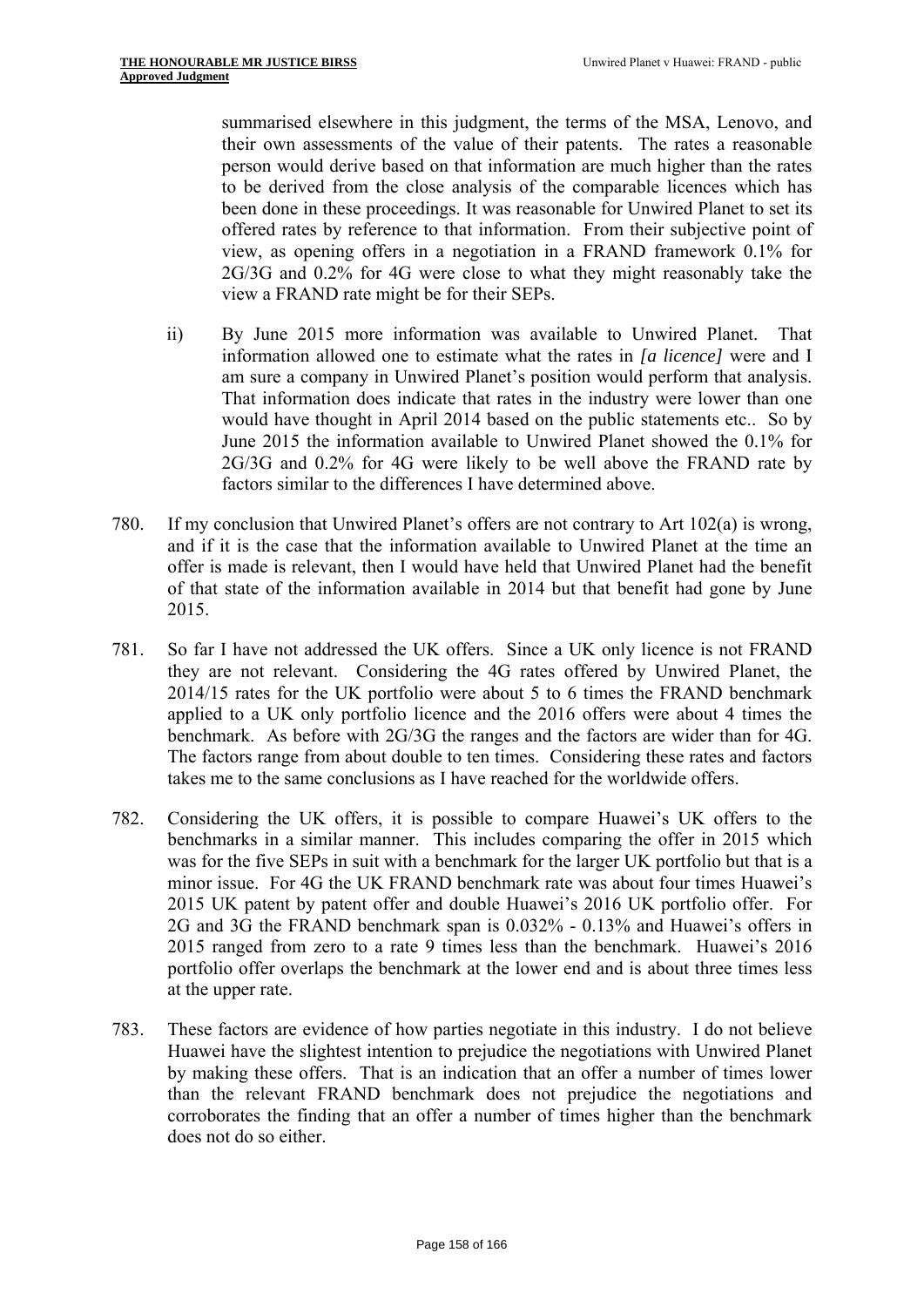summarised elsewhere in this judgment, the terms of the MSA, Lenovo, and their own assessments of the value of their patents. The rates a reasonable person would derive based on that information are much higher than the rates to be derived from the close analysis of the comparable licences which has been done in these proceedings. It was reasonable for Unwired Planet to set its offered rates by reference to that information. From their subjective point of view, as opening offers in a negotiation in a FRAND framework 0.1% for 2G/3G and 0.2% for 4G were close to what they might reasonably take the view a FRAND rate might be for their SEPs.

ii) By June 2015 more information was available to Unwired Planet. That information allowed one to estimate what the rates in *[a licence]* were and I am sure a company in Unwired Planet's position would perform that analysis. That information does indicate that rates in the industry were lower than one would have thought in April 2014 based on the public statements etc.. So by June 2015 the information available to Unwired Planet showed the 0.1% for 2G/3G and 0.2% for 4G were likely to be well above the FRAND rate by factors similar to the differences I have determined above.

780. If my conclusion that Unwired Planet's offers are not contrary to Art 102(a) is wrong, and if it is the case that the information available to Unwired Planet at the time an offer is made is relevant, then I would have held that Unwired Planet had the benefit of that state of the information available in 2014 but that benefit had gone by June 2015.

781. So far I have not addressed the UK offers. Since a UK only licence is not FRAND they are not relevant. Considering the 4G rates offered by Unwired Planet, the 2014/15 rates for the UK portfolio were about 5 to 6 times the FRAND benchmark applied to a UK only portfolio licence and the 2016 offers were about 4 times the benchmark. As before with 2G/3G the ranges and the factors are wider than for 4G. The factors range from about double to ten times. Considering these rates and factors takes me to the same conclusions as I have reached for the worldwide offers.

782. Considering the UK offers, it is possible to compare Huawei's UK offers to the benchmarks in a similar manner. This includes comparing the offer in 2015 which was for the five SEPs in suit with a benchmark for the larger UK portfolio but that is a minor issue. For 4G the UK FRAND benchmark rate was about four times Huawei's 2015 UK patent by patent offer and double Huawei's 2016 UK portfolio offer. For 2G and 3G the FRAND benchmark span is 0.032% - 0.13% and Huawei's offers in 2015 ranged from zero to a rate 9 times less than the benchmark. Huawei's 2016 portfolio offer overlaps the benchmark at the lower end and is about three times less at the upper rate.

783. These factors are evidence of how parties negotiate in this industry. I do not believe Huawei have the slightest intention to prejudice the negotiations with Unwired Planet by making these offers. That is an indication that an offer a number of times lower than the relevant FRAND benchmark does not prejudice the negotiations and corroborates the finding that an offer a number of times higher than the benchmark does not do so either.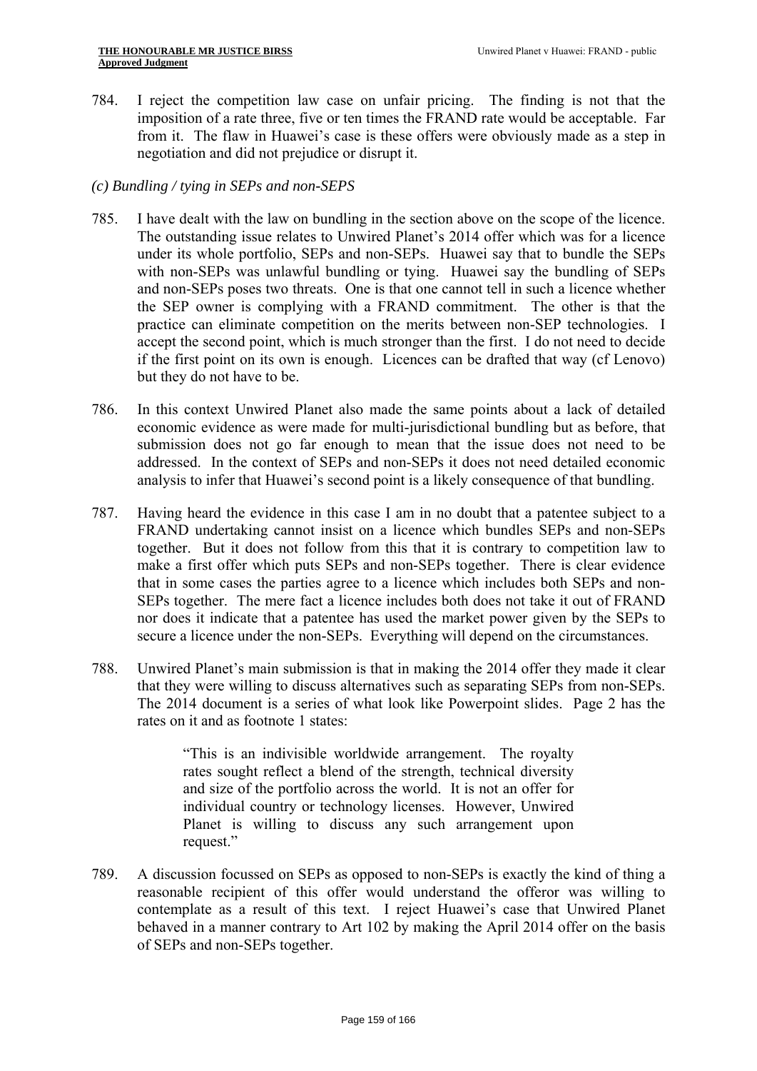784. I reject the competition law case on unfair pricing. The finding is not that the imposition of a rate three, five or ten times the FRAND rate would be acceptable. Far from it. The flaw in Huawei's case is these offers were obviously made as a step in negotiation and did not prejudice or disrupt it.

*(c) Bundling / tying in SEPs and non-SEPS*

785. I have dealt with the law on bundling in the section above on the scope of the licence. The outstanding issue relates to Unwired Planet's 2014 offer which was for a licence under its whole portfolio, SEPs and non-SEPs. Huawei say that to bundle the SEPs with non-SEPs was unlawful bundling or tying. Huawei say the bundling of SEPs and non-SEPs poses two threats. One is that one cannot tell in such a licence whether the SEP owner is complying with a FRAND commitment. The other is that the practice can eliminate competition on the merits between non-SEP technologies. I accept the second point, which is much stronger than the first. I do not need to decide if the first point on its own is enough. Licences can be drafted that way (cf Lenovo) but they do not have to be.

786. In this context Unwired Planet also made the same points about a lack of detailed economic evidence as were made for multi-jurisdictional bundling but as before, that submission does not go far enough to mean that the issue does not need to be addressed. In the context of SEPs and non-SEPs it does not need detailed economic analysis to infer that Huawei's second point is a likely consequence of that bundling.

787. Having heard the evidence in this case I am in no doubt that a patentee subject to a FRAND undertaking cannot insist on a licence which bundles SEPs and non-SEPs together. But it does not follow from this that it is contrary to competition law to make a first offer which puts SEPs and non-SEPs together. There is clear evidence that in some cases the parties agree to a licence which includes both SEPs and non-SEPs together. The mere fact a licence includes both does not take it out of FRAND nor does it indicate that a patentee has used the market power given by the SEPs to secure a licence under the non-SEPs. Everything will depend on the circumstances.

788. Unwired Planet's main submission is that in making the 2014 offer they made it clear that they were willing to discuss alternatives such as separating SEPs from non-SEPs. The 2014 document is a series of what look like Powerpoint slides. Page 2 has the rates on it and as footnote 1 states:

> "This is an indivisible worldwide arrangement. The royalty rates sought reflect a blend of the strength, technical diversity and size of the portfolio across the world. It is not an offer for individual country or technology licenses. However, Unwired Planet is willing to discuss any such arrangement upon request."

789. A discussion focussed on SEPs as opposed to non-SEPs is exactly the kind of thing a reasonable recipient of this offer would understand the offeror was willing to contemplate as a result of this text. I reject Huawei's case that Unwired Planet behaved in a manner contrary to Art 102 by making the April 2014 offer on the basis of SEPs and non-SEPs together.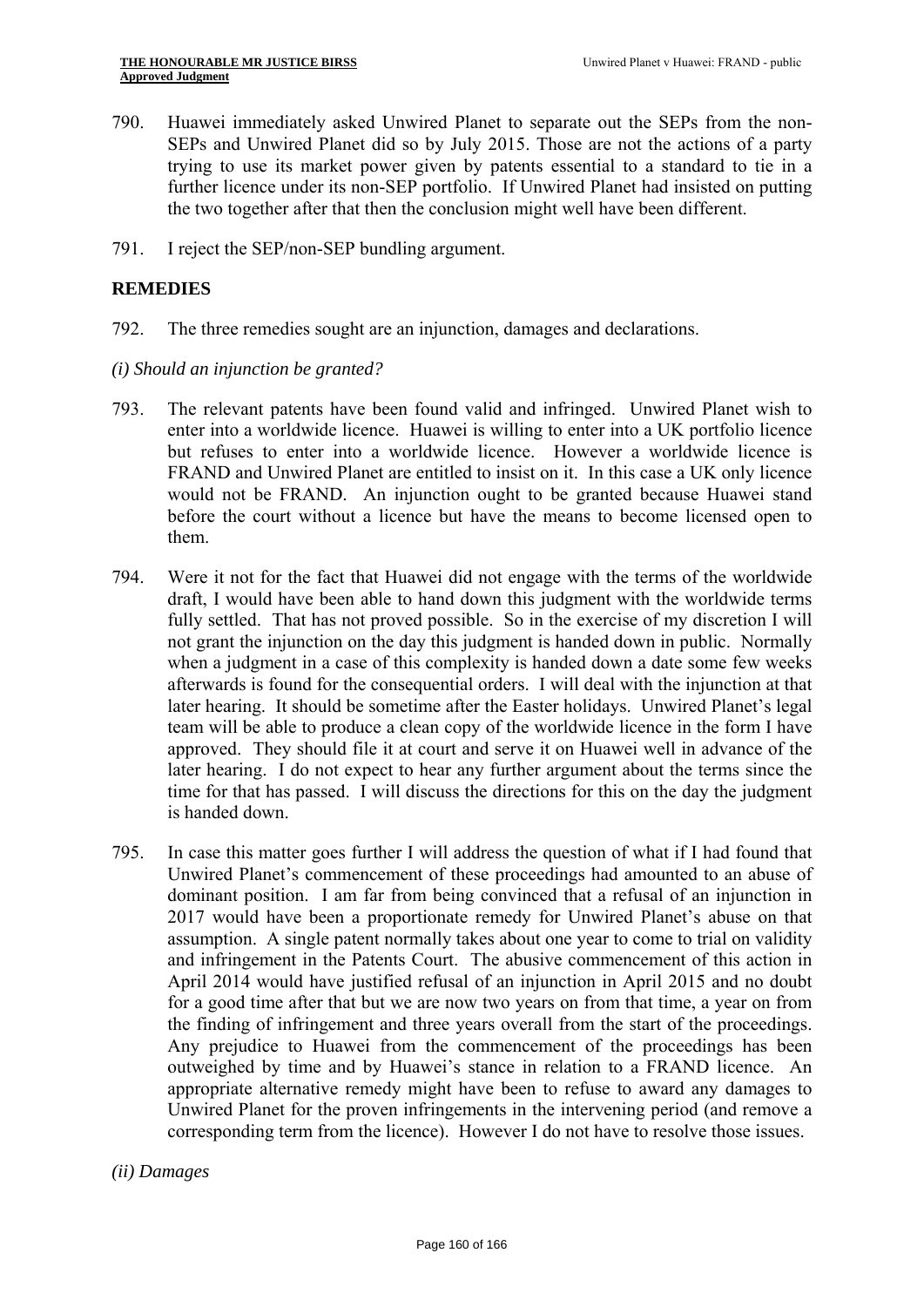790. Huawei immediately asked Unwired Planet to separate out the SEPs from the non-SEPs and Unwired Planet did so by July 2015. Those are not the actions of a party trying to use its market power given by patents essential to a standard to tie in a further licence under its non-SEP portfolio. If Unwired Planet had insisted on putting the two together after that then the conclusion might well have been different.

791. I reject the SEP/non-SEP bundling argument.

## REMEDIES

792. The three remedies sought are an injunction, damages and declarations.

*(i) Should an injunction be granted?*

793. The relevant patents have been found valid and infringed. Unwired Planet wish to enter into a worldwide licence. Huawei is willing to enter into a UK portfolio licence but refuses to enter into a worldwide licence. However a worldwide licence is FRAND and Unwired Planet are entitled to insist on it. In this case a UK only licence would not be FRAND. An injunction ought to be granted because Huawei stand before the court without a licence but have the means to become licensed open to them.

794. Were it not for the fact that Huawei did not engage with the terms of the worldwide draft, I would have been able to hand down this judgment with the worldwide terms fully settled. That has not proved possible. So in the exercise of my discretion I will not grant the injunction on the day this judgment is handed down in public. Normally when a judgment in a case of this complexity is handed down a date some few weeks afterwards is found for the consequential orders. I will deal with the injunction at that later hearing. It should be sometime after the Easter holidays. Unwired Planet's legal team will be able to produce a clean copy of the worldwide licence in the form I have approved. They should file it at court and serve it on Huawei well in advance of the later hearing. I do not expect to hear any further argument about the terms since the time for that has passed. I will discuss the directions for this on the day the judgment is handed down.

795. In case this matter goes further I will address the question of what if I had found that Unwired Planet's commencement of these proceedings had amounted to an abuse of dominant position. I am far from being convinced that a refusal of an injunction in 2017 would have been a proportionate remedy for Unwired Planet's abuse on that assumption. A single patent normally takes about one year to come to trial on validity and infringement in the Patents Court. The abusive commencement of this action in April 2014 would have justified refusal of an injunction in April 2015 and no doubt for a good time after that but we are now two years on from that time, a year on from the finding of infringement and three years overall from the start of the proceedings. Any prejudice to Huawei from the commencement of the proceedings has been outweighed by time and by Huawei's stance in relation to a FRAND licence. An appropriate alternative remedy might have been to refuse to award any damages to Unwired Planet for the proven infringements in the intervening period (and remove a corresponding term from the licence). However I do not have to resolve those issues.

*(ii) Damages*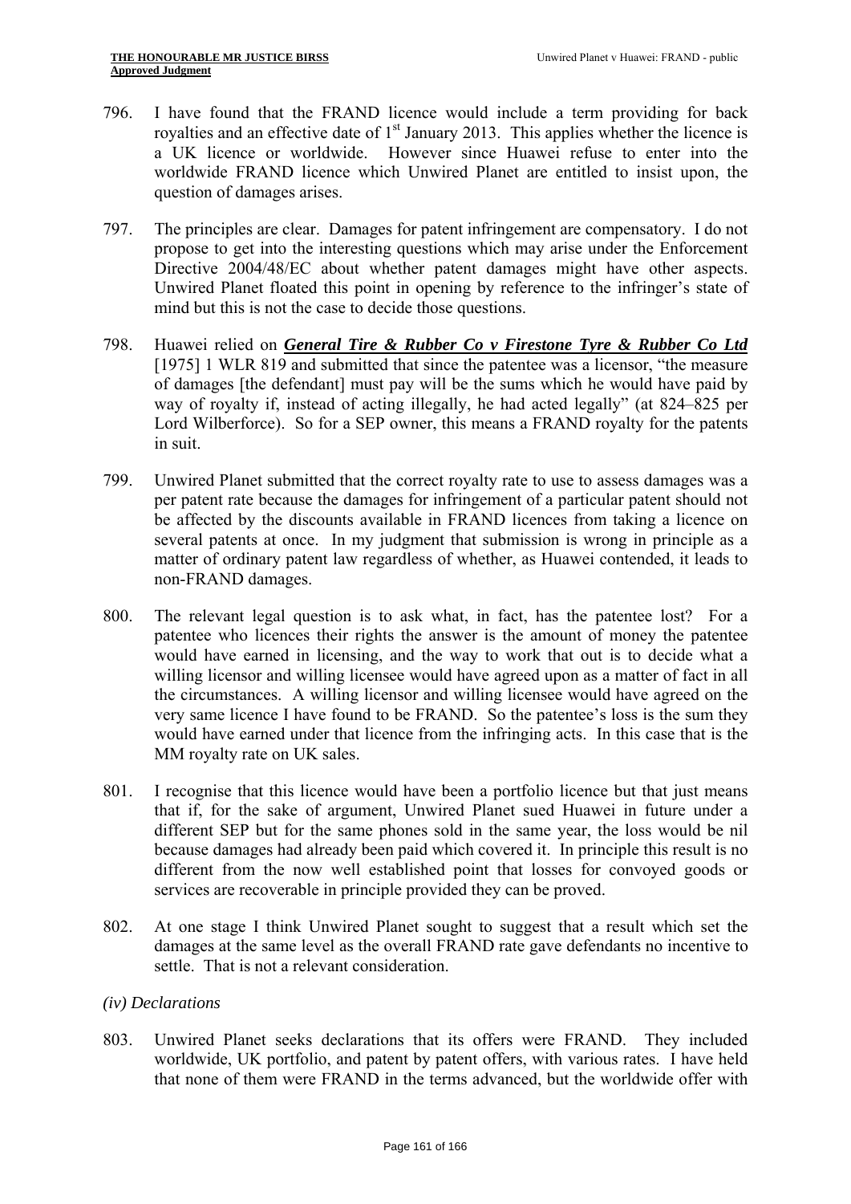796. I have found that the FRAND licence would include a term providing for back royalties and an effective date of 1st January 2013. This applies whether the licence is a UK licence or worldwide. However since Huawei refuse to enter into the worldwide FRAND licence which Unwired Planet are entitled to insist upon, the question of damages arises.

797. The principles are clear. Damages for patent infringement are compensatory. I do not propose to get into the interesting questions which may arise under the Enforcement Directive 2004/48/EC about whether patent damages might have other aspects. Unwired Planet floated this point in opening by reference to the infringer's state of mind but this is not the case to decide those questions.

798. Huawei relied on ***General Tire & Rubber Co v Firestone Tyre & Rubber Co Ltd*** [1975] 1 WLR 819 and submitted that since the patentee was a licensor, "the measure of damages [the defendant] must pay will be the sums which he would have paid by way of royalty if, instead of acting illegally, he had acted legally" (at 824–825 per Lord Wilberforce). So for a SEP owner, this means a FRAND royalty for the patents in suit.

799. Unwired Planet submitted that the correct royalty rate to use to assess damages was a per patent rate because the damages for infringement of a particular patent should not be affected by the discounts available in FRAND licences from taking a licence on several patents at once. In my judgment that submission is wrong in principle as a matter of ordinary patent law regardless of whether, as Huawei contended, it leads to non-FRAND damages.

800. The relevant legal question is to ask what, in fact, has the patentee lost? For a patentee who licences their rights the answer is the amount of money the patentee would have earned in licensing, and the way to work that out is to decide what a willing licensor and willing licensee would have agreed upon as a matter of fact in all the circumstances. A willing licensor and willing licensee would have agreed on the very same licence I have found to be FRAND. So the patentee's loss is the sum they would have earned under that licence from the infringing acts. In this case that is the MM royalty rate on UK sales.

801. I recognise that this licence would have been a portfolio licence but that just means that if, for the sake of argument, Unwired Planet sued Huawei in future under a different SEP but for the same phones sold in the same year, the loss would be nil because damages had already been paid which covered it. In principle this result is no different from the now well established point that losses for convoyed goods or services are recoverable in principle provided they can be proved.

802. At one stage I think Unwired Planet sought to suggest that a result which set the damages at the same level as the overall FRAND rate gave defendants no incentive to settle. That is not a relevant consideration.

*(iv) Declarations*

803. Unwired Planet seeks declarations that its offers were FRAND. They included worldwide, UK portfolio, and patent by patent offers, with various rates. I have held that none of them were FRAND in the terms advanced, but the worldwide offer with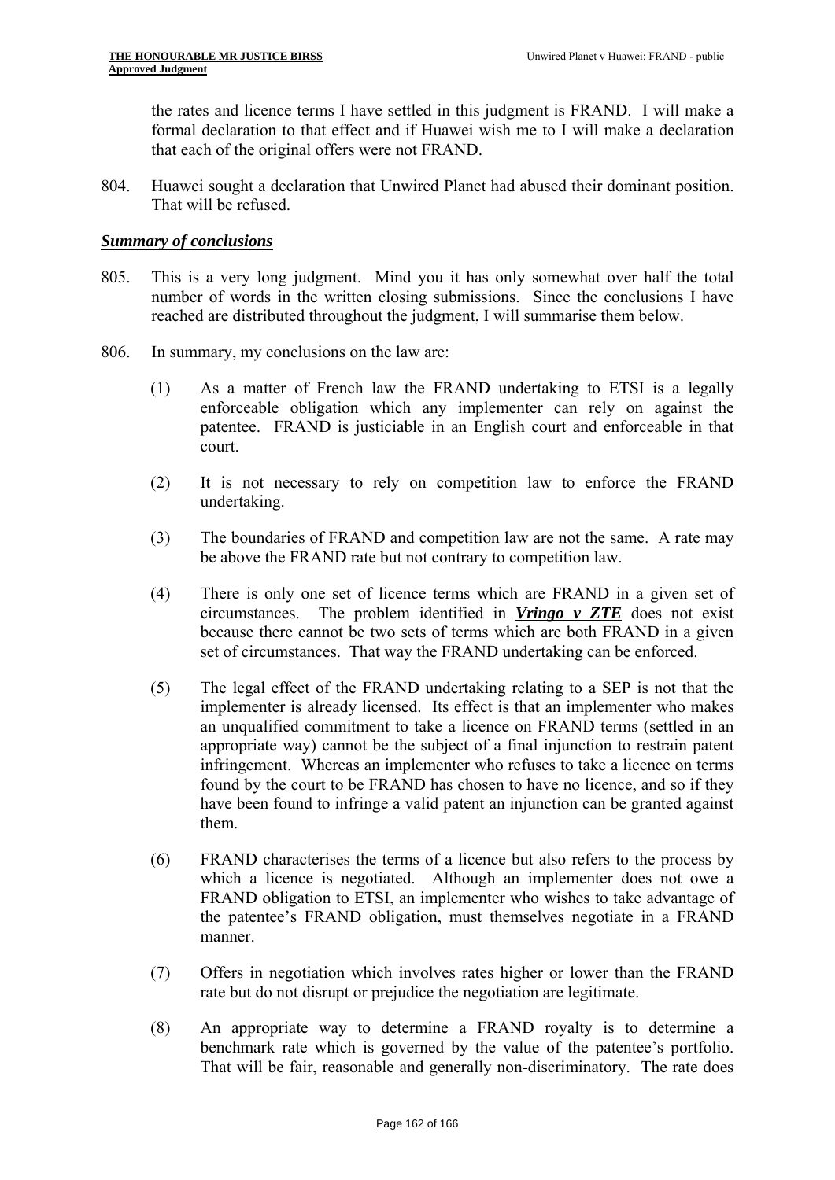the rates and licence terms I have settled in this judgment is FRAND. I will make a formal declaration to that effect and if Huawei wish me to I will make a declaration that each of the original offers were not FRAND.

804. Huawei sought a declaration that Unwired Planet had abused their dominant position. That will be refused.

***Summary of conclusions***

805. This is a very long judgment. Mind you it has only somewhat over half the total number of words in the written closing submissions. Since the conclusions I have reached are distributed throughout the judgment, I will summarise them below.

806. In summary, my conclusions on the law are:

(1) As a matter of French law the FRAND undertaking to ETSI is a legally enforceable obligation which any implementer can rely on against the patentee. FRAND is justiciable in an English court and enforceable in that court.

(2) It is not necessary to rely on competition law to enforce the FRAND undertaking.

(3) The boundaries of FRAND and competition law are not the same. A rate may be above the FRAND rate but not contrary to competition law.

(4) There is only one set of licence terms which are FRAND in a given set of circumstances. The problem identified in ***Vringo v ZTE*** does not exist because there cannot be two sets of terms which are both FRAND in a given set of circumstances. That way the FRAND undertaking can be enforced.

(5) The legal effect of the FRAND undertaking relating to a SEP is not that the implementer is already licensed. Its effect is that an implementer who makes an unqualified commitment to take a licence on FRAND terms (settled in an appropriate way) cannot be the subject of a final injunction to restrain patent infringement. Whereas an implementer who refuses to take a licence on terms found by the court to be FRAND has chosen to have no licence, and so if they have been found to infringe a valid patent an injunction can be granted against them.

(6) FRAND characterises the terms of a licence but also refers to the process by which a licence is negotiated. Although an implementer does not owe a FRAND obligation to ETSI, an implementer who wishes to take advantage of the patentee's FRAND obligation, must themselves negotiate in a FRAND manner.

(7) Offers in negotiation which involves rates higher or lower than the FRAND rate but do not disrupt or prejudice the negotiation are legitimate.

(8) An appropriate way to determine a FRAND royalty is to determine a benchmark rate which is governed by the value of the patentee's portfolio. That will be fair, reasonable and generally non-discriminatory. The rate does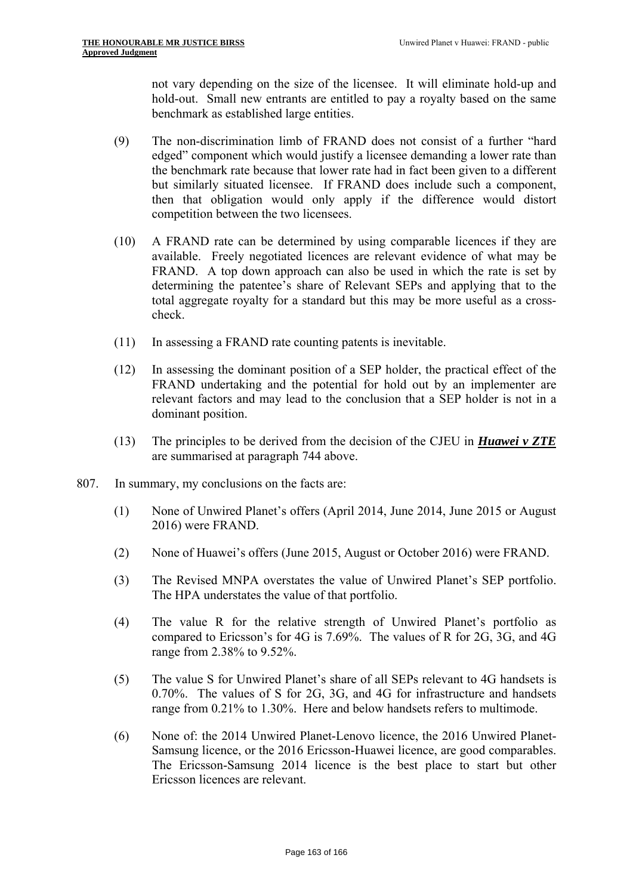not vary depending on the size of the licensee. It will eliminate hold-up and hold-out. Small new entrants are entitled to pay a royalty based on the same benchmark as established large entities.

(9) The non-discrimination limb of FRAND does not consist of a further "hard edged" component which would justify a licensee demanding a lower rate than the benchmark rate because that lower rate had in fact been given to a different but similarly situated licensee. If FRAND does include such a component, then that obligation would only apply if the difference would distort competition between the two licensees.

(10) A FRAND rate can be determined by using comparable licences if they are available. Freely negotiated licences are relevant evidence of what may be FRAND. A top down approach can also be used in which the rate is set by determining the patentee's share of Relevant SEPs and applying that to the total aggregate royalty for a standard but this may be more useful as a cross-check.

(11) In assessing a FRAND rate counting patents is inevitable.

(12) In assessing the dominant position of a SEP holder, the practical effect of the FRAND undertaking and the potential for hold out by an implementer are relevant factors and may lead to the conclusion that a SEP holder is not in a dominant position.

(13) The principles to be derived from the decision of the CJEU in ***Huawei v ZTE*** are summarised at paragraph 744 above.

807. In summary, my conclusions on the facts are:

(1) None of Unwired Planet's offers (April 2014, June 2014, June 2015 or August 2016) were FRAND.

(2) None of Huawei's offers (June 2015, August or October 2016) were FRAND.

(3) The Revised MNPA overstates the value of Unwired Planet's SEP portfolio. The HPA understates the value of that portfolio.

(4) The value R for the relative strength of Unwired Planet's portfolio as compared to Ericsson's for 4G is 7.69%. The values of R for 2G, 3G, and 4G range from 2.38% to 9.52%.

(5) The value S for Unwired Planet's share of all SEPs relevant to 4G handsets is 0.70%. The values of S for 2G, 3G, and 4G for infrastructure and handsets range from 0.21% to 1.30%. Here and below handsets refers to multimode.

(6) None of: the 2014 Unwired Planet-Lenovo licence, the 2016 Unwired Planet-Samsung licence, or the 2016 Ericsson-Huawei licence, are good comparables. The Ericsson-Samsung 2014 licence is the best place to start but other Ericsson licences are relevant.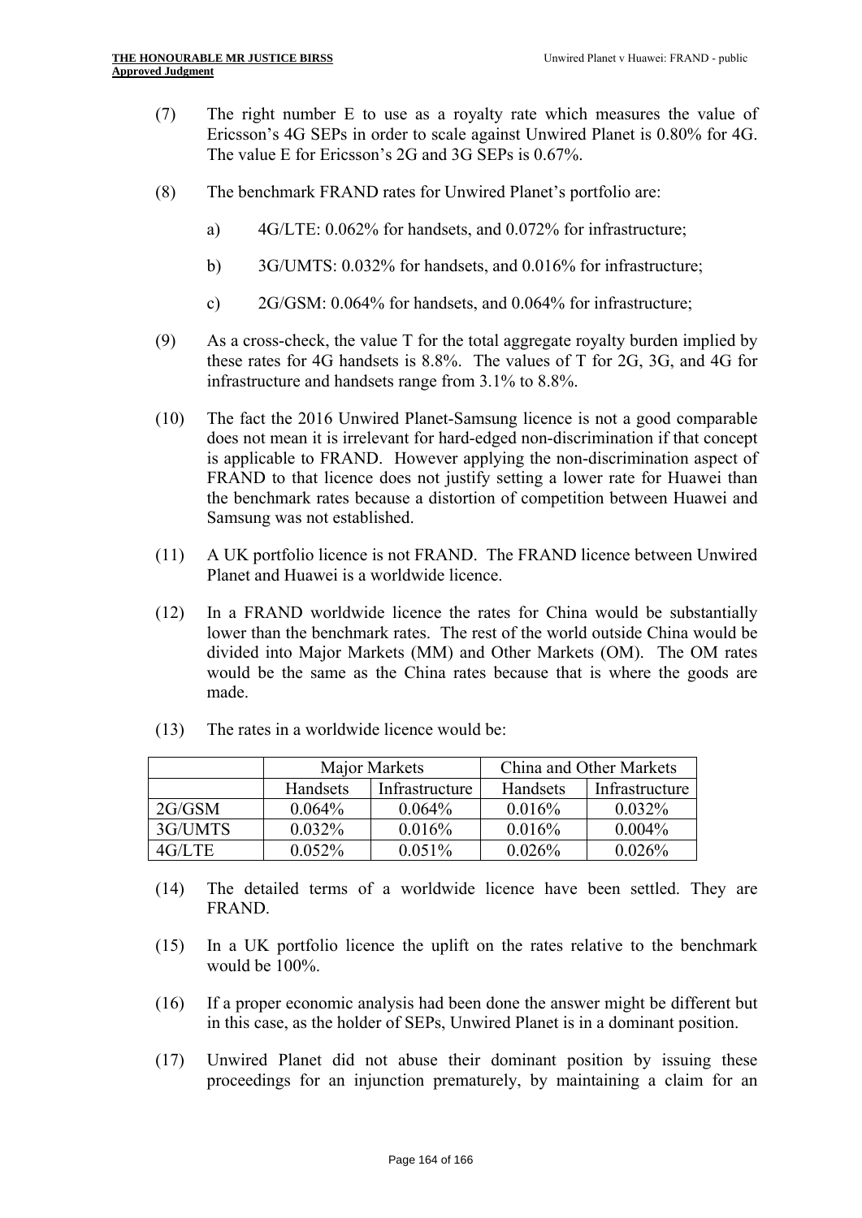(7) The right number E to use as a royalty rate which measures the value of Ericsson's 4G SEPs in order to scale against Unwired Planet is 0.80% for 4G. The value E for Ericsson's 2G and 3G SEPs is 0.67%.

(8) The benchmark FRAND rates for Unwired Planet's portfolio are:

a) 4G/LTE: 0.062% for handsets, and 0.072% for infrastructure;

b) 3G/UMTS: 0.032% for handsets, and 0.016% for infrastructure;

c) 2G/GSM: 0.064% for handsets, and 0.064% for infrastructure;

(9) As a cross-check, the value T for the total aggregate royalty burden implied by these rates for 4G handsets is 8.8%. The values of T for 2G, 3G, and 4G for infrastructure and handsets range from 3.1% to 8.8%.

(10) The fact the 2016 Unwired Planet-Samsung licence is not a good comparable does not mean it is irrelevant for hard-edged non-discrimination if that concept is applicable to FRAND. However applying the non-discrimination aspect of FRAND to that licence does not justify setting a lower rate for Huawei than the benchmark rates because a distortion of competition between Huawei and Samsung was not established.

(11) A UK portfolio licence is not FRAND. The FRAND licence between Unwired Planet and Huawei is a worldwide licence.

(12) In a FRAND worldwide licence the rates for China would be substantially lower than the benchmark rates. The rest of the world outside China would be divided into Major Markets (MM) and Other Markets (OM). The OM rates would be the same as the China rates because that is where the goods are made.

(13) The rates in a worldwide licence would be:

| | Major Markets | | China and Other Markets | |
|---|---|---|---|---|
| | Handsets | Infrastructure | Handsets | Infrastructure |
| 2G/GSM | 0.064% | 0.064% | 0.016% | 0.032% |
| 3G/UMTS | 0.032% | 0.016% | 0.016% | 0.004% |
| 4G/LTE | 0.052% | 0.051% | 0.026% | 0.026% |

(14) The detailed terms of a worldwide licence have been settled. They are FRAND.

(15) In a UK portfolio licence the uplift on the rates relative to the benchmark would be 100%.

(16) If a proper economic analysis had been done the answer might be different but in this case, as the holder of SEPs, Unwired Planet is in a dominant position.

(17) Unwired Planet did not abuse their dominant position by issuing these proceedings for an injunction prematurely, by maintaining a claim for an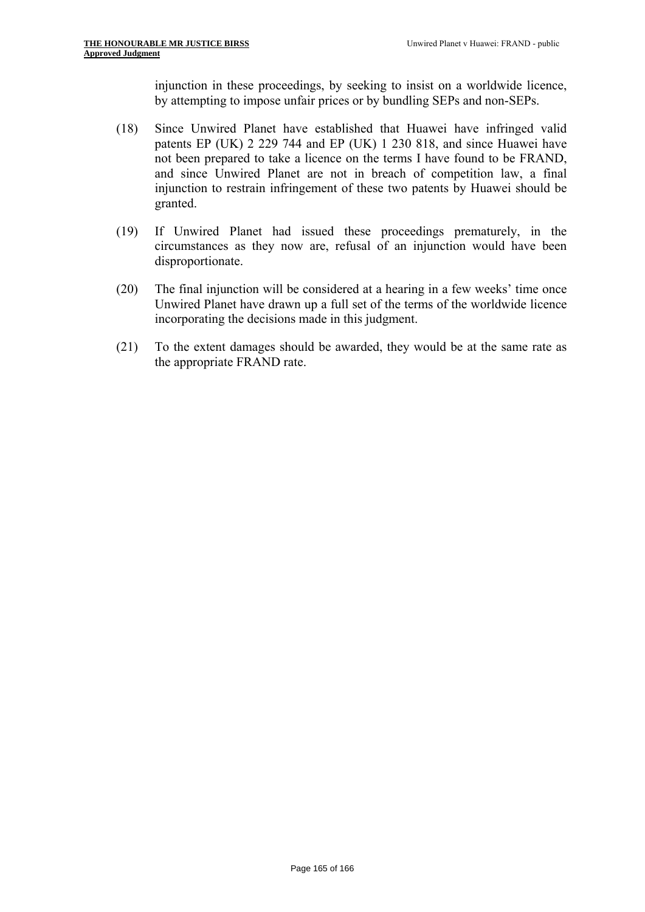injunction in these proceedings, by seeking to insist on a worldwide licence, by attempting to impose unfair prices or by bundling SEPs and non-SEPs.

(18) Since Unwired Planet have established that Huawei have infringed valid patents EP (UK) 2 229 744 and EP (UK) 1 230 818, and since Huawei have not been prepared to take a licence on the terms I have found to be FRAND, and since Unwired Planet are not in breach of competition law, a final injunction to restrain infringement of these two patents by Huawei should be granted.

(19) If Unwired Planet had issued these proceedings prematurely, in the circumstances as they now are, refusal of an injunction would have been disproportionate.

(20) The final injunction will be considered at a hearing in a few weeks' time once Unwired Planet have drawn up a full set of the terms of the worldwide licence incorporating the decisions made in this judgment.

(21) To the extent damages should be awarded, they would be at the same rate as the appropriate FRAND rate.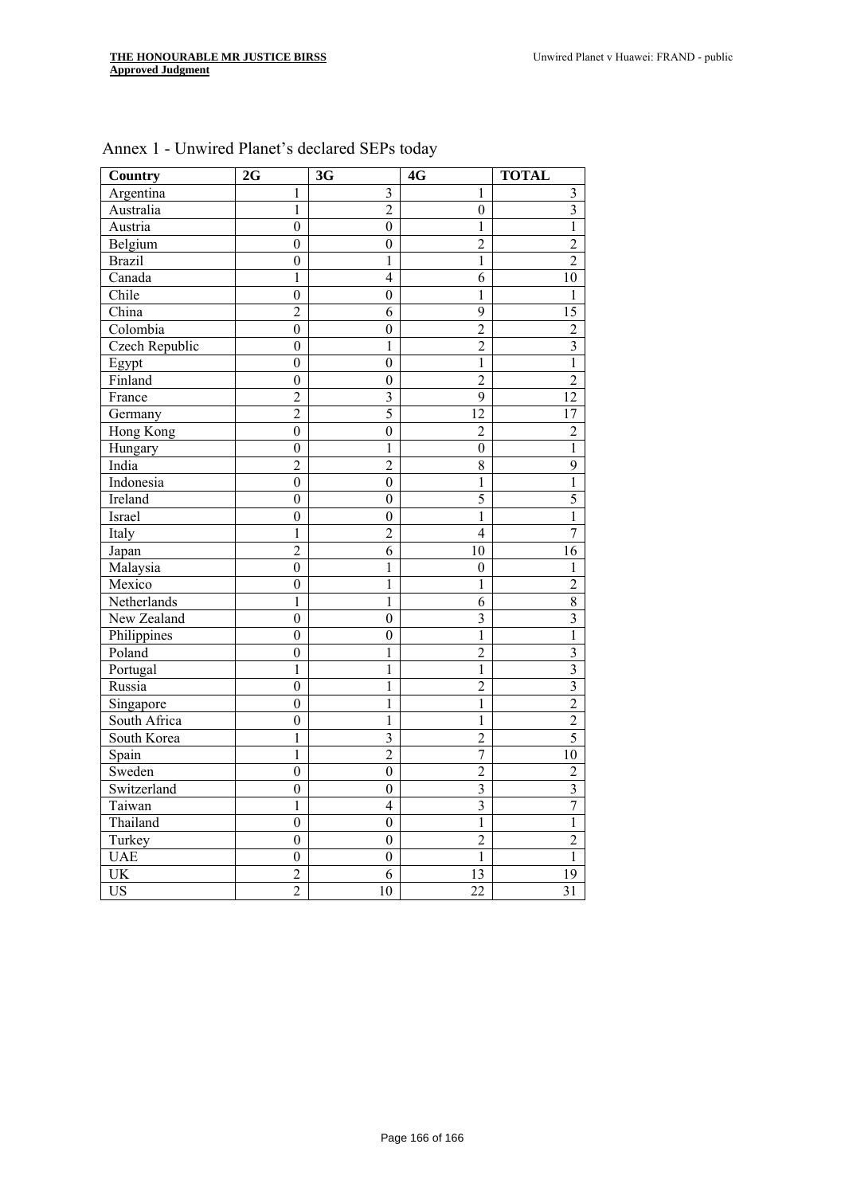## Annex 1 - Unwired Planet's declared SEPs today

| Country | 2G | 3G | 4G | TOTAL |
|---|---|---|---|---|
| Argentina | 1 | 3 | 1 | 3 |
| Australia | 1 | 2 | 0 | 3 |
| Austria | 0 | 0 | 1 | 1 |
| Belgium | 0 | 0 | 2 | 2 |
| Brazil | 0 | 1 | 1 | 2 |
| Canada | 1 | 4 | 6 | 10 |
| Chile | 0 | 0 | 1 | 1 |
| China | 2 | 6 | 9 | 15 |
| Colombia | 0 | 0 | 2 | 2 |
| Czech Republic | 0 | 1 | 2 | 3 |
| Egypt | 0 | 0 | 1 | 1 |
| Finland | 0 | 0 | 2 | 2 |
| France | 2 | 3 | 9 | 12 |
| Germany | 2 | 5 | 12 | 17 |
| Hong Kong | 0 | 0 | 2 | 2 |
| Hungary | 0 | 1 | 0 | 1 |
| India | 2 | 2 | 8 | 9 |
| Indonesia | 0 | 0 | 1 | 1 |
| Ireland | 0 | 0 | 5 | 5 |
| Israel | 0 | 0 | 1 | 1 |
| Italy | 1 | 2 | 4 | 7 |
| Japan | 2 | 6 | 10 | 16 |
| Malaysia | 0 | 1 | 0 | 1 |
| Mexico | 0 | 1 | 1 | 2 |
| Netherlands | 1 | 1 | 6 | 8 |
| New Zealand | 0 | 0 | 3 | 3 |
| Philippines | 0 | 0 | 1 | 1 |
| Poland | 0 | 1 | 2 | 3 |
| Portugal | 1 | 1 | 1 | 3 |
| Russia | 0 | 1 | 2 | 3 |
| Singapore | 0 | 1 | 1 | 2 |
| South Africa | 0 | 1 | 1 | 2 |
| South Korea | 1 | 3 | 2 | 5 |
| Spain | 1 | 2 | 7 | 10 |
| Sweden | 0 | 0 | 2 | 2 |
| Switzerland | 0 | 0 | 3 | 3 |
| Taiwan | 1 | 4 | 3 | 7 |
| Thailand | 0 | 0 | 1 | 1 |
| Turkey | 0 | 0 | 2 | 2 |
| UAE | 0 | 0 | 1 | 1 |
| UK | 2 | 6 | 13 | 19 |
| US | 2 | 10 | 22 | 31 |